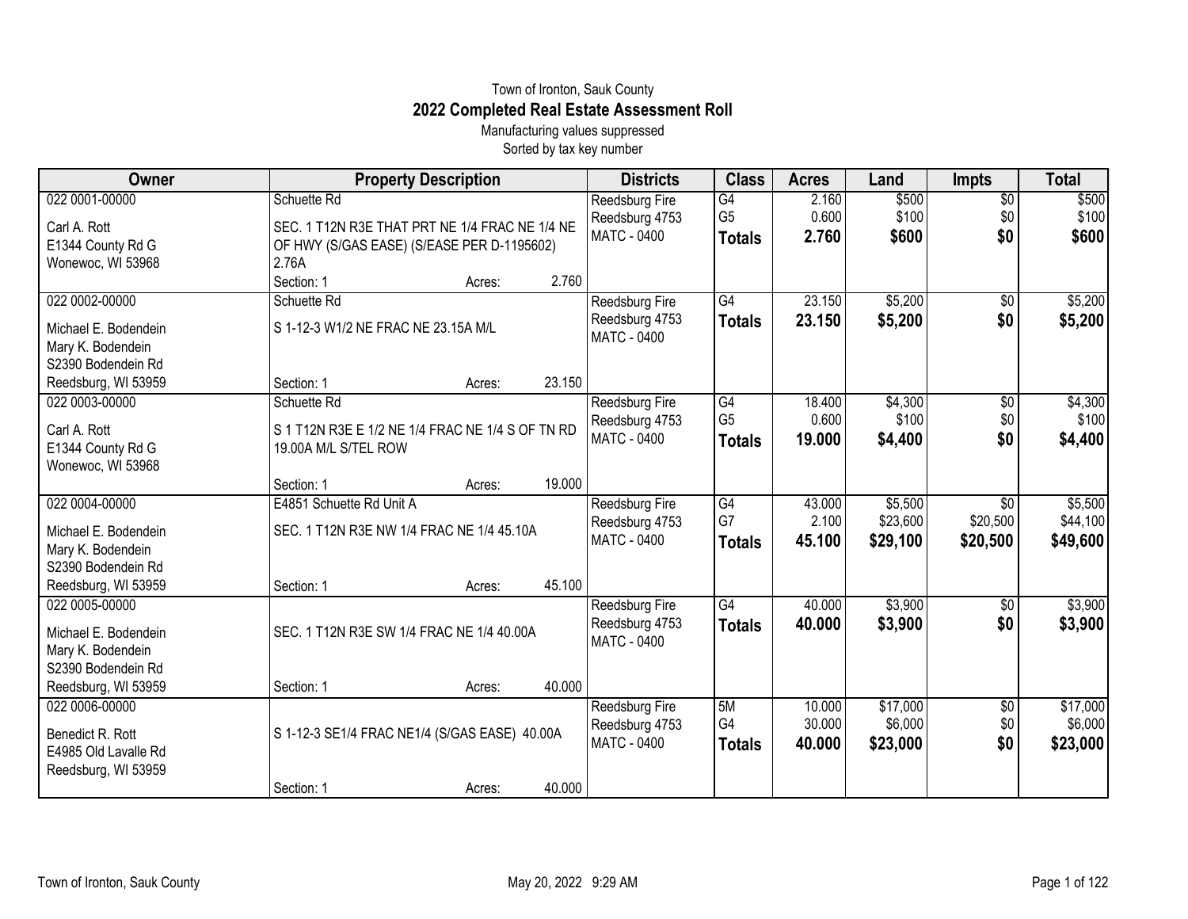Town of Ironton, Sauk County

# 2022 Completed Real Estate Assessment Roll

Manufacturing values suppressed

Sorted by tax key number

| Owner | Property Description | Districts | Class | Acres | Land | Impts | Total |
|---|---|---|---|---|---|---|---|
| 022 0001-00000<br>Carl A. Rott<br>E1344 County Rd G<br>Wonewoc, WI 53968 | Schuette Rd<br>SEC. 1 T12N R3E THAT PRT NE 1/4 FRAC NE 1/4 NE OF HWY (S/GAS EASE) (S/EASE PER D-1195602) 2.76A<br>Section: 1 Acres: 2.760 | Reedsburg Fire<br>Reedsburg 4753<br>MATC - 0400 | G4<br>G5<br>**Totals** | 2.160<br>0.600<br>**2.760** | $500<br>$100<br>**$600** | $0<br>$0<br>**$0** | $500<br>$100<br>**$600** |
| 022 0002-00000<br>Michael E. Bodendein<br>Mary K. Bodendein<br>S2390 Bodendein Rd<br>Reedsburg, WI 53959 | Schuette Rd<br>S 1-12-3 W1/2 NE FRAC NE 23.15A M/L<br>Section: 1 Acres: 23.150 | Reedsburg Fire<br>Reedsburg 4753<br>MATC - 0400 | G4<br>**Totals** | 23.150<br>**23.150** | $5,200<br>**$5,200** | $0<br>**$0** | $5,200<br>**$5,200** |
| 022 0003-00000<br>Carl A. Rott<br>E1344 County Rd G<br>Wonewoc, WI 53968 | Schuette Rd<br>S 1 T12N R3E E 1/2 NE 1/4 FRAC NE 1/4 S OF TN RD 19.00A M/L S/TEL ROW<br>Section: 1 Acres: 19.000 | Reedsburg Fire<br>Reedsburg 4753<br>MATC - 0400 | G4<br>G5<br>**Totals** | 18.400<br>0.600<br>**19.000** | $4,300<br>$100<br>**$4,400** | $0<br>$0<br>**$0** | $4,300<br>$100<br>**$4,400** |
| 022 0004-00000<br>Michael E. Bodendein<br>Mary K. Bodendein<br>S2390 Bodendein Rd<br>Reedsburg, WI 53959 | E4851 Schuette Rd Unit A<br>SEC. 1 T12N R3E NW 1/4 FRAC NE 1/4 45.10A<br>Section: 1 Acres: 45.100 | Reedsburg Fire<br>Reedsburg 4753<br>MATC - 0400 | G4<br>G7<br>**Totals** | 43.000<br>2.100<br>**45.100** | $5,500<br>$23,600<br>**$29,100** | $0<br>$20,500<br>**$20,500** | $5,500<br>$44,100<br>**$49,600** |
| 022 0005-00000<br>Michael E. Bodendein<br>Mary K. Bodendein<br>S2390 Bodendein Rd<br>Reedsburg, WI 53959 | SEC. 1 T12N R3E SW 1/4 FRAC NE 1/4 40.00A<br>Section: 1 Acres: 40.000 | Reedsburg Fire<br>Reedsburg 4753<br>MATC - 0400 | G4<br>**Totals** | 40.000<br>**40.000** | $3,900<br>**$3,900** | $0<br>**$0** | $3,900<br>**$3,900** |
| 022 0006-00000<br>Benedict R. Rott<br>E4985 Old Lavalle Rd<br>Reedsburg, WI 53959 | S 1-12-3 SE1/4 FRAC NE1/4 (S/GAS EASE) 40.00A<br>Section: 1 Acres: 40.000 | Reedsburg Fire<br>Reedsburg 4753<br>MATC - 0400 | 5M<br>G4<br>**Totals** | 10.000<br>30.000<br>**40.000** | $17,000<br>$6,000<br>**$23,000** | $0<br>$0<br>**$0** | $17,000<br>$6,000<br>**$23,000** |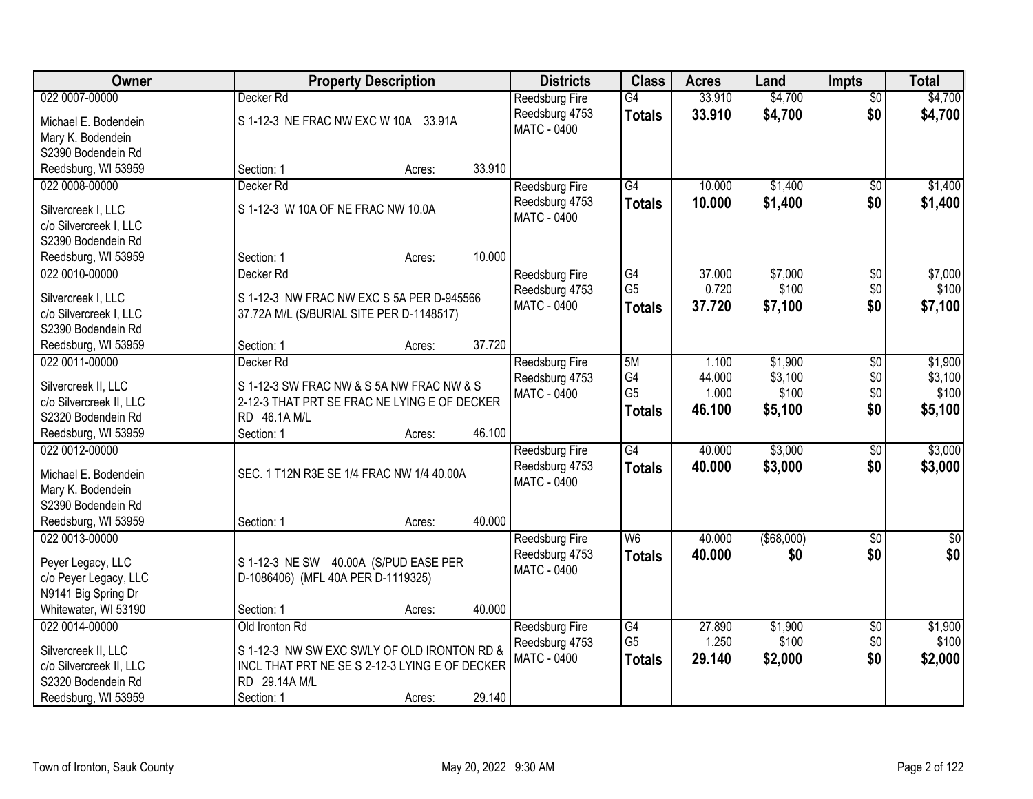| Owner | Property Description | Districts | Class | Acres | Land | Impts | Total |
|---|---|---|---|---|---|---|---|
| 022 0007-00000<br>Michael E. Bodendein<br>Mary K. Bodendein<br>S2390 Bodendein Rd<br>Reedsburg, WI 53959 | Decker Rd<br>S 1-12-3 NE FRAC NW EXC W 10A 33.91A<br>Section: 1 Acres: 33.910 | Reedsburg Fire<br>Reedsburg 4753<br>MATC - 0400 | G4<br>**Totals** | 33.910<br>**33.910** | $4,700<br>**$4,700** | $0<br>**$0** | $4,700<br>**$4,700** |
| 022 0008-00000<br>Silvercreek I, LLC<br>c/o Silvercreek I, LLC<br>S2390 Bodendein Rd<br>Reedsburg, WI 53959 | Decker Rd<br>S 1-12-3 W 10A OF NE FRAC NW 10.0A<br>Section: 1 Acres: 10.000 | Reedsburg Fire<br>Reedsburg 4753<br>MATC - 0400 | G4<br>**Totals** | 10.000<br>**10.000** | $1,400<br>**$1,400** | $0<br>**$0** | $1,400<br>**$1,400** |
| 022 0010-00000<br>Silvercreek I, LLC<br>c/o Silvercreek I, LLC<br>S2390 Bodendein Rd<br>Reedsburg, WI 53959 | Decker Rd<br>S 1-12-3 NW FRAC NW EXC S 5A PER D-945566 37.72A M/L (S/BURIAL SITE PER D-1148517)<br>Section: 1 Acres: 37.720 | Reedsburg Fire<br>Reedsburg 4753<br>MATC - 0400 | G4<br>G5<br>**Totals** | 37.000<br>0.720<br>**37.720** | $7,000<br>$100<br>**$7,100** | $0<br>$0<br>**$0** | $7,000<br>$100<br>**$7,100** |
| 022 0011-00000<br>Silvercreek II, LLC<br>c/o Silvercreek II, LLC<br>S2320 Bodendein Rd<br>Reedsburg, WI 53959 | Decker Rd<br>S 1-12-3 SW FRAC NW & S 5A NW FRAC NW & S 2-12-3 THAT PRT SE FRAC NE LYING E OF DECKER RD 46.1A M/L<br>Section: 1 Acres: 46.100 | Reedsburg Fire<br>Reedsburg 4753<br>MATC - 0400 | 5M<br>G4<br>G5<br>**Totals** | 1.100<br>44.000<br>1.000<br>**46.100** | $1,900<br>$3,100<br>$100<br>**$5,100** | $0<br>$0<br>$0<br>**$0** | $1,900<br>$3,100<br>$100<br>**$5,100** |
| 022 0012-00000<br>Michael E. Bodendein<br>Mary K. Bodendein<br>S2390 Bodendein Rd<br>Reedsburg, WI 53959 | SEC. 1 T12N R3E SE 1/4 FRAC NW 1/4 40.00A<br>Section: 1 Acres: 40.000 | Reedsburg Fire<br>Reedsburg 4753<br>MATC - 0400 | G4<br>**Totals** | 40.000<br>**40.000** | $3,000<br>**$3,000** | $0<br>**$0** | $3,000<br>**$3,000** |
| 022 0013-00000<br>Peyer Legacy, LLC<br>c/o Peyer Legacy, LLC<br>N9141 Big Spring Dr<br>Whitewater, WI 53190 | S 1-12-3 NE SW 40.00A (S/PUD EASE PER D-1086406) (MFL 40A PER D-1119325)<br>Section: 1 Acres: 40.000 | Reedsburg Fire<br>Reedsburg 4753<br>MATC - 0400 | W6<br>**Totals** | 40.000<br>**40.000** | ($68,000)<br>**$0** | $0<br>**$0** | $0<br>**$0** |
| 022 0014-00000<br>Silvercreek II, LLC<br>c/o Silvercreek II, LLC<br>S2320 Bodendein Rd<br>Reedsburg, WI 53959 | Old Ironton Rd<br>S 1-12-3 NW SW EXC SWLY OF OLD IRONTON RD & INCL THAT PRT NE SE S 2-12-3 LYING E OF DECKER RD 29.14A M/L<br>Section: 1 Acres: 29.140 | Reedsburg Fire<br>Reedsburg 4753<br>MATC - 0400 | G4<br>G5<br>**Totals** | 27.890<br>1.250<br>**29.140** | $1,900<br>$100<br>**$2,000** | $0<br>$0<br>**$0** | $1,900<br>$100<br>**$2,000** |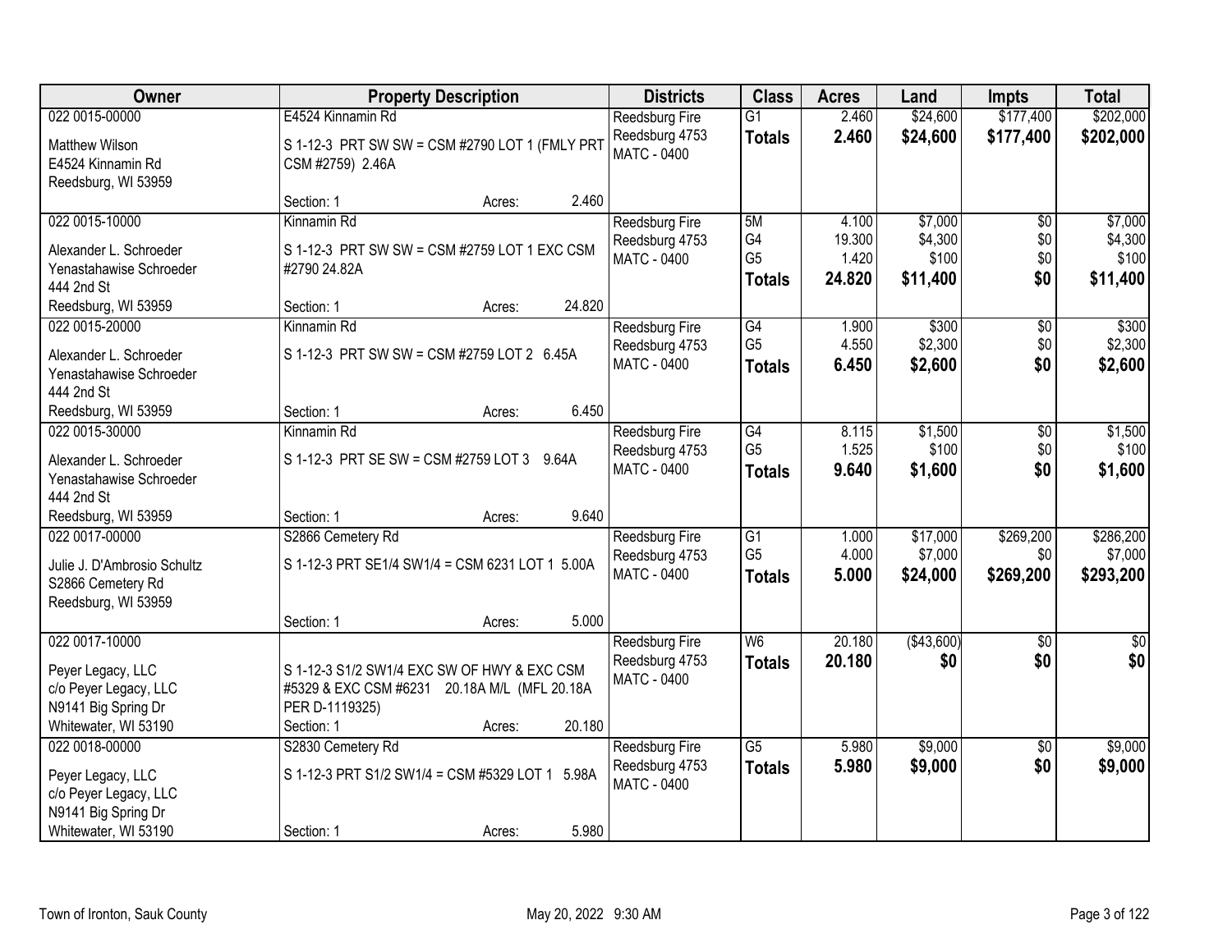| Owner | Property Description | Districts | Class | Acres | Land | Impts | Total |
|---|---|---|---|---|---|---|---|
| 022 0015-00000<br>Matthew Wilson<br>E4524 Kinnamin Rd<br>Reedsburg, WI 53959 | E4524 Kinnamin Rd<br>S 1-12-3 PRT SW SW = CSM #2790 LOT 1 (FMLY PRT CSM #2759) 2.46A<br>Section: 1 Acres: 2.460 | Reedsburg Fire<br>Reedsburg 4753<br>MATC - 0400 | G1<br>**Totals** | 2.460<br>**2.460** | $24,600<br>**$24,600** | $177,400<br>**$177,400** | $202,000<br>**$202,000** |
| 022 0015-10000<br>Alexander L. Schroeder<br>Yenastahawise Schroeder<br>444 2nd St<br>Reedsburg, WI 53959 | Kinnamin Rd<br>S 1-12-3 PRT SW SW = CSM #2759 LOT 1 EXC CSM #2790 24.82A<br>Section: 1 Acres: 24.820 | Reedsburg Fire<br>Reedsburg 4753<br>MATC - 0400 | 5M<br>G4<br>G5<br>**Totals** | 4.100<br>19.300<br>1.420<br>**24.820** | $7,000<br>$4,300<br>$100<br>**$11,400** | $0<br>$0<br>$0<br>**$0** | $7,000<br>$4,300<br>$100<br>**$11,400** |
| 022 0015-20000<br>Alexander L. Schroeder<br>Yenastahawise Schroeder<br>444 2nd St<br>Reedsburg, WI 53959 | Kinnamin Rd<br>S 1-12-3 PRT SW SW = CSM #2759 LOT 2 6.45A<br>Section: 1 Acres: 6.450 | Reedsburg Fire<br>Reedsburg 4753<br>MATC - 0400 | G4<br>G5<br>**Totals** | 1.900<br>4.550<br>**6.450** | $300<br>$2,300<br>**$2,600** | $0<br>$0<br>**$0** | $300<br>$2,300<br>**$2,600** |
| 022 0015-30000<br>Alexander L. Schroeder<br>Yenastahawise Schroeder<br>444 2nd St<br>Reedsburg, WI 53959 | Kinnamin Rd<br>S 1-12-3 PRT SE SW = CSM #2759 LOT 3 9.64A<br>Section: 1 Acres: 9.640 | Reedsburg Fire<br>Reedsburg 4753<br>MATC - 0400 | G4<br>G5<br>**Totals** | 8.115<br>1.525<br>**9.640** | $1,500<br>$100<br>**$1,600** | $0<br>$0<br>**$0** | $1,500<br>$100<br>**$1,600** |
| 022 0017-00000<br>Julie J. D'Ambrosio Schultz<br>S2866 Cemetery Rd<br>Reedsburg, WI 53959 | S2866 Cemetery Rd<br>S 1-12-3 PRT SE1/4 SW1/4 = CSM 6231 LOT 1 5.00A<br>Section: 1 Acres: 5.000 | Reedsburg Fire<br>Reedsburg 4753<br>MATC - 0400 | G1<br>G5<br>**Totals** | 1.000<br>4.000<br>**5.000** | $17,000<br>$7,000<br>**$24,000** | $269,200<br>$0<br>**$269,200** | $286,200<br>$7,000<br>**$293,200** |
| 022 0017-10000<br>Peyer Legacy, LLC<br>c/o Peyer Legacy, LLC<br>N9141 Big Spring Dr<br>Whitewater, WI 53190 | S 1-12-3 S1/2 SW1/4 EXC SW OF HWY & EXC CSM #5329 & EXC CSM #6231 20.18A M/L (MFL 20.18A PER D-1119325)<br>Section: 1 Acres: 20.180 | Reedsburg Fire<br>Reedsburg 4753<br>MATC - 0400 | W6<br>**Totals** | 20.180<br>**20.180** | ($43,600)<br>**$0** | $0<br>**$0** | $0<br>**$0** |
| 022 0018-00000<br>Peyer Legacy, LLC<br>c/o Peyer Legacy, LLC<br>N9141 Big Spring Dr<br>Whitewater, WI 53190 | S2830 Cemetery Rd<br>S 1-12-3 PRT S1/2 SW1/4 = CSM #5329 LOT 1 5.98A<br>Section: 1 Acres: 5.980 | Reedsburg Fire<br>Reedsburg 4753<br>MATC - 0400 | G5<br>**Totals** | 5.980<br>**5.980** | $9,000<br>**$9,000** | $0<br>**$0** | $9,000<br>**$9,000** |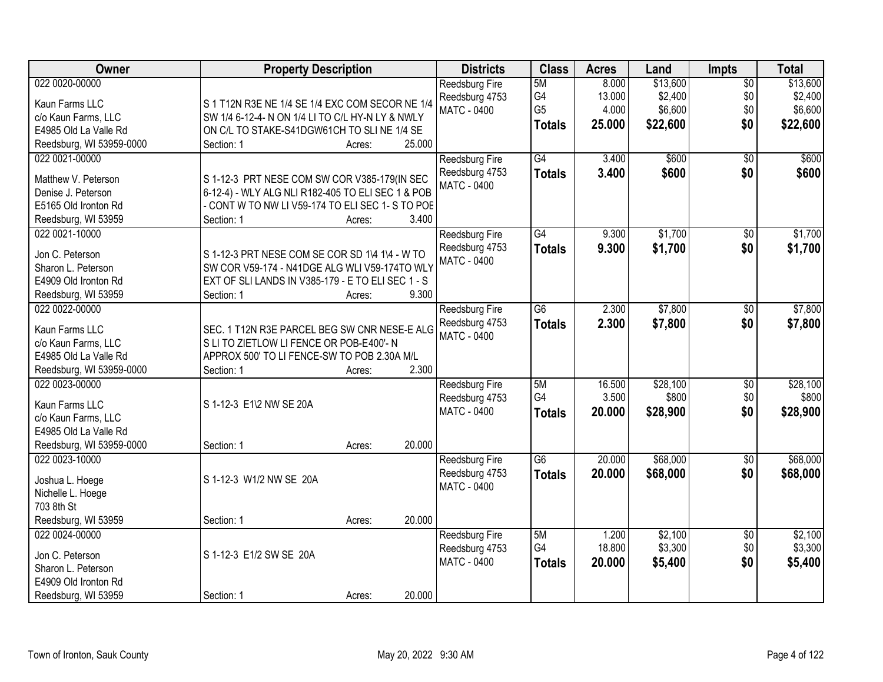| Owner | Property Description | Districts | Class | Acres | Land | Impts | Total |
|---|---|---|---|---|---|---|---|
| 022 0020-00000<br>Kaun Farms LLC<br>c/o Kaun Farms, LLC<br>E4985 Old La Valle Rd<br>Reedsburg, WI 53959-0000 | S 1 T12N R3E NE 1/4 SE 1/4 EXC COM SECOR NE 1/4 SW 1/4 6-12-4- N ON 1/4 LI TO C/L HY-N LY & NWLY ON C/L TO STAKE-S41DGW61CH TO SLI NE 1/4 SE<br>Section: 1 Acres: 25.000 | Reedsburg Fire<br>Reedsburg 4753<br>MATC - 0400 | 5M<br>G4<br>G5<br>**Totals** | 8.000<br>13.000<br>4.000<br>**25.000** | $13,600<br>$2,400<br>$6,600<br>**$22,600** | $0<br>$0<br>$0<br>**$0** | $13,600<br>$2,400<br>$6,600<br>**$22,600** |
| 022 0021-00000<br>Matthew V. Peterson<br>Denise J. Peterson<br>E5165 Old Ironton Rd<br>Reedsburg, WI 53959 | S 1-12-3 PRT NESE COM SW COR V385-179(IN SEC 6-12-4) - WLY ALG NLI R182-405 TO ELI SEC 1 & POB - CONT W TO NW LI V59-174 TO ELI SEC 1- S TO POE<br>Section: 1 Acres: 3.400 | Reedsburg Fire<br>Reedsburg 4753<br>MATC - 0400 | G4<br>**Totals** | 3.400<br>**3.400** | $600<br>**$600** | $0<br>**$0** | $600<br>**$600** |
| 022 0021-10000<br>Jon C. Peterson<br>Sharon L. Peterson<br>E4909 Old Ironton Rd<br>Reedsburg, WI 53959 | S 1-12-3 PRT NESE COM SE COR SD 1\4 1\4 - W TO SW COR V59-174 - N41DGE ALG WLI V59-174TO WLY EXT OF SLI LANDS IN V385-179 - E TO ELI SEC 1 - S<br>Section: 1 Acres: 9.300 | Reedsburg Fire<br>Reedsburg 4753<br>MATC - 0400 | G4<br>**Totals** | 9.300<br>**9.300** | $1,700<br>**$1,700** | $0<br>**$0** | $1,700<br>**$1,700** |
| 022 0022-00000<br>Kaun Farms LLC<br>c/o Kaun Farms, LLC<br>E4985 Old La Valle Rd<br>Reedsburg, WI 53959-0000 | SEC. 1 T12N R3E PARCEL BEG SW CNR NESE-E ALG S LI TO ZIETLOW LI FENCE OR POB-E400'- N APPROX 500' TO LI FENCE-SW TO POB 2.30A M/L<br>Section: 1 Acres: 2.300 | Reedsburg Fire<br>Reedsburg 4753<br>MATC - 0400 | G6<br>**Totals** | 2.300<br>**2.300** | $7,800<br>**$7,800** | $0<br>**$0** | $7,800<br>**$7,800** |
| 022 0023-00000<br>Kaun Farms LLC<br>c/o Kaun Farms, LLC<br>E4985 Old La Valle Rd<br>Reedsburg, WI 53959-0000 | S 1-12-3 E1\2 NW SE 20A<br>Section: 1 Acres: 20.000 | Reedsburg Fire<br>Reedsburg 4753<br>MATC - 0400 | 5M<br>G4<br>**Totals** | 16.500<br>3.500<br>**20.000** | $28,100<br>$800<br>**$28,900** | $0<br>$0<br>**$0** | $28,100<br>$800<br>**$28,900** |
| 022 0023-10000<br>Joshua L. Hoege<br>Nichelle L. Hoege<br>703 8th St<br>Reedsburg, WI 53959 | S 1-12-3 W1/2 NW SE 20A<br>Section: 1 Acres: 20.000 | Reedsburg Fire<br>Reedsburg 4753<br>MATC - 0400 | G6<br>**Totals** | 20.000<br>**20.000** | $68,000<br>**$68,000** | $0<br>**$0** | $68,000<br>**$68,000** |
| 022 0024-00000<br>Jon C. Peterson<br>Sharon L. Peterson<br>E4909 Old Ironton Rd<br>Reedsburg, WI 53959 | S 1-12-3 E1/2 SW SE 20A<br>Section: 1 Acres: 20.000 | Reedsburg Fire<br>Reedsburg 4753<br>MATC - 0400 | 5M<br>G4<br>**Totals** | 1.200<br>18.800<br>**20.000** | $2,100<br>$3,300<br>**$5,400** | $0<br>$0<br>**$0** | $2,100<br>$3,300<br>**$5,400** |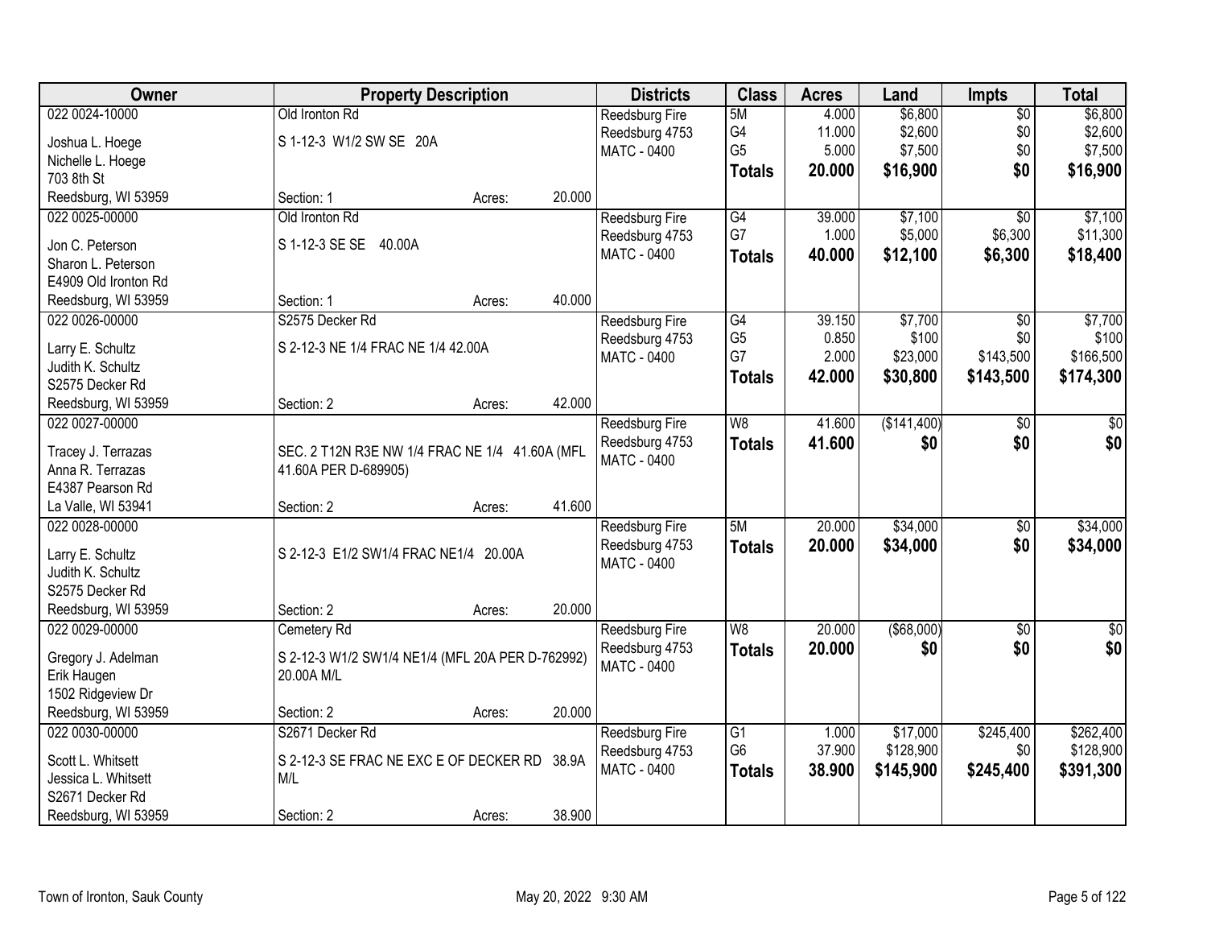| Owner | Property Description | Districts | Class | Acres | Land | Impts | Total |
|---|---|---|---|---|---|---|---|
| 022 0024-10000<br>Joshua L. Hoege<br>Nichelle L. Hoege<br>703 8th St<br>Reedsburg, WI 53959 | Old Ironton Rd<br>S 1-12-3 W1/2 SW SE 20A<br>Section: 1 Acres: 20.000 | Reedsburg Fire<br>Reedsburg 4753<br>MATC - 0400 | 5M<br>G4<br>G5<br>**Totals** | 4.000<br>11.000<br>5.000<br>**20.000** | $6,800<br>$2,600<br>$7,500<br>**$16,900** | $0<br>$0<br>$0<br>**$0** | $6,800<br>$2,600<br>$7,500<br>**$16,900** |
| 022 0025-00000<br>Jon C. Peterson<br>Sharon L. Peterson<br>E4909 Old Ironton Rd<br>Reedsburg, WI 53959 | Old Ironton Rd<br>S 1-12-3 SE SE 40.00A<br>Section: 1 Acres: 40.000 | Reedsburg Fire<br>Reedsburg 4753<br>MATC - 0400 | G4<br>G7<br>**Totals** | 39.000<br>1.000<br>**40.000** | $7,100<br>$5,000<br>**$12,100** | $0<br>$6,300<br>**$6,300** | $7,100<br>$11,300<br>**$18,400** |
| 022 0026-00000<br>Larry E. Schultz<br>Judith K. Schultz<br>S2575 Decker Rd<br>Reedsburg, WI 53959 | S2575 Decker Rd<br>S 2-12-3 NE 1/4 FRAC NE 1/4 42.00A<br>Section: 2 Acres: 42.000 | Reedsburg Fire<br>Reedsburg 4753<br>MATC - 0400 | G4<br>G5<br>G7<br>**Totals** | 39.150<br>0.850<br>2.000<br>**42.000** | $7,700<br>$100<br>$23,000<br>**$30,800** | $0<br>$0<br>$143,500<br>**$143,500** | $7,700<br>$100<br>$166,500<br>**$174,300** |
| 022 0027-00000<br>Tracey J. Terrazas<br>Anna R. Terrazas<br>E4387 Pearson Rd<br>La Valle, WI 53941 | SEC. 2 T12N R3E NW 1/4 FRAC NE 1/4 41.60A (MFL 41.60A PER D-689905)<br>Section: 2 Acres: 41.600 | Reedsburg Fire<br>Reedsburg 4753<br>MATC - 0400 | W8<br>**Totals** | 41.600<br>**41.600** | ($141,400)<br>**$0** | $0<br>**$0** | $0<br>**$0** |
| 022 0028-00000<br>Larry E. Schultz<br>Judith K. Schultz<br>S2575 Decker Rd<br>Reedsburg, WI 53959 | S 2-12-3 E1/2 SW1/4 FRAC NE1/4 20.00A<br>Section: 2 Acres: 20.000 | Reedsburg Fire<br>Reedsburg 4753<br>MATC - 0400 | 5M<br>**Totals** | 20.000<br>**20.000** | $34,000<br>**$34,000** | $0<br>**$0** | $34,000<br>**$34,000** |
| 022 0029-00000<br>Gregory J. Adelman<br>Erik Haugen<br>1502 Ridgeview Dr<br>Reedsburg, WI 53959 | Cemetery Rd<br>S 2-12-3 W1/2 SW1/4 NE1/4 (MFL 20A PER D-762992) 20.00A M/L<br>Section: 2 Acres: 20.000 | Reedsburg Fire<br>Reedsburg 4753<br>MATC - 0400 | W8<br>**Totals** | 20.000<br>**20.000** | ($68,000)<br>**$0** | $0<br>**$0** | $0<br>**$0** |
| 022 0030-00000<br>Scott L. Whitsett<br>Jessica L. Whitsett<br>S2671 Decker Rd<br>Reedsburg, WI 53959 | S2671 Decker Rd<br>S 2-12-3 SE FRAC NE EXC E OF DECKER RD 38.9A M/L<br>Section: 2 Acres: 38.900 | Reedsburg Fire<br>Reedsburg 4753<br>MATC - 0400 | G1<br>G6<br>**Totals** | 1.000<br>37.900<br>**38.900** | $17,000<br>$128,900<br>**$145,900** | $245,400<br>$0<br>**$245,400** | $262,400<br>$128,900<br>**$391,300** |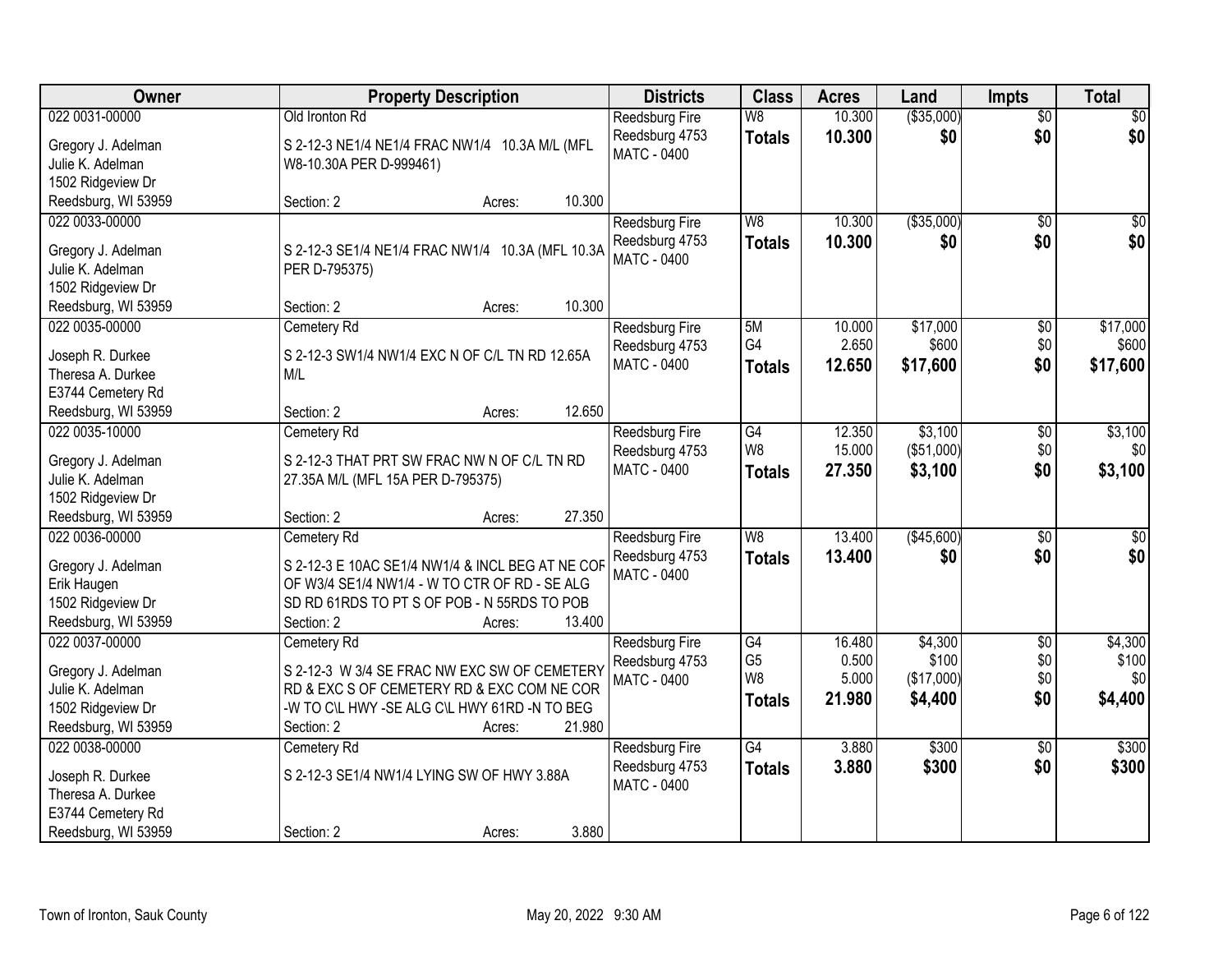| Owner | Property Description | Districts | Class | Acres | Land | Impts | Total |
|---|---|---|---|---|---|---|---|
| 022 0031-00000<br>Gregory J. Adelman<br>Julie K. Adelman<br>1502 Ridgeview Dr<br>Reedsburg, WI 53959 | Old Ironton Rd<br>S 2-12-3 NE1/4 NE1/4 FRAC NW1/4 10.3A M/L (MFL W8-10.30A PER D-999461)<br>Section: 2 Acres: 10.300 | Reedsburg Fire<br>Reedsburg 4753<br>MATC - 0400 | W8<br>**Totals** | 10.300<br>**10.300** | ($35,000)<br>**$0** | $0<br>**$0** | $0<br>**$0** |
| 022 0033-00000<br>Gregory J. Adelman<br>Julie K. Adelman<br>1502 Ridgeview Dr<br>Reedsburg, WI 53959 | S 2-12-3 SE1/4 NE1/4 FRAC NW1/4 10.3A (MFL 10.3A PER D-795375)<br>Section: 2 Acres: 10.300 | Reedsburg Fire<br>Reedsburg 4753<br>MATC - 0400 | W8<br>**Totals** | 10.300<br>**10.300** | ($35,000)<br>**$0** | $0<br>**$0** | $0<br>**$0** |
| 022 0035-00000<br>Joseph R. Durkee<br>Theresa A. Durkee<br>E3744 Cemetery Rd<br>Reedsburg, WI 53959 | Cemetery Rd<br>S 2-12-3 SW1/4 NW1/4 EXC N OF C/L TN RD 12.65A M/L<br>Section: 2 Acres: 12.650 | Reedsburg Fire<br>Reedsburg 4753<br>MATC - 0400 | 5M<br>G4<br>**Totals** | 10.000<br>2.650<br>**12.650** | $17,000<br>$600<br>**$17,600** | $0<br>$0<br>**$0** | $17,000<br>$600<br>**$17,600** |
| 022 0035-10000<br>Gregory J. Adelman<br>Julie K. Adelman<br>1502 Ridgeview Dr<br>Reedsburg, WI 53959 | Cemetery Rd<br>S 2-12-3 THAT PRT SW FRAC NW N OF C/L TN RD 27.35A M/L (MFL 15A PER D-795375)<br>Section: 2 Acres: 27.350 | Reedsburg Fire<br>Reedsburg 4753<br>MATC - 0400 | G4<br>W8<br>**Totals** | 12.350<br>15.000<br>**27.350** | $3,100<br>($51,000)<br>**$3,100** | $0<br>$0<br>**$0** | $3,100<br>$0<br>**$3,100** |
| 022 0036-00000<br>Gregory J. Adelman<br>Erik Haugen<br>1502 Ridgeview Dr<br>Reedsburg, WI 53959 | Cemetery Rd<br>S 2-12-3 E 10AC SE1/4 NW1/4 & INCL BEG AT NE COF OF W3/4 SE1/4 NW1/4 - W TO CTR OF RD - SE ALG SD RD 61RDS TO PT S OF POB - N 55RDS TO POB<br>Section: 2 Acres: 13.400 | Reedsburg Fire<br>Reedsburg 4753<br>MATC - 0400 | W8<br>**Totals** | 13.400<br>**13.400** | ($45,600)<br>**$0** | $0<br>**$0** | $0<br>**$0** |
| 022 0037-00000<br>Gregory J. Adelman<br>Julie K. Adelman<br>1502 Ridgeview Dr<br>Reedsburg, WI 53959 | Cemetery Rd<br>S 2-12-3 W 3/4 SE FRAC NW EXC SW OF CEMETERY RD & EXC S OF CEMETERY RD & EXC COM NE COR -W TO C\L HWY -SE ALG C\L HWY 61RD -N TO BEG<br>Section: 2 Acres: 21.980 | Reedsburg Fire<br>Reedsburg 4753<br>MATC - 0400 | G4<br>G5<br>W8<br>**Totals** | 16.480<br>0.500<br>5.000<br>**21.980** | $4,300<br>$100<br>($17,000)<br>**$4,400** | $0<br>$0<br>$0<br>**$0** | $4,300<br>$100<br>$0<br>**$4,400** |
| 022 0038-00000<br>Joseph R. Durkee<br>Theresa A. Durkee<br>E3744 Cemetery Rd<br>Reedsburg, WI 53959 | Cemetery Rd<br>S 2-12-3 SE1/4 NW1/4 LYING SW OF HWY 3.88A<br>Section: 2 Acres: 3.880 | Reedsburg Fire<br>Reedsburg 4753<br>MATC - 0400 | G4<br>**Totals** | 3.880<br>**3.880** | $300<br>**$300** | $0<br>**$0** | $300<br>**$300** |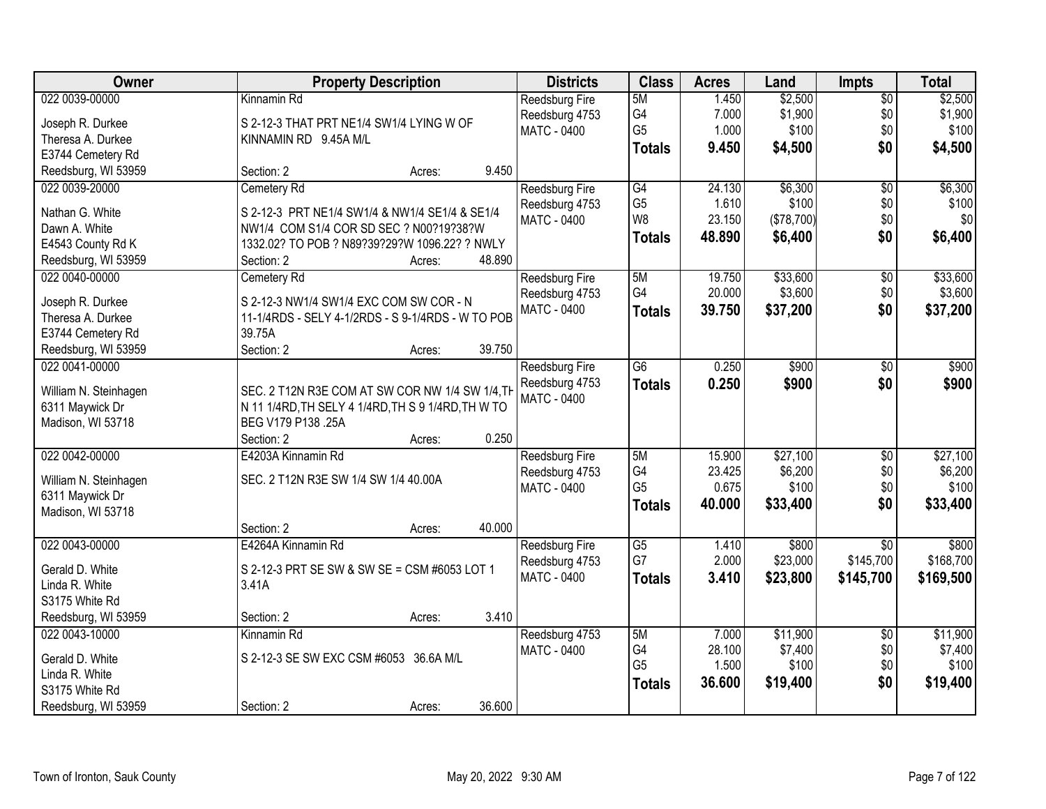| Owner | Property Description | Districts | Class | Acres | Land | Impts | Total |
|---|---|---|---|---|---|---|---|
| 022 0039-00000<br>Joseph R. Durkee<br>Theresa A. Durkee<br>E3744 Cemetery Rd<br>Reedsburg, WI 53959 | Kinnamin Rd<br>S 2-12-3 THAT PRT NE1/4 SW1/4 LYING W OF KINNAMIN RD 9.45A M/L<br>Section: 2 Acres: 9.450 | Reedsburg Fire<br>Reedsburg 4753<br>MATC - 0400 | 5M<br>G4<br>G5<br>**Totals** | 1.450<br>7.000<br>1.000<br>**9.450** | $2,500<br>$1,900<br>$100<br>**$4,500** | $0<br>$0<br>$0<br>**$0** | $2,500<br>$1,900<br>$100<br>**$4,500** |
| 022 0039-20000<br>Nathan G. White<br>Dawn A. White<br>E4543 County Rd K<br>Reedsburg, WI 53959 | Cemetery Rd<br>S 2-12-3 PRT NE1/4 SW1/4 & NW1/4 SE1/4 & SE1/4 NW1/4 COM S1/4 COR SD SEC ? N00?19?38?W 1332.02? TO POB ? N89?39?29?W 1096.22? ? NWLY<br>Section: 2 Acres: 48.890 | Reedsburg Fire<br>Reedsburg 4753<br>MATC - 0400 | G4<br>G5<br>W8<br>**Totals** | 24.130<br>1.610<br>23.150<br>**48.890** | $6,300<br>$100<br>($78,700)<br>**$6,400** | $0<br>$0<br>$0<br>**$0** | $6,300<br>$100<br>$0<br>**$6,400** |
| 022 0040-00000<br>Joseph R. Durkee<br>Theresa A. Durkee<br>E3744 Cemetery Rd<br>Reedsburg, WI 53959 | Cemetery Rd<br>S 2-12-3 NW1/4 SW1/4 EXC COM SW COR - N 11-1/4RDS - SELY 4-1/2RDS - S 9-1/4RDS - W TO POB 39.75A<br>Section: 2 Acres: 39.750 | Reedsburg Fire<br>Reedsburg 4753<br>MATC - 0400 | 5M<br>G4<br>**Totals** | 19.750<br>20.000<br>**39.750** | $33,600<br>$3,600<br>**$37,200** | $0<br>$0<br>**$0** | $33,600<br>$3,600<br>**$37,200** |
| 022 0041-00000<br>William N. Steinhagen<br>6311 Maywick Dr<br>Madison, WI 53718 | SEC. 2 T12N R3E COM AT SW COR NW 1/4 SW 1/4,TH N 11 1/4RD,TH SELY 4 1/4RD,TH S 9 1/4RD,TH W TO BEG V179 P138 .25A<br>Section: 2 Acres: 0.250 | Reedsburg Fire<br>Reedsburg 4753<br>MATC - 0400 | G6<br>**Totals** | 0.250<br>**0.250** | $900<br>**$900** | $0<br>**$0** | $900<br>**$900** |
| 022 0042-00000<br>William N. Steinhagen<br>6311 Maywick Dr<br>Madison, WI 53718 | E4203A Kinnamin Rd<br>SEC. 2 T12N R3E SW 1/4 SW 1/4 40.00A<br>Section: 2 Acres: 40.000 | Reedsburg Fire<br>Reedsburg 4753<br>MATC - 0400 | 5M<br>G4<br>G5<br>**Totals** | 15.900<br>23.425<br>0.675<br>**40.000** | $27,100<br>$6,200<br>$100<br>**$33,400** | $0<br>$0<br>$0<br>**$0** | $27,100<br>$6,200<br>$100<br>**$33,400** |
| 022 0043-00000<br>Gerald D. White<br>Linda R. White<br>S3175 White Rd<br>Reedsburg, WI 53959 | E4264A Kinnamin Rd<br>S 2-12-3 PRT SE SW & SW SE = CSM #6053 LOT 1 3.41A<br>Section: 2 Acres: 3.410 | Reedsburg Fire<br>Reedsburg 4753<br>MATC - 0400 | G5<br>G7<br>**Totals** | 1.410<br>2.000<br>**3.410** | $800<br>$23,000<br>**$23,800** | $0<br>$145,700<br>**$145,700** | $800<br>$168,700<br>**$169,500** |
| 022 0043-10000<br>Gerald D. White<br>Linda R. White<br>S3175 White Rd<br>Reedsburg, WI 53959 | Kinnamin Rd<br>S 2-12-3 SE SW EXC CSM #6053 36.6A M/L<br>Section: 2 Acres: 36.600 | Reedsburg 4753<br>MATC - 0400 | 5M<br>G4<br>G5<br>**Totals** | 7.000<br>28.100<br>1.500<br>**36.600** | $11,900<br>$7,400<br>$100<br>**$19,400** | $0<br>$0<br>$0<br>**$0** | $11,900<br>$7,400<br>$100<br>**$19,400** |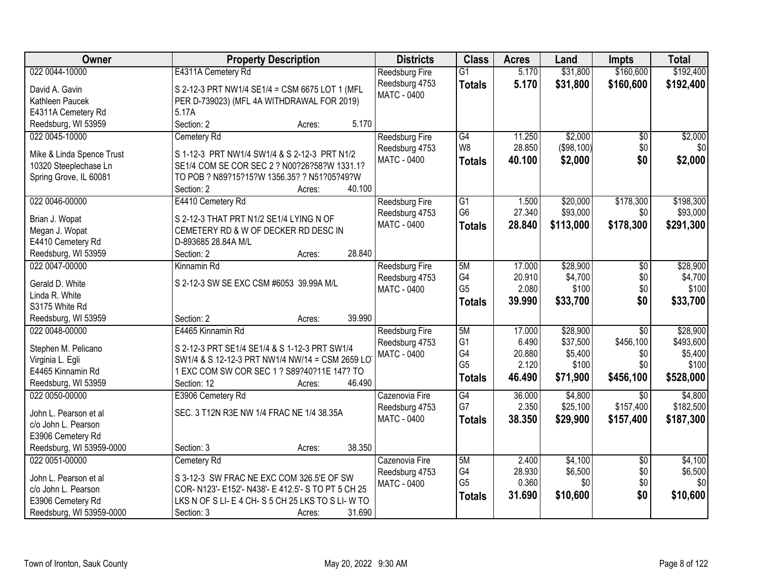| Owner | Property Description | Districts | Class | Acres | Land | Impts | Total |
|---|---|---|---|---|---|---|---|
| 022 0044-10000<br>David A. Gavin<br>Kathleen Paucek<br>E4311A Cemetery Rd<br>Reedsburg, WI 53959 | E4311A Cemetery Rd<br>S 2-12-3 PRT NW1/4 SE1/4 = CSM 6675 LOT 1 (MFL PER D-739023) (MFL 4A WITHDRAWAL FOR 2019) 5.17A<br>Section: 2 Acres: 5.170 | Reedsburg Fire<br>Reedsburg 4753<br>MATC - 0400 | G1<br>**Totals** | 5.170<br>**5.170** | $31,800<br>**$31,800** | $160,600<br>**$160,600** | $192,400<br>**$192,400** |
| 022 0045-10000<br>Mike & Linda Spence Trust<br>10320 Steeplechase Ln<br>Spring Grove, IL 60081 | Cemetery Rd<br>S 1-12-3 PRT NW1/4 SW1/4 & S 2-12-3 PRT N1/2 SE1/4 COM SE COR SEC 2 ? N00?26?58?W 1331.1? TO POB ? N89?15?15?W 1356.35? ? N51?05?49?W<br>Section: 2 Acres: 40.100 | Reedsburg Fire<br>Reedsburg 4753<br>MATC - 0400 | G4<br>W8<br>**Totals** | 11.250<br>28.850<br>**40.100** | $2,000<br>($98,100)<br>**$2,000** | $0<br>$0<br>**$0** | $2,000<br>$0<br>**$2,000** |
| 022 0046-00000<br>Brian J. Wopat<br>Megan J. Wopat<br>E4410 Cemetery Rd<br>Reedsburg, WI 53959 | E4410 Cemetery Rd<br>S 2-12-3 THAT PRT N1/2 SE1/4 LYING N OF CEMETERY RD & W OF DECKER RD DESC IN D-893685 28.84A M/L<br>Section: 2 Acres: 28.840 | Reedsburg Fire<br>Reedsburg 4753<br>MATC - 0400 | G1<br>G6<br>**Totals** | 1.500<br>27.340<br>**28.840** | $20,000<br>$93,000<br>**$113,000** | $178,300<br>$0<br>**$178,300** | $198,300<br>$93,000<br>**$291,300** |
| 022 0047-00000<br>Gerald D. White<br>Linda R. White<br>S3175 White Rd<br>Reedsburg, WI 53959 | Kinnamin Rd<br>S 2-12-3 SW SE EXC CSM #6053 39.99A M/L<br>Section: 2 Acres: 39.990 | Reedsburg Fire<br>Reedsburg 4753<br>MATC - 0400 | 5M<br>G4<br>G5<br>**Totals** | 17.000<br>20.910<br>2.080<br>**39.990** | $28,900<br>$4,700<br>$100<br>**$33,700** | $0<br>$0<br>$0<br>**$0** | $28,900<br>$4,700<br>$100<br>**$33,700** |
| 022 0048-00000<br>Stephen M. Pelicano<br>Virginia L. Egli<br>E4465 Kinnamin Rd<br>Reedsburg, WI 53959 | E4465 Kinnamin Rd<br>S 2-12-3 PRT SE1/4 SE1/4 & S 1-12-3 PRT SW1/4 SW1/4 & S 12-12-3 PRT NW1/4 NW/14 = CSM 2659 LOT 1 EXC COM SW COR SEC 1 ? S89?40?11E 147? TO<br>Section: 12 Acres: 46.490 | Reedsburg Fire<br>Reedsburg 4753<br>MATC - 0400 | 5M<br>G1<br>G4<br>G5<br>**Totals** | 17.000<br>6.490<br>20.880<br>2.120<br>**46.490** | $28,900<br>$37,500<br>$5,400<br>$100<br>**$71,900** | $0<br>$456,100<br>$0<br>$0<br>**$456,100** | $28,900<br>$493,600<br>$5,400<br>$100<br>**$528,000** |
| 022 0050-00000<br>John L. Pearson et al<br>c/o John L. Pearson<br>E3906 Cemetery Rd<br>Reedsburg, WI 53959-0000 | E3906 Cemetery Rd<br>SEC. 3 T12N R3E NW 1/4 FRAC NE 1/4 38.35A<br>Section: 3 Acres: 38.350 | Cazenovia Fire<br>Reedsburg 4753<br>MATC - 0400 | G4<br>G7<br>**Totals** | 36.000<br>2.350<br>**38.350** | $4,800<br>$25,100<br>**$29,900** | $0<br>$157,400<br>**$157,400** | $4,800<br>$182,500<br>**$187,300** |
| 022 0051-00000<br>John L. Pearson et al<br>c/o John L. Pearson<br>E3906 Cemetery Rd<br>Reedsburg, WI 53959-0000 | Cemetery Rd<br>S 3-12-3 SW FRAC NE EXC COM 326.5'E OF SW COR- N123'- E152'- N438'- E 412.5'- S TO PT 5 CH 25 LKS N OF S LI- E 4 CH- S 5 CH 25 LKS TO S LI- W TO<br>Section: 3 Acres: 31.690 | Cazenovia Fire<br>Reedsburg 4753<br>MATC - 0400 | 5M<br>G4<br>G5<br>**Totals** | 2.400<br>28.930<br>0.360<br>**31.690** | $4,100<br>$6,500<br>$0<br>**$10,600** | $0<br>$0<br>$0<br>**$0** | $4,100<br>$6,500<br>$0<br>**$10,600** |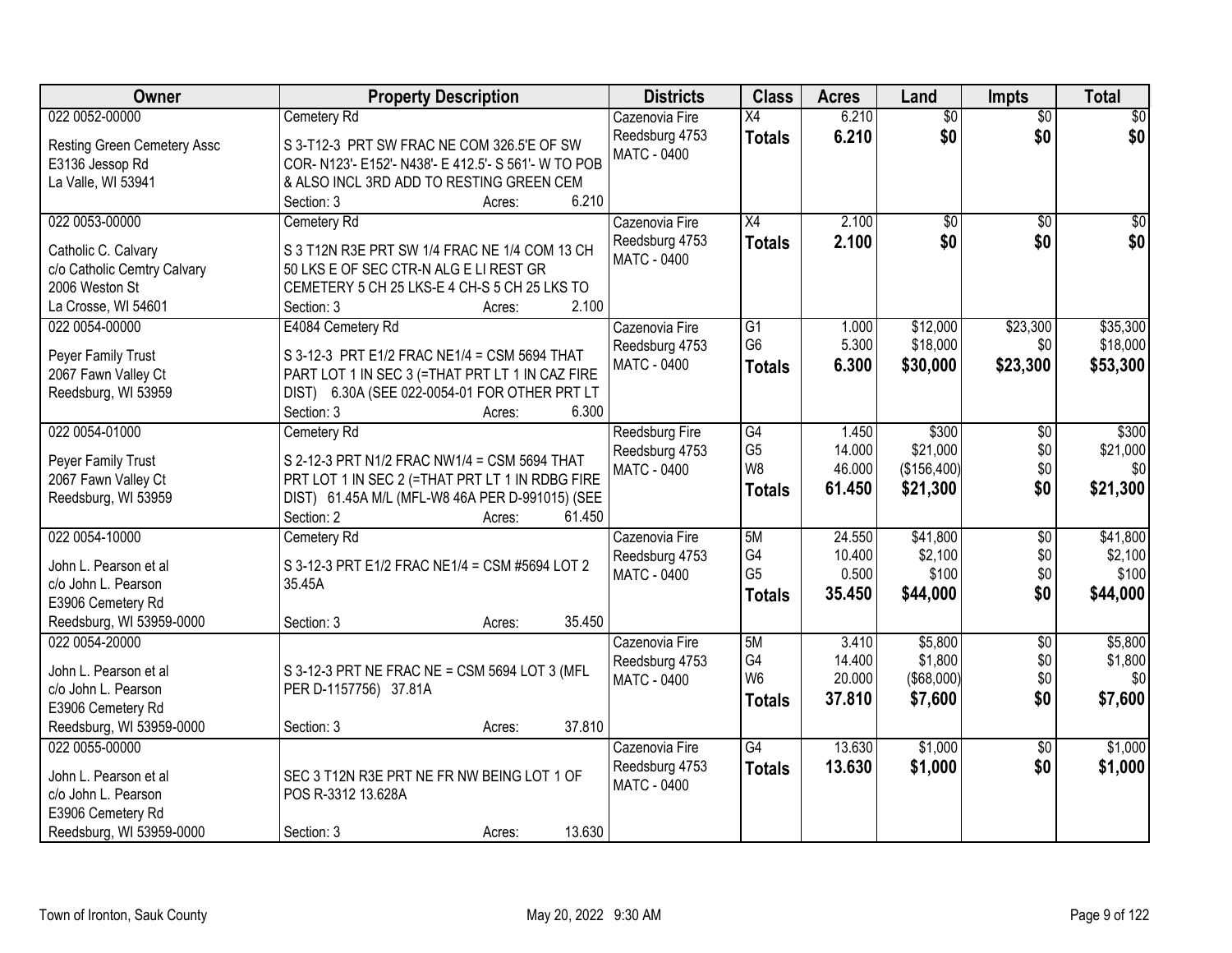| Owner | Property Description | Districts | Class | Acres | Land | Impts | Total |
|---|---|---|---|---|---|---|---|
| 022 0052-00000<br><br>Resting Green Cemetery Assc<br>E3136 Jessop Rd<br>La Valle, WI 53941 | Cemetery Rd<br><br>S 3-T12-3 PRT SW FRAC NE COM 326.5'E OF SW COR- N123'- E152'- N438'- E 412.5'- S 561'- W TO POB & ALSO INCL 3RD ADD TO RESTING GREEN CEM<br>Section: 3 Acres: 6.210 | Cazenovia Fire<br>Reedsburg 4753<br>MATC - 0400 | X4<br>**Totals** | 6.210<br>**6.210** | $0<br>**$0** | $0<br>**$0** | $0<br>**$0** |
| 022 0053-00000<br><br>Catholic C. Calvary<br>c/o Catholic Cemtry Calvary<br>2006 Weston St<br>La Crosse, WI 54601 | Cemetery Rd<br><br>S 3 T12N R3E PRT SW 1/4 FRAC NE 1/4 COM 13 CH 50 LKS E OF SEC CTR-N ALG E LI REST GR CEMETERY 5 CH 25 LKS-E 4 CH-S 5 CH 25 LKS TO<br>Section: 3 Acres: 2.100 | Cazenovia Fire<br>Reedsburg 4753<br>MATC - 0400 | X4<br>**Totals** | 2.100<br>**2.100** | $0<br>**$0** | $0<br>**$0** | $0<br>**$0** |
| 022 0054-00000<br><br>Peyer Family Trust<br>2067 Fawn Valley Ct<br>Reedsburg, WI 53959 | E4084 Cemetery Rd<br><br>S 3-12-3 PRT E1/2 FRAC NE1/4 = CSM 5694 THAT PART LOT 1 IN SEC 3 (=THAT PRT LT 1 IN CAZ FIRE DIST) 6.30A (SEE 022-0054-01 FOR OTHER PRT LT<br>Section: 3 Acres: 6.300 | Cazenovia Fire<br>Reedsburg 4753<br>MATC - 0400 | G1<br>G6<br>**Totals** | 1.000<br>5.300<br>**6.300** | $12,000<br>$18,000<br>**$30,000** | $23,300<br>$0<br>**$23,300** | $35,300<br>$18,000<br>**$53,300** |
| 022 0054-01000<br><br>Peyer Family Trust<br>2067 Fawn Valley Ct<br>Reedsburg, WI 53959 | Cemetery Rd<br><br>S 2-12-3 PRT N1/2 FRAC NW1/4 = CSM 5694 THAT PRT LOT 1 IN SEC 2 (=THAT PRT LT 1 IN RDBG FIRE DIST) 61.45A M/L (MFL-W8 46A PER D-991015) (SEE<br>Section: 2 Acres: 61.450 | Reedsburg Fire<br>Reedsburg 4753<br>MATC - 0400 | G4<br>G5<br>W8<br>**Totals** | 1.450<br>14.000<br>46.000<br>**61.450** | $300<br>$21,000<br>($156,400)<br>**$21,300** | $0<br>$0<br>$0<br>**$0** | $300<br>$21,000<br>$0<br>**$21,300** |
| 022 0054-10000<br><br>John L. Pearson et al<br>c/o John L. Pearson<br>E3906 Cemetery Rd<br>Reedsburg, WI 53959-0000 | Cemetery Rd<br><br>S 3-12-3 PRT E1/2 FRAC NE1/4 = CSM #5694 LOT 2 35.45A<br><br>Section: 3 Acres: 35.450 | Cazenovia Fire<br>Reedsburg 4753<br>MATC - 0400 | 5M<br>G4<br>G5<br>**Totals** | 24.550<br>10.400<br>0.500<br>**35.450** | $41,800<br>$2,100<br>$100<br>**$44,000** | $0<br>$0<br>$0<br>**$0** | $41,800<br>$2,100<br>$100<br>**$44,000** |
| 022 0054-20000<br><br>John L. Pearson et al<br>c/o John L. Pearson<br>E3906 Cemetery Rd<br>Reedsburg, WI 53959-0000 | S 3-12-3 PRT NE FRAC NE = CSM 5694 LOT 3 (MFL PER D-1157756) 37.81A<br><br>Section: 3 Acres: 37.810 | Cazenovia Fire<br>Reedsburg 4753<br>MATC - 0400 | 5M<br>G4<br>W6<br>**Totals** | 3.410<br>14.400<br>20.000<br>**37.810** | $5,800<br>$1,800<br>($68,000)<br>**$7,600** | $0<br>$0<br>$0<br>**$0** | $5,800<br>$1,800<br>$0<br>**$7,600** |
| 022 0055-00000<br><br>John L. Pearson et al<br>c/o John L. Pearson<br>E3906 Cemetery Rd<br>Reedsburg, WI 53959-0000 | SEC 3 T12N R3E PRT NE FR NW BEING LOT 1 OF POS R-3312 13.628A<br><br>Section: 3 Acres: 13.630 | Cazenovia Fire<br>Reedsburg 4753<br>MATC - 0400 | G4<br>**Totals** | 13.630<br>**13.630** | $1,000<br>**$1,000** | $0<br>**$0** | $1,000<br>**$1,000** |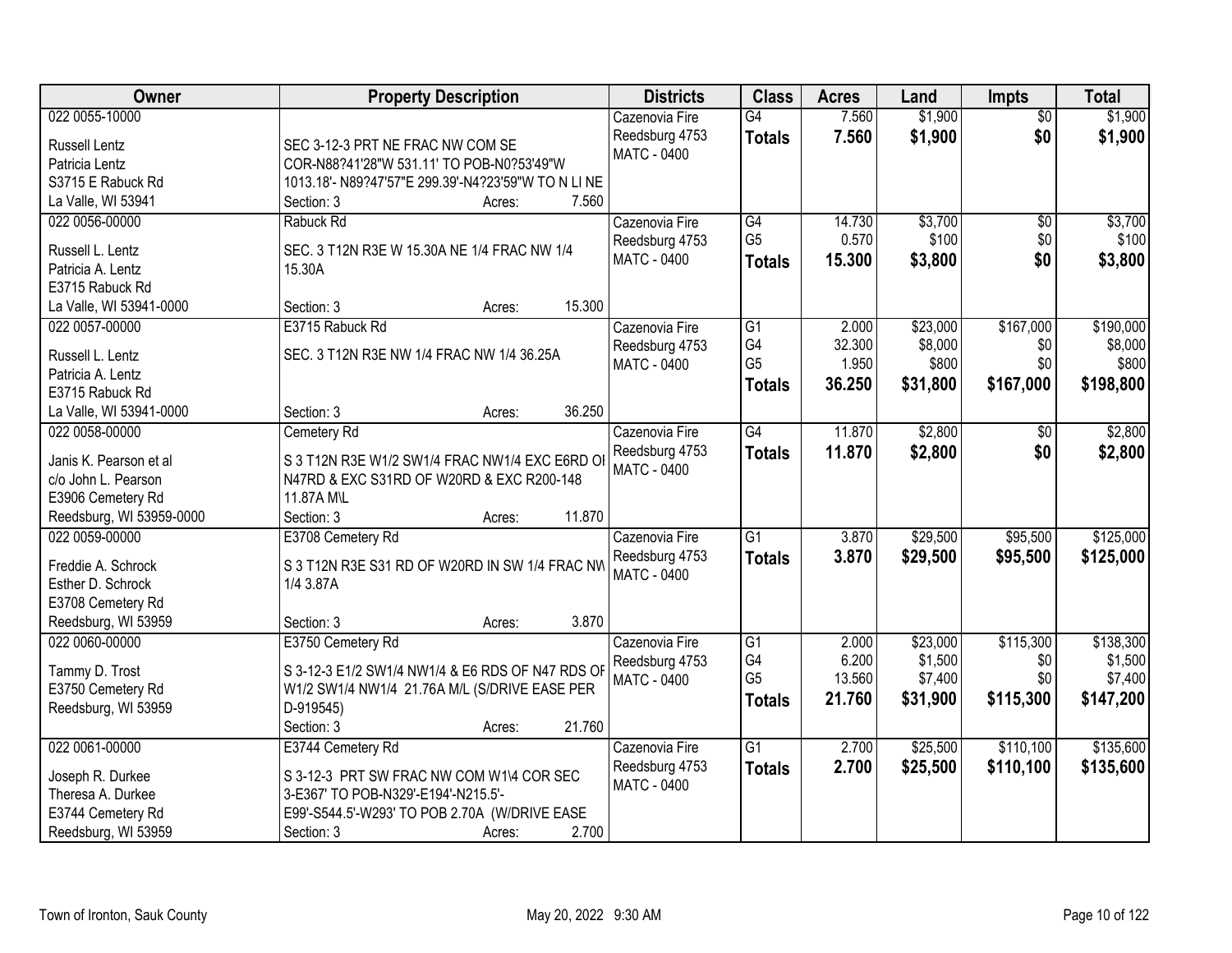| Owner | Property Description | Districts | Class | Acres | Land | Impts | Total |
|---|---|---|---|---|---|---|---|
| 022 0055-10000<br><br>Russell Lentz<br>Patricia Lentz<br>S3715 E Rabuck Rd<br>La Valle, WI 53941 | <br><br>SEC 3-12-3 PRT NE FRAC NW COM SE COR-N88?41'28"W 531.11' TO POB-N0?53'49"W 1013.18'- N89?47'57"E 299.39'-N4?23'59"W TO N LI NE<br>Section: 3 Acres: 7.560 | Cazenovia Fire<br>Reedsburg 4753<br>MATC - 0400 | G4<br>**Totals** | 7.560<br>**7.560** | $1,900<br>**$1,900** | $0<br>**$0** | $1,900<br>**$1,900** |
| 022 0056-00000<br><br>Russell L. Lentz<br>Patricia A. Lentz<br>E3715 Rabuck Rd<br>La Valle, WI 53941-0000 | Rabuck Rd<br><br>SEC. 3 T12N R3E W 15.30A NE 1/4 FRAC NW 1/4 15.30A<br><br>Section: 3 Acres: 15.300 | Cazenovia Fire<br>Reedsburg 4753<br>MATC - 0400 | G4<br>G5<br>**Totals** | 14.730<br>0.570<br>**15.300** | $3,700<br>$100<br>**$3,800** | $0<br>$0<br>**$0** | $3,700<br>$100<br>**$3,800** |
| 022 0057-00000<br><br>Russell L. Lentz<br>Patricia A. Lentz<br>E3715 Rabuck Rd<br>La Valle, WI 53941-0000 | E3715 Rabuck Rd<br><br>SEC. 3 T12N R3E NW 1/4 FRAC NW 1/4 36.25A<br><br>Section: 3 Acres: 36.250 | Cazenovia Fire<br>Reedsburg 4753<br>MATC - 0400 | G1<br>G4<br>G5<br>**Totals** | 2.000<br>32.300<br>1.950<br>**36.250** | $23,000<br>$8,000<br>$800<br>**$31,800** | $167,000<br>$0<br>$0<br>**$167,000** | $190,000<br>$8,000<br>$800<br>**$198,800** |
| 022 0058-00000<br><br>Janis K. Pearson et al<br>c/o John L. Pearson<br>E3906 Cemetery Rd<br>Reedsburg, WI 53959-0000 | Cemetery Rd<br><br>S 3 T12N R3E W1/2 SW1/4 FRAC NW1/4 EXC E6RD OI N47RD & EXC S31RD OF W20RD & EXC R200-148 11.87A M\L<br>Section: 3 Acres: 11.870 | Cazenovia Fire<br>Reedsburg 4753<br>MATC - 0400 | G4<br>**Totals** | 11.870<br>**11.870** | $2,800<br>**$2,800** | $0<br>**$0** | $2,800<br>**$2,800** |
| 022 0059-00000<br><br>Freddie A. Schrock<br>Esther D. Schrock<br>E3708 Cemetery Rd<br>Reedsburg, WI 53959 | E3708 Cemetery Rd<br><br>S 3 T12N R3E S31 RD OF W20RD IN SW 1/4 FRAC NW 1/4 3.87A<br><br>Section: 3 Acres: 3.870 | Cazenovia Fire<br>Reedsburg 4753<br>MATC - 0400 | G1<br>**Totals** | 3.870<br>**3.870** | $29,500<br>**$29,500** | $95,500<br>**$95,500** | $125,000<br>**$125,000** |
| 022 0060-00000<br><br>Tammy D. Trost<br>E3750 Cemetery Rd<br>Reedsburg, WI 53959 | E3750 Cemetery Rd<br><br>S 3-12-3 E1/2 SW1/4 NW1/4 & E6 RDS OF N47 RDS OF W1/2 SW1/4 NW1/4 21.76A M/L (S/DRIVE EASE PER D-919545)<br>Section: 3 Acres: 21.760 | Cazenovia Fire<br>Reedsburg 4753<br>MATC - 0400 | G1<br>G4<br>G5<br>**Totals** | 2.000<br>6.200<br>13.560<br>**21.760** | $23,000<br>$1,500<br>$7,400<br>**$31,900** | $115,300<br>$0<br>$0<br>**$115,300** | $138,300<br>$1,500<br>$7,400<br>**$147,200** |
| 022 0061-00000<br><br>Joseph R. Durkee<br>Theresa A. Durkee<br>E3744 Cemetery Rd<br>Reedsburg, WI 53959 | E3744 Cemetery Rd<br><br>S 3-12-3 PRT SW FRAC NW COM W1\4 COR SEC 3-E367' TO POB-N329'-E194'-N215.5'-E99'-S544.5'-W293' TO POB 2.70A (W/DRIVE EASE<br>Section: 3 Acres: 2.700 | Cazenovia Fire<br>Reedsburg 4753<br>MATC - 0400 | G1<br>**Totals** | 2.700<br>**2.700** | $25,500<br>**$25,500** | $110,100<br>**$110,100** | $135,600<br>**$135,600** |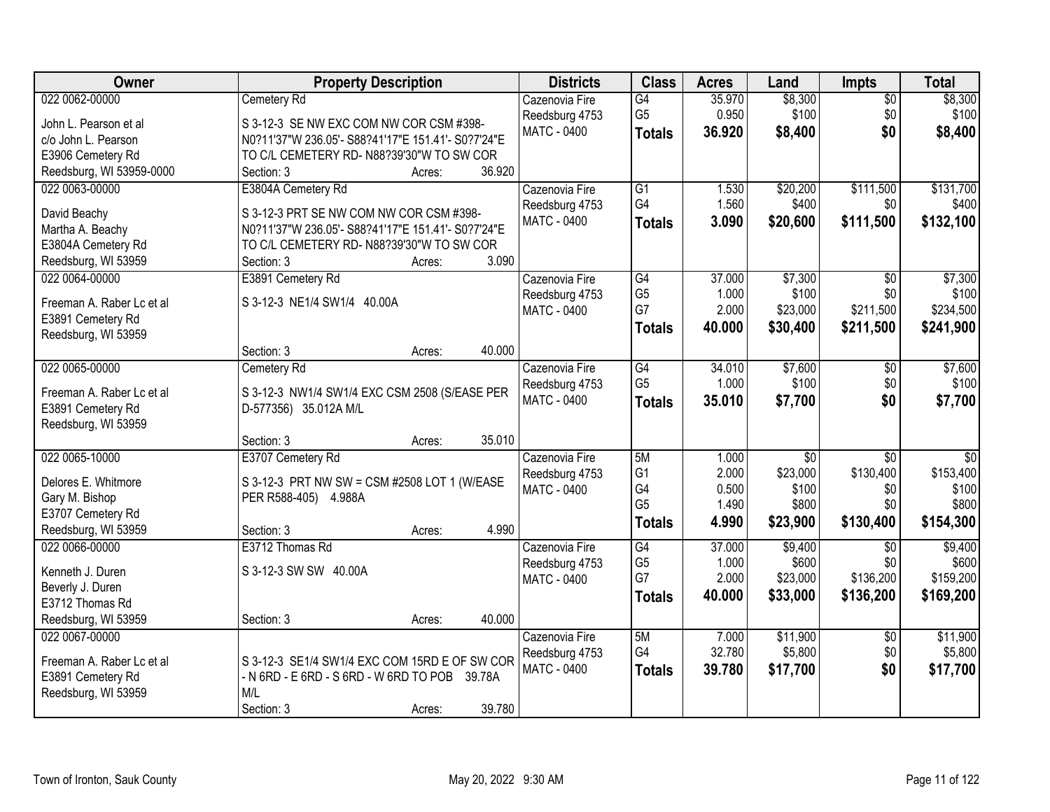| Owner | Property Description | Districts | Class | Acres | Land | Impts | Total |
|---|---|---|---|---|---|---|---|
| 022 0062-00000<br>John L. Pearson et al<br>c/o John L. Pearson<br>E3906 Cemetery Rd<br>Reedsburg, WI 53959-0000 | Cemetery Rd<br>S 3-12-3 SE NW EXC COM NW COR CSM #398- N0?11'37"W 236.05'- S88?41'17"E 151.41'- S0?7'24"E TO C/L CEMETERY RD- N88?39'30"W TO SW COR<br>Section: 3 Acres: 36.920 | Cazenovia Fire<br>Reedsburg 4753<br>MATC - 0400 | G4<br>G5<br>**Totals** | 35.970<br>0.950<br>**36.920** | $8,300<br>$100<br>**$8,400** | $0<br>$0<br>**$0** | $8,300<br>$100<br>**$8,400** |
| 022 0063-00000<br>David Beachy<br>Martha A. Beachy<br>E3804A Cemetery Rd<br>Reedsburg, WI 53959 | E3804A Cemetery Rd<br>S 3-12-3 PRT SE NW COM NW COR CSM #398- N0?11'37"W 236.05'- S88?41'17"E 151.41'- S0?7'24"E TO C/L CEMETERY RD- N88?39'30"W TO SW COR<br>Section: 3 Acres: 3.090 | Cazenovia Fire<br>Reedsburg 4753<br>MATC - 0400 | G1<br>G4<br>**Totals** | 1.530<br>1.560<br>**3.090** | $20,200<br>$400<br>**$20,600** | $111,500<br>$0<br>**$111,500** | $131,700<br>$400<br>**$132,100** |
| 022 0064-00000<br>Freeman A. Raber Lc et al<br>E3891 Cemetery Rd<br>Reedsburg, WI 53959 | E3891 Cemetery Rd<br>S 3-12-3 NE1/4 SW1/4 40.00A<br>Section: 3 Acres: 40.000 | Cazenovia Fire<br>Reedsburg 4753<br>MATC - 0400 | G4<br>G5<br>G7<br>**Totals** | 37.000<br>1.000<br>2.000<br>**40.000** | $7,300<br>$100<br>$23,000<br>**$30,400** | $0<br>$0<br>$211,500<br>**$211,500** | $7,300<br>$100<br>$234,500<br>**$241,900** |
| 022 0065-00000<br>Freeman A. Raber Lc et al<br>E3891 Cemetery Rd<br>Reedsburg, WI 53959 | Cemetery Rd<br>S 3-12-3 NW1/4 SW1/4 EXC CSM 2508 (S/EASE PER D-577356) 35.012A M/L<br>Section: 3 Acres: 35.010 | Cazenovia Fire<br>Reedsburg 4753<br>MATC - 0400 | G4<br>G5<br>**Totals** | 34.010<br>1.000<br>**35.010** | $7,600<br>$100<br>**$7,700** | $0<br>$0<br>**$0** | $7,600<br>$100<br>**$7,700** |
| 022 0065-10000<br>Delores E. Whitmore<br>Gary M. Bishop<br>E3707 Cemetery Rd<br>Reedsburg, WI 53959 | E3707 Cemetery Rd<br>S 3-12-3 PRT NW SW = CSM #2508 LOT 1 (W/EASE PER R588-405) 4.988A<br>Section: 3 Acres: 4.990 | Cazenovia Fire<br>Reedsburg 4753<br>MATC - 0400 | 5M<br>G1<br>G4<br>G5<br>**Totals** | 1.000<br>2.000<br>0.500<br>1.490<br>**4.990** | $0<br>$23,000<br>$100<br>$800<br>**$23,900** | $0<br>$130,400<br>$0<br>$0<br>**$130,400** | $0<br>$153,400<br>$100<br>$800<br>**$154,300** |
| 022 0066-00000<br>Kenneth J. Duren<br>Beverly J. Duren<br>E3712 Thomas Rd<br>Reedsburg, WI 53959 | E3712 Thomas Rd<br>S 3-12-3 SW SW 40.00A<br>Section: 3 Acres: 40.000 | Cazenovia Fire<br>Reedsburg 4753<br>MATC - 0400 | G4<br>G5<br>G7<br>**Totals** | 37.000<br>1.000<br>2.000<br>**40.000** | $9,400<br>$600<br>$23,000<br>**$33,000** | $0<br>$0<br>$136,200<br>**$136,200** | $9,400<br>$600<br>$159,200<br>**$169,200** |
| 022 0067-00000<br>Freeman A. Raber Lc et al<br>E3891 Cemetery Rd<br>Reedsburg, WI 53959 | S 3-12-3 SE1/4 SW1/4 EXC COM 15RD E OF SW COR - N 6RD - E 6RD - S 6RD - W 6RD TO POB 39.78A M/L<br>Section: 3 Acres: 39.780 | Cazenovia Fire<br>Reedsburg 4753<br>MATC - 0400 | 5M<br>G4<br>**Totals** | 7.000<br>32.780<br>**39.780** | $11,900<br>$5,800<br>**$17,700** | $0<br>$0<br>**$0** | $11,900<br>$5,800<br>**$17,700** |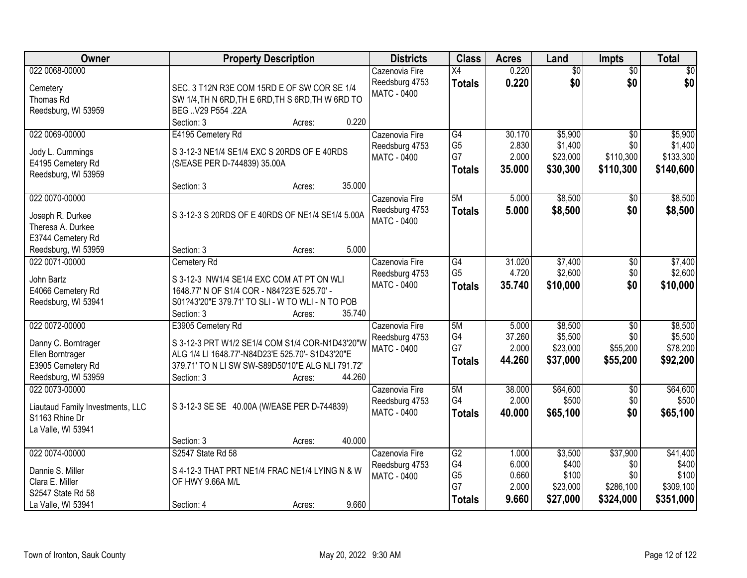| Owner | Property Description | Districts | Class | Acres | Land | Impts | Total |
|---|---|---|---|---|---|---|---|
| 022 0068-00000<br><br>Cemetery<br>Thomas Rd<br>Reedsburg, WI 53959 | SEC. 3 T12N R3E COM 15RD E OF SW COR SE 1/4 SW 1/4,TH N 6RD,TH E 6RD,TH S 6RD,TH W 6RD TO BEG ..V29 P554 .22A<br>Section: 3 Acres: 0.220 | Cazenovia Fire<br>Reedsburg 4753<br>MATC - 0400 | X4<br>**Totals** | 0.220<br>**0.220** | $0<br>**$0** | $0<br>**$0** | $0<br>**$0** |
| 022 0069-00000<br><br>Jody L. Cummings<br>E4195 Cemetery Rd<br>Reedsburg, WI 53959 | E4195 Cemetery Rd<br>S 3-12-3 NE1/4 SE1/4 EXC S 20RDS OF E 40RDS (S/EASE PER D-744839) 35.00A<br>Section: 3 Acres: 35.000 | Cazenovia Fire<br>Reedsburg 4753<br>MATC - 0400 | G4<br>G5<br>G7<br>**Totals** | 30.170<br>2.830<br>2.000<br>**35.000** | $5,900<br>$1,400<br>$23,000<br>**$30,300** | $0<br>$0<br>$110,300<br>**$110,300** | $5,900<br>$1,400<br>$133,300<br>**$140,600** |
| 022 0070-00000<br><br>Joseph R. Durkee<br>Theresa A. Durkee<br>E3744 Cemetery Rd<br>Reedsburg, WI 53959 | S 3-12-3 S 20RDS OF E 40RDS OF NE1/4 SE1/4 5.00A<br>Section: 3 Acres: 5.000 | Cazenovia Fire<br>Reedsburg 4753<br>MATC - 0400 | 5M<br>**Totals** | 5.000<br>**5.000** | $8,500<br>**$8,500** | $0<br>**$0** | $8,500<br>**$8,500** |
| 022 0071-00000<br><br>John Bartz<br>E4066 Cemetery Rd<br>Reedsburg, WI 53941 | Cemetery Rd<br>S 3-12-3 NW1/4 SE1/4 EXC COM AT PT ON WLI 1648.77' N OF S1/4 COR - N84?23'E 525.70' - S01?43'20"E 379.71' TO SLI - W TO WLI - N TO POB<br>Section: 3 Acres: 35.740 | Cazenovia Fire<br>Reedsburg 4753<br>MATC - 0400 | G4<br>G5<br>**Totals** | 31.020<br>4.720<br>**35.740** | $7,400<br>$2,600<br>**$10,000** | $0<br>$0<br>**$0** | $7,400<br>$2,600<br>**$10,000** |
| 022 0072-00000<br><br>Danny C. Borntrager<br>Ellen Borntrager<br>E3905 Cemetery Rd<br>Reedsburg, WI 53959 | E3905 Cemetery Rd<br>S 3-12-3 PRT W1/2 SE1/4 COM S1/4 COR-N1D43'20"W ALG 1/4 LI 1648.77'-N84D23'E 525.70'- S1D43'20"E 379.71' TO N LI SW SW-S89D50'10"E ALG NLI 791.72'<br>Section: 3 Acres: 44.260 | Cazenovia Fire<br>Reedsburg 4753<br>MATC - 0400 | 5M<br>G4<br>G7<br>**Totals** | 5.000<br>37.260<br>2.000<br>**44.260** | $8,500<br>$5,500<br>$23,000<br>**$37,000** | $0<br>$0<br>$55,200<br>**$55,200** | $8,500<br>$5,500<br>$78,200<br>**$92,200** |
| 022 0073-00000<br><br>Liautaud Family Investments, LLC<br>S1163 Rhine Dr<br>La Valle, WI 53941 | S 3-12-3 SE SE 40.00A (W/EASE PER D-744839)<br>Section: 3 Acres: 40.000 | Cazenovia Fire<br>Reedsburg 4753<br>MATC - 0400 | 5M<br>G4<br>**Totals** | 38.000<br>2.000<br>**40.000** | $64,600<br>$500<br>**$65,100** | $0<br>$0<br>**$0** | $64,600<br>$500<br>**$65,100** |
| 022 0074-00000<br><br>Dannie S. Miller<br>Clara E. Miller<br>S2547 State Rd 58<br>La Valle, WI 53941 | S2547 State Rd 58<br>S 4-12-3 THAT PRT NE1/4 FRAC NE1/4 LYING N & W OF HWY 9.66A M/L<br>Section: 4 Acres: 9.660 | Cazenovia Fire<br>Reedsburg 4753<br>MATC - 0400 | G2<br>G4<br>G5<br>G7<br>**Totals** | 1.000<br>6.000<br>0.660<br>2.000<br>**9.660** | $3,500<br>$400<br>$100<br>$23,000<br>**$27,000** | $37,900<br>$0<br>$0<br>$286,100<br>**$324,000** | $41,400<br>$400<br>$100<br>$309,100<br>**$351,000** |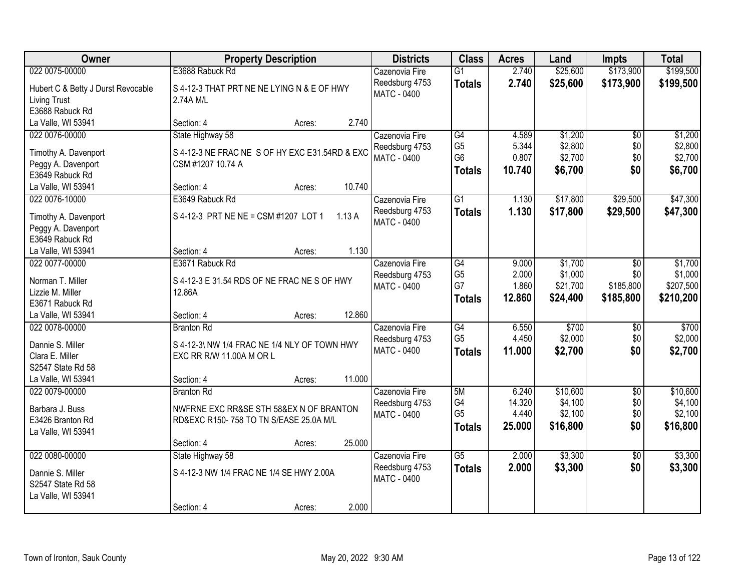| Owner | Property Description | Districts | Class | Acres | Land | Impts | Total |
|---|---|---|---|---|---|---|---|
| 022 0075-00000<br><br>Hubert C & Betty J Durst Revocable Living Trust<br>E3688 Rabuck Rd<br>La Valle, WI 53941 | E3688 Rabuck Rd<br><br>S 4-12-3 THAT PRT NE NE LYING N & E OF HWY 2.74A M/L<br><br>Section: 4 Acres: 2.740 | Cazenovia Fire<br>Reedsburg 4753<br>MATC - 0400 | G1<br>**Totals** | 2.740<br>**2.740** | $25,600<br>**$25,600** | $173,900<br>**$173,900** | $199,500<br>**$199,500** |
| 022 0076-00000<br><br>Timothy A. Davenport<br>Peggy A. Davenport<br>E3649 Rabuck Rd<br>La Valle, WI 53941 | State Highway 58<br><br>S 4-12-3 NE FRAC NE S OF HY EXC E31.54RD & EXC CSM #1207 10.74 A<br><br>Section: 4 Acres: 10.740 | Cazenovia Fire<br>Reedsburg 4753<br>MATC - 0400 | G4<br>G5<br>G6<br>**Totals** | 4.589<br>5.344<br>0.807<br>**10.740** | $1,200<br>$2,800<br>$2,700<br>**$6,700** | $0<br>$0<br>$0<br>**$0** | $1,200<br>$2,800<br>$2,700<br>**$6,700** |
| 022 0076-10000<br><br>Timothy A. Davenport<br>Peggy A. Davenport<br>E3649 Rabuck Rd<br>La Valle, WI 53941 | E3649 Rabuck Rd<br><br>S 4-12-3 PRT NE NE = CSM #1207 LOT 1 1.13 A<br><br>Section: 4 Acres: 1.130 | Cazenovia Fire<br>Reedsburg 4753<br>MATC - 0400 | G1<br>**Totals** | 1.130<br>**1.130** | $17,800<br>**$17,800** | $29,500<br>**$29,500** | $47,300<br>**$47,300** |
| 022 0077-00000<br><br>Norman T. Miller<br>Lizzie M. Miller<br>E3671 Rabuck Rd<br>La Valle, WI 53941 | E3671 Rabuck Rd<br><br>S 4-12-3 E 31.54 RDS OF NE FRAC NE S OF HWY 12.86A<br><br>Section: 4 Acres: 12.860 | Cazenovia Fire<br>Reedsburg 4753<br>MATC - 0400 | G4<br>G5<br>G7<br>**Totals** | 9.000<br>2.000<br>1.860<br>**12.860** | $1,700<br>$1,000<br>$21,700<br>**$24,400** | $0<br>$0<br>$185,800<br>**$185,800** | $1,700<br>$1,000<br>$207,500<br>**$210,200** |
| 022 0078-00000<br><br>Dannie S. Miller<br>Clara E. Miller<br>S2547 State Rd 58<br>La Valle, WI 53941 | Branton Rd<br><br>S 4-12-3\ NW 1/4 FRAC NE 1/4 NLY OF TOWN HWY EXC RR R/W 11.00A M OR L<br><br>Section: 4 Acres: 11.000 | Cazenovia Fire<br>Reedsburg 4753<br>MATC - 0400 | G4<br>G5<br>**Totals** | 6.550<br>4.450<br>**11.000** | $700<br>$2,000<br>**$2,700** | $0<br>$0<br>**$0** | $700<br>$2,000<br>**$2,700** |
| 022 0079-00000<br><br>Barbara J. Buss<br>E3426 Branton Rd<br>La Valle, WI 53941 | Branton Rd<br><br>NWFRNE EXC RR&SE STH 58&EX N OF BRANTON RD&EXC R150- 758 TO TN S/EASE 25.0A M/L<br><br>Section: 4 Acres: 25.000 | Cazenovia Fire<br>Reedsburg 4753<br>MATC - 0400 | 5M<br>G4<br>G5<br>**Totals** | 6.240<br>14.320<br>4.440<br>**25.000** | $10,600<br>$4,100<br>$2,100<br>**$16,800** | $0<br>$0<br>$0<br>**$0** | $10,600<br>$4,100<br>$2,100<br>**$16,800** |
| 022 0080-00000<br><br>Dannie S. Miller<br>S2547 State Rd 58<br>La Valle, WI 53941 | State Highway 58<br><br>S 4-12-3 NW 1/4 FRAC NE 1/4 SE HWY 2.00A<br><br>Section: 4 Acres: 2.000 | Cazenovia Fire<br>Reedsburg 4753<br>MATC - 0400 | G5<br>**Totals** | 2.000<br>**2.000** | $3,300<br>**$3,300** | $0<br>**$0** | $3,300<br>**$3,300** |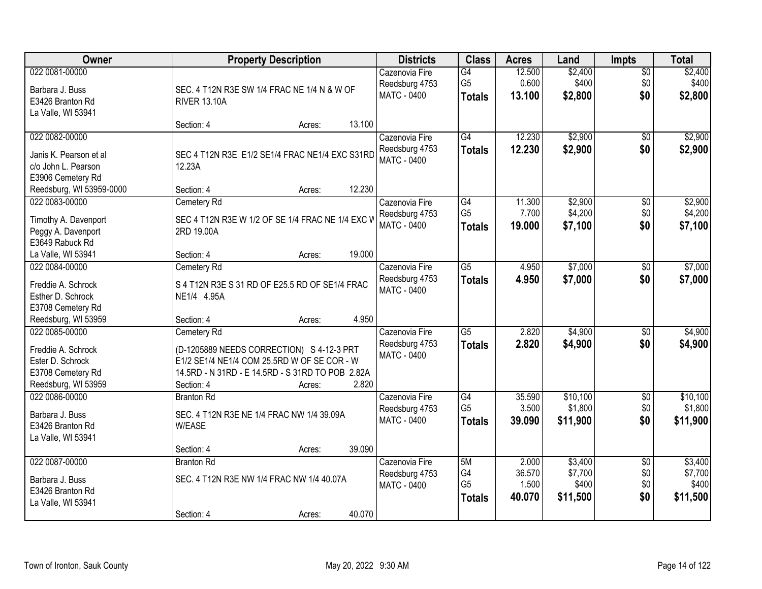| Owner | Property Description | Districts | Class | Acres | Land | Impts | Total |
|---|---|---|---|---|---|---|---|
| 022 0081-00000<br><br>Barbara J. Buss<br>E3426 Branton Rd<br>La Valle, WI 53941 | SEC. 4 T12N R3E SW 1/4 FRAC NE 1/4 N & W OF RIVER 13.10A<br><br>Section: 4 Acres: 13.100 | Cazenovia Fire<br>Reedsburg 4753<br>MATC - 0400 | G4<br>G5<br>**Totals** | 12.500<br>0.600<br>**13.100** | $2,400<br>$400<br>**$2,800** | $0<br>$0<br>**$0** | $2,400<br>$400<br>**$2,800** |
| 022 0082-00000<br><br>Janis K. Pearson et al<br>c/o John L. Pearson<br>E3906 Cemetery Rd<br>Reedsburg, WI 53959-0000 | SEC 4 T12N R3E E1/2 SE1/4 FRAC NE1/4 EXC S31RD 12.23A<br><br>Section: 4 Acres: 12.230 | Cazenovia Fire<br>Reedsburg 4753<br>MATC - 0400 | G4<br>**Totals** | 12.230<br>**12.230** | $2,900<br>**$2,900** | $0<br>**$0** | $2,900<br>**$2,900** |
| 022 0083-00000<br><br>Timothy A. Davenport<br>Peggy A. Davenport<br>E3649 Rabuck Rd<br>La Valle, WI 53941 | Cemetery Rd<br>SEC 4 T12N R3E W 1/2 OF SE 1/4 FRAC NE 1/4 EXC W 2RD 19.00A<br><br>Section: 4 Acres: 19.000 | Cazenovia Fire<br>Reedsburg 4753<br>MATC - 0400 | G4<br>G5<br>**Totals** | 11.300<br>7.700<br>**19.000** | $2,900<br>$4,200<br>**$7,100** | $0<br>$0<br>**$0** | $2,900<br>$4,200<br>**$7,100** |
| 022 0084-00000<br><br>Freddie A. Schrock<br>Esther D. Schrock<br>E3708 Cemetery Rd<br>Reedsburg, WI 53959 | Cemetery Rd<br>S 4 T12N R3E S 31 RD OF E25.5 RD OF SE1/4 FRAC NE1/4 4.95A<br><br>Section: 4 Acres: 4.950 | Cazenovia Fire<br>Reedsburg 4753<br>MATC - 0400 | G5<br>**Totals** | 4.950<br>**4.950** | $7,000<br>**$7,000** | $0<br>**$0** | $7,000<br>**$7,000** |
| 022 0085-00000<br><br>Freddie A. Schrock<br>Ester D. Schrock<br>E3708 Cemetery Rd<br>Reedsburg, WI 53959 | Cemetery Rd<br>(D-1205889 NEEDS CORRECTION) S 4-12-3 PRT E1/2 SE1/4 NE1/4 COM 25.5RD W OF SE COR - W 14.5RD - N 31RD - E 14.5RD - S 31RD TO POB 2.82A<br>Section: 4 Acres: 2.820 | Cazenovia Fire<br>Reedsburg 4753<br>MATC - 0400 | G5<br>**Totals** | 2.820<br>**2.820** | $4,900<br>**$4,900** | $0<br>**$0** | $4,900<br>**$4,900** |
| 022 0086-00000<br><br>Barbara J. Buss<br>E3426 Branton Rd<br>La Valle, WI 53941 | Branton Rd<br>SEC. 4 T12N R3E NE 1/4 FRAC NW 1/4 39.09A W/EASE<br><br>Section: 4 Acres: 39.090 | Cazenovia Fire<br>Reedsburg 4753<br>MATC - 0400 | G4<br>G5<br>**Totals** | 35.590<br>3.500<br>**39.090** | $10,100<br>$1,800<br>**$11,900** | $0<br>$0<br>**$0** | $10,100<br>$1,800<br>**$11,900** |
| 022 0087-00000<br><br>Barbara J. Buss<br>E3426 Branton Rd<br>La Valle, WI 53941 | Branton Rd<br>SEC. 4 T12N R3E NW 1/4 FRAC NW 1/4 40.07A<br><br>Section: 4 Acres: 40.070 | Cazenovia Fire<br>Reedsburg 4753<br>MATC - 0400 | 5M<br>G4<br>G5<br>**Totals** | 2.000<br>36.570<br>1.500<br>**40.070** | $3,400<br>$7,700<br>$400<br>**$11,500** | $0<br>$0<br>$0<br>**$0** | $3,400<br>$7,700<br>$400<br>**$11,500** |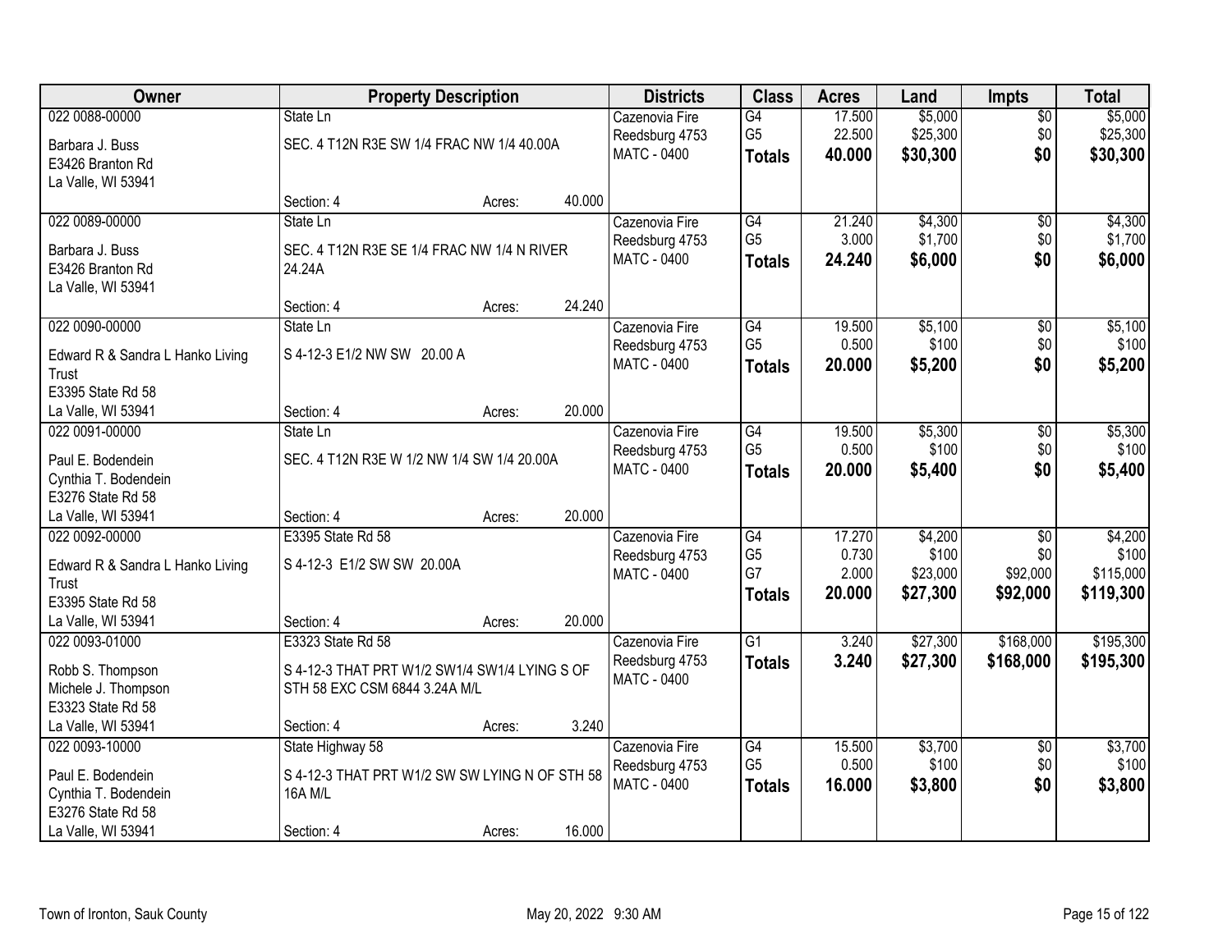| Owner | Property Description | | | Districts | Class | Acres | Land | Impts | Total |
|---|---|---|---|---|---|---|---|---|---|
| 022 0088-00000 | State Ln | | | Cazenovia Fire | G4 | 17.500 | $5,000 | $0 | $5,000 |
| Barbara J. Buss | SEC. 4 T12N R3E SW 1/4 FRAC NW 1/4 40.00A | | | Reedsburg 4753 | G5 | 22.500 | $25,300 | $0 | $25,300 |
| E3426 Branton Rd | | | | MATC - 0400 | **Totals** | **40.000** | **$30,300** | **$0** | **$30,300** |
| La Valle, WI 53941 | | | | | | | | | |
| | Section: 4 | Acres: | 40.000 | | | | | | |
| 022 0089-00000 | State Ln | | | Cazenovia Fire | G4 | 21.240 | $4,300 | $0 | $4,300 |
| Barbara J. Buss | SEC. 4 T12N R3E SE 1/4 FRAC NW 1/4 N RIVER 24.24A | | | Reedsburg 4753 | G5 | 3.000 | $1,700 | $0 | $1,700 |
| E3426 Branton Rd | | | | MATC - 0400 | **Totals** | **24.240** | **$6,000** | **$0** | **$6,000** |
| La Valle, WI 53941 | | | | | | | | | |
| | Section: 4 | Acres: | 24.240 | | | | | | |
| 022 0090-00000 | State Ln | | | Cazenovia Fire | G4 | 19.500 | $5,100 | $0 | $5,100 |
| Edward R & Sandra L Hanko Living Trust | S 4-12-3 E1/2 NW SW 20.00 A | | | Reedsburg 4753 | G5 | 0.500 | $100 | $0 | $100 |
| E3395 State Rd 58 | | | | MATC - 0400 | **Totals** | **20.000** | **$5,200** | **$0** | **$5,200** |
| La Valle, WI 53941 | Section: 4 | Acres: | 20.000 | | | | | | |
| 022 0091-00000 | State Ln | | | Cazenovia Fire | G4 | 19.500 | $5,300 | $0 | $5,300 |
| Paul E. Bodendein | SEC. 4 T12N R3E W 1/2 NW 1/4 SW 1/4 20.00A | | | Reedsburg 4753 | G5 | 0.500 | $100 | $0 | $100 |
| Cynthia T. Bodendein | | | | MATC - 0400 | **Totals** | **20.000** | **$5,400** | **$0** | **$5,400** |
| E3276 State Rd 58 | | | | | | | | | |
| La Valle, WI 53941 | Section: 4 | Acres: | 20.000 | | | | | | |
| 022 0092-00000 | E3395 State Rd 58 | | | Cazenovia Fire | G4 | 17.270 | $4,200 | $0 | $4,200 |
| Edward R & Sandra L Hanko Living Trust | S 4-12-3 E1/2 SW SW 20.00A | | | Reedsburg 4753 | G5 | 0.730 | $100 | $0 | $100 |
| E3395 State Rd 58 | | | | MATC - 0400 | G7 | 2.000 | $23,000 | $92,000 | $115,000 |
| | | | | | **Totals** | **20.000** | **$27,300** | **$92,000** | **$119,300** |
| La Valle, WI 53941 | Section: 4 | Acres: | 20.000 | | | | | | |
| 022 0093-01000 | E3323 State Rd 58 | | | Cazenovia Fire | G1 | 3.240 | $27,300 | $168,000 | $195,300 |
| Robb S. Thompson | S 4-12-3 THAT PRT W1/2 SW1/4 SW1/4 LYING S OF STH 58 EXC CSM 6844 3.24A M/L | | | Reedsburg 4753 | **Totals** | **3.240** | **$27,300** | **$168,000** | **$195,300** |
| Michele J. Thompson | | | | MATC - 0400 | | | | | |
| E3323 State Rd 58 | | | | | | | | | |
| La Valle, WI 53941 | Section: 4 | Acres: | 3.240 | | | | | | |
| 022 0093-10000 | State Highway 58 | | | Cazenovia Fire | G4 | 15.500 | $3,700 | $0 | $3,700 |
| Paul E. Bodendein | S 4-12-3 THAT PRT W1/2 SW SW LYING N OF STH 58 16A M/L | | | Reedsburg 4753 | G5 | 0.500 | $100 | $0 | $100 |
| Cynthia T. Bodendein | | | | MATC - 0400 | **Totals** | **16.000** | **$3,800** | **$0** | **$3,800** |
| E3276 State Rd 58 | | | | | | | | | |
| La Valle, WI 53941 | Section: 4 | Acres: | 16.000 | | | | | | |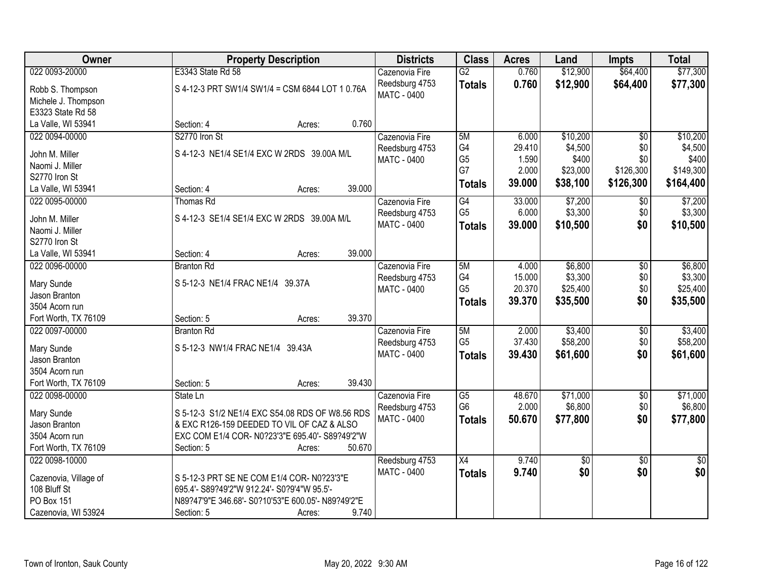| Owner | Property Description | Districts | Class | Acres | Land | Impts | Total |
|---|---|---|---|---|---|---|---|
| 022 0093-20000<br><br>Robb S. Thompson<br>Michele J. Thompson<br>E3323 State Rd 58<br>La Valle, WI 53941 | E3343 State Rd 58<br><br>S 4-12-3 PRT SW1/4 SW1/4 = CSM 6844 LOT 1 0.76A<br><br>Section: 4 Acres: 0.760 | Cazenovia Fire<br>Reedsburg 4753<br>MATC - 0400 | G2<br>**Totals** | 0.760<br>**0.760** | $12,900<br>**$12,900** | $64,400<br>**$64,400** | $77,300<br>**$77,300** |
| 022 0094-00000<br><br>John M. Miller<br>Naomi J. Miller<br>S2770 Iron St<br>La Valle, WI 53941 | S2770 Iron St<br><br>S 4-12-3 NE1/4 SE1/4 EXC W 2RDS 39.00A M/L<br><br>Section: 4 Acres: 39.000 | Cazenovia Fire<br>Reedsburg 4753<br>MATC - 0400 | 5M<br>G4<br>G5<br>G7<br>**Totals** | 6.000<br>29.410<br>1.590<br>2.000<br>**39.000** | $10,200<br>$4,500<br>$400<br>$23,000<br>**$38,100** | $0<br>$0<br>$0<br>$126,300<br>**$126,300** | $10,200<br>$4,500<br>$400<br>$149,300<br>**$164,400** |
| 022 0095-00000<br><br>John M. Miller<br>Naomi J. Miller<br>S2770 Iron St<br>La Valle, WI 53941 | Thomas Rd<br><br>S 4-12-3 SE1/4 SE1/4 EXC W 2RDS 39.00A M/L<br><br>Section: 4 Acres: 39.000 | Cazenovia Fire<br>Reedsburg 4753<br>MATC - 0400 | G4<br>G5<br>**Totals** | 33.000<br>6.000<br>**39.000** | $7,200<br>$3,300<br>**$10,500** | $0<br>$0<br>**$0** | $7,200<br>$3,300<br>**$10,500** |
| 022 0096-00000<br><br>Mary Sunde<br>Jason Branton<br>3504 Acorn run<br>Fort Worth, TX 76109 | Branton Rd<br><br>S 5-12-3 NE1/4 FRAC NE1/4 39.37A<br><br>Section: 5 Acres: 39.370 | Cazenovia Fire<br>Reedsburg 4753<br>MATC - 0400 | 5M<br>G4<br>G5<br>**Totals** | 4.000<br>15.000<br>20.370<br>**39.370** | $6,800<br>$3,300<br>$25,400<br>**$35,500** | $0<br>$0<br>$0<br>**$0** | $6,800<br>$3,300<br>$25,400<br>**$35,500** |
| 022 0097-00000<br><br>Mary Sunde<br>Jason Branton<br>3504 Acorn run<br>Fort Worth, TX 76109 | Branton Rd<br><br>S 5-12-3 NW1/4 FRAC NE1/4 39.43A<br><br>Section: 5 Acres: 39.430 | Cazenovia Fire<br>Reedsburg 4753<br>MATC - 0400 | 5M<br>G5<br>**Totals** | 2.000<br>37.430<br>**39.430** | $3,400<br>$58,200<br>**$61,600** | $0<br>$0<br>**$0** | $3,400<br>$58,200<br>**$61,600** |
| 022 0098-00000<br><br>Mary Sunde<br>Jason Branton<br>3504 Acorn run<br>Fort Worth, TX 76109 | State Ln<br><br>S 5-12-3 S1/2 NE1/4 EXC S54.08 RDS OF W8.56 RDS & EXC R126-159 DEEDED TO VIL OF CAZ & ALSO EXC COM E1/4 COR- N0?23'3"E 695.40'- S89?49'2"W<br>Section: 5 Acres: 50.670 | Cazenovia Fire<br>Reedsburg 4753<br>MATC - 0400 | G5<br>G6<br>**Totals** | 48.670<br>2.000<br>**50.670** | $71,000<br>$6,800<br>**$77,800** | $0<br>$0<br>**$0** | $71,000<br>$6,800<br>**$77,800** |
| 022 0098-10000<br><br>Cazenovia, Village of<br>108 Bluff St<br>PO Box 151<br>Cazenovia, WI 53924 | <br><br>S 5-12-3 PRT SE NE COM E1/4 COR- N0?23'3"E 695.4'- S89?49'2"W 912.24'- S0?9'4"W 95.5'- N89?47'9"E 346.68'- S0?10'53"E 600.05'- N89?49'2"E<br>Section: 5 Acres: 9.740 | Reedsburg 4753<br>MATC - 0400 | X4<br>**Totals** | 9.740<br>**9.740** | $0<br>**$0** | $0<br>**$0** | $0<br>**$0** |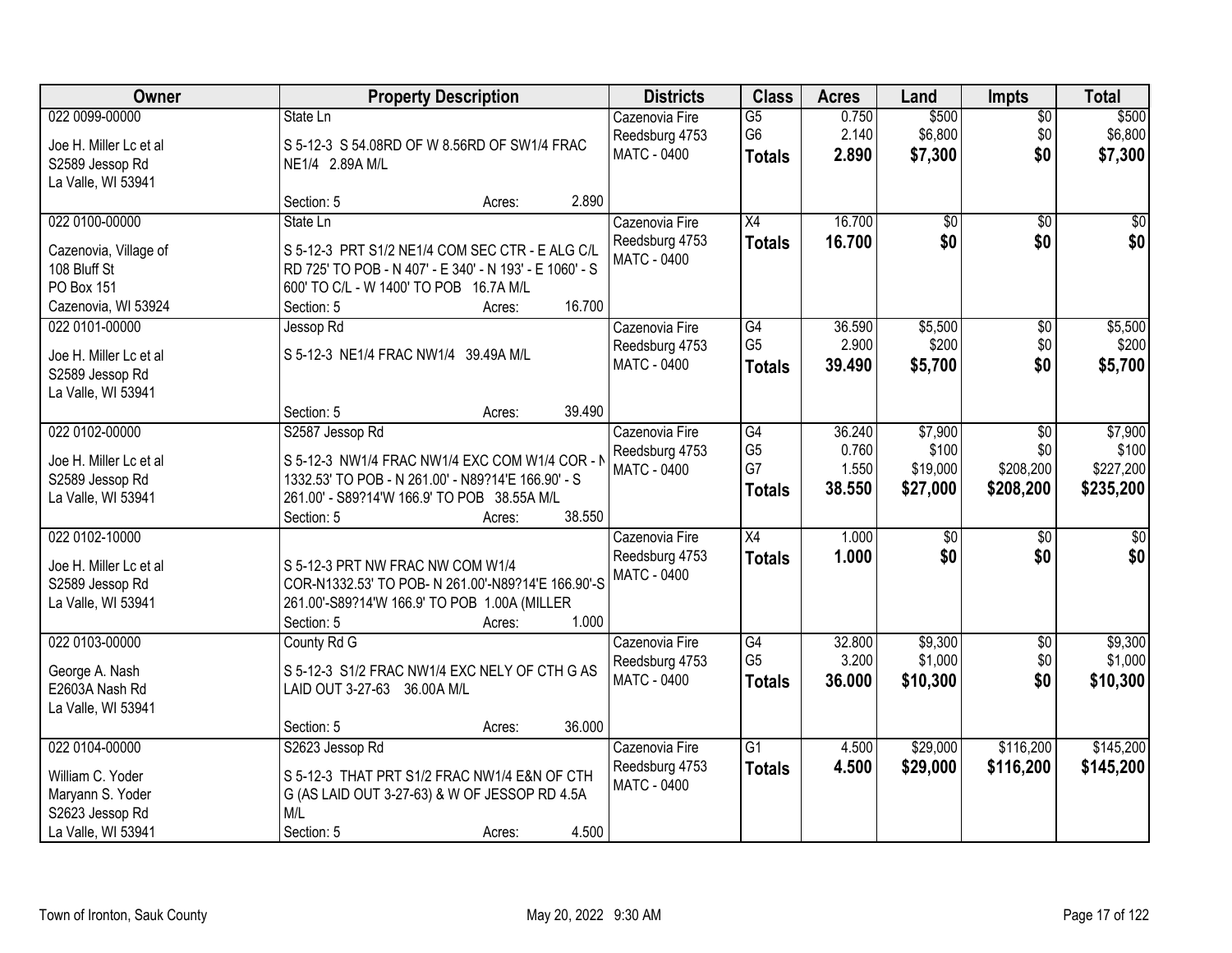| Owner | Property Description | Districts | Class | Acres | Land | Impts | Total |
|---|---|---|---|---|---|---|---|
| 022 0099-00000<br><br>Joe H. Miller Lc et al<br>S2589 Jessop Rd<br>La Valle, WI 53941 | State Ln<br><br>S 5-12-3 S 54.08RD OF W 8.56RD OF SW1/4 FRAC NE1/4 2.89A M/L<br><br>Section: 5 Acres: 2.890 | Cazenovia Fire<br>Reedsburg 4753<br>MATC - 0400 | G5<br>G6<br>**Totals** | 0.750<br>2.140<br>**2.890** | $500<br>$6,800<br>**$7,300** | $0<br>$0<br>**$0** | $500<br>$6,800<br>**$7,300** |
| 022 0100-00000<br><br>Cazenovia, Village of<br>108 Bluff St<br>PO Box 151<br>Cazenovia, WI 53924 | State Ln<br><br>S 5-12-3 PRT S1/2 NE1/4 COM SEC CTR - E ALG C/L RD 725' TO POB - N 407' - E 340' - N 193' - E 1060' - S 600' TO C/L - W 1400' TO POB 16.7A M/L<br>Section: 5 Acres: 16.700 | Cazenovia Fire<br>Reedsburg 4753<br>MATC - 0400 | X4<br>**Totals** | 16.700<br>**16.700** | $0<br>**$0** | $0<br>**$0** | $0<br>**$0** |
| 022 0101-00000<br><br>Joe H. Miller Lc et al<br>S2589 Jessop Rd<br>La Valle, WI 53941 | Jessop Rd<br><br>S 5-12-3 NE1/4 FRAC NW1/4 39.49A M/L<br><br>Section: 5 Acres: 39.490 | Cazenovia Fire<br>Reedsburg 4753<br>MATC - 0400 | G4<br>G5<br>**Totals** | 36.590<br>2.900<br>**39.490** | $5,500<br>$200<br>**$5,700** | $0<br>$0<br>**$0** | $5,500<br>$200<br>**$5,700** |
| 022 0102-00000<br><br>Joe H. Miller Lc et al<br>S2589 Jessop Rd<br>La Valle, WI 53941 | S2587 Jessop Rd<br><br>S 5-12-3 NW1/4 FRAC NW1/4 EXC COM W1/4 COR - N 1332.53' TO POB - N 261.00' - N89?14'E 166.90' - S 261.00' - S89?14'W 166.9' TO POB 38.55A M/L<br>Section: 5 Acres: 38.550 | Cazenovia Fire<br>Reedsburg 4753<br>MATC - 0400 | G4<br>G5<br>G7<br>**Totals** | 36.240<br>0.760<br>1.550<br>**38.550** | $7,900<br>$100<br>$19,000<br>**$27,000** | $0<br>$0<br>$208,200<br>**$208,200** | $7,900<br>$100<br>$227,200<br>**$235,200** |
| 022 0102-10000<br><br>Joe H. Miller Lc et al<br>S2589 Jessop Rd<br>La Valle, WI 53941 | <br><br>S 5-12-3 PRT NW FRAC NW COM W1/4 COR-N1332.53' TO POB- N 261.00'-N89?14'E 166.90'-S 261.00'-S89?14'W 166.9' TO POB 1.00A (MILLER<br>Section: 5 Acres: 1.000 | Cazenovia Fire<br>Reedsburg 4753<br>MATC - 0400 | X4<br>**Totals** | 1.000<br>**1.000** | $0<br>**$0** | $0<br>**$0** | $0<br>**$0** |
| 022 0103-00000<br><br>George A. Nash<br>E2603A Nash Rd<br>La Valle, WI 53941 | County Rd G<br><br>S 5-12-3 S1/2 FRAC NW1/4 EXC NELY OF CTH G AS LAID OUT 3-27-63 36.00A M/L<br><br>Section: 5 Acres: 36.000 | Cazenovia Fire<br>Reedsburg 4753<br>MATC - 0400 | G4<br>G5<br>**Totals** | 32.800<br>3.200<br>**36.000** | $9,300<br>$1,000<br>**$10,300** | $0<br>$0<br>**$0** | $9,300<br>$1,000<br>**$10,300** |
| 022 0104-00000<br><br>William C. Yoder<br>Maryann S. Yoder<br>S2623 Jessop Rd<br>La Valle, WI 53941 | S2623 Jessop Rd<br><br>S 5-12-3 THAT PRT S1/2 FRAC NW1/4 E&N OF CTH G (AS LAID OUT 3-27-63) & W OF JESSOP RD 4.5A M/L<br>Section: 5 Acres: 4.500 | Cazenovia Fire<br>Reedsburg 4753<br>MATC - 0400 | G1<br>**Totals** | 4.500<br>**4.500** | $29,000<br>**$29,000** | $116,200<br>**$116,200** | $145,200<br>**$145,200** |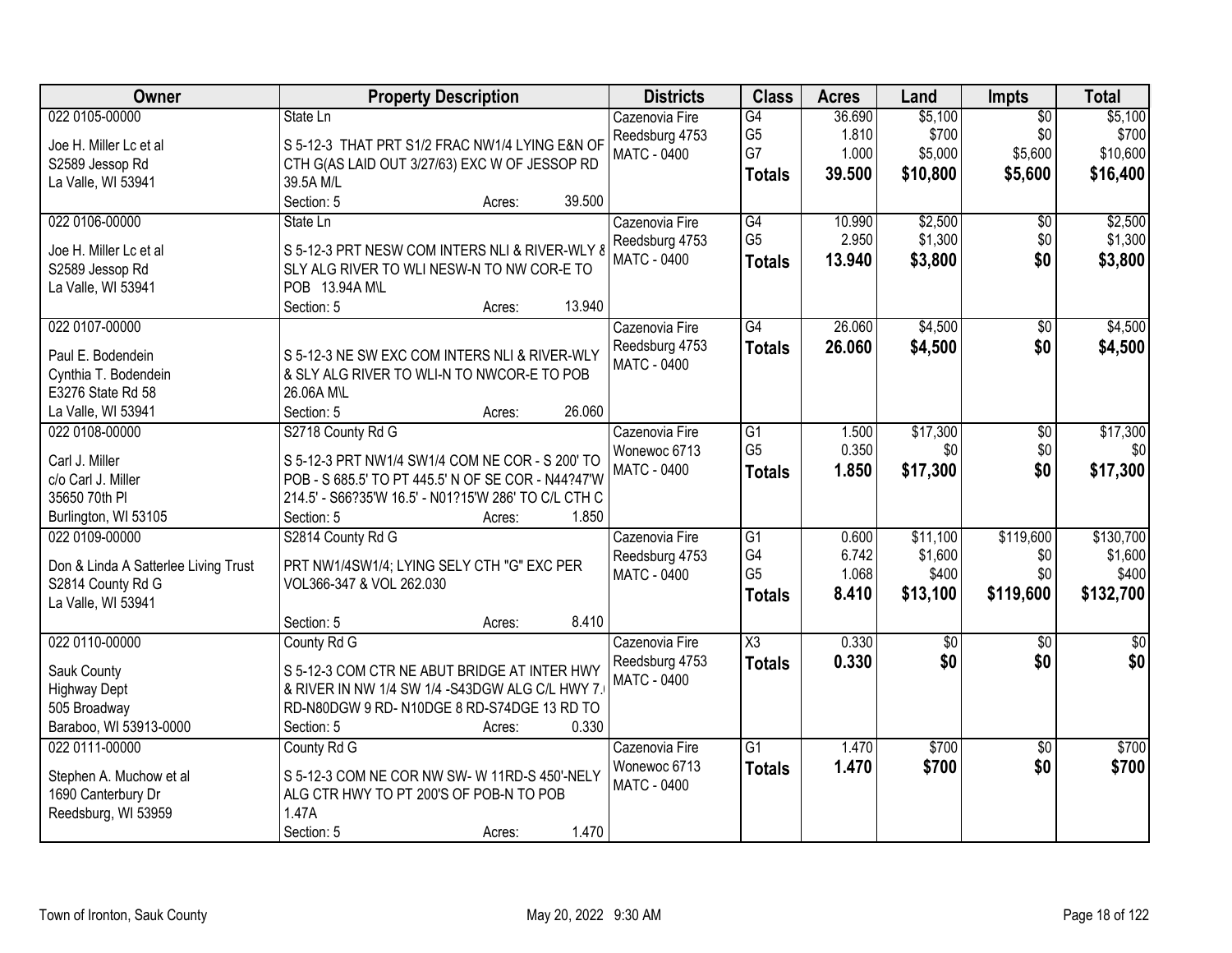| Owner | Property Description | Districts | Class | Acres | Land | Impts | Total |
|---|---|---|---|---|---|---|---|
| 022 0105-00000<br>Joe H. Miller Lc et al<br>S2589 Jessop Rd<br>La Valle, WI 53941 | State Ln<br>S 5-12-3 THAT PRT S1/2 FRAC NW1/4 LYING E&N OF CTH G(AS LAID OUT 3/27/63) EXC W OF JESSOP RD 39.5A M/L<br>Section: 5 Acres: 39.500 | Cazenovia Fire<br>Reedsburg 4753<br>MATC - 0400 | G4<br>G5<br>G7<br>**Totals** | 36.690<br>1.810<br>1.000<br>**39.500** | $5,100<br>$700<br>$5,000<br>**$10,800** | $0<br>$0<br>$5,600<br>**$5,600** | $5,100<br>$700<br>$10,600<br>**$16,400** |
| 022 0106-00000<br>Joe H. Miller Lc et al<br>S2589 Jessop Rd<br>La Valle, WI 53941 | State Ln<br>S 5-12-3 PRT NESW COM INTERS NLI & RIVER-WLY & SLY ALG RIVER TO WLI NESW-N TO NW COR-E TO POB 13.94A M\L<br>Section: 5 Acres: 13.940 | Cazenovia Fire<br>Reedsburg 4753<br>MATC - 0400 | G4<br>G5<br>**Totals** | 10.990<br>2.950<br>**13.940** | $2,500<br>$1,300<br>**$3,800** | $0<br>$0<br>**$0** | $2,500<br>$1,300<br>**$3,800** |
| 022 0107-00000<br>Paul E. Bodendein<br>Cynthia T. Bodendein<br>E3276 State Rd 58<br>La Valle, WI 53941 | S 5-12-3 NE SW EXC COM INTERS NLI & RIVER-WLY & SLY ALG RIVER TO WLI-N TO NWCOR-E TO POB 26.06A M\L<br>Section: 5 Acres: 26.060 | Cazenovia Fire<br>Reedsburg 4753<br>MATC - 0400 | G4<br>**Totals** | 26.060<br>**26.060** | $4,500<br>**$4,500** | $0<br>**$0** | $4,500<br>**$4,500** |
| 022 0108-00000<br>Carl J. Miller<br>c/o Carl J. Miller<br>35650 70th Pl<br>Burlington, WI 53105 | S2718 County Rd G<br>S 5-12-3 PRT NW1/4 SW1/4 COM NE COR - S 200' TO POB - S 685.5' TO PT 445.5' N OF SE COR - N44?47'W 214.5' - S66?35'W 16.5' - N01?15'W 286' TO C/L CTH C<br>Section: 5 Acres: 1.850 | Cazenovia Fire<br>Wonewoc 6713<br>MATC - 0400 | G1<br>G5<br>**Totals** | 1.500<br>0.350<br>**1.850** | $17,300<br>$0<br>**$17,300** | $0<br>$0<br>**$0** | $17,300<br>$0<br>**$17,300** |
| 022 0109-00000<br>Don & Linda A Satterlee Living Trust<br>S2814 County Rd G<br>La Valle, WI 53941 | S2814 County Rd G<br>PRT NW1/4SW1/4; LYING SELY CTH "G" EXC PER VOL366-347 & VOL 262.030<br>Section: 5 Acres: 8.410 | Cazenovia Fire<br>Reedsburg 4753<br>MATC - 0400 | G1<br>G4<br>G5<br>**Totals** | 0.600<br>6.742<br>1.068<br>**8.410** | $11,100<br>$1,600<br>$400<br>**$13,100** | $119,600<br>$0<br>$0<br>**$119,600** | $130,700<br>$1,600<br>$400<br>**$132,700** |
| 022 0110-00000<br>Sauk County<br>Highway Dept<br>505 Broadway<br>Baraboo, WI 53913-0000 | County Rd G<br>S 5-12-3 COM CTR NE ABUT BRIDGE AT INTER HWY & RIVER IN NW 1/4 SW 1/4 -S43DGW ALG C/L HWY 7.( RD-N80DGW 9 RD- N10DGE 8 RD-S74DGE 13 RD TO<br>Section: 5 Acres: 0.330 | Cazenovia Fire<br>Reedsburg 4753<br>MATC - 0400 | X3<br>**Totals** | 0.330<br>**0.330** | $0<br>**$0** | $0<br>**$0** | $0<br>**$0** |
| 022 0111-00000<br>Stephen A. Muchow et al<br>1690 Canterbury Dr<br>Reedsburg, WI 53959 | County Rd G<br>S 5-12-3 COM NE COR NW SW- W 11RD-S 450'-NELY ALG CTR HWY TO PT 200'S OF POB-N TO POB 1.47A<br>Section: 5 Acres: 1.470 | Cazenovia Fire<br>Wonewoc 6713<br>MATC - 0400 | G1<br>**Totals** | 1.470<br>**1.470** | $700<br>**$700** | $0<br>**$0** | $700<br>**$700** |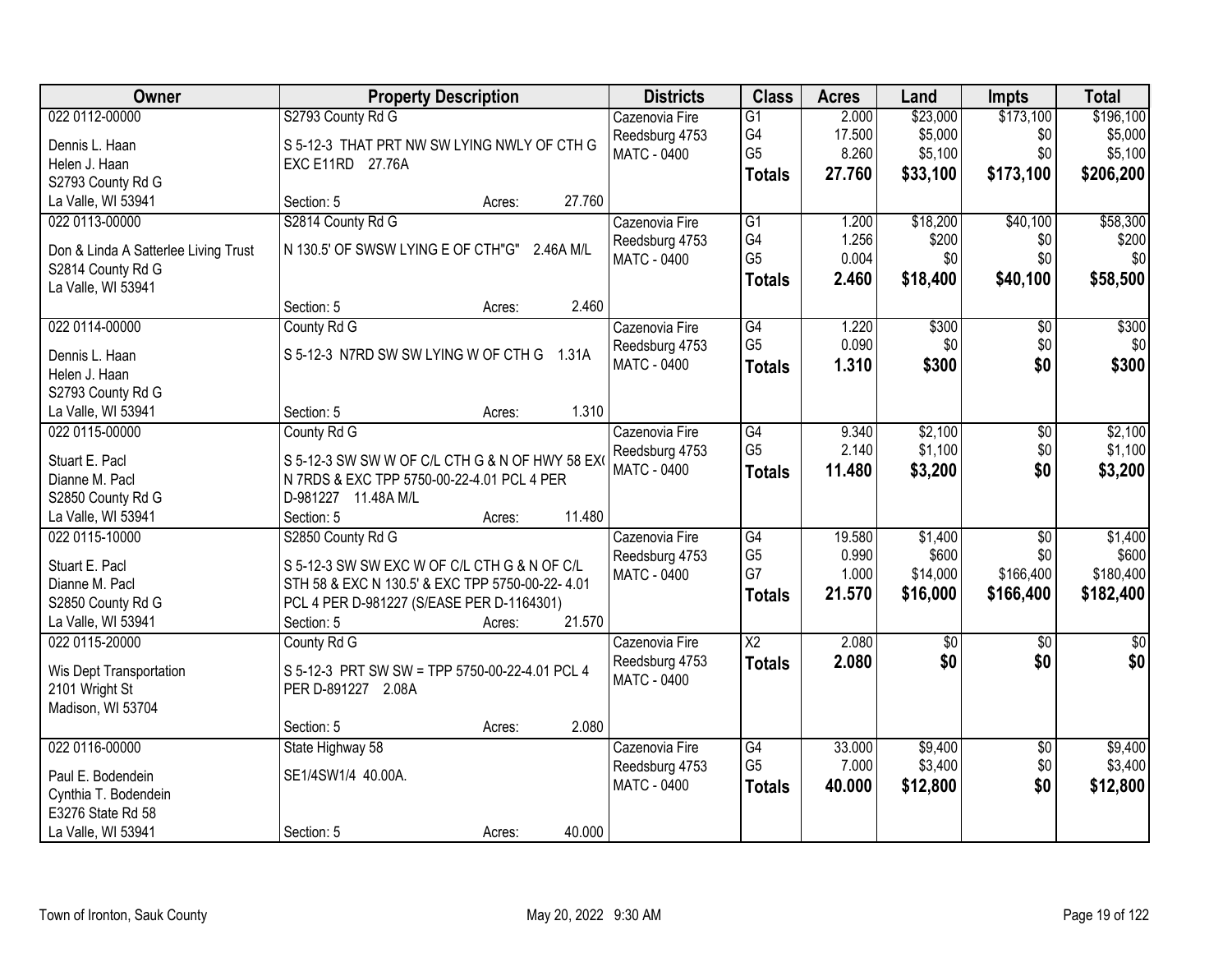| Owner | Property Description | Districts | Class | Acres | Land | Impts | Total |
|---|---|---|---|---|---|---|---|
| 022 0112-00000<br>Dennis L. Haan<br>Helen J. Haan<br>S2793 County Rd G<br>La Valle, WI 53941 | S2793 County Rd G<br>S 5-12-3 THAT PRT NW SW LYING NWLY OF CTH G EXC E11RD 27.76A<br>Section: 5 Acres: 27.760 | Cazenovia Fire<br>Reedsburg 4753<br>MATC - 0400 | G1<br>G4<br>G5<br>**Totals** | 2.000<br>17.500<br>8.260<br>**27.760** | $23,000<br>$5,000<br>$5,100<br>**$33,100** | $173,100<br>$0<br>$0<br>**$173,100** | $196,100<br>$5,000<br>$5,100<br>**$206,200** |
| 022 0113-00000<br>Don & Linda A Satterlee Living Trust<br>S2814 County Rd G<br>La Valle, WI 53941 | S2814 County Rd G<br>N 130.5' OF SWSW LYING E OF CTH"G" 2.46A M/L<br>Section: 5 Acres: 2.460 | Cazenovia Fire<br>Reedsburg 4753<br>MATC - 0400 | G1<br>G4<br>G5<br>**Totals** | 1.200<br>1.256<br>0.004<br>**2.460** | $18,200<br>$200<br>$0<br>**$18,400** | $40,100<br>$0<br>$0<br>**$40,100** | $58,300<br>$200<br>$0<br>**$58,500** |
| 022 0114-00000<br>Dennis L. Haan<br>Helen J. Haan<br>S2793 County Rd G<br>La Valle, WI 53941 | County Rd G<br>S 5-12-3 N7RD SW SW LYING W OF CTH G 1.31A<br>Section: 5 Acres: 1.310 | Cazenovia Fire<br>Reedsburg 4753<br>MATC - 0400 | G4<br>G5<br>**Totals** | 1.220<br>0.090<br>**1.310** | $300<br>$0<br>**$300** | $0<br>$0<br>**$0** | $300<br>$0<br>**$300** |
| 022 0115-00000<br>Stuart E. Pacl<br>Dianne M. Pacl<br>S2850 County Rd G<br>La Valle, WI 53941 | County Rd G<br>S 5-12-3 SW SW W OF C/L CTH G & N OF HWY 58 EX( N 7RDS & EXC TPP 5750-00-22-4.01 PCL 4 PER D-981227 11.48A M/L<br>Section: 5 Acres: 11.480 | Cazenovia Fire<br>Reedsburg 4753<br>MATC - 0400 | G4<br>G5<br>**Totals** | 9.340<br>2.140<br>**11.480** | $2,100<br>$1,100<br>**$3,200** | $0<br>$0<br>**$0** | $2,100<br>$1,100<br>**$3,200** |
| 022 0115-10000<br>Stuart E. Pacl<br>Dianne M. Pacl<br>S2850 County Rd G<br>La Valle, WI 53941 | S2850 County Rd G<br>S 5-12-3 SW SW EXC W OF C/L CTH G & N OF C/L STH 58 & EXC N 130.5' & EXC TPP 5750-00-22- 4.01 PCL 4 PER D-981227 (S/EASE PER D-1164301)<br>Section: 5 Acres: 21.570 | Cazenovia Fire<br>Reedsburg 4753<br>MATC - 0400 | G4<br>G5<br>G7<br>**Totals** | 19.580<br>0.990<br>1.000<br>**21.570** | $1,400<br>$600<br>$14,000<br>**$16,000** | $0<br>$0<br>$166,400<br>**$166,400** | $1,400<br>$600<br>$180,400<br>**$182,400** |
| 022 0115-20000<br>Wis Dept Transportation<br>2101 Wright St<br>Madison, WI 53704 | County Rd G<br>S 5-12-3 PRT SW SW = TPP 5750-00-22-4.01 PCL 4 PER D-891227 2.08A<br>Section: 5 Acres: 2.080 | Cazenovia Fire<br>Reedsburg 4753<br>MATC - 0400 | X2<br>**Totals** | 2.080<br>**2.080** | $0<br>**$0** | $0<br>**$0** | $0<br>**$0** |
| 022 0116-00000<br>Paul E. Bodendein<br>Cynthia T. Bodendein<br>E3276 State Rd 58<br>La Valle, WI 53941 | State Highway 58<br>SE1/4SW1/4 40.00A.<br>Section: 5 Acres: 40.000 | Cazenovia Fire<br>Reedsburg 4753<br>MATC - 0400 | G4<br>G5<br>**Totals** | 33.000<br>7.000<br>**40.000** | $9,400<br>$3,400<br>**$12,800** | $0<br>$0<br>**$0** | $9,400<br>$3,400<br>**$12,800** |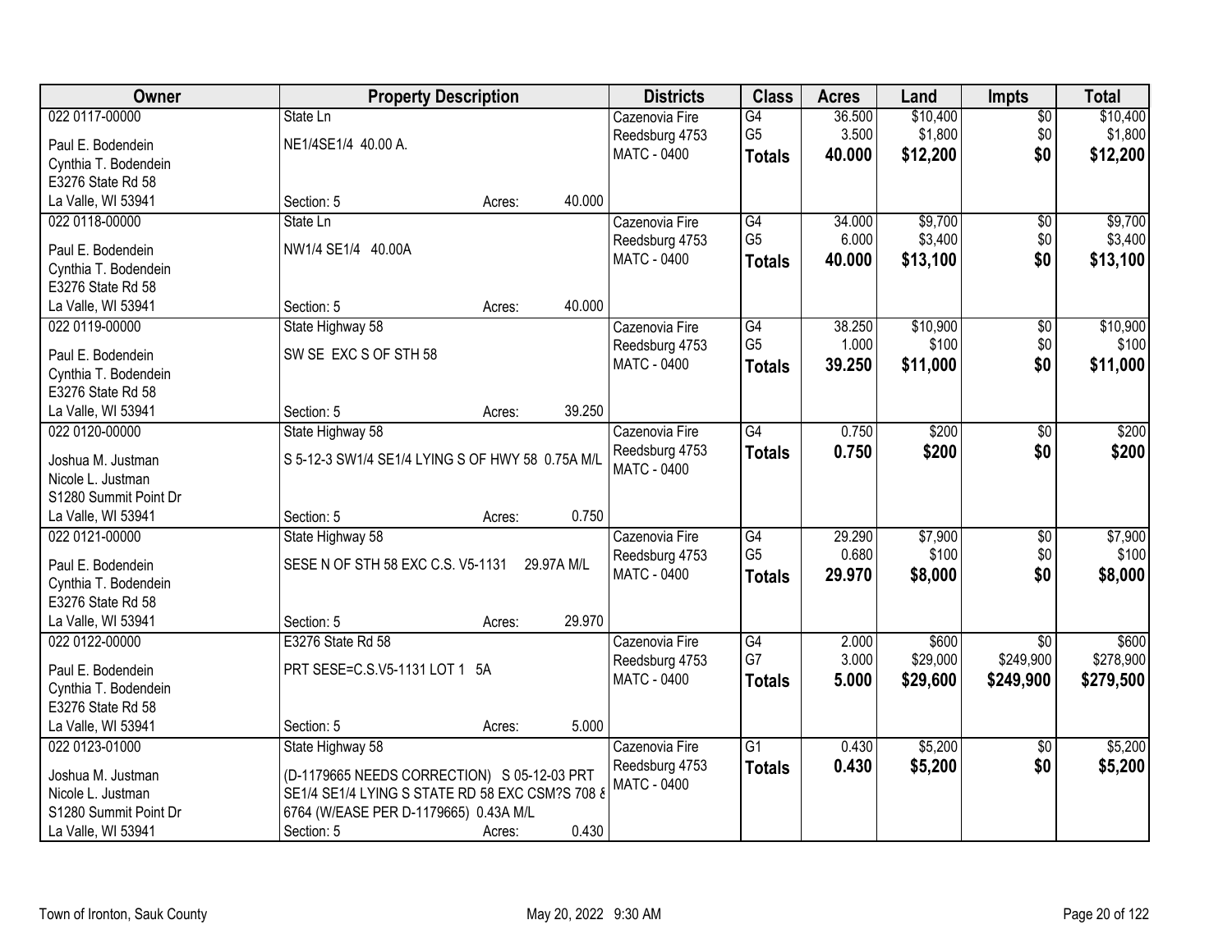| Owner | Property Description | Districts | Class | Acres | Land | Impts | Total |
|---|---|---|---|---|---|---|---|
| 022 0117-00000<br>Paul E. Bodendein<br>Cynthia T. Bodendein<br>E3276 State Rd 58<br>La Valle, WI 53941 | State Ln<br>NE1/4SE1/4 40.00 A.<br>Section: 5 Acres: 40.000 | Cazenovia Fire<br>Reedsburg 4753<br>MATC - 0400 | G4<br>G5<br>**Totals** | 36.500<br>3.500<br>**40.000** | $10,400<br>$1,800<br>**$12,200** | $0<br>$0<br>**$0** | $10,400<br>$1,800<br>**$12,200** |
| 022 0118-00000<br>Paul E. Bodendein<br>Cynthia T. Bodendein<br>E3276 State Rd 58<br>La Valle, WI 53941 | State Ln<br>NW1/4 SE1/4 40.00A<br>Section: 5 Acres: 40.000 | Cazenovia Fire<br>Reedsburg 4753<br>MATC - 0400 | G4<br>G5<br>**Totals** | 34.000<br>6.000<br>**40.000** | $9,700<br>$3,400<br>**$13,100** | $0<br>$0<br>**$0** | $9,700<br>$3,400<br>**$13,100** |
| 022 0119-00000<br>Paul E. Bodendein<br>Cynthia T. Bodendein<br>E3276 State Rd 58<br>La Valle, WI 53941 | State Highway 58<br>SW SE EXC S OF STH 58<br>Section: 5 Acres: 39.250 | Cazenovia Fire<br>Reedsburg 4753<br>MATC - 0400 | G4<br>G5<br>**Totals** | 38.250<br>1.000<br>**39.250** | $10,900<br>$100<br>**$11,000** | $0<br>$0<br>**$0** | $10,900<br>$100<br>**$11,000** |
| 022 0120-00000<br>Joshua M. Justman<br>Nicole L. Justman<br>S1280 Summit Point Dr<br>La Valle, WI 53941 | State Highway 58<br>S 5-12-3 SW1/4 SE1/4 LYING S OF HWY 58 0.75A M/L<br>Section: 5 Acres: 0.750 | Cazenovia Fire<br>Reedsburg 4753<br>MATC - 0400 | G4<br>**Totals** | 0.750<br>**0.750** | $200<br>**$200** | $0<br>**$0** | $200<br>**$200** |
| 022 0121-00000<br>Paul E. Bodendein<br>Cynthia T. Bodendein<br>E3276 State Rd 58<br>La Valle, WI 53941 | State Highway 58<br>SESE N OF STH 58 EXC C.S. V5-1131 29.97A M/L<br>Section: 5 Acres: 29.970 | Cazenovia Fire<br>Reedsburg 4753<br>MATC - 0400 | G4<br>G5<br>**Totals** | 29.290<br>0.680<br>**29.970** | $7,900<br>$100<br>**$8,000** | $0<br>$0<br>**$0** | $7,900<br>$100<br>**$8,000** |
| 022 0122-00000<br>Paul E. Bodendein<br>Cynthia T. Bodendein<br>E3276 State Rd 58<br>La Valle, WI 53941 | E3276 State Rd 58<br>PRT SESE=C.S.V5-1131 LOT 1 5A<br>Section: 5 Acres: 5.000 | Cazenovia Fire<br>Reedsburg 4753<br>MATC - 0400 | G4<br>G7<br>**Totals** | 2.000<br>3.000<br>**5.000** | $600<br>$29,000<br>**$29,600** | $0<br>$249,900<br>**$249,900** | $600<br>$278,900<br>**$279,500** |
| 022 0123-01000<br>Joshua M. Justman<br>Nicole L. Justman<br>S1280 Summit Point Dr<br>La Valle, WI 53941 | State Highway 58<br>(D-1179665 NEEDS CORRECTION) S 05-12-03 PRT SE1/4 SE1/4 LYING S STATE RD 58 EXC CSM?S 708 & 6764 (W/EASE PER D-1179665) 0.43A M/L<br>Section: 5 Acres: 0.430 | Cazenovia Fire<br>Reedsburg 4753<br>MATC - 0400 | G1<br>**Totals** | 0.430<br>**0.430** | $5,200<br>**$5,200** | $0<br>**$0** | $5,200<br>**$5,200** |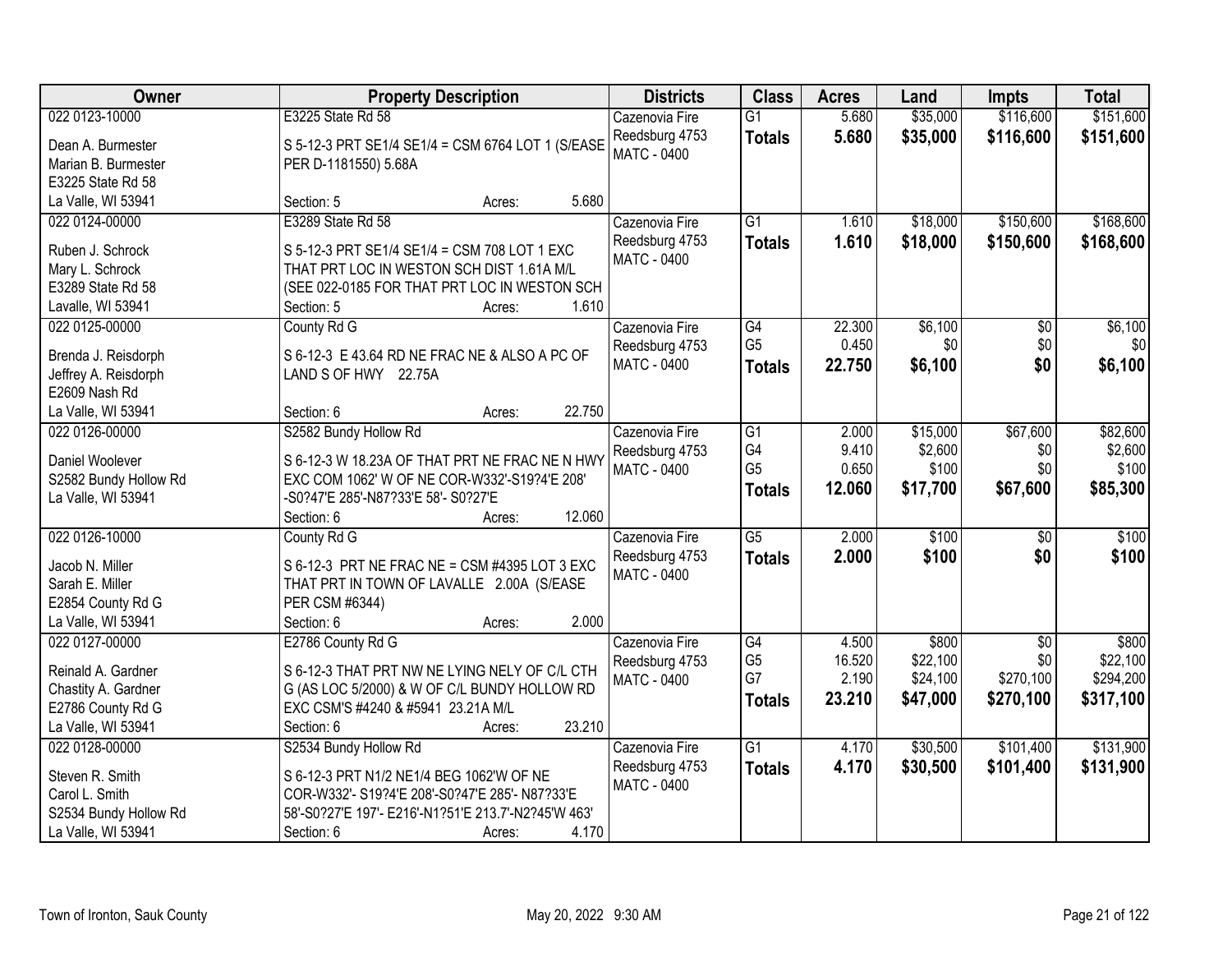| Owner | Property Description | Districts | Class | Acres | Land | Impts | Total |
|---|---|---|---|---|---|---|---|
| 022 0123-10000<br>Dean A. Burmester<br>Marian B. Burmester<br>E3225 State Rd 58<br>La Valle, WI 53941 | E3225 State Rd 58<br>S 5-12-3 PRT SE1/4 SE1/4 = CSM 6764 LOT 1 (S/EASE PER D-1181550) 5.68A<br>Section: 5 Acres: 5.680 | Cazenovia Fire<br>Reedsburg 4753<br>MATC - 0400 | G1<br>**Totals** | 5.680<br>**5.680** | $35,000<br>**$35,000** | $116,600<br>**$116,600** | $151,600<br>**$151,600** |
| 022 0124-00000<br>Ruben J. Schrock<br>Mary L. Schrock<br>E3289 State Rd 58<br>Lavalle, WI 53941 | E3289 State Rd 58<br>S 5-12-3 PRT SE1/4 SE1/4 = CSM 708 LOT 1 EXC THAT PRT LOC IN WESTON SCH DIST 1.61A M/L (SEE 022-0185 FOR THAT PRT LOC IN WESTON SCH<br>Section: 5 Acres: 1.610 | Cazenovia Fire<br>Reedsburg 4753<br>MATC - 0400 | G1<br>**Totals** | 1.610<br>**1.610** | $18,000<br>**$18,000** | $150,600<br>**$150,600** | $168,600<br>**$168,600** |
| 022 0125-00000<br>Brenda J. Reisdorph<br>Jeffrey A. Reisdorph<br>E2609 Nash Rd<br>La Valle, WI 53941 | County Rd G<br>S 6-12-3 E 43.64 RD NE FRAC NE & ALSO A PC OF LAND S OF HWY 22.75A<br>Section: 6 Acres: 22.750 | Cazenovia Fire<br>Reedsburg 4753<br>MATC - 0400 | G4<br>G5<br>**Totals** | 22.300<br>0.450<br>**22.750** | $6,100<br>$0<br>**$6,100** | $0<br>$0<br>**$0** | $6,100<br>$0<br>**$6,100** |
| 022 0126-00000<br>Daniel Woolever<br>S2582 Bundy Hollow Rd<br>La Valle, WI 53941 | S2582 Bundy Hollow Rd<br>S 6-12-3 W 18.23A OF THAT PRT NE FRAC NE N HWY EXC COM 1062' W OF NE COR-W332'-S19?4'E 208' -S0?47'E 285'-N87?33'E 58'- S0?27'E<br>Section: 6 Acres: 12.060 | Cazenovia Fire<br>Reedsburg 4753<br>MATC - 0400 | G1<br>G4<br>G5<br>**Totals** | 2.000<br>9.410<br>0.650<br>**12.060** | $15,000<br>$2,600<br>$100<br>**$17,700** | $67,600<br>$0<br>$0<br>**$67,600** | $82,600<br>$2,600<br>$100<br>**$85,300** |
| 022 0126-10000<br>Jacob N. Miller<br>Sarah E. Miller<br>E2854 County Rd G<br>La Valle, WI 53941 | County Rd G<br>S 6-12-3 PRT NE FRAC NE = CSM #4395 LOT 3 EXC THAT PRT IN TOWN OF LAVALLE 2.00A (S/EASE PER CSM #6344)<br>Section: 6 Acres: 2.000 | Cazenovia Fire<br>Reedsburg 4753<br>MATC - 0400 | G5<br>**Totals** | 2.000<br>**2.000** | $100<br>**$100** | $0<br>**$0** | $100<br>**$100** |
| 022 0127-00000<br>Reinald A. Gardner<br>Chastity A. Gardner<br>E2786 County Rd G<br>La Valle, WI 53941 | E2786 County Rd G<br>S 6-12-3 THAT PRT NW NE LYING NELY OF C/L CTH G (AS LOC 5/2000) & W OF C/L BUNDY HOLLOW RD EXC CSM'S #4240 & #5941 23.21A M/L<br>Section: 6 Acres: 23.210 | Cazenovia Fire<br>Reedsburg 4753<br>MATC - 0400 | G4<br>G5<br>G7<br>**Totals** | 4.500<br>16.520<br>2.190<br>**23.210** | $800<br>$22,100<br>$24,100<br>**$47,000** | $0<br>$0<br>$270,100<br>**$270,100** | $800<br>$22,100<br>$294,200<br>**$317,100** |
| 022 0128-00000<br>Steven R. Smith<br>Carol L. Smith<br>S2534 Bundy Hollow Rd<br>La Valle, WI 53941 | S2534 Bundy Hollow Rd<br>S 6-12-3 PRT N1/2 NE1/4 BEG 1062'W OF NE COR-W332'- S19?4'E 208'-S0?47'E 285'- N87?33'E 58'-S0?27'E 197'- E216'-N1?51'E 213.7'-N2?45'W 463'<br>Section: 6 Acres: 4.170 | Cazenovia Fire<br>Reedsburg 4753<br>MATC - 0400 | G1<br>**Totals** | 4.170<br>**4.170** | $30,500<br>**$30,500** | $101,400<br>**$101,400** | $131,900<br>**$131,900** |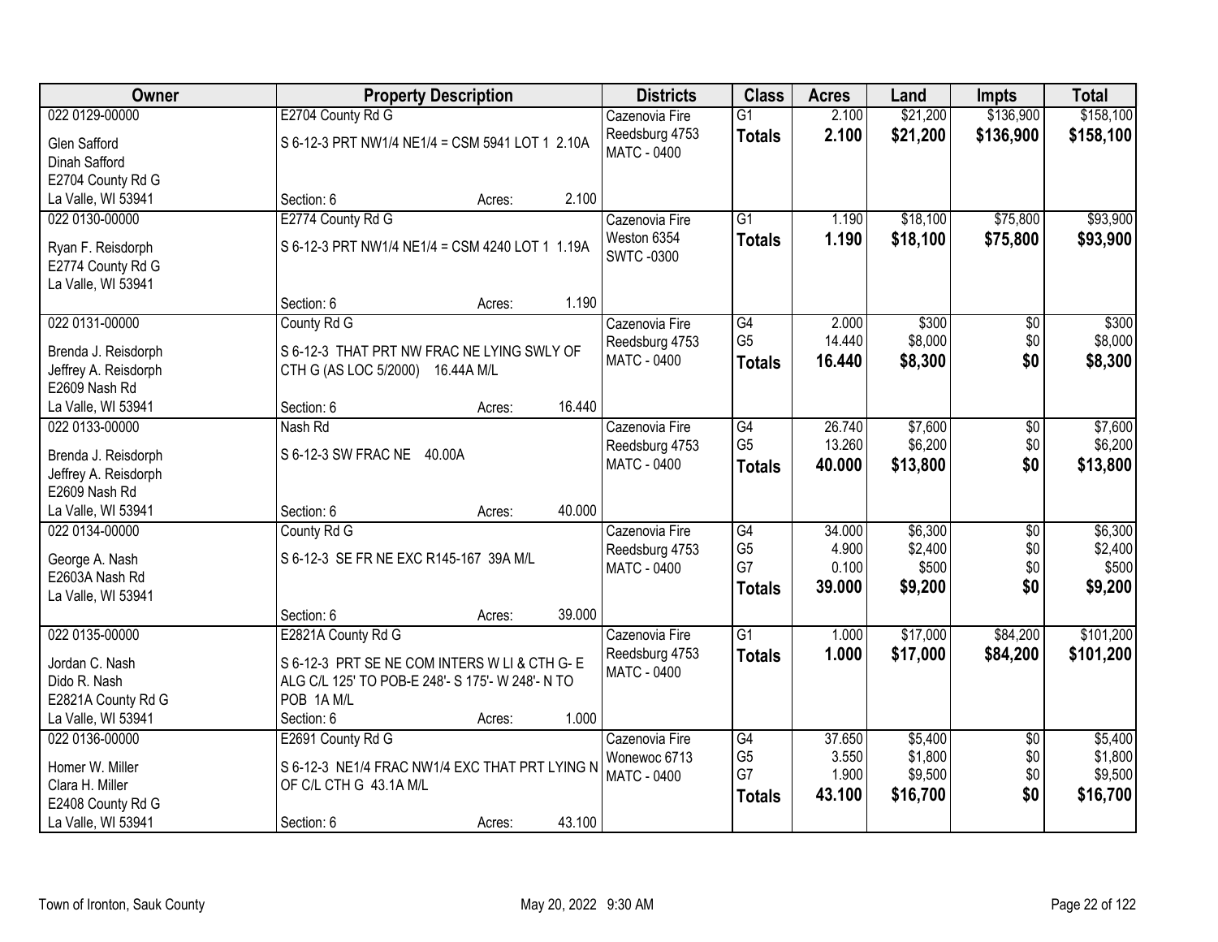| Owner | Property Description | Districts | Class | Acres | Land | Impts | Total |
|---|---|---|---|---|---|---|---|
| 022 0129-00000<br>Glen Safford<br>Dinah Safford<br>E2704 County Rd G<br>La Valle, WI 53941 | E2704 County Rd G<br>S 6-12-3 PRT NW1/4 NE1/4 = CSM 5941 LOT 1 2.10A<br>Section: 6 Acres: 2.100 | Cazenovia Fire<br>Reedsburg 4753<br>MATC - 0400 | G1<br>**Totals** | 2.100<br>**2.100** | $21,200<br>**$21,200** | $136,900<br>**$136,900** | $158,100<br>**$158,100** |
| 022 0130-00000<br>Ryan F. Reisdorph<br>E2774 County Rd G<br>La Valle, WI 53941 | E2774 County Rd G<br>S 6-12-3 PRT NW1/4 NE1/4 = CSM 4240 LOT 1 1.19A<br>Section: 6 Acres: 1.190 | Cazenovia Fire<br>Weston 6354<br>SWTC -0300 | G1<br>**Totals** | 1.190<br>**1.190** | $18,100<br>**$18,100** | $75,800<br>**$75,800** | $93,900<br>**$93,900** |
| 022 0131-00000<br>Brenda J. Reisdorph<br>Jeffrey A. Reisdorph<br>E2609 Nash Rd<br>La Valle, WI 53941 | County Rd G<br>S 6-12-3 THAT PRT NW FRAC NE LYING SWLY OF CTH G (AS LOC 5/2000) 16.44A M/L<br>Section: 6 Acres: 16.440 | Cazenovia Fire<br>Reedsburg 4753<br>MATC - 0400 | G4<br>G5<br>**Totals** | 2.000<br>14.440<br>**16.440** | $300<br>$8,000<br>**$8,300** | $0<br>$0<br>**$0** | $300<br>$8,000<br>**$8,300** |
| 022 0133-00000<br>Brenda J. Reisdorph<br>Jeffrey A. Reisdorph<br>E2609 Nash Rd<br>La Valle, WI 53941 | Nash Rd<br>S 6-12-3 SW FRAC NE 40.00A<br>Section: 6 Acres: 40.000 | Cazenovia Fire<br>Reedsburg 4753<br>MATC - 0400 | G4<br>G5<br>**Totals** | 26.740<br>13.260<br>**40.000** | $7,600<br>$6,200<br>**$13,800** | $0<br>$0<br>**$0** | $7,600<br>$6,200<br>**$13,800** |
| 022 0134-00000<br>George A. Nash<br>E2603A Nash Rd<br>La Valle, WI 53941 | County Rd G<br>S 6-12-3 SE FR NE EXC R145-167 39A M/L<br>Section: 6 Acres: 39.000 | Cazenovia Fire<br>Reedsburg 4753<br>MATC - 0400 | G4<br>G5<br>G7<br>**Totals** | 34.000<br>4.900<br>0.100<br>**39.000** | $6,300<br>$2,400<br>$500<br>**$9,200** | $0<br>$0<br>$0<br>**$0** | $6,300<br>$2,400<br>$500<br>**$9,200** |
| 022 0135-00000<br>Jordan C. Nash<br>Dido R. Nash<br>E2821A County Rd G<br>La Valle, WI 53941 | E2821A County Rd G<br>S 6-12-3 PRT SE NE COM INTERS W LI & CTH G- E ALG C/L 125' TO POB-E 248'- S 175'- W 248'- N TO POB 1A M/L<br>Section: 6 Acres: 1.000 | Cazenovia Fire<br>Reedsburg 4753<br>MATC - 0400 | G1<br>**Totals** | 1.000<br>**1.000** | $17,000<br>**$17,000** | $84,200<br>**$84,200** | $101,200<br>**$101,200** |
| 022 0136-00000<br>Homer W. Miller<br>Clara H. Miller<br>E2408 County Rd G<br>La Valle, WI 53941 | E2691 County Rd G<br>S 6-12-3 NE1/4 FRAC NW1/4 EXC THAT PRT LYING N OF C/L CTH G 43.1A M/L<br>Section: 6 Acres: 43.100 | Cazenovia Fire<br>Wonewoc 6713<br>MATC - 0400 | G4<br>G5<br>G7<br>**Totals** | 37.650<br>3.550<br>1.900<br>**43.100** | $5,400<br>$1,800<br>$9,500<br>**$16,700** | $0<br>$0<br>$0<br>**$0** | $5,400<br>$1,800<br>$9,500<br>**$16,700** |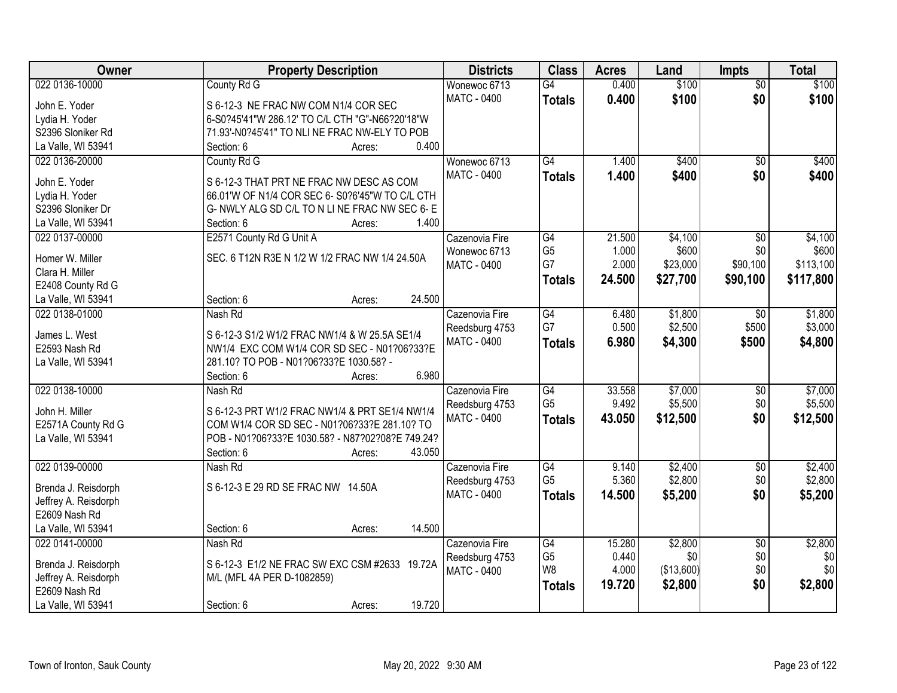| Owner | Property Description | Districts | Class | Acres | Land | Impts | Total |
|---|---|---|---|---|---|---|---|
| 022 0136-10000<br>John E. Yoder<br>Lydia H. Yoder<br>S2396 Sloniker Rd<br>La Valle, WI 53941 | County Rd G<br>S 6-12-3 NE FRAC NW COM N1/4 COR SEC 6-S0?45'41"W 286.12' TO C/L CTH "G"-N66?20'18"W 71.93'-N0?45'41" TO NLI NE FRAC NW-ELY TO POB<br>Section: 6 Acres: 0.400 | Wonewoc 6713<br>MATC - 0400 | G4<br>**Totals** | 0.400<br>**0.400** | $100<br>**$100** | $0<br>**$0** | $100<br>**$100** |
| 022 0136-20000<br>John E. Yoder<br>Lydia H. Yoder<br>S2396 Sloniker Dr<br>La Valle, WI 53941 | County Rd G<br>S 6-12-3 THAT PRT NE FRAC NW DESC AS COM 66.01'W OF N1/4 COR SEC 6- S0?6'45"W TO C/L CTH G- NWLY ALG SD C/L TO N LI NE FRAC NW SEC 6- E<br>Section: 6 Acres: 1.400 | Wonewoc 6713<br>MATC - 0400 | G4<br>**Totals** | 1.400<br>**1.400** | $400<br>**$400** | $0<br>**$0** | $400<br>**$400** |
| 022 0137-00000<br>Homer W. Miller<br>Clara H. Miller<br>E2408 County Rd G<br>La Valle, WI 53941 | E2571 County Rd G Unit A<br>SEC. 6 T12N R3E N 1/2 W 1/2 FRAC NW 1/4 24.50A<br>Section: 6 Acres: 24.500 | Cazenovia Fire<br>Wonewoc 6713<br>MATC - 0400 | G4<br>G5<br>G7<br>**Totals** | 21.500<br>1.000<br>2.000<br>**24.500** | $4,100<br>$600<br>$23,000<br>**$27,700** | $0<br>$0<br>$90,100<br>**$90,100** | $4,100<br>$600<br>$113,100<br>**$117,800** |
| 022 0138-01000<br>James L. West<br>E2593 Nash Rd<br>La Valle, WI 53941 | Nash Rd<br>S 6-12-3 S1/2 W1/2 FRAC NW1/4 & W 25.5A SE1/4 NW1/4 EXC COM W1/4 COR SD SEC - N01?06?33?E 281.10? TO POB - N01?06?33?E 1030.58? -<br>Section: 6 Acres: 6.980 | Cazenovia Fire<br>Reedsburg 4753<br>MATC - 0400 | G4<br>G7<br>**Totals** | 6.480<br>0.500<br>**6.980** | $1,800<br>$2,500<br>**$4,300** | $0<br>$500<br>**$500** | $1,800<br>$3,000<br>**$4,800** |
| 022 0138-10000<br>John H. Miller<br>E2571A County Rd G<br>La Valle, WI 53941 | Nash Rd<br>S 6-12-3 PRT W1/2 FRAC NW1/4 & PRT SE1/4 NW1/4 COM W1/4 COR SD SEC - N01?06?33?E 281.10? TO POB - N01?06?33?E 1030.58? - N87?02?08?E 749.24?<br>Section: 6 Acres: 43.050 | Cazenovia Fire<br>Reedsburg 4753<br>MATC - 0400 | G4<br>G5<br>**Totals** | 33.558<br>9.492<br>**43.050** | $7,000<br>$5,500<br>**$12,500** | $0<br>$0<br>**$0** | $7,000<br>$5,500<br>**$12,500** |
| 022 0139-00000<br>Brenda J. Reisdorph<br>Jeffrey A. Reisdorph<br>E2609 Nash Rd<br>La Valle, WI 53941 | Nash Rd<br>S 6-12-3 E 29 RD SE FRAC NW 14.50A<br>Section: 6 Acres: 14.500 | Cazenovia Fire<br>Reedsburg 4753<br>MATC - 0400 | G4<br>G5<br>**Totals** | 9.140<br>5.360<br>**14.500** | $2,400<br>$2,800<br>**$5,200** | $0<br>$0<br>**$0** | $2,400<br>$2,800<br>**$5,200** |
| 022 0141-00000<br>Brenda J. Reisdorph<br>Jeffrey A. Reisdorph<br>E2609 Nash Rd<br>La Valle, WI 53941 | Nash Rd<br>S 6-12-3 E1/2 NE FRAC SW EXC CSM #2633 19.72A M/L (MFL 4A PER D-1082859)<br>Section: 6 Acres: 19.720 | Cazenovia Fire<br>Reedsburg 4753<br>MATC - 0400 | G4<br>G5<br>W8<br>**Totals** | 15.280<br>0.440<br>4.000<br>**19.720** | $2,800<br>$0<br>($13,600)<br>**$2,800** | $0<br>$0<br>$0<br>**$0** | $2,800<br>$0<br>$0<br>**$2,800** |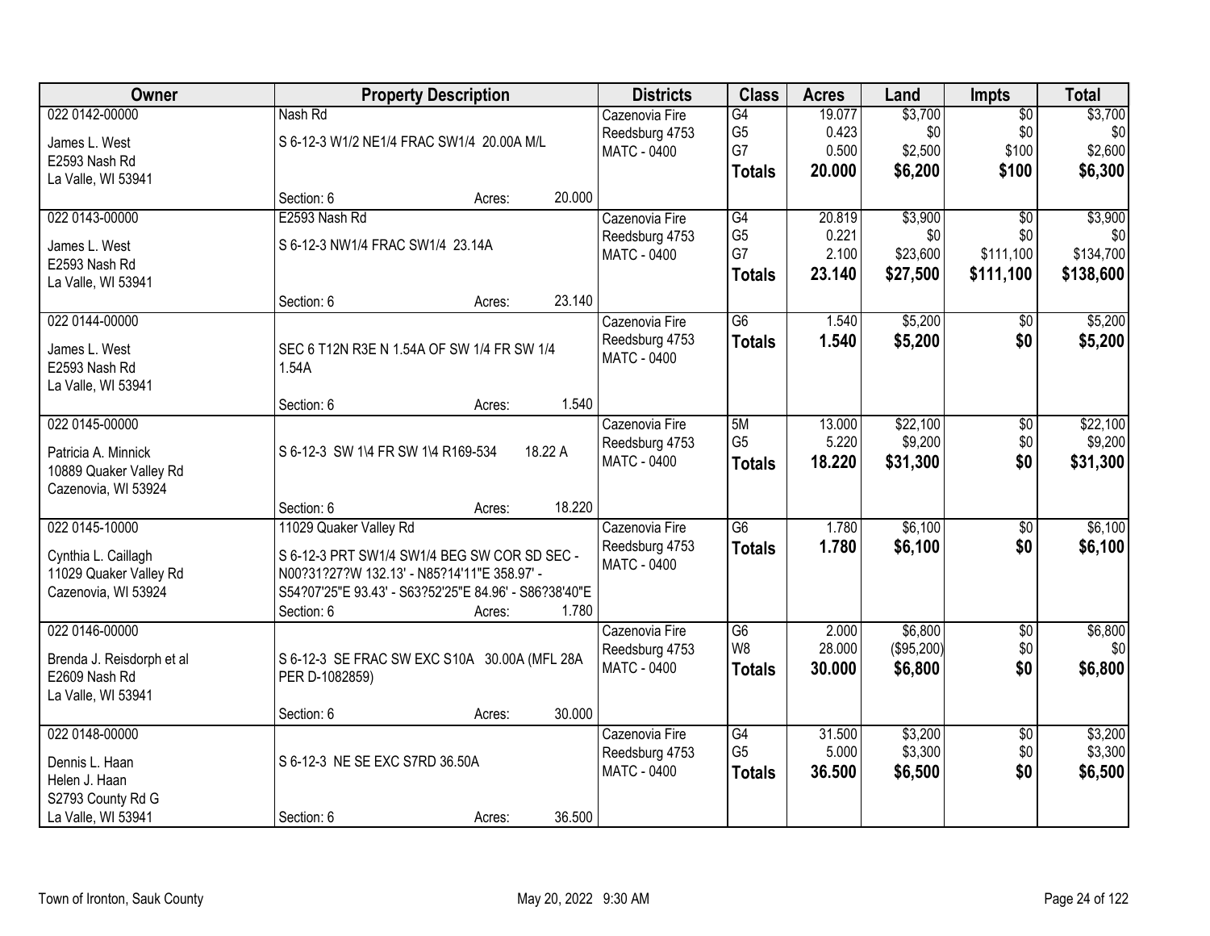| Owner | Property Description | Districts | Class | Acres | Land | Impts | Total |
|---|---|---|---|---|---|---|---|
| 022 0142-00000<br>James L. West<br>E2593 Nash Rd<br>La Valle, WI 53941 | Nash Rd<br>S 6-12-3 W1/2 NE1/4 FRAC SW1/4 20.00A M/L<br>Section: 6 Acres: 20.000 | Cazenovia Fire<br>Reedsburg 4753<br>MATC - 0400 | G4<br>G5<br>G7<br>**Totals** | 19.077<br>0.423<br>0.500<br>**20.000** | $3,700<br>$0<br>$2,500<br>**$6,200** | $0<br>$0<br>$100<br>**$100** | $3,700<br>$0<br>$2,600<br>**$6,300** |
| 022 0143-00000<br>James L. West<br>E2593 Nash Rd<br>La Valle, WI 53941 | E2593 Nash Rd<br>S 6-12-3 NW1/4 FRAC SW1/4 23.14A<br>Section: 6 Acres: 23.140 | Cazenovia Fire<br>Reedsburg 4753<br>MATC - 0400 | G4<br>G5<br>G7<br>**Totals** | 20.819<br>0.221<br>2.100<br>**23.140** | $3,900<br>$0<br>$23,600<br>**$27,500** | $0<br>$0<br>$111,100<br>**$111,100** | $3,900<br>$0<br>$134,700<br>**$138,600** |
| 022 0144-00000<br>James L. West<br>E2593 Nash Rd<br>La Valle, WI 53941 | SEC 6 T12N R3E N 1.54A OF SW 1/4 FR SW 1/4 1.54A<br>Section: 6 Acres: 1.540 | Cazenovia Fire<br>Reedsburg 4753<br>MATC - 0400 | G6<br>**Totals** | 1.540<br>**1.540** | $5,200<br>**$5,200** | $0<br>**$0** | $5,200<br>**$5,200** |
| 022 0145-00000<br>Patricia A. Minnick<br>10889 Quaker Valley Rd<br>Cazenovia, WI 53924 | S 6-12-3 SW 1\4 FR SW 1\4 R169-534 18.22 A<br>Section: 6 Acres: 18.220 | Cazenovia Fire<br>Reedsburg 4753<br>MATC - 0400 | 5M<br>G5<br>**Totals** | 13.000<br>5.220<br>**18.220** | $22,100<br>$9,200<br>**$31,300** | $0<br>$0<br>**$0** | $22,100<br>$9,200<br>**$31,300** |
| 022 0145-10000<br>Cynthia L. Caillagh<br>11029 Quaker Valley Rd<br>Cazenovia, WI 53924 | 11029 Quaker Valley Rd<br>S 6-12-3 PRT SW1/4 SW1/4 BEG SW COR SD SEC - N00?31?27?W 132.13' - N85?14'11"E 358.97' - S54?07'25"E 93.43' - S63?52'25"E 84.96' - S86?38'40"E<br>Section: 6 Acres: 1.780 | Cazenovia Fire<br>Reedsburg 4753<br>MATC - 0400 | G6<br>**Totals** | 1.780<br>**1.780** | $6,100<br>**$6,100** | $0<br>**$0** | $6,100<br>**$6,100** |
| 022 0146-00000<br>Brenda J. Reisdorph et al<br>E2609 Nash Rd<br>La Valle, WI 53941 | S 6-12-3 SE FRAC SW EXC S10A 30.00A (MFL 28A PER D-1082859)<br>Section: 6 Acres: 30.000 | Cazenovia Fire<br>Reedsburg 4753<br>MATC - 0400 | G6<br>W8<br>**Totals** | 2.000<br>28.000<br>**30.000** | $6,800<br>($95,200)<br>**$6,800** | $0<br>$0<br>**$0** | $6,800<br>$0<br>**$6,800** |
| 022 0148-00000<br>Dennis L. Haan<br>Helen J. Haan<br>S2793 County Rd G<br>La Valle, WI 53941 | S 6-12-3 NE SE EXC S7RD 36.50A<br>Section: 6 Acres: 36.500 | Cazenovia Fire<br>Reedsburg 4753<br>MATC - 0400 | G4<br>G5<br>**Totals** | 31.500<br>5.000<br>**36.500** | $3,200<br>$3,300<br>**$6,500** | $0<br>$0<br>**$0** | $3,200<br>$3,300<br>**$6,500** |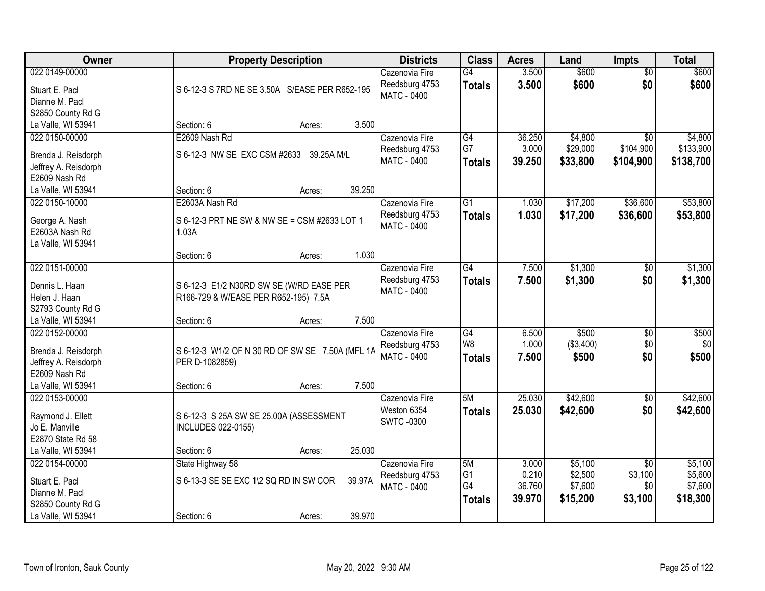| Owner | Property Description | Districts | Class | Acres | Land | Impts | Total |
|---|---|---|---|---|---|---|---|
| 022 0149-00000<br>Stuart E. Pacl<br>Dianne M. Pacl<br>S2850 County Rd G<br>La Valle, WI 53941 | S 6-12-3 S 7RD NE SE 3.50A S/EASE PER R652-195<br>Section: 6 Acres: 3.500 | Cazenovia Fire<br>Reedsburg 4753<br>MATC - 0400 | G4<br>**Totals** | 3.500<br>**3.500** | $600<br>**$600** | $0<br>**$0** | $600<br>**$600** |
| 022 0150-00000<br>Brenda J. Reisdorph<br>Jeffrey A. Reisdorph<br>E2609 Nash Rd<br>La Valle, WI 53941 | E2609 Nash Rd<br>S 6-12-3 NW SE EXC CSM #2633 39.25A M/L<br>Section: 6 Acres: 39.250 | Cazenovia Fire<br>Reedsburg 4753<br>MATC - 0400 | G4<br>G7<br>**Totals** | 36.250<br>3.000<br>**39.250** | $4,800<br>$29,000<br>**$33,800** | $0<br>$104,900<br>**$104,900** | $4,800<br>$133,900<br>**$138,700** |
| 022 0150-10000<br>George A. Nash<br>E2603A Nash Rd<br>La Valle, WI 53941 | E2603A Nash Rd<br>S 6-12-3 PRT NE SW & NW SE = CSM #2633 LOT 1 1.03A<br>Section: 6 Acres: 1.030 | Cazenovia Fire<br>Reedsburg 4753<br>MATC - 0400 | G1<br>**Totals** | 1.030<br>**1.030** | $17,200<br>**$17,200** | $36,600<br>**$36,600** | $53,800<br>**$53,800** |
| 022 0151-00000<br>Dennis L. Haan<br>Helen J. Haan<br>S2793 County Rd G<br>La Valle, WI 53941 | S 6-12-3 E1/2 N30RD SW SE (W/RD EASE PER R166-729 & W/EASE PER R652-195) 7.5A<br>Section: 6 Acres: 7.500 | Cazenovia Fire<br>Reedsburg 4753<br>MATC - 0400 | G4<br>**Totals** | 7.500<br>**7.500** | $1,300<br>**$1,300** | $0<br>**$0** | $1,300<br>**$1,300** |
| 022 0152-00000<br>Brenda J. Reisdorph<br>Jeffrey A. Reisdorph<br>E2609 Nash Rd<br>La Valle, WI 53941 | S 6-12-3 W1/2 OF N 30 RD OF SW SE 7.50A (MFL 1A PER D-1082859)<br>Section: 6 Acres: 7.500 | Cazenovia Fire<br>Reedsburg 4753<br>MATC - 0400 | G4<br>W8<br>**Totals** | 6.500<br>1.000<br>**7.500** | $500<br>($3,400)<br>**$500** | $0<br>$0<br>**$0** | $500<br>$0<br>**$500** |
| 022 0153-00000<br>Raymond J. Ellett<br>Jo E. Manville<br>E2870 State Rd 58<br>La Valle, WI 53941 | S 6-12-3 S 25A SW SE 25.00A (ASSESSMENT INCLUDES 022-0155)<br>Section: 6 Acres: 25.030 | Cazenovia Fire<br>Weston 6354<br>SWTC -0300 | 5M<br>**Totals** | 25.030<br>**25.030** | $42,600<br>**$42,600** | $0<br>**$0** | $42,600<br>**$42,600** |
| 022 0154-00000<br>Stuart E. Pacl<br>Dianne M. Pacl<br>S2850 County Rd G<br>La Valle, WI 53941 | State Highway 58<br>S 6-13-3 SE SE EXC 1\2 SQ RD IN SW COR 39.97A<br>Section: 6 Acres: 39.970 | Cazenovia Fire<br>Reedsburg 4753<br>MATC - 0400 | 5M<br>G1<br>G4<br>**Totals** | 3.000<br>0.210<br>36.760<br>**39.970** | $5,100<br>$2,500<br>$7,600<br>**$15,200** | $0<br>$3,100<br>$0<br>**$3,100** | $5,100<br>$5,600<br>$7,600<br>**$18,300** |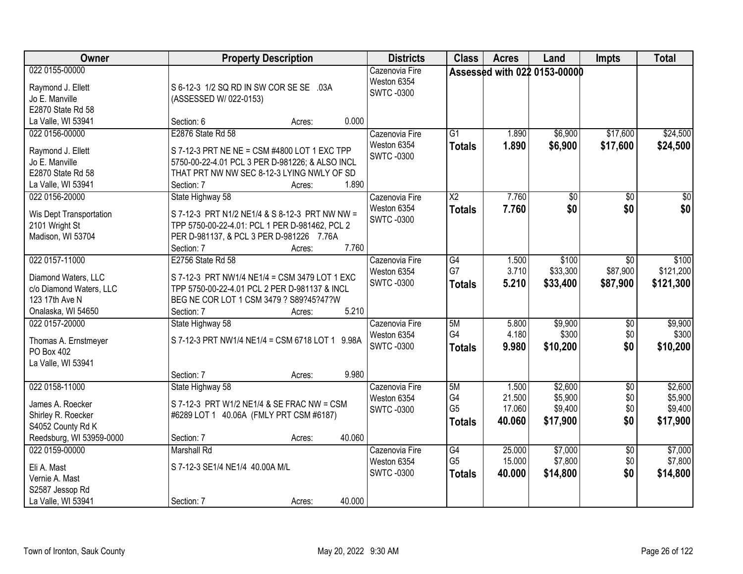| Owner | Property Description | Districts | Class | Acres | Land | Impts | Total |
|---|---|---|---|---|---|---|---|
| 022 0155-00000<br>Raymond J. Ellett<br>Jo E. Manville<br>E2870 State Rd 58<br>La Valle, WI 53941 | S 6-12-3 1/2 SQ RD IN SW COR SE SE .03A (ASSESSED W/ 022-0153)<br>Section: 6 Acres: 0.000 | Cazenovia Fire<br>Weston 6354<br>SWTC -0300 | Assessed with 022 0153-00000 | | | | |
| 022 0156-00000<br>Raymond J. Ellett<br>Jo E. Manville<br>E2870 State Rd 58<br>La Valle, WI 53941 | E2876 State Rd 58<br>S 7-12-3 PRT NE NE = CSM #4800 LOT 1 EXC TPP 5750-00-22-4.01 PCL 3 PER D-981226; & ALSO INCL THAT PRT NW NW SEC 8-12-3 LYING NWLY OF SD<br>Section: 7 Acres: 1.890 | Cazenovia Fire<br>Weston 6354<br>SWTC -0300 | G1<br>**Totals** | 1.890<br>**1.890** | $6,900<br>**$6,900** | $17,600<br>**$17,600** | $24,500<br>**$24,500** |
| 022 0156-20000<br>Wis Dept Transportation<br>2101 Wright St<br>Madison, WI 53704 | State Highway 58<br>S 7-12-3 PRT N1/2 NE1/4 & S 8-12-3 PRT NW NW = TPP 5750-00-22-4.01: PCL 1 PER D-981462, PCL 2 PER D-981137, & PCL 3 PER D-981226 7.76A<br>Section: 7 Acres: 7.760 | Cazenovia Fire<br>Weston 6354<br>SWTC -0300 | X2<br>**Totals** | 7.760<br>**7.760** | $0<br>**$0** | $0<br>**$0** | $0<br>**$0** |
| 022 0157-11000<br>Diamond Waters, LLC<br>c/o Diamond Waters, LLC<br>123 17th Ave N<br>Onalaska, WI 54650 | E2756 State Rd 58<br>S 7-12-3 PRT NW1/4 NE1/4 = CSM 3479 LOT 1 EXC TPP 5750-00-22-4.01 PCL 2 PER D-981137 & INCL BEG NE COR LOT 1 CSM 3479 ? S89?45?47?W<br>Section: 7 Acres: 5.210 | Cazenovia Fire<br>Weston 6354<br>SWTC -0300 | G4<br>G7<br>**Totals** | 1.500<br>3.710<br>**5.210** | $100<br>$33,300<br>**$33,400** | $0<br>$87,900<br>**$87,900** | $100<br>$121,200<br>**$121,300** |
| 022 0157-20000<br>Thomas A. Ernstmeyer<br>PO Box 402<br>La Valle, WI 53941 | State Highway 58<br>S 7-12-3 PRT NW1/4 NE1/4 = CSM 6718 LOT 1 9.98A<br>Section: 7 Acres: 9.980 | Cazenovia Fire<br>Weston 6354<br>SWTC -0300 | 5M<br>G4<br>**Totals** | 5.800<br>4.180<br>**9.980** | $9,900<br>$300<br>**$10,200** | $0<br>$0<br>**$0** | $9,900<br>$300<br>**$10,200** |
| 022 0158-11000<br>James A. Roecker<br>Shirley R. Roecker<br>S4052 County Rd K<br>Reedsburg, WI 53959-0000 | State Highway 58<br>S 7-12-3 PRT W1/2 NE1/4 & SE FRAC NW = CSM #6289 LOT 1 40.06A (FMLY PRT CSM #6187)<br>Section: 7 Acres: 40.060 | Cazenovia Fire<br>Weston 6354<br>SWTC -0300 | 5M<br>G4<br>G5<br>**Totals** | 1.500<br>21.500<br>17.060<br>**40.060** | $2,600<br>$5,900<br>$9,400<br>**$17,900** | $0<br>$0<br>$0<br>**$0** | $2,600<br>$5,900<br>$9,400<br>**$17,900** |
| 022 0159-00000<br>Eli A. Mast<br>Vernie A. Mast<br>S2587 Jessop Rd<br>La Valle, WI 53941 | Marshall Rd<br>S 7-12-3 SE1/4 NE1/4 40.00A M/L<br>Section: 7 Acres: 40.000 | Cazenovia Fire<br>Weston 6354<br>SWTC -0300 | G4<br>G5<br>**Totals** | 25.000<br>15.000<br>**40.000** | $7,000<br>$7,800<br>**$14,800** | $0<br>$0<br>**$0** | $7,000<br>$7,800<br>**$14,800** |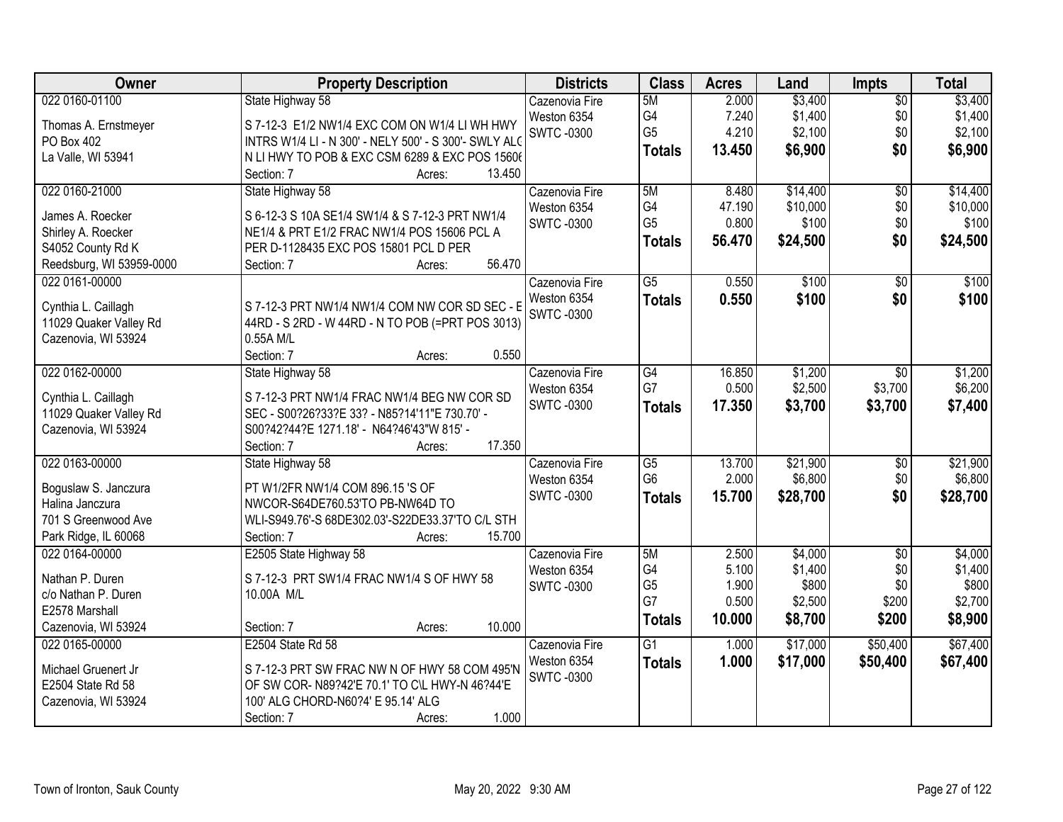| Owner | Property Description | Districts | Class | Acres | Land | Impts | Total |
|---|---|---|---|---|---|---|---|
| 022 0160-01100<br><br>Thomas A. Ernstmeyer<br>PO Box 402<br>La Valle, WI 53941 | State Highway 58<br><br>S 7-12-3 E1/2 NW1/4 EXC COM ON W1/4 LI WH HWY INTRS W1/4 LI - N 300' - NELY 500' - S 300'- SWLY ALG N LI HWY TO POB & EXC CSM 6289 & EXC POS 15606<br>Section: 7 Acres: 13.450 | Cazenovia Fire<br>Weston 6354<br>SWTC -0300 | 5M<br>G4<br>G5<br>**Totals** | 2.000<br>7.240<br>4.210<br>**13.450** | $3,400<br>$1,400<br>$2,100<br>**$6,900** | $0<br>$0<br>$0<br>**$0** | $3,400<br>$1,400<br>$2,100<br>**$6,900** |
| 022 0160-21000<br><br>James A. Roecker<br>Shirley A. Roecker<br>S4052 County Rd K<br>Reedsburg, WI 53959-0000 | State Highway 58<br><br>S 6-12-3 S 10A SE1/4 SW1/4 & S 7-12-3 PRT NW1/4 NE1/4 & PRT E1/2 FRAC NW1/4 POS 15606 PCL A PER D-1128435 EXC POS 15801 PCL D PER<br>Section: 7 Acres: 56.470 | Cazenovia Fire<br>Weston 6354<br>SWTC -0300 | 5M<br>G4<br>G5<br>**Totals** | 8.480<br>47.190<br>0.800<br>**56.470** | $14,400<br>$10,000<br>$100<br>**$24,500** | $0<br>$0<br>$0<br>**$0** | $14,400<br>$10,000<br>$100<br>**$24,500** |
| 022 0161-00000<br><br>Cynthia L. Caillagh<br>11029 Quaker Valley Rd<br>Cazenovia, WI 53924 | S 7-12-3 PRT NW1/4 NW1/4 COM NW COR SD SEC - E 44RD - S 2RD - W 44RD - N TO POB (=PRT POS 3013) 0.55A M/L<br>Section: 7 Acres: 0.550 | Cazenovia Fire<br>Weston 6354<br>SWTC -0300 | G5<br>**Totals** | 0.550<br>**0.550** | $100<br>**$100** | $0<br>**$0** | $100<br>**$100** |
| 022 0162-00000<br><br>Cynthia L. Caillagh<br>11029 Quaker Valley Rd<br>Cazenovia, WI 53924 | State Highway 58<br><br>S 7-12-3 PRT NW1/4 FRAC NW1/4 BEG NW COR SD SEC - S00?26?33?E 33? - N85?14'11"E 730.70' - S00?42?44?E 1271.18' - N64?46'43"W 815' -<br>Section: 7 Acres: 17.350 | Cazenovia Fire<br>Weston 6354<br>SWTC -0300 | G4<br>G7<br>**Totals** | 16.850<br>0.500<br>**17.350** | $1,200<br>$2,500<br>**$3,700** | $0<br>$3,700<br>**$3,700** | $1,200<br>$6,200<br>**$7,400** |
| 022 0163-00000<br><br>Boguslaw S. Janczura<br>Halina Janczura<br>701 S Greenwood Ave<br>Park Ridge, IL 60068 | State Highway 58<br><br>PT W1/2FR NW1/4 COM 896.15 'S OF NWCOR-S64DE760.53'TO PB-NW64D TO WLI-S949.76'-S 68DE302.03'-S22DE33.37'TO C/L STH<br>Section: 7 Acres: 15.700 | Cazenovia Fire<br>Weston 6354<br>SWTC -0300 | G5<br>G6<br>**Totals** | 13.700<br>2.000<br>**15.700** | $21,900<br>$6,800<br>**$28,700** | $0<br>$0<br>**$0** | $21,900<br>$6,800<br>**$28,700** |
| 022 0164-00000<br><br>Nathan P. Duren<br>c/o Nathan P. Duren<br>E2578 Marshall<br>Cazenovia, WI 53924 | E2505 State Highway 58<br><br>S 7-12-3 PRT SW1/4 FRAC NW1/4 S OF HWY 58 10.00A M/L<br>Section: 7 Acres: 10.000 | Cazenovia Fire<br>Weston 6354<br>SWTC -0300 | 5M<br>G4<br>G5<br>G7<br>**Totals** | 2.500<br>5.100<br>1.900<br>0.500<br>**10.000** | $4,000<br>$1,400<br>$800<br>$2,500<br>**$8,700** | $0<br>$0<br>$0<br>$200<br>**$200** | $4,000<br>$1,400<br>$800<br>$2,700<br>**$8,900** |
| 022 0165-00000<br><br>Michael Gruenert Jr<br>E2504 State Rd 58<br>Cazenovia, WI 53924 | E2504 State Rd 58<br><br>S 7-12-3 PRT SW FRAC NW N OF HWY 58 COM 495'N OF SW COR- N89?42'E 70.1' TO C\L HWY-N 46?44'E 100' ALG CHORD-N60?4' E 95.14' ALG<br>Section: 7 Acres: 1.000 | Cazenovia Fire<br>Weston 6354<br>SWTC -0300 | G1<br>**Totals** | 1.000<br>**1.000** | $17,000<br>**$17,000** | $50,400<br>**$50,400** | $67,400<br>**$67,400** |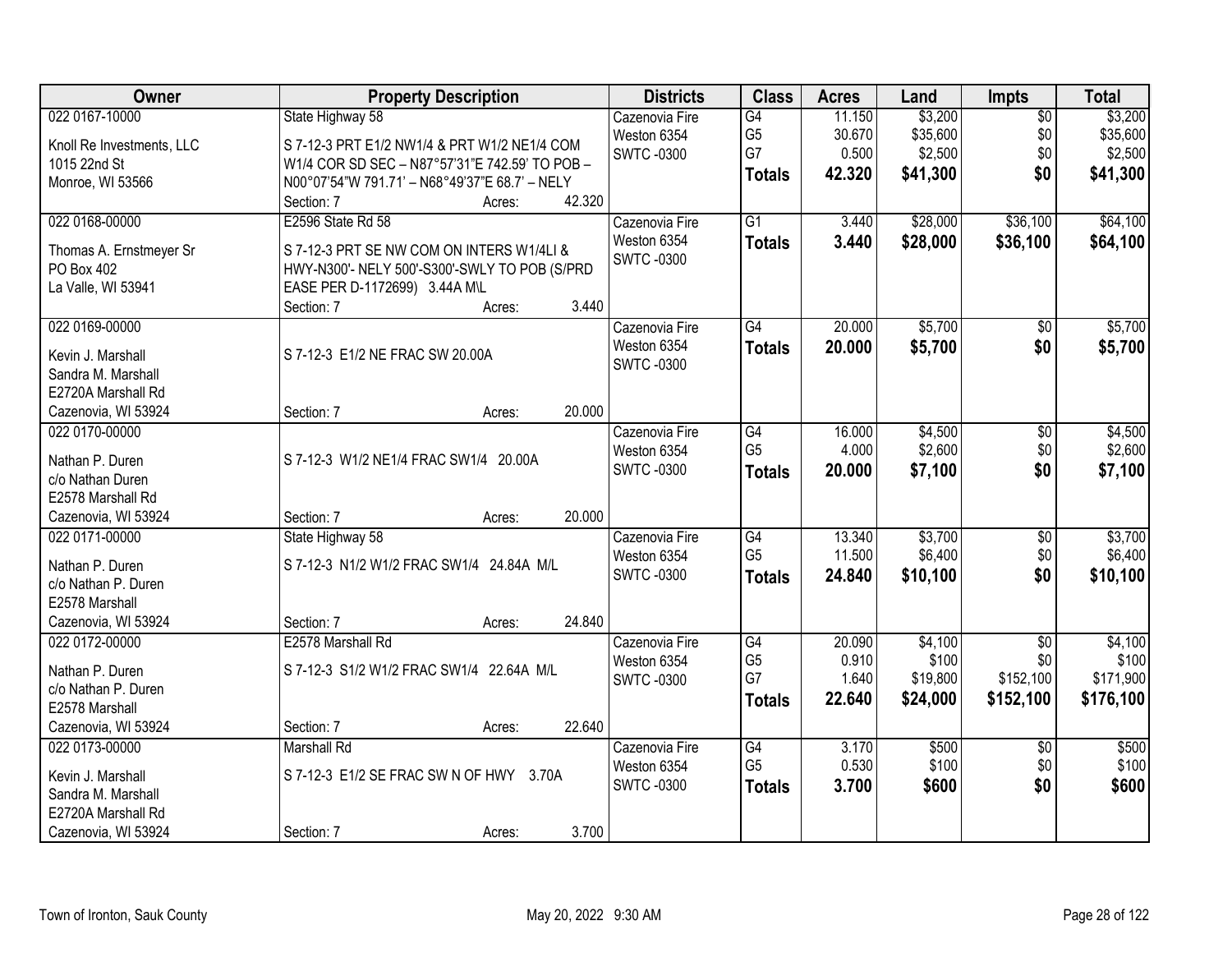| Owner | Property Description | Districts | Class | Acres | Land | Impts | Total |
|---|---|---|---|---|---|---|---|
| 022 0167-10000<br><br>Knoll Re Investments, LLC<br>1015 22nd St<br>Monroe, WI 53566 | State Highway 58<br><br>S 7-12-3 PRT E1/2 NW1/4 & PRT W1/2 NE1/4 COM W1/4 COR SD SEC – N87°57'31"E 742.59' TO POB – N00°07'54"W 791.71' – N68°49'37"E 68.7' – NELY<br>Section: 7 Acres: 42.320 | Cazenovia Fire<br>Weston 6354<br>SWTC -0300 | G4<br>G5<br>G7<br>**Totals** | 11.150<br>30.670<br>0.500<br>**42.320** | $3,200<br>$35,600<br>$2,500<br>**$41,300** | $0<br>$0<br>$0<br>**$0** | $3,200<br>$35,600<br>$2,500<br>**$41,300** |
| 022 0168-00000<br><br>Thomas A. Ernstmeyer Sr<br>PO Box 402<br>La Valle, WI 53941 | E2596 State Rd 58<br><br>S 7-12-3 PRT SE NW COM ON INTERS W1/4LI & HWY-N300'- NELY 500'-S300'-SWLY TO POB (S/PRD EASE PER D-1172699) 3.44A M\L<br>Section: 7 Acres: 3.440 | Cazenovia Fire<br>Weston 6354<br>SWTC -0300 | G1<br>**Totals** | 3.440<br>**3.440** | $28,000<br>**$28,000** | $36,100<br>**$36,100** | $64,100<br>**$64,100** |
| 022 0169-00000<br><br>Kevin J. Marshall<br>Sandra M. Marshall<br>E2720A Marshall Rd<br>Cazenovia, WI 53924 | S 7-12-3 E1/2 NE FRAC SW 20.00A<br>Section: 7 Acres: 20.000 | Cazenovia Fire<br>Weston 6354<br>SWTC -0300 | G4<br>**Totals** | 20.000<br>**20.000** | $5,700<br>**$5,700** | $0<br>**$0** | $5,700<br>**$5,700** |
| 022 0170-00000<br><br>Nathan P. Duren<br>c/o Nathan Duren<br>E2578 Marshall Rd<br>Cazenovia, WI 53924 | S 7-12-3 W1/2 NE1/4 FRAC SW1/4 20.00A<br>Section: 7 Acres: 20.000 | Cazenovia Fire<br>Weston 6354<br>SWTC -0300 | G4<br>G5<br>**Totals** | 16.000<br>4.000<br>**20.000** | $4,500<br>$2,600<br>**$7,100** | $0<br>$0<br>**$0** | $4,500<br>$2,600<br>**$7,100** |
| 022 0171-00000<br><br>Nathan P. Duren<br>c/o Nathan P. Duren<br>E2578 Marshall<br>Cazenovia, WI 53924 | State Highway 58<br><br>S 7-12-3 N1/2 W1/2 FRAC SW1/4 24.84A M/L<br>Section: 7 Acres: 24.840 | Cazenovia Fire<br>Weston 6354<br>SWTC -0300 | G4<br>G5<br>**Totals** | 13.340<br>11.500<br>**24.840** | $3,700<br>$6,400<br>**$10,100** | $0<br>$0<br>**$0** | $3,700<br>$6,400<br>**$10,100** |
| 022 0172-00000<br><br>Nathan P. Duren<br>c/o Nathan P. Duren<br>E2578 Marshall<br>Cazenovia, WI 53924 | E2578 Marshall Rd<br><br>S 7-12-3 S1/2 W1/2 FRAC SW1/4 22.64A M/L<br>Section: 7 Acres: 22.640 | Cazenovia Fire<br>Weston 6354<br>SWTC -0300 | G4<br>G5<br>G7<br>**Totals** | 20.090<br>0.910<br>1.640<br>**22.640** | $4,100<br>$100<br>$19,800<br>**$24,000** | $0<br>$0<br>$152,100<br>**$152,100** | $4,100<br>$100<br>$171,900<br>**$176,100** |
| 022 0173-00000<br><br>Kevin J. Marshall<br>Sandra M. Marshall<br>E2720A Marshall Rd<br>Cazenovia, WI 53924 | Marshall Rd<br><br>S 7-12-3 E1/2 SE FRAC SW N OF HWY 3.70A<br>Section: 7 Acres: 3.700 | Cazenovia Fire<br>Weston 6354<br>SWTC -0300 | G4<br>G5<br>**Totals** | 3.170<br>0.530<br>**3.700** | $500<br>$100<br>**$600** | $0<br>$0<br>**$0** | $500<br>$100<br>**$600** |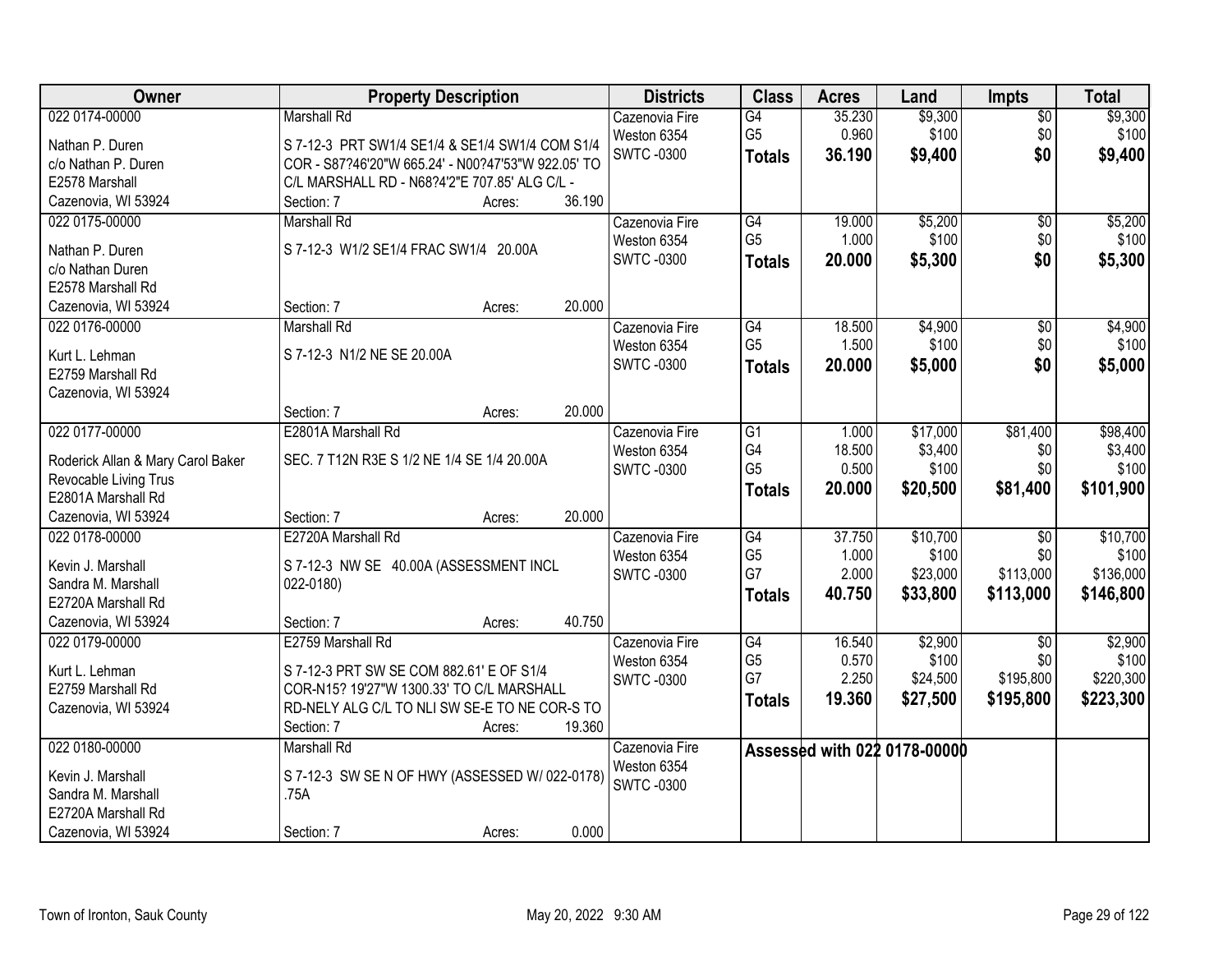| Owner | Property Description | Districts | Class | Acres | Land | Impts | Total |
|---|---|---|---|---|---|---|---|
| 022 0174-00000<br><br>Nathan P. Duren<br>c/o Nathan P. Duren<br>E2578 Marshall<br>Cazenovia, WI 53924 | Marshall Rd<br><br>S 7-12-3 PRT SW1/4 SE1/4 & SE1/4 SW1/4 COM S1/4 COR - S87?46'20"W 665.24' - N00?47'53"W 922.05' TO C/L MARSHALL RD - N68?4'2"E 707.85' ALG C/L -<br>Section: 7 Acres: 36.190 | Cazenovia Fire<br>Weston 6354<br>SWTC -0300 | G4<br>G5<br>**Totals** | 35.230<br>0.960<br>**36.190** | $9,300<br>$100<br>**$9,400** | $0<br>$0<br>**$0** | $9,300<br>$100<br>**$9,400** |
| 022 0175-00000<br><br>Nathan P. Duren<br>c/o Nathan Duren<br>E2578 Marshall Rd<br>Cazenovia, WI 53924 | Marshall Rd<br><br>S 7-12-3 W1/2 SE1/4 FRAC SW1/4 20.00A<br><br>Section: 7 Acres: 20.000 | Cazenovia Fire<br>Weston 6354<br>SWTC -0300 | G4<br>G5<br>**Totals** | 19.000<br>1.000<br>**20.000** | $5,200<br>$100<br>**$5,300** | $0<br>$0<br>**$0** | $5,200<br>$100<br>**$5,300** |
| 022 0176-00000<br><br>Kurt L. Lehman<br>E2759 Marshall Rd<br>Cazenovia, WI 53924 | Marshall Rd<br><br>S 7-12-3 N1/2 NE SE 20.00A<br><br>Section: 7 Acres: 20.000 | Cazenovia Fire<br>Weston 6354<br>SWTC -0300 | G4<br>G5<br>**Totals** | 18.500<br>1.500<br>**20.000** | $4,900<br>$100<br>**$5,000** | $0<br>$0<br>**$0** | $4,900<br>$100<br>**$5,000** |
| 022 0177-00000<br><br>Roderick Allan & Mary Carol Baker<br>Revocable Living Trus<br>E2801A Marshall Rd<br>Cazenovia, WI 53924 | E2801A Marshall Rd<br><br>SEC. 7 T12N R3E S 1/2 NE 1/4 SE 1/4 20.00A<br><br>Section: 7 Acres: 20.000 | Cazenovia Fire<br>Weston 6354<br>SWTC -0300 | G1<br>G4<br>G5<br>**Totals** | 1.000<br>18.500<br>0.500<br>**20.000** | $17,000<br>$3,400<br>$100<br>**$20,500** | $81,400<br>$0<br>$0<br>**$81,400** | $98,400<br>$3,400<br>$100<br>**$101,900** |
| 022 0178-00000<br><br>Kevin J. Marshall<br>Sandra M. Marshall<br>E2720A Marshall Rd<br>Cazenovia, WI 53924 | E2720A Marshall Rd<br><br>S 7-12-3 NW SE 40.00A (ASSESSMENT INCL 022-0180)<br><br>Section: 7 Acres: 40.750 | Cazenovia Fire<br>Weston 6354<br>SWTC -0300 | G4<br>G5<br>G7<br>**Totals** | 37.750<br>1.000<br>2.000<br>**40.750** | $10,700<br>$100<br>$23,000<br>**$33,800** | $0<br>$0<br>$113,000<br>**$113,000** | $10,700<br>$100<br>$136,000<br>**$146,800** |
| 022 0179-00000<br><br>Kurt L. Lehman<br>E2759 Marshall Rd<br>Cazenovia, WI 53924 | E2759 Marshall Rd<br><br>S 7-12-3 PRT SW SE COM 882.61' E OF S1/4 COR-N15? 19'27"W 1300.33' TO C/L MARSHALL RD-NELY ALG C/L TO NLI SW SE-E TO NE COR-S TO<br>Section: 7 Acres: 19.360 | Cazenovia Fire<br>Weston 6354<br>SWTC -0300 | G4<br>G5<br>G7<br>**Totals** | 16.540<br>0.570<br>2.250<br>**19.360** | $2,900<br>$100<br>$24,500<br>**$27,500** | $0<br>$0<br>$195,800<br>**$195,800** | $2,900<br>$100<br>$220,300<br>**$223,300** |
| 022 0180-00000<br><br>Kevin J. Marshall<br>Sandra M. Marshall<br>E2720A Marshall Rd<br>Cazenovia, WI 53924 | Marshall Rd<br><br>S 7-12-3 SW SE N OF HWY (ASSESSED W/ 022-0178) .75A<br><br>Section: 7 Acres: 0.000 | Cazenovia Fire<br>Weston 6354<br>SWTC -0300 | **Assessed with 022 0178-00000** | | | | |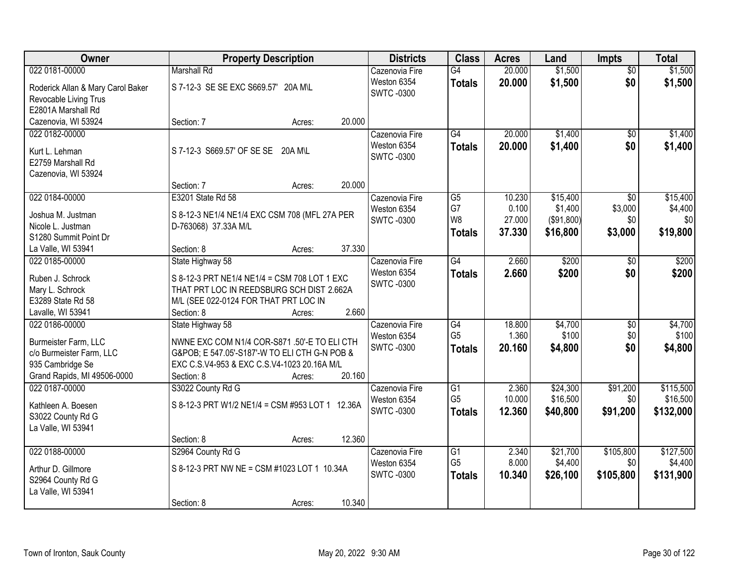| Owner | Property Description | Districts | Class | Acres | Land | Impts | Total |
|---|---|---|---|---|---|---|---|
| 022 0181-00000<br>Roderick Allan & Mary Carol Baker Revocable Living Trus<br>E2801A Marshall Rd<br>Cazenovia, WI 53924 | Marshall Rd<br>S 7-12-3 SE SE EXC S669.57' 20A M\L<br>Section: 7 Acres: 20.000 | Cazenovia Fire<br>Weston 6354<br>SWTC -0300 | G4<br>**Totals** | 20.000<br>**20.000** | $1,500<br>**$1,500** | $0<br>**$0** | $1,500<br>**$1,500** |
| 022 0182-00000<br>Kurt L. Lehman<br>E2759 Marshall Rd<br>Cazenovia, WI 53924 | S 7-12-3 S669.57' OF SE SE 20A M\L<br>Section: 7 Acres: 20.000 | Cazenovia Fire<br>Weston 6354<br>SWTC -0300 | G4<br>**Totals** | 20.000<br>**20.000** | $1,400<br>**$1,400** | $0<br>**$0** | $1,400<br>**$1,400** |
| 022 0184-00000<br>Joshua M. Justman<br>Nicole L. Justman<br>S1280 Summit Point Dr<br>La Valle, WI 53941 | E3201 State Rd 58<br>S 8-12-3 NE1/4 NE1/4 EXC CSM 708 (MFL 27A PER D-763068) 37.33A M/L<br>Section: 8 Acres: 37.330 | Cazenovia Fire<br>Weston 6354<br>SWTC -0300 | G5<br>G7<br>W8<br>**Totals** | 10.230<br>0.100<br>27.000<br>**37.330** | $15,400<br>$1,400<br>($91,800)<br>**$16,800** | $0<br>$3,000<br>$0<br>**$3,000** | $15,400<br>$4,400<br>$0<br>**$19,800** |
| 022 0185-00000<br>Ruben J. Schrock<br>Mary L. Schrock<br>E3289 State Rd 58<br>Lavalle, WI 53941 | State Highway 58<br>S 8-12-3 PRT NE1/4 NE1/4 = CSM 708 LOT 1 EXC THAT PRT LOC IN REEDSBURG SCH DIST 2.662A M/L (SEE 022-0124 FOR THAT PRT LOC IN<br>Section: 8 Acres: 2.660 | Cazenovia Fire<br>Weston 6354<br>SWTC -0300 | G4<br>**Totals** | 2.660<br>**2.660** | $200<br>**$200** | $0<br>**$0** | $200<br>**$200** |
| 022 0186-00000<br>Burmeister Farm, LLC<br>c/o Burmeister Farm, LLC<br>935 Cambridge Se<br>Grand Rapids, MI 49506-0000 | State Highway 58<br>NWNE EXC COM N1/4 COR-S871 .50'-E TO ELI CTH G&POB; E 547.05'-S187'-W TO ELI CTH G-N POB & EXC C.S.V4-953 & EXC C.S.V4-1023 20.16A M/L<br>Section: 8 Acres: 20.160 | Cazenovia Fire<br>Weston 6354<br>SWTC -0300 | G4<br>G5<br>**Totals** | 18.800<br>1.360<br>**20.160** | $4,700<br>$100<br>**$4,800** | $0<br>$0<br>**$0** | $4,700<br>$100<br>**$4,800** |
| 022 0187-00000<br>Kathleen A. Boesen<br>S3022 County Rd G<br>La Valle, WI 53941 | S3022 County Rd G<br>S 8-12-3 PRT W1/2 NE1/4 = CSM #953 LOT 1 12.36A<br>Section: 8 Acres: 12.360 | Cazenovia Fire<br>Weston 6354<br>SWTC -0300 | G1<br>G5<br>**Totals** | 2.360<br>10.000<br>**12.360** | $24,300<br>$16,500<br>**$40,800** | $91,200<br>$0<br>**$91,200** | $115,500<br>$16,500<br>**$132,000** |
| 022 0188-00000<br>Arthur D. Gillmore<br>S2964 County Rd G<br>La Valle, WI 53941 | S2964 County Rd G<br>S 8-12-3 PRT NW NE = CSM #1023 LOT 1 10.34A<br>Section: 8 Acres: 10.340 | Cazenovia Fire<br>Weston 6354<br>SWTC -0300 | G1<br>G5<br>**Totals** | 2.340<br>8.000<br>**10.340** | $21,700<br>$4,400<br>**$26,100** | $105,800<br>$0<br>**$105,800** | $127,500<br>$4,400<br>**$131,900** |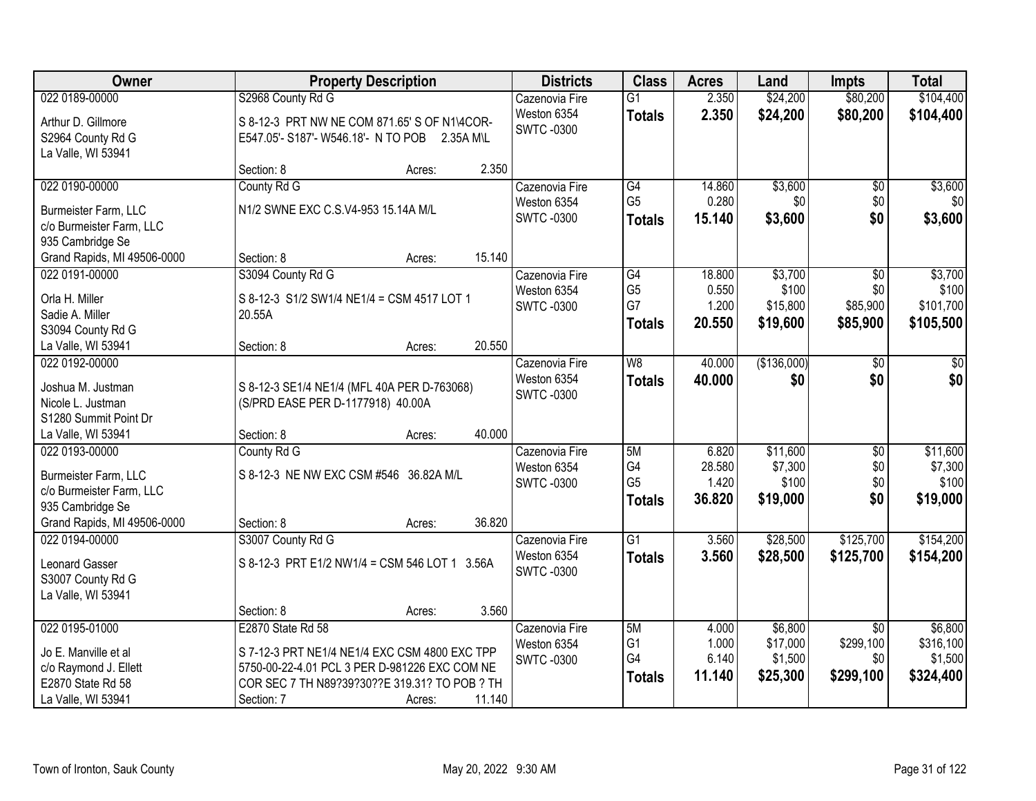| Owner | Property Description | Districts | Class | Acres | Land | Impts | Total |
|---|---|---|---|---|---|---|---|
| 022 0189-00000<br>Arthur D. Gillmore<br>S2964 County Rd G<br>La Valle, WI 53941 | S2968 County Rd G<br>S 8-12-3 PRT NW NE COM 871.65' S OF N1\4COR-E547.05'- S187'- W546.18'- N TO POB 2.35A M\L<br>Section: 8 Acres: 2.350 | Cazenovia Fire<br>Weston 6354<br>SWTC -0300 | G1<br>**Totals** | 2.350<br>**2.350** | $24,200<br>**$24,200** | $80,200<br>**$80,200** | $104,400<br>**$104,400** |
| 022 0190-00000<br>Burmeister Farm, LLC<br>c/o Burmeister Farm, LLC<br>935 Cambridge Se<br>Grand Rapids, MI 49506-0000 | County Rd G<br>N1/2 SWNE EXC C.S.V4-953 15.14A M/L<br>Section: 8 Acres: 15.140 | Cazenovia Fire<br>Weston 6354<br>SWTC -0300 | G4<br>G5<br>**Totals** | 14.860<br>0.280<br>**15.140** | $3,600<br>$0<br>**$3,600** | $0<br>$0<br>**$0** | $3,600<br>$0<br>**$3,600** |
| 022 0191-00000<br>Orla H. Miller<br>Sadie A. Miller<br>S3094 County Rd G<br>La Valle, WI 53941 | S3094 County Rd G<br>S 8-12-3 S1/2 SW1/4 NE1/4 = CSM 4517 LOT 1 20.55A<br>Section: 8 Acres: 20.550 | Cazenovia Fire<br>Weston 6354<br>SWTC -0300 | G4<br>G5<br>G7<br>**Totals** | 18.800<br>0.550<br>1.200<br>**20.550** | $3,700<br>$100<br>$15,800<br>**$19,600** | $0<br>$0<br>$85,900<br>**$85,900** | $3,700<br>$100<br>$101,700<br>**$105,500** |
| 022 0192-00000<br>Joshua M. Justman<br>Nicole L. Justman<br>S1280 Summit Point Dr<br>La Valle, WI 53941 | S 8-12-3 SE1/4 NE1/4 (MFL 40A PER D-763068) (S/PRD EASE PER D-1177918) 40.00A<br>Section: 8 Acres: 40.000 | Cazenovia Fire<br>Weston 6354<br>SWTC -0300 | W8<br>**Totals** | 40.000<br>**40.000** | ($136,000)<br>**$0** | $0<br>**$0** | $0<br>**$0** |
| 022 0193-00000<br>Burmeister Farm, LLC<br>c/o Burmeister Farm, LLC<br>935 Cambridge Se<br>Grand Rapids, MI 49506-0000 | County Rd G<br>S 8-12-3 NE NW EXC CSM #546 36.82A M/L<br>Section: 8 Acres: 36.820 | Cazenovia Fire<br>Weston 6354<br>SWTC -0300 | 5M<br>G4<br>G5<br>**Totals** | 6.820<br>28.580<br>1.420<br>**36.820** | $11,600<br>$7,300<br>$100<br>**$19,000** | $0<br>$0<br>$0<br>**$0** | $11,600<br>$7,300<br>$100<br>**$19,000** |
| 022 0194-00000<br>Leonard Gasser<br>S3007 County Rd G<br>La Valle, WI 53941 | S3007 County Rd G<br>S 8-12-3 PRT E1/2 NW1/4 = CSM 546 LOT 1 3.56A<br>Section: 8 Acres: 3.560 | Cazenovia Fire<br>Weston 6354<br>SWTC -0300 | G1<br>**Totals** | 3.560<br>**3.560** | $28,500<br>**$28,500** | $125,700<br>**$125,700** | $154,200<br>**$154,200** |
| 022 0195-01000<br>Jo E. Manville et al<br>c/o Raymond J. Ellett<br>E2870 State Rd 58<br>La Valle, WI 53941 | E2870 State Rd 58<br>S 7-12-3 PRT NE1/4 NE1/4 EXC CSM 4800 EXC TPP 5750-00-22-4.01 PCL 3 PER D-981226 EXC COM NE COR SEC 7 TH N89?39?30??E 319.31? TO POB ? TH<br>Section: 7 Acres: 11.140 | Cazenovia Fire<br>Weston 6354<br>SWTC -0300 | 5M<br>G1<br>G4<br>**Totals** | 4.000<br>1.000<br>6.140<br>**11.140** | $6,800<br>$17,000<br>$1,500<br>**$25,300** | $0<br>$299,100<br>$0<br>**$299,100** | $6,800<br>$316,100<br>$1,500<br>**$324,400** |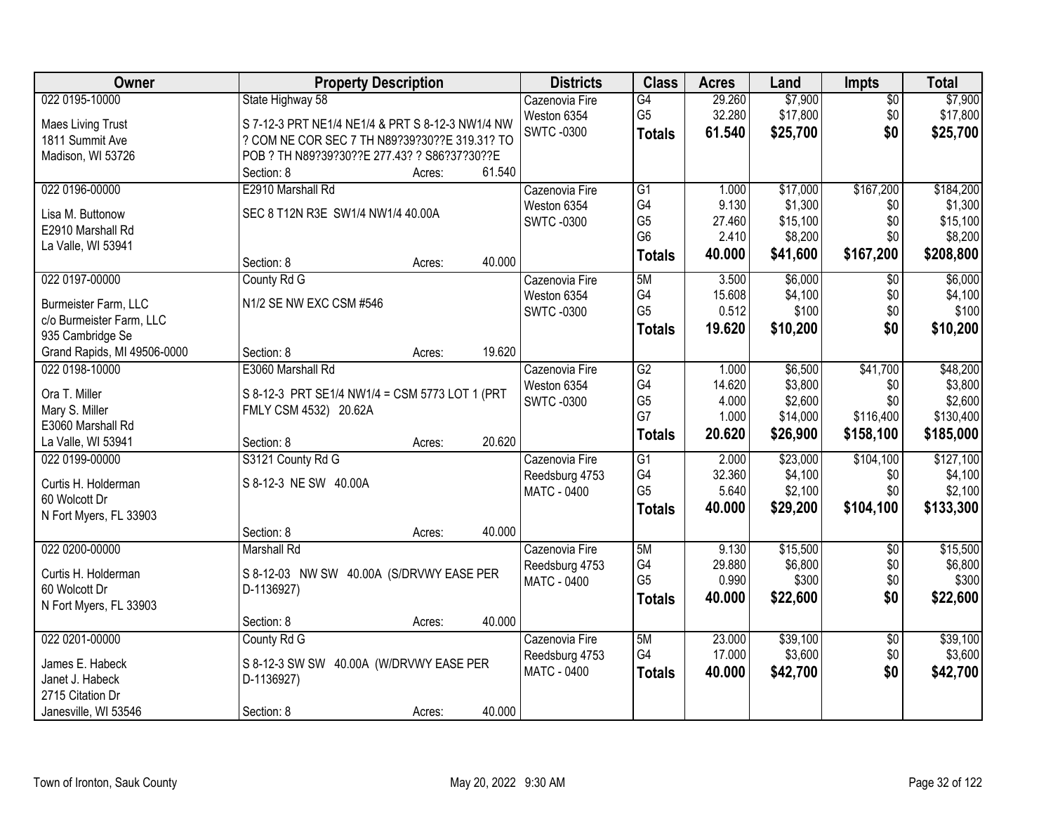| Owner | Property Description | Districts | Class | Acres | Land | Impts | Total |
|---|---|---|---|---|---|---|---|
| 022 0195-10000<br>Maes Living Trust<br>1811 Summit Ave<br>Madison, WI 53726 | State Highway 58<br>S 7-12-3 PRT NE1/4 NE1/4 & PRT S 8-12-3 NW1/4 NW ? COM NE COR SEC 7 TH N89?39?30??E 319.31? TO POB ? TH N89?39?30??E 277.43? ? S86?37?30??E<br>Section: 8 Acres: 61.540 | Cazenovia Fire<br>Weston 6354<br>SWTC -0300 | G4<br>G5<br>**Totals** | 29.260<br>32.280<br>**61.540** | $7,900<br>$17,800<br>**$25,700** | $0<br>$0<br>**$0** | $7,900<br>$17,800<br>**$25,700** |
| 022 0196-00000<br>Lisa M. Buttonow<br>E2910 Marshall Rd<br>La Valle, WI 53941 | E2910 Marshall Rd<br>SEC 8 T12N R3E SW1/4 NW1/4 40.00A<br>Section: 8 Acres: 40.000 | Cazenovia Fire<br>Weston 6354<br>SWTC -0300 | G1<br>G4<br>G5<br>G6<br>**Totals** | 1.000<br>9.130<br>27.460<br>2.410<br>**40.000** | $17,000<br>$1,300<br>$15,100<br>$8,200<br>**$41,600** | $167,200<br>$0<br>$0<br>$0<br>**$167,200** | $184,200<br>$1,300<br>$15,100<br>$8,200<br>**$208,800** |
| 022 0197-00000<br>Burmeister Farm, LLC<br>c/o Burmeister Farm, LLC<br>935 Cambridge Se<br>Grand Rapids, MI 49506-0000 | County Rd G<br>N1/2 SE NW EXC CSM #546<br>Section: 8 Acres: 19.620 | Cazenovia Fire<br>Weston 6354<br>SWTC -0300 | 5M<br>G4<br>G5<br>**Totals** | 3.500<br>15.608<br>0.512<br>**19.620** | $6,000<br>$4,100<br>$100<br>**$10,200** | $0<br>$0<br>$0<br>**$0** | $6,000<br>$4,100<br>$100<br>**$10,200** |
| 022 0198-10000<br>Ora T. Miller<br>Mary S. Miller<br>E3060 Marshall Rd<br>La Valle, WI 53941 | E3060 Marshall Rd<br>S 8-12-3 PRT SE1/4 NW1/4 = CSM 5773 LOT 1 (PRT FMLY CSM 4532) 20.62A<br>Section: 8 Acres: 20.620 | Cazenovia Fire<br>Weston 6354<br>SWTC -0300 | G2<br>G4<br>G5<br>G7<br>**Totals** | 1.000<br>14.620<br>4.000<br>1.000<br>**20.620** | $6,500<br>$3,800<br>$2,600<br>$14,000<br>**$26,900** | $41,700<br>$0<br>$0<br>$116,400<br>**$158,100** | $48,200<br>$3,800<br>$2,600<br>$130,400<br>**$185,000** |
| 022 0199-00000<br>Curtis H. Holderman<br>60 Wolcott Dr<br>N Fort Myers, FL 33903 | S3121 County Rd G<br>S 8-12-3 NE SW 40.00A<br>Section: 8 Acres: 40.000 | Cazenovia Fire<br>Reedsburg 4753<br>MATC - 0400 | G1<br>G4<br>G5<br>**Totals** | 2.000<br>32.360<br>5.640<br>**40.000** | $23,000<br>$4,100<br>$2,100<br>**$29,200** | $104,100<br>$0<br>$0<br>**$104,100** | $127,100<br>$4,100<br>$2,100<br>**$133,300** |
| 022 0200-00000<br>Curtis H. Holderman<br>60 Wolcott Dr<br>N Fort Myers, FL 33903 | Marshall Rd<br>S 8-12-03 NW SW 40.00A (S/DRVWY EASE PER D-1136927)<br>Section: 8 Acres: 40.000 | Cazenovia Fire<br>Reedsburg 4753<br>MATC - 0400 | 5M<br>G4<br>G5<br>**Totals** | 9.130<br>29.880<br>0.990<br>**40.000** | $15,500<br>$6,800<br>$300<br>**$22,600** | $0<br>$0<br>$0<br>**$0** | $15,500<br>$6,800<br>$300<br>**$22,600** |
| 022 0201-00000<br>James E. Habeck<br>Janet J. Habeck<br>2715 Citation Dr<br>Janesville, WI 53546 | County Rd G<br>S 8-12-3 SW SW 40.00A (W/DRVWY EASE PER D-1136927)<br>Section: 8 Acres: 40.000 | Cazenovia Fire<br>Reedsburg 4753<br>MATC - 0400 | 5M<br>G4<br>**Totals** | 23.000<br>17.000<br>**40.000** | $39,100<br>$3,600<br>**$42,700** | $0<br>$0<br>**$0** | $39,100<br>$3,600<br>**$42,700** |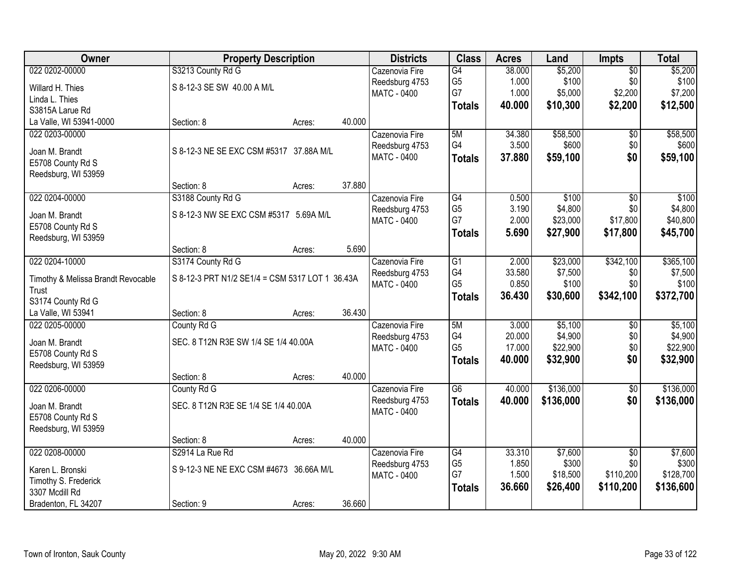| Owner | Property Description | | | Districts | Class | Acres | Land | Impts | Total |
|---|---|---|---|---|---|---|---|---|---|
| 022 0202-00000 | S3213 County Rd G | | | Cazenovia Fire | G4 | 38.000 | $5,200 | $0 | $5,200 |
| Willard H. Thies | S 8-12-3 SE SW 40.00 A M/L | | | Reedsburg 4753 | G5 | 1.000 | $100 | $0 | $100 |
| Linda L. Thies | | | | MATC - 0400 | G7 | 1.000 | $5,000 | $2,200 | $7,200 |
| S3815A Larue Rd | | | | | **Totals** | **40.000** | **$10,300** | **$2,200** | **$12,500** |
| La Valle, WI 53941-0000 | Section: 8 | Acres: | 40.000 | | | | | | |
| 022 0203-00000 | | | | Cazenovia Fire | 5M | 34.380 | $58,500 | $0 | $58,500 |
| Joan M. Brandt | S 8-12-3 NE SE EXC CSM #5317 37.88A M/L | | | Reedsburg 4753 | G4 | 3.500 | $600 | $0 | $600 |
| E5708 County Rd S | | | | MATC - 0400 | **Totals** | **37.880** | **$59,100** | **$0** | **$59,100** |
| Reedsburg, WI 53959 | | | | | | | | | |
| | Section: 8 | Acres: | 37.880 | | | | | | |
| 022 0204-00000 | S3188 County Rd G | | | Cazenovia Fire | G4 | 0.500 | $100 | $0 | $100 |
| Joan M. Brandt | S 8-12-3 NW SE EXC CSM #5317 5.69A M/L | | | Reedsburg 4753 | G5 | 3.190 | $4,800 | $0 | $4,800 |
| E5708 County Rd S | | | | MATC - 0400 | G7 | 2.000 | $23,000 | $17,800 | $40,800 |
| Reedsburg, WI 53959 | | | | | **Totals** | **5.690** | **$27,900** | **$17,800** | **$45,700** |
| | Section: 8 | Acres: | 5.690 | | | | | | |
| 022 0204-10000 | S3174 County Rd G | | | Cazenovia Fire | G1 | 2.000 | $23,000 | $342,100 | $365,100 |
| Timothy & Melissa Brandt Revocable | S 8-12-3 PRT N1/2 SE1/4 = CSM 5317 LOT 1 36.43A | | | Reedsburg 4753 | G4 | 33.580 | $7,500 | $0 | $7,500 |
| Trust | | | | MATC - 0400 | G5 | 0.850 | $100 | $0 | $100 |
| S3174 County Rd G | | | | | **Totals** | **36.430** | **$30,600** | **$342,100** | **$372,700** |
| La Valle, WI 53941 | Section: 8 | Acres: | 36.430 | | | | | | |
| 022 0205-00000 | County Rd G | | | Cazenovia Fire | 5M | 3.000 | $5,100 | $0 | $5,100 |
| Joan M. Brandt | SEC. 8 T12N R3E SW 1/4 SE 1/4 40.00A | | | Reedsburg 4753 | G4 | 20.000 | $4,900 | $0 | $4,900 |
| E5708 County Rd S | | | | MATC - 0400 | G5 | 17.000 | $22,900 | $0 | $22,900 |
| Reedsburg, WI 53959 | | | | | **Totals** | **40.000** | **$32,900** | **$0** | **$32,900** |
| | Section: 8 | Acres: | 40.000 | | | | | | |
| 022 0206-00000 | County Rd G | | | Cazenovia Fire | G6 | 40.000 | $136,000 | $0 | $136,000 |
| Joan M. Brandt | SEC. 8 T12N R3E SE 1/4 SE 1/4 40.00A | | | Reedsburg 4753 | **Totals** | **40.000** | **$136,000** | **$0** | **$136,000** |
| E5708 County Rd S | | | | MATC - 0400 | | | | | |
| Reedsburg, WI 53959 | | | | | | | | | |
| | Section: 8 | Acres: | 40.000 | | | | | | |
| 022 0208-00000 | S2914 La Rue Rd | | | Cazenovia Fire | G4 | 33.310 | $7,600 | $0 | $7,600 |
| Karen L. Bronski | S 9-12-3 NE NE EXC CSM #4673 36.66A M/L | | | Reedsburg 4753 | G5 | 1.850 | $300 | $0 | $300 |
| Timothy S. Frederick | | | | MATC - 0400 | G7 | 1.500 | $18,500 | $110,200 | $128,700 |
| 3307 Mcdill Rd | | | | | **Totals** | **36.660** | **$26,400** | **$110,200** | **$136,600** |
| Bradenton, FL 34207 | Section: 9 | Acres: | 36.660 | | | | | | |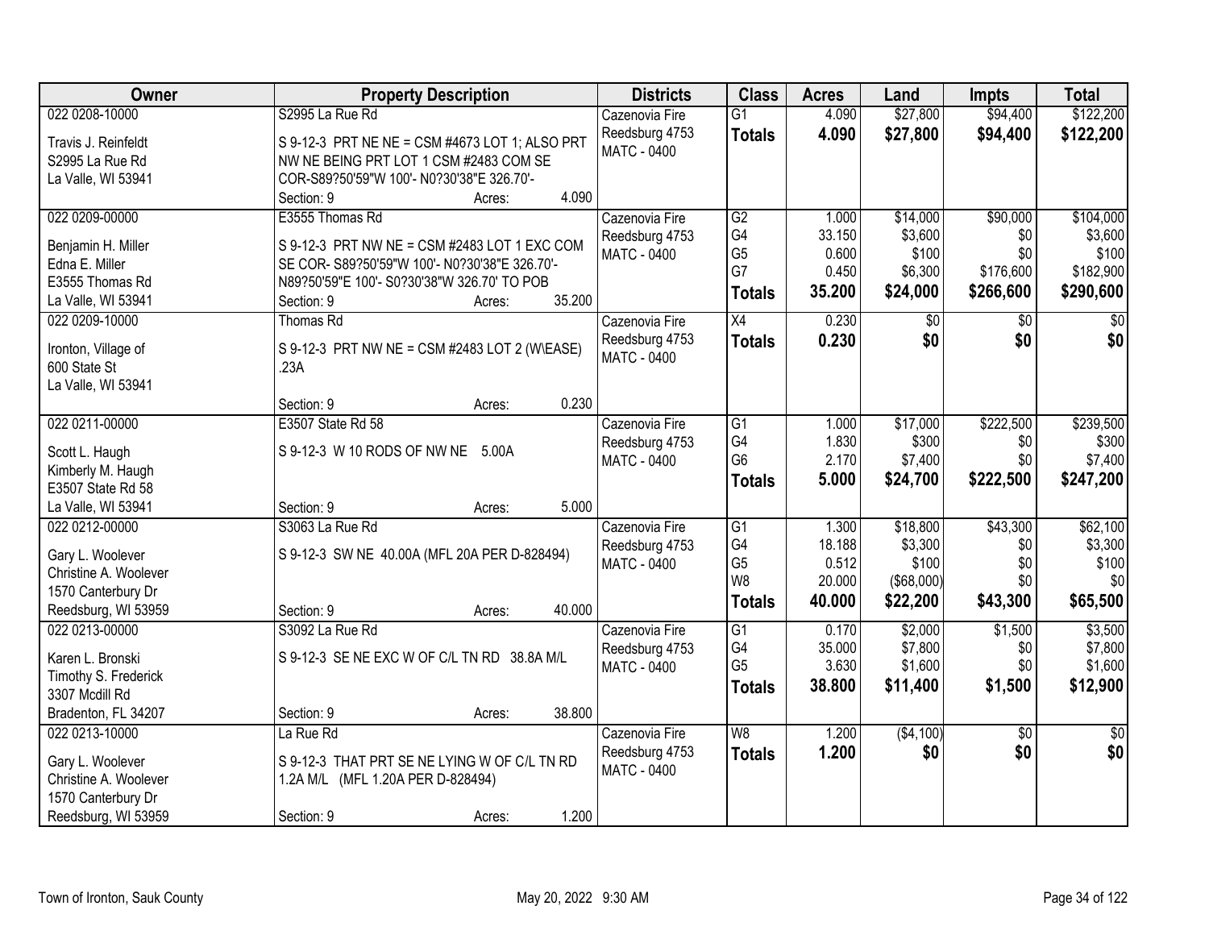| Owner | Property Description | Districts | Class | Acres | Land | Impts | Total |
|---|---|---|---|---|---|---|---|
| 022 0208-10000<br><br>Travis J. Reinfeldt<br>S2995 La Rue Rd<br>La Valle, WI 53941 | S2995 La Rue Rd<br><br>S 9-12-3 PRT NE NE = CSM #4673 LOT 1; ALSO PRT NW NE BEING PRT LOT 1 CSM #2483 COM SE COR-S89?50'59"W 100'- N0?30'38"E 326.70'-<br>Section: 9 Acres: 4.090 | Cazenovia Fire<br>Reedsburg 4753<br>MATC - 0400 | G1<br>**Totals** | 4.090<br>**4.090** | $27,800<br>**$27,800** | $94,400<br>**$94,400** | $122,200<br>**$122,200** |
| 022 0209-00000<br><br>Benjamin H. Miller<br>Edna E. Miller<br>E3555 Thomas Rd<br>La Valle, WI 53941 | E3555 Thomas Rd<br><br>S 9-12-3 PRT NW NE = CSM #2483 LOT 1 EXC COM SE COR- S89?50'59"W 100'- N0?30'38"E 326.70'- N89?50'59"E 100'- S0?30'38"W 326.70' TO POB<br>Section: 9 Acres: 35.200 | Cazenovia Fire<br>Reedsburg 4753<br>MATC - 0400 | G2<br>G4<br>G5<br>G7<br>**Totals** | 1.000<br>33.150<br>0.600<br>0.450<br>**35.200** | $14,000<br>$3,600<br>$100<br>$6,300<br>**$24,000** | $90,000<br>$0<br>$0<br>$176,600<br>**$266,600** | $104,000<br>$3,600<br>$100<br>$182,900<br>**$290,600** |
| 022 0209-10000<br><br>Ironton, Village of<br>600 State St<br>La Valle, WI 53941 | Thomas Rd<br><br>S 9-12-3 PRT NW NE = CSM #2483 LOT 2 (W\EASE) .23A<br><br>Section: 9 Acres: 0.230 | Cazenovia Fire<br>Reedsburg 4753<br>MATC - 0400 | X4<br>**Totals** | 0.230<br>**0.230** | $0<br>**$0** | $0<br>**$0** | $0<br>**$0** |
| 022 0211-00000<br><br>Scott L. Haugh<br>Kimberly M. Haugh<br>E3507 State Rd 58<br>La Valle, WI 53941 | E3507 State Rd 58<br><br>S 9-12-3 W 10 RODS OF NW NE 5.00A<br><br>Section: 9 Acres: 5.000 | Cazenovia Fire<br>Reedsburg 4753<br>MATC - 0400 | G1<br>G4<br>G6<br>**Totals** | 1.000<br>1.830<br>2.170<br>**5.000** | $17,000<br>$300<br>$7,400<br>**$24,700** | $222,500<br>$0<br>$0<br>**$222,500** | $239,500<br>$300<br>$7,400<br>**$247,200** |
| 022 0212-00000<br><br>Gary L. Woolever<br>Christine A. Woolever<br>1570 Canterbury Dr<br>Reedsburg, WI 53959 | S3063 La Rue Rd<br><br>S 9-12-3 SW NE 40.00A (MFL 20A PER D-828494)<br><br>Section: 9 Acres: 40.000 | Cazenovia Fire<br>Reedsburg 4753<br>MATC - 0400 | G1<br>G4<br>G5<br>W8<br>**Totals** | 1.300<br>18.188<br>0.512<br>20.000<br>**40.000** | $18,800<br>$3,300<br>$100<br>($68,000)<br>**$22,200** | $43,300<br>$0<br>$0<br>$0<br>**$43,300** | $62,100<br>$3,300<br>$100<br>$0<br>**$65,500** |
| 022 0213-00000<br><br>Karen L. Bronski<br>Timothy S. Frederick<br>3307 Mcdill Rd<br>Bradenton, FL 34207 | S3092 La Rue Rd<br><br>S 9-12-3 SE NE EXC W OF C/L TN RD 38.8A M/L<br><br>Section: 9 Acres: 38.800 | Cazenovia Fire<br>Reedsburg 4753<br>MATC - 0400 | G1<br>G4<br>G5<br>**Totals** | 0.170<br>35.000<br>3.630<br>**38.800** | $2,000<br>$7,800<br>$1,600<br>**$11,400** | $1,500<br>$0<br>$0<br>**$1,500** | $3,500<br>$7,800<br>$1,600<br>**$12,900** |
| 022 0213-10000<br><br>Gary L. Woolever<br>Christine A. Woolever<br>1570 Canterbury Dr<br>Reedsburg, WI 53959 | La Rue Rd<br><br>S 9-12-3 THAT PRT SE NE LYING W OF C/L TN RD 1.2A M/L (MFL 1.20A PER D-828494)<br><br>Section: 9 Acres: 1.200 | Cazenovia Fire<br>Reedsburg 4753<br>MATC - 0400 | W8<br>**Totals** | 1.200<br>**1.200** | ($4,100)<br>**$0** | $0<br>**$0** | $0<br>**$0** |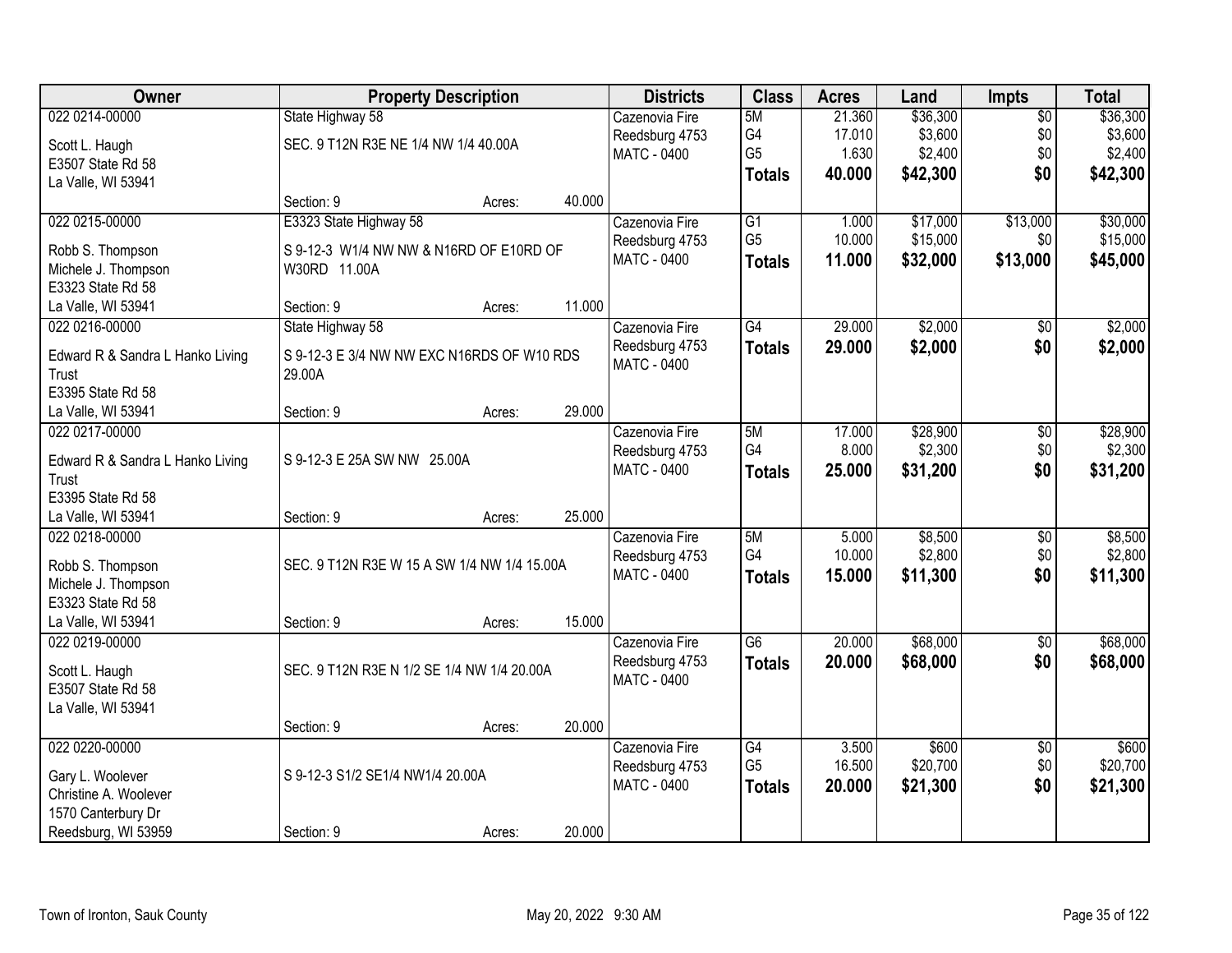| Owner | Property Description | Districts | Class | Acres | Land | Impts | Total |
|---|---|---|---|---|---|---|---|
| 022 0214-00000<br>Scott L. Haugh<br>E3507 State Rd 58<br>La Valle, WI 53941 | State Highway 58<br>SEC. 9 T12N R3E NE 1/4 NW 1/4 40.00A<br>Section: 9 Acres: 40.000 | Cazenovia Fire<br>Reedsburg 4753<br>MATC - 0400 | 5M<br>G4<br>G5<br>**Totals** | 21.360<br>17.010<br>1.630<br>**40.000** | $36,300<br>$3,600<br>$2,400<br>**$42,300** | $0<br>$0<br>$0<br>**$0** | $36,300<br>$3,600<br>$2,400<br>**$42,300** |
| 022 0215-00000<br>Robb S. Thompson<br>Michele J. Thompson<br>E3323 State Rd 58<br>La Valle, WI 53941 | E3323 State Highway 58<br>S 9-12-3 W1/4 NW NW & N16RD OF E10RD OF W30RD 11.00A<br>Section: 9 Acres: 11.000 | Cazenovia Fire<br>Reedsburg 4753<br>MATC - 0400 | G1<br>G5<br>**Totals** | 1.000<br>10.000<br>**11.000** | $17,000<br>$15,000<br>**$32,000** | $13,000<br>$0<br>**$13,000** | $30,000<br>$15,000<br>**$45,000** |
| 022 0216-00000<br>Edward R & Sandra L Hanko Living Trust<br>E3395 State Rd 58<br>La Valle, WI 53941 | State Highway 58<br>S 9-12-3 E 3/4 NW NW EXC N16RDS OF W10 RDS 29.00A<br>Section: 9 Acres: 29.000 | Cazenovia Fire<br>Reedsburg 4753<br>MATC - 0400 | G4<br>**Totals** | 29.000<br>**29.000** | $2,000<br>**$2,000** | $0<br>**$0** | $2,000<br>**$2,000** |
| 022 0217-00000<br>Edward R & Sandra L Hanko Living Trust<br>E3395 State Rd 58<br>La Valle, WI 53941 | S 9-12-3 E 25A SW NW 25.00A<br>Section: 9 Acres: 25.000 | Cazenovia Fire<br>Reedsburg 4753<br>MATC - 0400 | 5M<br>G4<br>**Totals** | 17.000<br>8.000<br>**25.000** | $28,900<br>$2,300<br>**$31,200** | $0<br>$0<br>**$0** | $28,900<br>$2,300<br>**$31,200** |
| 022 0218-00000<br>Robb S. Thompson<br>Michele J. Thompson<br>E3323 State Rd 58<br>La Valle, WI 53941 | SEC. 9 T12N R3E W 15 A SW 1/4 NW 1/4 15.00A<br>Section: 9 Acres: 15.000 | Cazenovia Fire<br>Reedsburg 4753<br>MATC - 0400 | 5M<br>G4<br>**Totals** | 5.000<br>10.000<br>**15.000** | $8,500<br>$2,800<br>**$11,300** | $0<br>$0<br>**$0** | $8,500<br>$2,800<br>**$11,300** |
| 022 0219-00000<br>Scott L. Haugh<br>E3507 State Rd 58<br>La Valle, WI 53941 | SEC. 9 T12N R3E N 1/2 SE 1/4 NW 1/4 20.00A<br>Section: 9 Acres: 20.000 | Cazenovia Fire<br>Reedsburg 4753<br>MATC - 0400 | G6<br>**Totals** | 20.000<br>**20.000** | $68,000<br>**$68,000** | $0<br>**$0** | $68,000<br>**$68,000** |
| 022 0220-00000<br>Gary L. Woolever<br>Christine A. Woolever<br>1570 Canterbury Dr<br>Reedsburg, WI 53959 | S 9-12-3 S1/2 SE1/4 NW1/4 20.00A<br>Section: 9 Acres: 20.000 | Cazenovia Fire<br>Reedsburg 4753<br>MATC - 0400 | G4<br>G5<br>**Totals** | 3.500<br>16.500<br>**20.000** | $600<br>$20,700<br>**$21,300** | $0<br>$0<br>**$0** | $600<br>$20,700<br>**$21,300** |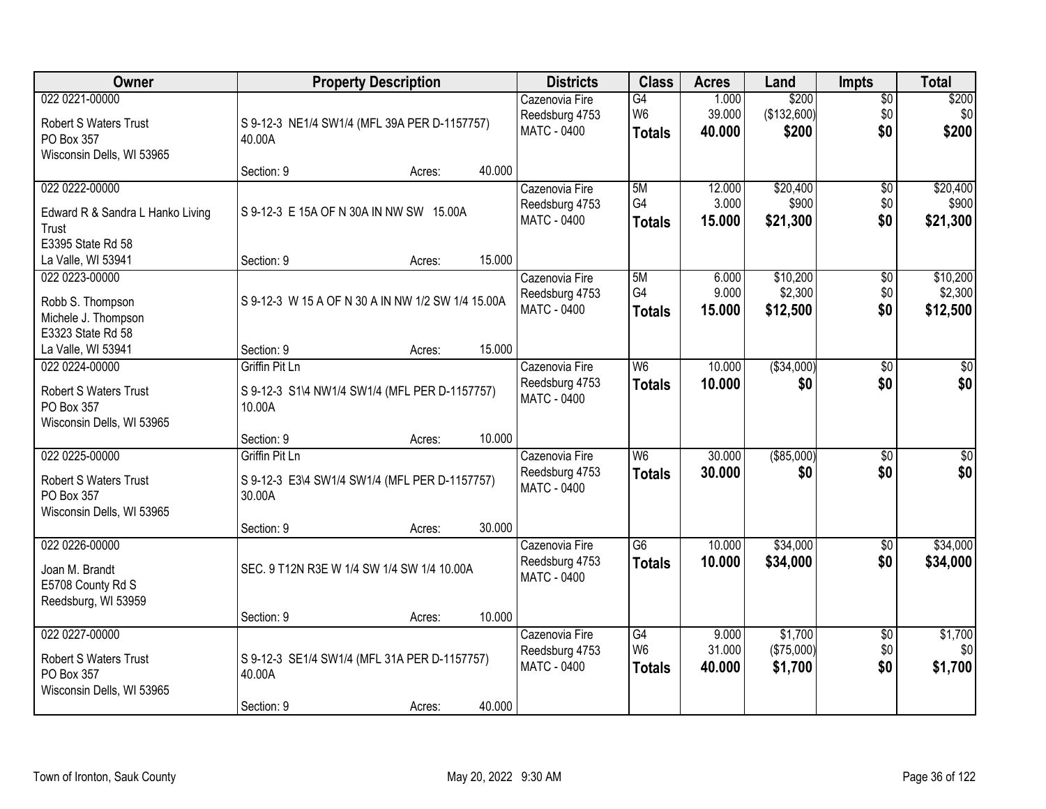| Owner | Property Description | Districts | Class | Acres | Land | Impts | Total |
|---|---|---|---|---|---|---|---|
| 022 0221-00000<br>Robert S Waters Trust<br>PO Box 357<br>Wisconsin Dells, WI 53965 | S 9-12-3 NE1/4 SW1/4 (MFL 39A PER D-1157757) 40.00A<br>Section: 9 Acres: 40.000 | Cazenovia Fire<br>Reedsburg 4753<br>MATC - 0400 | G4<br>W6<br>**Totals** | 1.000<br>39.000<br>**40.000** | $200<br>($132,600)<br>**$200** | $0<br>$0<br>**$0** | $200<br>$0<br>**$200** |
| 022 0222-00000<br>Edward R & Sandra L Hanko Living Trust<br>E3395 State Rd 58<br>La Valle, WI 53941 | S 9-12-3 E 15A OF N 30A IN NW SW 15.00A<br>Section: 9 Acres: 15.000 | Cazenovia Fire<br>Reedsburg 4753<br>MATC - 0400 | 5M<br>G4<br>**Totals** | 12.000<br>3.000<br>**15.000** | $20,400<br>$900<br>**$21,300** | $0<br>$0<br>**$0** | $20,400<br>$900<br>**$21,300** |
| 022 0223-00000<br>Robb S. Thompson<br>Michele J. Thompson<br>E3323 State Rd 58<br>La Valle, WI 53941 | S 9-12-3 W 15 A OF N 30 A IN NW 1/2 SW 1/4 15.00A<br>Section: 9 Acres: 15.000 | Cazenovia Fire<br>Reedsburg 4753<br>MATC - 0400 | 5M<br>G4<br>**Totals** | 6.000<br>9.000<br>**15.000** | $10,200<br>$2,300<br>**$12,500** | $0<br>$0<br>**$0** | $10,200<br>$2,300<br>**$12,500** |
| 022 0224-00000<br>Robert S Waters Trust<br>PO Box 357<br>Wisconsin Dells, WI 53965 | Griffin Pit Ln<br>S 9-12-3 S1\4 NW1/4 SW1/4 (MFL PER D-1157757) 10.00A<br>Section: 9 Acres: 10.000 | Cazenovia Fire<br>Reedsburg 4753<br>MATC - 0400 | W6<br>**Totals** | 10.000<br>**10.000** | ($34,000)<br>**$0** | $0<br>**$0** | $0<br>**$0** |
| 022 0225-00000<br>Robert S Waters Trust<br>PO Box 357<br>Wisconsin Dells, WI 53965 | Griffin Pit Ln<br>S 9-12-3 E3\4 SW1/4 SW1/4 (MFL PER D-1157757) 30.00A<br>Section: 9 Acres: 30.000 | Cazenovia Fire<br>Reedsburg 4753<br>MATC - 0400 | W6<br>**Totals** | 30.000<br>**30.000** | ($85,000)<br>**$0** | $0<br>**$0** | $0<br>**$0** |
| 022 0226-00000<br>Joan M. Brandt<br>E5708 County Rd S<br>Reedsburg, WI 53959 | SEC. 9 T12N R3E W 1/4 SW 1/4 SW 1/4 10.00A<br>Section: 9 Acres: 10.000 | Cazenovia Fire<br>Reedsburg 4753<br>MATC - 0400 | G6<br>**Totals** | 10.000<br>**10.000** | $34,000<br>**$34,000** | $0<br>**$0** | $34,000<br>**$34,000** |
| 022 0227-00000<br>Robert S Waters Trust<br>PO Box 357<br>Wisconsin Dells, WI 53965 | S 9-12-3 SE1/4 SW1/4 (MFL 31A PER D-1157757) 40.00A<br>Section: 9 Acres: 40.000 | Cazenovia Fire<br>Reedsburg 4753<br>MATC - 0400 | G4<br>W6<br>**Totals** | 9.000<br>31.000<br>**40.000** | $1,700<br>($75,000)<br>**$1,700** | $0<br>$0<br>**$0** | $1,700<br>$0<br>**$1,700** |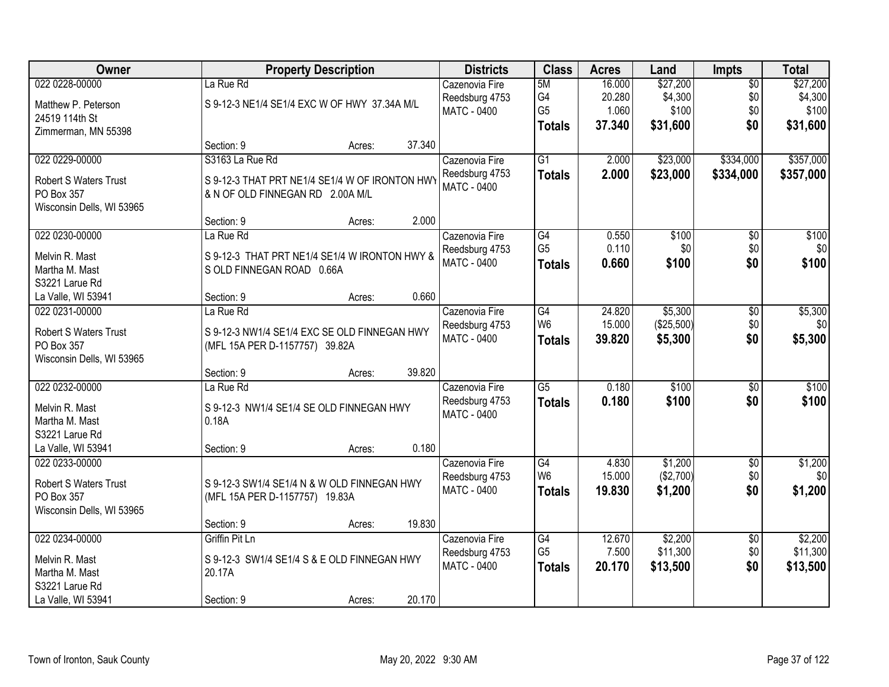| Owner | Property Description | Districts | Class | Acres | Land | Impts | Total |
|---|---|---|---|---|---|---|---|
| 022 0228-00000<br>Matthew P. Peterson<br>24519 114th St<br>Zimmerman, MN 55398 | La Rue Rd<br>S 9-12-3 NE1/4 SE1/4 EXC W OF HWY 37.34A M/L<br>Section: 9 Acres: 37.340 | Cazenovia Fire<br>Reedsburg 4753<br>MATC - 0400 | 5M<br>G4<br>G5<br>**Totals** | 16.000<br>20.280<br>1.060<br>**37.340** | $27,200<br>$4,300<br>$100<br>**$31,600** | $0<br>$0<br>$0<br>**$0** | $27,200<br>$4,300<br>$100<br>**$31,600** |
| 022 0229-00000<br>Robert S Waters Trust<br>PO Box 357<br>Wisconsin Dells, WI 53965 | S3163 La Rue Rd<br>S 9-12-3 THAT PRT NE1/4 SE1/4 W OF IRONTON HWY & N OF OLD FINNEGAN RD 2.00A M/L<br>Section: 9 Acres: 2.000 | Cazenovia Fire<br>Reedsburg 4753<br>MATC - 0400 | G1<br>**Totals** | 2.000<br>**2.000** | $23,000<br>**$23,000** | $334,000<br>**$334,000** | $357,000<br>**$357,000** |
| 022 0230-00000<br>Melvin R. Mast<br>Martha M. Mast<br>S3221 Larue Rd<br>La Valle, WI 53941 | La Rue Rd<br>S 9-12-3 THAT PRT NE1/4 SE1/4 W IRONTON HWY & S OLD FINNEGAN ROAD 0.66A<br>Section: 9 Acres: 0.660 | Cazenovia Fire<br>Reedsburg 4753<br>MATC - 0400 | G4<br>G5<br>**Totals** | 0.550<br>0.110<br>**0.660** | $100<br>$0<br>**$100** | $0<br>$0<br>**$0** | $100<br>$0<br>**$100** |
| 022 0231-00000<br>Robert S Waters Trust<br>PO Box 357<br>Wisconsin Dells, WI 53965 | La Rue Rd<br>S 9-12-3 NW1/4 SE1/4 EXC SE OLD FINNEGAN HWY (MFL 15A PER D-1157757) 39.82A<br>Section: 9 Acres: 39.820 | Cazenovia Fire<br>Reedsburg 4753<br>MATC - 0400 | G4<br>W6<br>**Totals** | 24.820<br>15.000<br>**39.820** | $5,300<br>($25,500)<br>**$5,300** | $0<br>$0<br>**$0** | $5,300<br>$0<br>**$5,300** |
| 022 0232-00000<br>Melvin R. Mast<br>Martha M. Mast<br>S3221 Larue Rd<br>La Valle, WI 53941 | La Rue Rd<br>S 9-12-3 NW1/4 SE1/4 SE OLD FINNEGAN HWY 0.18A<br>Section: 9 Acres: 0.180 | Cazenovia Fire<br>Reedsburg 4753<br>MATC - 0400 | G5<br>**Totals** | 0.180<br>**0.180** | $100<br>**$100** | $0<br>**$0** | $100<br>**$100** |
| 022 0233-00000<br>Robert S Waters Trust<br>PO Box 357<br>Wisconsin Dells, WI 53965 | S 9-12-3 SW1/4 SE1/4 N & W OLD FINNEGAN HWY (MFL 15A PER D-1157757) 19.83A<br>Section: 9 Acres: 19.830 | Cazenovia Fire<br>Reedsburg 4753<br>MATC - 0400 | G4<br>W6<br>**Totals** | 4.830<br>15.000<br>**19.830** | $1,200<br>($2,700)<br>**$1,200** | $0<br>$0<br>**$0** | $1,200<br>$0<br>**$1,200** |
| 022 0234-00000<br>Melvin R. Mast<br>Martha M. Mast<br>S3221 Larue Rd<br>La Valle, WI 53941 | Griffin Pit Ln<br>S 9-12-3 SW1/4 SE1/4 S & E OLD FINNEGAN HWY 20.17A<br>Section: 9 Acres: 20.170 | Cazenovia Fire<br>Reedsburg 4753<br>MATC - 0400 | G4<br>G5<br>**Totals** | 12.670<br>7.500<br>**20.170** | $2,200<br>$11,300<br>**$13,500** | $0<br>$0<br>**$0** | $2,200<br>$11,300<br>**$13,500** |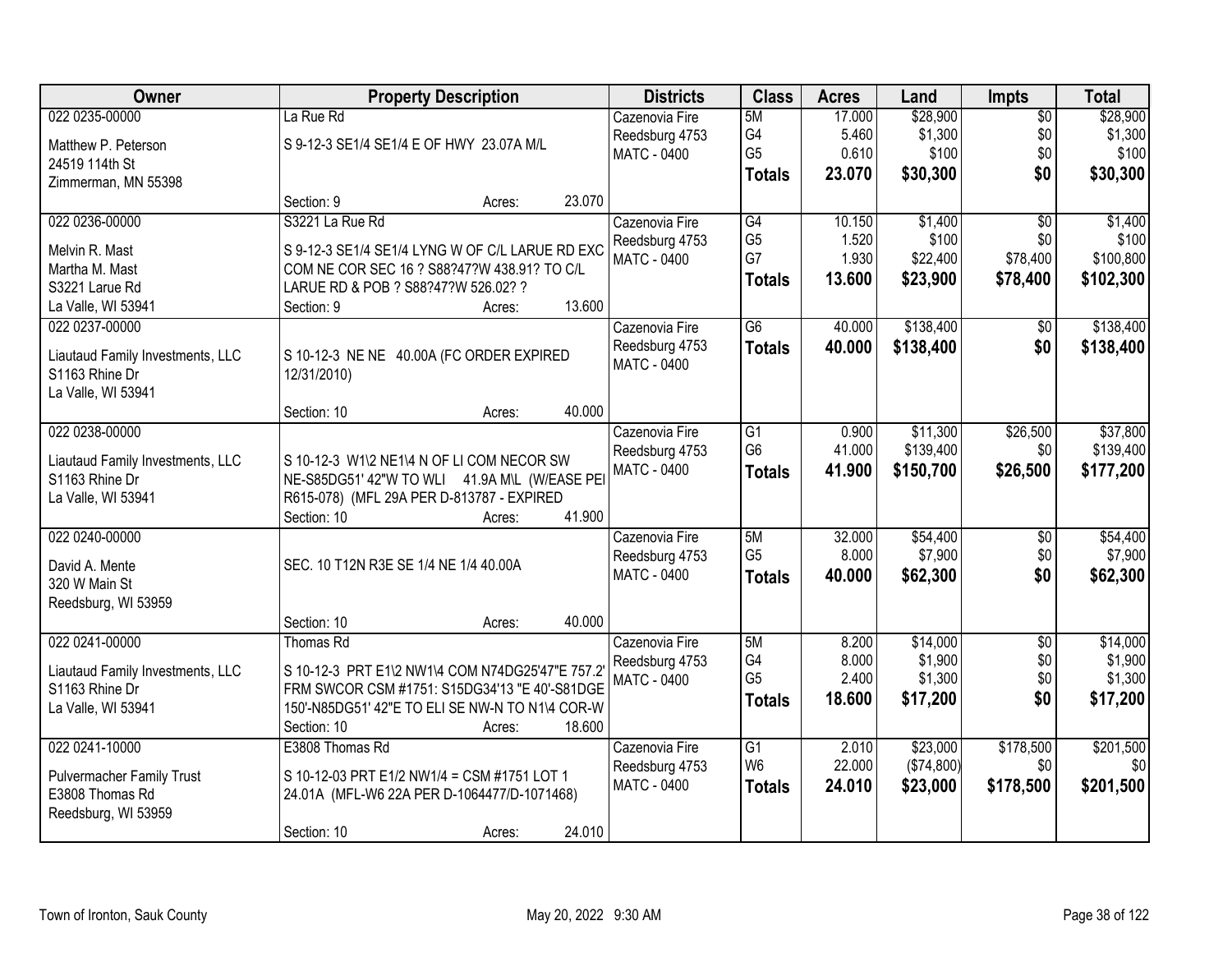| Owner | Property Description | Districts | Class | Acres | Land | Impts | Total |
|---|---|---|---|---|---|---|---|
| 022 0235-00000<br><br>Matthew P. Peterson<br>24519 114th St<br>Zimmerman, MN 55398 | La Rue Rd<br><br>S 9-12-3 SE1/4 SE1/4 E OF HWY 23.07A M/L<br><br>Section: 9 Acres: 23.070 | Cazenovia Fire<br>Reedsburg 4753<br>MATC - 0400 | 5M<br>G4<br>G5<br>**Totals** | 17.000<br>5.460<br>0.610<br>**23.070** | $28,900<br>$1,300<br>$100<br>**$30,300** | $0<br>$0<br>$0<br>**$0** | $28,900<br>$1,300<br>$100<br>**$30,300** |
| 022 0236-00000<br><br>Melvin R. Mast<br>Martha M. Mast<br>S3221 Larue Rd<br>La Valle, WI 53941 | S3221 La Rue Rd<br><br>S 9-12-3 SE1/4 SE1/4 LYNG W OF C/L LARUE RD EXC COM NE COR SEC 16 ? S88?47?W 438.91? TO C/L LARUE RD & POB ? S88?47?W 526.02? ?<br>Section: 9 Acres: 13.600 | Cazenovia Fire<br>Reedsburg 4753<br>MATC - 0400 | G4<br>G5<br>G7<br>**Totals** | 10.150<br>1.520<br>1.930<br>**13.600** | $1,400<br>$100<br>$22,400<br>**$23,900** | $0<br>$0<br>$78,400<br>**$78,400** | $1,400<br>$100<br>$100,800<br>**$102,300** |
| 022 0237-00000<br><br>Liautaud Family Investments, LLC<br>S1163 Rhine Dr<br>La Valle, WI 53941 | S 10-12-3 NE NE 40.00A (FC ORDER EXPIRED 12/31/2010)<br><br>Section: 10 Acres: 40.000 | Cazenovia Fire<br>Reedsburg 4753<br>MATC - 0400 | G6<br>**Totals** | 40.000<br>**40.000** | $138,400<br>**$138,400** | $0<br>**$0** | $138,400<br>**$138,400** |
| 022 0238-00000<br><br>Liautaud Family Investments, LLC<br>S1163 Rhine Dr<br>La Valle, WI 53941 | S 10-12-3 W1\2 NE1\4 N OF LI COM NECOR SW NE-S85DG51' 42"W TO WLI 41.9A M\L (W/EASE PEI R615-078) (MFL 29A PER D-813787 - EXPIRED<br>Section: 10 Acres: 41.900 | Cazenovia Fire<br>Reedsburg 4753<br>MATC - 0400 | G1<br>G6<br>**Totals** | 0.900<br>41.000<br>**41.900** | $11,300<br>$139,400<br>**$150,700** | $26,500<br>$0<br>**$26,500** | $37,800<br>$139,400<br>**$177,200** |
| 022 0240-00000<br><br>David A. Mente<br>320 W Main St<br>Reedsburg, WI 53959 | SEC. 10 T12N R3E SE 1/4 NE 1/4 40.00A<br><br>Section: 10 Acres: 40.000 | Cazenovia Fire<br>Reedsburg 4753<br>MATC - 0400 | 5M<br>G5<br>**Totals** | 32.000<br>8.000<br>**40.000** | $54,400<br>$7,900<br>**$62,300** | $0<br>$0<br>**$0** | $54,400<br>$7,900<br>**$62,300** |
| 022 0241-00000<br><br>Liautaud Family Investments, LLC<br>S1163 Rhine Dr<br>La Valle, WI 53941 | Thomas Rd<br><br>S 10-12-3 PRT E1\2 NW1\4 COM N74DG25'47"E 757.2' FRM SWCOR CSM #1751: S15DG34'13 "E 40'-S81DGE 150'-N85DG51' 42"E TO ELI SE NW-N TO N1\4 COR-W<br>Section: 10 Acres: 18.600 | Cazenovia Fire<br>Reedsburg 4753<br>MATC - 0400 | 5M<br>G4<br>G5<br>**Totals** | 8.200<br>8.000<br>2.400<br>**18.600** | $14,000<br>$1,900<br>$1,300<br>**$17,200** | $0<br>$0<br>$0<br>**$0** | $14,000<br>$1,900<br>$1,300<br>**$17,200** |
| 022 0241-10000<br><br>Pulvermacher Family Trust<br>E3808 Thomas Rd<br>Reedsburg, WI 53959 | E3808 Thomas Rd<br><br>S 10-12-03 PRT E1/2 NW1/4 = CSM #1751 LOT 1 24.01A (MFL-W6 22A PER D-1064477/D-1071468)<br><br>Section: 10 Acres: 24.010 | Cazenovia Fire<br>Reedsburg 4753<br>MATC - 0400 | G1<br>W6<br>**Totals** | 2.010<br>22.000<br>**24.010** | $23,000<br>($74,800)<br>**$23,000** | $178,500<br>$0<br>**$178,500** | $201,500<br>$0<br>**$201,500** |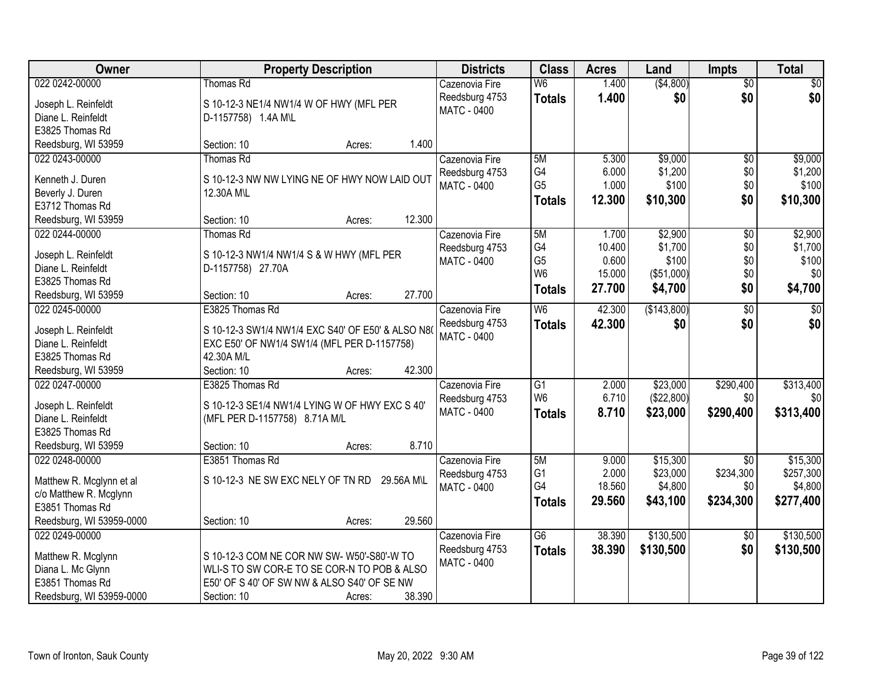| Owner | Property Description | Districts | Class | Acres | Land | Impts | Total |
|---|---|---|---|---|---|---|---|
| 022 0242-00000<br>Joseph L. Reinfeldt<br>Diane L. Reinfeldt<br>E3825 Thomas Rd<br>Reedsburg, WI 53959 | Thomas Rd<br>S 10-12-3 NE1/4 NW1/4 W OF HWY (MFL PER D-1157758) 1.4A M\L<br>Section: 10 Acres: 1.400 | Cazenovia Fire<br>Reedsburg 4753<br>MATC - 0400 | W6<br>**Totals** | 1.400<br>**1.400** | ($4,800)<br>**$0** | $0<br>**$0** | $0<br>**$0** |
| 022 0243-00000<br>Kenneth J. Duren<br>Beverly J. Duren<br>E3712 Thomas Rd<br>Reedsburg, WI 53959 | Thomas Rd<br>S 10-12-3 NW NW LYING NE OF HWY NOW LAID OUT 12.30A M\L<br>Section: 10 Acres: 12.300 | Cazenovia Fire<br>Reedsburg 4753<br>MATC - 0400 | 5M<br>G4<br>G5<br>**Totals** | 5.300<br>6.000<br>1.000<br>**12.300** | $9,000<br>$1,200<br>$100<br>**$10,300** | $0<br>$0<br>$0<br>**$0** | $9,000<br>$1,200<br>$100<br>**$10,300** |
| 022 0244-00000<br>Joseph L. Reinfeldt<br>Diane L. Reinfeldt<br>E3825 Thomas Rd<br>Reedsburg, WI 53959 | Thomas Rd<br>S 10-12-3 NW1/4 NW1/4 S & W HWY (MFL PER D-1157758) 27.70A<br>Section: 10 Acres: 27.700 | Cazenovia Fire<br>Reedsburg 4753<br>MATC - 0400 | 5M<br>G4<br>G5<br>W6<br>**Totals** | 1.700<br>10.400<br>0.600<br>15.000<br>**27.700** | $2,900<br>$1,700<br>$100<br>($51,000)<br>**$4,700** | $0<br>$0<br>$0<br>$0<br>**$0** | $2,900<br>$1,700<br>$100<br>$0<br>**$4,700** |
| 022 0245-00000<br>Joseph L. Reinfeldt<br>Diane L. Reinfeldt<br>E3825 Thomas Rd<br>Reedsburg, WI 53959 | E3825 Thomas Rd<br>S 10-12-3 SW1/4 NW1/4 EXC S40' OF E50' & ALSO N80 EXC E50' OF NW1/4 SW1/4 (MFL PER D-1157758) 42.30A M/L<br>Section: 10 Acres: 42.300 | Cazenovia Fire<br>Reedsburg 4753<br>MATC - 0400 | W6<br>**Totals** | 42.300<br>**42.300** | ($143,800)<br>**$0** | $0<br>**$0** | $0<br>**$0** |
| 022 0247-00000<br>Joseph L. Reinfeldt<br>Diane L. Reinfeldt<br>E3825 Thomas Rd<br>Reedsburg, WI 53959 | E3825 Thomas Rd<br>S 10-12-3 SE1/4 NW1/4 LYING W OF HWY EXC S 40' (MFL PER D-1157758) 8.71A M/L<br>Section: 10 Acres: 8.710 | Cazenovia Fire<br>Reedsburg 4753<br>MATC - 0400 | G1<br>W6<br>**Totals** | 2.000<br>6.710<br>**8.710** | $23,000<br>($22,800)<br>**$23,000** | $290,400<br>$0<br>**$290,400** | $313,400<br>$0<br>**$313,400** |
| 022 0248-00000<br>Matthew R. Mcglynn et al<br>c/o Matthew R. Mcglynn<br>E3851 Thomas Rd<br>Reedsburg, WI 53959-0000 | E3851 Thomas Rd<br>S 10-12-3 NE SW EXC NELY OF TN RD 29.56A M\L<br>Section: 10 Acres: 29.560 | Cazenovia Fire<br>Reedsburg 4753<br>MATC - 0400 | 5M<br>G1<br>G4<br>**Totals** | 9.000<br>2.000<br>18.560<br>**29.560** | $15,300<br>$23,000<br>$4,800<br>**$43,100** | $0<br>$234,300<br>$0<br>**$234,300** | $15,300<br>$257,300<br>$4,800<br>**$277,400** |
| 022 0249-00000<br>Matthew R. Mcglynn<br>Diana L. Mc Glynn<br>E3851 Thomas Rd<br>Reedsburg, WI 53959-0000 | S 10-12-3 COM NE COR NW SW- W50'-S80'-W TO WLI-S TO SW COR-E TO SE COR-N TO POB & ALSO E50' OF S 40' OF SW NW & ALSO S40' OF SE NW<br>Section: 10 Acres: 38.390 | Cazenovia Fire<br>Reedsburg 4753<br>MATC - 0400 | G6<br>**Totals** | 38.390<br>**38.390** | $130,500<br>**$130,500** | $0<br>**$0** | $130,500<br>**$130,500** |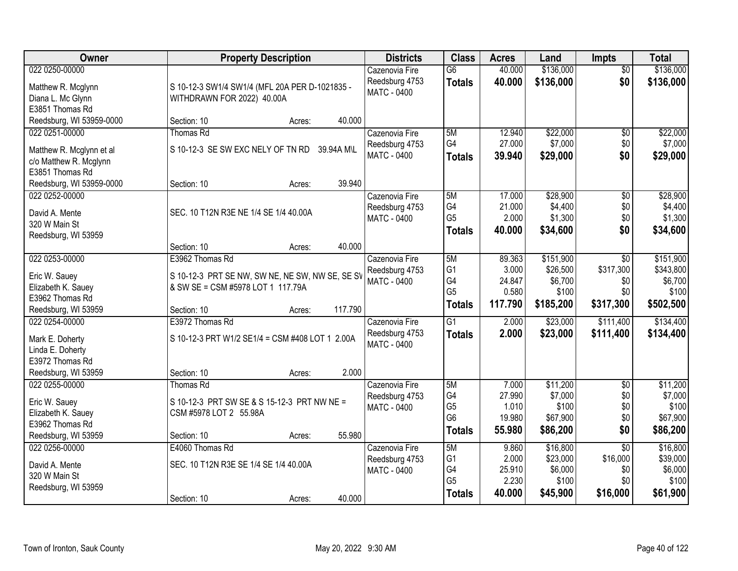| Owner | Property Description | Districts | Class | Acres | Land | Impts | Total |
|---|---|---|---|---|---|---|---|
| 022 0250-00000<br><br>Matthew R. Mcglynn<br>Diana L. Mc Glynn<br>E3851 Thomas Rd<br>Reedsburg, WI 53959-0000 | S 10-12-3 SW1/4 SW1/4 (MFL 20A PER D-1021835 - WITHDRAWN FOR 2022) 40.00A<br><br>Section: 10 Acres: 40.000 | Cazenovia Fire<br>Reedsburg 4753<br>MATC - 0400 | G6<br>**Totals** | 40.000<br>**40.000** | \$136,000<br>**\$136,000** | \$0<br>**\$0** | \$136,000<br>**\$136,000** |
| 022 0251-00000<br><br>Matthew R. Mcglynn et al<br>c/o Matthew R. Mcglynn<br>E3851 Thomas Rd<br>Reedsburg, WI 53959-0000 | Thomas Rd<br><br>S 10-12-3 SE SW EXC NELY OF TN RD 39.94A M\L<br><br>Section: 10 Acres: 39.940 | Cazenovia Fire<br>Reedsburg 4753<br>MATC - 0400 | 5M<br>G4<br>**Totals** | 12.940<br>27.000<br>**39.940** | \$22,000<br>\$7,000<br>**\$29,000** | \$0<br>\$0<br>**\$0** | \$22,000<br>\$7,000<br>**\$29,000** |
| 022 0252-00000<br><br>David A. Mente<br>320 W Main St<br>Reedsburg, WI 53959 | SEC. 10 T12N R3E NE 1/4 SE 1/4 40.00A<br><br>Section: 10 Acres: 40.000 | Cazenovia Fire<br>Reedsburg 4753<br>MATC - 0400 | 5M<br>G4<br>G5<br>**Totals** | 17.000<br>21.000<br>2.000<br>**40.000** | \$28,900<br>\$4,400<br>\$1,300<br>**\$34,600** | \$0<br>\$0<br>\$0<br>**\$0** | \$28,900<br>\$4,400<br>\$1,300<br>**\$34,600** |
| 022 0253-00000<br><br>Eric W. Sauey<br>Elizabeth K. Sauey<br>E3962 Thomas Rd<br>Reedsburg, WI 53959 | E3962 Thomas Rd<br><br>S 10-12-3 PRT SE NW, SW NE, NE SW, NW SE, SE SW & SW SE = CSM #5978 LOT 1 117.79A<br><br>Section: 10 Acres: 117.790 | Cazenovia Fire<br>Reedsburg 4753<br>MATC - 0400 | 5M<br>G1<br>G4<br>G5<br>**Totals** | 89.363<br>3.000<br>24.847<br>0.580<br>**117.790** | \$151,900<br>\$26,500<br>\$6,700<br>\$100<br>**\$185,200** | \$0<br>\$317,300<br>\$0<br>\$0<br>**\$317,300** | \$151,900<br>\$343,800<br>\$6,700<br>\$100<br>**\$502,500** |
| 022 0254-00000<br><br>Mark E. Doherty<br>Linda E. Doherty<br>E3972 Thomas Rd<br>Reedsburg, WI 53959 | E3972 Thomas Rd<br><br>S 10-12-3 PRT W1/2 SE1/4 = CSM #408 LOT 1 2.00A<br><br>Section: 10 Acres: 2.000 | Cazenovia Fire<br>Reedsburg 4753<br>MATC - 0400 | G1<br>**Totals** | 2.000<br>**2.000** | \$23,000<br>**\$23,000** | \$111,400<br>**\$111,400** | \$134,400<br>**\$134,400** |
| 022 0255-00000<br><br>Eric W. Sauey<br>Elizabeth K. Sauey<br>E3962 Thomas Rd<br>Reedsburg, WI 53959 | Thomas Rd<br><br>S 10-12-3 PRT SW SE & S 15-12-3 PRT NW NE = CSM #5978 LOT 2 55.98A<br><br>Section: 10 Acres: 55.980 | Cazenovia Fire<br>Reedsburg 4753<br>MATC - 0400 | 5M<br>G4<br>G5<br>G6<br>**Totals** | 7.000<br>27.990<br>1.010<br>19.980<br>**55.980** | \$11,200<br>\$7,000<br>\$100<br>\$67,900<br>**\$86,200** | \$0<br>\$0<br>\$0<br>\$0<br>**\$0** | \$11,200<br>\$7,000<br>\$100<br>\$67,900<br>**\$86,200** |
| 022 0256-00000<br><br>David A. Mente<br>320 W Main St<br>Reedsburg, WI 53959 | E4060 Thomas Rd<br><br>SEC. 10 T12N R3E SE 1/4 SE 1/4 40.00A<br><br>Section: 10 Acres: 40.000 | Cazenovia Fire<br>Reedsburg 4753<br>MATC - 0400 | 5M<br>G1<br>G4<br>G5<br>**Totals** | 9.860<br>2.000<br>25.910<br>2.230<br>**40.000** | \$16,800<br>\$23,000<br>\$6,000<br>\$100<br>**\$45,900** | \$0<br>\$16,000<br>\$0<br>\$0<br>**\$16,000** | \$16,800<br>\$39,000<br>\$6,000<br>\$100<br>**\$61,900** |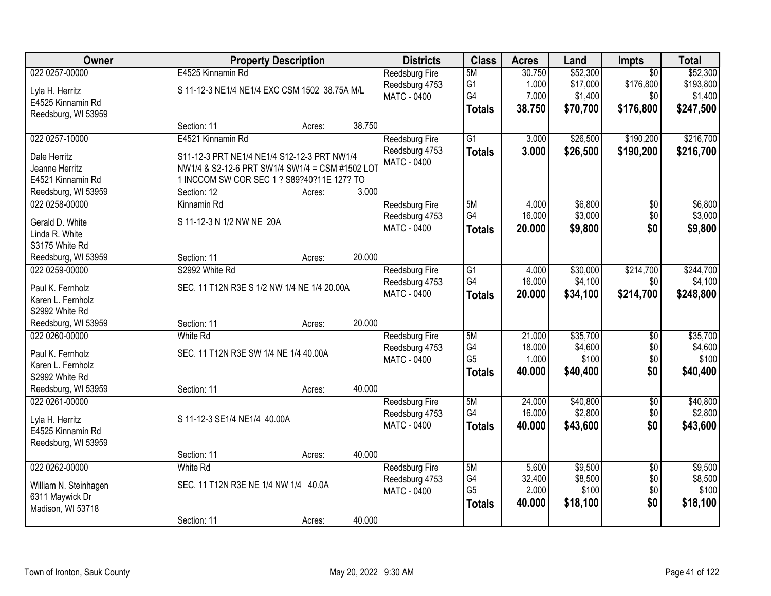| Owner | Property Description | Districts | Class | Acres | Land | Impts | Total |
|---|---|---|---|---|---|---|---|
| 022 0257-00000<br><br>Lyla H. Herritz<br>E4525 Kinnamin Rd<br>Reedsburg, WI 53959 | E4525 Kinnamin Rd<br><br>S 11-12-3 NE1/4 NE1/4 EXC CSM 1502 38.75A M/L<br><br>Section: 11 Acres: 38.750 | Reedsburg Fire<br>Reedsburg 4753<br>MATC - 0400 | 5M<br>G1<br>G4<br>**Totals** | 30.750<br>1.000<br>7.000<br>**38.750** | $52,300<br>$17,000<br>$1,400<br>**$70,700** | $0<br>$176,800<br>$0<br>**$176,800** | $52,300<br>$193,800<br>$1,400<br>**$247,500** |
| 022 0257-10000<br><br>Dale Herritz<br>Jeanne Herritz<br>E4521 Kinnamin Rd<br>Reedsburg, WI 53959 | E4521 Kinnamin Rd<br><br>S11-12-3 PRT NE1/4 NE1/4 S12-12-3 PRT NW1/4 NW1/4 & S2-12-6 PRT SW1/4 SW1/4 = CSM #1502 LOT 1 INCCOM SW COR SEC 1 ? S89?40?11E 127? TO<br>Section: 12 Acres: 3.000 | Reedsburg Fire<br>Reedsburg 4753<br>MATC - 0400 | G1<br>**Totals** | 3.000<br>**3.000** | $26,500<br>**$26,500** | $190,200<br>**$190,200** | $216,700<br>**$216,700** |
| 022 0258-00000<br><br>Gerald D. White<br>Linda R. White<br>S3175 White Rd<br>Reedsburg, WI 53959 | Kinnamin Rd<br><br>S 11-12-3 N 1/2 NW NE 20A<br><br>Section: 11 Acres: 20.000 | Reedsburg Fire<br>Reedsburg 4753<br>MATC - 0400 | 5M<br>G4<br>**Totals** | 4.000<br>16.000<br>**20.000** | $6,800<br>$3,000<br>**$9,800** | $0<br>$0<br>**$0** | $6,800<br>$3,000<br>**$9,800** |
| 022 0259-00000<br><br>Paul K. Fernholz<br>Karen L. Fernholz<br>S2992 White Rd<br>Reedsburg, WI 53959 | S2992 White Rd<br><br>SEC. 11 T12N R3E S 1/2 NW 1/4 NE 1/4 20.00A<br><br>Section: 11 Acres: 20.000 | Reedsburg Fire<br>Reedsburg 4753<br>MATC - 0400 | G1<br>G4<br>**Totals** | 4.000<br>16.000<br>**20.000** | $30,000<br>$4,100<br>**$34,100** | $214,700<br>$0<br>**$214,700** | $244,700<br>$4,100<br>**$248,800** |
| 022 0260-00000<br><br>Paul K. Fernholz<br>Karen L. Fernholz<br>S2992 White Rd<br>Reedsburg, WI 53959 | White Rd<br><br>SEC. 11 T12N R3E SW 1/4 NE 1/4 40.00A<br><br>Section: 11 Acres: 40.000 | Reedsburg Fire<br>Reedsburg 4753<br>MATC - 0400 | 5M<br>G4<br>G5<br>**Totals** | 21.000<br>18.000<br>1.000<br>**40.000** | $35,700<br>$4,600<br>$100<br>**$40,400** | $0<br>$0<br>$0<br>**$0** | $35,700<br>$4,600<br>$100<br>**$40,400** |
| 022 0261-00000<br><br>Lyla H. Herritz<br>E4525 Kinnamin Rd<br>Reedsburg, WI 53959 | <br><br>S 11-12-3 SE1/4 NE1/4 40.00A<br><br>Section: 11 Acres: 40.000 | Reedsburg Fire<br>Reedsburg 4753<br>MATC - 0400 | 5M<br>G4<br>**Totals** | 24.000<br>16.000<br>**40.000** | $40,800<br>$2,800<br>**$43,600** | $0<br>$0<br>**$0** | $40,800<br>$2,800<br>**$43,600** |
| 022 0262-00000<br><br>William N. Steinhagen<br>6311 Maywick Dr<br>Madison, WI 53718 | White Rd<br><br>SEC. 11 T12N R3E NE 1/4 NW 1/4 40.0A<br><br>Section: 11 Acres: 40.000 | Reedsburg Fire<br>Reedsburg 4753<br>MATC - 0400 | 5M<br>G4<br>G5<br>**Totals** | 5.600<br>32.400<br>2.000<br>**40.000** | $9,500<br>$8,500<br>$100<br>**$18,100** | $0<br>$0<br>$0<br>**$0** | $9,500<br>$8,500<br>$100<br>**$18,100** |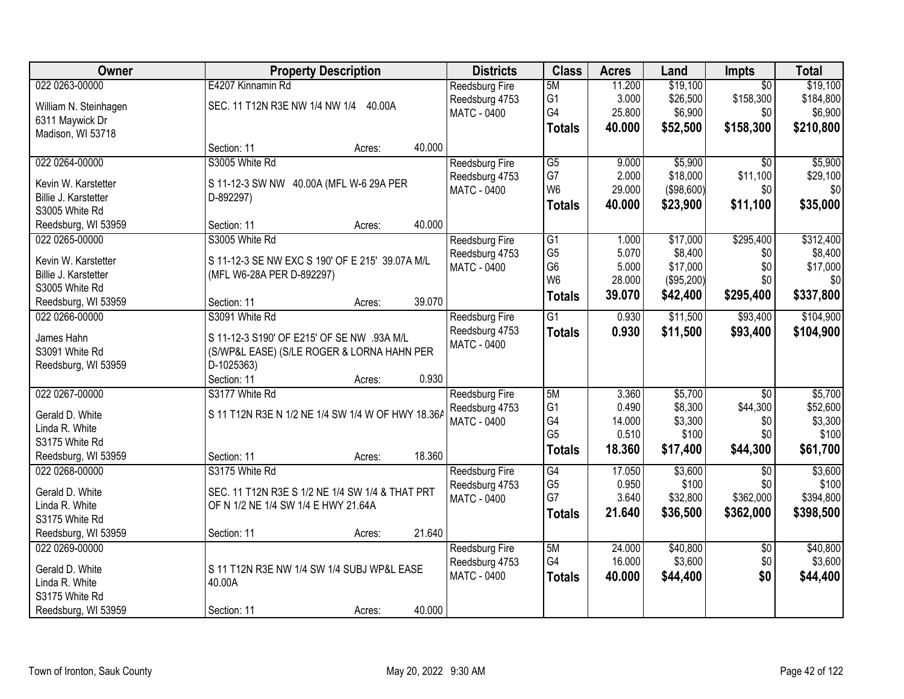| Owner | Property Description | Districts | Class | Acres | Land | Impts | Total |
|---|---|---|---|---|---|---|---|
| 022 0263-00000<br>William N. Steinhagen<br>6311 Maywick Dr<br>Madison, WI 53718 | E4207 Kinnamin Rd<br>SEC. 11 T12N R3E NW 1/4 NW 1/4 40.00A<br>Section: 11 Acres: 40.000 | Reedsburg Fire<br>Reedsburg 4753<br>MATC - 0400 | 5M<br>G1<br>G4<br>**Totals** | 11.200<br>3.000<br>25.800<br>**40.000** | $19,100<br>$26,500<br>$6,900<br>**$52,500** | $0<br>$158,300<br>$0<br>**$158,300** | $19,100<br>$184,800<br>$6,900<br>**$210,800** |
| 022 0264-00000<br>Kevin W. Karstetter<br>Billie J. Karstetter<br>S3005 White Rd<br>Reedsburg, WI 53959 | S3005 White Rd<br>S 11-12-3 SW NW 40.00A (MFL W-6 29A PER D-892297)<br>Section: 11 Acres: 40.000 | Reedsburg Fire<br>Reedsburg 4753<br>MATC - 0400 | G5<br>G7<br>W6<br>**Totals** | 9.000<br>2.000<br>29.000<br>**40.000** | $5,900<br>$18,000<br>($98,600)<br>**$23,900** | $0<br>$11,100<br>$0<br>**$11,100** | $5,900<br>$29,100<br>$0<br>**$35,000** |
| 022 0265-00000<br>Kevin W. Karstetter<br>Billie J. Karstetter<br>S3005 White Rd<br>Reedsburg, WI 53959 | S3005 White Rd<br>S 11-12-3 SE NW EXC S 190' OF E 215' 39.07A M/L (MFL W6-28A PER D-892297)<br>Section: 11 Acres: 39.070 | Reedsburg Fire<br>Reedsburg 4753<br>MATC - 0400 | G1<br>G5<br>G6<br>W6<br>**Totals** | 1.000<br>5.070<br>5.000<br>28.000<br>**39.070** | $17,000<br>$8,400<br>$17,000<br>($95,200)<br>**$42,400** | $295,400<br>$0<br>$0<br>$0<br>**$295,400** | $312,400<br>$8,400<br>$17,000<br>$0<br>**$337,800** |
| 022 0266-00000<br>James Hahn<br>S3091 White Rd<br>Reedsburg, WI 53959 | S3091 White Rd<br>S 11-12-3 S190' OF E215' OF SE NW .93A M/L (S/WP&L EASE) (S/LE ROGER & LORNA HAHN PER D-1025363)<br>Section: 11 Acres: 0.930 | Reedsburg Fire<br>Reedsburg 4753<br>MATC - 0400 | G1<br>**Totals** | 0.930<br>**0.930** | $11,500<br>**$11,500** | $93,400<br>**$93,400** | $104,900<br>**$104,900** |
| 022 0267-00000<br>Gerald D. White<br>Linda R. White<br>S3175 White Rd<br>Reedsburg, WI 53959 | S3177 White Rd<br>S 11 T12N R3E N 1/2 NE 1/4 SW 1/4 W OF HWY 18.36A<br>Section: 11 Acres: 18.360 | Reedsburg Fire<br>Reedsburg 4753<br>MATC - 0400 | 5M<br>G1<br>G4<br>G5<br>**Totals** | 3.360<br>0.490<br>14.000<br>0.510<br>**18.360** | $5,700<br>$8,300<br>$3,300<br>$100<br>**$17,400** | $0<br>$44,300<br>$0<br>$0<br>**$44,300** | $5,700<br>$52,600<br>$3,300<br>$100<br>**$61,700** |
| 022 0268-00000<br>Gerald D. White<br>Linda R. White<br>S3175 White Rd<br>Reedsburg, WI 53959 | S3175 White Rd<br>SEC. 11 T12N R3E S 1/2 NE 1/4 SW 1/4 & THAT PRT OF N 1/2 NE 1/4 SW 1/4 E HWY 21.64A<br>Section: 11 Acres: 21.640 | Reedsburg Fire<br>Reedsburg 4753<br>MATC - 0400 | G4<br>G5<br>G7<br>**Totals** | 17.050<br>0.950<br>3.640<br>**21.640** | $3,600<br>$100<br>$32,800<br>**$36,500** | $0<br>$0<br>$362,000<br>**$362,000** | $3,600<br>$100<br>$394,800<br>**$398,500** |
| 022 0269-00000<br>Gerald D. White<br>Linda R. White<br>S3175 White Rd<br>Reedsburg, WI 53959 | S 11 T12N R3E NW 1/4 SW 1/4 SUBJ WP&L EASE 40.00A<br>Section: 11 Acres: 40.000 | Reedsburg Fire<br>Reedsburg 4753<br>MATC - 0400 | 5M<br>G4<br>**Totals** | 24.000<br>16.000<br>**40.000** | $40,800<br>$3,600<br>**$44,400** | $0<br>$0<br>**$0** | $40,800<br>$3,600<br>**$44,400** |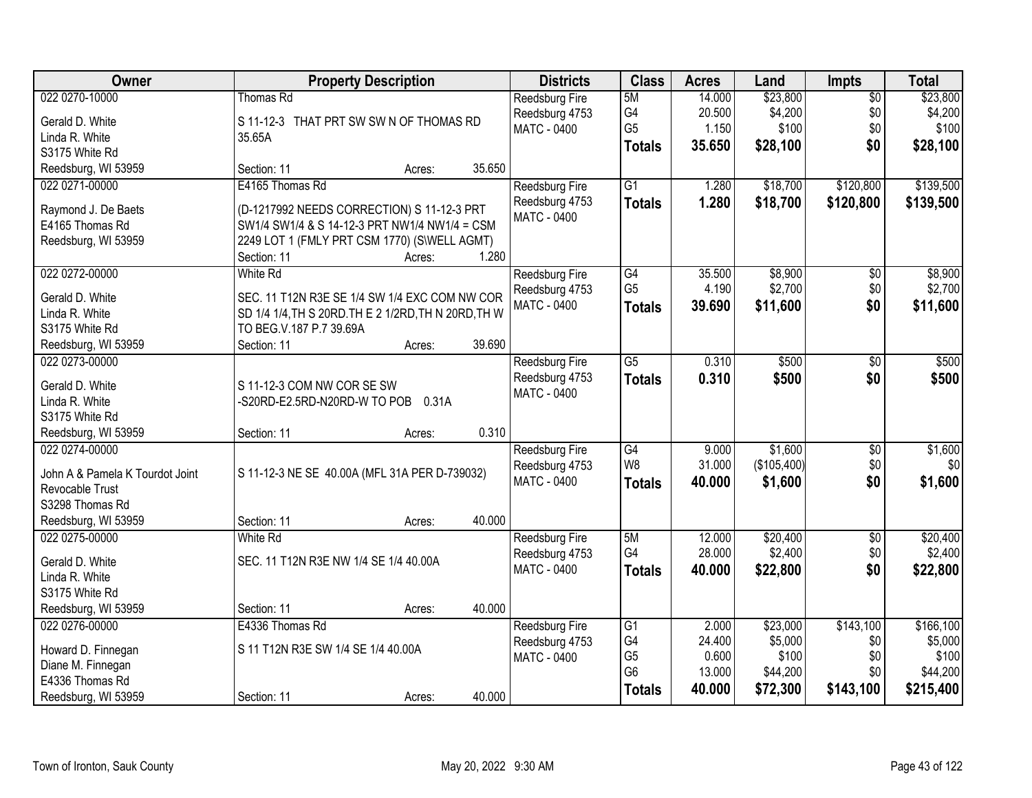| Owner | Property Description | Districts | Class | Acres | Land | Impts | Total |
|---|---|---|---|---|---|---|---|
| 022 0270-10000<br><br>Gerald D. White<br>Linda R. White<br>S3175 White Rd<br>Reedsburg, WI 53959 | Thomas Rd<br><br>S 11-12-3 THAT PRT SW SW N OF THOMAS RD 35.65A<br><br>Section: 11 Acres: 35.650 | Reedsburg Fire<br>Reedsburg 4753<br>MATC - 0400 | 5M<br>G4<br>G5<br>**Totals** | 14.000<br>20.500<br>1.150<br>**35.650** | \$23,800<br>\$4,200<br>\$100<br>**\$28,100** | \$0<br>\$0<br>\$0<br>**\$0** | \$23,800<br>\$4,200<br>\$100<br>**\$28,100** |
| 022 0271-00000<br><br>Raymond J. De Baets<br>E4165 Thomas Rd<br>Reedsburg, WI 53959 | E4165 Thomas Rd<br><br>(D-1217992 NEEDS CORRECTION) S 11-12-3 PRT SW1/4 SW1/4 & S 14-12-3 PRT NW1/4 NW1/4 = CSM 2249 LOT 1 (FMLY PRT CSM 1770) (S\WELL AGMT)<br>Section: 11 Acres: 1.280 | Reedsburg Fire<br>Reedsburg 4753<br>MATC - 0400 | G1<br>**Totals** | 1.280<br>**1.280** | \$18,700<br>**\$18,700** | \$120,800<br>**\$120,800** | \$139,500<br>**\$139,500** |
| 022 0272-00000<br><br>Gerald D. White<br>Linda R. White<br>S3175 White Rd<br>Reedsburg, WI 53959 | White Rd<br><br>SEC. 11 T12N R3E SE 1/4 SW 1/4 EXC COM NW COR SD 1/4 1/4,TH S 20RD.TH E 2 1/2RD,TH N 20RD,TH W TO BEG.V.187 P.7 39.69A<br>Section: 11 Acres: 39.690 | Reedsburg Fire<br>Reedsburg 4753<br>MATC - 0400 | G4<br>G5<br>**Totals** | 35.500<br>4.190<br>**39.690** | \$8,900<br>\$2,700<br>**\$11,600** | \$0<br>\$0<br>**\$0** | \$8,900<br>\$2,700<br>**\$11,600** |
| 022 0273-00000<br><br>Gerald D. White<br>Linda R. White<br>S3175 White Rd<br>Reedsburg, WI 53959 | S 11-12-3 COM NW COR SE SW -S20RD-E2.5RD-N20RD-W TO POB 0.31A<br><br>Section: 11 Acres: 0.310 | Reedsburg Fire<br>Reedsburg 4753<br>MATC - 0400 | G5<br>**Totals** | 0.310<br>**0.310** | \$500<br>**\$500** | \$0<br>**\$0** | \$500<br>**\$500** |
| 022 0274-00000<br><br>John A & Pamela K Tourdot Joint Revocable Trust<br>S3298 Thomas Rd<br>Reedsburg, WI 53959 | S 11-12-3 NE SE 40.00A (MFL 31A PER D-739032)<br><br>Section: 11 Acres: 40.000 | Reedsburg Fire<br>Reedsburg 4753<br>MATC - 0400 | G4<br>W8<br>**Totals** | 9.000<br>31.000<br>**40.000** | \$1,600<br>(\$105,400)<br>**\$1,600** | \$0<br>\$0<br>**\$0** | \$1,600<br>\$0<br>**\$1,600** |
| 022 0275-00000<br><br>Gerald D. White<br>Linda R. White<br>S3175 White Rd<br>Reedsburg, WI 53959 | White Rd<br><br>SEC. 11 T12N R3E NW 1/4 SE 1/4 40.00A<br><br>Section: 11 Acres: 40.000 | Reedsburg Fire<br>Reedsburg 4753<br>MATC - 0400 | 5M<br>G4<br>**Totals** | 12.000<br>28.000<br>**40.000** | \$20,400<br>\$2,400<br>**\$22,800** | \$0<br>\$0<br>**\$0** | \$20,400<br>\$2,400<br>**\$22,800** |
| 022 0276-00000<br><br>Howard D. Finnegan<br>Diane M. Finnegan<br>E4336 Thomas Rd<br>Reedsburg, WI 53959 | E4336 Thomas Rd<br><br>S 11 T12N R3E SW 1/4 SE 1/4 40.00A<br><br>Section: 11 Acres: 40.000 | Reedsburg Fire<br>Reedsburg 4753<br>MATC - 0400 | G1<br>G4<br>G5<br>G6<br>**Totals** | 2.000<br>24.400<br>0.600<br>13.000<br>**40.000** | \$23,000<br>\$5,000<br>\$100<br>\$44,200<br>**\$72,300** | \$143,100<br>\$0<br>\$0<br>\$0<br>**\$143,100** | \$166,100<br>\$5,000<br>\$100<br>\$44,200<br>**\$215,400** |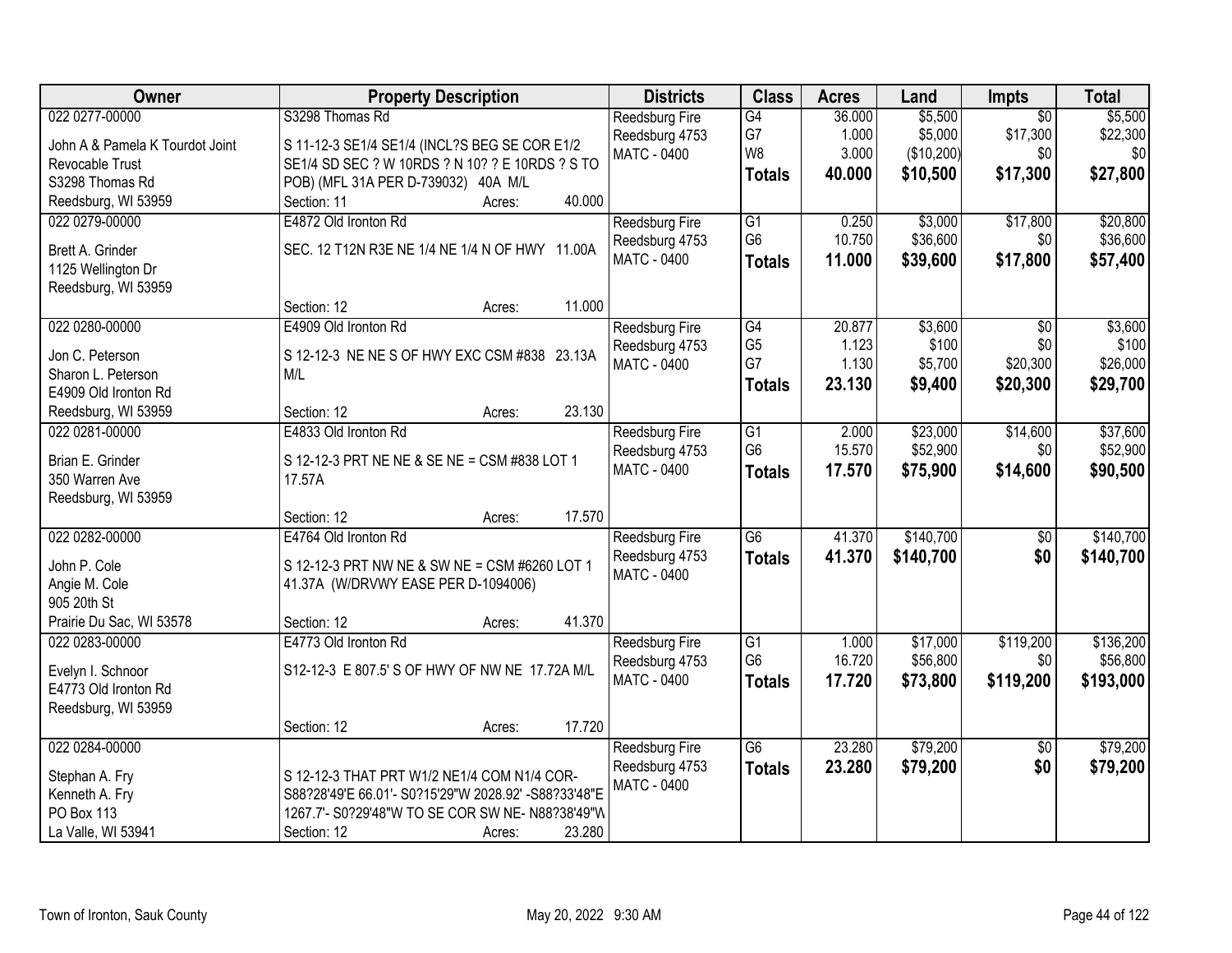| Owner | Property Description | Districts | Class | Acres | Land | Impts | Total |
|---|---|---|---|---|---|---|---|
| 022 0277-00000<br>John A & Pamela K Tourdot Joint Revocable Trust<br>S3298 Thomas Rd<br>Reedsburg, WI 53959 | S3298 Thomas Rd<br>S 11-12-3 SE1/4 SE1/4 (INCL?S BEG SE COR E1/2 SE1/4 SD SEC ? W 10RDS ? N 10? ? E 10RDS ? S TO POB) (MFL 31A PER D-739032) 40A M/L<br>Section: 11 Acres: 40.000 | Reedsburg Fire<br>Reedsburg 4753<br>MATC - 0400 | G4<br>G7<br>W8<br>**Totals** | 36.000<br>1.000<br>3.000<br>**40.000** | $5,500<br>$5,000<br>($10,200)<br>**$10,500** | $0<br>$17,300<br>$0<br>**$17,300** | $5,500<br>$22,300<br>$0<br>**$27,800** |
| 022 0279-00000<br>Brett A. Grinder<br>1125 Wellington Dr<br>Reedsburg, WI 53959 | E4872 Old Ironton Rd<br>SEC. 12 T12N R3E NE 1/4 NE 1/4 N OF HWY 11.00A<br>Section: 12 Acres: 11.000 | Reedsburg Fire<br>Reedsburg 4753<br>MATC - 0400 | G1<br>G6<br>**Totals** | 0.250<br>10.750<br>**11.000** | $3,000<br>$36,600<br>**$39,600** | $17,800<br>$0<br>**$17,800** | $20,800<br>$36,600<br>**$57,400** |
| 022 0280-00000<br>Jon C. Peterson<br>Sharon L. Peterson<br>E4909 Old Ironton Rd<br>Reedsburg, WI 53959 | E4909 Old Ironton Rd<br>S 12-12-3 NE NE S OF HWY EXC CSM #838 23.13A M/L<br>Section: 12 Acres: 23.130 | Reedsburg Fire<br>Reedsburg 4753<br>MATC - 0400 | G4<br>G5<br>G7<br>**Totals** | 20.877<br>1.123<br>1.130<br>**23.130** | $3,600<br>$100<br>$5,700<br>**$9,400** | $0<br>$0<br>$20,300<br>**$20,300** | $3,600<br>$100<br>$26,000<br>**$29,700** |
| 022 0281-00000<br>Brian E. Grinder<br>350 Warren Ave<br>Reedsburg, WI 53959 | E4833 Old Ironton Rd<br>S 12-12-3 PRT NE NE & SE NE = CSM #838 LOT 1 17.57A<br>Section: 12 Acres: 17.570 | Reedsburg Fire<br>Reedsburg 4753<br>MATC - 0400 | G1<br>G6<br>**Totals** | 2.000<br>15.570<br>**17.570** | $23,000<br>$52,900<br>**$75,900** | $14,600<br>$0<br>**$14,600** | $37,600<br>$52,900<br>**$90,500** |
| 022 0282-00000<br>John P. Cole<br>Angie M. Cole<br>905 20th St<br>Prairie Du Sac, WI 53578 | E4764 Old Ironton Rd<br>S 12-12-3 PRT NW NE & SW NE = CSM #6260 LOT 1 41.37A (W/DRVWY EASE PER D-1094006)<br>Section: 12 Acres: 41.370 | Reedsburg Fire<br>Reedsburg 4753<br>MATC - 0400 | G6<br>**Totals** | 41.370<br>**41.370** | $140,700<br>**$140,700** | $0<br>**$0** | $140,700<br>**$140,700** |
| 022 0283-00000<br>Evelyn I. Schnoor<br>E4773 Old Ironton Rd<br>Reedsburg, WI 53959 | E4773 Old Ironton Rd<br>S12-12-3 E 807.5' S OF HWY OF NW NE 17.72A M/L<br>Section: 12 Acres: 17.720 | Reedsburg Fire<br>Reedsburg 4753<br>MATC - 0400 | G1<br>G6<br>**Totals** | 1.000<br>16.720<br>**17.720** | $17,000<br>$56,800<br>**$73,800** | $119,200<br>$0<br>**$119,200** | $136,200<br>$56,800<br>**$193,000** |
| 022 0284-00000<br>Stephan A. Fry<br>Kenneth A. Fry<br>PO Box 113<br>La Valle, WI 53941 | S 12-12-3 THAT PRT W1/2 NE1/4 COM N1/4 COR- S88?28'49'E 66.01'- S0?15'29"W 2028.92' -S88?33'48"E 1267.7'- S0?29'48"W TO SE COR SW NE- N88?38'49"W<br>Section: 12 Acres: 23.280 | Reedsburg Fire<br>Reedsburg 4753<br>MATC - 0400 | G6<br>**Totals** | 23.280<br>**23.280** | $79,200<br>**$79,200** | $0<br>**$0** | $79,200<br>**$79,200** |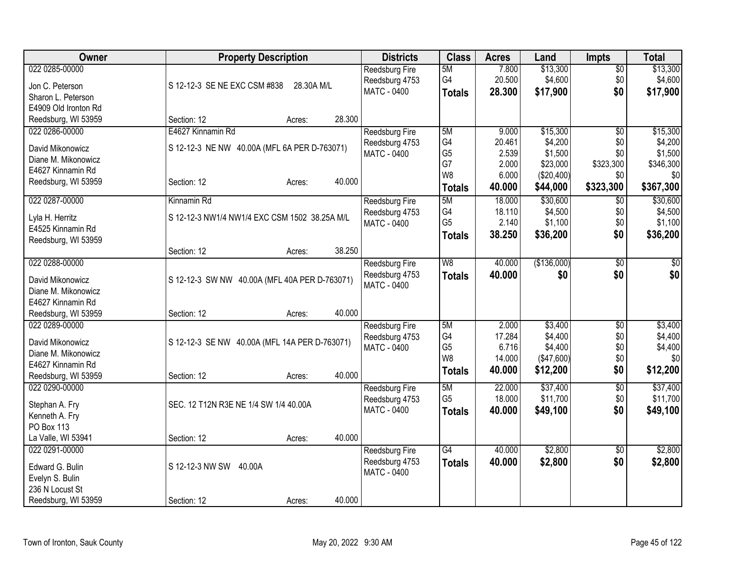| Owner | Property Description | Districts | Class | Acres | Land | Impts | Total |
|---|---|---|---|---|---|---|---|
| 022 0285-00000<br>Jon C. Peterson<br>Sharon L. Peterson<br>E4909 Old Ironton Rd<br>Reedsburg, WI 53959 | S 12-12-3 SE NE EXC CSM #838 28.30A M/L<br>Section: 12 Acres: 28.300 | Reedsburg Fire<br>Reedsburg 4753<br>MATC - 0400 | 5M<br>G4<br>**Totals** | 7.800<br>20.500<br>**28.300** | $13,300<br>$4,600<br>**$17,900** | $0<br>$0<br>**$0** | $13,300<br>$4,600<br>**$17,900** |
| 022 0286-00000<br>David Mikonowicz<br>Diane M. Mikonowicz<br>E4627 Kinnamin Rd<br>Reedsburg, WI 53959 | E4627 Kinnamin Rd<br>S 12-12-3 NE NW 40.00A (MFL 6A PER D-763071)<br>Section: 12 Acres: 40.000 | Reedsburg Fire<br>Reedsburg 4753<br>MATC - 0400 | 5M<br>G4<br>G5<br>G7<br>W8<br>**Totals** | 9.000<br>20.461<br>2.539<br>2.000<br>6.000<br>**40.000** | $15,300<br>$4,200<br>$1,500<br>$23,000<br>($20,400)<br>**$44,000** | $0<br>$0<br>$0<br>$323,300<br>$0<br>**$323,300** | $15,300<br>$4,200<br>$1,500<br>$346,300<br>$0<br>**$367,300** |
| 022 0287-00000<br>Lyla H. Herritz<br>E4525 Kinnamin Rd<br>Reedsburg, WI 53959 | Kinnamin Rd<br>S 12-12-3 NW1/4 NW1/4 EXC CSM 1502 38.25A M/L<br>Section: 12 Acres: 38.250 | Reedsburg Fire<br>Reedsburg 4753<br>MATC - 0400 | 5M<br>G4<br>G5<br>**Totals** | 18.000<br>18.110<br>2.140<br>**38.250** | $30,600<br>$4,500<br>$1,100<br>**$36,200** | $0<br>$0<br>$0<br>**$0** | $30,600<br>$4,500<br>$1,100<br>**$36,200** |
| 022 0288-00000<br>David Mikonowicz<br>Diane M. Mikonowicz<br>E4627 Kinnamin Rd<br>Reedsburg, WI 53959 | S 12-12-3 SW NW 40.00A (MFL 40A PER D-763071)<br>Section: 12 Acres: 40.000 | Reedsburg Fire<br>Reedsburg 4753<br>MATC - 0400 | W8<br>**Totals** | 40.000<br>**40.000** | ($136,000)<br>**$0** | $0<br>**$0** | $0<br>**$0** |
| 022 0289-00000<br>David Mikonowicz<br>Diane M. Mikonowicz<br>E4627 Kinnamin Rd<br>Reedsburg, WI 53959 | S 12-12-3 SE NW 40.00A (MFL 14A PER D-763071)<br>Section: 12 Acres: 40.000 | Reedsburg Fire<br>Reedsburg 4753<br>MATC - 0400 | 5M<br>G4<br>G5<br>W8<br>**Totals** | 2.000<br>17.284<br>6.716<br>14.000<br>**40.000** | $3,400<br>$4,400<br>$4,400<br>($47,600)<br>**$12,200** | $0<br>$0<br>$0<br>$0<br>**$0** | $3,400<br>$4,400<br>$4,400<br>$0<br>**$12,200** |
| 022 0290-00000<br>Stephan A. Fry<br>Kenneth A. Fry<br>PO Box 113<br>La Valle, WI 53941 | SEC. 12 T12N R3E NE 1/4 SW 1/4 40.00A<br>Section: 12 Acres: 40.000 | Reedsburg Fire<br>Reedsburg 4753<br>MATC - 0400 | 5M<br>G5<br>**Totals** | 22.000<br>18.000<br>**40.000** | $37,400<br>$11,700<br>**$49,100** | $0<br>$0<br>**$0** | $37,400<br>$11,700<br>**$49,100** |
| 022 0291-00000<br>Edward G. Bulin<br>Evelyn S. Bulin<br>236 N Locust St<br>Reedsburg, WI 53959 | S 12-12-3 NW SW 40.00A<br>Section: 12 Acres: 40.000 | Reedsburg Fire<br>Reedsburg 4753<br>MATC - 0400 | G4<br>**Totals** | 40.000<br>**40.000** | $2,800<br>**$2,800** | $0<br>**$0** | $2,800<br>**$2,800** |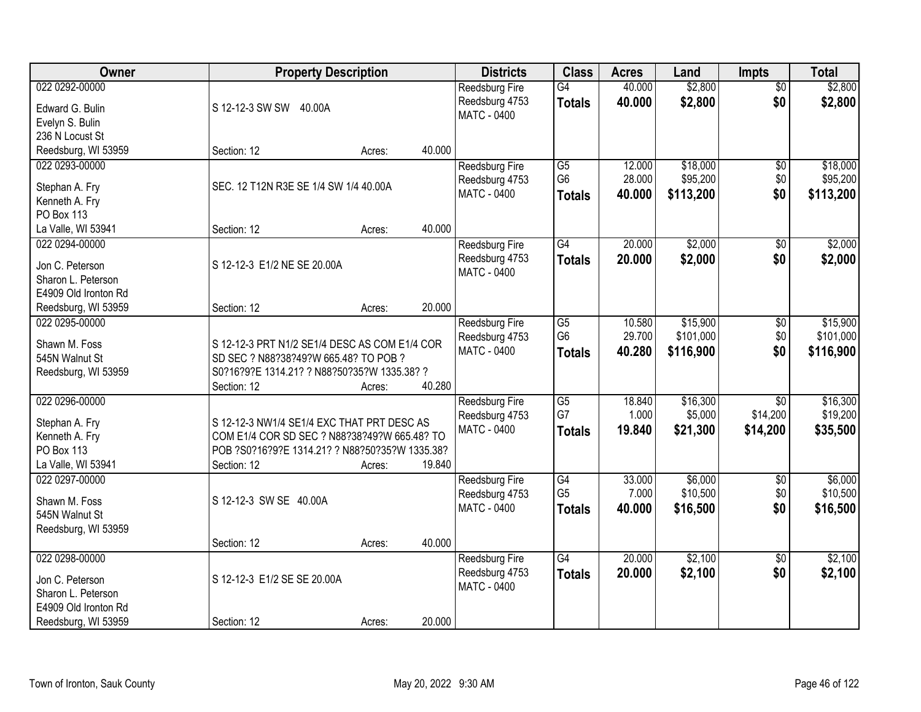| Owner | Property Description | Districts | Class | Acres | Land | Impts | Total |
|---|---|---|---|---|---|---|---|
| 022 0292-00000<br>Edward G. Bulin<br>Evelyn S. Bulin<br>236 N Locust St<br>Reedsburg, WI 53959 | S 12-12-3 SW SW 40.00A<br>Section: 12 Acres: 40.000 | Reedsburg Fire<br>Reedsburg 4753<br>MATC - 0400 | G4<br>**Totals** | 40.000<br>**40.000** | $2,800<br>**$2,800** | $0<br>**$0** | $2,800<br>**$2,800** |
| 022 0293-00000<br>Stephan A. Fry<br>Kenneth A. Fry<br>PO Box 113<br>La Valle, WI 53941 | SEC. 12 T12N R3E SE 1/4 SW 1/4 40.00A<br>Section: 12 Acres: 40.000 | Reedsburg Fire<br>Reedsburg 4753<br>MATC - 0400 | G5<br>G6<br>**Totals** | 12.000<br>28.000<br>**40.000** | $18,000<br>$95,200<br>**$113,200** | $0<br>$0<br>**$0** | $18,000<br>$95,200<br>**$113,200** |
| 022 0294-00000<br>Jon C. Peterson<br>Sharon L. Peterson<br>E4909 Old Ironton Rd<br>Reedsburg, WI 53959 | S 12-12-3 E1/2 NE SE 20.00A<br>Section: 12 Acres: 20.000 | Reedsburg Fire<br>Reedsburg 4753<br>MATC - 0400 | G4<br>**Totals** | 20.000<br>**20.000** | $2,000<br>**$2,000** | $0<br>**$0** | $2,000<br>**$2,000** |
| 022 0295-00000<br>Shawn M. Foss<br>545N Walnut St<br>Reedsburg, WI 53959 | S 12-12-3 PRT N1/2 SE1/4 DESC AS COM E1/4 COR SD SEC ? N88?38?49?W 665.48? TO POB ? S0?16?9?E 1314.21? ? N88?50?35?W 1335.38? ?<br>Section: 12 Acres: 40.280 | Reedsburg Fire<br>Reedsburg 4753<br>MATC - 0400 | G5<br>G6<br>**Totals** | 10.580<br>29.700<br>**40.280** | $15,900<br>$101,000<br>**$116,900** | $0<br>$0<br>**$0** | $15,900<br>$101,000<br>**$116,900** |
| 022 0296-00000<br>Stephan A. Fry<br>Kenneth A. Fry<br>PO Box 113<br>La Valle, WI 53941 | S 12-12-3 NW1/4 SE1/4 EXC THAT PRT DESC AS COM E1/4 COR SD SEC ? N88?38?49?W 665.48? TO POB ?S0?16?9?E 1314.21? ? N88?50?35?W 1335.38?<br>Section: 12 Acres: 19.840 | Reedsburg Fire<br>Reedsburg 4753<br>MATC - 0400 | G5<br>G7<br>**Totals** | 18.840<br>1.000<br>**19.840** | $16,300<br>$5,000<br>**$21,300** | $0<br>$14,200<br>**$14,200** | $16,300<br>$19,200<br>**$35,500** |
| 022 0297-00000<br>Shawn M. Foss<br>545N Walnut St<br>Reedsburg, WI 53959 | S 12-12-3 SW SE 40.00A<br>Section: 12 Acres: 40.000 | Reedsburg Fire<br>Reedsburg 4753<br>MATC - 0400 | G4<br>G5<br>**Totals** | 33.000<br>7.000<br>**40.000** | $6,000<br>$10,500<br>**$16,500** | $0<br>$0<br>**$0** | $6,000<br>$10,500<br>**$16,500** |
| 022 0298-00000<br>Jon C. Peterson<br>Sharon L. Peterson<br>E4909 Old Ironton Rd<br>Reedsburg, WI 53959 | S 12-12-3 E1/2 SE SE 20.00A<br>Section: 12 Acres: 20.000 | Reedsburg Fire<br>Reedsburg 4753<br>MATC - 0400 | G4<br>**Totals** | 20.000<br>**20.000** | $2,100<br>**$2,100** | $0<br>**$0** | $2,100<br>**$2,100** |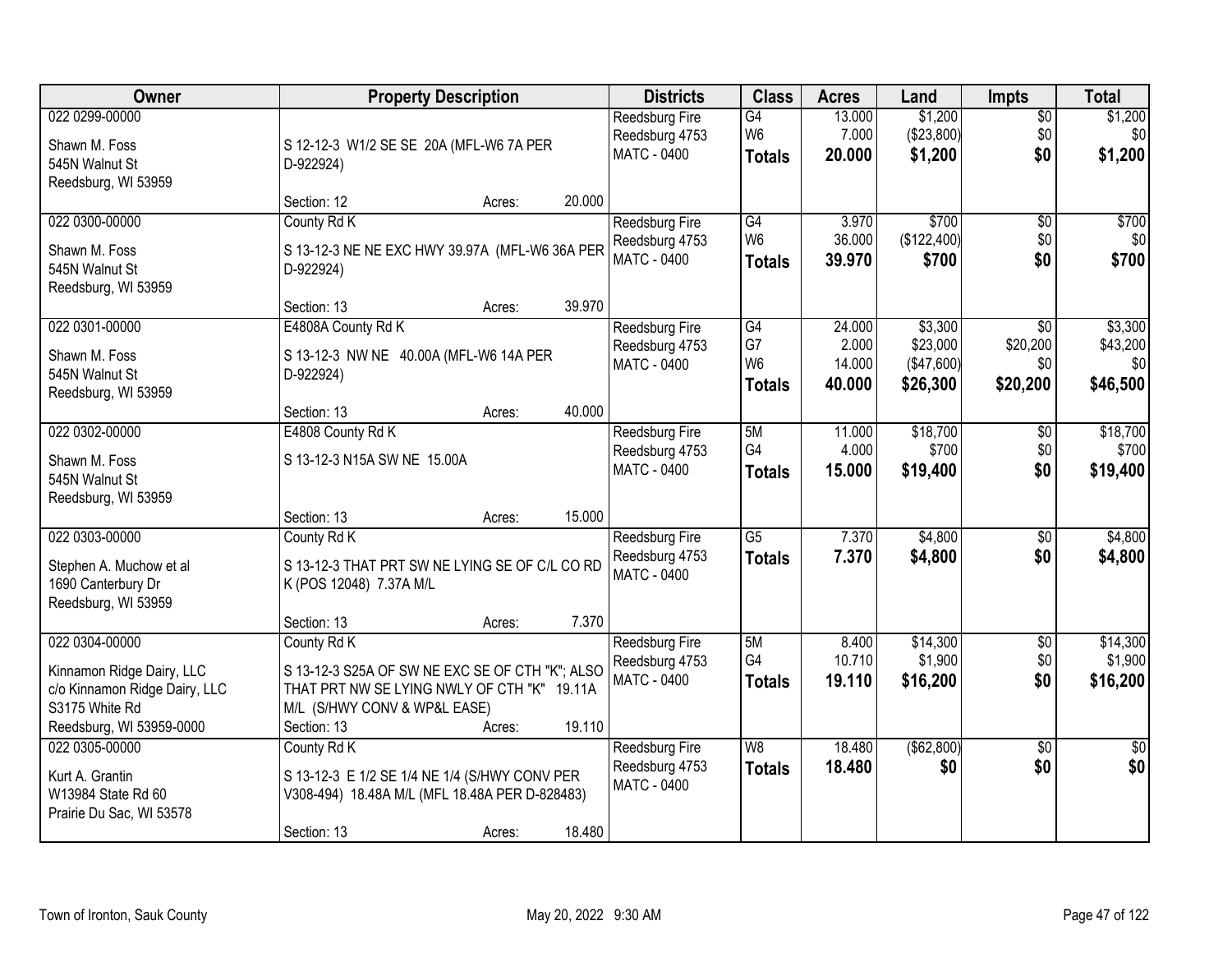| Owner | Property Description | Districts | Class | Acres | Land | Impts | Total |
|---|---|---|---|---|---|---|---|
| 022 0299-00000<br><br>Shawn M. Foss<br>545N Walnut St<br>Reedsburg, WI 53959 | S 12-12-3 W1/2 SE SE 20A (MFL-W6 7A PER D-922924)<br><br>Section: 12 Acres: 20.000 | Reedsburg Fire<br>Reedsburg 4753<br>MATC - 0400 | G4<br>W6<br>**Totals** | 13.000<br>7.000<br>**20.000** | $1,200<br>($23,800)<br>**$1,200** | $0<br>$0<br>**$0** | $1,200<br>$0<br>**$1,200** |
| 022 0300-00000<br><br>Shawn M. Foss<br>545N Walnut St<br>Reedsburg, WI 53959 | County Rd K<br><br>S 13-12-3 NE NE EXC HWY 39.97A (MFL-W6 36A PER D-922924)<br><br>Section: 13 Acres: 39.970 | Reedsburg Fire<br>Reedsburg 4753<br>MATC - 0400 | G4<br>W6<br>**Totals** | 3.970<br>36.000<br>**39.970** | $700<br>($122,400)<br>**$700** | $0<br>$0<br>**$0** | $700<br>$0<br>**$700** |
| 022 0301-00000<br><br>Shawn M. Foss<br>545N Walnut St<br>Reedsburg, WI 53959 | E4808A County Rd K<br><br>S 13-12-3 NW NE 40.00A (MFL-W6 14A PER D-922924)<br><br>Section: 13 Acres: 40.000 | Reedsburg Fire<br>Reedsburg 4753<br>MATC - 0400 | G4<br>G7<br>W6<br>**Totals** | 24.000<br>2.000<br>14.000<br>**40.000** | $3,300<br>$23,000<br>($47,600)<br>**$26,300** | $0<br>$20,200<br>$0<br>**$20,200** | $3,300<br>$43,200<br>$0<br>**$46,500** |
| 022 0302-00000<br><br>Shawn M. Foss<br>545N Walnut St<br>Reedsburg, WI 53959 | E4808 County Rd K<br><br>S 13-12-3 N15A SW NE 15.00A<br><br>Section: 13 Acres: 15.000 | Reedsburg Fire<br>Reedsburg 4753<br>MATC - 0400 | 5M<br>G4<br>**Totals** | 11.000<br>4.000<br>**15.000** | $18,700<br>$700<br>**$19,400** | $0<br>$0<br>**$0** | $18,700<br>$700<br>**$19,400** |
| 022 0303-00000<br><br>Stephen A. Muchow et al<br>1690 Canterbury Dr<br>Reedsburg, WI 53959 | County Rd K<br><br>S 13-12-3 THAT PRT SW NE LYING SE OF C/L CO RD K (POS 12048) 7.37A M/L<br><br>Section: 13 Acres: 7.370 | Reedsburg Fire<br>Reedsburg 4753<br>MATC - 0400 | G5<br>**Totals** | 7.370<br>**7.370** | $4,800<br>**$4,800** | $0<br>**$0** | $4,800<br>**$4,800** |
| 022 0304-00000<br><br>Kinnamon Ridge Dairy, LLC<br>c/o Kinnamon Ridge Dairy, LLC<br>S3175 White Rd<br>Reedsburg, WI 53959-0000 | County Rd K<br><br>S 13-12-3 S25A OF SW NE EXC SE OF CTH "K"; ALSO THAT PRT NW SE LYING NWLY OF CTH "K" 19.11A M/L (S/HWY CONV & WP&L EASE)<br>Section: 13 Acres: 19.110 | Reedsburg Fire<br>Reedsburg 4753<br>MATC - 0400 | 5M<br>G4<br>**Totals** | 8.400<br>10.710<br>**19.110** | $14,300<br>$1,900<br>**$16,200** | $0<br>$0<br>**$0** | $14,300<br>$1,900<br>**$16,200** |
| 022 0305-00000<br><br>Kurt A. Grantin<br>W13984 State Rd 60<br>Prairie Du Sac, WI 53578 | County Rd K<br><br>S 13-12-3 E 1/2 SE 1/4 NE 1/4 (S/HWY CONV PER V308-494) 18.48A M/L (MFL 18.48A PER D-828483)<br><br>Section: 13 Acres: 18.480 | Reedsburg Fire<br>Reedsburg 4753<br>MATC - 0400 | W8<br>**Totals** | 18.480<br>**18.480** | ($62,800)<br>**$0** | $0<br>**$0** | $0<br>**$0** |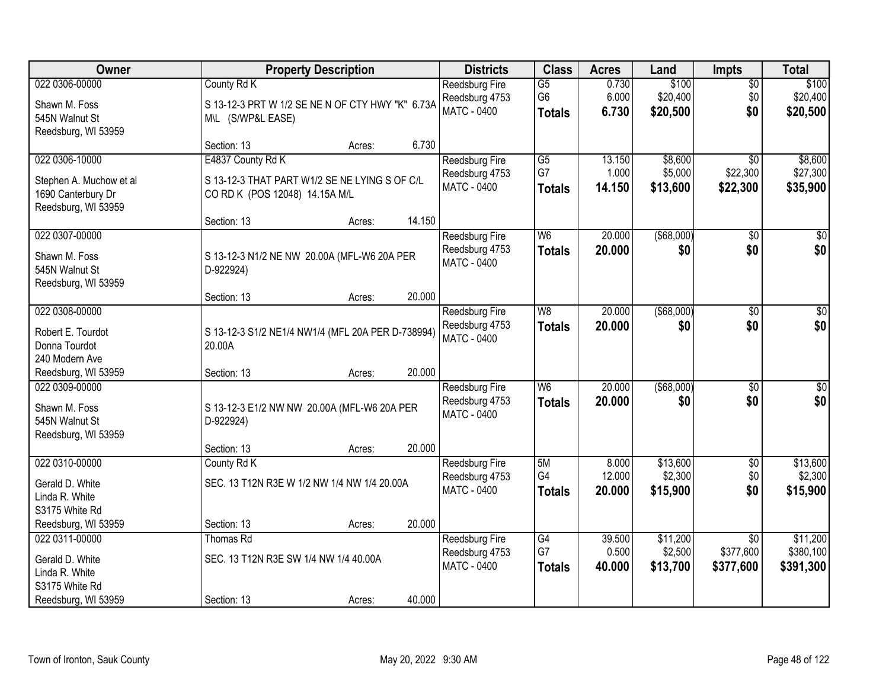| Owner | Property Description | Districts | Class | Acres | Land | Impts | Total |
|---|---|---|---|---|---|---|---|
| 022 0306-00000<br>Shawn M. Foss<br>545N Walnut St<br>Reedsburg, WI 53959 | County Rd K<br>S 13-12-3 PRT W 1/2 SE NE N OF CTY HWY "K" 6.73A M\L (S/WP&L EASE)<br>Section: 13 Acres: 6.730 | Reedsburg Fire<br>Reedsburg 4753<br>MATC - 0400 | G5<br>G6<br>**Totals** | 0.730<br>6.000<br>**6.730** | $100<br>$20,400<br>**$20,500** | $0<br>$0<br>**$0** | $100<br>$20,400<br>**$20,500** |
| 022 0306-10000<br>Stephen A. Muchow et al<br>1690 Canterbury Dr<br>Reedsburg, WI 53959 | E4837 County Rd K<br>S 13-12-3 THAT PART W1/2 SE NE LYING S OF C/L CO RD K (POS 12048) 14.15A M/L<br>Section: 13 Acres: 14.150 | Reedsburg Fire<br>Reedsburg 4753<br>MATC - 0400 | G5<br>G7<br>**Totals** | 13.150<br>1.000<br>**14.150** | $8,600<br>$5,000<br>**$13,600** | $0<br>$22,300<br>**$22,300** | $8,600<br>$27,300<br>**$35,900** |
| 022 0307-00000<br>Shawn M. Foss<br>545N Walnut St<br>Reedsburg, WI 53959 | S 13-12-3 N1/2 NE NW 20.00A (MFL-W6 20A PER D-922924)<br>Section: 13 Acres: 20.000 | Reedsburg Fire<br>Reedsburg 4753<br>MATC - 0400 | W6<br>**Totals** | 20.000<br>**20.000** | ($68,000)<br>**$0** | $0<br>**$0** | $0<br>**$0** |
| 022 0308-00000<br>Robert E. Tourdot<br>Donna Tourdot<br>240 Modern Ave<br>Reedsburg, WI 53959 | S 13-12-3 S1/2 NE1/4 NW1/4 (MFL 20A PER D-738994) 20.00A<br>Section: 13 Acres: 20.000 | Reedsburg Fire<br>Reedsburg 4753<br>MATC - 0400 | W8<br>**Totals** | 20.000<br>**20.000** | ($68,000)<br>**$0** | $0<br>**$0** | $0<br>**$0** |
| 022 0309-00000<br>Shawn M. Foss<br>545N Walnut St<br>Reedsburg, WI 53959 | S 13-12-3 E1/2 NW NW 20.00A (MFL-W6 20A PER D-922924)<br>Section: 13 Acres: 20.000 | Reedsburg Fire<br>Reedsburg 4753<br>MATC - 0400 | W6<br>**Totals** | 20.000<br>**20.000** | ($68,000)<br>**$0** | $0<br>**$0** | $0<br>**$0** |
| 022 0310-00000<br>Gerald D. White<br>Linda R. White<br>S3175 White Rd<br>Reedsburg, WI 53959 | County Rd K<br>SEC. 13 T12N R3E W 1/2 NW 1/4 NW 1/4 20.00A<br>Section: 13 Acres: 20.000 | Reedsburg Fire<br>Reedsburg 4753<br>MATC - 0400 | 5M<br>G4<br>**Totals** | 8.000<br>12.000<br>**20.000** | $13,600<br>$2,300<br>**$15,900** | $0<br>$0<br>**$0** | $13,600<br>$2,300<br>**$15,900** |
| 022 0311-00000<br>Gerald D. White<br>Linda R. White<br>S3175 White Rd<br>Reedsburg, WI 53959 | Thomas Rd<br>SEC. 13 T12N R3E SW 1/4 NW 1/4 40.00A<br>Section: 13 Acres: 40.000 | Reedsburg Fire<br>Reedsburg 4753<br>MATC - 0400 | G4<br>G7<br>**Totals** | 39.500<br>0.500<br>**40.000** | $11,200<br>$2,500<br>**$13,700** | $0<br>$377,600<br>**$377,600** | $11,200<br>$380,100<br>**$391,300** |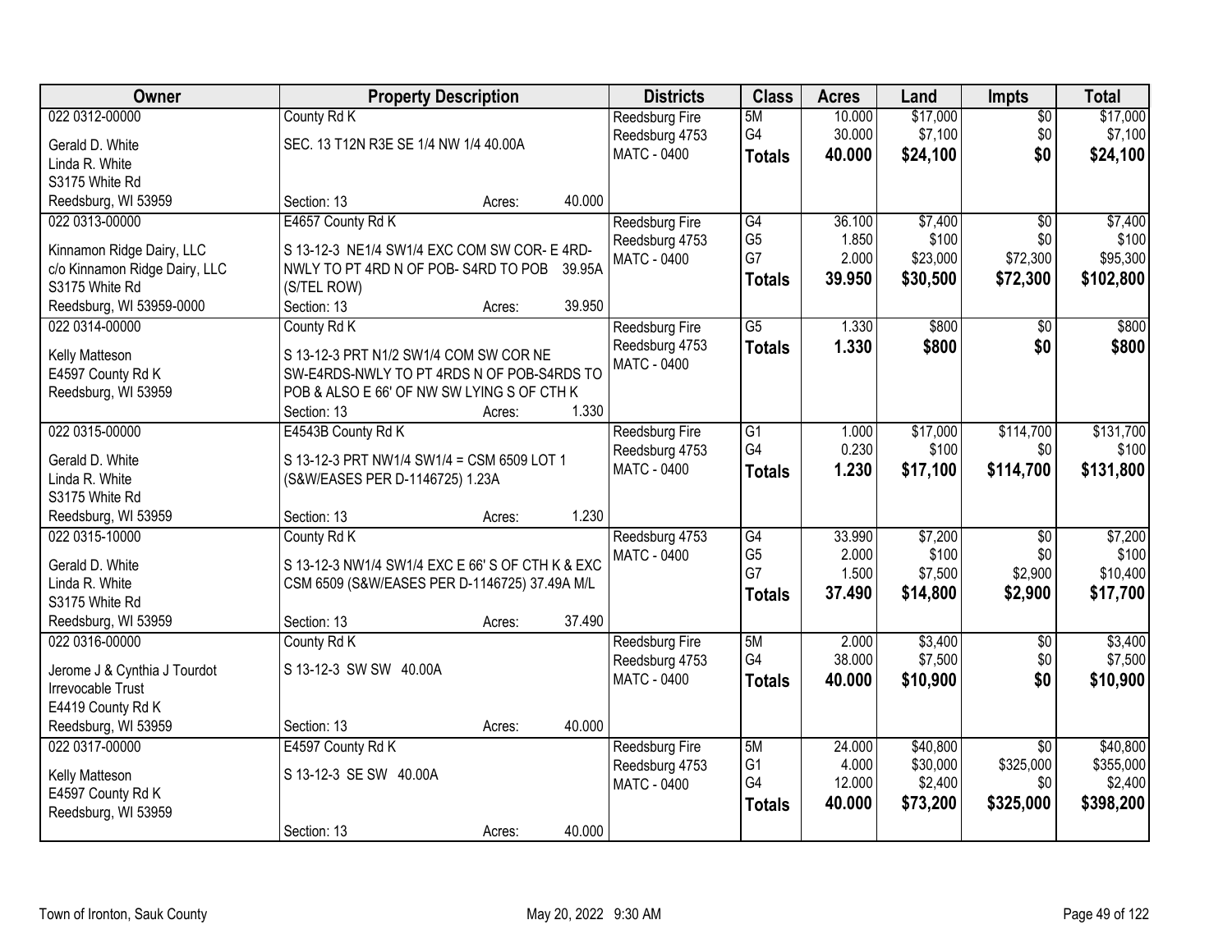| Owner | Property Description | Districts | Class | Acres | Land | Impts | Total |
|---|---|---|---|---|---|---|---|
| 022 0312-00000<br>Gerald D. White<br>Linda R. White<br>S3175 White Rd<br>Reedsburg, WI 53959 | County Rd K<br>SEC. 13 T12N R3E SE 1/4 NW 1/4 40.00A<br>Section: 13 Acres: 40.000 | Reedsburg Fire<br>Reedsburg 4753<br>MATC - 0400 | 5M<br>G4<br>**Totals** | 10.000<br>30.000<br>**40.000** | $17,000<br>$7,100<br>**$24,100** | $0<br>$0<br>**$0** | $17,000<br>$7,100<br>**$24,100** |
| 022 0313-00000<br>Kinnamon Ridge Dairy, LLC<br>c/o Kinnamon Ridge Dairy, LLC<br>S3175 White Rd<br>Reedsburg, WI 53959-0000 | E4657 County Rd K<br>S 13-12-3 NE1/4 SW1/4 EXC COM SW COR- E 4RD-NWLY TO PT 4RD N OF POB- S4RD TO POB 39.95A (S/TEL ROW)<br>Section: 13 Acres: 39.950 | Reedsburg Fire<br>Reedsburg 4753<br>MATC - 0400 | G4<br>G5<br>G7<br>**Totals** | 36.100<br>1.850<br>2.000<br>**39.950** | $7,400<br>$100<br>$23,000<br>**$30,500** | $0<br>$0<br>$72,300<br>**$72,300** | $7,400<br>$100<br>$95,300<br>**$102,800** |
| 022 0314-00000<br>Kelly Matteson<br>E4597 County Rd K<br>Reedsburg, WI 53959 | County Rd K<br>S 13-12-3 PRT N1/2 SW1/4 COM SW COR NE SW-E4RDS-NWLY TO PT 4RDS N OF POB-S4RDS TO POB & ALSO E 66' OF NW SW LYING S OF CTH K<br>Section: 13 Acres: 1.330 | Reedsburg Fire<br>Reedsburg 4753<br>MATC - 0400 | G5<br>**Totals** | 1.330<br>**1.330** | $800<br>**$800** | $0<br>**$0** | $800<br>**$800** |
| 022 0315-00000<br>Gerald D. White<br>Linda R. White<br>S3175 White Rd<br>Reedsburg, WI 53959 | E4543B County Rd K<br>S 13-12-3 PRT NW1/4 SW1/4 = CSM 6509 LOT 1 (S&W/EASES PER D-1146725) 1.23A<br>Section: 13 Acres: 1.230 | Reedsburg Fire<br>Reedsburg 4753<br>MATC - 0400 | G1<br>G4<br>**Totals** | 1.000<br>0.230<br>**1.230** | $17,000<br>$100<br>**$17,100** | $114,700<br>$0<br>**$114,700** | $131,700<br>$100<br>**$131,800** |
| 022 0315-10000<br>Gerald D. White<br>Linda R. White<br>S3175 White Rd<br>Reedsburg, WI 53959 | County Rd K<br>S 13-12-3 NW1/4 SW1/4 EXC E 66' S OF CTH K & EXC CSM 6509 (S&W/EASES PER D-1146725) 37.49A M/L<br>Section: 13 Acres: 37.490 | Reedsburg 4753<br>MATC - 0400 | G4<br>G5<br>G7<br>**Totals** | 33.990<br>2.000<br>1.500<br>**37.490** | $7,200<br>$100<br>$7,500<br>**$14,800** | $0<br>$0<br>$2,900<br>**$2,900** | $7,200<br>$100<br>$10,400<br>**$17,700** |
| 022 0316-00000<br>Jerome J & Cynthia J Tourdot<br>Irrevocable Trust<br>E4419 County Rd K<br>Reedsburg, WI 53959 | County Rd K<br>S 13-12-3 SW SW 40.00A<br>Section: 13 Acres: 40.000 | Reedsburg Fire<br>Reedsburg 4753<br>MATC - 0400 | 5M<br>G4<br>**Totals** | 2.000<br>38.000<br>**40.000** | $3,400<br>$7,500<br>**$10,900** | $0<br>$0<br>**$0** | $3,400<br>$7,500<br>**$10,900** |
| 022 0317-00000<br>Kelly Matteson<br>E4597 County Rd K<br>Reedsburg, WI 53959 | E4597 County Rd K<br>S 13-12-3 SE SW 40.00A<br>Section: 13 Acres: 40.000 | Reedsburg Fire<br>Reedsburg 4753<br>MATC - 0400 | 5M<br>G1<br>G4<br>**Totals** | 24.000<br>4.000<br>12.000<br>**40.000** | $40,800<br>$30,000<br>$2,400<br>**$73,200** | $0<br>$325,000<br>$0<br>**$325,000** | $40,800<br>$355,000<br>$2,400<br>**$398,200** |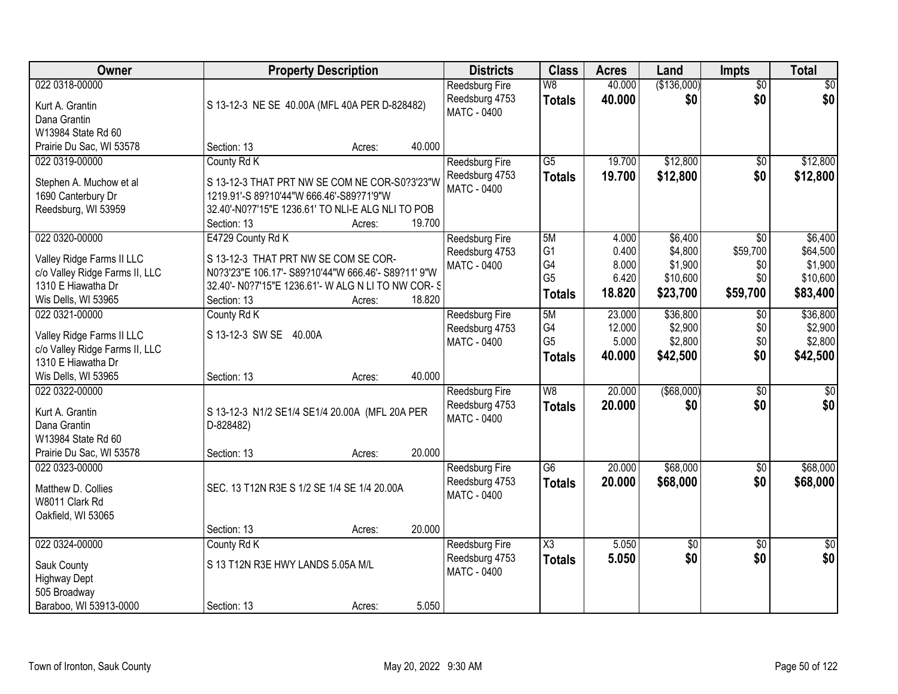| Owner | Property Description | Districts | Class | Acres | Land | Impts | Total |
|---|---|---|---|---|---|---|---|
| 022 0318-00000<br><br>Kurt A. Grantin<br>Dana Grantin<br>W13984 State Rd 60<br>Prairie Du Sac, WI 53578 | S 13-12-3 NE SE 40.00A (MFL 40A PER D-828482)<br><br>Section: 13 Acres: 40.000 | Reedsburg Fire<br>Reedsburg 4753<br>MATC - 0400 | W8<br>**Totals** | 40.000<br>**40.000** | ($136,000)<br>**$0** | $0<br>**$0** | $0<br>**$0** |
| 022 0319-00000<br><br>Stephen A. Muchow et al<br>1690 Canterbury Dr<br>Reedsburg, WI 53959 | County Rd K<br><br>S 13-12-3 THAT PRT NW SE COM NE COR-S0?3'23"W 1219.91'-S 89?10'44"W 666.46'-S89?71'9"W 32.40'-N0?7'15"E 1236.61' TO NLI-E ALG NLI TO POB<br>Section: 13 Acres: 19.700 | Reedsburg Fire<br>Reedsburg 4753<br>MATC - 0400 | G5<br>**Totals** | 19.700<br>**19.700** | $12,800<br>**$12,800** | $0<br>**$0** | $12,800<br>**$12,800** |
| 022 0320-00000<br><br>Valley Ridge Farms II LLC<br>c/o Valley Ridge Farms II, LLC<br>1310 E Hiawatha Dr<br>Wis Dells, WI 53965 | E4729 County Rd K<br><br>S 13-12-3 THAT PRT NW SE COM SE COR-N0?3'23"E 106.17'- S89?10'44"W 666.46'- S89?11' 9"W 32.40'- N0?7'15"E 1236.61'- W ALG N LI TO NW COR- S<br>Section: 13 Acres: 18.820 | Reedsburg Fire<br>Reedsburg 4753<br>MATC - 0400 | 5M<br>G1<br>G4<br>G5<br>**Totals** | 4.000<br>0.400<br>8.000<br>6.420<br>**18.820** | $6,400<br>$4,800<br>$1,900<br>$10,600<br>**$23,700** | $0<br>$59,700<br>$0<br>$0<br>**$59,700** | $6,400<br>$64,500<br>$1,900<br>$10,600<br>**$83,400** |
| 022 0321-00000<br><br>Valley Ridge Farms II LLC<br>c/o Valley Ridge Farms II, LLC<br>1310 E Hiawatha Dr<br>Wis Dells, WI 53965 | County Rd K<br><br>S 13-12-3 SW SE 40.00A<br><br>Section: 13 Acres: 40.000 | Reedsburg Fire<br>Reedsburg 4753<br>MATC - 0400 | 5M<br>G4<br>G5<br>**Totals** | 23.000<br>12.000<br>5.000<br>**40.000** | $36,800<br>$2,900<br>$2,800<br>**$42,500** | $0<br>$0<br>$0<br>**$0** | $36,800<br>$2,900<br>$2,800<br>**$42,500** |
| 022 0322-00000<br><br>Kurt A. Grantin<br>Dana Grantin<br>W13984 State Rd 60<br>Prairie Du Sac, WI 53578 | S 13-12-3 N1/2 SE1/4 SE1/4 20.00A (MFL 20A PER D-828482)<br><br>Section: 13 Acres: 20.000 | Reedsburg Fire<br>Reedsburg 4753<br>MATC - 0400 | W8<br>**Totals** | 20.000<br>**20.000** | ($68,000)<br>**$0** | $0<br>**$0** | $0<br>**$0** |
| 022 0323-00000<br><br>Matthew D. Collies<br>W8011 Clark Rd<br>Oakfield, WI 53065 | SEC. 13 T12N R3E S 1/2 SE 1/4 SE 1/4 20.00A<br><br>Section: 13 Acres: 20.000 | Reedsburg Fire<br>Reedsburg 4753<br>MATC - 0400 | G6<br>**Totals** | 20.000<br>**20.000** | $68,000<br>**$68,000** | $0<br>**$0** | $68,000<br>**$68,000** |
| 022 0324-00000<br><br>Sauk County<br>Highway Dept<br>505 Broadway<br>Baraboo, WI 53913-0000 | County Rd K<br><br>S 13 T12N R3E HWY LANDS 5.05A M/L<br><br>Section: 13 Acres: 5.050 | Reedsburg Fire<br>Reedsburg 4753<br>MATC - 0400 | X3<br>**Totals** | 5.050<br>**5.050** | $0<br>**$0** | $0<br>**$0** | $0<br>**$0** |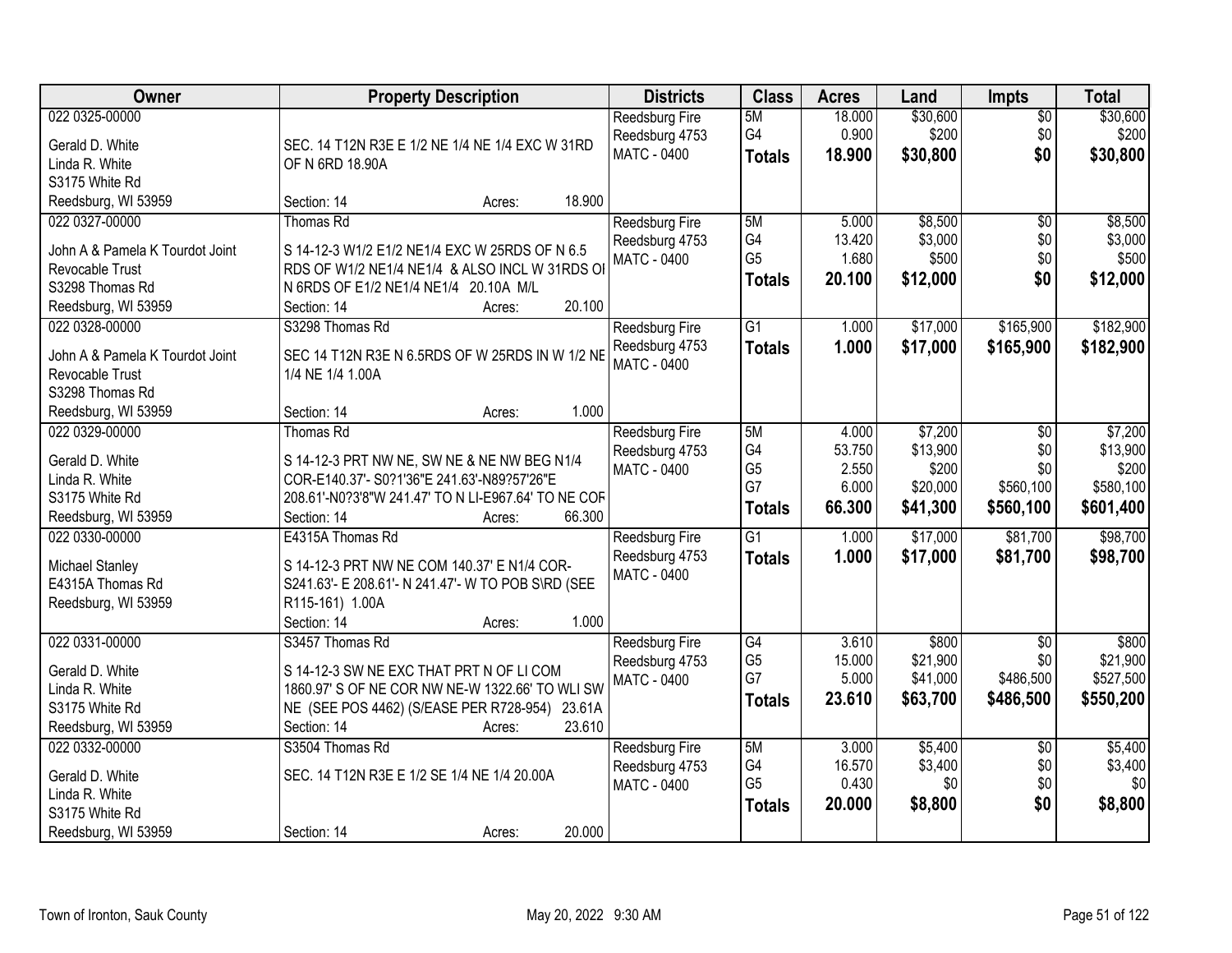| Owner | Property Description | Districts | Class | Acres | Land | Impts | Total |
|---|---|---|---|---|---|---|---|
| 022 0325-00000<br>Gerald D. White<br>Linda R. White<br>S3175 White Rd<br>Reedsburg, WI 53959 | SEC. 14 T12N R3E E 1/2 NE 1/4 NE 1/4 EXC W 31RD OF N 6RD 18.90A<br>Section: 14 Acres: 18.900 | Reedsburg Fire<br>Reedsburg 4753<br>MATC - 0400 | 5M<br>G4<br>**Totals** | 18.000<br>0.900<br>**18.900** | $30,600<br>$200<br>**$30,800** | $0<br>$0<br>**$0** | $30,600<br>$200<br>**$30,800** |
| 022 0327-00000<br>John A & Pamela K Tourdot Joint Revocable Trust<br>S3298 Thomas Rd<br>Reedsburg, WI 53959 | Thomas Rd<br>S 14-12-3 W1/2 E1/2 NE1/4 EXC W 25RDS OF N 6.5 RDS OF W1/2 NE1/4 NE1/4 & ALSO INCL W 31RDS OI N 6RDS OF E1/2 NE1/4 NE1/4 20.10A M/L<br>Section: 14 Acres: 20.100 | Reedsburg Fire<br>Reedsburg 4753<br>MATC - 0400 | 5M<br>G4<br>G5<br>**Totals** | 5.000<br>13.420<br>1.680<br>**20.100** | $8,500<br>$3,000<br>$500<br>**$12,000** | $0<br>$0<br>$0<br>**$0** | $8,500<br>$3,000<br>$500<br>**$12,000** |
| 022 0328-00000<br>John A & Pamela K Tourdot Joint Revocable Trust<br>S3298 Thomas Rd<br>Reedsburg, WI 53959 | S3298 Thomas Rd<br>SEC 14 T12N R3E N 6.5RDS OF W 25RDS IN W 1/2 NE 1/4 NE 1/4 1.00A<br>Section: 14 Acres: 1.000 | Reedsburg Fire<br>Reedsburg 4753<br>MATC - 0400 | G1<br>**Totals** | 1.000<br>**1.000** | $17,000<br>**$17,000** | $165,900<br>**$165,900** | $182,900<br>**$182,900** |
| 022 0329-00000<br>Gerald D. White<br>Linda R. White<br>S3175 White Rd<br>Reedsburg, WI 53959 | Thomas Rd<br>S 14-12-3 PRT NW NE, SW NE & NE NW BEG N1/4 COR-E140.37'- S0?1'36"E 241.63'-N89?57'26"E 208.61'-N0?3'8"W 241.47' TO N LI-E967.64' TO NE COF<br>Section: 14 Acres: 66.300 | Reedsburg Fire<br>Reedsburg 4753<br>MATC - 0400 | 5M<br>G4<br>G5<br>G7<br>**Totals** | 4.000<br>53.750<br>2.550<br>6.000<br>**66.300** | $7,200<br>$13,900<br>$200<br>$20,000<br>**$41,300** | $0<br>$0<br>$0<br>$560,100<br>**$560,100** | $7,200<br>$13,900<br>$200<br>$580,100<br>**$601,400** |
| 022 0330-00000<br>Michael Stanley<br>E4315A Thomas Rd<br>Reedsburg, WI 53959 | E4315A Thomas Rd<br>S 14-12-3 PRT NW NE COM 140.37' E N1/4 COR-S241.63'- E 208.61'- N 241.47'- W TO POB S\RD (SEE R115-161) 1.00A<br>Section: 14 Acres: 1.000 | Reedsburg Fire<br>Reedsburg 4753<br>MATC - 0400 | G1<br>**Totals** | 1.000<br>**1.000** | $17,000<br>**$17,000** | $81,700<br>**$81,700** | $98,700<br>**$98,700** |
| 022 0331-00000<br>Gerald D. White<br>Linda R. White<br>S3175 White Rd<br>Reedsburg, WI 53959 | S3457 Thomas Rd<br>S 14-12-3 SW NE EXC THAT PRT N OF LI COM 1860.97' S OF NE COR NW NE-W 1322.66' TO WLI SW NE (SEE POS 4462) (S/EASE PER R728-954) 23.61A<br>Section: 14 Acres: 23.610 | Reedsburg Fire<br>Reedsburg 4753<br>MATC - 0400 | G4<br>G5<br>G7<br>**Totals** | 3.610<br>15.000<br>5.000<br>**23.610** | $800<br>$21,900<br>$41,000<br>**$63,700** | $0<br>$0<br>$486,500<br>**$486,500** | $800<br>$21,900<br>$527,500<br>**$550,200** |
| 022 0332-00000<br>Gerald D. White<br>Linda R. White<br>S3175 White Rd<br>Reedsburg, WI 53959 | S3504 Thomas Rd<br>SEC. 14 T12N R3E E 1/2 SE 1/4 NE 1/4 20.00A<br>Section: 14 Acres: 20.000 | Reedsburg Fire<br>Reedsburg 4753<br>MATC - 0400 | 5M<br>G4<br>G5<br>**Totals** | 3.000<br>16.570<br>0.430<br>**20.000** | $5,400<br>$3,400<br>$0<br>**$8,800** | $0<br>$0<br>$0<br>**$0** | $5,400<br>$3,400<br>$0<br>**$8,800** |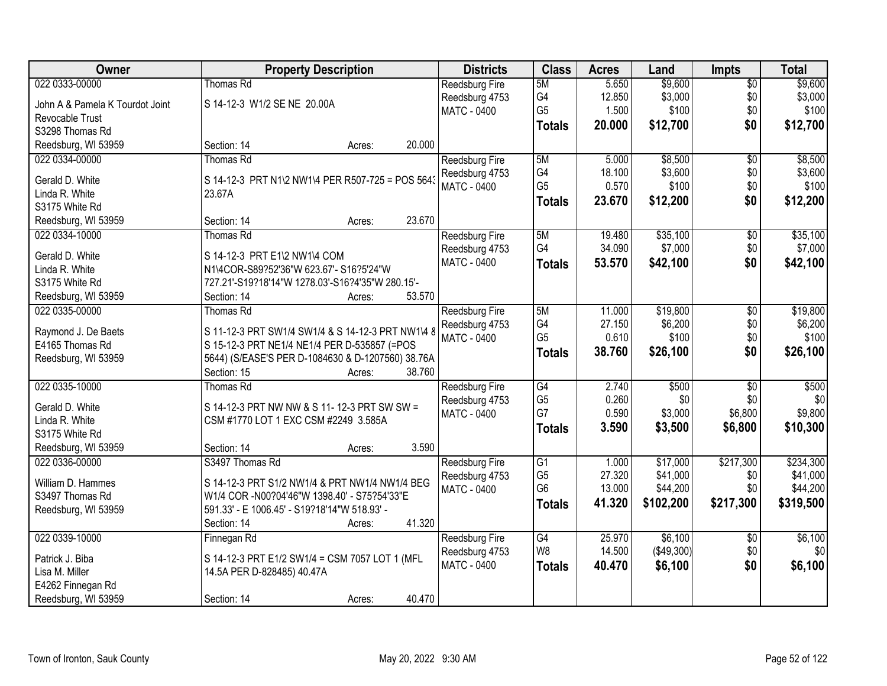| Owner | Property Description | Districts | Class | Acres | Land | Impts | Total |
|---|---|---|---|---|---|---|---|
| 022 0333-00000<br>John A & Pamela K Tourdot Joint Revocable Trust<br>S3298 Thomas Rd<br>Reedsburg, WI 53959 | Thomas Rd<br>S 14-12-3 W1/2 SE NE 20.00A<br>Section: 14 Acres: 20.000 | Reedsburg Fire<br>Reedsburg 4753<br>MATC - 0400 | 5M<br>G4<br>G5<br>**Totals** | 5.650<br>12.850<br>1.500<br>**20.000** | $9,600<br>$3,000<br>$100<br>**$12,700** | $0<br>$0<br>$0<br>**$0** | $9,600<br>$3,000<br>$100<br>**$12,700** |
| 022 0334-00000<br>Gerald D. White<br>Linda R. White<br>S3175 White Rd<br>Reedsburg, WI 53959 | Thomas Rd<br>S 14-12-3 PRT N1\2 NW1\4 PER R507-725 = POS 5643 23.67A<br>Section: 14 Acres: 23.670 | Reedsburg Fire<br>Reedsburg 4753<br>MATC - 0400 | 5M<br>G4<br>G5<br>**Totals** | 5.000<br>18.100<br>0.570<br>**23.670** | $8,500<br>$3,600<br>$100<br>**$12,200** | $0<br>$0<br>$0<br>**$0** | $8,500<br>$3,600<br>$100<br>**$12,200** |
| 022 0334-10000<br>Gerald D. White<br>Linda R. White<br>S3175 White Rd<br>Reedsburg, WI 53959 | Thomas Rd<br>S 14-12-3 PRT E1\2 NW1\4 COM N1\4COR-S89?52'36"W 623.67'- S16?5'24"W 727.21'-S19?18'14"W 1278.03'-S16?4'35"W 280.15'-<br>Section: 14 Acres: 53.570 | Reedsburg Fire<br>Reedsburg 4753<br>MATC - 0400 | 5M<br>G4<br>**Totals** | 19.480<br>34.090<br>**53.570** | $35,100<br>$7,000<br>**$42,100** | $0<br>$0<br>**$0** | $35,100<br>$7,000<br>**$42,100** |
| 022 0335-00000<br>Raymond J. De Baets<br>E4165 Thomas Rd<br>Reedsburg, WI 53959 | Thomas Rd<br>S 11-12-3 PRT SW1/4 SW1/4 & S 14-12-3 PRT NW1\4 & S 15-12-3 PRT NE1/4 NE1/4 PER D-535857 (=POS 5644) (S/EASE'S PER D-1084630 & D-1207560) 38.76A<br>Section: 15 Acres: 38.760 | Reedsburg Fire<br>Reedsburg 4753<br>MATC - 0400 | 5M<br>G4<br>G5<br>**Totals** | 11.000<br>27.150<br>0.610<br>**38.760** | $19,800<br>$6,200<br>$100<br>**$26,100** | $0<br>$0<br>$0<br>**$0** | $19,800<br>$6,200<br>$100<br>**$26,100** |
| 022 0335-10000<br>Gerald D. White<br>Linda R. White<br>S3175 White Rd<br>Reedsburg, WI 53959 | Thomas Rd<br>S 14-12-3 PRT NW NW & S 11- 12-3 PRT SW SW = CSM #1770 LOT 1 EXC CSM #2249 3.585A<br>Section: 14 Acres: 3.590 | Reedsburg Fire<br>Reedsburg 4753<br>MATC - 0400 | G4<br>G5<br>G7<br>**Totals** | 2.740<br>0.260<br>0.590<br>**3.590** | $500<br>$0<br>$3,000<br>**$3,500** | $0<br>$0<br>$6,800<br>**$6,800** | $500<br>$0<br>$9,800<br>**$10,300** |
| 022 0336-00000<br>William D. Hammes<br>S3497 Thomas Rd<br>Reedsburg, WI 53959 | S3497 Thomas Rd<br>S 14-12-3 PRT S1/2 NW1/4 & PRT NW1/4 NW1/4 BEG W1/4 COR -N00?04'46"W 1398.40' - S75?54'33"E 591.33' - E 1006.45' - S19?18'14"W 518.93' -<br>Section: 14 Acres: 41.320 | Reedsburg Fire<br>Reedsburg 4753<br>MATC - 0400 | G1<br>G5<br>G6<br>**Totals** | 1.000<br>27.320<br>13.000<br>**41.320** | $17,000<br>$41,000<br>$44,200<br>**$102,200** | $217,300<br>$0<br>$0<br>**$217,300** | $234,300<br>$41,000<br>$44,200<br>**$319,500** |
| 022 0339-10000<br>Patrick J. Biba<br>Lisa M. Miller<br>E4262 Finnegan Rd<br>Reedsburg, WI 53959 | Finnegan Rd<br>S 14-12-3 PRT E1/2 SW1/4 = CSM 7057 LOT 1 (MFL 14.5A PER D-828485) 40.47A<br>Section: 14 Acres: 40.470 | Reedsburg Fire<br>Reedsburg 4753<br>MATC - 0400 | G4<br>W8<br>**Totals** | 25.970<br>14.500<br>**40.470** | $6,100<br>($49,300)<br>**$6,100** | $0<br>$0<br>**$0** | $6,100<br>$0<br>**$6,100** |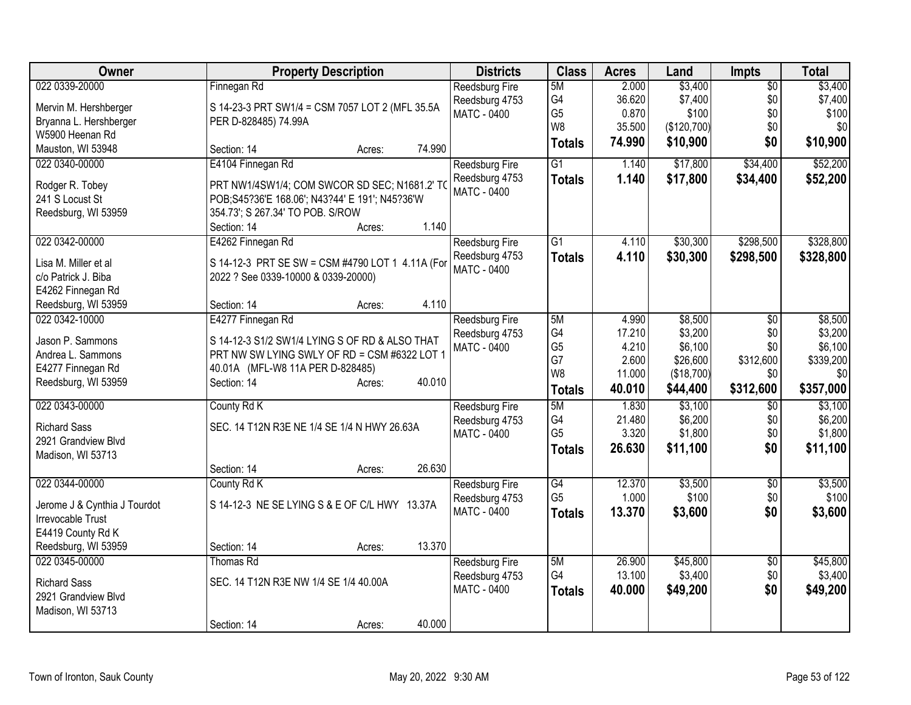| Owner | Property Description | Districts | Class | Acres | Land | Impts | Total |
|---|---|---|---|---|---|---|---|
| 022 0339-20000<br><br>Mervin M. Hershberger<br>Bryanna L. Hershberger<br>W5900 Heenan Rd<br>Mauston, WI 53948 | Finnegan Rd<br><br>S 14-23-3 PRT SW1/4 = CSM 7057 LOT 2 (MFL 35.5A PER D-828485) 74.99A<br><br>Section: 14 Acres: 74.990 | Reedsburg Fire<br>Reedsburg 4753<br>MATC - 0400 | 5M<br>G4<br>G5<br>W8<br>**Totals** | 2.000<br>36.620<br>0.870<br>35.500<br>**74.990** | $3,400<br>$7,400<br>$100<br>($120,700)<br>**$10,900** | $0<br>$0<br>$0<br>$0<br>**$0** | $3,400<br>$7,400<br>$100<br>$0<br>**$10,900** |
| 022 0340-00000<br><br>Rodger R. Tobey<br>241 S Locust St<br>Reedsburg, WI 53959 | E4104 Finnegan Rd<br><br>PRT NW1/4SW1/4; COM SWCOR SD SEC; N1681.2' TO POB;S45?36'E 168.06'; N43?44' E 191'; N45?36'W 354.73'; S 267.34' TO POB. S/ROW<br>Section: 14 Acres: 1.140 | Reedsburg Fire<br>Reedsburg 4753<br>MATC - 0400 | G1<br>**Totals** | 1.140<br>**1.140** | $17,800<br>**$17,800** | $34,400<br>**$34,400** | $52,200<br>**$52,200** |
| 022 0342-00000<br><br>Lisa M. Miller et al<br>c/o Patrick J. Biba<br>E4262 Finnegan Rd<br>Reedsburg, WI 53959 | E4262 Finnegan Rd<br><br>S 14-12-3 PRT SE SW = CSM #4790 LOT 1 4.11A (For 2022 ? See 0339-10000 & 0339-20000)<br><br>Section: 14 Acres: 4.110 | Reedsburg Fire<br>Reedsburg 4753<br>MATC - 0400 | G1<br>**Totals** | 4.110<br>**4.110** | $30,300<br>**$30,300** | $298,500<br>**$298,500** | $328,800<br>**$328,800** |
| 022 0342-10000<br><br>Jason P. Sammons<br>Andrea L. Sammons<br>E4277 Finnegan Rd<br>Reedsburg, WI 53959 | E4277 Finnegan Rd<br><br>S 14-12-3 S1/2 SW1/4 LYING S OF RD & ALSO THAT PRT NW SW LYING SWLY OF RD = CSM #6322 LOT 1 40.01A (MFL-W8 11A PER D-828485)<br>Section: 14 Acres: 40.010 | Reedsburg Fire<br>Reedsburg 4753<br>MATC - 0400 | 5M<br>G4<br>G5<br>G7<br>W8<br>**Totals** | 4.990<br>17.210<br>4.210<br>2.600<br>11.000<br>**40.010** | $8,500<br>$3,200<br>$6,100<br>$26,600<br>($18,700)<br>**$44,400** | $0<br>$0<br>$0<br>$312,600<br>$0<br>**$312,600** | $8,500<br>$3,200<br>$6,100<br>$339,200<br>$0<br>**$357,000** |
| 022 0343-00000<br><br>Richard Sass<br>2921 Grandview Blvd<br>Madison, WI 53713 | County Rd K<br><br>SEC. 14 T12N R3E NE 1/4 SE 1/4 N HWY 26.63A<br><br>Section: 14 Acres: 26.630 | Reedsburg Fire<br>Reedsburg 4753<br>MATC - 0400 | 5M<br>G4<br>G5<br>**Totals** | 1.830<br>21.480<br>3.320<br>**26.630** | $3,100<br>$6,200<br>$1,800<br>**$11,100** | $0<br>$0<br>$0<br>**$0** | $3,100<br>$6,200<br>$1,800<br>**$11,100** |
| 022 0344-00000<br><br>Jerome J & Cynthia J Tourdot Irrevocable Trust<br>E4419 County Rd K<br>Reedsburg, WI 53959 | County Rd K<br><br>S 14-12-3 NE SE LYING S & E OF C/L HWY 13.37A<br><br>Section: 14 Acres: 13.370 | Reedsburg Fire<br>Reedsburg 4753<br>MATC - 0400 | G4<br>G5<br>**Totals** | 12.370<br>1.000<br>**13.370** | $3,500<br>$100<br>**$3,600** | $0<br>$0<br>**$0** | $3,500<br>$100<br>**$3,600** |
| 022 0345-00000<br><br>Richard Sass<br>2921 Grandview Blvd<br>Madison, WI 53713 | Thomas Rd<br><br>SEC. 14 T12N R3E NW 1/4 SE 1/4 40.00A<br><br>Section: 14 Acres: 40.000 | Reedsburg Fire<br>Reedsburg 4753<br>MATC - 0400 | 5M<br>G4<br>**Totals** | 26.900<br>13.100<br>**40.000** | $45,800<br>$3,400<br>**$49,200** | $0<br>$0<br>**$0** | $45,800<br>$3,400<br>**$49,200** |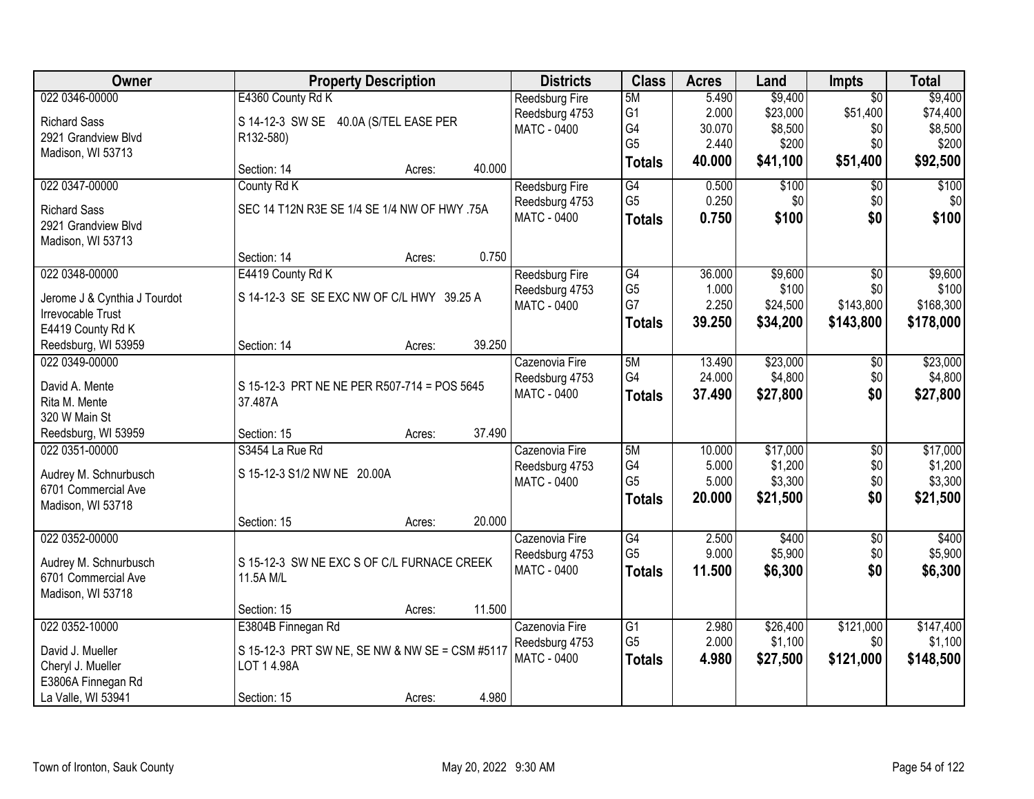| Owner | Property Description | Districts | Class | Acres | Land | Impts | Total |
|---|---|---|---|---|---|---|---|
| 022 0346-00000<br>Richard Sass<br>2921 Grandview Blvd<br>Madison, WI 53713 | E4360 County Rd K<br>S 14-12-3 SW SE 40.0A (S/TEL EASE PER R132-580)<br>Section: 14 Acres: 40.000 | Reedsburg Fire<br>Reedsburg 4753<br>MATC - 0400 | 5M<br>G1<br>G4<br>G5<br>**Totals** | 5.490<br>2.000<br>30.070<br>2.440<br>**40.000** | $9,400<br>$23,000<br>$8,500<br>$200<br>**$41,100** | $0<br>$51,400<br>$0<br>$0<br>**$51,400** | $9,400<br>$74,400<br>$8,500<br>$200<br>**$92,500** |
| 022 0347-00000<br>Richard Sass<br>2921 Grandview Blvd<br>Madison, WI 53713 | County Rd K<br>SEC 14 T12N R3E SE 1/4 SE 1/4 NW OF HWY .75A<br>Section: 14 Acres: 0.750 | Reedsburg Fire<br>Reedsburg 4753<br>MATC - 0400 | G4<br>G5<br>**Totals** | 0.500<br>0.250<br>**0.750** | $100<br>$0<br>**$100** | $0<br>$0<br>**$0** | $100<br>$0<br>**$100** |
| 022 0348-00000<br>Jerome J & Cynthia J Tourdot<br>Irrevocable Trust<br>E4419 County Rd K<br>Reedsburg, WI 53959 | E4419 County Rd K<br>S 14-12-3 SE SE EXC NW OF C/L HWY 39.25 A<br>Section: 14 Acres: 39.250 | Reedsburg Fire<br>Reedsburg 4753<br>MATC - 0400 | G4<br>G5<br>G7<br>**Totals** | 36.000<br>1.000<br>2.250<br>**39.250** | $9,600<br>$100<br>$24,500<br>**$34,200** | $0<br>$0<br>$143,800<br>**$143,800** | $9,600<br>$100<br>$168,300<br>**$178,000** |
| 022 0349-00000<br>David A. Mente<br>Rita M. Mente<br>320 W Main St<br>Reedsburg, WI 53959 | S 15-12-3 PRT NE NE PER R507-714 = POS 5645 37.487A<br>Section: 15 Acres: 37.490 | Cazenovia Fire<br>Reedsburg 4753<br>MATC - 0400 | 5M<br>G4<br>**Totals** | 13.490<br>24.000<br>**37.490** | $23,000<br>$4,800<br>**$27,800** | $0<br>$0<br>**$0** | $23,000<br>$4,800<br>**$27,800** |
| 022 0351-00000<br>Audrey M. Schnurbusch<br>6701 Commercial Ave<br>Madison, WI 53718 | S3454 La Rue Rd<br>S 15-12-3 S1/2 NW NE 20.00A<br>Section: 15 Acres: 20.000 | Cazenovia Fire<br>Reedsburg 4753<br>MATC - 0400 | 5M<br>G4<br>G5<br>**Totals** | 10.000<br>5.000<br>5.000<br>**20.000** | $17,000<br>$1,200<br>$3,300<br>**$21,500** | $0<br>$0<br>$0<br>**$0** | $17,000<br>$1,200<br>$3,300<br>**$21,500** |
| 022 0352-00000<br>Audrey M. Schnurbusch<br>6701 Commercial Ave<br>Madison, WI 53718 | S 15-12-3 SW NE EXC S OF C/L FURNACE CREEK 11.5A M/L<br>Section: 15 Acres: 11.500 | Cazenovia Fire<br>Reedsburg 4753<br>MATC - 0400 | G4<br>G5<br>**Totals** | 2.500<br>9.000<br>**11.500** | $400<br>$5,900<br>**$6,300** | $0<br>$0<br>**$0** | $400<br>$5,900<br>**$6,300** |
| 022 0352-10000<br>David J. Mueller<br>Cheryl J. Mueller<br>E3806A Finnegan Rd<br>La Valle, WI 53941 | E3804B Finnegan Rd<br>S 15-12-3 PRT SW NE, SE NW & NW SE = CSM #5117 LOT 1 4.98A<br>Section: 15 Acres: 4.980 | Cazenovia Fire<br>Reedsburg 4753<br>MATC - 0400 | G1<br>G5<br>**Totals** | 2.980<br>2.000<br>**4.980** | $26,400<br>$1,100<br>**$27,500** | $121,000<br>$0<br>**$121,000** | $147,400<br>$1,100<br>**$148,500** |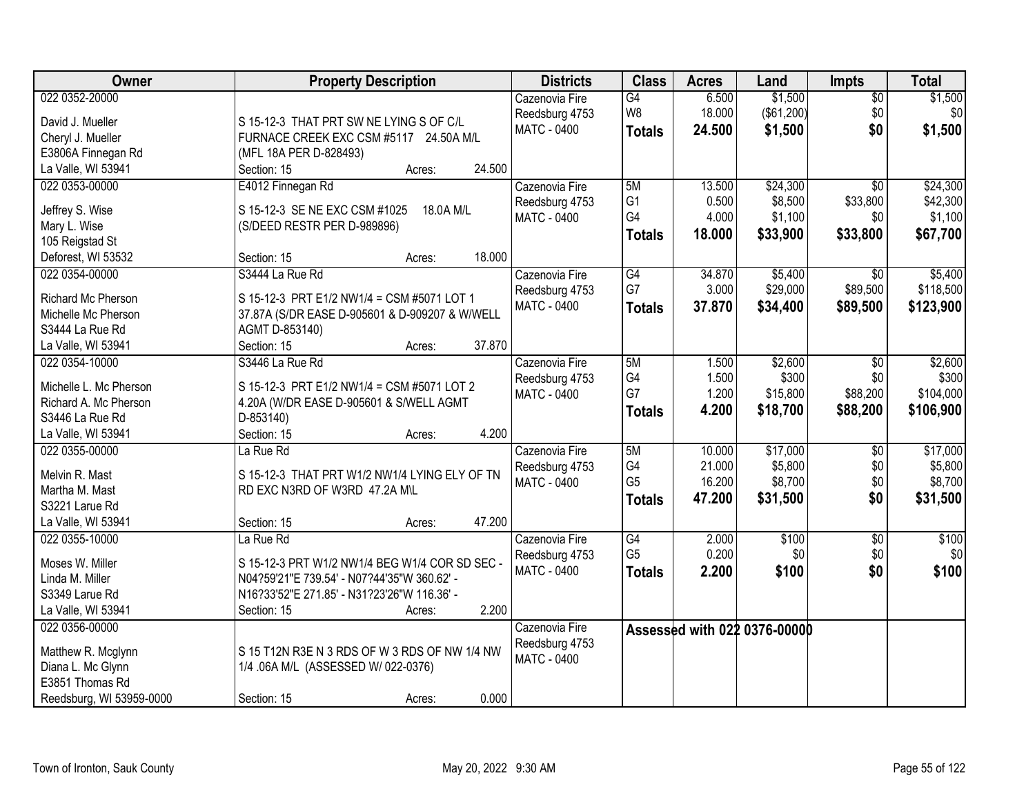| Owner | Property Description | Districts | Class | Acres | Land | Impts | Total |
|---|---|---|---|---|---|---|---|
| 022 0352-20000<br><br>David J. Mueller<br>Cheryl J. Mueller<br>E3806A Finnegan Rd<br>La Valle, WI 53941 | S 15-12-3 THAT PRT SW NE LYING S OF C/L FURNACE CREEK EXC CSM #5117 24.50A M/L (MFL 18A PER D-828493)<br>Section: 15 Acres: 24.500 | Cazenovia Fire<br>Reedsburg 4753<br>MATC - 0400 | G4<br>W8<br>**Totals** | 6.500<br>18.000<br>**24.500** | $1,500<br>($61,200)<br>**$1,500** | $0<br>$0<br>**$0** | $1,500<br>$0<br>**$1,500** |
| 022 0353-00000<br><br>Jeffrey S. Wise<br>Mary L. Wise<br>105 Reigstad St<br>Deforest, WI 53532 | E4012 Finnegan Rd<br>S 15-12-3 SE NE EXC CSM #1025 18.0A M/L (S/DEED RESTR PER D-989896)<br>Section: 15 Acres: 18.000 | Cazenovia Fire<br>Reedsburg 4753<br>MATC - 0400 | 5M<br>G1<br>G4<br>**Totals** | 13.500<br>0.500<br>4.000<br>**18.000** | $24,300<br>$8,500<br>$1,100<br>**$33,900** | $0<br>$33,800<br>$0<br>**$33,800** | $24,300<br>$42,300<br>$1,100<br>**$67,700** |
| 022 0354-00000<br><br>Richard Mc Pherson<br>Michelle Mc Pherson<br>S3444 La Rue Rd<br>La Valle, WI 53941 | S3444 La Rue Rd<br>S 15-12-3 PRT E1/2 NW1/4 = CSM #5071 LOT 1 37.87A (S/DR EASE D-905601 & D-909207 & W/WELL AGMT D-853140)<br>Section: 15 Acres: 37.870 | Cazenovia Fire<br>Reedsburg 4753<br>MATC - 0400 | G4<br>G7<br>**Totals** | 34.870<br>3.000<br>**37.870** | $5,400<br>$29,000<br>**$34,400** | $0<br>$89,500<br>**$89,500** | $5,400<br>$118,500<br>**$123,900** |
| 022 0354-10000<br><br>Michelle L. Mc Pherson<br>Richard A. Mc Pherson<br>S3446 La Rue Rd<br>La Valle, WI 53941 | S3446 La Rue Rd<br>S 15-12-3 PRT E1/2 NW1/4 = CSM #5071 LOT 2 4.20A (W/DR EASE D-905601 & S/WELL AGMT D-853140)<br>Section: 15 Acres: 4.200 | Cazenovia Fire<br>Reedsburg 4753<br>MATC - 0400 | 5M<br>G4<br>G7<br>**Totals** | 1.500<br>1.500<br>1.200<br>**4.200** | $2,600<br>$300<br>$15,800<br>**$18,700** | $0<br>$0<br>$88,200<br>**$88,200** | $2,600<br>$300<br>$104,000<br>**$106,900** |
| 022 0355-00000<br><br>Melvin R. Mast<br>Martha M. Mast<br>S3221 Larue Rd<br>La Valle, WI 53941 | La Rue Rd<br>S 15-12-3 THAT PRT W1/2 NW1/4 LYING ELY OF TN RD EXC N3RD OF W3RD 47.2A M\L<br>Section: 15 Acres: 47.200 | Cazenovia Fire<br>Reedsburg 4753<br>MATC - 0400 | 5M<br>G4<br>G5<br>**Totals** | 10.000<br>21.000<br>16.200<br>**47.200** | $17,000<br>$5,800<br>$8,700<br>**$31,500** | $0<br>$0<br>$0<br>**$0** | $17,000<br>$5,800<br>$8,700<br>**$31,500** |
| 022 0355-10000<br><br>Moses W. Miller<br>Linda M. Miller<br>S3349 Larue Rd<br>La Valle, WI 53941 | La Rue Rd<br>S 15-12-3 PRT W1/2 NW1/4 BEG W1/4 COR SD SEC - N04?59'21"E 739.54' - N07?44'35"W 360.62' - N16?33'52"E 271.85' - N31?23'26"W 116.36' -<br>Section: 15 Acres: 2.200 | Cazenovia Fire<br>Reedsburg 4753<br>MATC - 0400 | G4<br>G5<br>**Totals** | 2.000<br>0.200<br>**2.200** | $100<br>$0<br>**$100** | $0<br>$0<br>**$0** | $100<br>$0<br>**$100** |
| 022 0356-00000<br><br>Matthew R. Mcglynn<br>Diana L. Mc Glynn<br>E3851 Thomas Rd<br>Reedsburg, WI 53959-0000 | S 15 T12N R3E N 3 RDS OF W 3 RDS OF NW 1/4 NW 1/4 .06A M/L (ASSESSED W/ 022-0376)<br>Section: 15 Acres: 0.000 | Cazenovia Fire<br>Reedsburg 4753<br>MATC - 0400 | Assessed with 022 0376-00000 | | | | |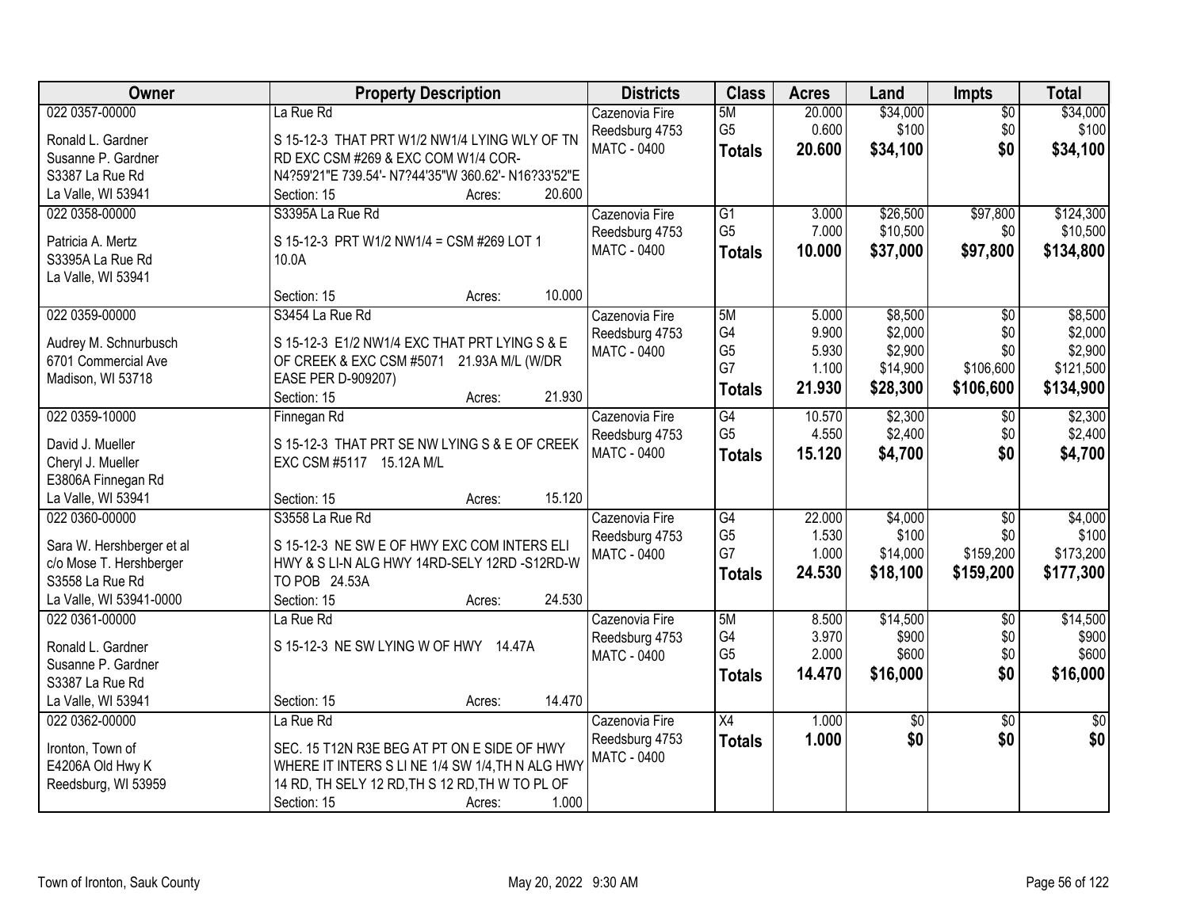| Owner | Property Description | Districts | Class | Acres | Land | Impts | Total |
|---|---|---|---|---|---|---|---|
| 022 0357-00000<br><br>Ronald L. Gardner<br>Susanne P. Gardner<br>S3387 La Rue Rd<br>La Valle, WI 53941 | La Rue Rd<br><br>S 15-12-3 THAT PRT W1/2 NW1/4 LYING WLY OF TN RD EXC CSM #269 & EXC COM W1/4 COR-N4?59'21"E 739.54'- N7?44'35"W 360.62'- N16?33'52"E<br>Section: 15 Acres: 20.600 | Cazenovia Fire<br>Reedsburg 4753<br>MATC - 0400 | 5M<br>G5<br>**Totals** | 20.000<br>0.600<br>**20.600** | $34,000<br>$100<br>**$34,100** | $0<br>$0<br>**$0** | $34,000<br>$100<br>**$34,100** |
| 022 0358-00000<br><br>Patricia A. Mertz<br>S3395A La Rue Rd<br>La Valle, WI 53941 | S3395A La Rue Rd<br><br>S 15-12-3 PRT W1/2 NW1/4 = CSM #269 LOT 1 10.0A<br><br>Section: 15 Acres: 10.000 | Cazenovia Fire<br>Reedsburg 4753<br>MATC - 0400 | G1<br>G5<br>**Totals** | 3.000<br>7.000<br>**10.000** | $26,500<br>$10,500<br>**$37,000** | $97,800<br>$0<br>**$97,800** | $124,300<br>$10,500<br>**$134,800** |
| 022 0359-00000<br><br>Audrey M. Schnurbusch<br>6701 Commercial Ave<br>Madison, WI 53718 | S3454 La Rue Rd<br><br>S 15-12-3 E1/2 NW1/4 EXC THAT PRT LYING S & E OF CREEK & EXC CSM #5071 21.93A M/L (W/DR EASE PER D-909207)<br>Section: 15 Acres: 21.930 | Cazenovia Fire<br>Reedsburg 4753<br>MATC - 0400 | 5M<br>G4<br>G5<br>G7<br>**Totals** | 5.000<br>9.900<br>5.930<br>1.100<br>**21.930** | $8,500<br>$2,000<br>$2,900<br>$14,900<br>**$28,300** | $0<br>$0<br>$0<br>$106,600<br>**$106,600** | $8,500<br>$2,000<br>$2,900<br>$121,500<br>**$134,900** |
| 022 0359-10000<br><br>David J. Mueller<br>Cheryl J. Mueller<br>E3806A Finnegan Rd<br>La Valle, WI 53941 | Finnegan Rd<br><br>S 15-12-3 THAT PRT SE NW LYING S & E OF CREEK EXC CSM #5117 15.12A M/L<br><br>Section: 15 Acres: 15.120 | Cazenovia Fire<br>Reedsburg 4753<br>MATC - 0400 | G4<br>G5<br>**Totals** | 10.570<br>4.550<br>**15.120** | $2,300<br>$2,400<br>**$4,700** | $0<br>$0<br>**$0** | $2,300<br>$2,400<br>**$4,700** |
| 022 0360-00000<br><br>Sara W. Hershberger et al<br>c/o Mose T. Hershberger<br>S3558 La Rue Rd<br>La Valle, WI 53941-0000 | S3558 La Rue Rd<br><br>S 15-12-3 NE SW E OF HWY EXC COM INTERS ELI HWY & S LI-N ALG HWY 14RD-SELY 12RD -S12RD-W TO POB 24.53A<br>Section: 15 Acres: 24.530 | Cazenovia Fire<br>Reedsburg 4753<br>MATC - 0400 | G4<br>G5<br>G7<br>**Totals** | 22.000<br>1.530<br>1.000<br>**24.530** | $4,000<br>$100<br>$14,000<br>**$18,100** | $0<br>$0<br>$159,200<br>**$159,200** | $4,000<br>$100<br>$173,200<br>**$177,300** |
| 022 0361-00000<br><br>Ronald L. Gardner<br>Susanne P. Gardner<br>S3387 La Rue Rd<br>La Valle, WI 53941 | La Rue Rd<br><br>S 15-12-3 NE SW LYING W OF HWY 14.47A<br><br>Section: 15 Acres: 14.470 | Cazenovia Fire<br>Reedsburg 4753<br>MATC - 0400 | 5M<br>G4<br>G5<br>**Totals** | 8.500<br>3.970<br>2.000<br>**14.470** | $14,500<br>$900<br>$600<br>**$16,000** | $0<br>$0<br>$0<br>**$0** | $14,500<br>$900<br>$600<br>**$16,000** |
| 022 0362-00000<br><br>Ironton, Town of<br>E4206A Old Hwy K<br>Reedsburg, WI 53959 | La Rue Rd<br><br>SEC. 15 T12N R3E BEG AT PT ON E SIDE OF HWY WHERE IT INTERS S LI NE 1/4 SW 1/4,TH N ALG HWY 14 RD, TH SELY 12 RD,TH S 12 RD,TH W TO PL OF<br>Section: 15 Acres: 1.000 | Cazenovia Fire<br>Reedsburg 4753<br>MATC - 0400 | X4<br>**Totals** | 1.000<br>**1.000** | $0<br>**$0** | $0<br>**$0** | $0<br>**$0** |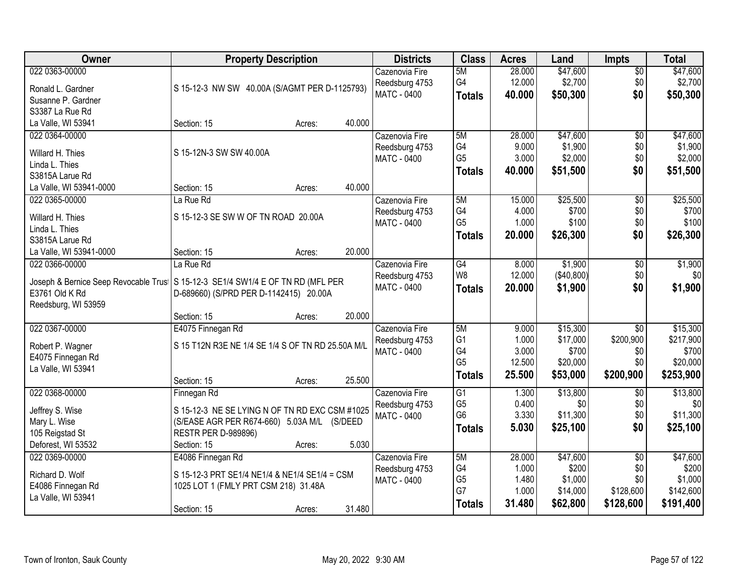| Owner | Property Description | Districts | Class | Acres | Land | Impts | Total |
|---|---|---|---|---|---|---|---|
| 022 0363-00000<br>Ronald L. Gardner<br>Susanne P. Gardner<br>S3387 La Rue Rd<br>La Valle, WI 53941 | S 15-12-3 NW SW 40.00A (S/AGMT PER D-1125793)<br>Section: 15 Acres: 40.000 | Cazenovia Fire<br>Reedsburg 4753<br>MATC - 0400 | 5M<br>G4<br>**Totals** | 28.000<br>12.000<br>**40.000** | $47,600<br>$2,700<br>**$50,300** | $0<br>$0<br>**$0** | $47,600<br>$2,700<br>**$50,300** |
| 022 0364-00000<br>Willard H. Thies<br>Linda L. Thies<br>S3815A Larue Rd<br>La Valle, WI 53941-0000 | S 15-12N-3 SW SW 40.00A<br>Section: 15 Acres: 40.000 | Cazenovia Fire<br>Reedsburg 4753<br>MATC - 0400 | 5M<br>G4<br>G5<br>**Totals** | 28.000<br>9.000<br>3.000<br>**40.000** | $47,600<br>$1,900<br>$2,000<br>**$51,500** | $0<br>$0<br>$0<br>**$0** | $47,600<br>$1,900<br>$2,000<br>**$51,500** |
| 022 0365-00000<br>Willard H. Thies<br>Linda L. Thies<br>S3815A Larue Rd<br>La Valle, WI 53941-0000 | La Rue Rd<br>S 15-12-3 SE SW W OF TN ROAD 20.00A<br>Section: 15 Acres: 20.000 | Cazenovia Fire<br>Reedsburg 4753<br>MATC - 0400 | 5M<br>G4<br>G5<br>**Totals** | 15.000<br>4.000<br>1.000<br>**20.000** | $25,500<br>$700<br>$100<br>**$26,300** | $0<br>$0<br>$0<br>**$0** | $25,500<br>$700<br>$100<br>**$26,300** |
| 022 0366-00000<br>Joseph & Bernice Seep Revocable Trust<br>E3761 Old K Rd<br>Reedsburg, WI 53959 | La Rue Rd<br>S 15-12-3 SE1/4 SW1/4 E OF TN RD (MFL PER D-689660) (S/PRD PER D-1142415) 20.00A<br>Section: 15 Acres: 20.000 | Cazenovia Fire<br>Reedsburg 4753<br>MATC - 0400 | G4<br>W8<br>**Totals** | 8.000<br>12.000<br>**20.000** | $1,900<br>($40,800)<br>**$1,900** | $0<br>$0<br>**$0** | $1,900<br>$0<br>**$1,900** |
| 022 0367-00000<br>Robert P. Wagner<br>E4075 Finnegan Rd<br>La Valle, WI 53941 | E4075 Finnegan Rd<br>S 15 T12N R3E NE 1/4 SE 1/4 S OF TN RD 25.50A M/L<br>Section: 15 Acres: 25.500 | Cazenovia Fire<br>Reedsburg 4753<br>MATC - 0400 | 5M<br>G1<br>G4<br>G5<br>**Totals** | 9.000<br>1.000<br>3.000<br>12.500<br>**25.500** | $15,300<br>$17,000<br>$700<br>$20,000<br>**$53,000** | $0<br>$200,900<br>$0<br>$0<br>**$200,900** | $15,300<br>$217,900<br>$700<br>$20,000<br>**$253,900** |
| 022 0368-00000<br>Jeffrey S. Wise<br>Mary L. Wise<br>105 Reigstad St<br>Deforest, WI 53532 | Finnegan Rd<br>S 15-12-3 NE SE LYING N OF TN RD EXC CSM #1025 (S/EASE AGR PER R674-660) 5.03A M/L (S/DEED RESTR PER D-989896)<br>Section: 15 Acres: 5.030 | Cazenovia Fire<br>Reedsburg 4753<br>MATC - 0400 | G1<br>G5<br>G6<br>**Totals** | 1.300<br>0.400<br>3.330<br>**5.030** | $13,800<br>$0<br>$11,300<br>**$25,100** | $0<br>$0<br>$0<br>**$0** | $13,800<br>$0<br>$11,300<br>**$25,100** |
| 022 0369-00000<br>Richard D. Wolf<br>E4086 Finnegan Rd<br>La Valle, WI 53941 | E4086 Finnegan Rd<br>S 15-12-3 PRT SE1/4 NE1/4 & NE1/4 SE1/4 = CSM 1025 LOT 1 (FMLY PRT CSM 218) 31.48A<br>Section: 15 Acres: 31.480 | Cazenovia Fire<br>Reedsburg 4753<br>MATC - 0400 | 5M<br>G4<br>G5<br>G7<br>**Totals** | 28.000<br>1.000<br>1.480<br>1.000<br>**31.480** | $47,600<br>$200<br>$1,000<br>$14,000<br>**$62,800** | $0<br>$0<br>$0<br>$128,600<br>**$128,600** | $47,600<br>$200<br>$1,000<br>$142,600<br>**$191,400** |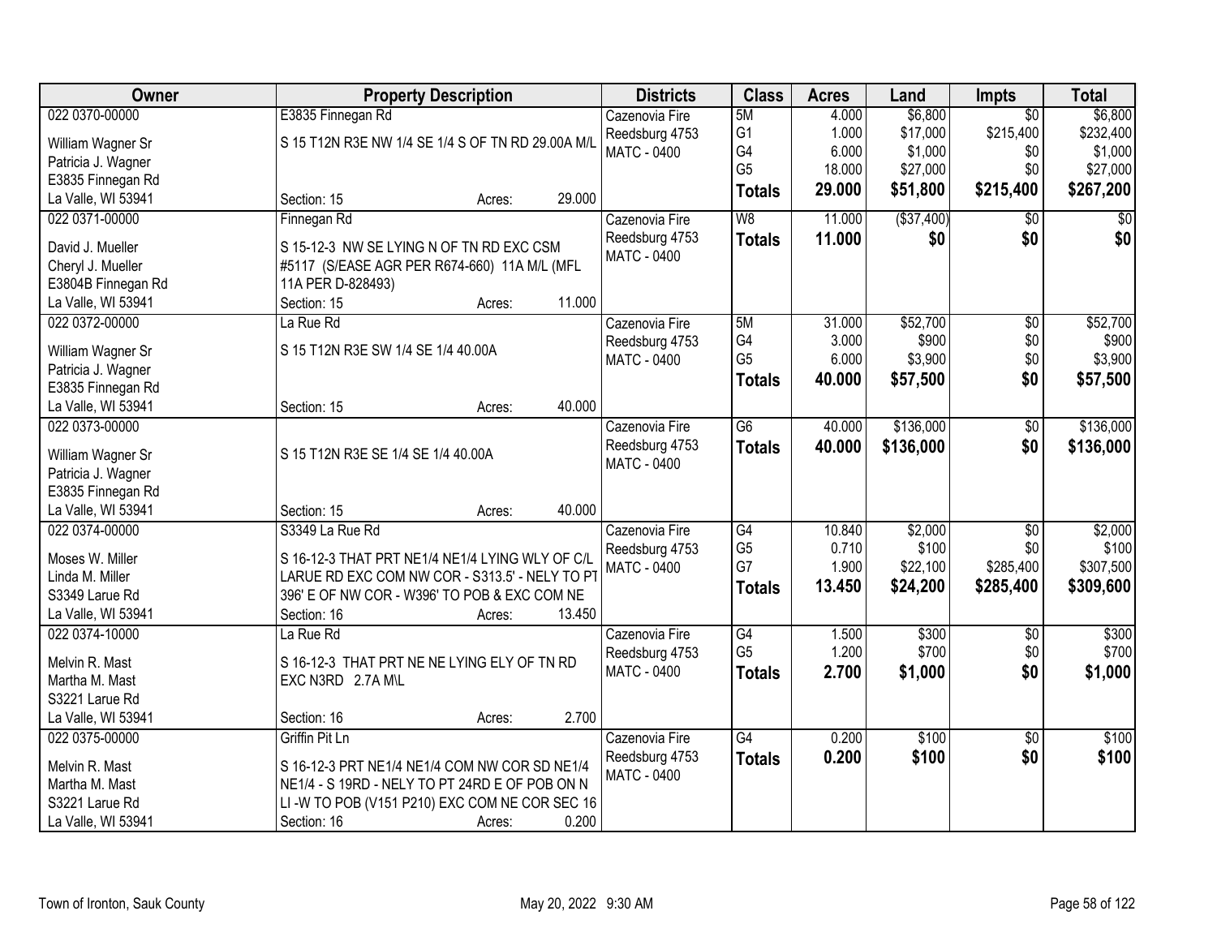| Owner | Property Description | Districts | Class | Acres | Land | Impts | Total |
|---|---|---|---|---|---|---|---|
| 022 0370-00000<br>William Wagner Sr<br>Patricia J. Wagner<br>E3835 Finnegan Rd<br>La Valle, WI 53941 | E3835 Finnegan Rd<br>S 15 T12N R3E NW 1/4 SE 1/4 S OF TN RD 29.00A M/L<br>Section: 15 Acres: 29.000 | Cazenovia Fire<br>Reedsburg 4753<br>MATC - 0400 | 5M<br>G1<br>G4<br>G5<br>**Totals** | 4.000<br>1.000<br>6.000<br>18.000<br>**29.000** | $6,800<br>$17,000<br>$1,000<br>$27,000<br>**$51,800** | $0<br>$215,400<br>$0<br>$0<br>**$215,400** | $6,800<br>$232,400<br>$1,000<br>$27,000<br>**$267,200** |
| 022 0371-00000<br>David J. Mueller<br>Cheryl J. Mueller<br>E3804B Finnegan Rd<br>La Valle, WI 53941 | Finnegan Rd<br>S 15-12-3 NW SE LYING N OF TN RD EXC CSM #5117 (S/EASE AGR PER R674-660) 11A M/L (MFL 11A PER D-828493)<br>Section: 15 Acres: 11.000 | Cazenovia Fire<br>Reedsburg 4753<br>MATC - 0400 | W8<br>**Totals** | 11.000<br>**11.000** | ($37,400)<br>**$0** | $0<br>**$0** | $0<br>**$0** |
| 022 0372-00000<br>William Wagner Sr<br>Patricia J. Wagner<br>E3835 Finnegan Rd<br>La Valle, WI 53941 | La Rue Rd<br>S 15 T12N R3E SW 1/4 SE 1/4 40.00A<br>Section: 15 Acres: 40.000 | Cazenovia Fire<br>Reedsburg 4753<br>MATC - 0400 | 5M<br>G4<br>G5<br>**Totals** | 31.000<br>3.000<br>6.000<br>**40.000** | $52,700<br>$900<br>$3,900<br>**$57,500** | $0<br>$0<br>$0<br>**$0** | $52,700<br>$900<br>$3,900<br>**$57,500** |
| 022 0373-00000<br>William Wagner Sr<br>Patricia J. Wagner<br>E3835 Finnegan Rd<br>La Valle, WI 53941 | S 15 T12N R3E SE 1/4 SE 1/4 40.00A<br>Section: 15 Acres: 40.000 | Cazenovia Fire<br>Reedsburg 4753<br>MATC - 0400 | G6<br>**Totals** | 40.000<br>**40.000** | $136,000<br>**$136,000** | $0<br>**$0** | $136,000<br>**$136,000** |
| 022 0374-00000<br>Moses W. Miller<br>Linda M. Miller<br>S3349 Larue Rd<br>La Valle, WI 53941 | S3349 La Rue Rd<br>S 16-12-3 THAT PRT NE1/4 NE1/4 LYING WLY OF C/L LARUE RD EXC COM NW COR - S313.5' - NELY TO PT 396' E OF NW COR - W396' TO POB & EXC COM NE<br>Section: 16 Acres: 13.450 | Cazenovia Fire<br>Reedsburg 4753<br>MATC - 0400 | G4<br>G5<br>G7<br>**Totals** | 10.840<br>0.710<br>1.900<br>**13.450** | $2,000<br>$100<br>$22,100<br>**$24,200** | $0<br>$0<br>$285,400<br>**$285,400** | $2,000<br>$100<br>$307,500<br>**$309,600** |
| 022 0374-10000<br>Melvin R. Mast<br>Martha M. Mast<br>S3221 Larue Rd<br>La Valle, WI 53941 | La Rue Rd<br>S 16-12-3 THAT PRT NE NE LYING ELY OF TN RD EXC N3RD 2.7A M\L<br>Section: 16 Acres: 2.700 | Cazenovia Fire<br>Reedsburg 4753<br>MATC - 0400 | G4<br>G5<br>**Totals** | 1.500<br>1.200<br>**2.700** | $300<br>$700<br>**$1,000** | $0<br>$0<br>**$0** | $300<br>$700<br>**$1,000** |
| 022 0375-00000<br>Melvin R. Mast<br>Martha M. Mast<br>S3221 Larue Rd<br>La Valle, WI 53941 | Griffin Pit Ln<br>S 16-12-3 PRT NE1/4 NE1/4 COM NW COR SD NE1/4 NE1/4 - S 19RD - NELY TO PT 24RD E OF POB ON N LI -W TO POB (V151 P210) EXC COM NE COR SEC 16<br>Section: 16 Acres: 0.200 | Cazenovia Fire<br>Reedsburg 4753<br>MATC - 0400 | G4<br>**Totals** | 0.200<br>**0.200** | $100<br>**$100** | $0<br>**$0** | $100<br>**$100** |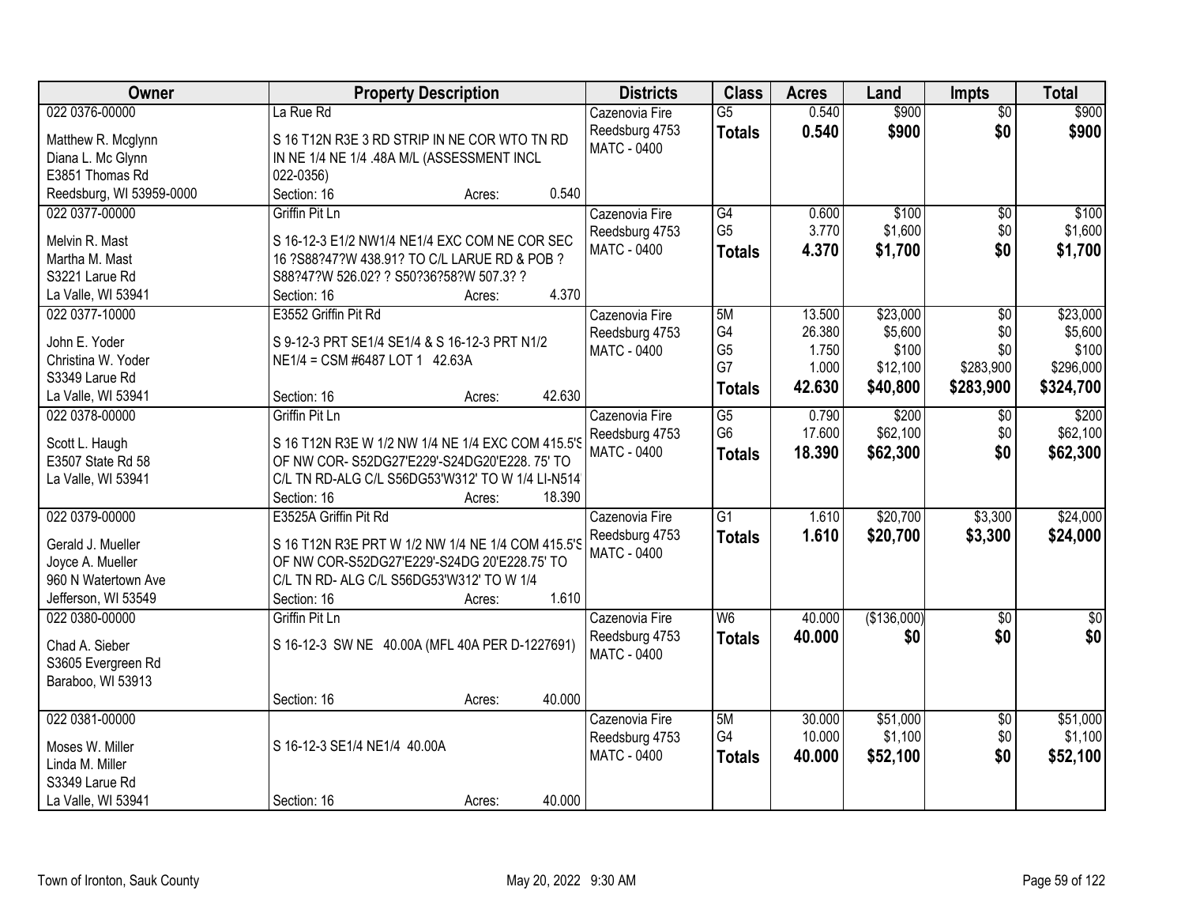| Owner | Property Description | Districts | Class | Acres | Land | Impts | Total |
|---|---|---|---|---|---|---|---|
| 022 0376-00000<br>Matthew R. Mcglynn<br>Diana L. Mc Glynn<br>E3851 Thomas Rd<br>Reedsburg, WI 53959-0000 | La Rue Rd<br>S 16 T12N R3E 3 RD STRIP IN NE COR WTO TN RD IN NE 1/4 NE 1/4 .48A M/L (ASSESSMENT INCL 022-0356)<br>Section: 16 Acres: 0.540 | Cazenovia Fire<br>Reedsburg 4753<br>MATC - 0400 | G5<br>**Totals** | 0.540<br>**0.540** | $900<br>**$900** | $0<br>**$0** | $900<br>**$900** |
| 022 0377-00000<br>Melvin R. Mast<br>Martha M. Mast<br>S3221 Larue Rd<br>La Valle, WI 53941 | Griffin Pit Ln<br>S 16-12-3 E1/2 NW1/4 NE1/4 EXC COM NE COR SEC 16 ?S88?47?W 438.91? TO C/L LARUE RD & POB ? S88?47?W 526.02? ? S50?36?58?W 507.3? ?<br>Section: 16 Acres: 4.370 | Cazenovia Fire<br>Reedsburg 4753<br>MATC - 0400 | G4<br>G5<br>**Totals** | 0.600<br>3.770<br>**4.370** | $100<br>$1,600<br>**$1,700** | $0<br>$0<br>**$0** | $100<br>$1,600<br>**$1,700** |
| 022 0377-10000<br>John E. Yoder<br>Christina W. Yoder<br>S3349 Larue Rd<br>La Valle, WI 53941 | E3552 Griffin Pit Rd<br>S 9-12-3 PRT SE1/4 SE1/4 & S 16-12-3 PRT N1/2 NE1/4 = CSM #6487 LOT 1 42.63A<br>Section: 16 Acres: 42.630 | Cazenovia Fire<br>Reedsburg 4753<br>MATC - 0400 | 5M<br>G4<br>G5<br>G7<br>**Totals** | 13.500<br>26.380<br>1.750<br>1.000<br>**42.630** | $23,000<br>$5,600<br>$100<br>$12,100<br>**$40,800** | $0<br>$0<br>$0<br>$283,900<br>**$283,900** | $23,000<br>$5,600<br>$100<br>$296,000<br>**$324,700** |
| 022 0378-00000<br>Scott L. Haugh<br>E3507 State Rd 58<br>La Valle, WI 53941 | Griffin Pit Ln<br>S 16 T12N R3E W 1/2 NW 1/4 NE 1/4 EXC COM 415.5'S OF NW COR- S52DG27'E229'-S24DG20'E228. 75' TO C/L TN RD-ALG C/L S56DG53'W312' TO W 1/4 LI-N514'<br>Section: 16 Acres: 18.390 | Cazenovia Fire<br>Reedsburg 4753<br>MATC - 0400 | G5<br>G6<br>**Totals** | 0.790<br>17.600<br>**18.390** | $200<br>$62,100<br>**$62,300** | $0<br>$0<br>**$0** | $200<br>$62,100<br>**$62,300** |
| 022 0379-00000<br>Gerald J. Mueller<br>Joyce A. Mueller<br>960 N Watertown Ave<br>Jefferson, WI 53549 | E3525A Griffin Pit Rd<br>S 16 T12N R3E PRT W 1/2 NW 1/4 NE 1/4 COM 415.5'S OF NW COR-S52DG27'E229'-S24DG 20'E228.75' TO C/L TN RD- ALG C/L S56DG53'W312' TO W 1/4<br>Section: 16 Acres: 1.610 | Cazenovia Fire<br>Reedsburg 4753<br>MATC - 0400 | G1<br>**Totals** | 1.610<br>**1.610** | $20,700<br>**$20,700** | $3,300<br>**$3,300** | $24,000<br>**$24,000** |
| 022 0380-00000<br>Chad A. Sieber<br>S3605 Evergreen Rd<br>Baraboo, WI 53913 | Griffin Pit Ln<br>S 16-12-3 SW NE 40.00A (MFL 40A PER D-1227691)<br>Section: 16 Acres: 40.000 | Cazenovia Fire<br>Reedsburg 4753<br>MATC - 0400 | W6<br>**Totals** | 40.000<br>**40.000** | ($136,000)<br>**$0** | $0<br>**$0** | $0<br>**$0** |
| 022 0381-00000<br>Moses W. Miller<br>Linda M. Miller<br>S3349 Larue Rd<br>La Valle, WI 53941 | S 16-12-3 SE1/4 NE1/4 40.00A<br>Section: 16 Acres: 40.000 | Cazenovia Fire<br>Reedsburg 4753<br>MATC - 0400 | 5M<br>G4<br>**Totals** | 30.000<br>10.000<br>**40.000** | $51,000<br>$1,100<br>**$52,100** | $0<br>$0<br>**$0** | $51,000<br>$1,100<br>**$52,100** |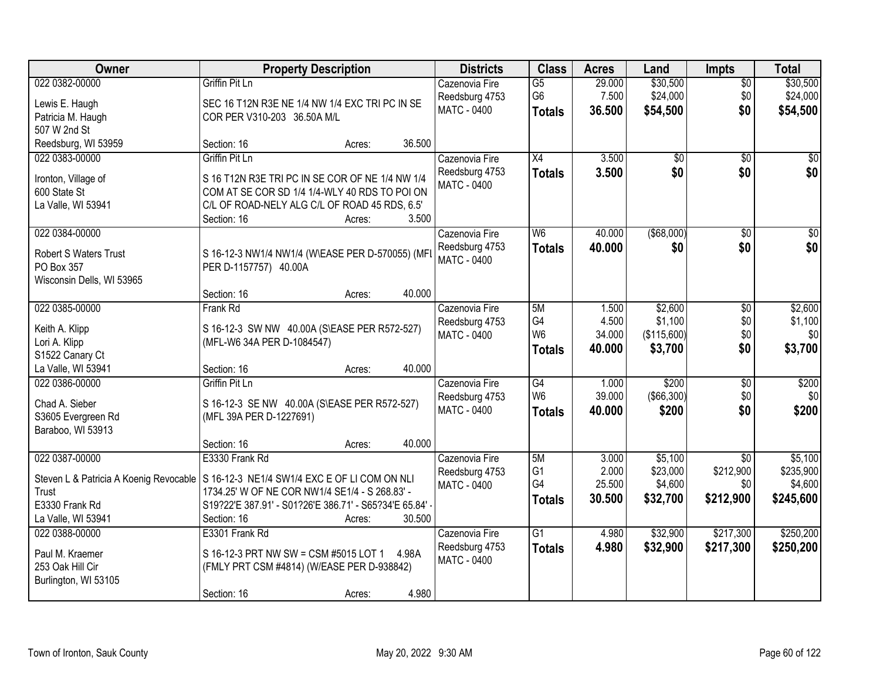| Owner | Property Description | Districts | Class | Acres | Land | Impts | Total |
|---|---|---|---|---|---|---|---|
| 022 0382-00000<br><br>Lewis E. Haugh<br>Patricia M. Haugh<br>507 W 2nd St<br>Reedsburg, WI 53959 | Griffin Pit Ln<br><br>SEC 16 T12N R3E NE 1/4 NW 1/4 EXC TRI PC IN SE COR PER V310-203 36.50A M/L<br><br>Section: 16 Acres: 36.500 | Cazenovia Fire<br>Reedsburg 4753<br>MATC - 0400 | G5<br>G6<br>**Totals** | 29.000<br>7.500<br>**36.500** | $30,500<br>$24,000<br>**$54,500** | $0<br>$0<br>**$0** | $30,500<br>$24,000<br>**$54,500** |
| 022 0383-00000<br><br>Ironton, Village of<br>600 State St<br>La Valle, WI 53941 | Griffin Pit Ln<br><br>S 16 T12N R3E TRI PC IN SE COR OF NE 1/4 NW 1/4 COM AT SE COR SD 1/4 1/4-WLY 40 RDS TO POI ON C/L OF ROAD-NELY ALG C/L OF ROAD 45 RDS, 6.5'<br>Section: 16 Acres: 3.500 | Cazenovia Fire<br>Reedsburg 4753<br>MATC - 0400 | X4<br>**Totals** | 3.500<br>**3.500** | $0<br>**$0** | $0<br>**$0** | $0<br>**$0** |
| 022 0384-00000<br><br>Robert S Waters Trust<br>PO Box 357<br>Wisconsin Dells, WI 53965 | S 16-12-3 NW1/4 NW1/4 (W\EASE PER D-570055) (MFL PER D-1157757) 40.00A<br><br>Section: 16 Acres: 40.000 | Cazenovia Fire<br>Reedsburg 4753<br>MATC - 0400 | W6<br>**Totals** | 40.000<br>**40.000** | ($68,000)<br>**$0** | $0<br>**$0** | $0<br>**$0** |
| 022 0385-00000<br><br>Keith A. Klipp<br>Lori A. Klipp<br>S1522 Canary Ct<br>La Valle, WI 53941 | Frank Rd<br><br>S 16-12-3 SW NW 40.00A (S\EASE PER R572-527) (MFL-W6 34A PER D-1084547)<br><br>Section: 16 Acres: 40.000 | Cazenovia Fire<br>Reedsburg 4753<br>MATC - 0400 | 5M<br>G4<br>W6<br>**Totals** | 1.500<br>4.500<br>34.000<br>**40.000** | $2,600<br>$1,100<br>($115,600)<br>**$3,700** | $0<br>$0<br>$0<br>**$0** | $2,600<br>$1,100<br>$0<br>**$3,700** |
| 022 0386-00000<br><br>Chad A. Sieber<br>S3605 Evergreen Rd<br>Baraboo, WI 53913 | Griffin Pit Ln<br><br>S 16-12-3 SE NW 40.00A (S\EASE PER R572-527) (MFL 39A PER D-1227691)<br><br>Section: 16 Acres: 40.000 | Cazenovia Fire<br>Reedsburg 4753<br>MATC - 0400 | G4<br>W6<br>**Totals** | 1.000<br>39.000<br>**40.000** | $200<br>($66,300)<br>**$200** | $0<br>$0<br>**$0** | $200<br>$0<br>**$200** |
| 022 0387-00000<br><br>Steven L & Patricia A Koenig Revocable Trust<br>E3330 Frank Rd<br>La Valle, WI 53941 | E3330 Frank Rd<br><br>S 16-12-3 NE1/4 SW1/4 EXC E OF LI COM ON NLI 1734.25' W OF NE COR NW1/4 SE1/4 - S 268.83' - S19?22'E 387.91' - S01?26'E 386.71' - S65?34'E 65.84' -<br>Section: 16 Acres: 30.500 | Cazenovia Fire<br>Reedsburg 4753<br>MATC - 0400 | 5M<br>G1<br>G4<br>**Totals** | 3.000<br>2.000<br>25.500<br>**30.500** | $5,100<br>$23,000<br>$4,600<br>**$32,700** | $0<br>$212,900<br>$0<br>**$212,900** | $5,100<br>$235,900<br>$4,600<br>**$245,600** |
| 022 0388-00000<br><br>Paul M. Kraemer<br>253 Oak Hill Cir<br>Burlington, WI 53105 | E3301 Frank Rd<br><br>S 16-12-3 PRT NW SW = CSM #5015 LOT 1 4.98A (FMLY PRT CSM #4814) (W/EASE PER D-938842)<br><br>Section: 16 Acres: 4.980 | Cazenovia Fire<br>Reedsburg 4753<br>MATC - 0400 | G1<br>**Totals** | 4.980<br>**4.980** | $32,900<br>**$32,900** | $217,300<br>**$217,300** | $250,200<br>**$250,200** |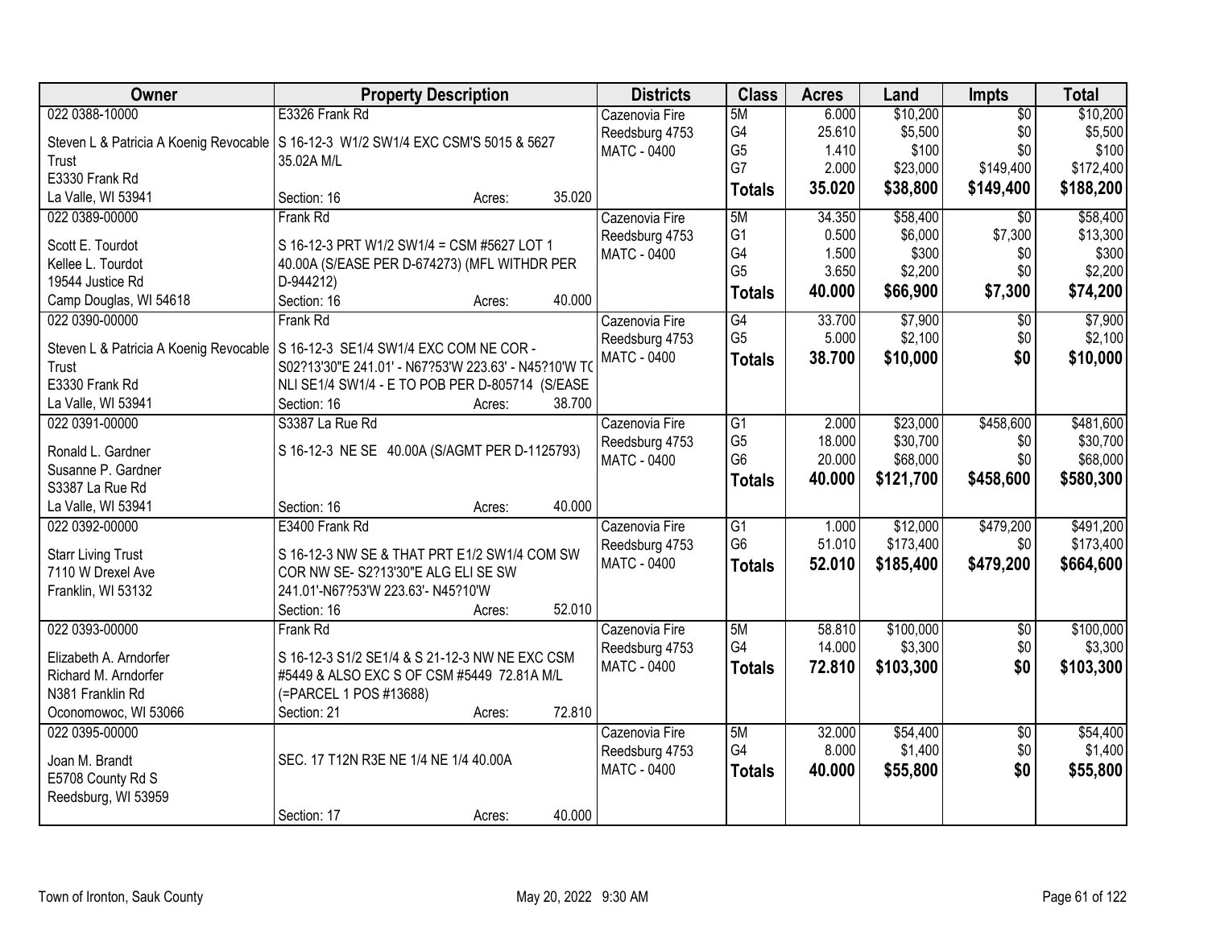| Owner | Property Description | Districts | Class | Acres | Land | Impts | Total |
|---|---|---|---|---|---|---|---|
| 022 0388-10000<br>Steven L & Patricia A Koenig Revocable Trust<br>E3330 Frank Rd<br>La Valle, WI 53941 | E3326 Frank Rd<br>S 16-12-3 W1/2 SW1/4 EXC CSM'S 5015 & 5627 35.02A M/L<br>Section: 16 Acres: 35.020 | Cazenovia Fire<br>Reedsburg 4753<br>MATC - 0400 | 5M<br>G4<br>G5<br>G7<br>**Totals** | 6.000<br>25.610<br>1.410<br>2.000<br>**35.020** | $10,200<br>$5,500<br>$100<br>$23,000<br>**$38,800** | $0<br>$0<br>$0<br>$149,400<br>**$149,400** | $10,200<br>$5,500<br>$100<br>$172,400<br>**$188,200** |
| 022 0389-00000<br>Scott E. Tourdot<br>Kellee L. Tourdot<br>19544 Justice Rd<br>Camp Douglas, WI 54618 | Frank Rd<br>S 16-12-3 PRT W1/2 SW1/4 = CSM #5627 LOT 1 40.00A (S/EASE PER D-674273) (MFL WITHDR PER D-944212)<br>Section: 16 Acres: 40.000 | Cazenovia Fire<br>Reedsburg 4753<br>MATC - 0400 | 5M<br>G1<br>G4<br>G5<br>**Totals** | 34.350<br>0.500<br>1.500<br>3.650<br>**40.000** | $58,400<br>$6,000<br>$300<br>$2,200<br>**$66,900** | $0<br>$7,300<br>$0<br>$0<br>**$7,300** | $58,400<br>$13,300<br>$300<br>$2,200<br>**$74,200** |
| 022 0390-00000<br>Steven L & Patricia A Koenig Revocable Trust<br>E3330 Frank Rd<br>La Valle, WI 53941 | Frank Rd<br>S 16-12-3 SE1/4 SW1/4 EXC COM NE COR - S02?13'30"E 241.01' - N67?53'W 223.63' - N45?10'W TO NLI SE1/4 SW1/4 - E TO POB PER D-805714 (S/EASE<br>Section: 16 Acres: 38.700 | Cazenovia Fire<br>Reedsburg 4753<br>MATC - 0400 | G4<br>G5<br>**Totals** | 33.700<br>5.000<br>**38.700** | $7,900<br>$2,100<br>**$10,000** | $0<br>$0<br>**$0** | $7,900<br>$2,100<br>**$10,000** |
| 022 0391-00000<br>Ronald L. Gardner<br>Susanne P. Gardner<br>S3387 La Rue Rd<br>La Valle, WI 53941 | S3387 La Rue Rd<br>S 16-12-3 NE SE 40.00A (S/AGMT PER D-1125793)<br>Section: 16 Acres: 40.000 | Cazenovia Fire<br>Reedsburg 4753<br>MATC - 0400 | G1<br>G5<br>G6<br>**Totals** | 2.000<br>18.000<br>20.000<br>**40.000** | $23,000<br>$30,700<br>$68,000<br>**$121,700** | $458,600<br>$0<br>$0<br>**$458,600** | $481,600<br>$30,700<br>$68,000<br>**$580,300** |
| 022 0392-00000<br>Starr Living Trust<br>7110 W Drexel Ave<br>Franklin, WI 53132 | E3400 Frank Rd<br>S 16-12-3 NW SE & THAT PRT E1/2 SW1/4 COM SW COR NW SE- S2?13'30"E ALG ELI SE SW 241.01'-N67?53'W 223.63'- N45?10'W<br>Section: 16 Acres: 52.010 | Cazenovia Fire<br>Reedsburg 4753<br>MATC - 0400 | G1<br>G6<br>**Totals** | 1.000<br>51.010<br>**52.010** | $12,000<br>$173,400<br>**$185,400** | $479,200<br>$0<br>**$479,200** | $491,200<br>$173,400<br>**$664,600** |
| 022 0393-00000<br>Elizabeth A. Arndorfer<br>Richard M. Arndorfer<br>N381 Franklin Rd<br>Oconomowoc, WI 53066 | Frank Rd<br>S 16-12-3 S1/2 SE1/4 & S 21-12-3 NW NE EXC CSM #5449 & ALSO EXC S OF CSM #5449 72.81A M/L (=PARCEL 1 POS #13688)<br>Section: 21 Acres: 72.810 | Cazenovia Fire<br>Reedsburg 4753<br>MATC - 0400 | 5M<br>G4<br>**Totals** | 58.810<br>14.000<br>**72.810** | $100,000<br>$3,300<br>**$103,300** | $0<br>$0<br>**$0** | $100,000<br>$3,300<br>**$103,300** |
| 022 0395-00000<br>Joan M. Brandt<br>E5708 County Rd S<br>Reedsburg, WI 53959 | SEC. 17 T12N R3E NE 1/4 NE 1/4 40.00A<br>Section: 17 Acres: 40.000 | Cazenovia Fire<br>Reedsburg 4753<br>MATC - 0400 | 5M<br>G4<br>**Totals** | 32.000<br>8.000<br>**40.000** | $54,400<br>$1,400<br>**$55,800** | $0<br>$0<br>**$0** | $54,400<br>$1,400<br>**$55,800** |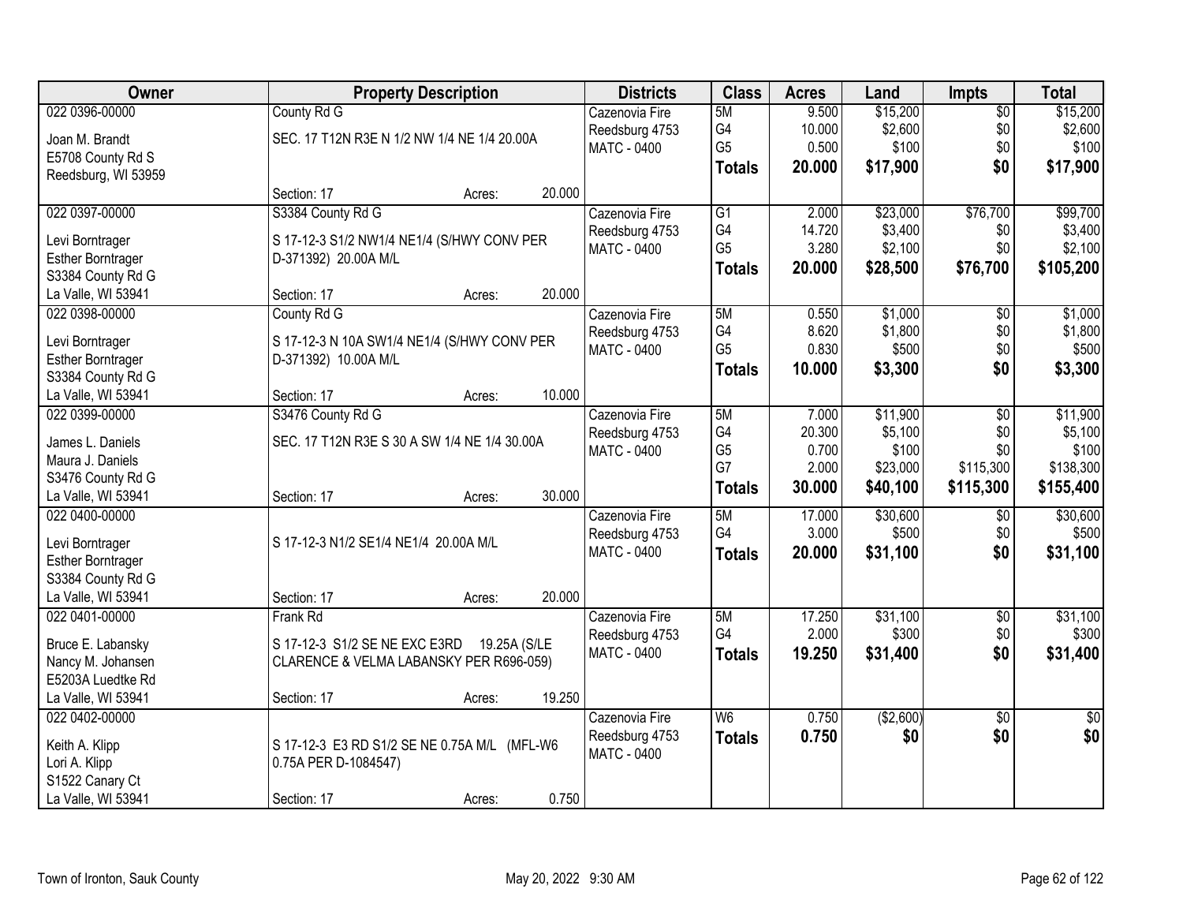| Owner | Property Description | Districts | Class | Acres | Land | Impts | Total |
|---|---|---|---|---|---|---|---|
| 022 0396-00000<br>Joan M. Brandt<br>E5708 County Rd S<br>Reedsburg, WI 53959 | County Rd G<br>SEC. 17 T12N R3E N 1/2 NW 1/4 NE 1/4 20.00A<br>Section: 17 Acres: 20.000 | Cazenovia Fire<br>Reedsburg 4753<br>MATC - 0400 | 5M<br>G4<br>G5<br>**Totals** | 9.500<br>10.000<br>0.500<br>**20.000** | $15,200<br>$2,600<br>$100<br>**$17,900** | $0<br>$0<br>$0<br>**$0** | $15,200<br>$2,600<br>$100<br>**$17,900** |
| 022 0397-00000<br>Levi Borntrager<br>Esther Borntrager<br>S3384 County Rd G<br>La Valle, WI 53941 | S3384 County Rd G<br>S 17-12-3 S1/2 NW1/4 NE1/4 (S/HWY CONV PER D-371392) 20.00A M/L<br>Section: 17 Acres: 20.000 | Cazenovia Fire<br>Reedsburg 4753<br>MATC - 0400 | G1<br>G4<br>G5<br>**Totals** | 2.000<br>14.720<br>3.280<br>**20.000** | $23,000<br>$3,400<br>$2,100<br>**$28,500** | $76,700<br>$0<br>$0<br>**$76,700** | $99,700<br>$3,400<br>$2,100<br>**$105,200** |
| 022 0398-00000<br>Levi Borntrager<br>Esther Borntrager<br>S3384 County Rd G<br>La Valle, WI 53941 | County Rd G<br>S 17-12-3 N 10A SW1/4 NE1/4 (S/HWY CONV PER D-371392) 10.00A M/L<br>Section: 17 Acres: 10.000 | Cazenovia Fire<br>Reedsburg 4753<br>MATC - 0400 | 5M<br>G4<br>G5<br>**Totals** | 0.550<br>8.620<br>0.830<br>**10.000** | $1,000<br>$1,800<br>$500<br>**$3,300** | $0<br>$0<br>$0<br>**$0** | $1,000<br>$1,800<br>$500<br>**$3,300** |
| 022 0399-00000<br>James L. Daniels<br>Maura J. Daniels<br>S3476 County Rd G<br>La Valle, WI 53941 | S3476 County Rd G<br>SEC. 17 T12N R3E S 30 A SW 1/4 NE 1/4 30.00A<br>Section: 17 Acres: 30.000 | Cazenovia Fire<br>Reedsburg 4753<br>MATC - 0400 | 5M<br>G4<br>G5<br>G7<br>**Totals** | 7.000<br>20.300<br>0.700<br>2.000<br>**30.000** | $11,900<br>$5,100<br>$100<br>$23,000<br>**$40,100** | $0<br>$0<br>$0<br>$115,300<br>**$115,300** | $11,900<br>$5,100<br>$100<br>$138,300<br>**$155,400** |
| 022 0400-00000<br>Levi Borntrager<br>Esther Borntrager<br>S3384 County Rd G<br>La Valle, WI 53941 | S 17-12-3 N1/2 SE1/4 NE1/4 20.00A M/L<br>Section: 17 Acres: 20.000 | Cazenovia Fire<br>Reedsburg 4753<br>MATC - 0400 | 5M<br>G4<br>**Totals** | 17.000<br>3.000<br>**20.000** | $30,600<br>$500<br>**$31,100** | $0<br>$0<br>**$0** | $30,600<br>$500<br>**$31,100** |
| 022 0401-00000<br>Bruce E. Labansky<br>Nancy M. Johansen<br>E5203A Luedtke Rd<br>La Valle, WI 53941 | Frank Rd<br>S 17-12-3 S1/2 SE NE EXC E3RD 19.25A (S/LE CLARENCE & VELMA LABANSKY PER R696-059)<br>Section: 17 Acres: 19.250 | Cazenovia Fire<br>Reedsburg 4753<br>MATC - 0400 | 5M<br>G4<br>**Totals** | 17.250<br>2.000<br>**19.250** | $31,100<br>$300<br>**$31,400** | $0<br>$0<br>**$0** | $31,100<br>$300<br>**$31,400** |
| 022 0402-00000<br>Keith A. Klipp<br>Lori A. Klipp<br>S1522 Canary Ct<br>La Valle, WI 53941 | S 17-12-3 E3 RD S1/2 SE NE 0.75A M/L (MFL-W6 0.75A PER D-1084547)<br>Section: 17 Acres: 0.750 | Cazenovia Fire<br>Reedsburg 4753<br>MATC - 0400 | W6<br>**Totals** | 0.750<br>**0.750** | ($2,600)<br>**$0** | $0<br>**$0** | $0<br>**$0** |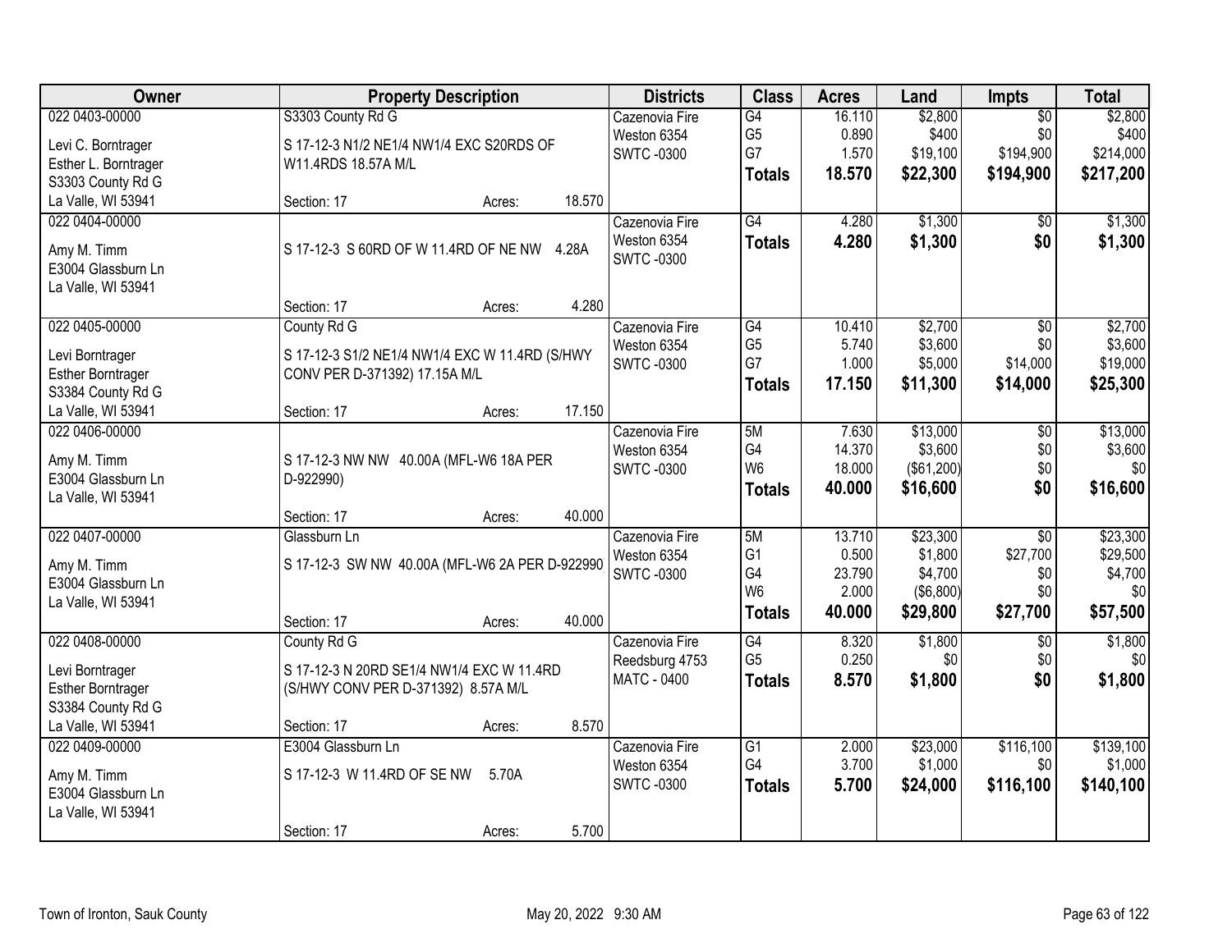| Owner | Property Description | Districts | Class | Acres | Land | Impts | Total |
|---|---|---|---|---|---|---|---|
| 022 0403-00000<br>Levi C. Borntrager<br>Esther L. Borntrager<br>S3303 County Rd G<br>La Valle, WI 53941 | S3303 County Rd G<br>S 17-12-3 N1/2 NE1/4 NW1/4 EXC S20RDS OF W11.4RDS 18.57A M/L<br>Section: 17 Acres: 18.570 | Cazenovia Fire<br>Weston 6354<br>SWTC -0300 | G4<br>G5<br>G7<br>**Totals** | 16.110<br>0.890<br>1.570<br>**18.570** | $2,800<br>$400<br>$19,100<br>**$22,300** | $0<br>$0<br>$194,900<br>**$194,900** | $2,800<br>$400<br>$214,000<br>**$217,200** |
| 022 0404-00000<br>Amy M. Timm<br>E3004 Glassburn Ln<br>La Valle, WI 53941 | S 17-12-3 S 60RD OF W 11.4RD OF NE NW 4.28A<br>Section: 17 Acres: 4.280 | Cazenovia Fire<br>Weston 6354<br>SWTC -0300 | G4<br>**Totals** | 4.280<br>**4.280** | $1,300<br>**$1,300** | $0<br>**$0** | $1,300<br>**$1,300** |
| 022 0405-00000<br>Levi Borntrager<br>Esther Borntrager<br>S3384 County Rd G<br>La Valle, WI 53941 | County Rd G<br>S 17-12-3 S1/2 NE1/4 NW1/4 EXC W 11.4RD (S/HWY CONV PER D-371392) 17.15A M/L<br>Section: 17 Acres: 17.150 | Cazenovia Fire<br>Weston 6354<br>SWTC -0300 | G4<br>G5<br>G7<br>**Totals** | 10.410<br>5.740<br>1.000<br>**17.150** | $2,700<br>$3,600<br>$5,000<br>**$11,300** | $0<br>$0<br>$14,000<br>**$14,000** | $2,700<br>$3,600<br>$19,000<br>**$25,300** |
| 022 0406-00000<br>Amy M. Timm<br>E3004 Glassburn Ln<br>La Valle, WI 53941 | S 17-12-3 NW NW 40.00A (MFL-W6 18A PER D-922990)<br>Section: 17 Acres: 40.000 | Cazenovia Fire<br>Weston 6354<br>SWTC -0300 | 5M<br>G4<br>W6<br>**Totals** | 7.630<br>14.370<br>18.000<br>**40.000** | $13,000<br>$3,600<br>($61,200)<br>**$16,600** | $0<br>$0<br>$0<br>**$0** | $13,000<br>$3,600<br>$0<br>**$16,600** |
| 022 0407-00000<br>Amy M. Timm<br>E3004 Glassburn Ln<br>La Valle, WI 53941 | Glassburn Ln<br>S 17-12-3 SW NW 40.00A (MFL-W6 2A PER D-922990<br>Section: 17 Acres: 40.000 | Cazenovia Fire<br>Weston 6354<br>SWTC -0300 | 5M<br>G1<br>G4<br>W6<br>**Totals** | 13.710<br>0.500<br>23.790<br>2.000<br>**40.000** | $23,300<br>$1,800<br>$4,700<br>($6,800)<br>**$29,800** | $0<br>$27,700<br>$0<br>$0<br>**$27,700** | $23,300<br>$29,500<br>$4,700<br>$0<br>**$57,500** |
| 022 0408-00000<br>Levi Borntrager<br>Esther Borntrager<br>S3384 County Rd G<br>La Valle, WI 53941 | County Rd G<br>S 17-12-3 N 20RD SE1/4 NW1/4 EXC W 11.4RD (S/HWY CONV PER D-371392) 8.57A M/L<br>Section: 17 Acres: 8.570 | Cazenovia Fire<br>Reedsburg 4753<br>MATC - 0400 | G4<br>G5<br>**Totals** | 8.320<br>0.250<br>**8.570** | $1,800<br>$0<br>**$1,800** | $0<br>$0<br>**$0** | $1,800<br>$0<br>**$1,800** |
| 022 0409-00000<br>Amy M. Timm<br>E3004 Glassburn Ln<br>La Valle, WI 53941 | E3004 Glassburn Ln<br>S 17-12-3 W 11.4RD OF SE NW 5.70A<br>Section: 17 Acres: 5.700 | Cazenovia Fire<br>Weston 6354<br>SWTC -0300 | G1<br>G4<br>**Totals** | 2.000<br>3.700<br>**5.700** | $23,000<br>$1,000<br>**$24,000** | $116,100<br>$0<br>**$116,100** | $139,100<br>$1,000<br>**$140,100** |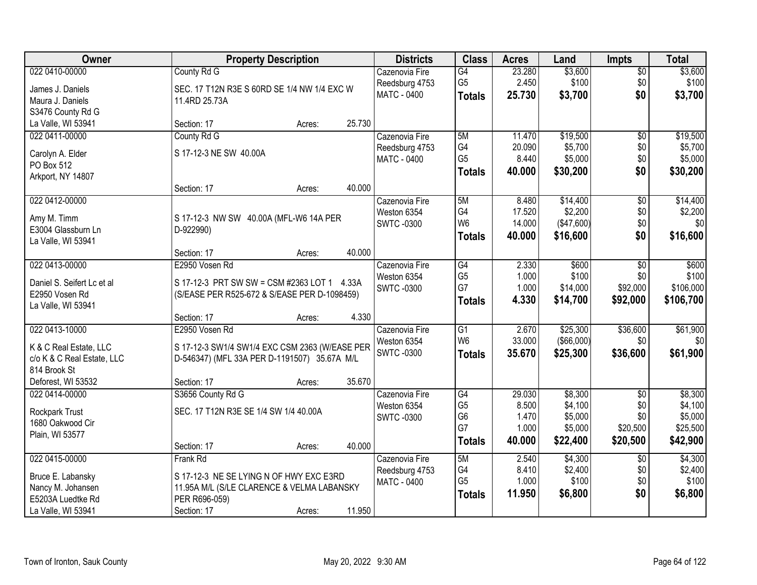| Owner | Property Description | Districts | Class | Acres | Land | Impts | Total |
|---|---|---|---|---|---|---|---|
| 022 0410-00000<br>James J. Daniels<br>Maura J. Daniels<br>S3476 County Rd G<br>La Valle, WI 53941 | County Rd G<br>SEC. 17 T12N R3E S 60RD SE 1/4 NW 1/4 EXC W 11.4RD 25.73A<br>Section: 17 Acres: 25.730 | Cazenovia Fire<br>Reedsburg 4753<br>MATC - 0400 | G4<br>G5<br>**Totals** | 23.280<br>2.450<br>**25.730** | $3,600<br>$100<br>**$3,700** | $0<br>$0<br>**$0** | $3,600<br>$100<br>**$3,700** |
| 022 0411-00000<br>Carolyn A. Elder<br>PO Box 512<br>Arkport, NY 14807 | County Rd G<br>S 17-12-3 NE SW 40.00A<br>Section: 17 Acres: 40.000 | Cazenovia Fire<br>Reedsburg 4753<br>MATC - 0400 | 5M<br>G4<br>G5<br>**Totals** | 11.470<br>20.090<br>8.440<br>**40.000** | $19,500<br>$5,700<br>$5,000<br>**$30,200** | $0<br>$0<br>$0<br>**$0** | $19,500<br>$5,700<br>$5,000<br>**$30,200** |
| 022 0412-00000<br>Amy M. Timm<br>E3004 Glassburn Ln<br>La Valle, WI 53941 | S 17-12-3 NW SW 40.00A (MFL-W6 14A PER D-922990)<br>Section: 17 Acres: 40.000 | Cazenovia Fire<br>Weston 6354<br>SWTC -0300 | 5M<br>G4<br>W6<br>**Totals** | 8.480<br>17.520<br>14.000<br>**40.000** | $14,400<br>$2,200<br>($47,600)<br>**$16,600** | $0<br>$0<br>$0<br>**$0** | $14,400<br>$2,200<br>$0<br>**$16,600** |
| 022 0413-00000<br>Daniel S. Seifert Lc et al<br>E2950 Vosen Rd<br>La Valle, WI 53941 | E2950 Vosen Rd<br>S 17-12-3 PRT SW SW = CSM #2363 LOT 1 4.33A (S/EASE PER R525-672 & S/EASE PER D-1098459)<br>Section: 17 Acres: 4.330 | Cazenovia Fire<br>Weston 6354<br>SWTC -0300 | G4<br>G5<br>G7<br>**Totals** | 2.330<br>1.000<br>1.000<br>**4.330** | $600<br>$100<br>$14,000<br>**$14,700** | $0<br>$0<br>$92,000<br>**$92,000** | $600<br>$100<br>$106,000<br>**$106,700** |
| 022 0413-10000<br>K & C Real Estate, LLC<br>c/o K & C Real Estate, LLC<br>814 Brook St<br>Deforest, WI 53532 | E2950 Vosen Rd<br>S 17-12-3 SW1/4 SW1/4 EXC CSM 2363 (W/EASE PER D-546347) (MFL 33A PER D-1191507) 35.67A M/L<br>Section: 17 Acres: 35.670 | Cazenovia Fire<br>Weston 6354<br>SWTC -0300 | G1<br>W6<br>**Totals** | 2.670<br>33.000<br>**35.670** | $25,300<br>($66,000)<br>**$25,300** | $36,600<br>$0<br>**$36,600** | $61,900<br>$0<br>**$61,900** |
| 022 0414-00000<br>Rockpark Trust<br>1680 Oakwood Cir<br>Plain, WI 53577 | S3656 County Rd G<br>SEC. 17 T12N R3E SE 1/4 SW 1/4 40.00A<br>Section: 17 Acres: 40.000 | Cazenovia Fire<br>Weston 6354<br>SWTC -0300 | G4<br>G5<br>G6<br>G7<br>**Totals** | 29.030<br>8.500<br>1.470<br>1.000<br>**40.000** | $8,300<br>$4,100<br>$5,000<br>$5,000<br>**$22,400** | $0<br>$0<br>$0<br>$20,500<br>**$20,500** | $8,300<br>$4,100<br>$5,000<br>$25,500<br>**$42,900** |
| 022 0415-00000<br>Bruce E. Labansky<br>Nancy M. Johansen<br>E5203A Luedtke Rd<br>La Valle, WI 53941 | Frank Rd<br>S 17-12-3 NE SE LYING N OF HWY EXC E3RD 11.95A M/L (S/LE CLARENCE & VELMA LABANSKY PER R696-059)<br>Section: 17 Acres: 11.950 | Cazenovia Fire<br>Reedsburg 4753<br>MATC - 0400 | 5M<br>G4<br>G5<br>**Totals** | 2.540<br>8.410<br>1.000<br>**11.950** | $4,300<br>$2,400<br>$100<br>**$6,800** | $0<br>$0<br>$0<br>**$0** | $4,300<br>$2,400<br>$100<br>**$6,800** |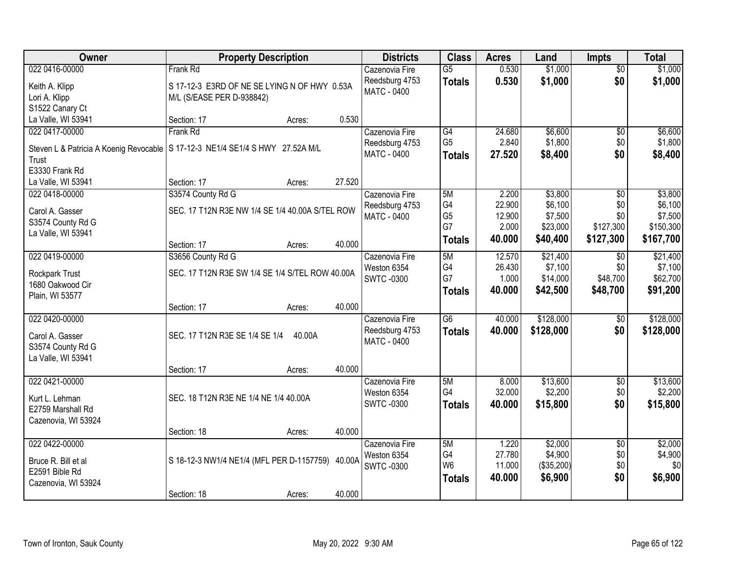| Owner | Property Description | Districts | Class | Acres | Land | Impts | Total |
|---|---|---|---|---|---|---|---|
| 022 0416-00000<br>Keith A. Klipp<br>Lori A. Klipp<br>S1522 Canary Ct<br>La Valle, WI 53941 | Frank Rd<br>S 17-12-3 E3RD OF NE SE LYING N OF HWY 0.53A M/L (S/EASE PER D-938842)<br>Section: 17 Acres: 0.530 | Cazenovia Fire<br>Reedsburg 4753<br>MATC - 0400 | G5<br>**Totals** | 0.530<br>**0.530** | $1,000<br>**$1,000** | $0<br>**$0** | $1,000<br>**$1,000** |
| 022 0417-00000<br>Steven L & Patricia A Koenig Revocable Trust<br>E3330 Frank Rd<br>La Valle, WI 53941 | Frank Rd<br>S 17-12-3 NE1/4 SE1/4 S HWY 27.52A M/L<br>Section: 17 Acres: 27.520 | Cazenovia Fire<br>Reedsburg 4753<br>MATC - 0400 | G4<br>G5<br>**Totals** | 24.680<br>2.840<br>**27.520** | $6,600<br>$1,800<br>**$8,400** | $0<br>$0<br>**$0** | $6,600<br>$1,800<br>**$8,400** |
| 022 0418-00000<br>Carol A. Gasser<br>S3574 County Rd G<br>La Valle, WI 53941 | S3574 County Rd G<br>SEC. 17 T12N R3E NW 1/4 SE 1/4 40.00A S/TEL ROW<br>Section: 17 Acres: 40.000 | Cazenovia Fire<br>Reedsburg 4753<br>MATC - 0400 | 5M<br>G4<br>G5<br>G7<br>**Totals** | 2.200<br>22.900<br>12.900<br>2.000<br>**40.000** | $3,800<br>$6,100<br>$7,500<br>$23,000<br>**$40,400** | $0<br>$0<br>$0<br>$127,300<br>**$127,300** | $3,800<br>$6,100<br>$7,500<br>$150,300<br>**$167,700** |
| 022 0419-00000<br>Rockpark Trust<br>1680 Oakwood Cir<br>Plain, WI 53577 | S3656 County Rd G<br>SEC. 17 T12N R3E SW 1/4 SE 1/4 S/TEL ROW 40.00A<br>Section: 17 Acres: 40.000 | Cazenovia Fire<br>Weston 6354<br>SWTC -0300 | 5M<br>G4<br>G7<br>**Totals** | 12.570<br>26.430<br>1.000<br>**40.000** | $21,400<br>$7,100<br>$14,000<br>**$42,500** | $0<br>$0<br>$48,700<br>**$48,700** | $21,400<br>$7,100<br>$62,700<br>**$91,200** |
| 022 0420-00000<br>Carol A. Gasser<br>S3574 County Rd G<br>La Valle, WI 53941 | SEC. 17 T12N R3E SE 1/4 SE 1/4 40.00A<br>Section: 17 Acres: 40.000 | Cazenovia Fire<br>Reedsburg 4753<br>MATC - 0400 | G6<br>**Totals** | 40.000<br>**40.000** | $128,000<br>**$128,000** | $0<br>**$0** | $128,000<br>**$128,000** |
| 022 0421-00000<br>Kurt L. Lehman<br>E2759 Marshall Rd<br>Cazenovia, WI 53924 | SEC. 18 T12N R3E NE 1/4 NE 1/4 40.00A<br>Section: 18 Acres: 40.000 | Cazenovia Fire<br>Weston 6354<br>SWTC -0300 | 5M<br>G4<br>**Totals** | 8.000<br>32.000<br>**40.000** | $13,600<br>$2,200<br>**$15,800** | $0<br>$0<br>**$0** | $13,600<br>$2,200<br>**$15,800** |
| 022 0422-00000<br>Bruce R. Bill et al<br>E2591 Bible Rd<br>Cazenovia, WI 53924 | S 18-12-3 NW1/4 NE1/4 (MFL PER D-1157759) 40.00A<br>Section: 18 Acres: 40.000 | Cazenovia Fire<br>Weston 6354<br>SWTC -0300 | 5M<br>G4<br>W6<br>**Totals** | 1.220<br>27.780<br>11.000<br>**40.000** | $2,000<br>$4,900<br>($35,200)<br>**$6,900** | $0<br>$0<br>$0<br>**$0** | $2,000<br>$4,900<br>$0<br>**$6,900** |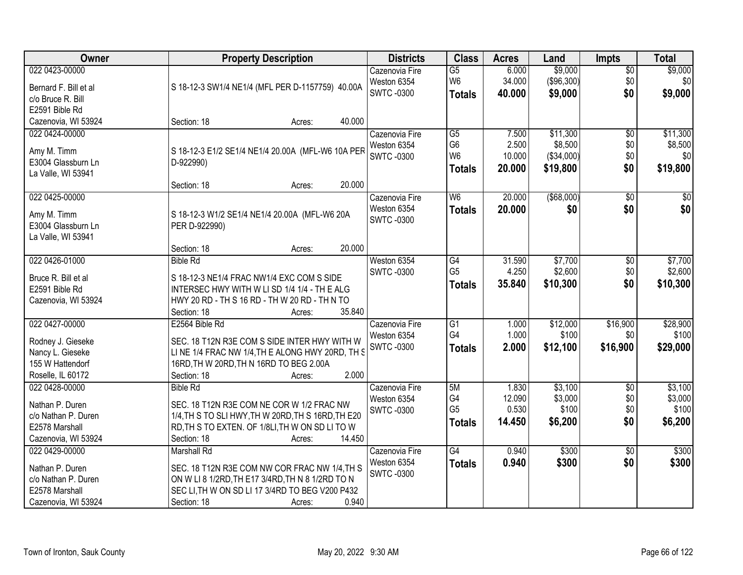| Owner | Property Description | Districts | Class | Acres | Land | Impts | Total |
|---|---|---|---|---|---|---|---|
| 022 0423-00000<br><br>Bernard F. Bill et al<br>c/o Bruce R. Bill<br>E2591 Bible Rd<br>Cazenovia, WI 53924 | S 18-12-3 SW1/4 NE1/4 (MFL PER D-1157759) 40.00A<br><br>Section: 18 Acres: 40.000 | Cazenovia Fire<br>Weston 6354<br>SWTC -0300 | G5<br>W6<br>**Totals** | 6.000<br>34.000<br>**40.000** | $9,000<br>($96,300)<br>**$9,000** | $0<br>$0<br>**$0** | $9,000<br>$0<br>**$9,000** |
| 022 0424-00000<br><br>Amy M. Timm<br>E3004 Glassburn Ln<br>La Valle, WI 53941 | S 18-12-3 E1/2 SE1/4 NE1/4 20.00A (MFL-W6 10A PER D-922990)<br><br>Section: 18 Acres: 20.000 | Cazenovia Fire<br>Weston 6354<br>SWTC -0300 | G5<br>G6<br>W6<br>**Totals** | 7.500<br>2.500<br>10.000<br>**20.000** | $11,300<br>$8,500<br>($34,000)<br>**$19,800** | $0<br>$0<br>$0<br>**$0** | $11,300<br>$8,500<br>$0<br>**$19,800** |
| 022 0425-00000<br><br>Amy M. Timm<br>E3004 Glassburn Ln<br>La Valle, WI 53941 | S 18-12-3 W1/2 SE1/4 NE1/4 20.00A (MFL-W6 20A PER D-922990)<br><br>Section: 18 Acres: 20.000 | Cazenovia Fire<br>Weston 6354<br>SWTC -0300 | W6<br>**Totals** | 20.000<br>**20.000** | ($68,000)<br>**$0** | $0<br>**$0** | $0<br>**$0** |
| 022 0426-01000<br><br>Bruce R. Bill et al<br>E2591 Bible Rd<br>Cazenovia, WI 53924 | Bible Rd<br>S 18-12-3 NE1/4 FRAC NW1/4 EXC COM S SIDE INTERSEC HWY WITH W LI SD 1/4 1/4 - TH E ALG HWY 20 RD - TH S 16 RD - TH W 20 RD - TH N TO<br>Section: 18 Acres: 35.840 | Weston 6354<br>SWTC -0300 | G4<br>G5<br>**Totals** | 31.590<br>4.250<br>**35.840** | $7,700<br>$2,600<br>**$10,300** | $0<br>$0<br>**$0** | $7,700<br>$2,600<br>**$10,300** |
| 022 0427-00000<br><br>Rodney J. Gieseke<br>Nancy L. Gieseke<br>155 W Hattendorf<br>Roselle, IL 60172 | E2564 Bible Rd<br>SEC. 18 T12N R3E COM S SIDE INTER HWY WITH W LI NE 1/4 FRAC NW 1/4,TH E ALONG HWY 20RD, TH S 16RD,TH W 20RD,TH N 16RD TO BEG 2.00A<br>Section: 18 Acres: 2.000 | Cazenovia Fire<br>Weston 6354<br>SWTC -0300 | G1<br>G4<br>**Totals** | 1.000<br>1.000<br>**2.000** | $12,000<br>$100<br>**$12,100** | $16,900<br>$0<br>**$16,900** | $28,900<br>$100<br>**$29,000** |
| 022 0428-00000<br><br>Nathan P. Duren<br>c/o Nathan P. Duren<br>E2578 Marshall<br>Cazenovia, WI 53924 | Bible Rd<br>SEC. 18 T12N R3E COM NE COR W 1/2 FRAC NW 1/4,TH S TO SLI HWY,TH W 20RD,TH S 16RD,TH E20 RD,TH S TO EXTEN. OF 1/8LI,TH W ON SD LI TO W<br>Section: 18 Acres: 14.450 | Cazenovia Fire<br>Weston 6354<br>SWTC -0300 | 5M<br>G4<br>G5<br>**Totals** | 1.830<br>12.090<br>0.530<br>**14.450** | $3,100<br>$3,000<br>$100<br>**$6,200** | $0<br>$0<br>$0<br>**$0** | $3,100<br>$3,000<br>$100<br>**$6,200** |
| 022 0429-00000<br><br>Nathan P. Duren<br>c/o Nathan P. Duren<br>E2578 Marshall<br>Cazenovia, WI 53924 | Marshall Rd<br>SEC. 18 T12N R3E COM NW COR FRAC NW 1/4,TH S ON W LI 8 1/2RD,TH E17 3/4RD,TH N 8 1/2RD TO N SEC LI,TH W ON SD LI 17 3/4RD TO BEG V200 P432<br>Section: 18 Acres: 0.940 | Cazenovia Fire<br>Weston 6354<br>SWTC -0300 | G4<br>**Totals** | 0.940<br>**0.940** | $300<br>**$300** | $0<br>**$0** | $300<br>**$300** |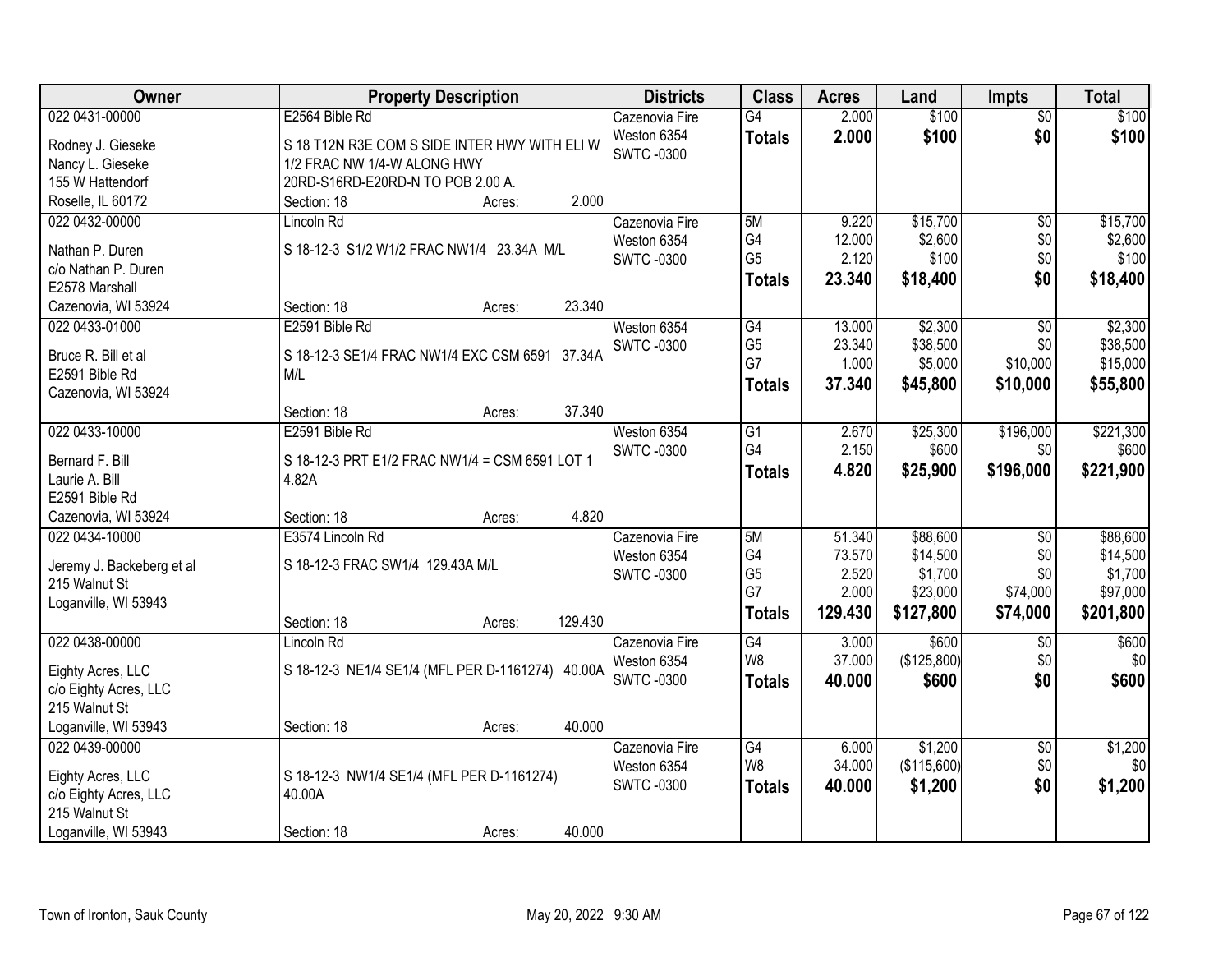| Owner | Property Description | Districts | Class | Acres | Land | Impts | Total |
|---|---|---|---|---|---|---|---|
| 022 0431-00000<br>Rodney J. Gieseke<br>Nancy L. Gieseke<br>155 W Hattendorf<br>Roselle, IL 60172 | E2564 Bible Rd<br>S 18 T12N R3E COM S SIDE INTER HWY WITH ELI W 1/2 FRAC NW 1/4-W ALONG HWY 20RD-S16RD-E20RD-N TO POB 2.00 A.<br>Section: 18 Acres: 2.000 | Cazenovia Fire<br>Weston 6354<br>SWTC -0300 | G4<br>**Totals** | 2.000<br>**2.000** | $100<br>**$100** | $0<br>**$0** | $100<br>**$100** |
| 022 0432-00000<br>Nathan P. Duren<br>c/o Nathan P. Duren<br>E2578 Marshall<br>Cazenovia, WI 53924 | Lincoln Rd<br>S 18-12-3 S1/2 W1/2 FRAC NW1/4 23.34A M/L<br>Section: 18 Acres: 23.340 | Cazenovia Fire<br>Weston 6354<br>SWTC -0300 | 5M<br>G4<br>G5<br>**Totals** | 9.220<br>12.000<br>2.120<br>**23.340** | $15,700<br>$2,600<br>$100<br>**$18,400** | $0<br>$0<br>$0<br>**$0** | $15,700<br>$2,600<br>$100<br>**$18,400** |
| 022 0433-01000<br>Bruce R. Bill et al<br>E2591 Bible Rd<br>Cazenovia, WI 53924 | E2591 Bible Rd<br>S 18-12-3 SE1/4 FRAC NW1/4 EXC CSM 6591 37.34A M/L<br>Section: 18 Acres: 37.340 | Weston 6354<br>SWTC -0300 | G4<br>G5<br>G7<br>**Totals** | 13.000<br>23.340<br>1.000<br>**37.340** | $2,300<br>$38,500<br>$5,000<br>**$45,800** | $0<br>$0<br>$10,000<br>**$10,000** | $2,300<br>$38,500<br>$15,000<br>**$55,800** |
| 022 0433-10000<br>Bernard F. Bill<br>Laurie A. Bill<br>E2591 Bible Rd<br>Cazenovia, WI 53924 | E2591 Bible Rd<br>S 18-12-3 PRT E1/2 FRAC NW1/4 = CSM 6591 LOT 1 4.82A<br>Section: 18 Acres: 4.820 | Weston 6354<br>SWTC -0300 | G1<br>G4<br>**Totals** | 2.670<br>2.150<br>**4.820** | $25,300<br>$600<br>**$25,900** | $196,000<br>$0<br>**$196,000** | $221,300<br>$600<br>**$221,900** |
| 022 0434-10000<br>Jeremy J. Backeberg et al<br>215 Walnut St<br>Loganville, WI 53943 | E3574 Lincoln Rd<br>S 18-12-3 FRAC SW1/4 129.43A M/L<br>Section: 18 Acres: 129.430 | Cazenovia Fire<br>Weston 6354<br>SWTC -0300 | 5M<br>G4<br>G5<br>G7<br>**Totals** | 51.340<br>73.570<br>2.520<br>2.000<br>**129.430** | $88,600<br>$14,500<br>$1,700<br>$23,000<br>**$127,800** | $0<br>$0<br>$0<br>$74,000<br>**$74,000** | $88,600<br>$14,500<br>$1,700<br>$97,000<br>**$201,800** |
| 022 0438-00000<br>Eighty Acres, LLC<br>c/o Eighty Acres, LLC<br>215 Walnut St<br>Loganville, WI 53943 | Lincoln Rd<br>S 18-12-3 NE1/4 SE1/4 (MFL PER D-1161274) 40.00A<br>Section: 18 Acres: 40.000 | Cazenovia Fire<br>Weston 6354<br>SWTC -0300 | G4<br>W8<br>**Totals** | 3.000<br>37.000<br>**40.000** | $600<br>($125,800)<br>**$600** | $0<br>$0<br>**$0** | $600<br>$0<br>**$600** |
| 022 0439-00000<br>Eighty Acres, LLC<br>c/o Eighty Acres, LLC<br>215 Walnut St<br>Loganville, WI 53943 | S 18-12-3 NW1/4 SE1/4 (MFL PER D-1161274) 40.00A<br>Section: 18 Acres: 40.000 | Cazenovia Fire<br>Weston 6354<br>SWTC -0300 | G4<br>W8<br>**Totals** | 6.000<br>34.000<br>**40.000** | $1,200<br>($115,600)<br>**$1,200** | $0<br>$0<br>**$0** | $1,200<br>$0<br>**$1,200** |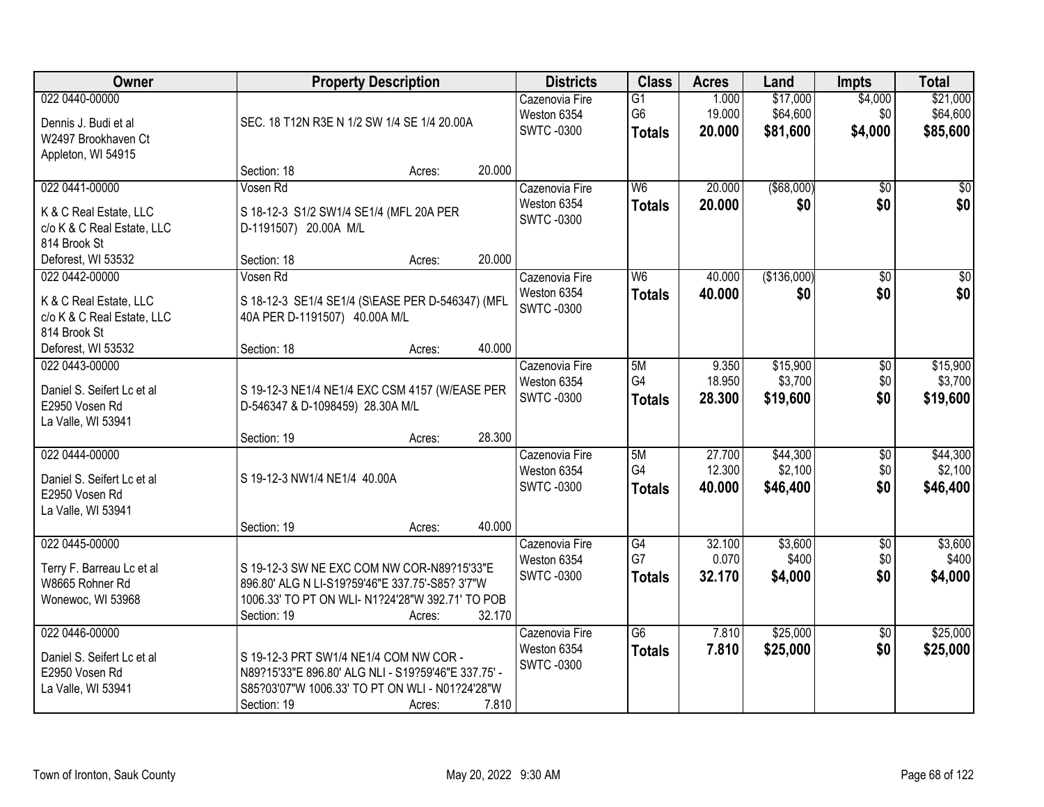| Owner | Property Description | Districts | Class | Acres | Land | Impts | Total |
|---|---|---|---|---|---|---|---|
| 022 0440-00000<br>Dennis J. Budi et al<br>W2497 Brookhaven Ct<br>Appleton, WI 54915 | SEC. 18 T12N R3E N 1/2 SW 1/4 SE 1/4 20.00A<br>Section: 18 Acres: 20.000 | Cazenovia Fire<br>Weston 6354<br>SWTC -0300 | G1<br>G6<br>**Totals** | 1.000<br>19.000<br>**20.000** | $17,000<br>$64,600<br>**$81,600** | $4,000<br>$0<br>**$4,000** | $21,000<br>$64,600<br>**$85,600** |
| 022 0441-00000<br>K & C Real Estate, LLC<br>c/o K & C Real Estate, LLC<br>814 Brook St<br>Deforest, WI 53532 | Vosen Rd<br>S 18-12-3 S1/2 SW1/4 SE1/4 (MFL 20A PER D-1191507) 20.00A M/L<br>Section: 18 Acres: 20.000 | Cazenovia Fire<br>Weston 6354<br>SWTC -0300 | W6<br>**Totals** | 20.000<br>**20.000** | ($68,000)<br>**$0** | $0<br>**$0** | $0<br>**$0** |
| 022 0442-00000<br>K & C Real Estate, LLC<br>c/o K & C Real Estate, LLC<br>814 Brook St<br>Deforest, WI 53532 | Vosen Rd<br>S 18-12-3 SE1/4 SE1/4 (S\EASE PER D-546347) (MFL 40A PER D-1191507) 40.00A M/L<br>Section: 18 Acres: 40.000 | Cazenovia Fire<br>Weston 6354<br>SWTC -0300 | W6<br>**Totals** | 40.000<br>**40.000** | ($136,000)<br>**$0** | $0<br>**$0** | $0<br>**$0** |
| 022 0443-00000<br>Daniel S. Seifert Lc et al<br>E2950 Vosen Rd<br>La Valle, WI 53941 | S 19-12-3 NE1/4 NE1/4 EXC CSM 4157 (W/EASE PER D-546347 & D-1098459) 28.30A M/L<br>Section: 19 Acres: 28.300 | Cazenovia Fire<br>Weston 6354<br>SWTC -0300 | 5M<br>G4<br>**Totals** | 9.350<br>18.950<br>**28.300** | $15,900<br>$3,700<br>**$19,600** | $0<br>$0<br>**$0** | $15,900<br>$3,700<br>**$19,600** |
| 022 0444-00000<br>Daniel S. Seifert Lc et al<br>E2950 Vosen Rd<br>La Valle, WI 53941 | S 19-12-3 NW1/4 NE1/4 40.00A<br>Section: 19 Acres: 40.000 | Cazenovia Fire<br>Weston 6354<br>SWTC -0300 | 5M<br>G4<br>**Totals** | 27.700<br>12.300<br>**40.000** | $44,300<br>$2,100<br>**$46,400** | $0<br>$0<br>**$0** | $44,300<br>$2,100<br>**$46,400** |
| 022 0445-00000<br>Terry F. Barreau Lc et al<br>W8665 Rohner Rd<br>Wonewoc, WI 53968 | S 19-12-3 SW NE EXC COM NW COR-N89?15'33"E 896.80' ALG N LI-S19?59'46"E 337.75'-S85? 3'7"W 1006.33' TO PT ON WLI- N1?24'28"W 392.71' TO POB<br>Section: 19 Acres: 32.170 | Cazenovia Fire<br>Weston 6354<br>SWTC -0300 | G4<br>G7<br>**Totals** | 32.100<br>0.070<br>**32.170** | $3,600<br>$400<br>**$4,000** | $0<br>$0<br>**$0** | $3,600<br>$400<br>**$4,000** |
| 022 0446-00000<br>Daniel S. Seifert Lc et al<br>E2950 Vosen Rd<br>La Valle, WI 53941 | S 19-12-3 PRT SW1/4 NE1/4 COM NW COR - N89?15'33"E 896.80' ALG NLI - S19?59'46"E 337.75' - S85?03'07"W 1006.33' TO PT ON WLI - N01?24'28"W<br>Section: 19 Acres: 7.810 | Cazenovia Fire<br>Weston 6354<br>SWTC -0300 | G6<br>**Totals** | 7.810<br>**7.810** | $25,000<br>**$25,000** | $0<br>**$0** | $25,000<br>**$25,000** |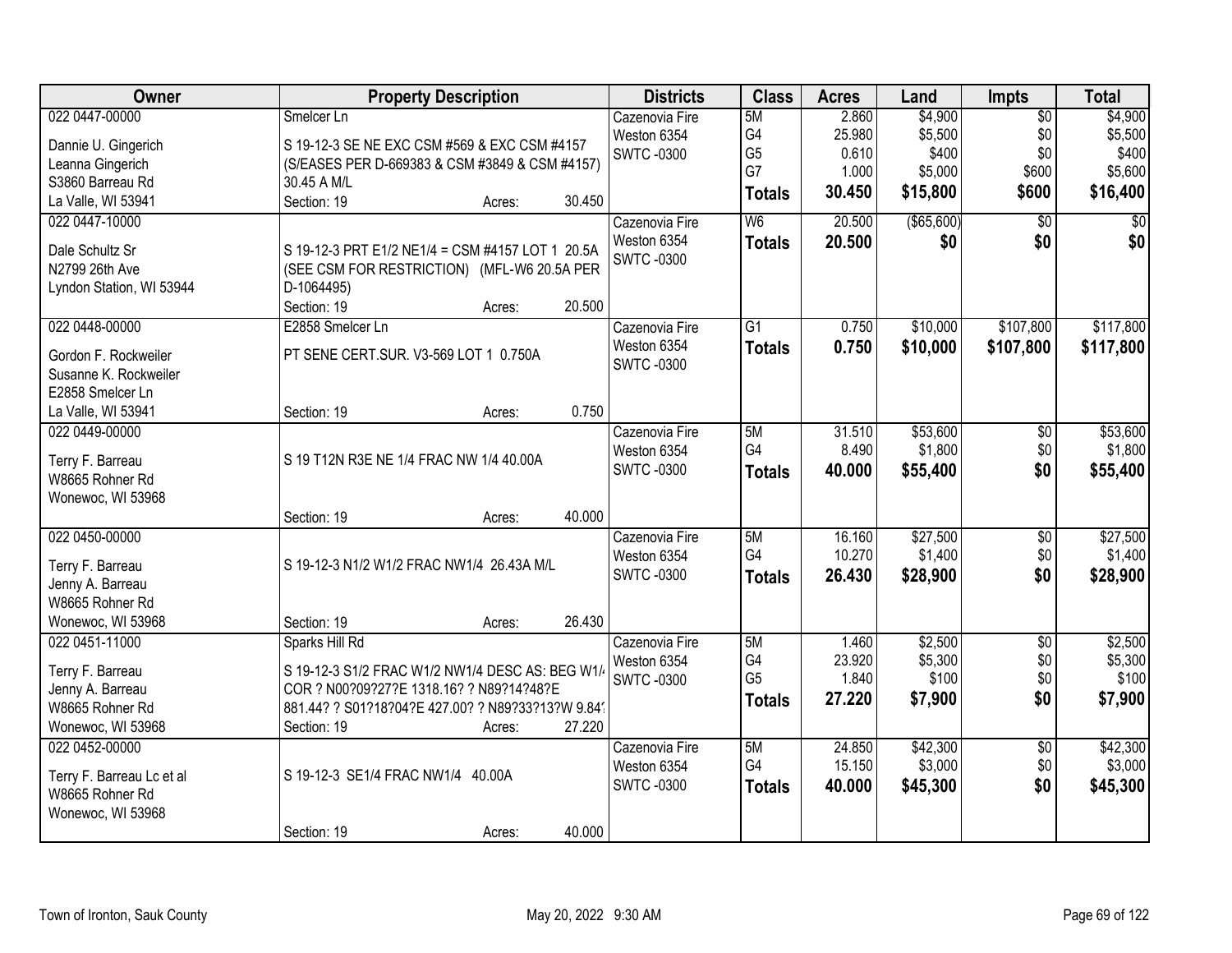| Owner | Property Description | Districts | Class | Acres | Land | Impts | Total |
|---|---|---|---|---|---|---|---|
| 022 0447-00000<br>Dannie U. Gingerich<br>Leanna Gingerich<br>S3860 Barreau Rd<br>La Valle, WI 53941 | Smelcer Ln<br>S 19-12-3 SE NE EXC CSM #569 & EXC CSM #4157 (S/EASES PER D-669383 & CSM #3849 & CSM #4157) 30.45 A M/L<br>Section: 19 Acres: 30.450 | Cazenovia Fire<br>Weston 6354<br>SWTC -0300 | 5M<br>G4<br>G5<br>G7<br>**Totals** | 2.860<br>25.980<br>0.610<br>1.000<br>**30.450** | $4,900<br>$5,500<br>$400<br>$5,000<br>**$15,800** | $0<br>$0<br>$0<br>$600<br>**$600** | $4,900<br>$5,500<br>$400<br>$5,600<br>**$16,400** |
| 022 0447-10000<br>Dale Schultz Sr<br>N2799 26th Ave<br>Lyndon Station, WI 53944 | S 19-12-3 PRT E1/2 NE1/4 = CSM #4157 LOT 1 20.5A (SEE CSM FOR RESTRICTION) (MFL-W6 20.5A PER D-1064495)<br>Section: 19 Acres: 20.500 | Cazenovia Fire<br>Weston 6354<br>SWTC -0300 | W6<br>**Totals** | 20.500<br>**20.500** | ($65,600)<br>**$0** | $0<br>**$0** | $0<br>**$0** |
| 022 0448-00000<br>Gordon F. Rockweiler<br>Susanne K. Rockweiler<br>E2858 Smelcer Ln<br>La Valle, WI 53941 | E2858 Smelcer Ln<br>PT SENE CERT.SUR. V3-569 LOT 1 0.750A<br>Section: 19 Acres: 0.750 | Cazenovia Fire<br>Weston 6354<br>SWTC -0300 | G1<br>**Totals** | 0.750<br>**0.750** | $10,000<br>**$10,000** | $107,800<br>**$107,800** | $117,800<br>**$117,800** |
| 022 0449-00000<br>Terry F. Barreau<br>W8665 Rohner Rd<br>Wonewoc, WI 53968 | S 19 T12N R3E NE 1/4 FRAC NW 1/4 40.00A<br>Section: 19 Acres: 40.000 | Cazenovia Fire<br>Weston 6354<br>SWTC -0300 | 5M<br>G4<br>**Totals** | 31.510<br>8.490<br>**40.000** | $53,600<br>$1,800<br>**$55,400** | $0<br>$0<br>**$0** | $53,600<br>$1,800<br>**$55,400** |
| 022 0450-00000<br>Terry F. Barreau<br>Jenny A. Barreau<br>W8665 Rohner Rd<br>Wonewoc, WI 53968 | S 19-12-3 N1/2 W1/2 FRAC NW1/4 26.43A M/L<br>Section: 19 Acres: 26.430 | Cazenovia Fire<br>Weston 6354<br>SWTC -0300 | 5M<br>G4<br>**Totals** | 16.160<br>10.270<br>**26.430** | $27,500<br>$1,400<br>**$28,900** | $0<br>$0<br>**$0** | $27,500<br>$1,400<br>**$28,900** |
| 022 0451-11000<br>Terry F. Barreau<br>Jenny A. Barreau<br>W8665 Rohner Rd<br>Wonewoc, WI 53968 | Sparks Hill Rd<br>S 19-12-3 S1/2 FRAC W1/2 NW1/4 DESC AS: BEG W1/4 COR ? N00?09?27?E 1318.16? ? N89?14?48?E 881.44? ? S01?18?04?E 427.00? ? N89?33?13?W 9.84?<br>Section: 19 Acres: 27.220 | Cazenovia Fire<br>Weston 6354<br>SWTC -0300 | 5M<br>G4<br>G5<br>**Totals** | 1.460<br>23.920<br>1.840<br>**27.220** | $2,500<br>$5,300<br>$100<br>**$7,900** | $0<br>$0<br>$0<br>**$0** | $2,500<br>$5,300<br>$100<br>**$7,900** |
| 022 0452-00000<br>Terry F. Barreau Lc et al<br>W8665 Rohner Rd<br>Wonewoc, WI 53968 | S 19-12-3 SE1/4 FRAC NW1/4 40.00A<br>Section: 19 Acres: 40.000 | Cazenovia Fire<br>Weston 6354<br>SWTC -0300 | 5M<br>G4<br>**Totals** | 24.850<br>15.150<br>**40.000** | $42,300<br>$3,000<br>**$45,300** | $0<br>$0<br>**$0** | $42,300<br>$3,000<br>**$45,300** |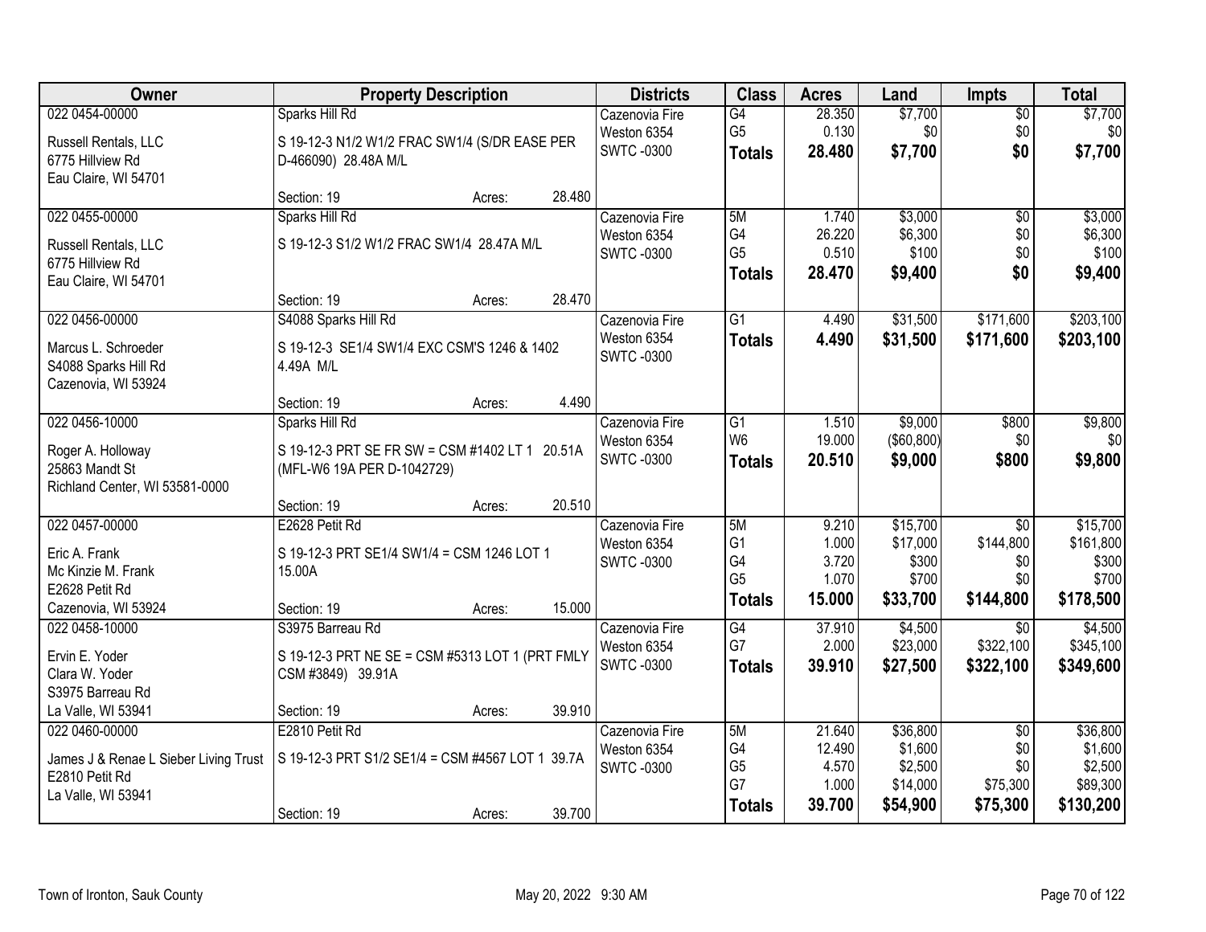| Owner | Property Description | Districts | Class | Acres | Land | Impts | Total |
|---|---|---|---|---|---|---|---|
| 022 0454-00000<br>Russell Rentals, LLC<br>6775 Hillview Rd<br>Eau Claire, WI 54701 | Sparks Hill Rd<br>S 19-12-3 N1/2 W1/2 FRAC SW1/4 (S/DR EASE PER D-466090) 28.48A M/L<br>Section: 19 Acres: 28.480 | Cazenovia Fire<br>Weston 6354<br>SWTC -0300 | G4<br>G5<br>**Totals** | 28.350<br>0.130<br>**28.480** | $7,700<br>$0<br>**$7,700** | $0<br>$0<br>**$0** | $7,700<br>$0<br>**$7,700** |
| 022 0455-00000<br>Russell Rentals, LLC<br>6775 Hillview Rd<br>Eau Claire, WI 54701 | Sparks Hill Rd<br>S 19-12-3 S1/2 W1/2 FRAC SW1/4 28.47A M/L<br>Section: 19 Acres: 28.470 | Cazenovia Fire<br>Weston 6354<br>SWTC -0300 | 5M<br>G4<br>G5<br>**Totals** | 1.740<br>26.220<br>0.510<br>**28.470** | $3,000<br>$6,300<br>$100<br>**$9,400** | $0<br>$0<br>$0<br>**$0** | $3,000<br>$6,300<br>$100<br>**$9,400** |
| 022 0456-00000<br>Marcus L. Schroeder<br>S4088 Sparks Hill Rd<br>Cazenovia, WI 53924 | S4088 Sparks Hill Rd<br>S 19-12-3 SE1/4 SW1/4 EXC CSM'S 1246 & 1402 4.49A M/L<br>Section: 19 Acres: 4.490 | Cazenovia Fire<br>Weston 6354<br>SWTC -0300 | G1<br>**Totals** | 4.490<br>**4.490** | $31,500<br>**$31,500** | $171,600<br>**$171,600** | $203,100<br>**$203,100** |
| 022 0456-10000<br>Roger A. Holloway<br>25863 Mandt St<br>Richland Center, WI 53581-0000 | Sparks Hill Rd<br>S 19-12-3 PRT SE FR SW = CSM #1402 LT 1 20.51A (MFL-W6 19A PER D-1042729)<br>Section: 19 Acres: 20.510 | Cazenovia Fire<br>Weston 6354<br>SWTC -0300 | G1<br>W6<br>**Totals** | 1.510<br>19.000<br>**20.510** | $9,000<br>($60,800)<br>**$9,000** | $800<br>$0<br>**$800** | $9,800<br>$0<br>**$9,800** |
| 022 0457-00000<br>Eric A. Frank<br>Mc Kinzie M. Frank<br>E2628 Petit Rd<br>Cazenovia, WI 53924 | E2628 Petit Rd<br>S 19-12-3 PRT SE1/4 SW1/4 = CSM 1246 LOT 1 15.00A<br>Section: 19 Acres: 15.000 | Cazenovia Fire<br>Weston 6354<br>SWTC -0300 | 5M<br>G1<br>G4<br>G5<br>**Totals** | 9.210<br>1.000<br>3.720<br>1.070<br>**15.000** | $15,700<br>$17,000<br>$300<br>$700<br>**$33,700** | $0<br>$144,800<br>$0<br>$0<br>**$144,800** | $15,700<br>$161,800<br>$300<br>$700<br>**$178,500** |
| 022 0458-10000<br>Ervin E. Yoder<br>Clara W. Yoder<br>S3975 Barreau Rd<br>La Valle, WI 53941 | S3975 Barreau Rd<br>S 19-12-3 PRT NE SE = CSM #5313 LOT 1 (PRT FMLY CSM #3849) 39.91A<br>Section: 19 Acres: 39.910 | Cazenovia Fire<br>Weston 6354<br>SWTC -0300 | G4<br>G7<br>**Totals** | 37.910<br>2.000<br>**39.910** | $4,500<br>$23,000<br>**$27,500** | $0<br>$322,100<br>**$322,100** | $4,500<br>$345,100<br>**$349,600** |
| 022 0460-00000<br>James J & Renae L Sieber Living Trust<br>E2810 Petit Rd<br>La Valle, WI 53941 | E2810 Petit Rd<br>S 19-12-3 PRT S1/2 SE1/4 = CSM #4567 LOT 1 39.7A<br>Section: 19 Acres: 39.700 | Cazenovia Fire<br>Weston 6354<br>SWTC -0300 | 5M<br>G4<br>G5<br>G7<br>**Totals** | 21.640<br>12.490<br>4.570<br>1.000<br>**39.700** | $36,800<br>$1,600<br>$2,500<br>$14,000<br>**$54,900** | $0<br>$0<br>$0<br>$75,300<br>**$75,300** | $36,800<br>$1,600<br>$2,500<br>$89,300<br>**$130,200** |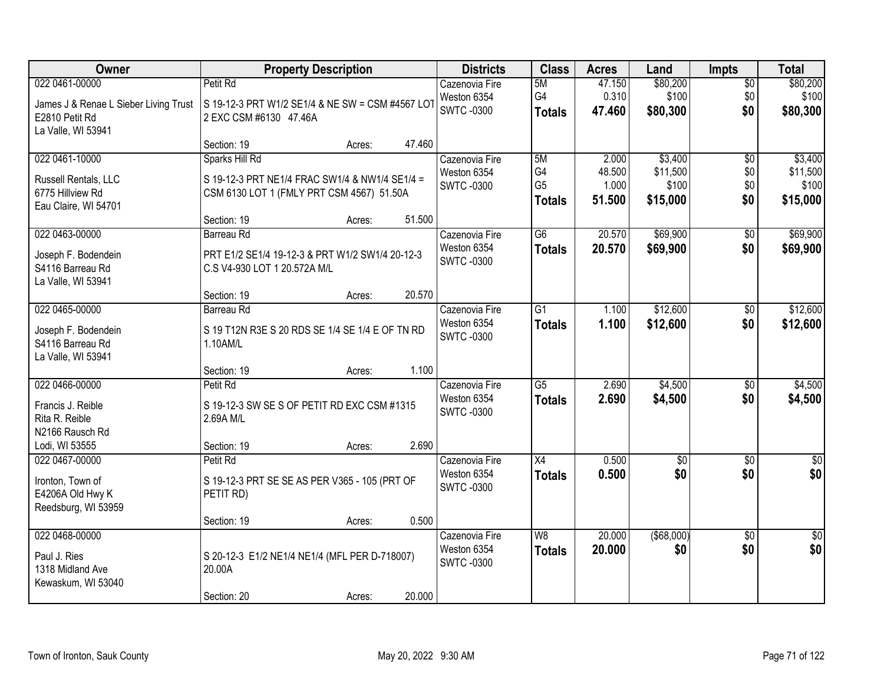| Owner | Property Description | Districts | Class | Acres | Land | Impts | Total |
|---|---|---|---|---|---|---|---|
| 022 0461-00000<br>James J & Renae L Sieber Living Trust<br>E2810 Petit Rd<br>La Valle, WI 53941 | Petit Rd<br>S 19-12-3 PRT W1/2 SE1/4 & NE SW = CSM #4567 LOT 2 EXC CSM #6130 47.46A<br>Section: 19 Acres: 47.460 | Cazenovia Fire<br>Weston 6354<br>SWTC -0300 | 5M<br>G4<br>**Totals** | 47.150<br>0.310<br>**47.460** | $80,200<br>$100<br>**$80,300** | $0<br>$0<br>**$0** | $80,200<br>$100<br>**$80,300** |
| 022 0461-10000<br>Russell Rentals, LLC<br>6775 Hillview Rd<br>Eau Claire, WI 54701 | Sparks Hill Rd<br>S 19-12-3 PRT NE1/4 FRAC SW1/4 & NW1/4 SE1/4 = CSM 6130 LOT 1 (FMLY PRT CSM 4567) 51.50A<br>Section: 19 Acres: 51.500 | Cazenovia Fire<br>Weston 6354<br>SWTC -0300 | 5M<br>G4<br>G5<br>**Totals** | 2.000<br>48.500<br>1.000<br>**51.500** | $3,400<br>$11,500<br>$100<br>**$15,000** | $0<br>$0<br>$0<br>**$0** | $3,400<br>$11,500<br>$100<br>**$15,000** |
| 022 0463-00000<br>Joseph F. Bodendein<br>S4116 Barreau Rd<br>La Valle, WI 53941 | Barreau Rd<br>PRT E1/2 SE1/4 19-12-3 & PRT W1/2 SW1/4 20-12-3 C.S V4-930 LOT 1 20.572A M/L<br>Section: 19 Acres: 20.570 | Cazenovia Fire<br>Weston 6354<br>SWTC -0300 | G6<br>**Totals** | 20.570<br>**20.570** | $69,900<br>**$69,900** | $0<br>**$0** | $69,900<br>**$69,900** |
| 022 0465-00000<br>Joseph F. Bodendein<br>S4116 Barreau Rd<br>La Valle, WI 53941 | Barreau Rd<br>S 19 T12N R3E S 20 RDS SE 1/4 SE 1/4 E OF TN RD 1.10AM/L<br>Section: 19 Acres: 1.100 | Cazenovia Fire<br>Weston 6354<br>SWTC -0300 | G1<br>**Totals** | 1.100<br>**1.100** | $12,600<br>**$12,600** | $0<br>**$0** | $12,600<br>**$12,600** |
| 022 0466-00000<br>Francis J. Reible<br>Rita R. Reible<br>N2166 Rausch Rd<br>Lodi, WI 53555 | Petit Rd<br>S 19-12-3 SW SE S OF PETIT RD EXC CSM #1315 2.69A M/L<br>Section: 19 Acres: 2.690 | Cazenovia Fire<br>Weston 6354<br>SWTC -0300 | G5<br>**Totals** | 2.690<br>**2.690** | $4,500<br>**$4,500** | $0<br>**$0** | $4,500<br>**$4,500** |
| 022 0467-00000<br>Ironton, Town of<br>E4206A Old Hwy K<br>Reedsburg, WI 53959 | Petit Rd<br>S 19-12-3 PRT SE SE AS PER V365 - 105 (PRT OF PETIT RD)<br>Section: 19 Acres: 0.500 | Cazenovia Fire<br>Weston 6354<br>SWTC -0300 | X4<br>**Totals** | 0.500<br>**0.500** | $0<br>**$0** | $0<br>**$0** | $0<br>**$0** |
| 022 0468-00000<br>Paul J. Ries<br>1318 Midland Ave<br>Kewaskum, WI 53040 | S 20-12-3 E1/2 NE1/4 NE1/4 (MFL PER D-718007) 20.00A<br>Section: 20 Acres: 20.000 | Cazenovia Fire<br>Weston 6354<br>SWTC -0300 | W8<br>**Totals** | 20.000<br>**20.000** | ($68,000)<br>**$0** | $0<br>**$0** | $0<br>**$0** |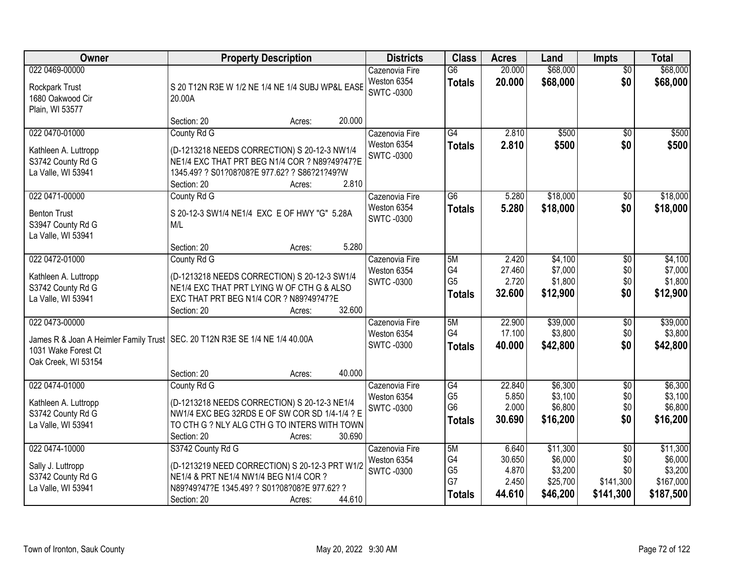| Owner | Property Description | Districts | Class | Acres | Land | Impts | Total |
|---|---|---|---|---|---|---|---|
| 022 0469-00000<br><br>Rockpark Trust<br>1680 Oakwood Cir<br>Plain, WI 53577 | S 20 T12N R3E W 1/2 NE 1/4 NE 1/4 SUBJ WP&L EASE 20.00A<br><br>Section: 20 Acres: 20.000 | Cazenovia Fire<br>Weston 6354<br>SWTC -0300 | G6<br>**Totals** | 20.000<br>**20.000** | $68,000<br>**$68,000** | $0<br>**$0** | $68,000<br>**$68,000** |
| 022 0470-01000<br><br>Kathleen A. Luttropp<br>S3742 County Rd G<br>La Valle, WI 53941 | County Rd G<br><br>(D-1213218 NEEDS CORRECTION) S 20-12-3 NW1/4 NE1/4 EXC THAT PRT BEG N1/4 COR ? N89?49?47?E 1345.49? ? S01?08?08?E 977.62? ? S86?21?49?W<br>Section: 20 Acres: 2.810 | Cazenovia Fire<br>Weston 6354<br>SWTC -0300 | G4<br>**Totals** | 2.810<br>**2.810** | $500<br>**$500** | $0<br>**$0** | $500<br>**$500** |
| 022 0471-00000<br><br>Benton Trust<br>S3947 County Rd G<br>La Valle, WI 53941 | County Rd G<br><br>S 20-12-3 SW1/4 NE1/4 EXC E OF HWY "G" 5.28A M/L<br><br>Section: 20 Acres: 5.280 | Cazenovia Fire<br>Weston 6354<br>SWTC -0300 | G6<br>**Totals** | 5.280<br>**5.280** | $18,000<br>**$18,000** | $0<br>**$0** | $18,000<br>**$18,000** |
| 022 0472-01000<br><br>Kathleen A. Luttropp<br>S3742 County Rd G<br>La Valle, WI 53941 | County Rd G<br><br>(D-1213218 NEEDS CORRECTION) S 20-12-3 SW1/4 NE1/4 EXC THAT PRT LYING W OF CTH G & ALSO EXC THAT PRT BEG N1/4 COR ? N89?49?47?E<br>Section: 20 Acres: 32.600 | Cazenovia Fire<br>Weston 6354<br>SWTC -0300 | 5M<br>G4<br>G5<br>**Totals** | 2.420<br>27.460<br>2.720<br>**32.600** | $4,100<br>$7,000<br>$1,800<br>**$12,900** | $0<br>$0<br>$0<br>**$0** | $4,100<br>$7,000<br>$1,800<br>**$12,900** |
| 022 0473-00000<br><br>James R & Joan A Heimler Family Trust<br>1031 Wake Forest Ct<br>Oak Creek, WI 53154 | SEC. 20 T12N R3E SE 1/4 NE 1/4 40.00A<br><br>Section: 20 Acres: 40.000 | Cazenovia Fire<br>Weston 6354<br>SWTC -0300 | 5M<br>G4<br>**Totals** | 22.900<br>17.100<br>**40.000** | $39,000<br>$3,800<br>**$42,800** | $0<br>$0<br>**$0** | $39,000<br>$3,800<br>**$42,800** |
| 022 0474-01000<br><br>Kathleen A. Luttropp<br>S3742 County Rd G<br>La Valle, WI 53941 | County Rd G<br><br>(D-1213218 NEEDS CORRECTION) S 20-12-3 NE1/4 NW1/4 EXC BEG 32RDS E OF SW COR SD 1/4-1/4 ? E TO CTH G ? NLY ALG CTH G TO INTERS WITH TOWN<br>Section: 20 Acres: 30.690 | Cazenovia Fire<br>Weston 6354<br>SWTC -0300 | G4<br>G5<br>G6<br>**Totals** | 22.840<br>5.850<br>2.000<br>**30.690** | $6,300<br>$3,100<br>$6,800<br>**$16,200** | $0<br>$0<br>$0<br>**$0** | $6,300<br>$3,100<br>$6,800<br>**$16,200** |
| 022 0474-10000<br><br>Sally J. Luttropp<br>S3742 County Rd G<br>La Valle, WI 53941 | S3742 County Rd G<br><br>(D-1213219 NEED CORRECTION) S 20-12-3 PRT W1/2 NE1/4 & PRT NE1/4 NW1/4 BEG N1/4 COR ? N89?49?47?E 1345.49? ? S01?08?08?E 977.62? ?<br>Section: 20 Acres: 44.610 | Cazenovia Fire<br>Weston 6354<br>SWTC -0300 | 5M<br>G4<br>G5<br>G7<br>**Totals** | 6.640<br>30.650<br>4.870<br>2.450<br>**44.610** | $11,300<br>$6,000<br>$3,200<br>$25,700<br>**$46,200** | $0<br>$0<br>$0<br>$141,300<br>**$141,300** | $11,300<br>$6,000<br>$3,200<br>$167,000<br>**$187,500** |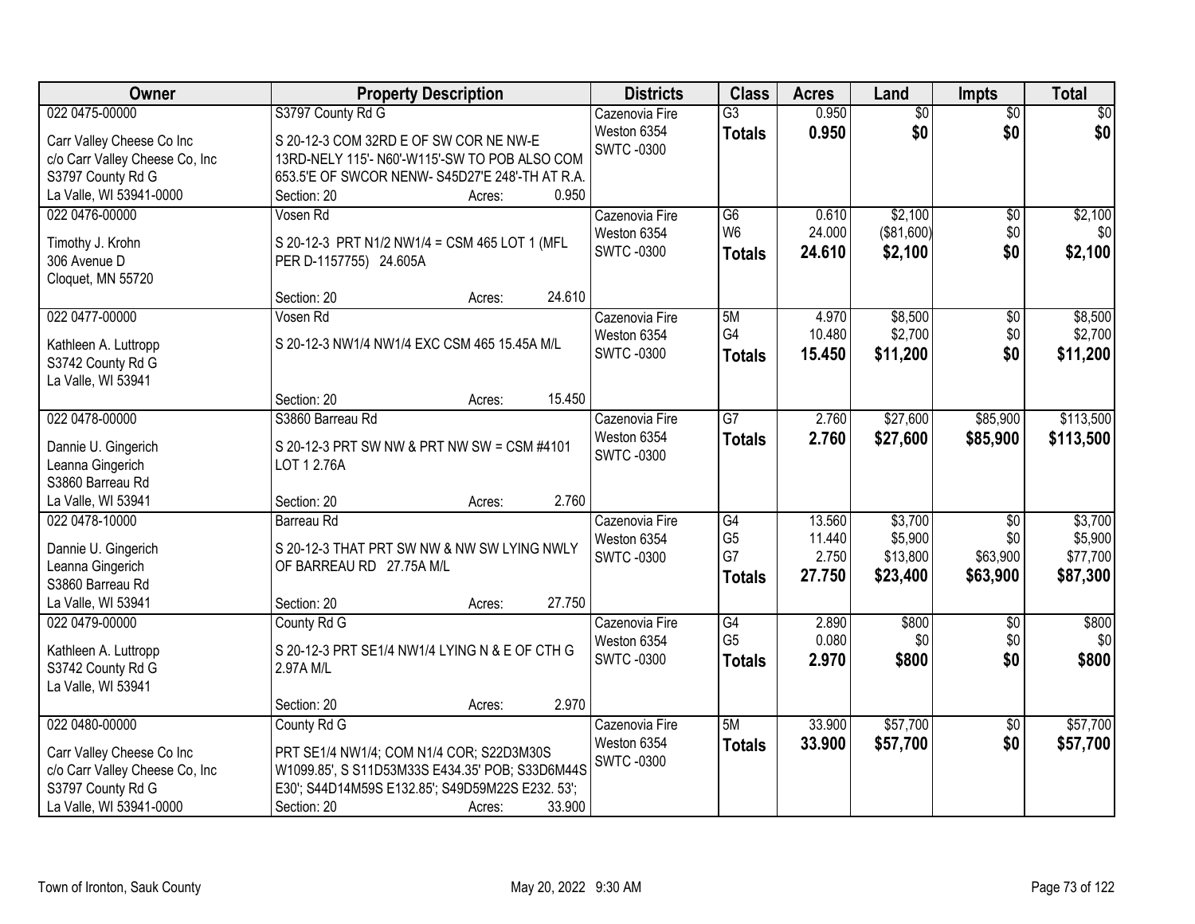| Owner | Property Description | Districts | Class | Acres | Land | Impts | Total |
|---|---|---|---|---|---|---|---|
| 022 0475-00000<br><br>Carr Valley Cheese Co Inc<br>c/o Carr Valley Cheese Co, Inc<br>S3797 County Rd G<br>La Valle, WI 53941-0000 | S3797 County Rd G<br><br>S 20-12-3 COM 32RD E OF SW COR NE NW-E 13RD-NELY 115'- N60'-W115'-SW TO POB ALSO COM 653.5'E OF SWCOR NENW- S45D27'E 248'-TH AT R.A.<br>Section: 20 Acres: 0.950 | Cazenovia Fire<br>Weston 6354<br>SWTC -0300 | G3<br>**Totals** | 0.950<br>**0.950** | $0<br>**$0** | $0<br>**$0** | $0<br>**$0** |
| 022 0476-00000<br><br>Timothy J. Krohn<br>306 Avenue D<br>Cloquet, MN 55720 | Vosen Rd<br><br>S 20-12-3 PRT N1/2 NW1/4 = CSM 465 LOT 1 (MFL PER D-1157755) 24.605A<br><br>Section: 20 Acres: 24.610 | Cazenovia Fire<br>Weston 6354<br>SWTC -0300 | G6<br>W6<br>**Totals** | 0.610<br>24.000<br>**24.610** | $2,100<br>($81,600)<br>**$2,100** | $0<br>$0<br>**$0** | $2,100<br>$0<br>**$2,100** |
| 022 0477-00000<br><br>Kathleen A. Luttropp<br>S3742 County Rd G<br>La Valle, WI 53941 | Vosen Rd<br><br>S 20-12-3 NW1/4 NW1/4 EXC CSM 465 15.45A M/L<br><br>Section: 20 Acres: 15.450 | Cazenovia Fire<br>Weston 6354<br>SWTC -0300 | 5M<br>G4<br>**Totals** | 4.970<br>10.480<br>**15.450** | $8,500<br>$2,700<br>**$11,200** | $0<br>$0<br>**$0** | $8,500<br>$2,700<br>**$11,200** |
| 022 0478-00000<br><br>Dannie U. Gingerich<br>Leanna Gingerich<br>S3860 Barreau Rd<br>La Valle, WI 53941 | S3860 Barreau Rd<br><br>S 20-12-3 PRT SW NW & PRT NW SW = CSM #4101 LOT 1 2.76A<br><br>Section: 20 Acres: 2.760 | Cazenovia Fire<br>Weston 6354<br>SWTC -0300 | G7<br>**Totals** | 2.760<br>**2.760** | $27,600<br>**$27,600** | $85,900<br>**$85,900** | $113,500<br>**$113,500** |
| 022 0478-10000<br><br>Dannie U. Gingerich<br>Leanna Gingerich<br>S3860 Barreau Rd<br>La Valle, WI 53941 | Barreau Rd<br><br>S 20-12-3 THAT PRT SW NW & NW SW LYING NWLY OF BARREAU RD 27.75A M/L<br><br>Section: 20 Acres: 27.750 | Cazenovia Fire<br>Weston 6354<br>SWTC -0300 | G4<br>G5<br>G7<br>**Totals** | 13.560<br>11.440<br>2.750<br>**27.750** | $3,700<br>$5,900<br>$13,800<br>**$23,400** | $0<br>$0<br>$63,900<br>**$63,900** | $3,700<br>$5,900<br>$77,700<br>**$87,300** |
| 022 0479-00000<br><br>Kathleen A. Luttropp<br>S3742 County Rd G<br>La Valle, WI 53941 | County Rd G<br><br>S 20-12-3 PRT SE1/4 NW1/4 LYING N & E OF CTH G 2.97A M/L<br><br>Section: 20 Acres: 2.970 | Cazenovia Fire<br>Weston 6354<br>SWTC -0300 | G4<br>G5<br>**Totals** | 2.890<br>0.080<br>**2.970** | $800<br>$0<br>**$800** | $0<br>$0<br>**$0** | $800<br>$0<br>**$800** |
| 022 0480-00000<br><br>Carr Valley Cheese Co Inc<br>c/o Carr Valley Cheese Co, Inc<br>S3797 County Rd G<br>La Valle, WI 53941-0000 | County Rd G<br><br>PRT SE1/4 NW1/4; COM N1/4 COR; S22D3M30S W1099.85', S S11D53M33S E434.35' POB; S33D6M44S E30'; S44D14M59S E132.85'; S49D59M22S E232. 53';<br>Section: 20 Acres: 33.900 | Cazenovia Fire<br>Weston 6354<br>SWTC -0300 | 5M<br>**Totals** | 33.900<br>**33.900** | $57,700<br>**$57,700** | $0<br>**$0** | $57,700<br>**$57,700** |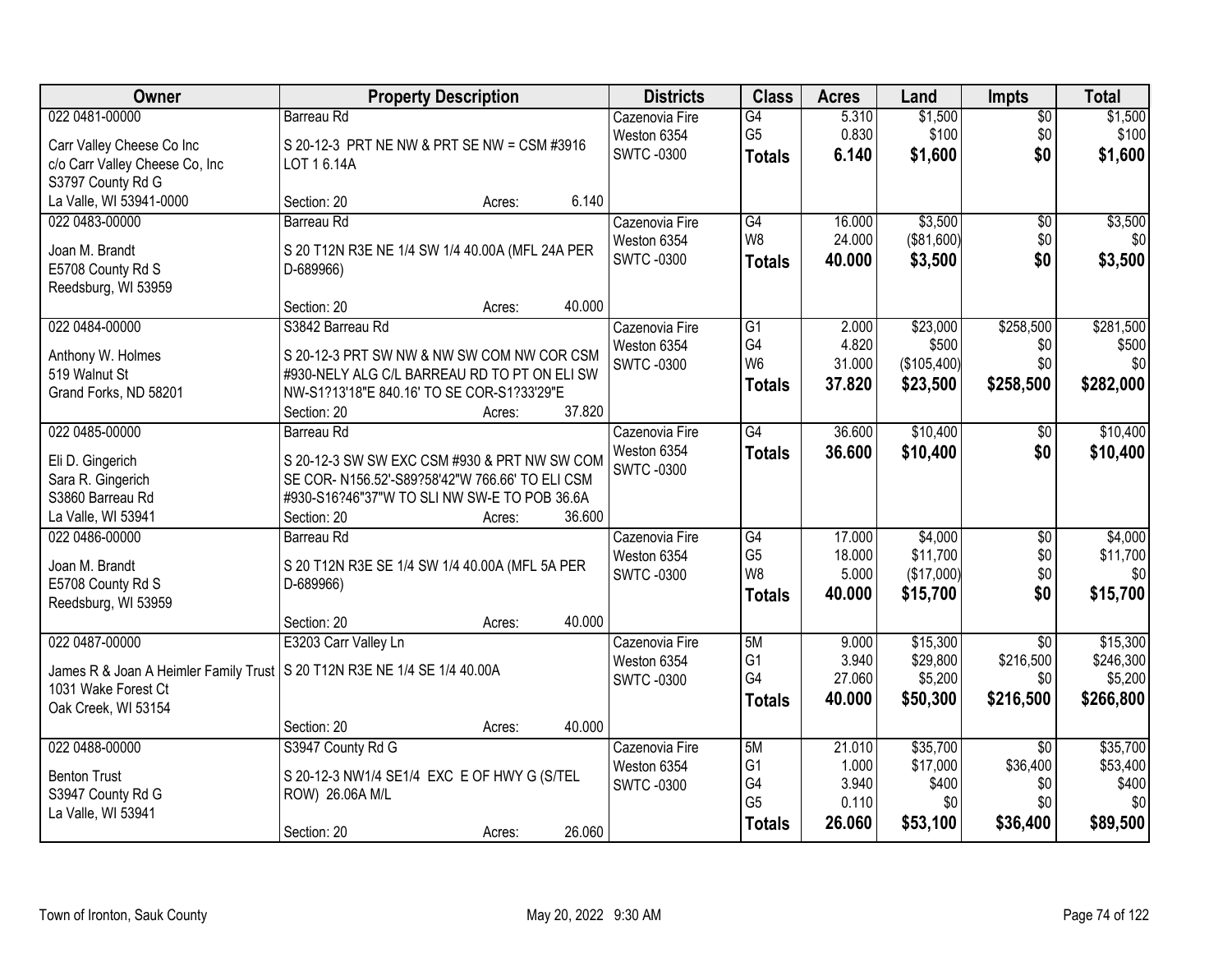| Owner | Property Description | Districts | Class | Acres | Land | Impts | Total |
|---|---|---|---|---|---|---|---|
| 022 0481-00000<br>Carr Valley Cheese Co Inc<br>c/o Carr Valley Cheese Co, Inc<br>S3797 County Rd G<br>La Valle, WI 53941-0000 | Barreau Rd<br>S 20-12-3 PRT NE NW & PRT SE NW = CSM #3916 LOT 1 6.14A<br>Section: 20 Acres: 6.140 | Cazenovia Fire<br>Weston 6354<br>SWTC -0300 | G4<br>G5<br>**Totals** | 5.310<br>0.830<br>**6.140** | $1,500<br>$100<br>**$1,600** | $0<br>$0<br>**$0** | $1,500<br>$100<br>**$1,600** |
| 022 0483-00000<br>Joan M. Brandt<br>E5708 County Rd S<br>Reedsburg, WI 53959 | Barreau Rd<br>S 20 T12N R3E NE 1/4 SW 1/4 40.00A (MFL 24A PER D-689966)<br>Section: 20 Acres: 40.000 | Cazenovia Fire<br>Weston 6354<br>SWTC -0300 | G4<br>W8<br>**Totals** | 16.000<br>24.000<br>**40.000** | $3,500<br>($81,600)<br>**$3,500** | $0<br>$0<br>**$0** | $3,500<br>$0<br>**$3,500** |
| 022 0484-00000<br>Anthony W. Holmes<br>519 Walnut St<br>Grand Forks, ND 58201 | S3842 Barreau Rd<br>S 20-12-3 PRT SW NW & NW SW COM NW COR CSM #930-NELY ALG C/L BARREAU RD TO PT ON ELI SW NW-S1?13'18"E 840.16' TO SE COR-S1?33'29"E<br>Section: 20 Acres: 37.820 | Cazenovia Fire<br>Weston 6354<br>SWTC -0300 | G1<br>G4<br>W6<br>**Totals** | 2.000<br>4.820<br>31.000<br>**37.820** | $23,000<br>$500<br>($105,400)<br>**$23,500** | $258,500<br>$0<br>$0<br>**$258,500** | $281,500<br>$500<br>$0<br>**$282,000** |
| 022 0485-00000<br>Eli D. Gingerich<br>Sara R. Gingerich<br>S3860 Barreau Rd<br>La Valle, WI 53941 | Barreau Rd<br>S 20-12-3 SW SW EXC CSM #930 & PRT NW SW COM SE COR- N156.52'-S89?58'42"W 766.66' TO ELI CSM #930-S16?46"37"W TO SLI NW SW-E TO POB 36.6A<br>Section: 20 Acres: 36.600 | Cazenovia Fire<br>Weston 6354<br>SWTC -0300 | G4<br>**Totals** | 36.600<br>**36.600** | $10,400<br>**$10,400** | $0<br>**$0** | $10,400<br>**$10,400** |
| 022 0486-00000<br>Joan M. Brandt<br>E5708 County Rd S<br>Reedsburg, WI 53959 | Barreau Rd<br>S 20 T12N R3E SE 1/4 SW 1/4 40.00A (MFL 5A PER D-689966)<br>Section: 20 Acres: 40.000 | Cazenovia Fire<br>Weston 6354<br>SWTC -0300 | G4<br>G5<br>W8<br>**Totals** | 17.000<br>18.000<br>5.000<br>**40.000** | $4,000<br>$11,700<br>($17,000)<br>**$15,700** | $0<br>$0<br>$0<br>**$0** | $4,000<br>$11,700<br>$0<br>**$15,700** |
| 022 0487-00000<br>James R & Joan A Heimler Family Trust<br>1031 Wake Forest Ct<br>Oak Creek, WI 53154 | E3203 Carr Valley Ln<br>S 20 T12N R3E NE 1/4 SE 1/4 40.00A<br>Section: 20 Acres: 40.000 | Cazenovia Fire<br>Weston 6354<br>SWTC -0300 | 5M<br>G1<br>G4<br>**Totals** | 9.000<br>3.940<br>27.060<br>**40.000** | $15,300<br>$29,800<br>$5,200<br>**$50,300** | $0<br>$216,500<br>$0<br>**$216,500** | $15,300<br>$246,300<br>$5,200<br>**$266,800** |
| 022 0488-00000<br>Benton Trust<br>S3947 County Rd G<br>La Valle, WI 53941 | S3947 County Rd G<br>S 20-12-3 NW1/4 SE1/4 EXC E OF HWY G (S/TEL ROW) 26.06A M/L<br>Section: 20 Acres: 26.060 | Cazenovia Fire<br>Weston 6354<br>SWTC -0300 | 5M<br>G1<br>G4<br>G5<br>**Totals** | 21.010<br>1.000<br>3.940<br>0.110<br>**26.060** | $35,700<br>$17,000<br>$400<br>$0<br>**$53,100** | $0<br>$36,400<br>$0<br>$0<br>**$36,400** | $35,700<br>$53,400<br>$400<br>$0<br>**$89,500** |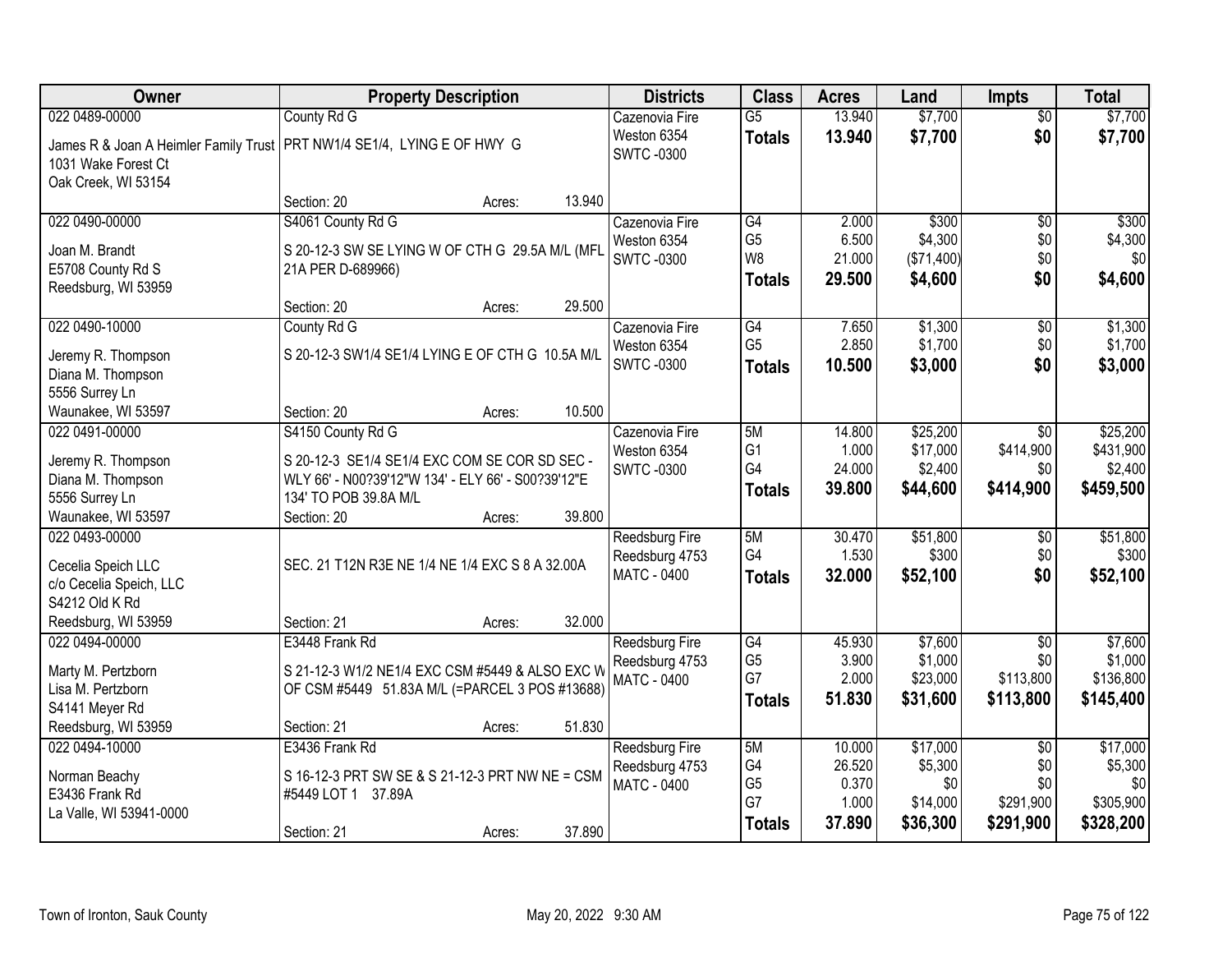| Owner | Property Description | Districts | Class | Acres | Land | Impts | Total |
|---|---|---|---|---|---|---|---|
| 022 0489-00000<br>James R & Joan A Heimler Family Trust<br>1031 Wake Forest Ct<br>Oak Creek, WI 53154 | County Rd G<br>PRT NW1/4 SE1/4, LYING E OF HWY G<br>Section: 20 Acres: 13.940 | Cazenovia Fire<br>Weston 6354<br>SWTC -0300 | G5<br>**Totals** | 13.940<br>**13.940** | $7,700<br>**$7,700** | $0<br>**$0** | $7,700<br>**$7,700** |
| 022 0490-00000<br>Joan M. Brandt<br>E5708 County Rd S<br>Reedsburg, WI 53959 | S4061 County Rd G<br>S 20-12-3 SW SE LYING W OF CTH G 29.5A M/L (MFL 21A PER D-689966)<br>Section: 20 Acres: 29.500 | Cazenovia Fire<br>Weston 6354<br>SWTC -0300 | G4<br>G5<br>W8<br>**Totals** | 2.000<br>6.500<br>21.000<br>**29.500** | $300<br>$4,300<br>($71,400)<br>**$4,600** | $0<br>$0<br>$0<br>**$0** | $300<br>$4,300<br>$0<br>**$4,600** |
| 022 0490-10000<br>Jeremy R. Thompson<br>Diana M. Thompson<br>5556 Surrey Ln<br>Waunakee, WI 53597 | County Rd G<br>S 20-12-3 SW1/4 SE1/4 LYING E OF CTH G 10.5A M/L<br>Section: 20 Acres: 10.500 | Cazenovia Fire<br>Weston 6354<br>SWTC -0300 | G4<br>G5<br>**Totals** | 7.650<br>2.850<br>**10.500** | $1,300<br>$1,700<br>**$3,000** | $0<br>$0<br>**$0** | $1,300<br>$1,700<br>**$3,000** |
| 022 0491-00000<br>Jeremy R. Thompson<br>Diana M. Thompson<br>5556 Surrey Ln<br>Waunakee, WI 53597 | S4150 County Rd G<br>S 20-12-3 SE1/4 SE1/4 EXC COM SE COR SD SEC - WLY 66' - N00?39'12"W 134' - ELY 66' - S00?39'12"E 134' TO POB 39.8A M/L<br>Section: 20 Acres: 39.800 | Cazenovia Fire<br>Weston 6354<br>SWTC -0300 | 5M<br>G1<br>G4<br>**Totals** | 14.800<br>1.000<br>24.000<br>**39.800** | $25,200<br>$17,000<br>$2,400<br>**$44,600** | $0<br>$414,900<br>$0<br>**$414,900** | $25,200<br>$431,900<br>$2,400<br>**$459,500** |
| 022 0493-00000<br>Cecelia Speich LLC<br>c/o Cecelia Speich, LLC<br>S4212 Old K Rd<br>Reedsburg, WI 53959 | SEC. 21 T12N R3E NE 1/4 NE 1/4 EXC S 8 A 32.00A<br>Section: 21 Acres: 32.000 | Reedsburg Fire<br>Reedsburg 4753<br>MATC - 0400 | 5M<br>G4<br>**Totals** | 30.470<br>1.530<br>**32.000** | $51,800<br>$300<br>**$52,100** | $0<br>$0<br>**$0** | $51,800<br>$300<br>**$52,100** |
| 022 0494-00000<br>Marty M. Pertzborn<br>Lisa M. Pertzborn<br>S4141 Meyer Rd<br>Reedsburg, WI 53959 | E3448 Frank Rd<br>S 21-12-3 W1/2 NE1/4 EXC CSM #5449 & ALSO EXC W OF CSM #5449 51.83A M/L (=PARCEL 3 POS #13688)<br>Section: 21 Acres: 51.830 | Reedsburg Fire<br>Reedsburg 4753<br>MATC - 0400 | G4<br>G5<br>G7<br>**Totals** | 45.930<br>3.900<br>2.000<br>**51.830** | $7,600<br>$1,000<br>$23,000<br>**$31,600** | $0<br>$0<br>$113,800<br>**$113,800** | $7,600<br>$1,000<br>$136,800<br>**$145,400** |
| 022 0494-10000<br>Norman Beachy<br>E3436 Frank Rd<br>La Valle, WI 53941-0000 | E3436 Frank Rd<br>S 16-12-3 PRT SW SE & S 21-12-3 PRT NW NE = CSM #5449 LOT 1 37.89A<br>Section: 21 Acres: 37.890 | Reedsburg Fire<br>Reedsburg 4753<br>MATC - 0400 | 5M<br>G4<br>G5<br>G7<br>**Totals** | 10.000<br>26.520<br>0.370<br>1.000<br>**37.890** | $17,000<br>$5,300<br>$0<br>$14,000<br>**$36,300** | $0<br>$0<br>$0<br>$291,900<br>**$291,900** | $17,000<br>$5,300<br>$0<br>$305,900<br>**$328,200** |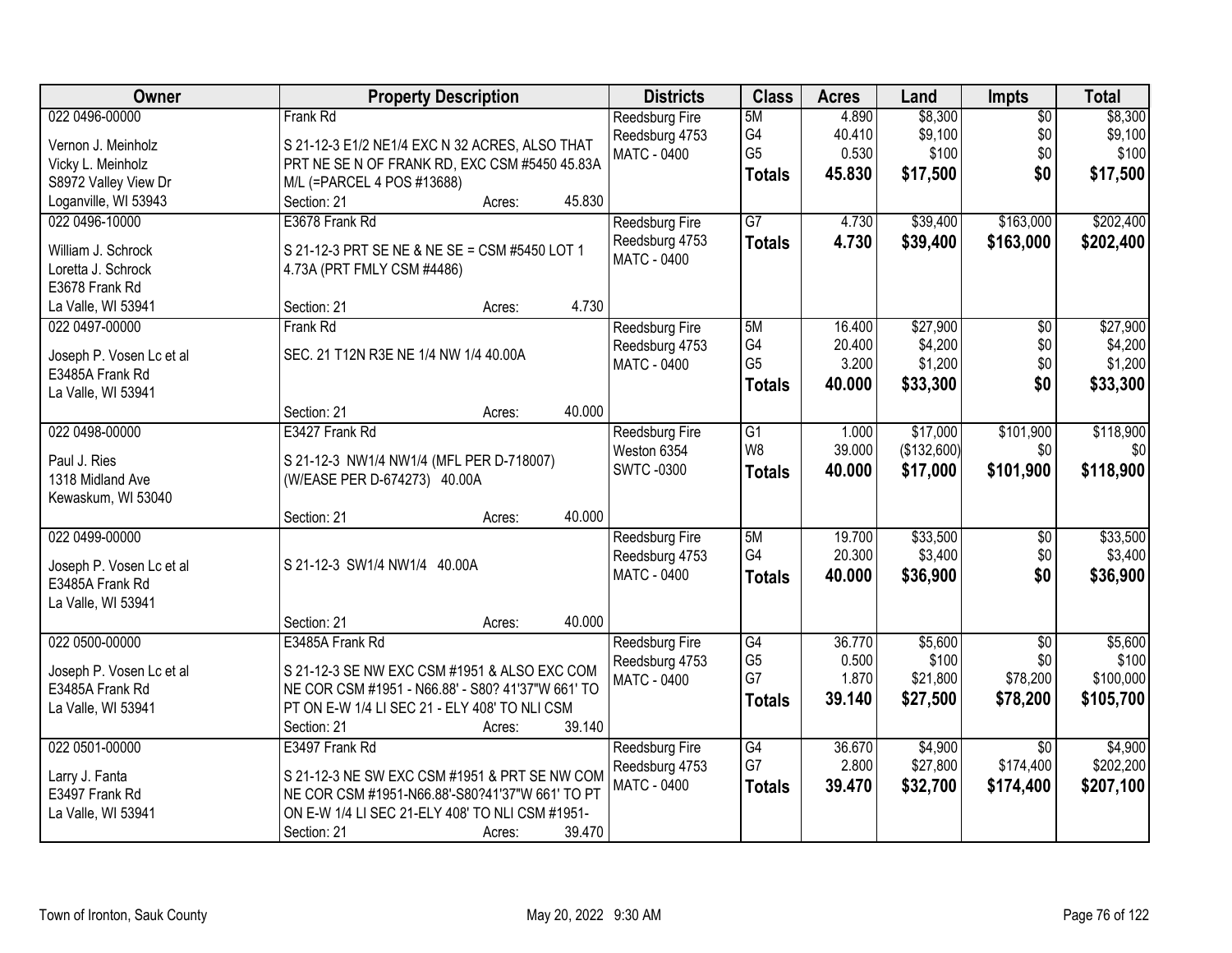| Owner | Property Description | Districts | Class | Acres | Land | Impts | Total |
|---|---|---|---|---|---|---|---|
| 022 0496-00000<br><br>Vernon J. Meinholz<br>Vicky L. Meinholz<br>S8972 Valley View Dr<br>Loganville, WI 53943 | Frank Rd<br><br>S 21-12-3 E1/2 NE1/4 EXC N 32 ACRES, ALSO THAT PRT NE SE N OF FRANK RD, EXC CSM #5450 45.83A M/L (=PARCEL 4 POS #13688)<br>Section: 21 Acres: 45.830 | Reedsburg Fire<br>Reedsburg 4753<br>MATC - 0400 | 5M<br>G4<br>G5<br>**Totals** | 4.890<br>40.410<br>0.530<br>**45.830** | $8,300<br>$9,100<br>$100<br>**$17,500** | $0<br>$0<br>$0<br>**$0** | $8,300<br>$9,100<br>$100<br>**$17,500** |
| 022 0496-10000<br><br>William J. Schrock<br>Loretta J. Schrock<br>E3678 Frank Rd<br>La Valle, WI 53941 | E3678 Frank Rd<br><br>S 21-12-3 PRT SE NE & NE SE = CSM #5450 LOT 1 4.73A (PRT FMLY CSM #4486)<br>Section: 21 Acres: 4.730 | Reedsburg Fire<br>Reedsburg 4753<br>MATC - 0400 | G7<br>**Totals** | 4.730<br>**4.730** | $39,400<br>**$39,400** | $163,000<br>**$163,000** | $202,400<br>**$202,400** |
| 022 0497-00000<br><br>Joseph P. Vosen Lc et al<br>E3485A Frank Rd<br>La Valle, WI 53941 | Frank Rd<br><br>SEC. 21 T12N R3E NE 1/4 NW 1/4 40.00A<br><br>Section: 21 Acres: 40.000 | Reedsburg Fire<br>Reedsburg 4753<br>MATC - 0400 | 5M<br>G4<br>G5<br>**Totals** | 16.400<br>20.400<br>3.200<br>**40.000** | $27,900<br>$4,200<br>$1,200<br>**$33,300** | $0<br>$0<br>$0<br>**$0** | $27,900<br>$4,200<br>$1,200<br>**$33,300** |
| 022 0498-00000<br><br>Paul J. Ries<br>1318 Midland Ave<br>Kewaskum, WI 53040 | E3427 Frank Rd<br><br>S 21-12-3 NW1/4 NW1/4 (MFL PER D-718007) (W/EASE PER D-674273) 40.00A<br><br>Section: 21 Acres: 40.000 | Reedsburg Fire<br>Weston 6354<br>SWTC -0300 | G1<br>W8<br>**Totals** | 1.000<br>39.000<br>**40.000** | $17,000<br>($132,600)<br>**$17,000** | $101,900<br>$0<br>**$101,900** | $118,900<br>$0<br>**$118,900** |
| 022 0499-00000<br><br>Joseph P. Vosen Lc et al<br>E3485A Frank Rd<br>La Valle, WI 53941 | <br><br>S 21-12-3 SW1/4 NW1/4 40.00A<br><br>Section: 21 Acres: 40.000 | Reedsburg Fire<br>Reedsburg 4753<br>MATC - 0400 | 5M<br>G4<br>**Totals** | 19.700<br>20.300<br>**40.000** | $33,500<br>$3,400<br>**$36,900** | $0<br>$0<br>**$0** | $33,500<br>$3,400<br>**$36,900** |
| 022 0500-00000<br><br>Joseph P. Vosen Lc et al<br>E3485A Frank Rd<br>La Valle, WI 53941 | E3485A Frank Rd<br><br>S 21-12-3 SE NW EXC CSM #1951 & ALSO EXC COM NE COR CSM #1951 - N66.88' - S80? 41'37"W 661' TO PT ON E-W 1/4 LI SEC 21 - ELY 408' TO NLI CSM<br>Section: 21 Acres: 39.140 | Reedsburg Fire<br>Reedsburg 4753<br>MATC - 0400 | G4<br>G5<br>G7<br>**Totals** | 36.770<br>0.500<br>1.870<br>**39.140** | $5,600<br>$100<br>$21,800<br>**$27,500** | $0<br>$0<br>$78,200<br>**$78,200** | $5,600<br>$100<br>$100,000<br>**$105,700** |
| 022 0501-00000<br><br>Larry J. Fanta<br>E3497 Frank Rd<br>La Valle, WI 53941 | E3497 Frank Rd<br><br>S 21-12-3 NE SW EXC CSM #1951 & PRT SE NW COM NE COR CSM #1951-N66.88'-S80?41'37"W 661' TO PT ON E-W 1/4 LI SEC 21-ELY 408' TO NLI CSM #1951-<br>Section: 21 Acres: 39.470 | Reedsburg Fire<br>Reedsburg 4753<br>MATC - 0400 | G4<br>G7<br>**Totals** | 36.670<br>2.800<br>**39.470** | $4,900<br>$27,800<br>**$32,700** | $0<br>$174,400<br>**$174,400** | $4,900<br>$202,200<br>**$207,100** |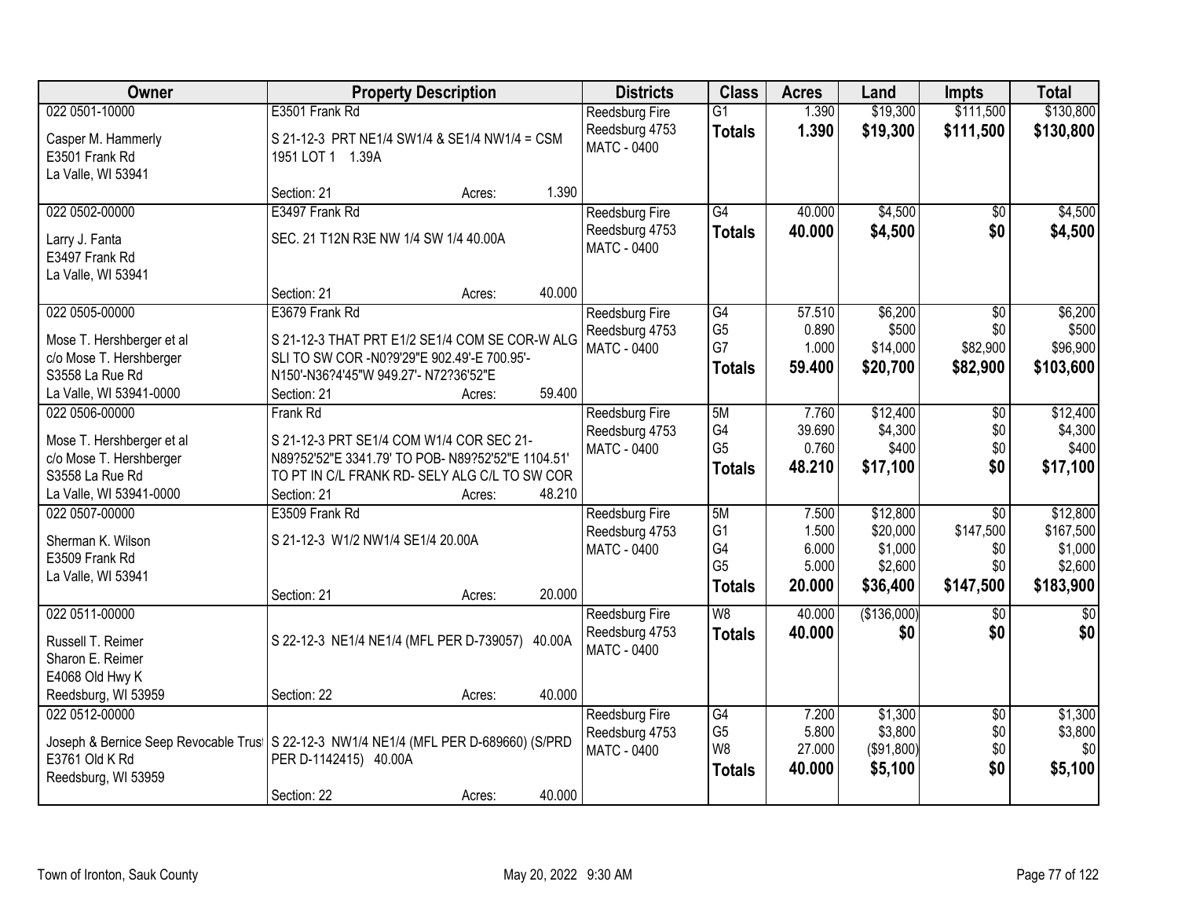| Owner | Property Description | Districts | Class | Acres | Land | Impts | Total |
|---|---|---|---|---|---|---|---|
| 022 0501-10000<br><br>Casper M. Hammerly<br>E3501 Frank Rd<br>La Valle, WI 53941 | E3501 Frank Rd<br><br>S 21-12-3 PRT NE1/4 SW1/4 & SE1/4 NW1/4 = CSM 1951 LOT 1 1.39A<br><br>Section: 21 Acres: 1.390 | Reedsburg Fire<br>Reedsburg 4753<br>MATC - 0400 | G1<br>**Totals** | 1.390<br>**1.390** | $19,300<br>**$19,300** | $111,500<br>**$111,500** | $130,800<br>**$130,800** |
| 022 0502-00000<br><br>Larry J. Fanta<br>E3497 Frank Rd<br>La Valle, WI 53941 | E3497 Frank Rd<br><br>SEC. 21 T12N R3E NW 1/4 SW 1/4 40.00A<br><br>Section: 21 Acres: 40.000 | Reedsburg Fire<br>Reedsburg 4753<br>MATC - 0400 | G4<br>**Totals** | 40.000<br>**40.000** | $4,500<br>**$4,500** | $0<br>**$0** | $4,500<br>**$4,500** |
| 022 0505-00000<br><br>Mose T. Hershberger et al<br>c/o Mose T. Hershberger<br>S3558 La Rue Rd<br>La Valle, WI 53941-0000 | E3679 Frank Rd<br><br>S 21-12-3 THAT PRT E1/2 SE1/4 COM SE COR-W ALG SLI TO SW COR -N0?9'29"E 902.49'-E 700.95'-N150'-N36?4'45"W 949.27'- N72?36'52"E<br>Section: 21 Acres: 59.400 | Reedsburg Fire<br>Reedsburg 4753<br>MATC - 0400 | G4<br>G5<br>G7<br>**Totals** | 57.510<br>0.890<br>1.000<br>**59.400** | $6,200<br>$500<br>$14,000<br>**$20,700** | $0<br>$0<br>$82,900<br>**$82,900** | $6,200<br>$500<br>$96,900<br>**$103,600** |
| 022 0506-00000<br><br>Mose T. Hershberger et al<br>c/o Mose T. Hershberger<br>S3558 La Rue Rd<br>La Valle, WI 53941-0000 | Frank Rd<br><br>S 21-12-3 PRT SE1/4 COM W1/4 COR SEC 21-N89?52'52"E 3341.79' TO POB- N89?52'52"E 1104.51' TO PT IN C/L FRANK RD- SELY ALG C/L TO SW COR<br>Section: 21 Acres: 48.210 | Reedsburg Fire<br>Reedsburg 4753<br>MATC - 0400 | 5M<br>G4<br>G5<br>**Totals** | 7.760<br>39.690<br>0.760<br>**48.210** | $12,400<br>$4,300<br>$400<br>**$17,100** | $0<br>$0<br>$0<br>**$0** | $12,400<br>$4,300<br>$400<br>**$17,100** |
| 022 0507-00000<br><br>Sherman K. Wilson<br>E3509 Frank Rd<br>La Valle, WI 53941 | E3509 Frank Rd<br><br>S 21-12-3 W1/2 NW1/4 SE1/4 20.00A<br><br>Section: 21 Acres: 20.000 | Reedsburg Fire<br>Reedsburg 4753<br>MATC - 0400 | 5M<br>G1<br>G4<br>G5<br>**Totals** | 7.500<br>1.500<br>6.000<br>5.000<br>**20.000** | $12,800<br>$20,000<br>$1,000<br>$2,600<br>**$36,400** | $0<br>$147,500<br>$0<br>$0<br>**$147,500** | $12,800<br>$167,500<br>$1,000<br>$2,600<br>**$183,900** |
| 022 0511-00000<br><br>Russell T. Reimer<br>Sharon E. Reimer<br>E4068 Old Hwy K<br>Reedsburg, WI 53959 | <br><br>S 22-12-3 NE1/4 NE1/4 (MFL PER D-739057) 40.00A<br><br>Section: 22 Acres: 40.000 | Reedsburg Fire<br>Reedsburg 4753<br>MATC - 0400 | W8<br>**Totals** | 40.000<br>**40.000** | ($136,000)<br>**$0** | $0<br>**$0** | $0<br>**$0** |
| 022 0512-00000<br><br>Joseph & Bernice Seep Revocable Trust<br>E3761 Old K Rd<br>Reedsburg, WI 53959 | <br><br>S 22-12-3 NW1/4 NE1/4 (MFL PER D-689660) (S/PRD PER D-1142415) 40.00A<br><br>Section: 22 Acres: 40.000 | Reedsburg Fire<br>Reedsburg 4753<br>MATC - 0400 | G4<br>G5<br>W8<br>**Totals** | 7.200<br>5.800<br>27.000<br>**40.000** | $1,300<br>$3,800<br>($91,800)<br>**$5,100** | $0<br>$0<br>$0<br>**$0** | $1,300<br>$3,800<br>$0<br>**$5,100** |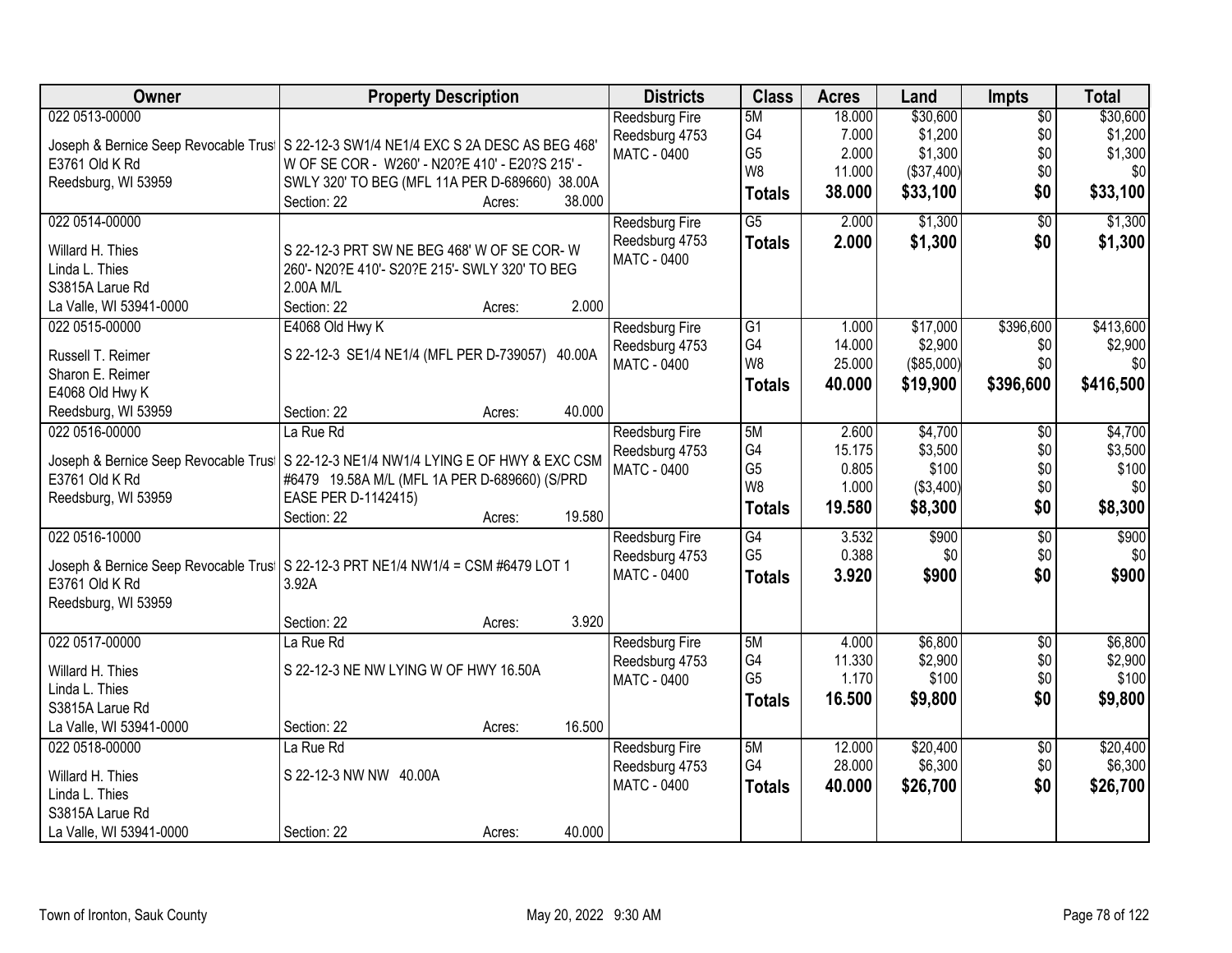| Owner | Property Description | Districts | Class | Acres | Land | Impts | Total |
|---|---|---|---|---|---|---|---|
| 022 0513-00000<br><br>Joseph & Bernice Seep Revocable Trust<br>E3761 Old K Rd<br>Reedsburg, WI 53959 | S 22-12-3 SW1/4 NE1/4 EXC S 2A DESC AS BEG 468' W OF SE COR - W260' - N20?E 410' - E20?S 215' - SWLY 320' TO BEG (MFL 11A PER D-689660) 38.00A<br>Section: 22 Acres: 38.000 | Reedsburg Fire<br>Reedsburg 4753<br>MATC - 0400 | 5M<br>G4<br>G5<br>W8<br>**Totals** | 18.000<br>7.000<br>2.000<br>11.000<br>**38.000** | $30,600<br>$1,200<br>$1,300<br>($37,400)<br>**$33,100** | $0<br>$0<br>$0<br>$0<br>**$0** | $30,600<br>$1,200<br>$1,300<br>$0<br>**$33,100** |
| 022 0514-00000<br><br>Willard H. Thies<br>Linda L. Thies<br>S3815A Larue Rd<br>La Valle, WI 53941-0000 | S 22-12-3 PRT SW NE BEG 468' W OF SE COR- W 260'- N20?E 410'- S20?E 215'- SWLY 320' TO BEG 2.00A M/L<br>Section: 22 Acres: 2.000 | Reedsburg Fire<br>Reedsburg 4753<br>MATC - 0400 | G5<br>**Totals** | 2.000<br>**2.000** | $1,300<br>**$1,300** | $0<br>**$0** | $1,300<br>**$1,300** |
| 022 0515-00000<br><br>Russell T. Reimer<br>Sharon E. Reimer<br>E4068 Old Hwy K<br>Reedsburg, WI 53959 | E4068 Old Hwy K<br>S 22-12-3 SE1/4 NE1/4 (MFL PER D-739057) 40.00A<br>Section: 22 Acres: 40.000 | Reedsburg Fire<br>Reedsburg 4753<br>MATC - 0400 | G1<br>G4<br>W8<br>**Totals** | 1.000<br>14.000<br>25.000<br>**40.000** | $17,000<br>$2,900<br>($85,000)<br>**$19,900** | $396,600<br>$0<br>$0<br>**$396,600** | $413,600<br>$2,900<br>$0<br>**$416,500** |
| 022 0516-00000<br><br>Joseph & Bernice Seep Revocable Trust<br>E3761 Old K Rd<br>Reedsburg, WI 53959 | La Rue Rd<br>S 22-12-3 NE1/4 NW1/4 LYING E OF HWY & EXC CSM #6479 19.58A M/L (MFL 1A PER D-689660) (S/PRD EASE PER D-1142415)<br>Section: 22 Acres: 19.580 | Reedsburg Fire<br>Reedsburg 4753<br>MATC - 0400 | 5M<br>G4<br>G5<br>W8<br>**Totals** | 2.600<br>15.175<br>0.805<br>1.000<br>**19.580** | $4,700<br>$3,500<br>$100<br>($3,400)<br>**$8,300** | $0<br>$0<br>$0<br>$0<br>**$0** | $4,700<br>$3,500<br>$100<br>$0<br>**$8,300** |
| 022 0516-10000<br><br>Joseph & Bernice Seep Revocable Trust<br>E3761 Old K Rd<br>Reedsburg, WI 53959 | S 22-12-3 PRT NE1/4 NW1/4 = CSM #6479 LOT 1 3.92A<br>Section: 22 Acres: 3.920 | Reedsburg Fire<br>Reedsburg 4753<br>MATC - 0400 | G4<br>G5<br>**Totals** | 3.532<br>0.388<br>**3.920** | $900<br>$0<br>**$900** | $0<br>$0<br>**$0** | $900<br>$0<br>**$900** |
| 022 0517-00000<br><br>Willard H. Thies<br>Linda L. Thies<br>S3815A Larue Rd<br>La Valle, WI 53941-0000 | La Rue Rd<br>S 22-12-3 NE NW LYING W OF HWY 16.50A<br>Section: 22 Acres: 16.500 | Reedsburg Fire<br>Reedsburg 4753<br>MATC - 0400 | 5M<br>G4<br>G5<br>**Totals** | 4.000<br>11.330<br>1.170<br>**16.500** | $6,800<br>$2,900<br>$100<br>**$9,800** | $0<br>$0<br>$0<br>**$0** | $6,800<br>$2,900<br>$100<br>**$9,800** |
| 022 0518-00000<br><br>Willard H. Thies<br>Linda L. Thies<br>S3815A Larue Rd<br>La Valle, WI 53941-0000 | La Rue Rd<br>S 22-12-3 NW NW 40.00A<br>Section: 22 Acres: 40.000 | Reedsburg Fire<br>Reedsburg 4753<br>MATC - 0400 | 5M<br>G4<br>**Totals** | 12.000<br>28.000<br>**40.000** | $20,400<br>$6,300<br>**$26,700** | $0<br>$0<br>**$0** | $20,400<br>$6,300<br>**$26,700** |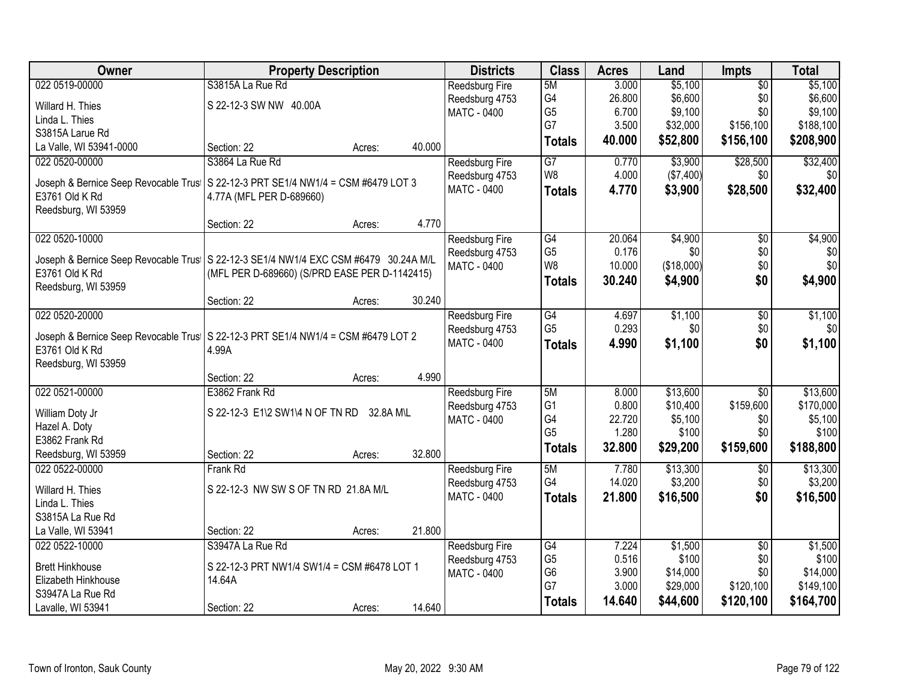| Owner | Property Description | Districts | Class | Acres | Land | Impts | Total |
|---|---|---|---|---|---|---|---|
| 022 0519-00000<br>Willard H. Thies<br>Linda L. Thies<br>S3815A Larue Rd<br>La Valle, WI 53941-0000 | S3815A La Rue Rd<br>S 22-12-3 SW NW 40.00A<br>Section: 22 Acres: 40.000 | Reedsburg Fire<br>Reedsburg 4753<br>MATC - 0400 | 5M<br>G4<br>G5<br>G7<br>**Totals** | 3.000<br>26.800<br>6.700<br>3.500<br>**40.000** | $5,100<br>$6,600<br>$9,100<br>$32,000<br>**$52,800** | $0<br>$0<br>$0<br>$156,100<br>**$156,100** | $5,100<br>$6,600<br>$9,100<br>$188,100<br>**$208,900** |
| 022 0520-00000<br>Joseph & Bernice Seep Revocable Trust<br>E3761 Old K Rd<br>Reedsburg, WI 53959 | S3864 La Rue Rd<br>S 22-12-3 PRT SE1/4 NW1/4 = CSM #6479 LOT 3 4.77A (MFL PER D-689660)<br>Section: 22 Acres: 4.770 | Reedsburg Fire<br>Reedsburg 4753<br>MATC - 0400 | G7<br>W8<br>**Totals** | 0.770<br>4.000<br>**4.770** | $3,900<br>($7,400)<br>**$3,900** | $28,500<br>$0<br>**$28,500** | $32,400<br>$0<br>**$32,400** |
| 022 0520-10000<br>Joseph & Bernice Seep Revocable Trust<br>E3761 Old K Rd<br>Reedsburg, WI 53959 | S 22-12-3 SE1/4 NW1/4 EXC CSM #6479 30.24A M/L (MFL PER D-689660) (S/PRD EASE PER D-1142415)<br>Section: 22 Acres: 30.240 | Reedsburg Fire<br>Reedsburg 4753<br>MATC - 0400 | G4<br>G5<br>W8<br>**Totals** | 20.064<br>0.176<br>10.000<br>**30.240** | $4,900<br>$0<br>($18,000)<br>**$4,900** | $0<br>$0<br>$0<br>**$0** | $4,900<br>$0<br>$0<br>**$4,900** |
| 022 0520-20000<br>Joseph & Bernice Seep Revocable Trust<br>E3761 Old K Rd<br>Reedsburg, WI 53959 | S 22-12-3 PRT SE1/4 NW1/4 = CSM #6479 LOT 2 4.99A<br>Section: 22 Acres: 4.990 | Reedsburg Fire<br>Reedsburg 4753<br>MATC - 0400 | G4<br>G5<br>**Totals** | 4.697<br>0.293<br>**4.990** | $1,100<br>$0<br>**$1,100** | $0<br>$0<br>**$0** | $1,100<br>$0<br>**$1,100** |
| 022 0521-00000<br>William Doty Jr<br>Hazel A. Doty<br>E3862 Frank Rd<br>Reedsburg, WI 53959 | E3862 Frank Rd<br>S 22-12-3 E1\2 SW1\4 N OF TN RD 32.8A M\L<br>Section: 22 Acres: 32.800 | Reedsburg Fire<br>Reedsburg 4753<br>MATC - 0400 | 5M<br>G1<br>G4<br>G5<br>**Totals** | 8.000<br>0.800<br>22.720<br>1.280<br>**32.800** | $13,600<br>$10,400<br>$5,100<br>$100<br>**$29,200** | $0<br>$159,600<br>$0<br>$0<br>**$159,600** | $13,600<br>$170,000<br>$5,100<br>$100<br>**$188,800** |
| 022 0522-00000<br>Willard H. Thies<br>Linda L. Thies<br>S3815A La Rue Rd<br>La Valle, WI 53941 | Frank Rd<br>S 22-12-3 NW SW S OF TN RD 21.8A M/L<br>Section: 22 Acres: 21.800 | Reedsburg Fire<br>Reedsburg 4753<br>MATC - 0400 | 5M<br>G4<br>**Totals** | 7.780<br>14.020<br>**21.800** | $13,300<br>$3,200<br>**$16,500** | $0<br>$0<br>**$0** | $13,300<br>$3,200<br>**$16,500** |
| 022 0522-10000<br>Brett Hinkhouse<br>Elizabeth Hinkhouse<br>S3947A La Rue Rd<br>Lavalle, WI 53941 | S3947A La Rue Rd<br>S 22-12-3 PRT NW1/4 SW1/4 = CSM #6478 LOT 1 14.64A<br>Section: 22 Acres: 14.640 | Reedsburg Fire<br>Reedsburg 4753<br>MATC - 0400 | G4<br>G5<br>G6<br>G7<br>**Totals** | 7.224<br>0.516<br>3.900<br>3.000<br>**14.640** | $1,500<br>$100<br>$14,000<br>$29,000<br>**$44,600** | $0<br>$0<br>$0<br>$120,100<br>**$120,100** | $1,500<br>$100<br>$14,000<br>$149,100<br>**$164,700** |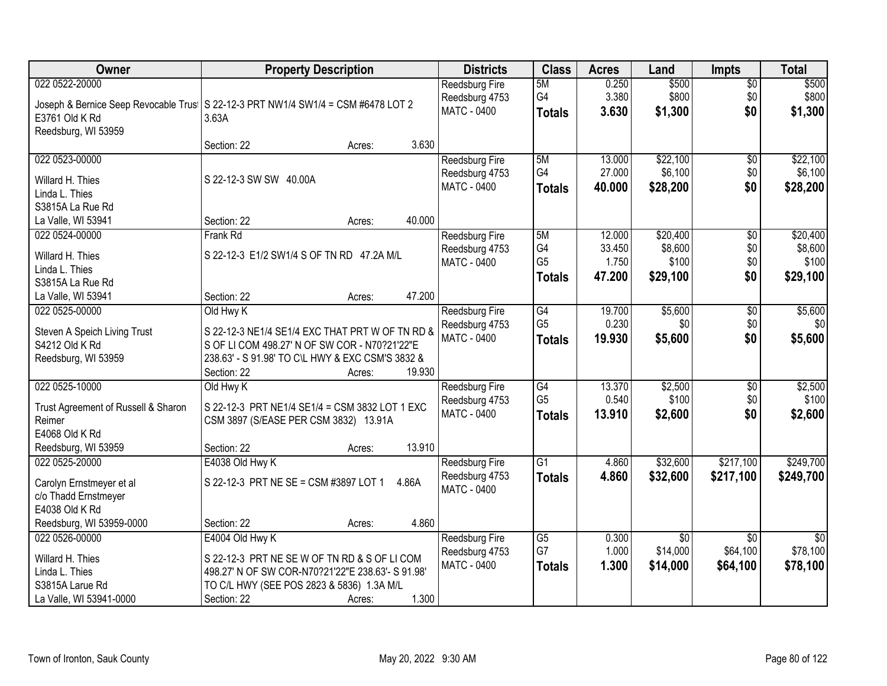| Owner | Property Description | Districts | Class | Acres | Land | Impts | Total |
|---|---|---|---|---|---|---|---|
| 022 0522-20000<br>Joseph & Bernice Seep Revocable Trust<br>E3761 Old K Rd<br>Reedsburg, WI 53959 | S 22-12-3 PRT NW1/4 SW1/4 = CSM #6478 LOT 2 3.63A<br>Section: 22 Acres: 3.630 | Reedsburg Fire<br>Reedsburg 4753<br>MATC - 0400 | 5M<br>G4<br>**Totals** | 0.250<br>3.380<br>**3.630** | $500<br>$800<br>**$1,300** | $0<br>$0<br>**$0** | $500<br>$800<br>**$1,300** |
| 022 0523-00000<br>Willard H. Thies<br>Linda L. Thies<br>S3815A La Rue Rd<br>La Valle, WI 53941 | S 22-12-3 SW SW 40.00A<br>Section: 22 Acres: 40.000 | Reedsburg Fire<br>Reedsburg 4753<br>MATC - 0400 | 5M<br>G4<br>**Totals** | 13.000<br>27.000<br>**40.000** | $22,100<br>$6,100<br>**$28,200** | $0<br>$0<br>**$0** | $22,100<br>$6,100<br>**$28,200** |
| 022 0524-00000<br>Willard H. Thies<br>Linda L. Thies<br>S3815A La Rue Rd<br>La Valle, WI 53941 | Frank Rd<br>S 22-12-3 E1/2 SW1/4 S OF TN RD 47.2A M/L<br>Section: 22 Acres: 47.200 | Reedsburg Fire<br>Reedsburg 4753<br>MATC - 0400 | 5M<br>G4<br>G5<br>**Totals** | 12.000<br>33.450<br>1.750<br>**47.200** | $20,400<br>$8,600<br>$100<br>**$29,100** | $0<br>$0<br>$0<br>**$0** | $20,400<br>$8,600<br>$100<br>**$29,100** |
| 022 0525-00000<br>Steven A Speich Living Trust<br>S4212 Old K Rd<br>Reedsburg, WI 53959 | Old Hwy K<br>S 22-12-3 NE1/4 SE1/4 EXC THAT PRT W OF TN RD & S OF LI COM 498.27' N OF SW COR - N70?21'22"E 238.63' - S 91.98' TO C\L HWY & EXC CSM'S 3832 &<br>Section: 22 Acres: 19.930 | Reedsburg Fire<br>Reedsburg 4753<br>MATC - 0400 | G4<br>G5<br>**Totals** | 19.700<br>0.230<br>**19.930** | $5,600<br>$0<br>**$5,600** | $0<br>$0<br>**$0** | $5,600<br>$0<br>**$5,600** |
| 022 0525-10000<br>Trust Agreement of Russell & Sharon Reimer<br>E4068 Old K Rd<br>Reedsburg, WI 53959 | Old Hwy K<br>S 22-12-3 PRT NE1/4 SE1/4 = CSM 3832 LOT 1 EXC CSM 3897 (S/EASE PER CSM 3832) 13.91A<br>Section: 22 Acres: 13.910 | Reedsburg Fire<br>Reedsburg 4753<br>MATC - 0400 | G4<br>G5<br>**Totals** | 13.370<br>0.540<br>**13.910** | $2,500<br>$100<br>**$2,600** | $0<br>$0<br>**$0** | $2,500<br>$100<br>**$2,600** |
| 022 0525-20000<br>Carolyn Ernstmeyer et al<br>c/o Thadd Ernstmeyer<br>E4038 Old K Rd<br>Reedsburg, WI 53959-0000 | E4038 Old Hwy K<br>S 22-12-3 PRT NE SE = CSM #3897 LOT 1 4.86A<br>Section: 22 Acres: 4.860 | Reedsburg Fire<br>Reedsburg 4753<br>MATC - 0400 | G1<br>**Totals** | 4.860<br>**4.860** | $32,600<br>**$32,600** | $217,100<br>**$217,100** | $249,700<br>**$249,700** |
| 022 0526-00000<br>Willard H. Thies<br>Linda L. Thies<br>S3815A Larue Rd<br>La Valle, WI 53941-0000 | E4004 Old Hwy K<br>S 22-12-3 PRT NE SE W OF TN RD & S OF LI COM 498.27' N OF SW COR-N70?21'22"E 238.63'- S 91.98' TO C/L HWY (SEE POS 2823 & 5836) 1.3A M/L<br>Section: 22 Acres: 1.300 | Reedsburg Fire<br>Reedsburg 4753<br>MATC - 0400 | G5<br>G7<br>**Totals** | 0.300<br>1.000<br>**1.300** | $0<br>$14,000<br>**$14,000** | $0<br>$64,100<br>**$64,100** | $0<br>$78,100<br>**$78,100** |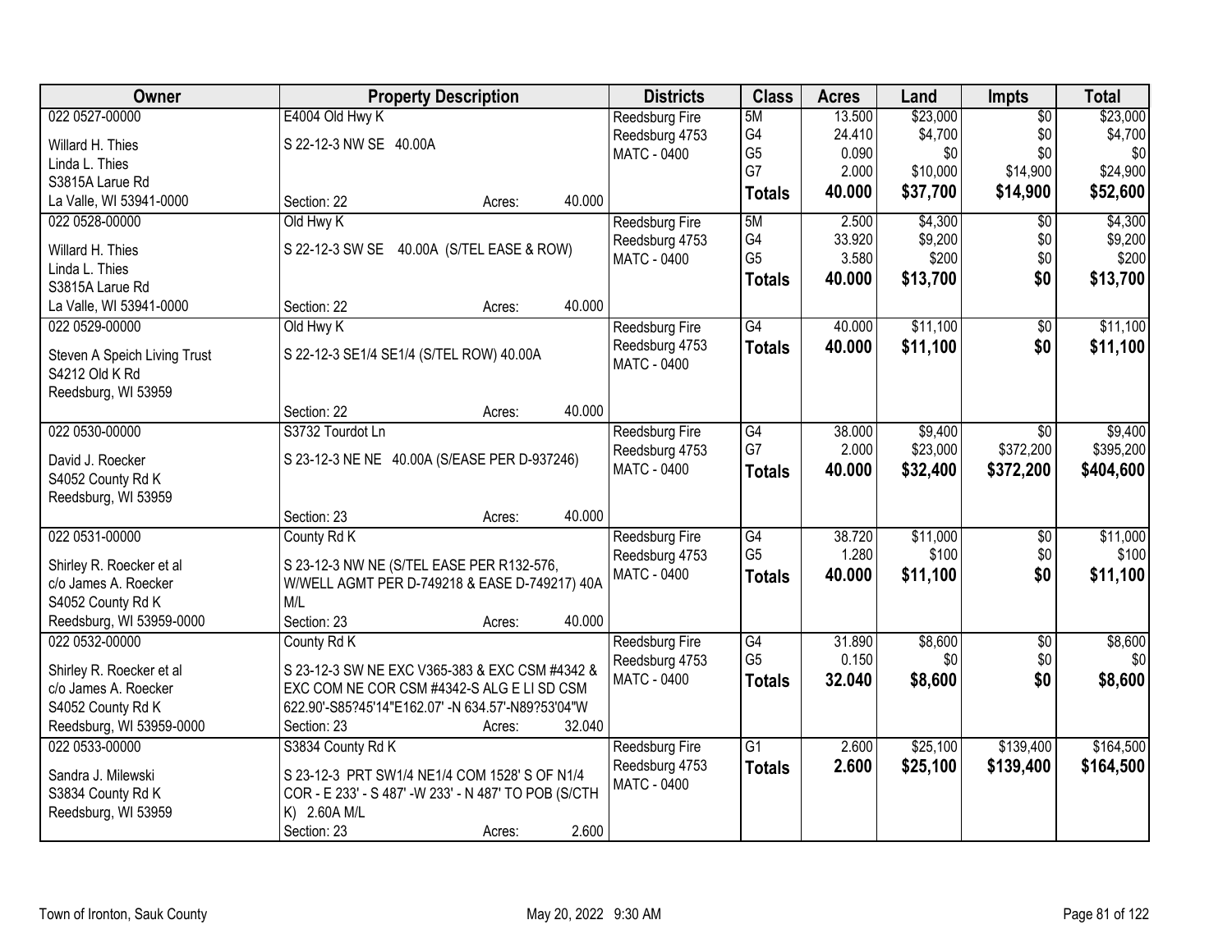| Owner | Property Description | Districts | Class | Acres | Land | Impts | Total |
|---|---|---|---|---|---|---|---|
| 022 0527-00000<br>Willard H. Thies<br>Linda L. Thies<br>S3815A Larue Rd<br>La Valle, WI 53941-0000 | E4004 Old Hwy K<br>S 22-12-3 NW SE 40.00A<br>Section: 22 Acres: 40.000 | Reedsburg Fire<br>Reedsburg 4753<br>MATC - 0400 | 5M<br>G4<br>G5<br>G7<br>**Totals** | 13.500<br>24.410<br>0.090<br>2.000<br>**40.000** | $23,000<br>$4,700<br>$0<br>$10,000<br>**$37,700** | $0<br>$0<br>$0<br>$14,900<br>**$14,900** | $23,000<br>$4,700<br>$0<br>$24,900<br>**$52,600** |
| 022 0528-00000<br>Willard H. Thies<br>Linda L. Thies<br>S3815A Larue Rd<br>La Valle, WI 53941-0000 | Old Hwy K<br>S 22-12-3 SW SE 40.00A (S/TEL EASE & ROW)<br>Section: 22 Acres: 40.000 | Reedsburg Fire<br>Reedsburg 4753<br>MATC - 0400 | 5M<br>G4<br>G5<br>**Totals** | 2.500<br>33.920<br>3.580<br>**40.000** | $4,300<br>$9,200<br>$200<br>**$13,700** | $0<br>$0<br>$0<br>**$0** | $4,300<br>$9,200<br>$200<br>**$13,700** |
| 022 0529-00000<br>Steven A Speich Living Trust<br>S4212 Old K Rd<br>Reedsburg, WI 53959 | Old Hwy K<br>S 22-12-3 SE1/4 SE1/4 (S/TEL ROW) 40.00A<br>Section: 22 Acres: 40.000 | Reedsburg Fire<br>Reedsburg 4753<br>MATC - 0400 | G4<br>**Totals** | 40.000<br>**40.000** | $11,100<br>**$11,100** | $0<br>**$0** | $11,100<br>**$11,100** |
| 022 0530-00000<br>David J. Roecker<br>S4052 County Rd K<br>Reedsburg, WI 53959 | S3732 Tourdot Ln<br>S 23-12-3 NE NE 40.00A (S/EASE PER D-937246)<br>Section: 23 Acres: 40.000 | Reedsburg Fire<br>Reedsburg 4753<br>MATC - 0400 | G4<br>G7<br>**Totals** | 38.000<br>2.000<br>**40.000** | $9,400<br>$23,000<br>**$32,400** | $0<br>$372,200<br>**$372,200** | $9,400<br>$395,200<br>**$404,600** |
| 022 0531-00000<br>Shirley R. Roecker et al<br>c/o James A. Roecker<br>S4052 County Rd K<br>Reedsburg, WI 53959-0000 | County Rd K<br>S 23-12-3 NW NE (S/TEL EASE PER R132-576, W/WELL AGMT PER D-749218 & EASE D-749217) 40A M/L<br>Section: 23 Acres: 40.000 | Reedsburg Fire<br>Reedsburg 4753<br>MATC - 0400 | G4<br>G5<br>**Totals** | 38.720<br>1.280<br>**40.000** | $11,000<br>$100<br>**$11,100** | $0<br>$0<br>**$0** | $11,000<br>$100<br>**$11,100** |
| 022 0532-00000<br>Shirley R. Roecker et al<br>c/o James A. Roecker<br>S4052 County Rd K<br>Reedsburg, WI 53959-0000 | County Rd K<br>S 23-12-3 SW NE EXC V365-383 & EXC CSM #4342 & EXC COM NE COR CSM #4342-S ALG E LI SD CSM 622.90'-S85?45'14"E162.07' -N 634.57'-N89?53'04"W<br>Section: 23 Acres: 32.040 | Reedsburg Fire<br>Reedsburg 4753<br>MATC - 0400 | G4<br>G5<br>**Totals** | 31.890<br>0.150<br>**32.040** | $8,600<br>$0<br>**$8,600** | $0<br>$0<br>**$0** | $8,600<br>$0<br>**$8,600** |
| 022 0533-00000<br>Sandra J. Milewski<br>S3834 County Rd K<br>Reedsburg, WI 53959 | S3834 County Rd K<br>S 23-12-3 PRT SW1/4 NE1/4 COM 1528' S OF N1/4 COR - E 233' - S 487' -W 233' - N 487' TO POB (S/CTH K) 2.60A M/L<br>Section: 23 Acres: 2.600 | Reedsburg Fire<br>Reedsburg 4753<br>MATC - 0400 | G1<br>**Totals** | 2.600<br>**2.600** | $25,100<br>**$25,100** | $139,400<br>**$139,400** | $164,500<br>**$164,500** |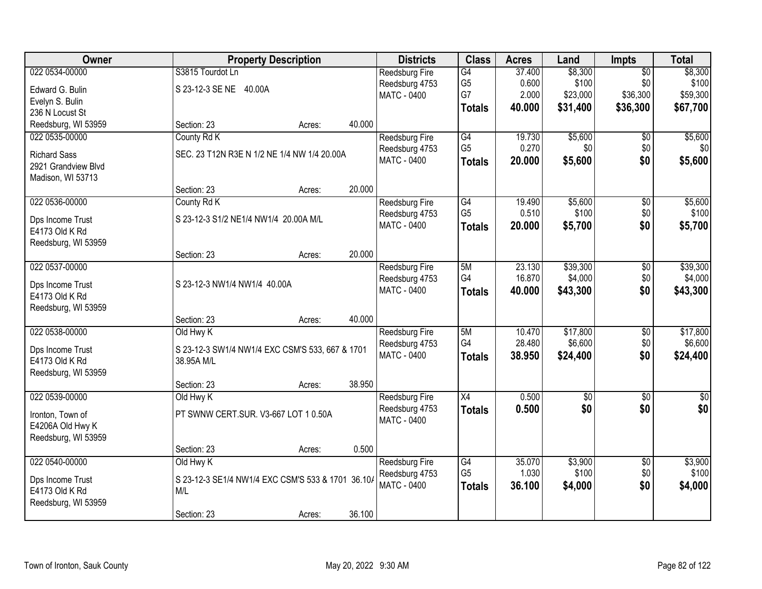| Owner | Property Description | | | Districts | Class | Acres | Land | Impts | Total |
|---|---|---|---|---|---|---|---|---|---|
| 022 0534-00000 | S3815 Tourdot Ln | | | Reedsburg Fire | G4 | 37.400 | $8,300 | $0 | $8,300 |
| Edward G. Bulin | S 23-12-3 SE NE 40.00A | | | Reedsburg 4753 | G5 | 0.600 | $100 | $0 | $100 |
| Evelyn S. Bulin | | | | MATC - 0400 | G7 | 2.000 | $23,000 | $36,300 | $59,300 |
| 236 N Locust St | | | | | **Totals** | **40.000** | **$31,400** | **$36,300** | **$67,700** |
| Reedsburg, WI 53959 | Section: 23 | Acres: | 40.000 | | | | | | |
| 022 0535-00000 | County Rd K | | | Reedsburg Fire | G4 | 19.730 | $5,600 | $0 | $5,600 |
| Richard Sass | SEC. 23 T12N R3E N 1/2 NE 1/4 NW 1/4 20.00A | | | Reedsburg 4753 | G5 | 0.270 | $0 | $0 | $0 |
| 2921 Grandview Blvd | | | | MATC - 0400 | **Totals** | **20.000** | **$5,600** | **$0** | **$5,600** |
| Madison, WI 53713 | | | | | | | | | |
| | Section: 23 | Acres: | 20.000 | | | | | | |
| 022 0536-00000 | County Rd K | | | Reedsburg Fire | G4 | 19.490 | $5,600 | $0 | $5,600 |
| Dps Income Trust | S 23-12-3 S1/2 NE1/4 NW1/4 20.00A M/L | | | Reedsburg 4753 | G5 | 0.510 | $100 | $0 | $100 |
| E4173 Old K Rd | | | | MATC - 0400 | **Totals** | **20.000** | **$5,700** | **$0** | **$5,700** |
| Reedsburg, WI 53959 | | | | | | | | | |
| | Section: 23 | Acres: | 20.000 | | | | | | |
| 022 0537-00000 | | | | Reedsburg Fire | 5M | 23.130 | $39,300 | $0 | $39,300 |
| Dps Income Trust | S 23-12-3 NW1/4 NW1/4 40.00A | | | Reedsburg 4753 | G4 | 16.870 | $4,000 | $0 | $4,000 |
| E4173 Old K Rd | | | | MATC - 0400 | **Totals** | **40.000** | **$43,300** | **$0** | **$43,300** |
| Reedsburg, WI 53959 | | | | | | | | | |
| | Section: 23 | Acres: | 40.000 | | | | | | |
| 022 0538-00000 | Old Hwy K | | | Reedsburg Fire | 5M | 10.470 | $17,800 | $0 | $17,800 |
| Dps Income Trust | S 23-12-3 SW1/4 NW1/4 EXC CSM'S 533, 667 & 1701 38.95A M/L | | | Reedsburg 4753 | G4 | 28.480 | $6,600 | $0 | $6,600 |
| E4173 Old K Rd | | | | MATC - 0400 | **Totals** | **38.950** | **$24,400** | **$0** | **$24,400** |
| Reedsburg, WI 53959 | | | | | | | | | |
| | Section: 23 | Acres: | 38.950 | | | | | | |
| 022 0539-00000 | Old Hwy K | | | Reedsburg Fire | X4 | 0.500 | $0 | $0 | $0 |
| Ironton, Town of | PT SWNW CERT.SUR. V3-667 LOT 1 0.50A | | | Reedsburg 4753 | **Totals** | **0.500** | **$0** | **$0** | **$0** |
| E4206A Old Hwy K | | | | MATC - 0400 | | | | | |
| Reedsburg, WI 53959 | | | | | | | | | |
| | Section: 23 | Acres: | 0.500 | | | | | | |
| 022 0540-00000 | Old Hwy K | | | Reedsburg Fire | G4 | 35.070 | $3,900 | $0 | $3,900 |
| Dps Income Trust | S 23-12-3 SE1/4 NW1/4 EXC CSM'S 533 & 1701 36.10A M/L | | | Reedsburg 4753 | G5 | 1.030 | $100 | $0 | $100 |
| E4173 Old K Rd | | | | MATC - 0400 | **Totals** | **36.100** | **$4,000** | **$0** | **$4,000** |
| Reedsburg, WI 53959 | | | | | | | | | |
| | Section: 23 | Acres: | 36.100 | | | | | | |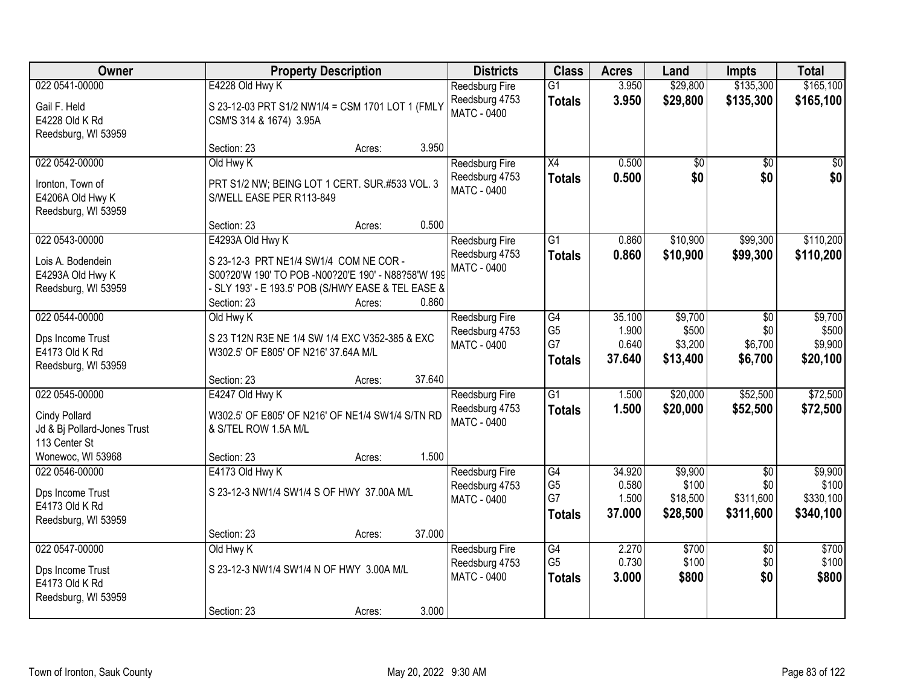| Owner | Property Description | Districts | Class | Acres | Land | Impts | Total |
|---|---|---|---|---|---|---|---|
| 022 0541-00000<br>Gail F. Held<br>E4228 Old K Rd<br>Reedsburg, WI 53959 | E4228 Old Hwy K<br>S 23-12-03 PRT S1/2 NW1/4 = CSM 1701 LOT 1 (FMLY CSM'S 314 & 1674) 3.95A<br>Section: 23 Acres: 3.950 | Reedsburg Fire<br>Reedsburg 4753<br>MATC - 0400 | G1<br>**Totals** | 3.950<br>**3.950** | $29,800<br>**$29,800** | $135,300<br>**$135,300** | $165,100<br>**$165,100** |
| 022 0542-00000<br>Ironton, Town of<br>E4206A Old Hwy K<br>Reedsburg, WI 53959 | Old Hwy K<br>PRT S1/2 NW; BEING LOT 1 CERT. SUR.#533 VOL. 3 S/WELL EASE PER R113-849<br>Section: 23 Acres: 0.500 | Reedsburg Fire<br>Reedsburg 4753<br>MATC - 0400 | X4<br>**Totals** | 0.500<br>**0.500** | $0<br>**$0** | $0<br>**$0** | $0<br>**$0** |
| 022 0543-00000<br>Lois A. Bodendein<br>E4293A Old Hwy K<br>Reedsburg, WI 53959 | E4293A Old Hwy K<br>S 23-12-3 PRT NE1/4 SW1/4 COM NE COR - S00?20'W 190' TO POB -N00?20'E 190' - N88?58'W 199 - SLY 193' - E 193.5' POB (S/HWY EASE & TEL EASE &<br>Section: 23 Acres: 0.860 | Reedsburg Fire<br>Reedsburg 4753<br>MATC - 0400 | G1<br>**Totals** | 0.860<br>**0.860** | $10,900<br>**$10,900** | $99,300<br>**$99,300** | $110,200<br>**$110,200** |
| 022 0544-00000<br>Dps Income Trust<br>E4173 Old K Rd<br>Reedsburg, WI 53959 | Old Hwy K<br>S 23 T12N R3E NE 1/4 SW 1/4 EXC V352-385 & EXC W302.5' OF E805' OF N216' 37.64A M/L<br>Section: 23 Acres: 37.640 | Reedsburg Fire<br>Reedsburg 4753<br>MATC - 0400 | G4<br>G5<br>G7<br>**Totals** | 35.100<br>1.900<br>0.640<br>**37.640** | $9,700<br>$500<br>$3,200<br>**$13,400** | $0<br>$0<br>$6,700<br>**$6,700** | $9,700<br>$500<br>$9,900<br>**$20,100** |
| 022 0545-00000<br>Cindy Pollard<br>Jd & Bj Pollard-Jones Trust<br>113 Center St<br>Wonewoc, WI 53968 | E4247 Old Hwy K<br>W302.5' OF E805' OF N216' OF NE1/4 SW1/4 S/TN RD & S/TEL ROW 1.5A M/L<br>Section: 23 Acres: 1.500 | Reedsburg Fire<br>Reedsburg 4753<br>MATC - 0400 | G1<br>**Totals** | 1.500<br>**1.500** | $20,000<br>**$20,000** | $52,500<br>**$52,500** | $72,500<br>**$72,500** |
| 022 0546-00000<br>Dps Income Trust<br>E4173 Old K Rd<br>Reedsburg, WI 53959 | E4173 Old Hwy K<br>S 23-12-3 NW1/4 SW1/4 S OF HWY 37.00A M/L<br>Section: 23 Acres: 37.000 | Reedsburg Fire<br>Reedsburg 4753<br>MATC - 0400 | G4<br>G5<br>G7<br>**Totals** | 34.920<br>0.580<br>1.500<br>**37.000** | $9,900<br>$100<br>$18,500<br>**$28,500** | $0<br>$0<br>$311,600<br>**$311,600** | $9,900<br>$100<br>$330,100<br>**$340,100** |
| 022 0547-00000<br>Dps Income Trust<br>E4173 Old K Rd<br>Reedsburg, WI 53959 | Old Hwy K<br>S 23-12-3 NW1/4 SW1/4 N OF HWY 3.00A M/L<br>Section: 23 Acres: 3.000 | Reedsburg Fire<br>Reedsburg 4753<br>MATC - 0400 | G4<br>G5<br>**Totals** | 2.270<br>0.730<br>**3.000** | $700<br>$100<br>**$800** | $0<br>$0<br>**$0** | $700<br>$100<br>**$800** |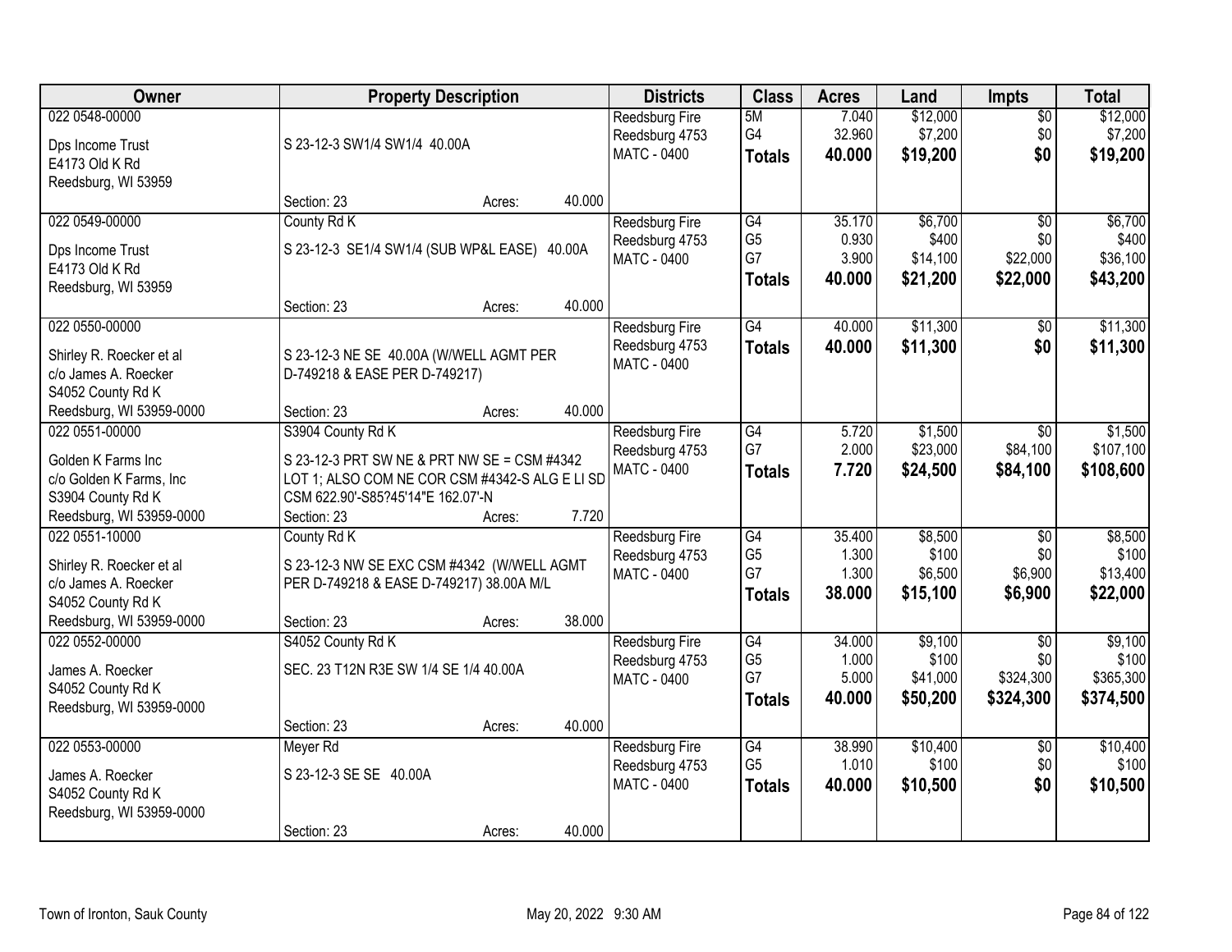| Owner | Property Description | Districts | Class | Acres | Land | Impts | Total |
|---|---|---|---|---|---|---|---|
| 022 0548-00000<br><br>Dps Income Trust<br>E4173 Old K Rd<br>Reedsburg, WI 53959 | S 23-12-3 SW1/4 SW1/4 40.00A<br><br>Section: 23 Acres: 40.000 | Reedsburg Fire<br>Reedsburg 4753<br>MATC - 0400 | 5M<br>G4<br>**Totals** | 7.040<br>32.960<br>**40.000** | $12,000<br>$7,200<br>**$19,200** | $0<br>$0<br>**$0** | $12,000<br>$7,200<br>**$19,200** |
| 022 0549-00000<br><br>Dps Income Trust<br>E4173 Old K Rd<br>Reedsburg, WI 53959 | County Rd K<br><br>S 23-12-3 SE1/4 SW1/4 (SUB WP&L EASE) 40.00A<br><br>Section: 23 Acres: 40.000 | Reedsburg Fire<br>Reedsburg 4753<br>MATC - 0400 | G4<br>G5<br>G7<br>**Totals** | 35.170<br>0.930<br>3.900<br>**40.000** | $6,700<br>$400<br>$14,100<br>**$21,200** | $0<br>$0<br>$22,000<br>**$22,000** | $6,700<br>$400<br>$36,100<br>**$43,200** |
| 022 0550-00000<br><br>Shirley R. Roecker et al<br>c/o James A. Roecker<br>S4052 County Rd K<br>Reedsburg, WI 53959-0000 | S 23-12-3 NE SE 40.00A (W/WELL AGMT PER D-749218 & EASE PER D-749217)<br><br>Section: 23 Acres: 40.000 | Reedsburg Fire<br>Reedsburg 4753<br>MATC - 0400 | G4<br>**Totals** | 40.000<br>**40.000** | $11,300<br>**$11,300** | $0<br>**$0** | $11,300<br>**$11,300** |
| 022 0551-00000<br><br>Golden K Farms Inc<br>c/o Golden K Farms, Inc<br>S3904 County Rd K<br>Reedsburg, WI 53959-0000 | S3904 County Rd K<br><br>S 23-12-3 PRT SW NE & PRT NW SE = CSM #4342 LOT 1; ALSO COM NE COR CSM #4342-S ALG E LI SD CSM 622.90'-S85?45'14"E 162.07'-N<br>Section: 23 Acres: 7.720 | Reedsburg Fire<br>Reedsburg 4753<br>MATC - 0400 | G4<br>G7<br>**Totals** | 5.720<br>2.000<br>**7.720** | $1,500<br>$23,000<br>**$24,500** | $0<br>$84,100<br>**$84,100** | $1,500<br>$107,100<br>**$108,600** |
| 022 0551-10000<br><br>Shirley R. Roecker et al<br>c/o James A. Roecker<br>S4052 County Rd K<br>Reedsburg, WI 53959-0000 | County Rd K<br><br>S 23-12-3 NW SE EXC CSM #4342 (W/WELL AGMT PER D-749218 & EASE D-749217) 38.00A M/L<br><br>Section: 23 Acres: 38.000 | Reedsburg Fire<br>Reedsburg 4753<br>MATC - 0400 | G4<br>G5<br>G7<br>**Totals** | 35.400<br>1.300<br>1.300<br>**38.000** | $8,500<br>$100<br>$6,500<br>**$15,100** | $0<br>$0<br>$6,900<br>**$6,900** | $8,500<br>$100<br>$13,400<br>**$22,000** |
| 022 0552-00000<br><br>James A. Roecker<br>S4052 County Rd K<br>Reedsburg, WI 53959-0000 | S4052 County Rd K<br><br>SEC. 23 T12N R3E SW 1/4 SE 1/4 40.00A<br><br>Section: 23 Acres: 40.000 | Reedsburg Fire<br>Reedsburg 4753<br>MATC - 0400 | G4<br>G5<br>G7<br>**Totals** | 34.000<br>1.000<br>5.000<br>**40.000** | $9,100<br>$100<br>$41,000<br>**$50,200** | $0<br>$0<br>$324,300<br>**$324,300** | $9,100<br>$100<br>$365,300<br>**$374,500** |
| 022 0553-00000<br><br>James A. Roecker<br>S4052 County Rd K<br>Reedsburg, WI 53959-0000 | Meyer Rd<br><br>S 23-12-3 SE SE 40.00A<br><br>Section: 23 Acres: 40.000 | Reedsburg Fire<br>Reedsburg 4753<br>MATC - 0400 | G4<br>G5<br>**Totals** | 38.990<br>1.010<br>**40.000** | $10,400<br>$100<br>**$10,500** | $0<br>$0<br>**$0** | $10,400<br>$100<br>**$10,500** |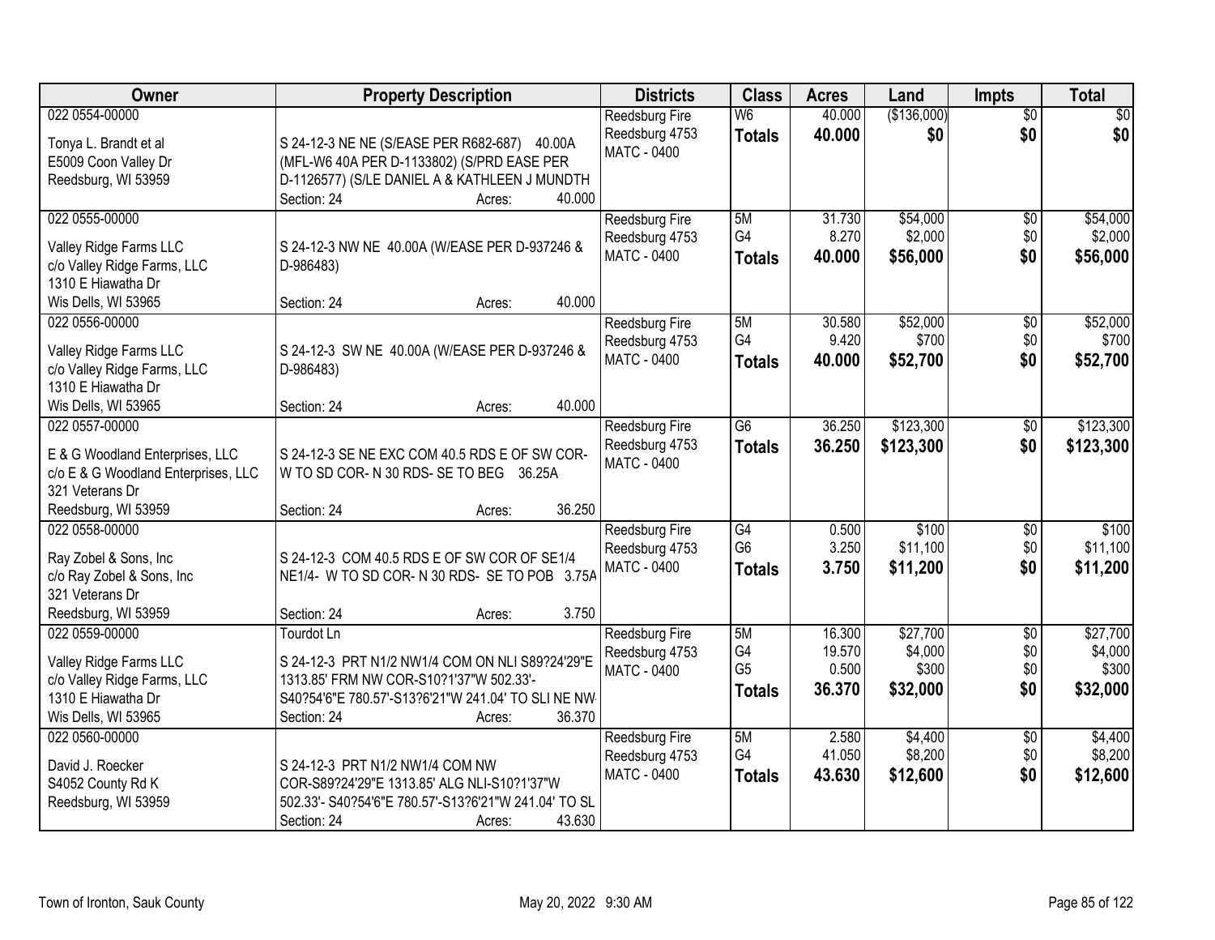| Owner | Property Description | Districts | Class | Acres | Land | Impts | Total |
|---|---|---|---|---|---|---|---|
| 022 0554-00000<br><br>Tonya L. Brandt et al<br>E5009 Coon Valley Dr<br>Reedsburg, WI 53959 | S 24-12-3 NE NE (S/EASE PER R682-687) 40.00A (MFL-W6 40A PER D-1133802) (S/PRD EASE PER D-1126577) (S/LE DANIEL A & KATHLEEN J MUNDTH<br>Section: 24 Acres: 40.000 | Reedsburg Fire<br>Reedsburg 4753<br>MATC - 0400 | W6<br>**Totals** | 40.000<br>**40.000** | ($136,000)<br>**$0** | $0<br>**$0** | $0<br>**$0** |
| 022 0555-00000<br><br>Valley Ridge Farms LLC<br>c/o Valley Ridge Farms, LLC<br>1310 E Hiawatha Dr<br>Wis Dells, WI 53965 | S 24-12-3 NW NE 40.00A (W/EASE PER D-937246 & D-986483)<br>Section: 24 Acres: 40.000 | Reedsburg Fire<br>Reedsburg 4753<br>MATC - 0400 | 5M<br>G4<br>**Totals** | 31.730<br>8.270<br>**40.000** | $54,000<br>$2,000<br>**$56,000** | $0<br>$0<br>**$0** | $54,000<br>$2,000<br>**$56,000** |
| 022 0556-00000<br><br>Valley Ridge Farms LLC<br>c/o Valley Ridge Farms, LLC<br>1310 E Hiawatha Dr<br>Wis Dells, WI 53965 | S 24-12-3 SW NE 40.00A (W/EASE PER D-937246 & D-986483)<br>Section: 24 Acres: 40.000 | Reedsburg Fire<br>Reedsburg 4753<br>MATC - 0400 | 5M<br>G4<br>**Totals** | 30.580<br>9.420<br>**40.000** | $52,000<br>$700<br>**$52,700** | $0<br>$0<br>**$0** | $52,000<br>$700<br>**$52,700** |
| 022 0557-00000<br><br>E & G Woodland Enterprises, LLC<br>c/o E & G Woodland Enterprises, LLC<br>321 Veterans Dr<br>Reedsburg, WI 53959 | S 24-12-3 SE NE EXC COM 40.5 RDS E OF SW COR-W TO SD COR- N 30 RDS- SE TO BEG 36.25A<br>Section: 24 Acres: 36.250 | Reedsburg Fire<br>Reedsburg 4753<br>MATC - 0400 | G6<br>**Totals** | 36.250<br>**36.250** | $123,300<br>**$123,300** | $0<br>**$0** | $123,300<br>**$123,300** |
| 022 0558-00000<br><br>Ray Zobel & Sons, Inc<br>c/o Ray Zobel & Sons, Inc<br>321 Veterans Dr<br>Reedsburg, WI 53959 | S 24-12-3 COM 40.5 RDS E OF SW COR OF SE1/4 NE1/4- W TO SD COR- N 30 RDS- SE TO POB 3.75A<br>Section: 24 Acres: 3.750 | Reedsburg Fire<br>Reedsburg 4753<br>MATC - 0400 | G4<br>G6<br>**Totals** | 0.500<br>3.250<br>**3.750** | $100<br>$11,100<br>**$11,200** | $0<br>$0<br>**$0** | $100<br>$11,100<br>**$11,200** |
| 022 0559-00000<br><br>Valley Ridge Farms LLC<br>c/o Valley Ridge Farms, LLC<br>1310 E Hiawatha Dr<br>Wis Dells, WI 53965 | Tourdot Ln<br><br>S 24-12-3 PRT N1/2 NW1/4 COM ON NLI S89?24'29"E 1313.85' FRM NW COR-S10?1'37"W 502.33'-S40?54'6"E 780.57'-S13?6'21"W 241.04' TO SLI NE NW<br>Section: 24 Acres: 36.370 | Reedsburg Fire<br>Reedsburg 4753<br>MATC - 0400 | 5M<br>G4<br>G5<br>**Totals** | 16.300<br>19.570<br>0.500<br>**36.370** | $27,700<br>$4,000<br>$300<br>**$32,000** | $0<br>$0<br>$0<br>**$0** | $27,700<br>$4,000<br>$300<br>**$32,000** |
| 022 0560-00000<br><br>David J. Roecker<br>S4052 County Rd K<br>Reedsburg, WI 53959 | S 24-12-3 PRT N1/2 NW1/4 COM NW COR-S89?24'29"E 1313.85' ALG NLI-S10?1'37"W 502.33'- S40?54'6"E 780.57'-S13?6'21"W 241.04' TO SL<br>Section: 24 Acres: 43.630 | Reedsburg Fire<br>Reedsburg 4753<br>MATC - 0400 | 5M<br>G4<br>**Totals** | 2.580<br>41.050<br>**43.630** | $4,400<br>$8,200<br>**$12,600** | $0<br>$0<br>**$0** | $4,400<br>$8,200<br>**$12,600** |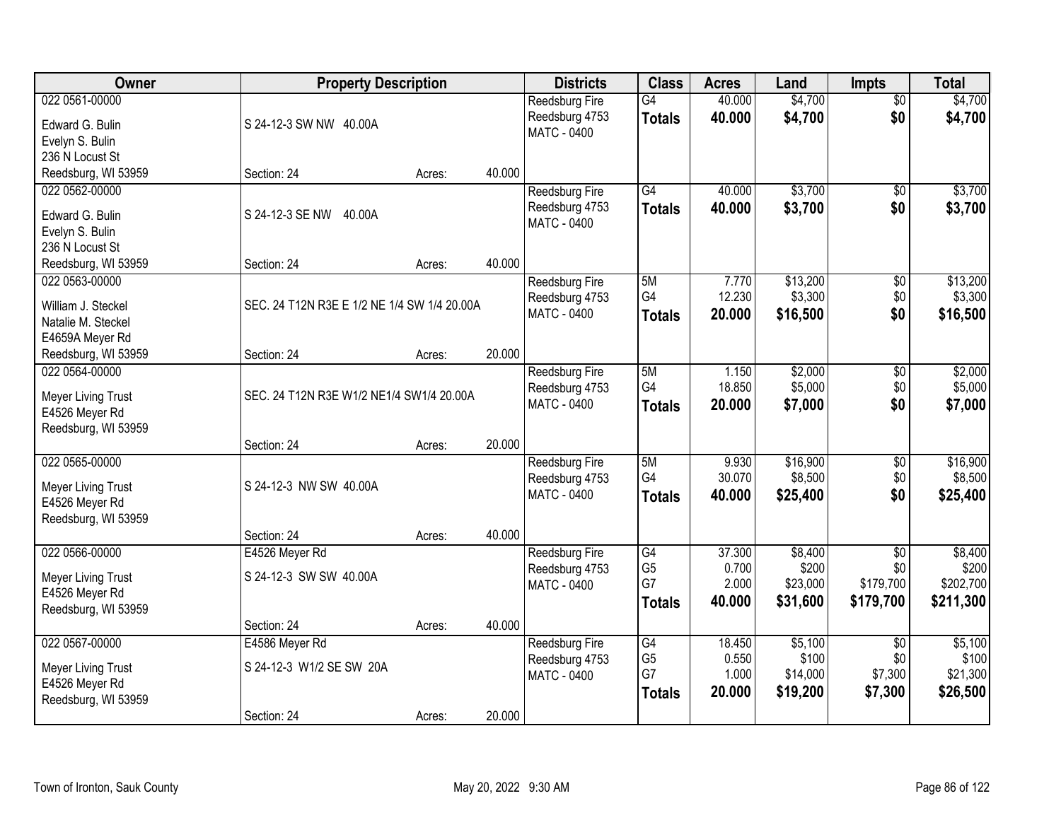| Owner | Property Description | | | Districts | Class | Acres | Land | Impts | Total |
|---|---|---|---|---|---|---|---|---|---|
| 022 0561-00000 | | | | Reedsburg Fire | G4 | 40.000 | $4,700 | $0 | $4,700 |
| Edward G. Bulin | S 24-12-3 SW NW 40.00A | | | Reedsburg 4753 | **Totals** | **40.000** | **$4,700** | **$0** | **$4,700** |
| Evelyn S. Bulin | | | | MATC - 0400 | | | | | |
| 236 N Locust St | | | | | | | | | |
| Reedsburg, WI 53959 | Section: 24 | Acres: | 40.000 | | | | | | |
| 022 0562-00000 | | | | Reedsburg Fire | G4 | 40.000 | $3,700 | $0 | $3,700 |
| Edward G. Bulin | S 24-12-3 SE NW 40.00A | | | Reedsburg 4753 | **Totals** | **40.000** | **$3,700** | **$0** | **$3,700** |
| Evelyn S. Bulin | | | | MATC - 0400 | | | | | |
| 236 N Locust St | | | | | | | | | |
| Reedsburg, WI 53959 | Section: 24 | Acres: | 40.000 | | | | | | |
| 022 0563-00000 | | | | Reedsburg Fire | 5M | 7.770 | $13,200 | $0 | $13,200 |
| William J. Steckel | SEC. 24 T12N R3E E 1/2 NE 1/4 SW 1/4 20.00A | | | Reedsburg 4753 | G4 | 12.230 | $3,300 | $0 | $3,300 |
| Natalie M. Steckel | | | | MATC - 0400 | **Totals** | **20.000** | **$16,500** | **$0** | **$16,500** |
| E4659A Meyer Rd | | | | | | | | | |
| Reedsburg, WI 53959 | Section: 24 | Acres: | 20.000 | | | | | | |
| 022 0564-00000 | | | | Reedsburg Fire | 5M | 1.150 | $2,000 | $0 | $2,000 |
| Meyer Living Trust | SEC. 24 T12N R3E W1/2 NE1/4 SW1/4 20.00A | | | Reedsburg 4753 | G4 | 18.850 | $5,000 | $0 | $5,000 |
| E4526 Meyer Rd | | | | MATC - 0400 | **Totals** | **20.000** | **$7,000** | **$0** | **$7,000** |
| Reedsburg, WI 53959 | | | | | | | | | |
| | Section: 24 | Acres: | 20.000 | | | | | | |
| 022 0565-00000 | | | | Reedsburg Fire | 5M | 9.930 | $16,900 | $0 | $16,900 |
| Meyer Living Trust | S 24-12-3 NW SW 40.00A | | | Reedsburg 4753 | G4 | 30.070 | $8,500 | $0 | $8,500 |
| E4526 Meyer Rd | | | | MATC - 0400 | **Totals** | **40.000** | **$25,400** | **$0** | **$25,400** |
| Reedsburg, WI 53959 | | | | | | | | | |
| | Section: 24 | Acres: | 40.000 | | | | | | |
| 022 0566-00000 | E4526 Meyer Rd | | | Reedsburg Fire | G4 | 37.300 | $8,400 | $0 | $8,400 |
| Meyer Living Trust | S 24-12-3 SW SW 40.00A | | | Reedsburg 4753 | G5 | 0.700 | $200 | $0 | $200 |
| E4526 Meyer Rd | | | | MATC - 0400 | G7 | 2.000 | $23,000 | $179,700 | $202,700 |
| Reedsburg, WI 53959 | | | | | **Totals** | **40.000** | **$31,600** | **$179,700** | **$211,300** |
| | Section: 24 | Acres: | 40.000 | | | | | | |
| 022 0567-00000 | E4586 Meyer Rd | | | Reedsburg Fire | G4 | 18.450 | $5,100 | $0 | $5,100 |
| Meyer Living Trust | S 24-12-3 W1/2 SE SW 20A | | | Reedsburg 4753 | G5 | 0.550 | $100 | $0 | $100 |
| E4526 Meyer Rd | | | | MATC - 0400 | G7 | 1.000 | $14,000 | $7,300 | $21,300 |
| Reedsburg, WI 53959 | | | | | **Totals** | **20.000** | **$19,200** | **$7,300** | **$26,500** |
| | Section: 24 | Acres: | 20.000 | | | | | | |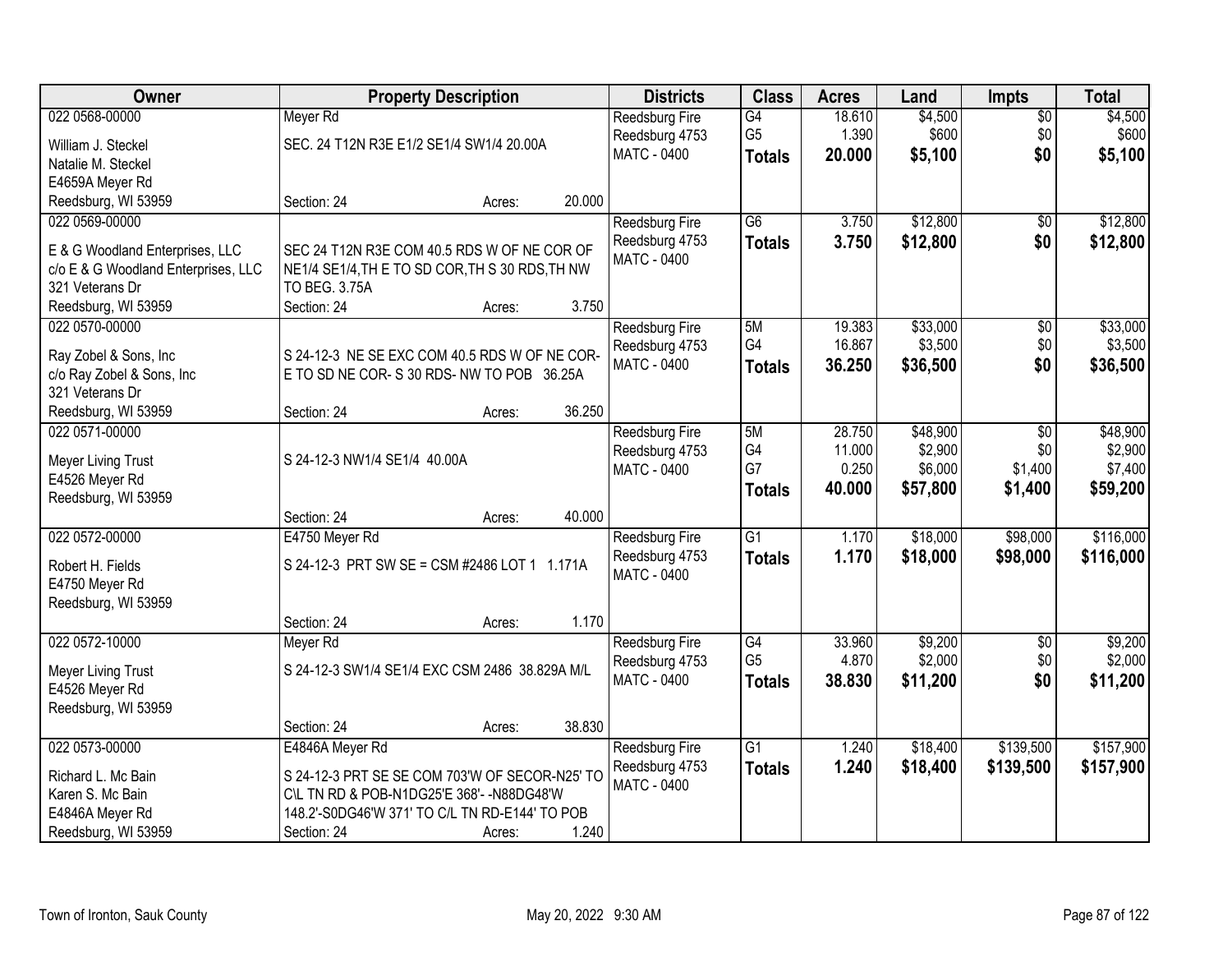| Owner | Property Description | Districts | Class | Acres | Land | Impts | Total |
|---|---|---|---|---|---|---|---|
| 022 0568-00000<br>William J. Steckel<br>Natalie M. Steckel<br>E4659A Meyer Rd<br>Reedsburg, WI 53959 | Meyer Rd<br>SEC. 24 T12N R3E E1/2 SE1/4 SW1/4 20.00A<br>Section: 24 Acres: 20.000 | Reedsburg Fire<br>Reedsburg 4753<br>MATC - 0400 | G4<br>G5<br>**Totals** | 18.610<br>1.390<br>**20.000** | $4,500<br>$600<br>**$5,100** | $0<br>$0<br>**$0** | $4,500<br>$600<br>**$5,100** |
| 022 0569-00000<br>E & G Woodland Enterprises, LLC<br>c/o E & G Woodland Enterprises, LLC<br>321 Veterans Dr<br>Reedsburg, WI 53959 | SEC 24 T12N R3E COM 40.5 RDS W OF NE COR OF NE1/4 SE1/4,TH E TO SD COR,TH S 30 RDS,TH NW TO BEG. 3.75A<br>Section: 24 Acres: 3.750 | Reedsburg Fire<br>Reedsburg 4753<br>MATC - 0400 | G6<br>**Totals** | 3.750<br>**3.750** | $12,800<br>**$12,800** | $0<br>**$0** | $12,800<br>**$12,800** |
| 022 0570-00000<br>Ray Zobel & Sons, Inc<br>c/o Ray Zobel & Sons, Inc<br>321 Veterans Dr<br>Reedsburg, WI 53959 | S 24-12-3 NE SE EXC COM 40.5 RDS W OF NE COR-E TO SD NE COR- S 30 RDS- NW TO POB 36.25A<br>Section: 24 Acres: 36.250 | Reedsburg Fire<br>Reedsburg 4753<br>MATC - 0400 | 5M<br>G4<br>**Totals** | 19.383<br>16.867<br>**36.250** | $33,000<br>$3,500<br>**$36,500** | $0<br>$0<br>**$0** | $33,000<br>$3,500<br>**$36,500** |
| 022 0571-00000<br>Meyer Living Trust<br>E4526 Meyer Rd<br>Reedsburg, WI 53959 | S 24-12-3 NW1/4 SE1/4 40.00A<br>Section: 24 Acres: 40.000 | Reedsburg Fire<br>Reedsburg 4753<br>MATC - 0400 | 5M<br>G4<br>G7<br>**Totals** | 28.750<br>11.000<br>0.250<br>**40.000** | $48,900<br>$2,900<br>$6,000<br>**$57,800** | $0<br>$0<br>$1,400<br>**$1,400** | $48,900<br>$2,900<br>$7,400<br>**$59,200** |
| 022 0572-00000<br>Robert H. Fields<br>E4750 Meyer Rd<br>Reedsburg, WI 53959 | E4750 Meyer Rd<br>S 24-12-3 PRT SW SE = CSM #2486 LOT 1 1.171A<br>Section: 24 Acres: 1.170 | Reedsburg Fire<br>Reedsburg 4753<br>MATC - 0400 | G1<br>**Totals** | 1.170<br>**1.170** | $18,000<br>**$18,000** | $98,000<br>**$98,000** | $116,000<br>**$116,000** |
| 022 0572-10000<br>Meyer Living Trust<br>E4526 Meyer Rd<br>Reedsburg, WI 53959 | Meyer Rd<br>S 24-12-3 SW1/4 SE1/4 EXC CSM 2486 38.829A M/L<br>Section: 24 Acres: 38.830 | Reedsburg Fire<br>Reedsburg 4753<br>MATC - 0400 | G4<br>G5<br>**Totals** | 33.960<br>4.870<br>**38.830** | $9,200<br>$2,000<br>**$11,200** | $0<br>$0<br>**$0** | $9,200<br>$2,000<br>**$11,200** |
| 022 0573-00000<br>Richard L. Mc Bain<br>Karen S. Mc Bain<br>E4846A Meyer Rd<br>Reedsburg, WI 53959 | E4846A Meyer Rd<br>S 24-12-3 PRT SE SE COM 703'W OF SECOR-N25' TO C\L TN RD & POB-N1DG25'E 368'- -N88DG48'W 148.2'-S0DG46'W 371' TO C/L TN RD-E144' TO POB<br>Section: 24 Acres: 1.240 | Reedsburg Fire<br>Reedsburg 4753<br>MATC - 0400 | G1<br>**Totals** | 1.240<br>**1.240** | $18,400<br>**$18,400** | $139,500<br>**$139,500** | $157,900<br>**$157,900** |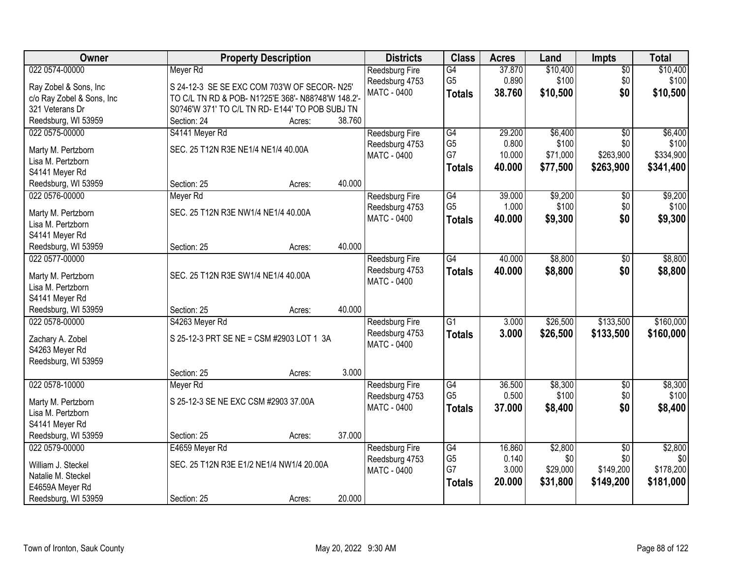| Owner | Property Description | Districts | Class | Acres | Land | Impts | Total |
|---|---|---|---|---|---|---|---|
| 022 0574-00000<br>Ray Zobel & Sons, Inc<br>c/o Ray Zobel & Sons, Inc<br>321 Veterans Dr<br>Reedsburg, WI 53959 | Meyer Rd<br>S 24-12-3 SE SE EXC COM 703'W OF SECOR- N25' TO C/L TN RD & POB- N1?25'E 368'- N88?48'W 148.2'- S0?46'W 371' TO C/L TN RD- E144' TO POB SUBJ TN<br>Section: 24 Acres: 38.760 | Reedsburg Fire<br>Reedsburg 4753<br>MATC - 0400 | G4<br>G5<br>**Totals** | 37.870<br>0.890<br>**38.760** | $10,400<br>$100<br>**$10,500** | $0<br>$0<br>**$0** | $10,400<br>$100<br>**$10,500** |
| 022 0575-00000<br>Marty M. Pertzborn<br>Lisa M. Pertzborn<br>S4141 Meyer Rd<br>Reedsburg, WI 53959 | S4141 Meyer Rd<br>SEC. 25 T12N R3E NE1/4 NE1/4 40.00A<br>Section: 25 Acres: 40.000 | Reedsburg Fire<br>Reedsburg 4753<br>MATC - 0400 | G4<br>G5<br>G7<br>**Totals** | 29.200<br>0.800<br>10.000<br>**40.000** | $6,400<br>$100<br>$71,000<br>**$77,500** | $0<br>$0<br>$263,900<br>**$263,900** | $6,400<br>$100<br>$334,900<br>**$341,400** |
| 022 0576-00000<br>Marty M. Pertzborn<br>Lisa M. Pertzborn<br>S4141 Meyer Rd<br>Reedsburg, WI 53959 | Meyer Rd<br>SEC. 25 T12N R3E NW1/4 NE1/4 40.00A<br>Section: 25 Acres: 40.000 | Reedsburg Fire<br>Reedsburg 4753<br>MATC - 0400 | G4<br>G5<br>**Totals** | 39.000<br>1.000<br>**40.000** | $9,200<br>$100<br>**$9,300** | $0<br>$0<br>**$0** | $9,200<br>$100<br>**$9,300** |
| 022 0577-00000<br>Marty M. Pertzborn<br>Lisa M. Pertzborn<br>S4141 Meyer Rd<br>Reedsburg, WI 53959 | SEC. 25 T12N R3E SW1/4 NE1/4 40.00A<br>Section: 25 Acres: 40.000 | Reedsburg Fire<br>Reedsburg 4753<br>MATC - 0400 | G4<br>**Totals** | 40.000<br>**40.000** | $8,800<br>**$8,800** | $0<br>**$0** | $8,800<br>**$8,800** |
| 022 0578-00000<br>Zachary A. Zobel<br>S4263 Meyer Rd<br>Reedsburg, WI 53959 | S4263 Meyer Rd<br>S 25-12-3 PRT SE NE = CSM #2903 LOT 1 3A<br>Section: 25 Acres: 3.000 | Reedsburg Fire<br>Reedsburg 4753<br>MATC - 0400 | G1<br>**Totals** | 3.000<br>**3.000** | $26,500<br>**$26,500** | $133,500<br>**$133,500** | $160,000<br>**$160,000** |
| 022 0578-10000<br>Marty M. Pertzborn<br>Lisa M. Pertzborn<br>S4141 Meyer Rd<br>Reedsburg, WI 53959 | Meyer Rd<br>S 25-12-3 SE NE EXC CSM #2903 37.00A<br>Section: 25 Acres: 37.000 | Reedsburg Fire<br>Reedsburg 4753<br>MATC - 0400 | G4<br>G5<br>**Totals** | 36.500<br>0.500<br>**37.000** | $8,300<br>$100<br>**$8,400** | $0<br>$0<br>**$0** | $8,300<br>$100<br>**$8,400** |
| 022 0579-00000<br>William J. Steckel<br>Natalie M. Steckel<br>E4659A Meyer Rd<br>Reedsburg, WI 53959 | E4659 Meyer Rd<br>SEC. 25 T12N R3E E1/2 NE1/4 NW1/4 20.00A<br>Section: 25 Acres: 20.000 | Reedsburg Fire<br>Reedsburg 4753<br>MATC - 0400 | G4<br>G5<br>G7<br>**Totals** | 16.860<br>0.140<br>3.000<br>**20.000** | $2,800<br>$0<br>$29,000<br>**$31,800** | $0<br>$0<br>$149,200<br>**$149,200** | $2,800<br>$0<br>$178,200<br>**$181,000** |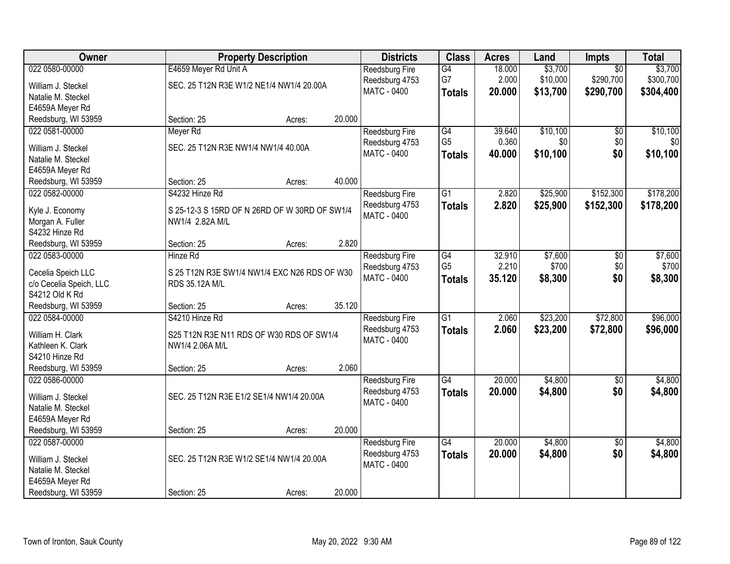| Owner | Property Description | | | Districts | Class | Acres | Land | Impts | Total |
|---|---|---|---|---|---|---|---|---|---|
| 022 0580-00000 | E4659 Meyer Rd Unit A | | | Reedsburg Fire | G4 | 18.000 | $3,700 | $0 | $3,700 |
| William J. Steckel | SEC. 25 T12N R3E W1/2 NE1/4 NW1/4 20.00A | | | Reedsburg 4753 | G7 | 2.000 | $10,000 | $290,700 | $300,700 |
| Natalie M. Steckel | | | | MATC - 0400 | **Totals** | **20.000** | **$13,700** | **$290,700** | **$304,400** |
| E4659A Meyer Rd | | | | | | | | | |
| Reedsburg, WI 53959 | Section: 25 | Acres: | 20.000 | | | | | | |
| 022 0581-00000 | Meyer Rd | | | Reedsburg Fire | G4 | 39.640 | $10,100 | $0 | $10,100 |
| William J. Steckel | SEC. 25 T12N R3E NW1/4 NW1/4 40.00A | | | Reedsburg 4753 | G5 | 0.360 | $0 | $0 | $0 |
| Natalie M. Steckel | | | | MATC - 0400 | **Totals** | **40.000** | **$10,100** | **$0** | **$10,100** |
| E4659A Meyer Rd | | | | | | | | | |
| Reedsburg, WI 53959 | Section: 25 | Acres: | 40.000 | | | | | | |
| 022 0582-00000 | S4232 Hinze Rd | | | Reedsburg Fire | G1 | 2.820 | $25,900 | $152,300 | $178,200 |
| Kyle J. Economy | S 25-12-3 S 15RD OF N 26RD OF W 30RD OF SW1/4 | | | Reedsburg 4753 | **Totals** | **2.820** | **$25,900** | **$152,300** | **$178,200** |
| Morgan A. Fuller | NW1/4 2.82A M/L | | | MATC - 0400 | | | | | |
| S4232 Hinze Rd | | | | | | | | | |
| Reedsburg, WI 53959 | Section: 25 | Acres: | 2.820 | | | | | | |
| 022 0583-00000 | Hinze Rd | | | Reedsburg Fire | G4 | 32.910 | $7,600 | $0 | $7,600 |
| Cecelia Speich LLC | S 25 T12N R3E SW1/4 NW1/4 EXC N26 RDS OF W30 | | | Reedsburg 4753 | G5 | 2.210 | $700 | $0 | $700 |
| c/o Cecelia Speich, LLC | RDS 35.12A M/L | | | MATC - 0400 | **Totals** | **35.120** | **$8,300** | **$0** | **$8,300** |
| S4212 Old K Rd | | | | | | | | | |
| Reedsburg, WI 53959 | Section: 25 | Acres: | 35.120 | | | | | | |
| 022 0584-00000 | S4210 Hinze Rd | | | Reedsburg Fire | G1 | 2.060 | $23,200 | $72,800 | $96,000 |
| William H. Clark | S25 T12N R3E N11 RDS OF W30 RDS OF SW1/4 | | | Reedsburg 4753 | **Totals** | **2.060** | **$23,200** | **$72,800** | **$96,000** |
| Kathleen K. Clark | NW1/4 2.06A M/L | | | MATC - 0400 | | | | | |
| S4210 Hinze Rd | | | | | | | | | |
| Reedsburg, WI 53959 | Section: 25 | Acres: | 2.060 | | | | | | |
| 022 0586-00000 | | | | Reedsburg Fire | G4 | 20.000 | $4,800 | $0 | $4,800 |
| William J. Steckel | SEC. 25 T12N R3E E1/2 SE1/4 NW1/4 20.00A | | | Reedsburg 4753 | **Totals** | **20.000** | **$4,800** | **$0** | **$4,800** |
| Natalie M. Steckel | | | | MATC - 0400 | | | | | |
| E4659A Meyer Rd | | | | | | | | | |
| Reedsburg, WI 53959 | Section: 25 | Acres: | 20.000 | | | | | | |
| 022 0587-00000 | | | | Reedsburg Fire | G4 | 20.000 | $4,800 | $0 | $4,800 |
| William J. Steckel | SEC. 25 T12N R3E W1/2 SE1/4 NW1/4 20.00A | | | Reedsburg 4753 | **Totals** | **20.000** | **$4,800** | **$0** | **$4,800** |
| Natalie M. Steckel | | | | MATC - 0400 | | | | | |
| E4659A Meyer Rd | | | | | | | | | |
| Reedsburg, WI 53959 | Section: 25 | Acres: | 20.000 | | | | | | |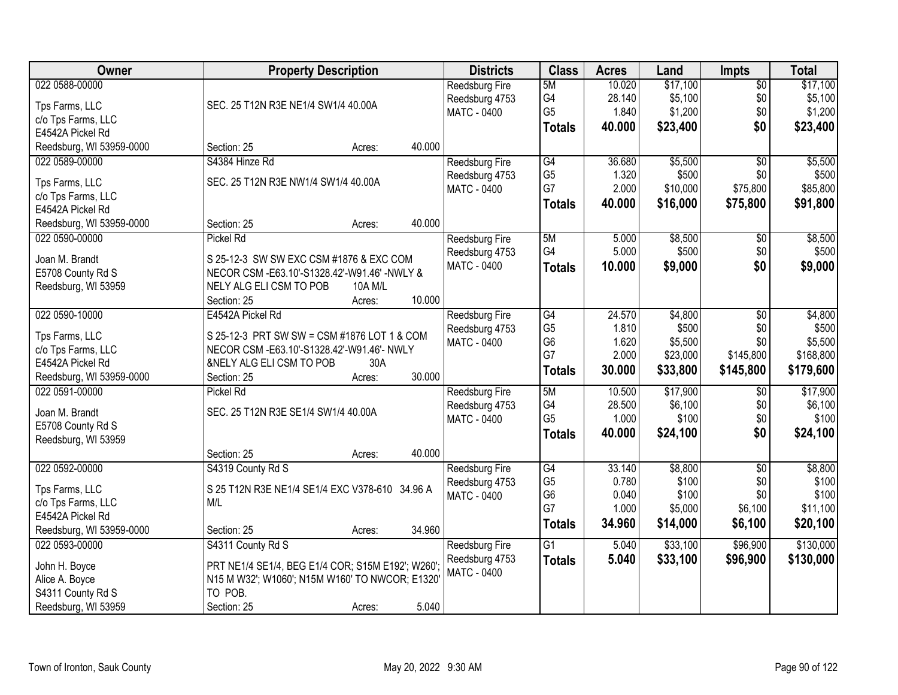| Owner | Property Description | Districts | Class | Acres | Land | Impts | Total |
|---|---|---|---|---|---|---|---|
| 022 0588-00000<br><br>Tps Farms, LLC<br>c/o Tps Farms, LLC<br>E4542A Pickel Rd<br>Reedsburg, WI 53959-0000 | SEC. 25 T12N R3E NE1/4 SW1/4 40.00A<br><br>Section: 25 Acres: 40.000 | Reedsburg Fire<br>Reedsburg 4753<br>MATC - 0400 | 5M<br>G4<br>G5<br>**Totals** | 10.020<br>28.140<br>1.840<br>**40.000** | $17,100<br>$5,100<br>$1,200<br>**$23,400** | $0<br>$0<br>$0<br>**$0** | $17,100<br>$5,100<br>$1,200<br>**$23,400** |
| 022 0589-00000<br><br>Tps Farms, LLC<br>c/o Tps Farms, LLC<br>E4542A Pickel Rd<br>Reedsburg, WI 53959-0000 | S4384 Hinze Rd<br><br>SEC. 25 T12N R3E NW1/4 SW1/4 40.00A<br><br>Section: 25 Acres: 40.000 | Reedsburg Fire<br>Reedsburg 4753<br>MATC - 0400 | G4<br>G5<br>G7<br>**Totals** | 36.680<br>1.320<br>2.000<br>**40.000** | $5,500<br>$500<br>$10,000<br>**$16,000** | $0<br>$0<br>$75,800<br>**$75,800** | $5,500<br>$500<br>$85,800<br>**$91,800** |
| 022 0590-00000<br><br>Joan M. Brandt<br>E5708 County Rd S<br>Reedsburg, WI 53959 | Pickel Rd<br><br>S 25-12-3 SW SW EXC CSM #1876 & EXC COM NECOR CSM -E63.10'-S1328.42'-W91.46' -NWLY & NELY ALG ELI CSM TO POB 10A M/L<br>Section: 25 Acres: 10.000 | Reedsburg Fire<br>Reedsburg 4753<br>MATC - 0400 | 5M<br>G4<br>**Totals** | 5.000<br>5.000<br>**10.000** | $8,500<br>$500<br>**$9,000** | $0<br>$0<br>**$0** | $8,500<br>$500<br>**$9,000** |
| 022 0590-10000<br><br>Tps Farms, LLC<br>c/o Tps Farms, LLC<br>E4542A Pickel Rd<br>Reedsburg, WI 53959-0000 | E4542A Pickel Rd<br><br>S 25-12-3 PRT SW SW = CSM #1876 LOT 1 & COM NECOR CSM -E63.10'-S1328.42'-W91.46'- NWLY &NELY ALG ELI CSM TO POB 30A<br>Section: 25 Acres: 30.000 | Reedsburg Fire<br>Reedsburg 4753<br>MATC - 0400 | G4<br>G5<br>G6<br>G7<br>**Totals** | 24.570<br>1.810<br>1.620<br>2.000<br>**30.000** | $4,800<br>$500<br>$5,500<br>$23,000<br>**$33,800** | $0<br>$0<br>$0<br>$145,800<br>**$145,800** | $4,800<br>$500<br>$5,500<br>$168,800<br>**$179,600** |
| 022 0591-00000<br><br>Joan M. Brandt<br>E5708 County Rd S<br>Reedsburg, WI 53959 | Pickel Rd<br><br>SEC. 25 T12N R3E SE1/4 SW1/4 40.00A<br><br>Section: 25 Acres: 40.000 | Reedsburg Fire<br>Reedsburg 4753<br>MATC - 0400 | 5M<br>G4<br>G5<br>**Totals** | 10.500<br>28.500<br>1.000<br>**40.000** | $17,900<br>$6,100<br>$100<br>**$24,100** | $0<br>$0<br>$0<br>**$0** | $17,900<br>$6,100<br>$100<br>**$24,100** |
| 022 0592-00000<br><br>Tps Farms, LLC<br>c/o Tps Farms, LLC<br>E4542A Pickel Rd<br>Reedsburg, WI 53959-0000 | S4319 County Rd S<br><br>S 25 T12N R3E NE1/4 SE1/4 EXC V378-610 34.96 A M/L<br><br>Section: 25 Acres: 34.960 | Reedsburg Fire<br>Reedsburg 4753<br>MATC - 0400 | G4<br>G5<br>G6<br>G7<br>**Totals** | 33.140<br>0.780<br>0.040<br>1.000<br>**34.960** | $8,800<br>$100<br>$100<br>$5,000<br>**$14,000** | $0<br>$0<br>$0<br>$6,100<br>**$6,100** | $8,800<br>$100<br>$100<br>$11,100<br>**$20,100** |
| 022 0593-00000<br><br>John H. Boyce<br>Alice A. Boyce<br>S4311 County Rd S<br>Reedsburg, WI 53959 | S4311 County Rd S<br><br>PRT NE1/4 SE1/4, BEG E1/4 COR; S15M E192'; W260'; N15 M W32'; W1060'; N15M W160' TO NWCOR; E1320' TO POB.<br>Section: 25 Acres: 5.040 | Reedsburg Fire<br>Reedsburg 4753<br>MATC - 0400 | G1<br>**Totals** | 5.040<br>**5.040** | $33,100<br>**$33,100** | $96,900<br>**$96,900** | $130,000<br>**$130,000** |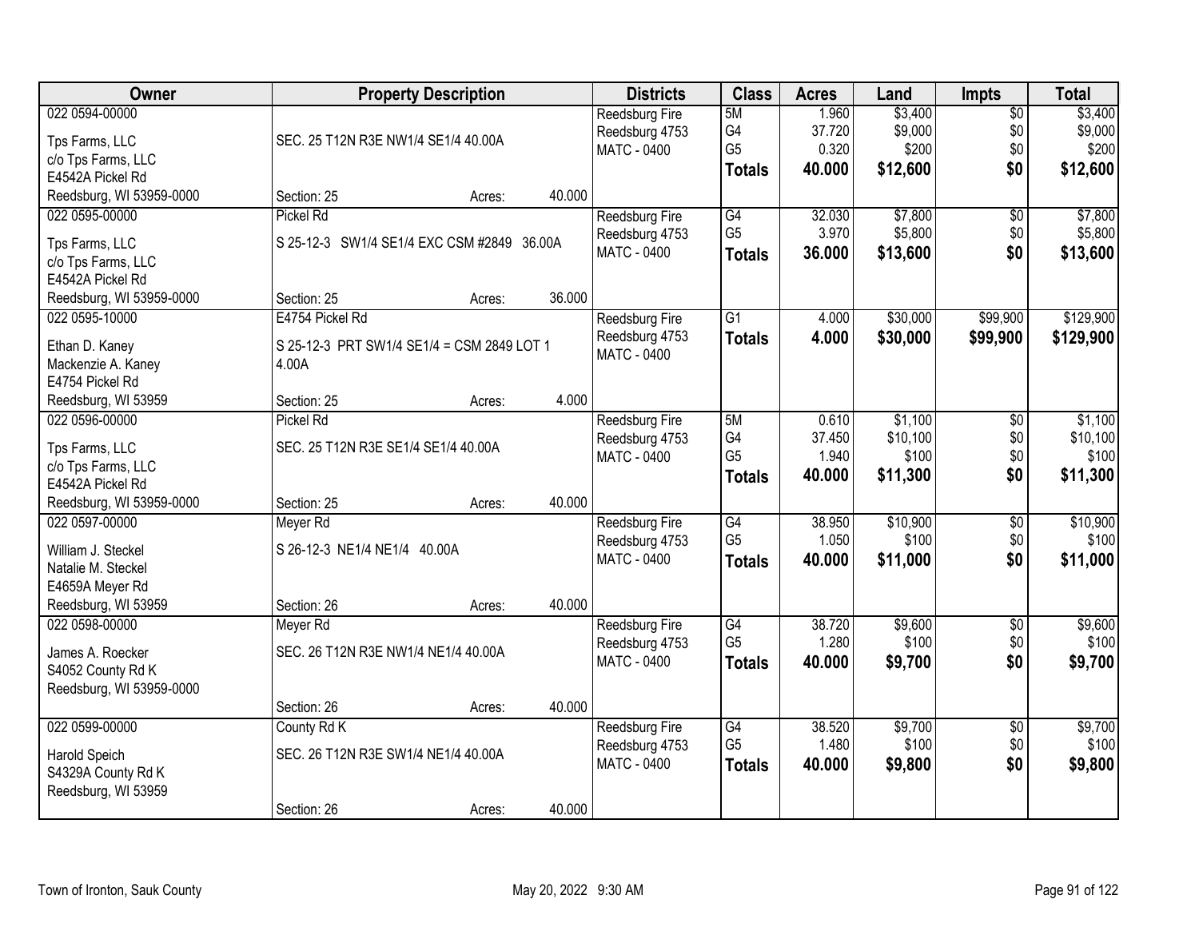| Owner | Property Description | | | Districts | Class | Acres | Land | Impts | Total |
|---|---|---|---|---|---|---|---|---|---|
| 022 0594-00000 | | | | Reedsburg Fire | 5M | 1.960 | $3,400 | $0 | $3,400 |
| Tps Farms, LLC | SEC. 25 T12N R3E NW1/4 SE1/4 40.00A | | | Reedsburg 4753 | G4 | 37.720 | $9,000 | $0 | $9,000 |
| c/o Tps Farms, LLC | | | | MATC - 0400 | G5 | 0.320 | $200 | $0 | $200 |
| E4542A Pickel Rd | | | | | **Totals** | **40.000** | **$12,600** | **$0** | **$12,600** |
| Reedsburg, WI 53959-0000 | Section: 25 | Acres: | 40.000 | | | | | | |
| 022 0595-00000 | Pickel Rd | | | Reedsburg Fire | G4 | 32.030 | $7,800 | $0 | $7,800 |
| Tps Farms, LLC | S 25-12-3 SW1/4 SE1/4 EXC CSM #2849 36.00A | | | Reedsburg 4753 | G5 | 3.970 | $5,800 | $0 | $5,800 |
| c/o Tps Farms, LLC | | | | MATC - 0400 | **Totals** | **36.000** | **$13,600** | **$0** | **$13,600** |
| E4542A Pickel Rd | | | | | | | | | |
| Reedsburg, WI 53959-0000 | Section: 25 | Acres: | 36.000 | | | | | | |
| 022 0595-10000 | E4754 Pickel Rd | | | Reedsburg Fire | G1 | 4.000 | $30,000 | $99,900 | $129,900 |
| Ethan D. Kaney | S 25-12-3 PRT SW1/4 SE1/4 = CSM 2849 LOT 1 | | | Reedsburg 4753 | **Totals** | **4.000** | **$30,000** | **$99,900** | **$129,900** |
| Mackenzie A. Kaney | 4.00A | | | MATC - 0400 | | | | | |
| E4754 Pickel Rd | | | | | | | | | |
| Reedsburg, WI 53959 | Section: 25 | Acres: | 4.000 | | | | | | |
| 022 0596-00000 | Pickel Rd | | | Reedsburg Fire | 5M | 0.610 | $1,100 | $0 | $1,100 |
| Tps Farms, LLC | SEC. 25 T12N R3E SE1/4 SE1/4 40.00A | | | Reedsburg 4753 | G4 | 37.450 | $10,100 | $0 | $10,100 |
| c/o Tps Farms, LLC | | | | MATC - 0400 | G5 | 1.940 | $100 | $0 | $100 |
| E4542A Pickel Rd | | | | | **Totals** | **40.000** | **$11,300** | **$0** | **$11,300** |
| Reedsburg, WI 53959-0000 | Section: 25 | Acres: | 40.000 | | | | | | |
| 022 0597-00000 | Meyer Rd | | | Reedsburg Fire | G4 | 38.950 | $10,900 | $0 | $10,900 |
| William J. Steckel | S 26-12-3 NE1/4 NE1/4 40.00A | | | Reedsburg 4753 | G5 | 1.050 | $100 | $0 | $100 |
| Natalie M. Steckel | | | | MATC - 0400 | **Totals** | **40.000** | **$11,000** | **$0** | **$11,000** |
| E4659A Meyer Rd | | | | | | | | | |
| Reedsburg, WI 53959 | Section: 26 | Acres: | 40.000 | | | | | | |
| 022 0598-00000 | Meyer Rd | | | Reedsburg Fire | G4 | 38.720 | $9,600 | $0 | $9,600 |
| James A. Roecker | SEC. 26 T12N R3E NW1/4 NE1/4 40.00A | | | Reedsburg 4753 | G5 | 1.280 | $100 | $0 | $100 |
| S4052 County Rd K | | | | MATC - 0400 | **Totals** | **40.000** | **$9,700** | **$0** | **$9,700** |
| Reedsburg, WI 53959-0000 | | | | | | | | | |
| | Section: 26 | Acres: | 40.000 | | | | | | |
| 022 0599-00000 | County Rd K | | | Reedsburg Fire | G4 | 38.520 | $9,700 | $0 | $9,700 |
| Harold Speich | SEC. 26 T12N R3E SW1/4 NE1/4 40.00A | | | Reedsburg 4753 | G5 | 1.480 | $100 | $0 | $100 |
| S4329A County Rd K | | | | MATC - 0400 | **Totals** | **40.000** | **$9,800** | **$0** | **$9,800** |
| Reedsburg, WI 53959 | | | | | | | | | |
| | Section: 26 | Acres: | 40.000 | | | | | | |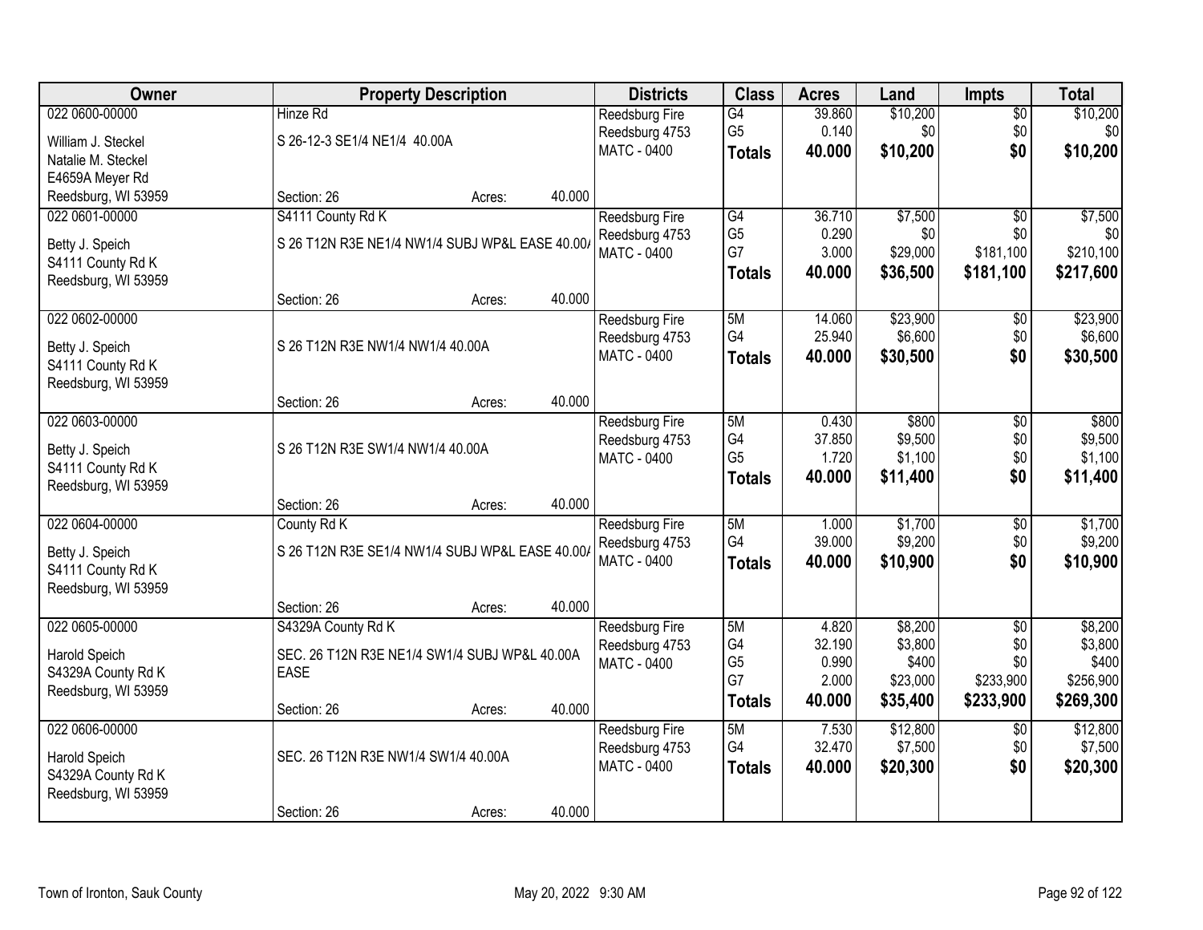| Owner | Property Description | Districts | Class | Acres | Land | Impts | Total |
|---|---|---|---|---|---|---|---|
| 022 0600-00000<br>William J. Steckel<br>Natalie M. Steckel<br>E4659A Meyer Rd<br>Reedsburg, WI 53959 | Hinze Rd<br>S 26-12-3 SE1/4 NE1/4 40.00A<br>Section: 26 Acres: 40.000 | Reedsburg Fire<br>Reedsburg 4753<br>MATC - 0400 | G4<br>G5<br>**Totals** | 39.860<br>0.140<br>**40.000** | $10,200<br>$0<br>**$10,200** | $0<br>$0<br>**$0** | $10,200<br>$0<br>**$10,200** |
| 022 0601-00000<br>Betty J. Speich<br>S4111 County Rd K<br>Reedsburg, WI 53959 | S4111 County Rd K<br>S 26 T12N R3E NE1/4 NW1/4 SUBJ WP&L EASE 40.00/<br>Section: 26 Acres: 40.000 | Reedsburg Fire<br>Reedsburg 4753<br>MATC - 0400 | G4<br>G5<br>G7<br>**Totals** | 36.710<br>0.290<br>3.000<br>**40.000** | $7,500<br>$0<br>$29,000<br>**$36,500** | $0<br>$0<br>$181,100<br>**$181,100** | $7,500<br>$0<br>$210,100<br>**$217,600** |
| 022 0602-00000<br>Betty J. Speich<br>S4111 County Rd K<br>Reedsburg, WI 53959 | S 26 T12N R3E NW1/4 NW1/4 40.00A<br>Section: 26 Acres: 40.000 | Reedsburg Fire<br>Reedsburg 4753<br>MATC - 0400 | 5M<br>G4<br>**Totals** | 14.060<br>25.940<br>**40.000** | $23,900<br>$6,600<br>**$30,500** | $0<br>$0<br>**$0** | $23,900<br>$6,600<br>**$30,500** |
| 022 0603-00000<br>Betty J. Speich<br>S4111 County Rd K<br>Reedsburg, WI 53959 | S 26 T12N R3E SW1/4 NW1/4 40.00A<br>Section: 26 Acres: 40.000 | Reedsburg Fire<br>Reedsburg 4753<br>MATC - 0400 | 5M<br>G4<br>G5<br>**Totals** | 0.430<br>37.850<br>1.720<br>**40.000** | $800<br>$9,500<br>$1,100<br>**$11,400** | $0<br>$0<br>$0<br>**$0** | $800<br>$9,500<br>$1,100<br>**$11,400** |
| 022 0604-00000<br>Betty J. Speich<br>S4111 County Rd K<br>Reedsburg, WI 53959 | County Rd K<br>S 26 T12N R3E SE1/4 NW1/4 SUBJ WP&L EASE 40.00/<br>Section: 26 Acres: 40.000 | Reedsburg Fire<br>Reedsburg 4753<br>MATC - 0400 | 5M<br>G4<br>**Totals** | 1.000<br>39.000<br>**40.000** | $1,700<br>$9,200<br>**$10,900** | $0<br>$0<br>**$0** | $1,700<br>$9,200<br>**$10,900** |
| 022 0605-00000<br>Harold Speich<br>S4329A County Rd K<br>Reedsburg, WI 53959 | S4329A County Rd K<br>SEC. 26 T12N R3E NE1/4 SW1/4 SUBJ WP&L 40.00A EASE<br>Section: 26 Acres: 40.000 | Reedsburg Fire<br>Reedsburg 4753<br>MATC - 0400 | 5M<br>G4<br>G5<br>G7<br>**Totals** | 4.820<br>32.190<br>0.990<br>2.000<br>**40.000** | $8,200<br>$3,800<br>$400<br>$23,000<br>**$35,400** | $0<br>$0<br>$0<br>$233,900<br>**$233,900** | $8,200<br>$3,800<br>$400<br>$256,900<br>**$269,300** |
| 022 0606-00000<br>Harold Speich<br>S4329A County Rd K<br>Reedsburg, WI 53959 | SEC. 26 T12N R3E NW1/4 SW1/4 40.00A<br>Section: 26 Acres: 40.000 | Reedsburg Fire<br>Reedsburg 4753<br>MATC - 0400 | 5M<br>G4<br>**Totals** | 7.530<br>32.470<br>**40.000** | $12,800<br>$7,500<br>**$20,300** | $0<br>$0<br>**$0** | $12,800<br>$7,500<br>**$20,300** |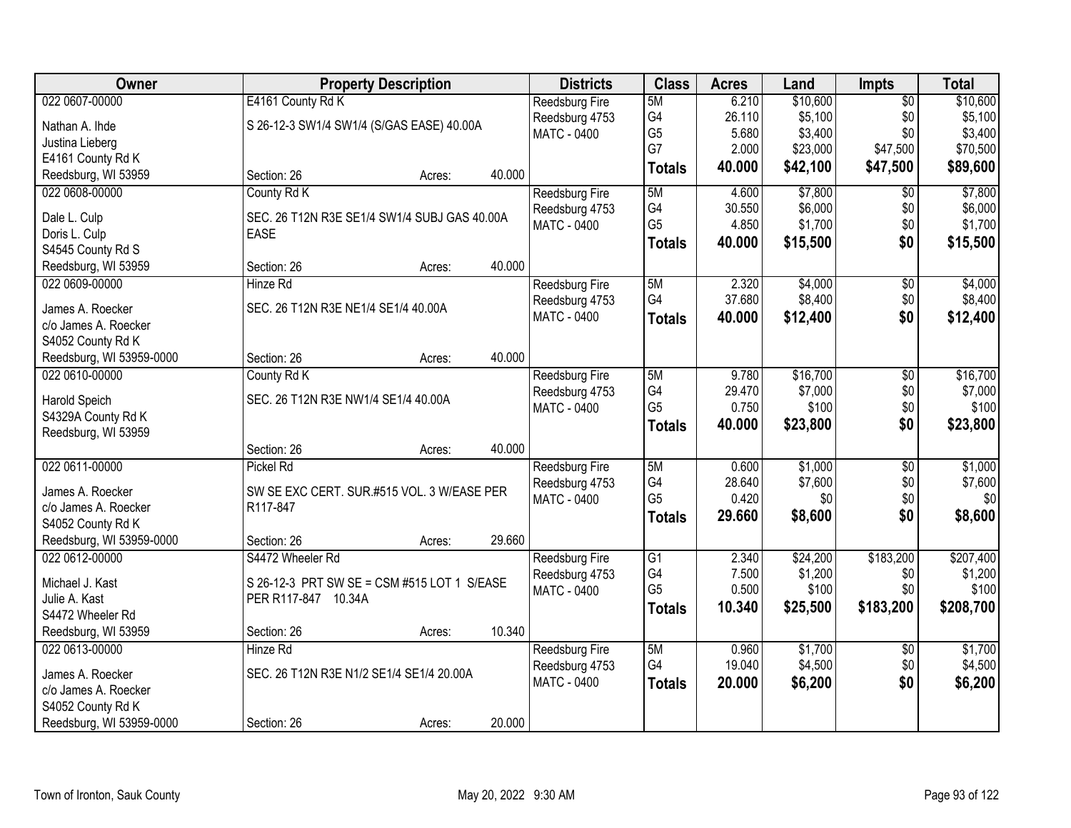| Owner | Property Description | Districts | Class | Acres | Land | Impts | Total |
|---|---|---|---|---|---|---|---|
| 022 0607-00000<br><br>Nathan A. Ihde<br>Justina Lieberg<br>E4161 County Rd K<br>Reedsburg, WI 53959 | E4161 County Rd K<br><br>S 26-12-3 SW1/4 SW1/4 (S/GAS EASE) 40.00A<br><br>Section: 26 Acres: 40.000 | Reedsburg Fire<br>Reedsburg 4753<br>MATC - 0400 | 5M<br>G4<br>G5<br>G7<br>**Totals** | 6.210<br>26.110<br>5.680<br>2.000<br>**40.000** | $10,600<br>$5,100<br>$3,400<br>$23,000<br>**$42,100** | $0<br>$0<br>$0<br>$47,500<br>**$47,500** | $10,600<br>$5,100<br>$3,400<br>$70,500<br>**$89,600** |
| 022 0608-00000<br><br>Dale L. Culp<br>Doris L. Culp<br>S4545 County Rd S<br>Reedsburg, WI 53959 | County Rd K<br><br>SEC. 26 T12N R3E SE1/4 SW1/4 SUBJ GAS 40.00A EASE<br><br>Section: 26 Acres: 40.000 | Reedsburg Fire<br>Reedsburg 4753<br>MATC - 0400 | 5M<br>G4<br>G5<br>**Totals** | 4.600<br>30.550<br>4.850<br>**40.000** | $7,800<br>$6,000<br>$1,700<br>**$15,500** | $0<br>$0<br>$0<br>**$0** | $7,800<br>$6,000<br>$1,700<br>**$15,500** |
| 022 0609-00000<br><br>James A. Roecker<br>c/o James A. Roecker<br>S4052 County Rd K<br>Reedsburg, WI 53959-0000 | Hinze Rd<br><br>SEC. 26 T12N R3E NE1/4 SE1/4 40.00A<br><br>Section: 26 Acres: 40.000 | Reedsburg Fire<br>Reedsburg 4753<br>MATC - 0400 | 5M<br>G4<br>**Totals** | 2.320<br>37.680<br>**40.000** | $4,000<br>$8,400<br>**$12,400** | $0<br>$0<br>**$0** | $4,000<br>$8,400<br>**$12,400** |
| 022 0610-00000<br><br>Harold Speich<br>S4329A County Rd K<br>Reedsburg, WI 53959 | County Rd K<br><br>SEC. 26 T12N R3E NW1/4 SE1/4 40.00A<br><br>Section: 26 Acres: 40.000 | Reedsburg Fire<br>Reedsburg 4753<br>MATC - 0400 | 5M<br>G4<br>G5<br>**Totals** | 9.780<br>29.470<br>0.750<br>**40.000** | $16,700<br>$7,000<br>$100<br>**$23,800** | $0<br>$0<br>$0<br>**$0** | $16,700<br>$7,000<br>$100<br>**$23,800** |
| 022 0611-00000<br><br>James A. Roecker<br>c/o James A. Roecker<br>S4052 County Rd K<br>Reedsburg, WI 53959-0000 | Pickel Rd<br><br>SW SE EXC CERT. SUR.#515 VOL. 3 W/EASE PER R117-847<br><br>Section: 26 Acres: 29.660 | Reedsburg Fire<br>Reedsburg 4753<br>MATC - 0400 | 5M<br>G4<br>G5<br>**Totals** | 0.600<br>28.640<br>0.420<br>**29.660** | $1,000<br>$7,600<br>$0<br>**$8,600** | $0<br>$0<br>$0<br>**$0** | $1,000<br>$7,600<br>$0<br>**$8,600** |
| 022 0612-00000<br><br>Michael J. Kast<br>Julie A. Kast<br>S4472 Wheeler Rd<br>Reedsburg, WI 53959 | S4472 Wheeler Rd<br><br>S 26-12-3 PRT SW SE = CSM #515 LOT 1 S/EASE PER R117-847 10.34A<br><br>Section: 26 Acres: 10.340 | Reedsburg Fire<br>Reedsburg 4753<br>MATC - 0400 | G1<br>G4<br>G5<br>**Totals** | 2.340<br>7.500<br>0.500<br>**10.340** | $24,200<br>$1,200<br>$100<br>**$25,500** | $183,200<br>$0<br>$0<br>**$183,200** | $207,400<br>$1,200<br>$100<br>**$208,700** |
| 022 0613-00000<br><br>James A. Roecker<br>c/o James A. Roecker<br>S4052 County Rd K<br>Reedsburg, WI 53959-0000 | Hinze Rd<br><br>SEC. 26 T12N R3E N1/2 SE1/4 SE1/4 20.00A<br><br>Section: 26 Acres: 20.000 | Reedsburg Fire<br>Reedsburg 4753<br>MATC - 0400 | 5M<br>G4<br>**Totals** | 0.960<br>19.040<br>**20.000** | $1,700<br>$4,500<br>**$6,200** | $0<br>$0<br>**$0** | $1,700<br>$4,500<br>**$6,200** |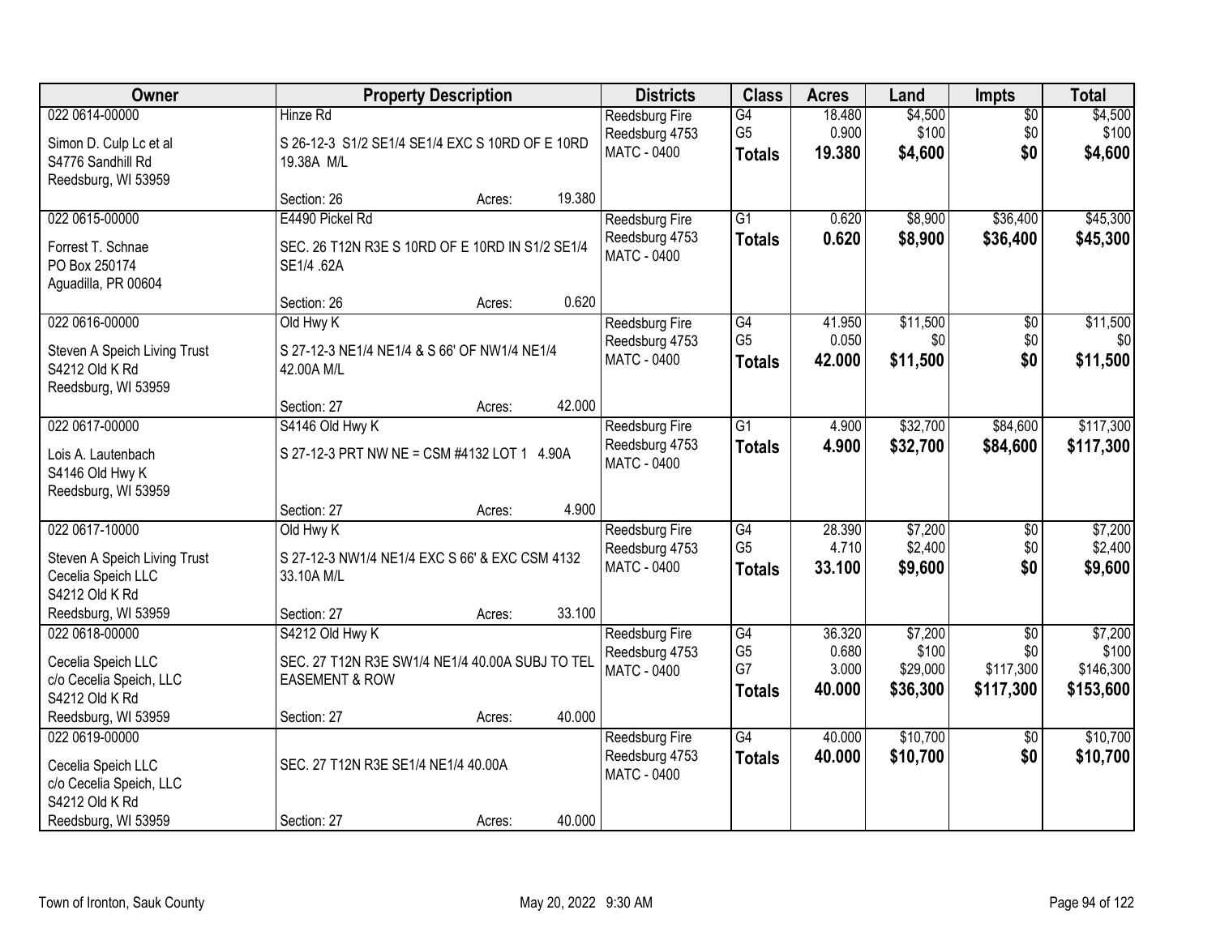| Owner | Property Description | Districts | Class | Acres | Land | Impts | Total |
|---|---|---|---|---|---|---|---|
| 022 0614-00000<br>Simon D. Culp Lc et al<br>S4776 Sandhill Rd<br>Reedsburg, WI 53959 | Hinze Rd<br>S 26-12-3 S1/2 SE1/4 SE1/4 EXC S 10RD OF E 10RD 19.38A M/L<br>Section: 26 Acres: 19.380 | Reedsburg Fire<br>Reedsburg 4753<br>MATC - 0400 | G4<br>G5<br>**Totals** | 18.480<br>0.900<br>**19.380** | $4,500<br>$100<br>**$4,600** | $0<br>$0<br>**$0** | $4,500<br>$100<br>**$4,600** |
| 022 0615-00000<br>Forrest T. Schnae<br>PO Box 250174<br>Aguadilla, PR 00604 | E4490 Pickel Rd<br>SEC. 26 T12N R3E S 10RD OF E 10RD IN S1/2 SE1/4 SE1/4 .62A<br>Section: 26 Acres: 0.620 | Reedsburg Fire<br>Reedsburg 4753<br>MATC - 0400 | G1<br>**Totals** | 0.620<br>**0.620** | $8,900<br>**$8,900** | $36,400<br>**$36,400** | $45,300<br>**$45,300** |
| 022 0616-00000<br>Steven A Speich Living Trust<br>S4212 Old K Rd<br>Reedsburg, WI 53959 | Old Hwy K<br>S 27-12-3 NE1/4 NE1/4 & S 66' OF NW1/4 NE1/4 42.00A M/L<br>Section: 27 Acres: 42.000 | Reedsburg Fire<br>Reedsburg 4753<br>MATC - 0400 | G4<br>G5<br>**Totals** | 41.950<br>0.050<br>**42.000** | $11,500<br>$0<br>**$11,500** | $0<br>$0<br>**$0** | $11,500<br>$0<br>**$11,500** |
| 022 0617-00000<br>Lois A. Lautenbach<br>S4146 Old Hwy K<br>Reedsburg, WI 53959 | S4146 Old Hwy K<br>S 27-12-3 PRT NW NE = CSM #4132 LOT 1 4.90A<br>Section: 27 Acres: 4.900 | Reedsburg Fire<br>Reedsburg 4753<br>MATC - 0400 | G1<br>**Totals** | 4.900<br>**4.900** | $32,700<br>**$32,700** | $84,600<br>**$84,600** | $117,300<br>**$117,300** |
| 022 0617-10000<br>Steven A Speich Living Trust<br>Cecelia Speich LLC<br>S4212 Old K Rd<br>Reedsburg, WI 53959 | Old Hwy K<br>S 27-12-3 NW1/4 NE1/4 EXC S 66' & EXC CSM 4132 33.10A M/L<br>Section: 27 Acres: 33.100 | Reedsburg Fire<br>Reedsburg 4753<br>MATC - 0400 | G4<br>G5<br>**Totals** | 28.390<br>4.710<br>**33.100** | $7,200<br>$2,400<br>**$9,600** | $0<br>$0<br>**$0** | $7,200<br>$2,400<br>**$9,600** |
| 022 0618-00000<br>Cecelia Speich LLC<br>c/o Cecelia Speich, LLC<br>S4212 Old K Rd<br>Reedsburg, WI 53959 | S4212 Old Hwy K<br>SEC. 27 T12N R3E SW1/4 NE1/4 40.00A SUBJ TO TEL EASEMENT & ROW<br>Section: 27 Acres: 40.000 | Reedsburg Fire<br>Reedsburg 4753<br>MATC - 0400 | G4<br>G5<br>G7<br>**Totals** | 36.320<br>0.680<br>3.000<br>**40.000** | $7,200<br>$100<br>$29,000<br>**$36,300** | $0<br>$0<br>$117,300<br>**$117,300** | $7,200<br>$100<br>$146,300<br>**$153,600** |
| 022 0619-00000<br>Cecelia Speich LLC<br>c/o Cecelia Speich, LLC<br>S4212 Old K Rd<br>Reedsburg, WI 53959 | SEC. 27 T12N R3E SE1/4 NE1/4 40.00A<br>Section: 27 Acres: 40.000 | Reedsburg Fire<br>Reedsburg 4753<br>MATC - 0400 | G4<br>**Totals** | 40.000<br>**40.000** | $10,700<br>**$10,700** | $0<br>**$0** | $10,700<br>**$10,700** |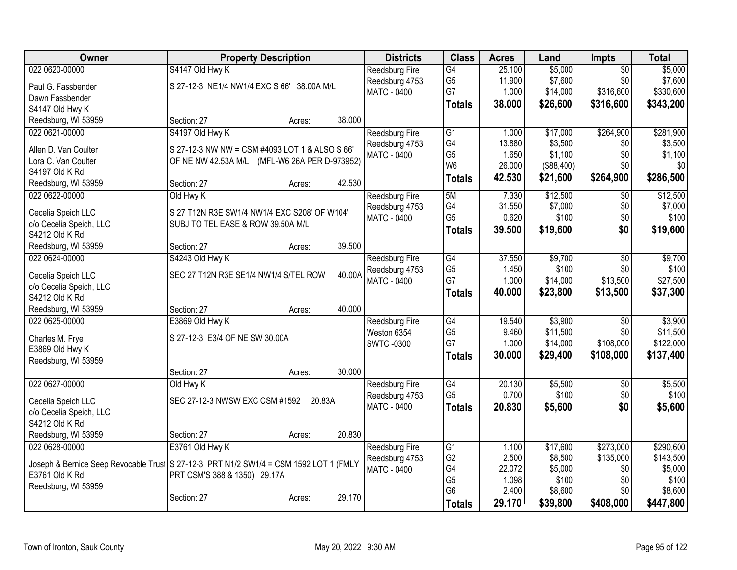| Owner | Property Description | Districts | Class | Acres | Land | Impts | Total |
|---|---|---|---|---|---|---|---|
| 022 0620-00000 | S4147 Old Hwy K | Reedsburg Fire | G4 | 25.100 | $5,000 | $0 | $5,000 |
| Paul G. Fassbender | S 27-12-3 NE1/4 NW1/4 EXC S 66' 38.00A M/L | Reedsburg 4753 | G5 | 11.900 | $7,600 | $0 | $7,600 |
| Dawn Fassbender | | MATC - 0400 | G7 | 1.000 | $14,000 | $316,600 | $330,600 |
| S4147 Old Hwy K | | | **Totals** | **38.000** | **$26,600** | **$316,600** | **$343,200** |
| Reedsburg, WI 53959 | Section: 27 Acres: 38.000 | | | | | | |
| 022 0621-00000 | S4197 Old Hwy K | Reedsburg Fire | G1 | 1.000 | $17,000 | $264,900 | $281,900 |
| Allen D. Van Coulter | S 27-12-3 NW NW = CSM #4093 LOT 1 & ALSO S 66' | Reedsburg 4753 | G4 | 13.880 | $3,500 | $0 | $3,500 |
| Lora C. Van Coulter | OF NE NW 42.53A M/L (MFL-W6 26A PER D-973952) | MATC - 0400 | G5 | 1.650 | $1,100 | $0 | $1,100 |
| S4197 Old K Rd | | | W6 | 26.000 | ($88,400) | $0 | $0 |
| Reedsburg, WI 53959 | Section: 27 Acres: 42.530 | | **Totals** | **42.530** | **$21,600** | **$264,900** | **$286,500** |
| 022 0622-00000 | Old Hwy K | Reedsburg Fire | 5M | 7.330 | $12,500 | $0 | $12,500 |
| Cecelia Speich LLC | S 27 T12N R3E SW1/4 NW1/4 EXC S208' OF W104' | Reedsburg 4753 | G4 | 31.550 | $7,000 | $0 | $7,000 |
| c/o Cecelia Speich, LLC | SUBJ TO TEL EASE & ROW 39.50A M/L | MATC - 0400 | G5 | 0.620 | $100 | $0 | $100 |
| S4212 Old K Rd | | | **Totals** | **39.500** | **$19,600** | **$0** | **$19,600** |
| Reedsburg, WI 53959 | Section: 27 Acres: 39.500 | | | | | | |
| 022 0624-00000 | S4243 Old Hwy K | Reedsburg Fire | G4 | 37.550 | $9,700 | $0 | $9,700 |
| Cecelia Speich LLC | SEC 27 T12N R3E SE1/4 NW1/4 S/TEL ROW 40.00A | Reedsburg 4753 | G5 | 1.450 | $100 | $0 | $100 |
| c/o Cecelia Speich, LLC | | MATC - 0400 | G7 | 1.000 | $14,000 | $13,500 | $27,500 |
| S4212 Old K Rd | | | **Totals** | **40.000** | **$23,800** | **$13,500** | **$37,300** |
| Reedsburg, WI 53959 | Section: 27 Acres: 40.000 | | | | | | |
| 022 0625-00000 | E3869 Old Hwy K | Reedsburg Fire | G4 | 19.540 | $3,900 | $0 | $3,900 |
| Charles M. Frye | S 27-12-3 E3/4 OF NE SW 30.00A | Weston 6354 | G5 | 9.460 | $11,500 | $0 | $11,500 |
| E3869 Old Hwy K | | SWTC -0300 | G7 | 1.000 | $14,000 | $108,000 | $122,000 |
| Reedsburg, WI 53959 | | | **Totals** | **30.000** | **$29,400** | **$108,000** | **$137,400** |
| | Section: 27 Acres: 30.000 | | | | | | |
| 022 0627-00000 | Old Hwy K | Reedsburg Fire | G4 | 20.130 | $5,500 | $0 | $5,500 |
| Cecelia Speich LLC | SEC 27-12-3 NWSW EXC CSM #1592 20.83A | Reedsburg 4753 | G5 | 0.700 | $100 | $0 | $100 |
| c/o Cecelia Speich, LLC | | MATC - 0400 | **Totals** | **20.830** | **$5,600** | **$0** | **$5,600** |
| S4212 Old K Rd | | | | | | | |
| Reedsburg, WI 53959 | Section: 27 Acres: 20.830 | | | | | | |
| 022 0628-00000 | E3761 Old Hwy K | Reedsburg Fire | G1 | 1.100 | $17,600 | $273,000 | $290,600 |
| Joseph & Bernice Seep Revocable Trust | S 27-12-3 PRT N1/2 SW1/4 = CSM 1592 LOT 1 (FMLY | Reedsburg 4753 | G2 | 2.500 | $8,500 | $135,000 | $143,500 |
| E3761 Old K Rd | PRT CSM'S 388 & 1350) 29.17A | MATC - 0400 | G4 | 22.072 | $5,000 | $0 | $5,000 |
| Reedsburg, WI 53959 | | | G5 | 1.098 | $100 | $0 | $100 |
| | Section: 27 Acres: 29.170 | | G6 | 2.400 | $8,600 | $0 | $8,600 |
| | | | **Totals** | **29.170** | **$39,800** | **$408,000** | **$447,800** |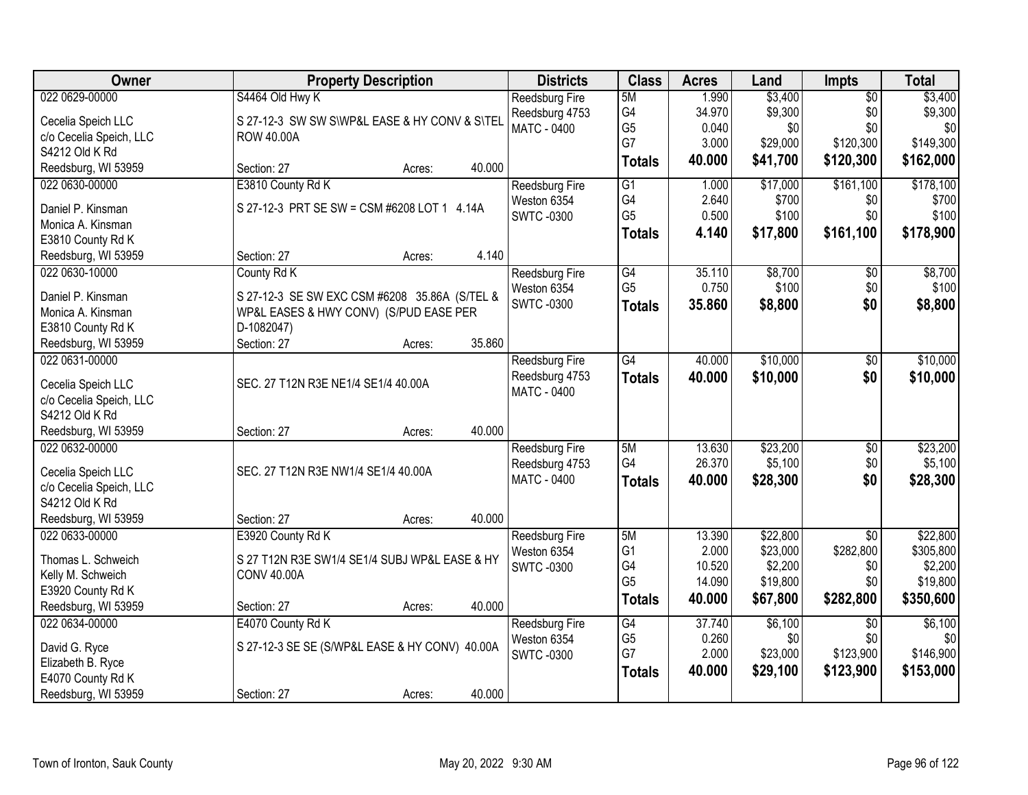| Owner | Property Description | Districts | Class | Acres | Land | Impts | Total |
|---|---|---|---|---|---|---|---|
| 022 0629-00000<br>Cecelia Speich LLC<br>c/o Cecelia Speich, LLC<br>S4212 Old K Rd<br>Reedsburg, WI 53959 | S4464 Old Hwy K<br>S 27-12-3 SW SW S\WP&L EASE & HY CONV & S\TEL ROW 40.00A<br>Section: 27 Acres: 40.000 | Reedsburg Fire<br>Reedsburg 4753<br>MATC - 0400 | 5M<br>G4<br>G5<br>G7<br>**Totals** | 1.990<br>34.970<br>0.040<br>3.000<br>**40.000** | $3,400<br>$9,300<br>$0<br>$29,000<br>**$41,700** | $0<br>$0<br>$0<br>$120,300<br>**$120,300** | $3,400<br>$9,300<br>$0<br>$149,300<br>**$162,000** |
| 022 0630-00000<br>Daniel P. Kinsman<br>Monica A. Kinsman<br>E3810 County Rd K<br>Reedsburg, WI 53959 | E3810 County Rd K<br>S 27-12-3 PRT SE SW = CSM #6208 LOT 1 4.14A<br>Section: 27 Acres: 4.140 | Reedsburg Fire<br>Weston 6354<br>SWTC -0300 | G1<br>G4<br>G5<br>**Totals** | 1.000<br>2.640<br>0.500<br>**4.140** | $17,000<br>$700<br>$100<br>**$17,800** | $161,100<br>$0<br>$0<br>**$161,100** | $178,100<br>$700<br>$100<br>**$178,900** |
| 022 0630-10000<br>Daniel P. Kinsman<br>Monica A. Kinsman<br>E3810 County Rd K<br>Reedsburg, WI 53959 | County Rd K<br>S 27-12-3 SE SW EXC CSM #6208 35.86A (S/TEL & WP&L EASES & HWY CONV) (S/PUD EASE PER D-1082047)<br>Section: 27 Acres: 35.860 | Reedsburg Fire<br>Weston 6354<br>SWTC -0300 | G4<br>G5<br>**Totals** | 35.110<br>0.750<br>**35.860** | $8,700<br>$100<br>**$8,800** | $0<br>$0<br>**$0** | $8,700<br>$100<br>**$8,800** |
| 022 0631-00000<br>Cecelia Speich LLC<br>c/o Cecelia Speich, LLC<br>S4212 Old K Rd<br>Reedsburg, WI 53959 | SEC. 27 T12N R3E NE1/4 SE1/4 40.00A<br>Section: 27 Acres: 40.000 | Reedsburg Fire<br>Reedsburg 4753<br>MATC - 0400 | G4<br>**Totals** | 40.000<br>**40.000** | $10,000<br>**$10,000** | $0<br>**$0** | $10,000<br>**$10,000** |
| 022 0632-00000<br>Cecelia Speich LLC<br>c/o Cecelia Speich, LLC<br>S4212 Old K Rd<br>Reedsburg, WI 53959 | SEC. 27 T12N R3E NW1/4 SE1/4 40.00A<br>Section: 27 Acres: 40.000 | Reedsburg Fire<br>Reedsburg 4753<br>MATC - 0400 | 5M<br>G4<br>**Totals** | 13.630<br>26.370<br>**40.000** | $23,200<br>$5,100<br>**$28,300** | $0<br>$0<br>**$0** | $23,200<br>$5,100<br>**$28,300** |
| 022 0633-00000<br>Thomas L. Schweich<br>Kelly M. Schweich<br>E3920 County Rd K<br>Reedsburg, WI 53959 | E3920 County Rd K<br>S 27 T12N R3E SW1/4 SE1/4 SUBJ WP&L EASE & HY CONV 40.00A<br>Section: 27 Acres: 40.000 | Reedsburg Fire<br>Weston 6354<br>SWTC -0300 | 5M<br>G1<br>G4<br>G5<br>**Totals** | 13.390<br>2.000<br>10.520<br>14.090<br>**40.000** | $22,800<br>$23,000<br>$2,200<br>$19,800<br>**$67,800** | $0<br>$282,800<br>$0<br>$0<br>**$282,800** | $22,800<br>$305,800<br>$2,200<br>$19,800<br>**$350,600** |
| 022 0634-00000<br>David G. Ryce<br>Elizabeth B. Ryce<br>E4070 County Rd K<br>Reedsburg, WI 53959 | E4070 County Rd K<br>S 27-12-3 SE SE (S/WP&L EASE & HY CONV) 40.00A<br>Section: 27 Acres: 40.000 | Reedsburg Fire<br>Weston 6354<br>SWTC -0300 | G4<br>G5<br>G7<br>**Totals** | 37.740<br>0.260<br>2.000<br>**40.000** | $6,100<br>$0<br>$23,000<br>**$29,100** | $0<br>$0<br>$123,900<br>**$123,900** | $6,100<br>$0<br>$146,900<br>**$153,000** |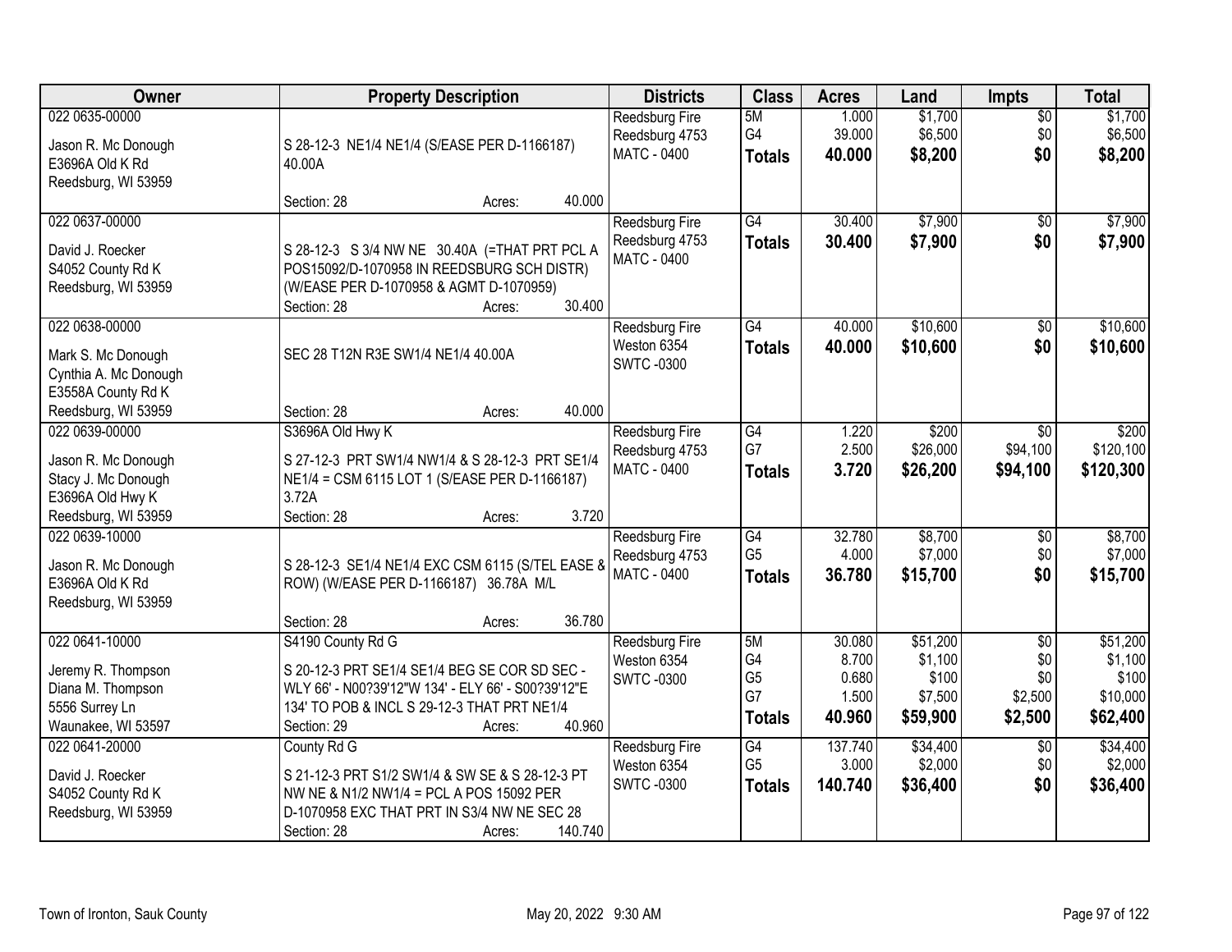| Owner | Property Description | Districts | Class | Acres | Land | Impts | Total |
|---|---|---|---|---|---|---|---|
| 022 0635-00000<br><br>Jason R. Mc Donough<br>E3696A Old K Rd<br>Reedsburg, WI 53959 | S 28-12-3 NE1/4 NE1/4 (S/EASE PER D-1166187) 40.00A<br><br>Section: 28 Acres: 40.000 | Reedsburg Fire<br>Reedsburg 4753<br>MATC - 0400 | 5M<br>G4<br>**Totals** | 1.000<br>39.000<br>**40.000** | $1,700<br>$6,500<br>**$8,200** | $0<br>$0<br>**$0** | $1,700<br>$6,500<br>**$8,200** |
| 022 0637-00000<br><br>David J. Roecker<br>S4052 County Rd K<br>Reedsburg, WI 53959 | S 28-12-3 S 3/4 NW NE 30.40A (=THAT PRT PCL A POS15092/D-1070958 IN REEDSBURG SCH DISTR) (W/EASE PER D-1070958 & AGMT D-1070959)<br>Section: 28 Acres: 30.400 | Reedsburg Fire<br>Reedsburg 4753<br>MATC - 0400 | G4<br>**Totals** | 30.400<br>**30.400** | $7,900<br>**$7,900** | $0<br>**$0** | $7,900<br>**$7,900** |
| 022 0638-00000<br><br>Mark S. Mc Donough<br>Cynthia A. Mc Donough<br>E3558A County Rd K<br>Reedsburg, WI 53959 | SEC 28 T12N R3E SW1/4 NE1/4 40.00A<br><br>Section: 28 Acres: 40.000 | Reedsburg Fire<br>Weston 6354<br>SWTC -0300 | G4<br>**Totals** | 40.000<br>**40.000** | $10,600<br>**$10,600** | $0<br>**$0** | $10,600<br>**$10,600** |
| 022 0639-00000<br><br>Jason R. Mc Donough<br>Stacy J. Mc Donough<br>E3696A Old Hwy K<br>Reedsburg, WI 53959 | S3696A Old Hwy K<br><br>S 27-12-3 PRT SW1/4 NW1/4 & S 28-12-3 PRT SE1/4 NE1/4 = CSM 6115 LOT 1 (S/EASE PER D-1166187) 3.72A<br>Section: 28 Acres: 3.720 | Reedsburg Fire<br>Reedsburg 4753<br>MATC - 0400 | G4<br>G7<br>**Totals** | 1.220<br>2.500<br>**3.720** | $200<br>$26,000<br>**$26,200** | $0<br>$94,100<br>**$94,100** | $200<br>$120,100<br>**$120,300** |
| 022 0639-10000<br><br>Jason R. Mc Donough<br>E3696A Old K Rd<br>Reedsburg, WI 53959 | S 28-12-3 SE1/4 NE1/4 EXC CSM 6115 (S/TEL EASE & ROW) (W/EASE PER D-1166187) 36.78A M/L<br><br>Section: 28 Acres: 36.780 | Reedsburg Fire<br>Reedsburg 4753<br>MATC - 0400 | G4<br>G5<br>**Totals** | 32.780<br>4.000<br>**36.780** | $8,700<br>$7,000<br>**$15,700** | $0<br>$0<br>**$0** | $8,700<br>$7,000<br>**$15,700** |
| 022 0641-10000<br><br>Jeremy R. Thompson<br>Diana M. Thompson<br>5556 Surrey Ln<br>Waunakee, WI 53597 | S4190 County Rd G<br><br>S 20-12-3 PRT SE1/4 SE1/4 BEG SE COR SD SEC - WLY 66' - N00?39'12"W 134' - ELY 66' - S00?39'12"E 134' TO POB & INCL S 29-12-3 THAT PRT NE1/4<br>Section: 29 Acres: 40.960 | Reedsburg Fire<br>Weston 6354<br>SWTC -0300 | 5M<br>G4<br>G5<br>G7<br>**Totals** | 30.080<br>8.700<br>0.680<br>1.500<br>**40.960** | $51,200<br>$1,100<br>$100<br>$7,500<br>**$59,900** | $0<br>$0<br>$0<br>$2,500<br>**$2,500** | $51,200<br>$1,100<br>$100<br>$10,000<br>**$62,400** |
| 022 0641-20000<br><br>David J. Roecker<br>S4052 County Rd K<br>Reedsburg, WI 53959 | County Rd G<br><br>S 21-12-3 PRT S1/2 SW1/4 & SW SE & S 28-12-3 PT NW NE & N1/2 NW1/4 = PCL A POS 15092 PER D-1070958 EXC THAT PRT IN S3/4 NW NE SEC 28<br>Section: 28 Acres: 140.740 | Reedsburg Fire<br>Weston 6354<br>SWTC -0300 | G4<br>G5<br>**Totals** | 137.740<br>3.000<br>**140.740** | $34,400<br>$2,000<br>**$36,400** | $0<br>$0<br>**$0** | $34,400<br>$2,000<br>**$36,400** |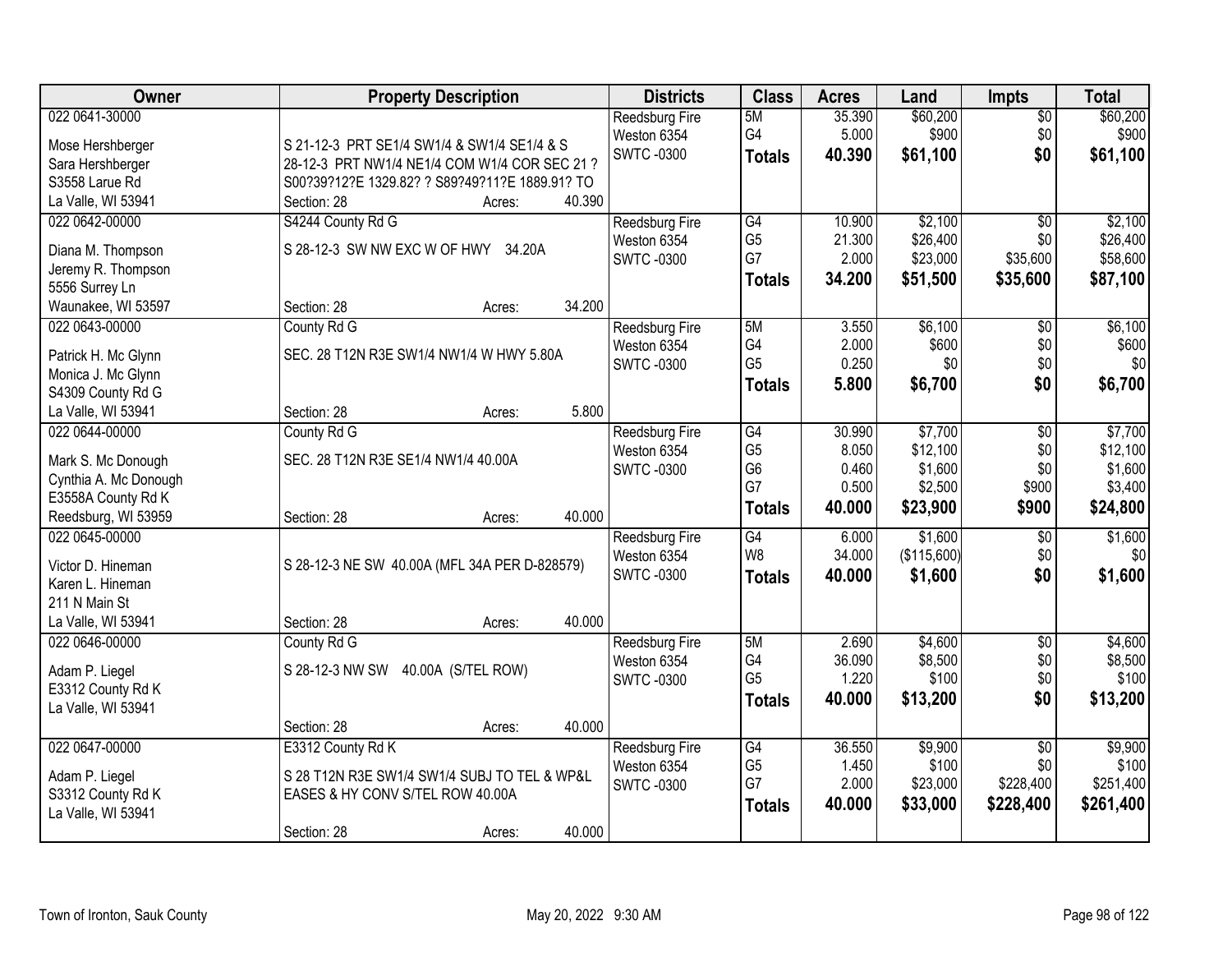| Owner | Property Description | Districts | Class | Acres | Land | Impts | Total |
|---|---|---|---|---|---|---|---|
| 022 0641-30000<br><br>Mose Hershberger<br>Sara Hershberger<br>S3558 Larue Rd<br>La Valle, WI 53941 | S 21-12-3 PRT SE1/4 SW1/4 & SW1/4 SE1/4 & S 28-12-3 PRT NW1/4 NE1/4 COM W1/4 COR SEC 21 ? S00?39?12?E 1329.82? ? S89?49?11?E 1889.91? TO<br>Section: 28 Acres: 40.390 | Reedsburg Fire<br>Weston 6354<br>SWTC -0300 | 5M<br>G4<br>**Totals** | 35.390<br>5.000<br>**40.390** | $60,200<br>$900<br>**$61,100** | $0<br>$0<br>**$0** | $60,200<br>$900<br>**$61,100** |
| 022 0642-00000<br><br>Diana M. Thompson<br>Jeremy R. Thompson<br>5556 Surrey Ln<br>Waunakee, WI 53597 | S4244 County Rd G<br>S 28-12-3 SW NW EXC W OF HWY 34.20A<br>Section: 28 Acres: 34.200 | Reedsburg Fire<br>Weston 6354<br>SWTC -0300 | G4<br>G5<br>G7<br>**Totals** | 10.900<br>21.300<br>2.000<br>**34.200** | $2,100<br>$26,400<br>$23,000<br>**$51,500** | $0<br>$0<br>$35,600<br>**$35,600** | $2,100<br>$26,400<br>$58,600<br>**$87,100** |
| 022 0643-00000<br><br>Patrick H. Mc Glynn<br>Monica J. Mc Glynn<br>S4309 County Rd G<br>La Valle, WI 53941 | County Rd G<br>SEC. 28 T12N R3E SW1/4 NW1/4 W HWY 5.80A<br>Section: 28 Acres: 5.800 | Reedsburg Fire<br>Weston 6354<br>SWTC -0300 | 5M<br>G4<br>G5<br>**Totals** | 3.550<br>2.000<br>0.250<br>**5.800** | $6,100<br>$600<br>$0<br>**$6,700** | $0<br>$0<br>$0<br>**$0** | $6,100<br>$600<br>$0<br>**$6,700** |
| 022 0644-00000<br><br>Mark S. Mc Donough<br>Cynthia A. Mc Donough<br>E3558A County Rd K<br>Reedsburg, WI 53959 | County Rd G<br>SEC. 28 T12N R3E SE1/4 NW1/4 40.00A<br>Section: 28 Acres: 40.000 | Reedsburg Fire<br>Weston 6354<br>SWTC -0300 | G4<br>G5<br>G6<br>G7<br>**Totals** | 30.990<br>8.050<br>0.460<br>0.500<br>**40.000** | $7,700<br>$12,100<br>$1,600<br>$2,500<br>**$23,900** | $0<br>$0<br>$0<br>$900<br>**$900** | $7,700<br>$12,100<br>$1,600<br>$3,400<br>**$24,800** |
| 022 0645-00000<br><br>Victor D. Hineman<br>Karen L. Hineman<br>211 N Main St<br>La Valle, WI 53941 | S 28-12-3 NE SW 40.00A (MFL 34A PER D-828579)<br>Section: 28 Acres: 40.000 | Reedsburg Fire<br>Weston 6354<br>SWTC -0300 | G4<br>W8<br>**Totals** | 6.000<br>34.000<br>**40.000** | $1,600<br>($115,600)<br>**$1,600** | $0<br>$0<br>**$0** | $1,600<br>$0<br>**$1,600** |
| 022 0646-00000<br><br>Adam P. Liegel<br>E3312 County Rd K<br>La Valle, WI 53941 | County Rd G<br>S 28-12-3 NW SW 40.00A (S/TEL ROW)<br>Section: 28 Acres: 40.000 | Reedsburg Fire<br>Weston 6354<br>SWTC -0300 | 5M<br>G4<br>G5<br>**Totals** | 2.690<br>36.090<br>1.220<br>**40.000** | $4,600<br>$8,500<br>$100<br>**$13,200** | $0<br>$0<br>$0<br>**$0** | $4,600<br>$8,500<br>$100<br>**$13,200** |
| 022 0647-00000<br><br>Adam P. Liegel<br>S3312 County Rd K<br>La Valle, WI 53941 | E3312 County Rd K<br>S 28 T12N R3E SW1/4 SW1/4 SUBJ TO TEL & WP&L EASES & HY CONV S/TEL ROW 40.00A<br>Section: 28 Acres: 40.000 | Reedsburg Fire<br>Weston 6354<br>SWTC -0300 | G4<br>G5<br>G7<br>**Totals** | 36.550<br>1.450<br>2.000<br>**40.000** | $9,900<br>$100<br>$23,000<br>**$33,000** | $0<br>$0<br>$228,400<br>**$228,400** | $9,900<br>$100<br>$251,400<br>**$261,400** |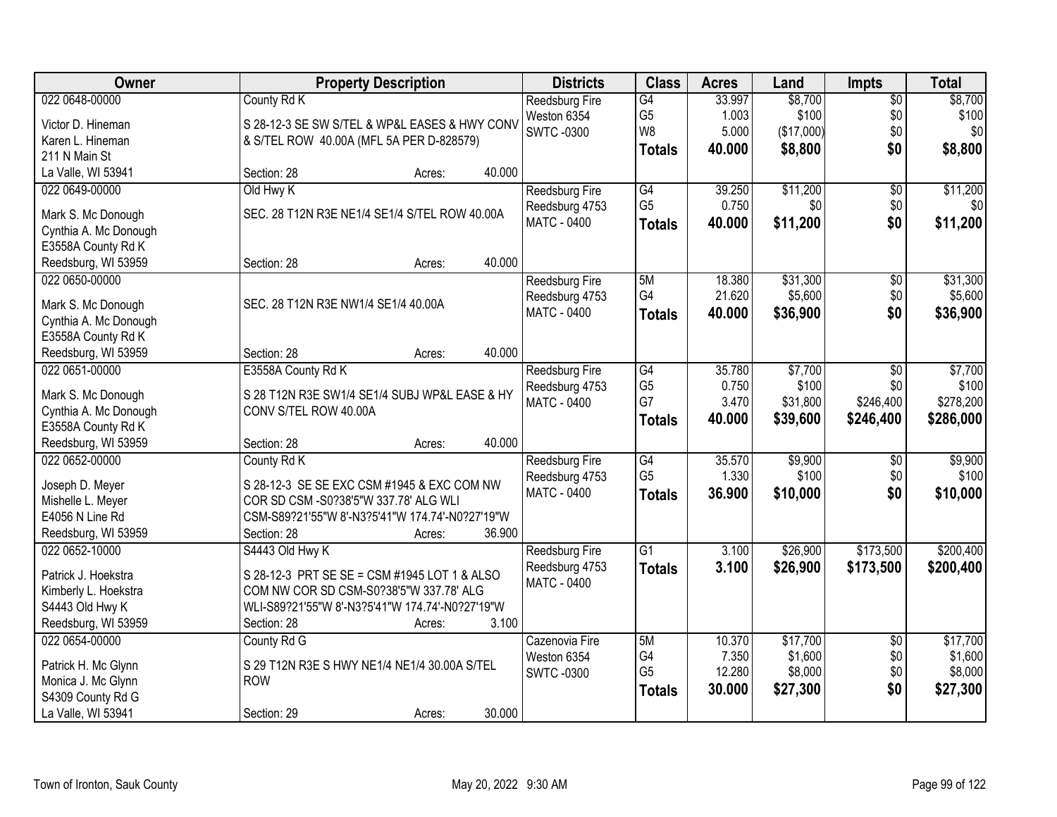| Owner | Property Description | Districts | Class | Acres | Land | Impts | Total |
|---|---|---|---|---|---|---|---|
| 022 0648-00000<br>Victor D. Hineman<br>Karen L. Hineman<br>211 N Main St<br>La Valle, WI 53941 | County Rd K<br>S 28-12-3 SE SW S/TEL & WP&L EASES & HWY CONV & S/TEL ROW 40.00A (MFL 5A PER D-828579)<br>Section: 28 Acres: 40.000 | Reedsburg Fire<br>Weston 6354<br>SWTC -0300 | G4<br>G5<br>W8<br>**Totals** | 33.997<br>1.003<br>5.000<br>**40.000** | $8,700<br>$100<br>($17,000)<br>**$8,800** | $0<br>$0<br>$0<br>**$0** | $8,700<br>$100<br>$0<br>**$8,800** |
| 022 0649-00000<br>Mark S. Mc Donough<br>Cynthia A. Mc Donough<br>E3558A County Rd K<br>Reedsburg, WI 53959 | Old Hwy K<br>SEC. 28 T12N R3E NE1/4 SE1/4 S/TEL ROW 40.00A<br>Section: 28 Acres: 40.000 | Reedsburg Fire<br>Reedsburg 4753<br>MATC - 0400 | G4<br>G5<br>**Totals** | 39.250<br>0.750<br>**40.000** | $11,200<br>$0<br>**$11,200** | $0<br>$0<br>**$0** | $11,200<br>$0<br>**$11,200** |
| 022 0650-00000<br>Mark S. Mc Donough<br>Cynthia A. Mc Donough<br>E3558A County Rd K<br>Reedsburg, WI 53959 | SEC. 28 T12N R3E NW1/4 SE1/4 40.00A<br>Section: 28 Acres: 40.000 | Reedsburg Fire<br>Reedsburg 4753<br>MATC - 0400 | 5M<br>G4<br>**Totals** | 18.380<br>21.620<br>**40.000** | $31,300<br>$5,600<br>**$36,900** | $0<br>$0<br>**$0** | $31,300<br>$5,600<br>**$36,900** |
| 022 0651-00000<br>Mark S. Mc Donough<br>Cynthia A. Mc Donough<br>E3558A County Rd K<br>Reedsburg, WI 53959 | E3558A County Rd K<br>S 28 T12N R3E SW1/4 SE1/4 SUBJ WP&L EASE & HY CONV S/TEL ROW 40.00A<br>Section: 28 Acres: 40.000 | Reedsburg Fire<br>Reedsburg 4753<br>MATC - 0400 | G4<br>G5<br>G7<br>**Totals** | 35.780<br>0.750<br>3.470<br>**40.000** | $7,700<br>$100<br>$31,800<br>**$39,600** | $0<br>$0<br>$246,400<br>**$246,400** | $7,700<br>$100<br>$278,200<br>**$286,000** |
| 022 0652-00000<br>Joseph D. Meyer<br>Mishelle L. Meyer<br>E4056 N Line Rd<br>Reedsburg, WI 53959 | County Rd K<br>S 28-12-3 SE SE EXC CSM #1945 & EXC COM NW COR SD CSM -S0?38'5"W 337.78' ALG WLI CSM-S89?21'55"W 8'-N3?5'41"W 174.74'-N0?27'19"W<br>Section: 28 Acres: 36.900 | Reedsburg Fire<br>Reedsburg 4753<br>MATC - 0400 | G4<br>G5<br>**Totals** | 35.570<br>1.330<br>**36.900** | $9,900<br>$100<br>**$10,000** | $0<br>$0<br>**$0** | $9,900<br>$100<br>**$10,000** |
| 022 0652-10000<br>Patrick J. Hoekstra<br>Kimberly L. Hoekstra<br>S4443 Old Hwy K<br>Reedsburg, WI 53959 | S4443 Old Hwy K<br>S 28-12-3 PRT SE SE = CSM #1945 LOT 1 & ALSO COM NW COR SD CSM-S0?38'5"W 337.78' ALG WLI-S89?21'55"W 8'-N3?5'41"W 174.74'-N0?27'19"W<br>Section: 28 Acres: 3.100 | Reedsburg Fire<br>Reedsburg 4753<br>MATC - 0400 | G1<br>**Totals** | 3.100<br>**3.100** | $26,900<br>**$26,900** | $173,500<br>**$173,500** | $200,400<br>**$200,400** |
| 022 0654-00000<br>Patrick H. Mc Glynn<br>Monica J. Mc Glynn<br>S4309 County Rd G<br>La Valle, WI 53941 | County Rd G<br>S 29 T12N R3E S HWY NE1/4 NE1/4 30.00A S/TEL ROW<br>Section: 29 Acres: 30.000 | Cazenovia Fire<br>Weston 6354<br>SWTC -0300 | 5M<br>G4<br>G5<br>**Totals** | 10.370<br>7.350<br>12.280<br>**30.000** | $17,700<br>$1,600<br>$8,000<br>**$27,300** | $0<br>$0<br>$0<br>**$0** | $17,700<br>$1,600<br>$8,000<br>**$27,300** |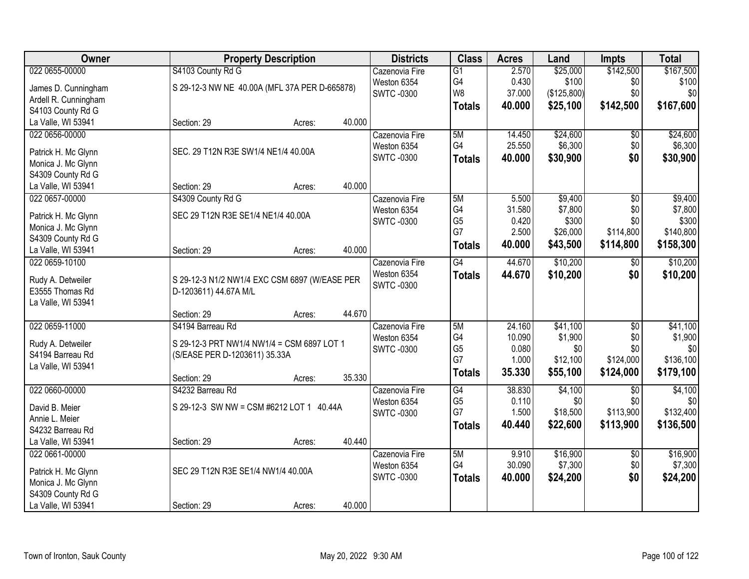| Owner | Property Description | | | Districts | Class | Acres | Land | Impts | Total |
|---|---|---|---|---|---|---|---|---|---|
| 022 0655-00000 | S4103 County Rd G | | | Cazenovia Fire | G1 | 2.570 | $25,000 | $142,500 | $167,500 |
| James D. Cunningham | S 29-12-3 NW NE 40.00A (MFL 37A PER D-665878) | | | Weston 6354 | G4 | 0.430 | $100 | $0 | $100 |
| Ardell R. Cunningham | | | | SWTC -0300 | W8 | 37.000 | ($125,800) | $0 | $0 |
| S4103 County Rd G | | | | | **Totals** | **40.000** | **$25,100** | **$142,500** | **$167,600** |
| La Valle, WI 53941 | Section: 29 | Acres: | 40.000 | | | | | | |
| 022 0656-00000 | | | | Cazenovia Fire | 5M | 14.450 | $24,600 | $0 | $24,600 |
| Patrick H. Mc Glynn | SEC. 29 T12N R3E SW1/4 NE1/4 40.00A | | | Weston 6354 | G4 | 25.550 | $6,300 | $0 | $6,300 |
| Monica J. Mc Glynn | | | | SWTC -0300 | **Totals** | **40.000** | **$30,900** | **$0** | **$30,900** |
| S4309 County Rd G | | | | | | | | | |
| La Valle, WI 53941 | Section: 29 | Acres: | 40.000 | | | | | | |
| 022 0657-00000 | S4309 County Rd G | | | Cazenovia Fire | 5M | 5.500 | $9,400 | $0 | $9,400 |
| Patrick H. Mc Glynn | SEC 29 T12N R3E SE1/4 NE1/4 40.00A | | | Weston 6354 | G4 | 31.580 | $7,800 | $0 | $7,800 |
| Monica J. Mc Glynn | | | | SWTC -0300 | G5 | 0.420 | $300 | $0 | $300 |
| S4309 County Rd G | | | | | G7 | 2.500 | $26,000 | $114,800 | $140,800 |
| La Valle, WI 53941 | Section: 29 | Acres: | 40.000 | | **Totals** | **40.000** | **$43,500** | **$114,800** | **$158,300** |
| 022 0659-10100 | | | | Cazenovia Fire | G4 | 44.670 | $10,200 | $0 | $10,200 |
| Rudy A. Detweiler | S 29-12-3 N1/2 NW1/4 EXC CSM 6897 (W/EASE PER D-1203611) 44.67A M/L | | | Weston 6354 | **Totals** | **44.670** | **$10,200** | **$0** | **$10,200** |
| E3555 Thomas Rd | | | | SWTC -0300 | | | | | |
| La Valle, WI 53941 | | | | | | | | | |
| | Section: 29 | Acres: | 44.670 | | | | | | |
| 022 0659-11000 | S4194 Barreau Rd | | | Cazenovia Fire | 5M | 24.160 | $41,100 | $0 | $41,100 |
| Rudy A. Detweiler | S 29-12-3 PRT NW1/4 NW1/4 = CSM 6897 LOT 1 | | | Weston 6354 | G4 | 10.090 | $1,900 | $0 | $1,900 |
| S4194 Barreau Rd | (S/EASE PER D-1203611) 35.33A | | | SWTC -0300 | G5 | 0.080 | $0 | $0 | $0 |
| La Valle, WI 53941 | | | | | G7 | 1.000 | $12,100 | $124,000 | $136,100 |
| | Section: 29 | Acres: | 35.330 | | **Totals** | **35.330** | **$55,100** | **$124,000** | **$179,100** |
| 022 0660-00000 | S4232 Barreau Rd | | | Cazenovia Fire | G4 | 38.830 | $4,100 | $0 | $4,100 |
| David B. Meier | S 29-12-3 SW NW = CSM #6212 LOT 1 40.44A | | | Weston 6354 | G5 | 0.110 | $0 | $0 | $0 |
| Annie L. Meier | | | | SWTC -0300 | G7 | 1.500 | $18,500 | $113,900 | $132,400 |
| S4232 Barreau Rd | | | | | **Totals** | **40.440** | **$22,600** | **$113,900** | **$136,500** |
| La Valle, WI 53941 | Section: 29 | Acres: | 40.440 | | | | | | |
| 022 0661-00000 | | | | Cazenovia Fire | 5M | 9.910 | $16,900 | $0 | $16,900 |
| Patrick H. Mc Glynn | SEC 29 T12N R3E SE1/4 NW1/4 40.00A | | | Weston 6354 | G4 | 30.090 | $7,300 | $0 | $7,300 |
| Monica J. Mc Glynn | | | | SWTC -0300 | **Totals** | **40.000** | **$24,200** | **$0** | **$24,200** |
| S4309 County Rd G | | | | | | | | | |
| La Valle, WI 53941 | Section: 29 | Acres: | 40.000 | | | | | | |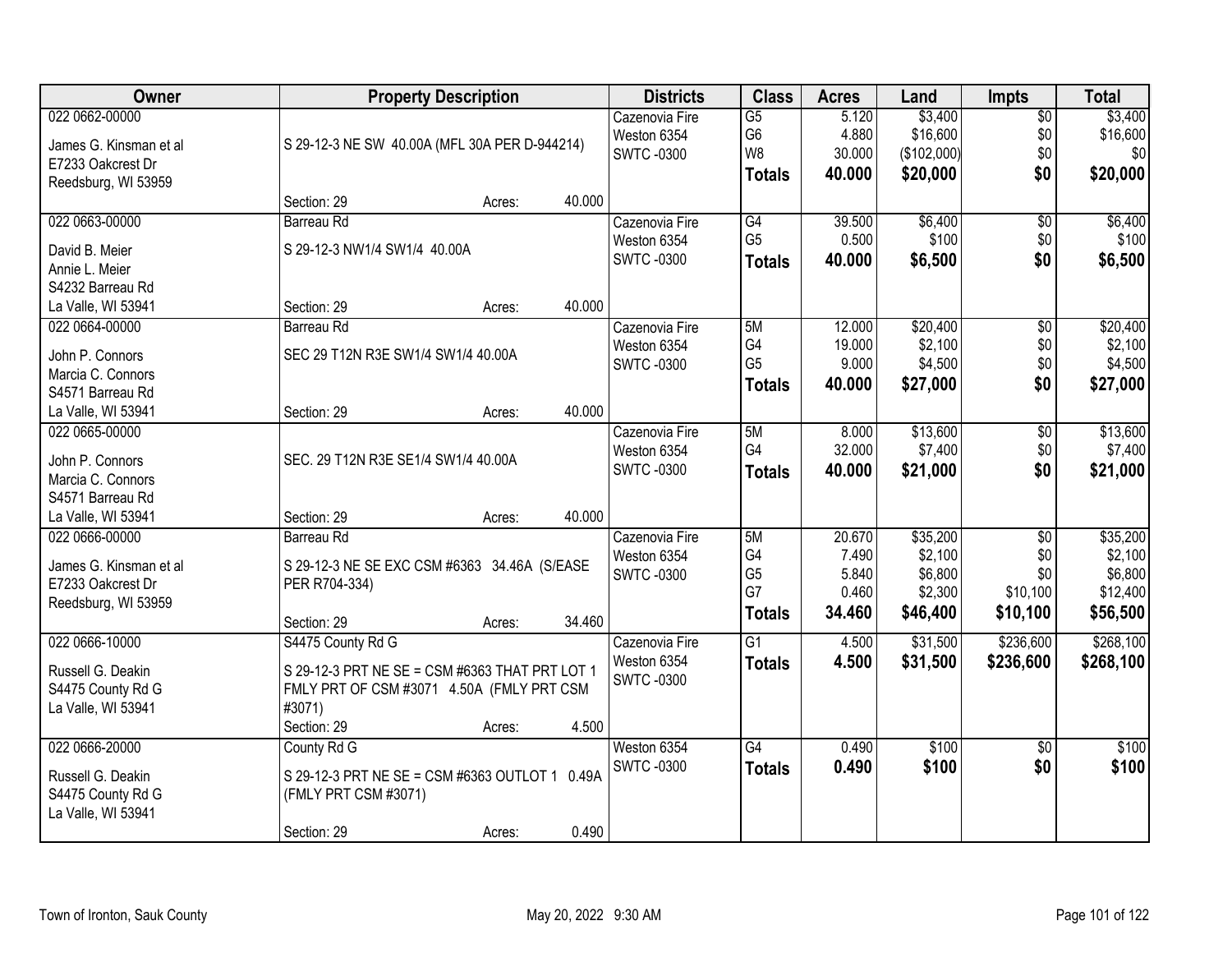| Owner | Property Description | Districts | Class | Acres | Land | Impts | Total |
|---|---|---|---|---|---|---|---|
| 022 0662-00000<br>James G. Kinsman et al<br>E7233 Oakcrest Dr<br>Reedsburg, WI 53959 | S 29-12-3 NE SW 40.00A (MFL 30A PER D-944214)<br>Section: 29 Acres: 40.000 | Cazenovia Fire<br>Weston 6354<br>SWTC -0300 | G5<br>G6<br>W8<br>**Totals** | 5.120<br>4.880<br>30.000<br>**40.000** | $3,400<br>$16,600<br>($102,000)<br>**$20,000** | $0<br>$0<br>$0<br>**$0** | $3,400<br>$16,600<br>$0<br>**$20,000** |
| 022 0663-00000<br>David B. Meier<br>Annie L. Meier<br>S4232 Barreau Rd<br>La Valle, WI 53941 | Barreau Rd<br>S 29-12-3 NW1/4 SW1/4 40.00A<br>Section: 29 Acres: 40.000 | Cazenovia Fire<br>Weston 6354<br>SWTC -0300 | G4<br>G5<br>**Totals** | 39.500<br>0.500<br>**40.000** | $6,400<br>$100<br>**$6,500** | $0<br>$0<br>**$0** | $6,400<br>$100<br>**$6,500** |
| 022 0664-00000<br>John P. Connors<br>Marcia C. Connors<br>S4571 Barreau Rd<br>La Valle, WI 53941 | Barreau Rd<br>SEC 29 T12N R3E SW1/4 SW1/4 40.00A<br>Section: 29 Acres: 40.000 | Cazenovia Fire<br>Weston 6354<br>SWTC -0300 | 5M<br>G4<br>G5<br>**Totals** | 12.000<br>19.000<br>9.000<br>**40.000** | $20,400<br>$2,100<br>$4,500<br>**$27,000** | $0<br>$0<br>$0<br>**$0** | $20,400<br>$2,100<br>$4,500<br>**$27,000** |
| 022 0665-00000<br>John P. Connors<br>Marcia C. Connors<br>S4571 Barreau Rd<br>La Valle, WI 53941 | SEC. 29 T12N R3E SE1/4 SW1/4 40.00A<br>Section: 29 Acres: 40.000 | Cazenovia Fire<br>Weston 6354<br>SWTC -0300 | 5M<br>G4<br>**Totals** | 8.000<br>32.000<br>**40.000** | $13,600<br>$7,400<br>**$21,000** | $0<br>$0<br>**$0** | $13,600<br>$7,400<br>**$21,000** |
| 022 0666-00000<br>James G. Kinsman et al<br>E7233 Oakcrest Dr<br>Reedsburg, WI 53959 | Barreau Rd<br>S 29-12-3 NE SE EXC CSM #6363 34.46A (S/EASE PER R704-334)<br>Section: 29 Acres: 34.460 | Cazenovia Fire<br>Weston 6354<br>SWTC -0300 | 5M<br>G4<br>G5<br>G7<br>**Totals** | 20.670<br>7.490<br>5.840<br>0.460<br>**34.460** | $35,200<br>$2,100<br>$6,800<br>$2,300<br>**$46,400** | $0<br>$0<br>$0<br>$10,100<br>**$10,100** | $35,200<br>$2,100<br>$6,800<br>$12,400<br>**$56,500** |
| 022 0666-10000<br>Russell G. Deakin<br>S4475 County Rd G<br>La Valle, WI 53941 | S4475 County Rd G<br>S 29-12-3 PRT NE SE = CSM #6363 THAT PRT LOT 1 FMLY PRT OF CSM #3071 4.50A (FMLY PRT CSM #3071)<br>Section: 29 Acres: 4.500 | Cazenovia Fire<br>Weston 6354<br>SWTC -0300 | G1<br>**Totals** | 4.500<br>**4.500** | $31,500<br>**$31,500** | $236,600<br>**$236,600** | $268,100<br>**$268,100** |
| 022 0666-20000<br>Russell G. Deakin<br>S4475 County Rd G<br>La Valle, WI 53941 | County Rd G<br>S 29-12-3 PRT NE SE = CSM #6363 OUTLOT 1 0.49A (FMLY PRT CSM #3071)<br>Section: 29 Acres: 0.490 | Weston 6354<br>SWTC -0300 | G4<br>**Totals** | 0.490<br>**0.490** | $100<br>**$100** | $0<br>**$0** | $100<br>**$100** |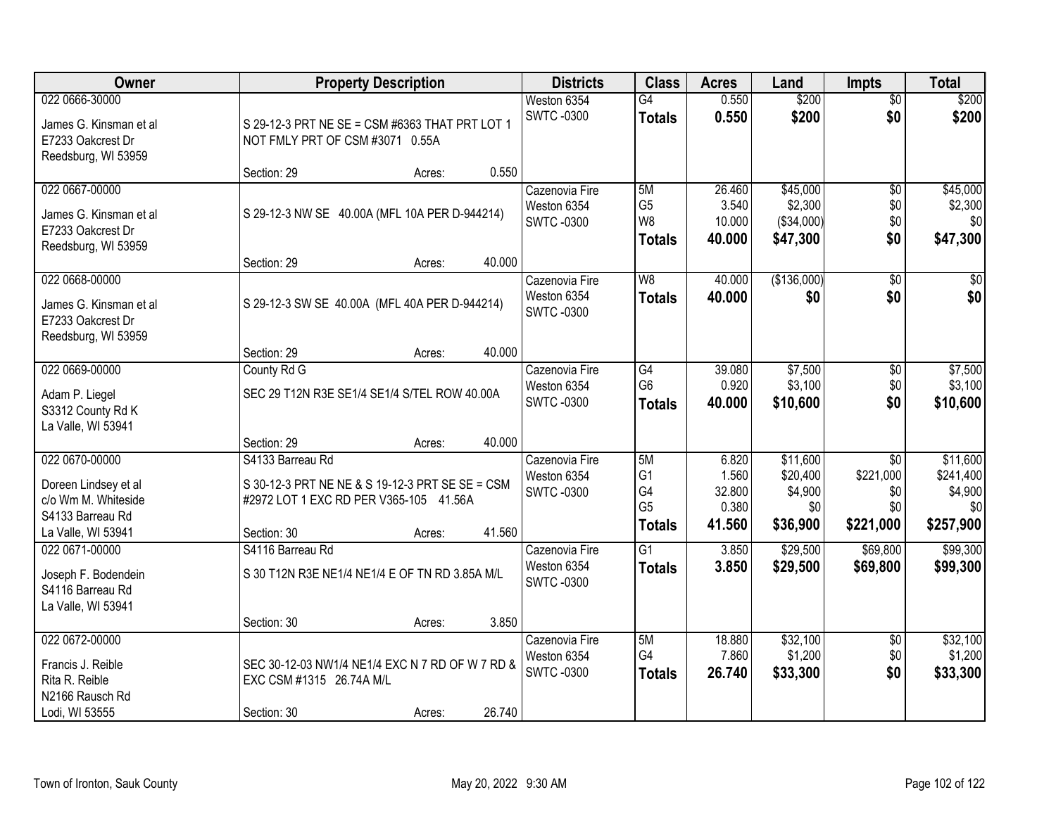| Owner | Property Description | Districts | Class | Acres | Land | Impts | Total |
|---|---|---|---|---|---|---|---|
| 022 0666-30000<br><br>James G. Kinsman et al<br>E7233 Oakcrest Dr<br>Reedsburg, WI 53959 | S 29-12-3 PRT NE SE = CSM #6363 THAT PRT LOT 1 NOT FMLY PRT OF CSM #3071 0.55A<br><br>Section: 29 Acres: 0.550 | Weston 6354<br>SWTC -0300 | G4<br>**Totals** | 0.550<br>**0.550** | $200<br>**$200** | $0<br>**$0** | $200<br>**$200** |
| 022 0667-00000<br><br>James G. Kinsman et al<br>E7233 Oakcrest Dr<br>Reedsburg, WI 53959 | S 29-12-3 NW SE 40.00A (MFL 10A PER D-944214)<br><br>Section: 29 Acres: 40.000 | Cazenovia Fire<br>Weston 6354<br>SWTC -0300 | 5M<br>G5<br>W8<br>**Totals** | 26.460<br>3.540<br>10.000<br>**40.000** | $45,000<br>$2,300<br>($34,000)<br>**$47,300** | $0<br>$0<br>$0<br>**$0** | $45,000<br>$2,300<br>$0<br>**$47,300** |
| 022 0668-00000<br><br>James G. Kinsman et al<br>E7233 Oakcrest Dr<br>Reedsburg, WI 53959 | S 29-12-3 SW SE 40.00A (MFL 40A PER D-944214)<br><br>Section: 29 Acres: 40.000 | Cazenovia Fire<br>Weston 6354<br>SWTC -0300 | W8<br>**Totals** | 40.000<br>**40.000** | ($136,000)<br>**$0** | $0<br>**$0** | $0<br>**$0** |
| 022 0669-00000<br><br>Adam P. Liegel<br>S3312 County Rd K<br>La Valle, WI 53941 | County Rd G<br>SEC 29 T12N R3E SE1/4 SE1/4 S/TEL ROW 40.00A<br><br>Section: 29 Acres: 40.000 | Cazenovia Fire<br>Weston 6354<br>SWTC -0300 | G4<br>G6<br>**Totals** | 39.080<br>0.920<br>**40.000** | $7,500<br>$3,100<br>**$10,600** | $0<br>$0<br>**$0** | $7,500<br>$3,100<br>**$10,600** |
| 022 0670-00000<br><br>Doreen Lindsey et al<br>c/o Wm M. Whiteside<br>S4133 Barreau Rd<br>La Valle, WI 53941 | S4133 Barreau Rd<br>S 30-12-3 PRT NE NE & S 19-12-3 PRT SE SE = CSM #2972 LOT 1 EXC RD PER V365-105 41.56A<br><br>Section: 30 Acres: 41.560 | Cazenovia Fire<br>Weston 6354<br>SWTC -0300 | 5M<br>G1<br>G4<br>G5<br>**Totals** | 6.820<br>1.560<br>32.800<br>0.380<br>**41.560** | $11,600<br>$20,400<br>$4,900<br>$0<br>**$36,900** | $0<br>$221,000<br>$0<br>$0<br>**$221,000** | $11,600<br>$241,400<br>$4,900<br>$0<br>**$257,900** |
| 022 0671-00000<br><br>Joseph F. Bodendein<br>S4116 Barreau Rd<br>La Valle, WI 53941 | S4116 Barreau Rd<br>S 30 T12N R3E NE1/4 NE1/4 E OF TN RD 3.85A M/L<br><br>Section: 30 Acres: 3.850 | Cazenovia Fire<br>Weston 6354<br>SWTC -0300 | G1<br>**Totals** | 3.850<br>**3.850** | $29,500<br>**$29,500** | $69,800<br>**$69,800** | $99,300<br>**$99,300** |
| 022 0672-00000<br><br>Francis J. Reible<br>Rita R. Reible<br>N2166 Rausch Rd<br>Lodi, WI 53555 | SEC 30-12-03 NW1/4 NE1/4 EXC N 7 RD OF W 7 RD & EXC CSM #1315 26.74A M/L<br><br>Section: 30 Acres: 26.740 | Cazenovia Fire<br>Weston 6354<br>SWTC -0300 | 5M<br>G4<br>**Totals** | 18.880<br>7.860<br>**26.740** | $32,100<br>$1,200<br>**$33,300** | $0<br>$0<br>**$0** | $32,100<br>$1,200<br>**$33,300** |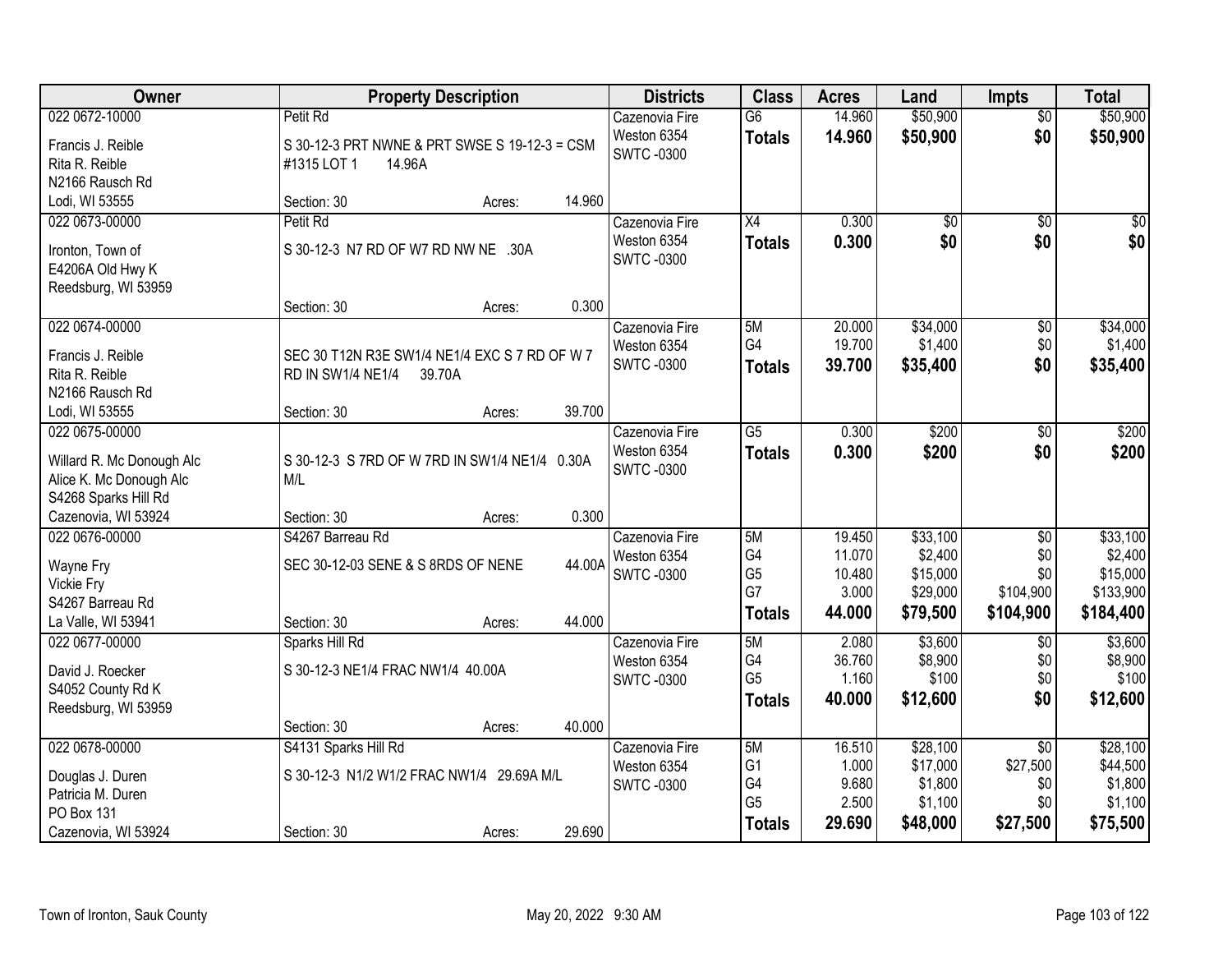| Owner | Property Description | Districts | Class | Acres | Land | Impts | Total |
|---|---|---|---|---|---|---|---|
| 022 0672-10000<br>Francis J. Reible<br>Rita R. Reible<br>N2166 Rausch Rd<br>Lodi, WI 53555 | Petit Rd<br>S 30-12-3 PRT NWNE & PRT SWSE S 19-12-3 = CSM #1315 LOT 1 14.96A<br>Section: 30 Acres: 14.960 | Cazenovia Fire<br>Weston 6354<br>SWTC -0300 | G6<br>**Totals** | 14.960<br>**14.960** | $50,900<br>**$50,900** | $0<br>**$0** | $50,900<br>**$50,900** |
| 022 0673-00000<br>Ironton, Town of<br>E4206A Old Hwy K<br>Reedsburg, WI 53959 | Petit Rd<br>S 30-12-3 N7 RD OF W7 RD NW NE .30A<br>Section: 30 Acres: 0.300 | Cazenovia Fire<br>Weston 6354<br>SWTC -0300 | X4<br>**Totals** | 0.300<br>**0.300** | $0<br>**$0** | $0<br>**$0** | $0<br>**$0** |
| 022 0674-00000<br>Francis J. Reible<br>Rita R. Reible<br>N2166 Rausch Rd<br>Lodi, WI 53555 | SEC 30 T12N R3E SW1/4 NE1/4 EXC S 7 RD OF W 7 RD IN SW1/4 NE1/4 39.70A<br>Section: 30 Acres: 39.700 | Cazenovia Fire<br>Weston 6354<br>SWTC -0300 | 5M<br>G4<br>**Totals** | 20.000<br>19.700<br>**39.700** | $34,000<br>$1,400<br>**$35,400** | $0<br>$0<br>**$0** | $34,000<br>$1,400<br>**$35,400** |
| 022 0675-00000<br>Willard R. Mc Donough Alc<br>Alice K. Mc Donough Alc<br>S4268 Sparks Hill Rd<br>Cazenovia, WI 53924 | S 30-12-3 S 7RD OF W 7RD IN SW1/4 NE1/4 0.30A M/L<br>Section: 30 Acres: 0.300 | Cazenovia Fire<br>Weston 6354<br>SWTC -0300 | G5<br>**Totals** | 0.300<br>**0.300** | $200<br>**$200** | $0<br>**$0** | $200<br>**$200** |
| 022 0676-00000<br>Wayne Fry<br>Vickie Fry<br>S4267 Barreau Rd<br>La Valle, WI 53941 | S4267 Barreau Rd<br>SEC 30-12-03 SENE & S 8RDS OF NENE 44.00A<br>Section: 30 Acres: 44.000 | Cazenovia Fire<br>Weston 6354<br>SWTC -0300 | 5M<br>G4<br>G5<br>G7<br>**Totals** | 19.450<br>11.070<br>10.480<br>3.000<br>**44.000** | $33,100<br>$2,400<br>$15,000<br>$29,000<br>**$79,500** | $0<br>$0<br>$0<br>$104,900<br>**$104,900** | $33,100<br>$2,400<br>$15,000<br>$133,900<br>**$184,400** |
| 022 0677-00000<br>David J. Roecker<br>S4052 County Rd K<br>Reedsburg, WI 53959 | Sparks Hill Rd<br>S 30-12-3 NE1/4 FRAC NW1/4 40.00A<br>Section: 30 Acres: 40.000 | Cazenovia Fire<br>Weston 6354<br>SWTC -0300 | 5M<br>G4<br>G5<br>**Totals** | 2.080<br>36.760<br>1.160<br>**40.000** | $3,600<br>$8,900<br>$100<br>**$12,600** | $0<br>$0<br>$0<br>**$0** | $3,600<br>$8,900<br>$100<br>**$12,600** |
| 022 0678-00000<br>Douglas J. Duren<br>Patricia M. Duren<br>PO Box 131<br>Cazenovia, WI 53924 | S4131 Sparks Hill Rd<br>S 30-12-3 N1/2 W1/2 FRAC NW1/4 29.69A M/L<br>Section: 30 Acres: 29.690 | Cazenovia Fire<br>Weston 6354<br>SWTC -0300 | 5M<br>G1<br>G4<br>G5<br>**Totals** | 16.510<br>1.000<br>9.680<br>2.500<br>**29.690** | $28,100<br>$17,000<br>$1,800<br>$1,100<br>**$48,000** | $0<br>$27,500<br>$0<br>$0<br>**$27,500** | $28,100<br>$44,500<br>$1,800<br>$1,100<br>**$75,500** |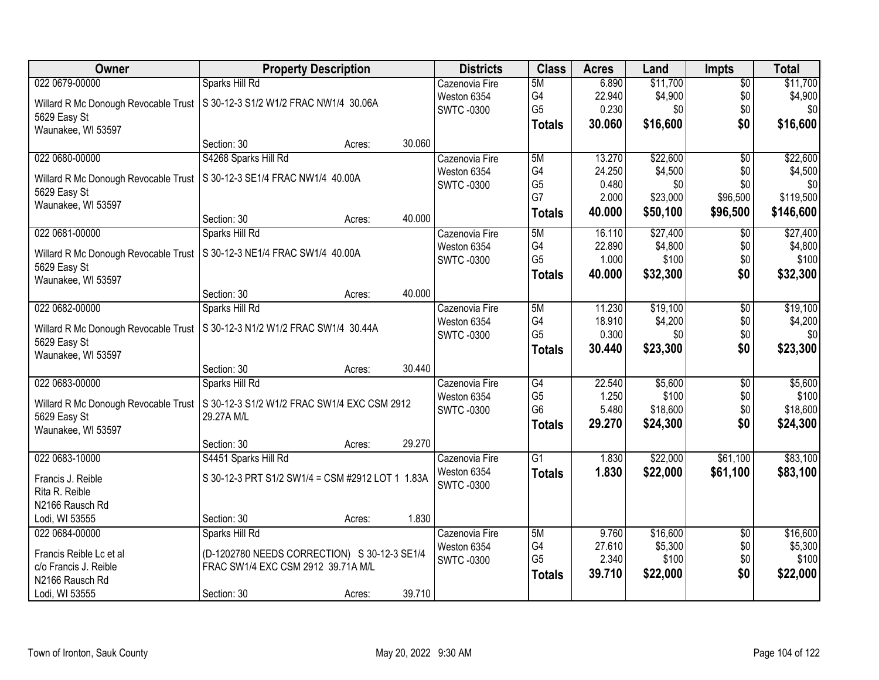| Owner | Property Description | | | Districts | Class | Acres | Land | Impts | Total |
|---|---|---|---|---|---|---|---|---|---|
| 022 0679-00000 | Sparks Hill Rd | | | Cazenovia Fire | 5M | 6.890 | $11,700 | $0 | $11,700 |
| Willard R Mc Donough Revocable Trust | S 30-12-3 S1/2 W1/2 FRAC NW1/4 30.06A | | | Weston 6354 | G4 | 22.940 | $4,900 | $0 | $4,900 |
| 5629 Easy St | | | | SWTC -0300 | G5 | 0.230 | $0 | $0 | $0 |
| Waunakee, WI 53597 | | | | | **Totals** | **30.060** | **$16,600** | **$0** | **$16,600** |
| | Section: 30 | Acres: | 30.060 | | | | | | |
| 022 0680-00000 | S4268 Sparks Hill Rd | | | Cazenovia Fire | 5M | 13.270 | $22,600 | $0 | $22,600 |
| Willard R Mc Donough Revocable Trust | S 30-12-3 SE1/4 FRAC NW1/4 40.00A | | | Weston 6354 | G4 | 24.250 | $4,500 | $0 | $4,500 |
| 5629 Easy St | | | | SWTC -0300 | G5 | 0.480 | $0 | $0 | $0 |
| Waunakee, WI 53597 | | | | | G7 | 2.000 | $23,000 | $96,500 | $119,500 |
| | Section: 30 | Acres: | 40.000 | | **Totals** | **40.000** | **$50,100** | **$96,500** | **$146,600** |
| 022 0681-00000 | Sparks Hill Rd | | | Cazenovia Fire | 5M | 16.110 | $27,400 | $0 | $27,400 |
| Willard R Mc Donough Revocable Trust | S 30-12-3 NE1/4 FRAC SW1/4 40.00A | | | Weston 6354 | G4 | 22.890 | $4,800 | $0 | $4,800 |
| 5629 Easy St | | | | SWTC -0300 | G5 | 1.000 | $100 | $0 | $100 |
| Waunakee, WI 53597 | | | | | **Totals** | **40.000** | **$32,300** | **$0** | **$32,300** |
| | Section: 30 | Acres: | 40.000 | | | | | | |
| 022 0682-00000 | Sparks Hill Rd | | | Cazenovia Fire | 5M | 11.230 | $19,100 | $0 | $19,100 |
| Willard R Mc Donough Revocable Trust | S 30-12-3 N1/2 W1/2 FRAC SW1/4 30.44A | | | Weston 6354 | G4 | 18.910 | $4,200 | $0 | $4,200 |
| 5629 Easy St | | | | SWTC -0300 | G5 | 0.300 | $0 | $0 | $0 |
| Waunakee, WI 53597 | | | | | **Totals** | **30.440** | **$23,300** | **$0** | **$23,300** |
| | Section: 30 | Acres: | 30.440 | | | | | | |
| 022 0683-00000 | Sparks Hill Rd | | | Cazenovia Fire | G4 | 22.540 | $5,600 | $0 | $5,600 |
| Willard R Mc Donough Revocable Trust | S 30-12-3 S1/2 W1/2 FRAC SW1/4 EXC CSM 2912 | | | Weston 6354 | G5 | 1.250 | $100 | $0 | $100 |
| 5629 Easy St | 29.27A M/L | | | SWTC -0300 | G6 | 5.480 | $18,600 | $0 | $18,600 |
| Waunakee, WI 53597 | | | | | **Totals** | **29.270** | **$24,300** | **$0** | **$24,300** |
| | Section: 30 | Acres: | 29.270 | | | | | | |
| 022 0683-10000 | S4451 Sparks Hill Rd | | | Cazenovia Fire | G1 | 1.830 | $22,000 | $61,100 | $83,100 |
| Francis J. Reible | S 30-12-3 PRT S1/2 SW1/4 = CSM #2912 LOT 1 1.83A | | | Weston 6354 | **Totals** | **1.830** | **$22,000** | **$61,100** | **$83,100** |
| Rita R. Reible | | | | SWTC -0300 | | | | | |
| N2166 Rausch Rd | | | | | | | | | |
| Lodi, WI 53555 | Section: 30 | Acres: | 1.830 | | | | | | |
| 022 0684-00000 | Sparks Hill Rd | | | Cazenovia Fire | 5M | 9.760 | $16,600 | $0 | $16,600 |
| Francis Reible Lc et al | (D-1202780 NEEDS CORRECTION) S 30-12-3 SE1/4 | | | Weston 6354 | G4 | 27.610 | $5,300 | $0 | $5,300 |
| c/o Francis J. Reible | FRAC SW1/4 EXC CSM 2912 39.71A M/L | | | SWTC -0300 | G5 | 2.340 | $100 | $0 | $100 |
| N2166 Rausch Rd | | | | | **Totals** | **39.710** | **$22,000** | **$0** | **$22,000** |
| Lodi, WI 53555 | Section: 30 | Acres: | 39.710 | | | | | | |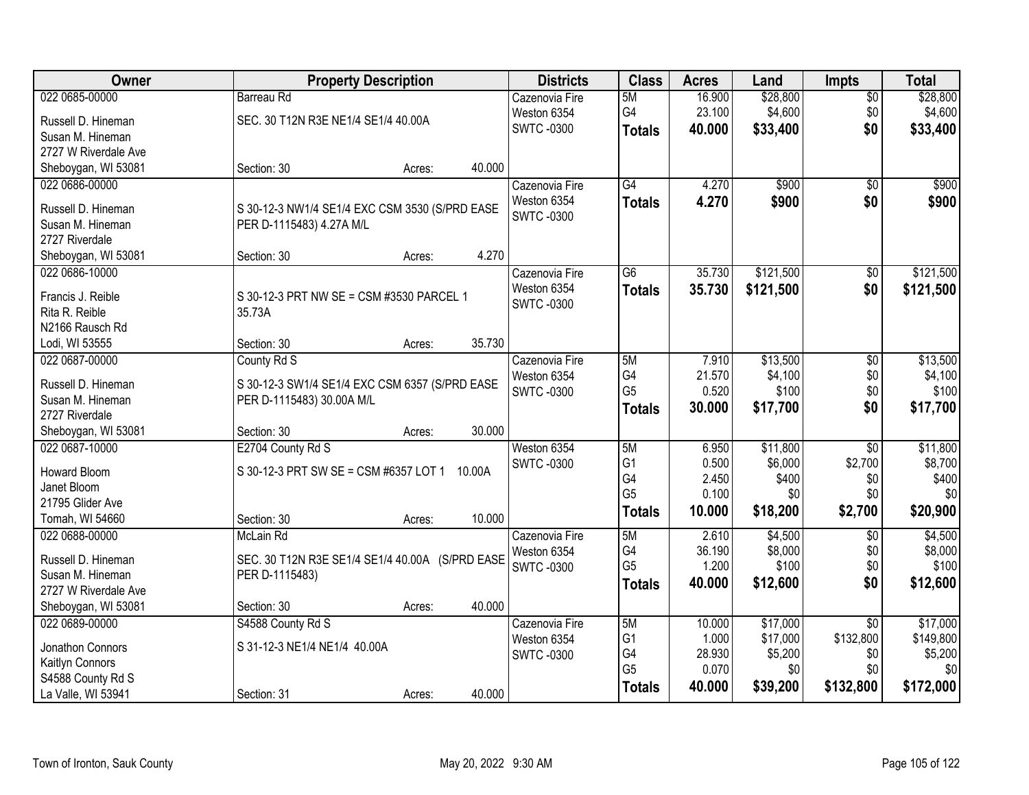| Owner | Property Description | Districts | Class | Acres | Land | Impts | Total |
|---|---|---|---|---|---|---|---|
| 022 0685-00000<br>Russell D. Hineman<br>Susan M. Hineman<br>2727 W Riverdale Ave<br>Sheboygan, WI 53081 | Barreau Rd<br>SEC. 30 T12N R3E NE1/4 SE1/4 40.00A<br>Section: 30 Acres: 40.000 | Cazenovia Fire<br>Weston 6354<br>SWTC -0300 | 5M<br>G4<br>**Totals** | 16.900<br>23.100<br>**40.000** | $28,800<br>$4,600<br>**$33,400** | $0<br>$0<br>**$0** | $28,800<br>$4,600<br>**$33,400** |
| 022 0686-00000<br>Russell D. Hineman<br>Susan M. Hineman<br>2727 Riverdale<br>Sheboygan, WI 53081 | S 30-12-3 NW1/4 SE1/4 EXC CSM 3530 (S/PRD EASE PER D-1115483) 4.27A M/L<br>Section: 30 Acres: 4.270 | Cazenovia Fire<br>Weston 6354<br>SWTC -0300 | G4<br>**Totals** | 4.270<br>**4.270** | $900<br>**$900** | $0<br>**$0** | $900<br>**$900** |
| 022 0686-10000<br>Francis J. Reible<br>Rita R. Reible<br>N2166 Rausch Rd<br>Lodi, WI 53555 | S 30-12-3 PRT NW SE = CSM #3530 PARCEL 1 35.73A<br>Section: 30 Acres: 35.730 | Cazenovia Fire<br>Weston 6354<br>SWTC -0300 | G6<br>**Totals** | 35.730<br>**35.730** | $121,500<br>**$121,500** | $0<br>**$0** | $121,500<br>**$121,500** |
| 022 0687-00000<br>Russell D. Hineman<br>Susan M. Hineman<br>2727 Riverdale<br>Sheboygan, WI 53081 | County Rd S<br>S 30-12-3 SW1/4 SE1/4 EXC CSM 6357 (S/PRD EASE PER D-1115483) 30.00A M/L<br>Section: 30 Acres: 30.000 | Cazenovia Fire<br>Weston 6354<br>SWTC -0300 | 5M<br>G4<br>G5<br>**Totals** | 7.910<br>21.570<br>0.520<br>**30.000** | $13,500<br>$4,100<br>$100<br>**$17,700** | $0<br>$0<br>$0<br>**$0** | $13,500<br>$4,100<br>$100<br>**$17,700** |
| 022 0687-10000<br>Howard Bloom<br>Janet Bloom<br>21795 Glider Ave<br>Tomah, WI 54660 | E2704 County Rd S<br>S 30-12-3 PRT SW SE = CSM #6357 LOT 1 10.00A<br>Section: 30 Acres: 10.000 | Weston 6354<br>SWTC -0300 | 5M<br>G1<br>G4<br>G5<br>**Totals** | 6.950<br>0.500<br>2.450<br>0.100<br>**10.000** | $11,800<br>$6,000<br>$400<br>$0<br>**$18,200** | $0<br>$2,700<br>$0<br>$0<br>**$2,700** | $11,800<br>$8,700<br>$400<br>$0<br>**$20,900** |
| 022 0688-00000<br>Russell D. Hineman<br>Susan M. Hineman<br>2727 W Riverdale Ave<br>Sheboygan, WI 53081 | McLain Rd<br>SEC. 30 T12N R3E SE1/4 SE1/4 40.00A (S/PRD EASE PER D-1115483)<br>Section: 30 Acres: 40.000 | Cazenovia Fire<br>Weston 6354<br>SWTC -0300 | 5M<br>G4<br>G5<br>**Totals** | 2.610<br>36.190<br>1.200<br>**40.000** | $4,500<br>$8,000<br>$100<br>**$12,600** | $0<br>$0<br>$0<br>**$0** | $4,500<br>$8,000<br>$100<br>**$12,600** |
| 022 0689-00000<br>Jonathon Connors<br>Kaitlyn Connors<br>S4588 County Rd S<br>La Valle, WI 53941 | S4588 County Rd S<br>S 31-12-3 NE1/4 NE1/4 40.00A<br>Section: 31 Acres: 40.000 | Cazenovia Fire<br>Weston 6354<br>SWTC -0300 | 5M<br>G1<br>G4<br>G5<br>**Totals** | 10.000<br>1.000<br>28.930<br>0.070<br>**40.000** | $17,000<br>$17,000<br>$5,200<br>$0<br>**$39,200** | $0<br>$132,800<br>$0<br>$0<br>**$132,800** | $17,000<br>$149,800<br>$5,200<br>$0<br>**$172,000** |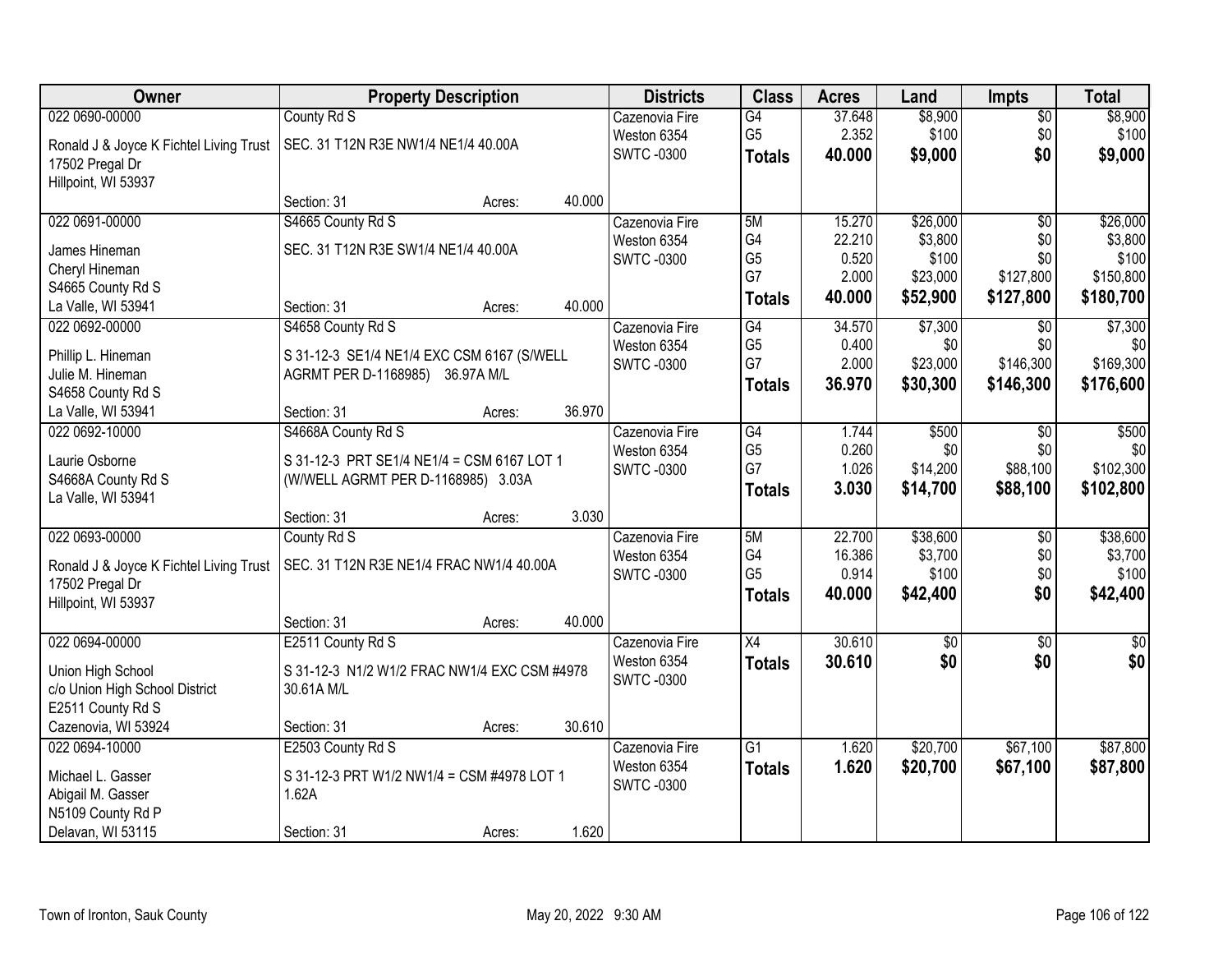| Owner | Property Description | Districts | Class | Acres | Land | Impts | Total |
|---|---|---|---|---|---|---|---|
| 022 0690-00000<br>Ronald J & Joyce K Fichtel Living Trust<br>17502 Pregal Dr<br>Hillpoint, WI 53937 | County Rd S<br>SEC. 31 T12N R3E NW1/4 NE1/4 40.00A<br>Section: 31 Acres: 40.000 | Cazenovia Fire<br>Weston 6354<br>SWTC -0300 | G4<br>G5<br>**Totals** | 37.648<br>2.352<br>**40.000** | $8,900<br>$100<br>**$9,000** | $0<br>$0<br>**$0** | $8,900<br>$100<br>**$9,000** |
| 022 0691-00000<br>James Hineman<br>Cheryl Hineman<br>S4665 County Rd S<br>La Valle, WI 53941 | S4665 County Rd S<br>SEC. 31 T12N R3E SW1/4 NE1/4 40.00A<br>Section: 31 Acres: 40.000 | Cazenovia Fire<br>Weston 6354<br>SWTC -0300 | 5M<br>G4<br>G5<br>G7<br>**Totals** | 15.270<br>22.210<br>0.520<br>2.000<br>**40.000** | $26,000<br>$3,800<br>$100<br>$23,000<br>**$52,900** | $0<br>$0<br>$0<br>$127,800<br>**$127,800** | $26,000<br>$3,800<br>$100<br>$150,800<br>**$180,700** |
| 022 0692-00000<br>Phillip L. Hineman<br>Julie M. Hineman<br>S4658 County Rd S<br>La Valle, WI 53941 | S4658 County Rd S<br>S 31-12-3 SE1/4 NE1/4 EXC CSM 6167 (S/WELL AGRMT PER D-1168985) 36.97A M/L<br>Section: 31 Acres: 36.970 | Cazenovia Fire<br>Weston 6354<br>SWTC -0300 | G4<br>G5<br>G7<br>**Totals** | 34.570<br>0.400<br>2.000<br>**36.970** | $7,300<br>$0<br>$23,000<br>**$30,300** | $0<br>$0<br>$146,300<br>**$146,300** | $7,300<br>$0<br>$169,300<br>**$176,600** |
| 022 0692-10000<br>Laurie Osborne<br>S4668A County Rd S<br>La Valle, WI 53941 | S4668A County Rd S<br>S 31-12-3 PRT SE1/4 NE1/4 = CSM 6167 LOT 1 (W/WELL AGRMT PER D-1168985) 3.03A<br>Section: 31 Acres: 3.030 | Cazenovia Fire<br>Weston 6354<br>SWTC -0300 | G4<br>G5<br>G7<br>**Totals** | 1.744<br>0.260<br>1.026<br>**3.030** | $500<br>$0<br>$14,200<br>**$14,700** | $0<br>$0<br>$88,100<br>**$88,100** | $500<br>$0<br>$102,300<br>**$102,800** |
| 022 0693-00000<br>Ronald J & Joyce K Fichtel Living Trust<br>17502 Pregal Dr<br>Hillpoint, WI 53937 | County Rd S<br>SEC. 31 T12N R3E NE1/4 FRAC NW1/4 40.00A<br>Section: 31 Acres: 40.000 | Cazenovia Fire<br>Weston 6354<br>SWTC -0300 | 5M<br>G4<br>G5<br>**Totals** | 22.700<br>16.386<br>0.914<br>**40.000** | $38,600<br>$3,700<br>$100<br>**$42,400** | $0<br>$0<br>$0<br>**$0** | $38,600<br>$3,700<br>$100<br>**$42,400** |
| 022 0694-00000<br>Union High School<br>c/o Union High School District<br>E2511 County Rd S<br>Cazenovia, WI 53924 | E2511 County Rd S<br>S 31-12-3 N1/2 W1/2 FRAC NW1/4 EXC CSM #4978 30.61A M/L<br>Section: 31 Acres: 30.610 | Cazenovia Fire<br>Weston 6354<br>SWTC -0300 | X4<br>**Totals** | 30.610<br>**30.610** | $0<br>**$0** | $0<br>**$0** | $0<br>**$0** |
| 022 0694-10000<br>Michael L. Gasser<br>Abigail M. Gasser<br>N5109 County Rd P<br>Delavan, WI 53115 | E2503 County Rd S<br>S 31-12-3 PRT W1/2 NW1/4 = CSM #4978 LOT 1 1.62A<br>Section: 31 Acres: 1.620 | Cazenovia Fire<br>Weston 6354<br>SWTC -0300 | G1<br>**Totals** | 1.620<br>**1.620** | $20,700<br>**$20,700** | $67,100<br>**$67,100** | $87,800<br>**$87,800** |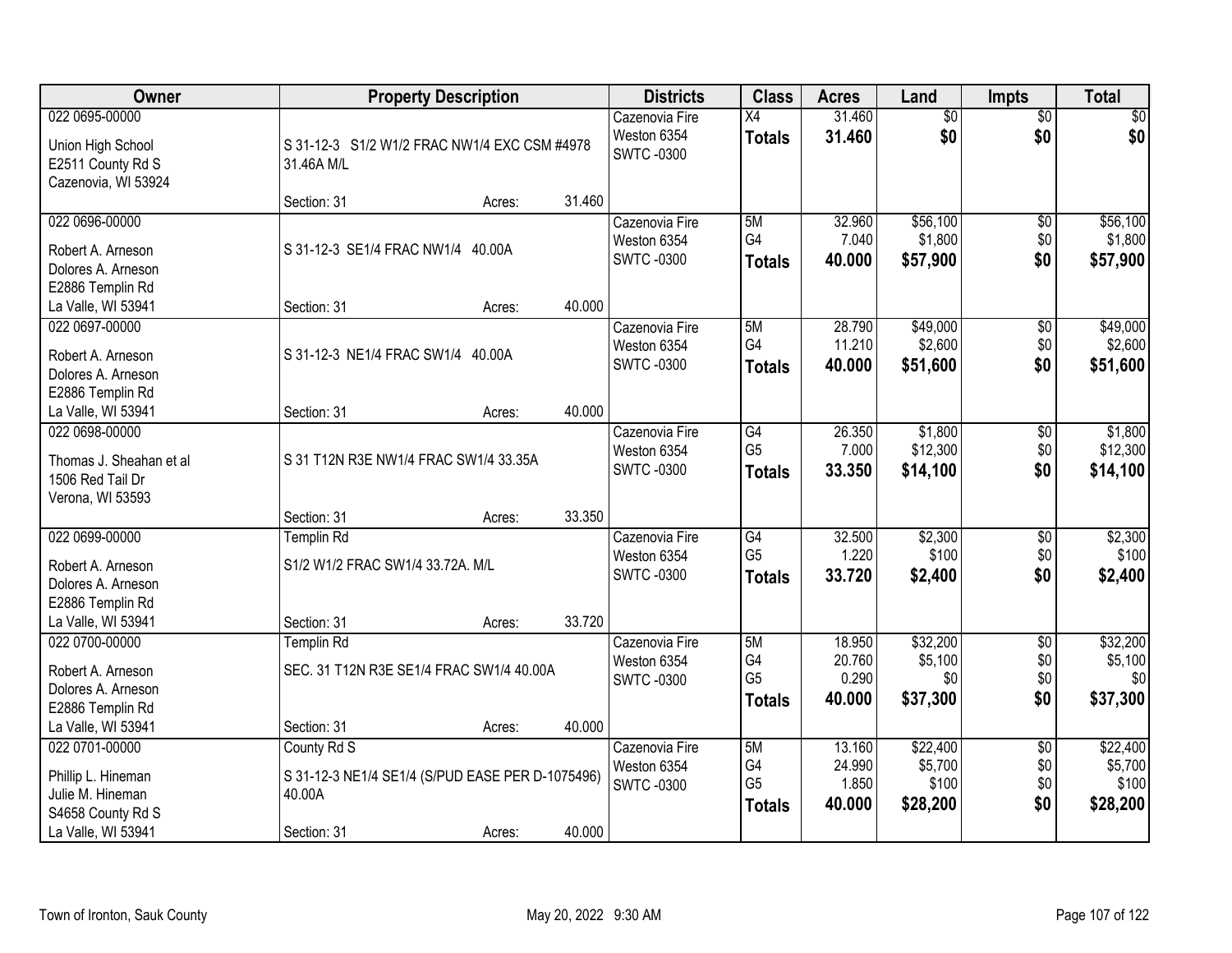| Owner | Property Description | Districts | Class | Acres | Land | Impts | Total |
|---|---|---|---|---|---|---|---|
| 022 0695-00000<br>Union High School<br>E2511 County Rd S<br>Cazenovia, WI 53924 | S 31-12-3 S1/2 W1/2 FRAC NW1/4 EXC CSM #4978 31.46A M/L<br>Section: 31 Acres: 31.460 | Cazenovia Fire<br>Weston 6354<br>SWTC -0300 | X4<br>**Totals** | 31.460<br>**31.460** | $0<br>**$0** | $0<br>**$0** | $0<br>**$0** |
| 022 0696-00000<br>Robert A. Arneson<br>Dolores A. Arneson<br>E2886 Templin Rd<br>La Valle, WI 53941 | S 31-12-3 SE1/4 FRAC NW1/4 40.00A<br>Section: 31 Acres: 40.000 | Cazenovia Fire<br>Weston 6354<br>SWTC -0300 | 5M<br>G4<br>**Totals** | 32.960<br>7.040<br>**40.000** | $56,100<br>$1,800<br>**$57,900** | $0<br>$0<br>**$0** | $56,100<br>$1,800<br>**$57,900** |
| 022 0697-00000<br>Robert A. Arneson<br>Dolores A. Arneson<br>E2886 Templin Rd<br>La Valle, WI 53941 | S 31-12-3 NE1/4 FRAC SW1/4 40.00A<br>Section: 31 Acres: 40.000 | Cazenovia Fire<br>Weston 6354<br>SWTC -0300 | 5M<br>G4<br>**Totals** | 28.790<br>11.210<br>**40.000** | $49,000<br>$2,600<br>**$51,600** | $0<br>$0<br>**$0** | $49,000<br>$2,600<br>**$51,600** |
| 022 0698-00000<br>Thomas J. Sheahan et al<br>1506 Red Tail Dr<br>Verona, WI 53593 | S 31 T12N R3E NW1/4 FRAC SW1/4 33.35A<br>Section: 31 Acres: 33.350 | Cazenovia Fire<br>Weston 6354<br>SWTC -0300 | G4<br>G5<br>**Totals** | 26.350<br>7.000<br>**33.350** | $1,800<br>$12,300<br>**$14,100** | $0<br>$0<br>**$0** | $1,800<br>$12,300<br>**$14,100** |
| 022 0699-00000<br>Robert A. Arneson<br>Dolores A. Arneson<br>E2886 Templin Rd<br>La Valle, WI 53941 | Templin Rd<br>S1/2 W1/2 FRAC SW1/4 33.72A. M/L<br>Section: 31 Acres: 33.720 | Cazenovia Fire<br>Weston 6354<br>SWTC -0300 | G4<br>G5<br>**Totals** | 32.500<br>1.220<br>**33.720** | $2,300<br>$100<br>**$2,400** | $0<br>$0<br>**$0** | $2,300<br>$100<br>**$2,400** |
| 022 0700-00000<br>Robert A. Arneson<br>Dolores A. Arneson<br>E2886 Templin Rd<br>La Valle, WI 53941 | Templin Rd<br>SEC. 31 T12N R3E SE1/4 FRAC SW1/4 40.00A<br>Section: 31 Acres: 40.000 | Cazenovia Fire<br>Weston 6354<br>SWTC -0300 | 5M<br>G4<br>G5<br>**Totals** | 18.950<br>20.760<br>0.290<br>**40.000** | $32,200<br>$5,100<br>$0<br>**$37,300** | $0<br>$0<br>$0<br>**$0** | $32,200<br>$5,100<br>$0<br>**$37,300** |
| 022 0701-00000<br>Phillip L. Hineman<br>Julie M. Hineman<br>S4658 County Rd S<br>La Valle, WI 53941 | County Rd S<br>S 31-12-3 NE1/4 SE1/4 (S/PUD EASE PER D-1075496) 40.00A<br>Section: 31 Acres: 40.000 | Cazenovia Fire<br>Weston 6354<br>SWTC -0300 | 5M<br>G4<br>G5<br>**Totals** | 13.160<br>24.990<br>1.850<br>**40.000** | $22,400<br>$5,700<br>$100<br>**$28,200** | $0<br>$0<br>$0<br>**$0** | $22,400<br>$5,700<br>$100<br>**$28,200** |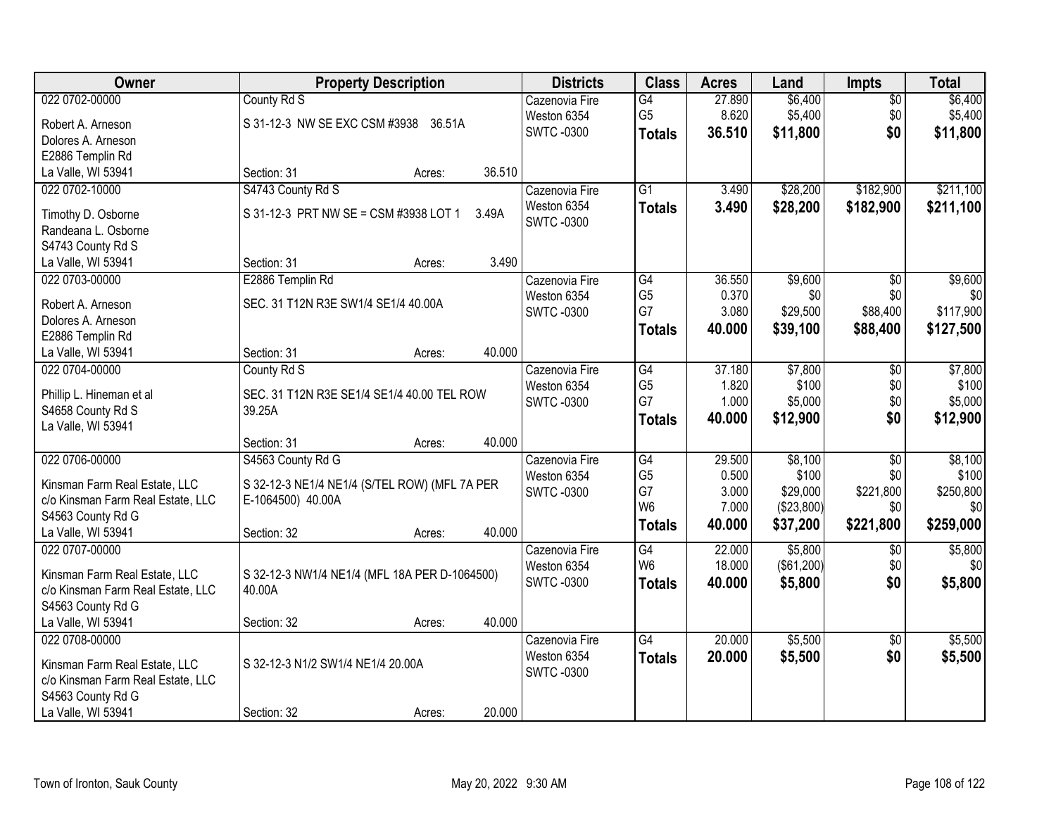| Owner | Property Description | Districts | Class | Acres | Land | Impts | Total |
|---|---|---|---|---|---|---|---|
| 022 0702-00000<br>Robert A. Arneson<br>Dolores A. Arneson<br>E2886 Templin Rd<br>La Valle, WI 53941 | County Rd S<br>S 31-12-3 NW SE EXC CSM #3938 36.51A<br>Section: 31 Acres: 36.510 | Cazenovia Fire<br>Weston 6354<br>SWTC -0300 | G4<br>G5<br>**Totals** | 27.890<br>8.620<br>**36.510** | $6,400<br>$5,400<br>**$11,800** | $0<br>$0<br>**$0** | $6,400<br>$5,400<br>**$11,800** |
| 022 0702-10000<br>Timothy D. Osborne<br>Randeana L. Osborne<br>S4743 County Rd S<br>La Valle, WI 53941 | S4743 County Rd S<br>S 31-12-3 PRT NW SE = CSM #3938 LOT 1 3.49A<br>Section: 31 Acres: 3.490 | Cazenovia Fire<br>Weston 6354<br>SWTC -0300 | G1<br>**Totals** | 3.490<br>**3.490** | $28,200<br>**$28,200** | $182,900<br>**$182,900** | $211,100<br>**$211,100** |
| 022 0703-00000<br>Robert A. Arneson<br>Dolores A. Arneson<br>E2886 Templin Rd<br>La Valle, WI 53941 | E2886 Templin Rd<br>SEC. 31 T12N R3E SW1/4 SE1/4 40.00A<br>Section: 31 Acres: 40.000 | Cazenovia Fire<br>Weston 6354<br>SWTC -0300 | G4<br>G5<br>G7<br>**Totals** | 36.550<br>0.370<br>3.080<br>**40.000** | $9,600<br>$0<br>$29,500<br>**$39,100** | $0<br>$0<br>$88,400<br>**$88,400** | $9,600<br>$0<br>$117,900<br>**$127,500** |
| 022 0704-00000<br>Phillip L. Hineman et al<br>S4658 County Rd S<br>La Valle, WI 53941 | County Rd S<br>SEC. 31 T12N R3E SE1/4 SE1/4 40.00 TEL ROW 39.25A<br>Section: 31 Acres: 40.000 | Cazenovia Fire<br>Weston 6354<br>SWTC -0300 | G4<br>G5<br>G7<br>**Totals** | 37.180<br>1.820<br>1.000<br>**40.000** | $7,800<br>$100<br>$5,000<br>**$12,900** | $0<br>$0<br>$0<br>**$0** | $7,800<br>$100<br>$5,000<br>**$12,900** |
| 022 0706-00000<br>Kinsman Farm Real Estate, LLC<br>c/o Kinsman Farm Real Estate, LLC<br>S4563 County Rd G<br>La Valle, WI 53941 | S4563 County Rd G<br>S 32-12-3 NE1/4 NE1/4 (S/TEL ROW) (MFL 7A PER E-1064500) 40.00A<br>Section: 32 Acres: 40.000 | Cazenovia Fire<br>Weston 6354<br>SWTC -0300 | G4<br>G5<br>G7<br>W6<br>**Totals** | 29.500<br>0.500<br>3.000<br>7.000<br>**40.000** | $8,100<br>$100<br>$29,000<br>($23,800)<br>**$37,200** | $0<br>$0<br>$221,800<br>$0<br>**$221,800** | $8,100<br>$100<br>$250,800<br>$0<br>**$259,000** |
| 022 0707-00000<br>Kinsman Farm Real Estate, LLC<br>c/o Kinsman Farm Real Estate, LLC<br>S4563 County Rd G<br>La Valle, WI 53941 | S 32-12-3 NW1/4 NE1/4 (MFL 18A PER D-1064500) 40.00A<br>Section: 32 Acres: 40.000 | Cazenovia Fire<br>Weston 6354<br>SWTC -0300 | G4<br>W6<br>**Totals** | 22.000<br>18.000<br>**40.000** | $5,800<br>($61,200)<br>**$5,800** | $0<br>$0<br>**$0** | $5,800<br>$0<br>**$5,800** |
| 022 0708-00000<br>Kinsman Farm Real Estate, LLC<br>c/o Kinsman Farm Real Estate, LLC<br>S4563 County Rd G<br>La Valle, WI 53941 | S 32-12-3 N1/2 SW1/4 NE1/4 20.00A<br>Section: 32 Acres: 20.000 | Cazenovia Fire<br>Weston 6354<br>SWTC -0300 | G4<br>**Totals** | 20.000<br>**20.000** | $5,500<br>**$5,500** | $0<br>**$0** | $5,500<br>**$5,500** |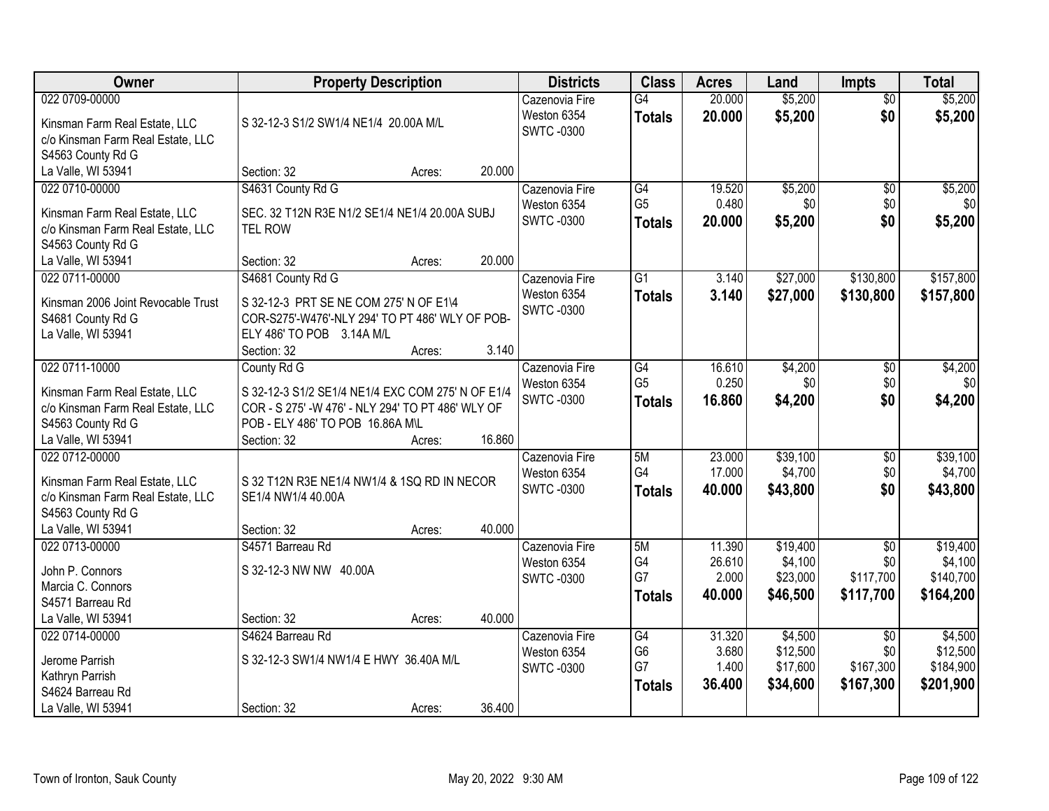| Owner | Property Description | Districts | Class | Acres | Land | Impts | Total |
|---|---|---|---|---|---|---|---|
| 022 0709-00000<br><br>Kinsman Farm Real Estate, LLC<br>c/o Kinsman Farm Real Estate, LLC<br>S4563 County Rd G<br>La Valle, WI 53941 | S 32-12-3 S1/2 SW1/4 NE1/4 20.00A M/L<br><br>Section: 32 Acres: 20.000 | Cazenovia Fire<br>Weston 6354<br>SWTC -0300 | G4<br>**Totals** | 20.000<br>**20.000** | $5,200<br>**$5,200** | $0<br>**$0** | $5,200<br>**$5,200** |
| 022 0710-00000<br><br>Kinsman Farm Real Estate, LLC<br>c/o Kinsman Farm Real Estate, LLC<br>S4563 County Rd G<br>La Valle, WI 53941 | S4631 County Rd G<br>SEC. 32 T12N R3E N1/2 SE1/4 NE1/4 20.00A SUBJ TEL ROW<br><br>Section: 32 Acres: 20.000 | Cazenovia Fire<br>Weston 6354<br>SWTC -0300 | G4<br>G5<br>**Totals** | 19.520<br>0.480<br>**20.000** | $5,200<br>$0<br>**$5,200** | $0<br>$0<br>**$0** | $5,200<br>$0<br>**$5,200** |
| 022 0711-00000<br><br>Kinsman 2006 Joint Revocable Trust<br>S4681 County Rd G<br>La Valle, WI 53941 | S4681 County Rd G<br>S 32-12-3 PRT SE NE COM 275' N OF E1\4 COR-S275'-W476'-NLY 294' TO PT 486' WLY OF POB-ELY 486' TO POB 3.14A M/L<br>Section: 32 Acres: 3.140 | Cazenovia Fire<br>Weston 6354<br>SWTC -0300 | G1<br>**Totals** | 3.140<br>**3.140** | $27,000<br>**$27,000** | $130,800<br>**$130,800** | $157,800<br>**$157,800** |
| 022 0711-10000<br><br>Kinsman Farm Real Estate, LLC<br>c/o Kinsman Farm Real Estate, LLC<br>S4563 County Rd G<br>La Valle, WI 53941 | County Rd G<br>S 32-12-3 S1/2 SE1/4 NE1/4 EXC COM 275' N OF E1/4 COR - S 275' -W 476' - NLY 294' TO PT 486' WLY OF POB - ELY 486' TO POB 16.86A M\L<br>Section: 32 Acres: 16.860 | Cazenovia Fire<br>Weston 6354<br>SWTC -0300 | G4<br>G5<br>**Totals** | 16.610<br>0.250<br>**16.860** | $4,200<br>$0<br>**$4,200** | $0<br>$0<br>**$0** | $4,200<br>$0<br>**$4,200** |
| 022 0712-00000<br><br>Kinsman Farm Real Estate, LLC<br>c/o Kinsman Farm Real Estate, LLC<br>S4563 County Rd G<br>La Valle, WI 53941 | S 32 T12N R3E NE1/4 NW1/4 & 1SQ RD IN NECOR SE1/4 NW1/4 40.00A<br><br>Section: 32 Acres: 40.000 | Cazenovia Fire<br>Weston 6354<br>SWTC -0300 | 5M<br>G4<br>**Totals** | 23.000<br>17.000<br>**40.000** | $39,100<br>$4,700<br>**$43,800** | $0<br>$0<br>**$0** | $39,100<br>$4,700<br>**$43,800** |
| 022 0713-00000<br><br>John P. Connors<br>Marcia C. Connors<br>S4571 Barreau Rd<br>La Valle, WI 53941 | S4571 Barreau Rd<br>S 32-12-3 NW NW 40.00A<br><br>Section: 32 Acres: 40.000 | Cazenovia Fire<br>Weston 6354<br>SWTC -0300 | 5M<br>G4<br>G7<br>**Totals** | 11.390<br>26.610<br>2.000<br>**40.000** | $19,400<br>$4,100<br>$23,000<br>**$46,500** | $0<br>$0<br>$117,700<br>**$117,700** | $19,400<br>$4,100<br>$140,700<br>**$164,200** |
| 022 0714-00000<br><br>Jerome Parrish<br>Kathryn Parrish<br>S4624 Barreau Rd<br>La Valle, WI 53941 | S4624 Barreau Rd<br>S 32-12-3 SW1/4 NW1/4 E HWY 36.40A M/L<br><br>Section: 32 Acres: 36.400 | Cazenovia Fire<br>Weston 6354<br>SWTC -0300 | G4<br>G6<br>G7<br>**Totals** | 31.320<br>3.680<br>1.400<br>**36.400** | $4,500<br>$12,500<br>$17,600<br>**$34,600** | $0<br>$0<br>$167,300<br>**$167,300** | $4,500<br>$12,500<br>$184,900<br>**$201,900** |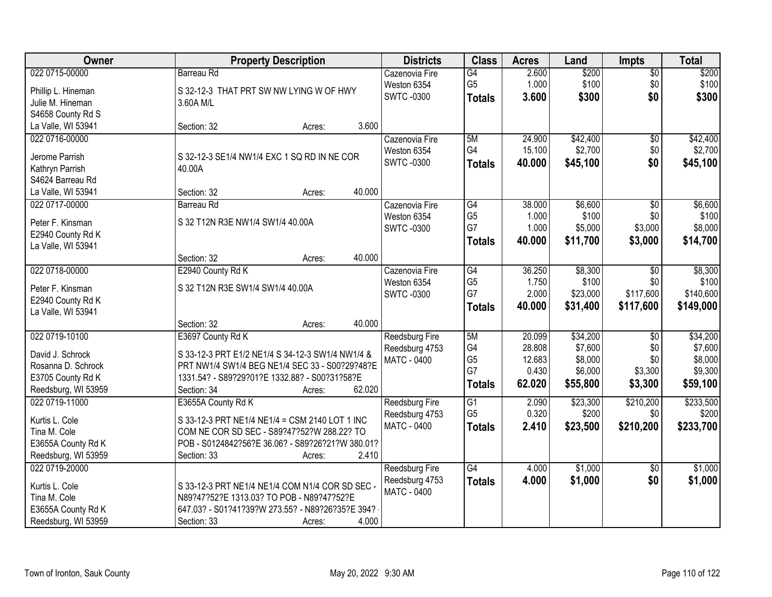| Owner | Property Description | Districts | Class | Acres | Land | Impts | Total |
|---|---|---|---|---|---|---|---|
| 022 0715-00000<br>Phillip L. Hineman<br>Julie M. Hineman<br>S4658 County Rd S<br>La Valle, WI 53941 | Barreau Rd<br>S 32-12-3 THAT PRT SW NW LYING W OF HWY 3.60A M/L<br>Section: 32 Acres: 3.600 | Cazenovia Fire<br>Weston 6354<br>SWTC -0300 | G4<br>G5<br>**Totals** | 2.600<br>1.000<br>**3.600** | $200<br>$100<br>**$300** | $0<br>$0<br>**$0** | $200<br>$100<br>**$300** |
| 022 0716-00000<br>Jerome Parrish<br>Kathryn Parrish<br>S4624 Barreau Rd<br>La Valle, WI 53941 | S 32-12-3 SE1/4 NW1/4 EXC 1 SQ RD IN NE COR 40.00A<br>Section: 32 Acres: 40.000 | Cazenovia Fire<br>Weston 6354<br>SWTC -0300 | 5M<br>G4<br>**Totals** | 24.900<br>15.100<br>**40.000** | $42,400<br>$2,700<br>**$45,100** | $0<br>$0<br>**$0** | $42,400<br>$2,700<br>**$45,100** |
| 022 0717-00000<br>Peter F. Kinsman<br>E2940 County Rd K<br>La Valle, WI 53941 | Barreau Rd<br>S 32 T12N R3E NW1/4 SW1/4 40.00A<br>Section: 32 Acres: 40.000 | Cazenovia Fire<br>Weston 6354<br>SWTC -0300 | G4<br>G5<br>G7<br>**Totals** | 38.000<br>1.000<br>1.000<br>**40.000** | $6,600<br>$100<br>$5,000<br>**$11,700** | $0<br>$0<br>$3,000<br>**$3,000** | $6,600<br>$100<br>$8,000<br>**$14,700** |
| 022 0718-00000<br>Peter F. Kinsman<br>E2940 County Rd K<br>La Valle, WI 53941 | E2940 County Rd K<br>S 32 T12N R3E SW1/4 SW1/4 40.00A<br>Section: 32 Acres: 40.000 | Cazenovia Fire<br>Weston 6354<br>SWTC -0300 | G4<br>G5<br>G7<br>**Totals** | 36.250<br>1.750<br>2.000<br>**40.000** | $8,300<br>$100<br>$23,000<br>**$31,400** | $0<br>$0<br>$117,600<br>**$117,600** | $8,300<br>$100<br>$140,600<br>**$149,000** |
| 022 0719-10100<br>David J. Schrock<br>Rosanna D. Schrock<br>E3705 County Rd K<br>Reedsburg, WI 53959 | E3697 County Rd K<br>S 33-12-3 PRT E1/2 NE1/4 S 34-12-3 SW1/4 NW1/4 & PRT NW1/4 SW1/4 BEG NE1/4 SEC 33 - S00?29?48?E 1331.54? - S89?29?01?E 1332.88? - S00?31?58?E<br>Section: 34 Acres: 62.020 | Reedsburg Fire<br>Reedsburg 4753<br>MATC - 0400 | 5M<br>G4<br>G5<br>G7<br>**Totals** | 20.099<br>28.808<br>12.683<br>0.430<br>**62.020** | $34,200<br>$7,600<br>$8,000<br>$6,000<br>**$55,800** | $0<br>$0<br>$0<br>$3,300<br>**$3,300** | $34,200<br>$7,600<br>$8,000<br>$9,300<br>**$59,100** |
| 022 0719-11000<br>Kurtis L. Cole<br>Tina M. Cole<br>E3655A County Rd K<br>Reedsburg, WI 53959 | E3655A County Rd K<br>S 33-12-3 PRT NE1/4 NE1/4 = CSM 2140 LOT 1 INC COM NE COR SD SEC - S89?47?52?W 288.22? TO POB - S0124842?56?E 36.06? - S89?26?21?W 380.01?<br>Section: 33 Acres: 2.410 | Reedsburg Fire<br>Reedsburg 4753<br>MATC - 0400 | G1<br>G5<br>**Totals** | 2.090<br>0.320<br>**2.410** | $23,300<br>$200<br>**$23,500** | $210,200<br>$0<br>**$210,200** | $233,500<br>$200<br>**$233,700** |
| 022 0719-20000<br>Kurtis L. Cole<br>Tina M. Cole<br>E3655A County Rd K<br>Reedsburg, WI 53959 | S 33-12-3 PRT NE1/4 NE1/4 COM N1/4 COR SD SEC - N89?47?52?E 1313.03? TO POB - N89?47?52?E 647.03? - S01?41?39?W 273.55? - N89?26?35?E 394?<br>Section: 33 Acres: 4.000 | Reedsburg Fire<br>Reedsburg 4753<br>MATC - 0400 | G4<br>**Totals** | 4.000<br>**4.000** | $1,000<br>**$1,000** | $0<br>**$0** | $1,000<br>**$1,000** |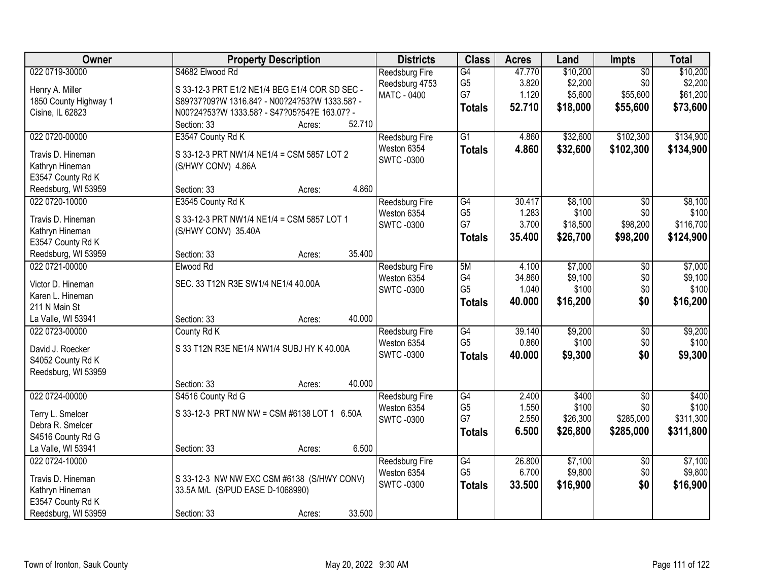| Owner | Property Description | Districts | Class | Acres | Land | Impts | Total |
|---|---|---|---|---|---|---|---|
| 022 0719-30000<br><br>Henry A. Miller<br>1850 County Highway 1<br>Cisine, IL 62823 | S4682 Elwood Rd<br><br>S 33-12-3 PRT E1/2 NE1/4 BEG E1/4 COR SD SEC - S89?37?09?W 1316.84? - N00?24?53?W 1333.58? - N00?24?53?W 1333.58? - S47?05?54?E 163.07? -<br>Section: 33 Acres: 52.710 | Reedsburg Fire<br>Reedsburg 4753<br>MATC - 0400 | G4<br>G5<br>G7<br>**Totals** | 47.770<br>3.820<br>1.120<br>**52.710** | \$10,200<br>\$2,200<br>\$5,600<br>**\$18,000** | \$0<br>\$0<br>\$55,600<br>**\$55,600** | \$10,200<br>\$2,200<br>\$61,200<br>**\$73,600** |
| 022 0720-00000<br><br>Travis D. Hineman<br>Kathryn Hineman<br>E3547 County Rd K<br>Reedsburg, WI 53959 | E3547 County Rd K<br><br>S 33-12-3 PRT NW1/4 NE1/4 = CSM 5857 LOT 2 (S/HWY CONV) 4.86A<br><br>Section: 33 Acres: 4.860 | Reedsburg Fire<br>Weston 6354<br>SWTC -0300 | G1<br>**Totals** | 4.860<br>**4.860** | \$32,600<br>**\$32,600** | \$102,300<br>**\$102,300** | \$134,900<br>**\$134,900** |
| 022 0720-10000<br><br>Travis D. Hineman<br>Kathryn Hineman<br>E3547 County Rd K<br>Reedsburg, WI 53959 | E3545 County Rd K<br><br>S 33-12-3 PRT NW1/4 NE1/4 = CSM 5857 LOT 1 (S/HWY CONV) 35.40A<br><br>Section: 33 Acres: 35.400 | Reedsburg Fire<br>Weston 6354<br>SWTC -0300 | G4<br>G5<br>G7<br>**Totals** | 30.417<br>1.283<br>3.700<br>**35.400** | \$8,100<br>\$100<br>\$18,500<br>**\$26,700** | \$0<br>\$0<br>\$98,200<br>**\$98,200** | \$8,100<br>\$100<br>\$116,700<br>**\$124,900** |
| 022 0721-00000<br><br>Victor D. Hineman<br>Karen L. Hineman<br>211 N Main St<br>La Valle, WI 53941 | Elwood Rd<br><br>SEC. 33 T12N R3E SW1/4 NE1/4 40.00A<br><br>Section: 33 Acres: 40.000 | Reedsburg Fire<br>Weston 6354<br>SWTC -0300 | 5M<br>G4<br>G5<br>**Totals** | 4.100<br>34.860<br>1.040<br>**40.000** | \$7,000<br>\$9,100<br>\$100<br>**\$16,200** | \$0<br>\$0<br>\$0<br>**\$0** | \$7,000<br>\$9,100<br>\$100<br>**\$16,200** |
| 022 0723-00000<br><br>David J. Roecker<br>S4052 County Rd K<br>Reedsburg, WI 53959 | County Rd K<br><br>S 33 T12N R3E NE1/4 NW1/4 SUBJ HY K 40.00A<br><br>Section: 33 Acres: 40.000 | Reedsburg Fire<br>Weston 6354<br>SWTC -0300 | G4<br>G5<br>**Totals** | 39.140<br>0.860<br>**40.000** | \$9,200<br>\$100<br>**\$9,300** | \$0<br>\$0<br>**\$0** | \$9,200<br>\$100<br>**\$9,300** |
| 022 0724-00000<br><br>Terry L. Smelcer<br>Debra R. Smelcer<br>S4516 County Rd G<br>La Valle, WI 53941 | S4516 County Rd G<br><br>S 33-12-3 PRT NW NW = CSM #6138 LOT 1 6.50A<br><br>Section: 33 Acres: 6.500 | Reedsburg Fire<br>Weston 6354<br>SWTC -0300 | G4<br>G5<br>G7<br>**Totals** | 2.400<br>1.550<br>2.550<br>**6.500** | \$400<br>\$100<br>\$26,300<br>**\$26,800** | \$0<br>\$0<br>\$285,000<br>**\$285,000** | \$400<br>\$100<br>\$311,300<br>**\$311,800** |
| 022 0724-10000<br><br>Travis D. Hineman<br>Kathryn Hineman<br>E3547 County Rd K<br>Reedsburg, WI 53959 | S 33-12-3 NW NW EXC CSM #6138 (S/HWY CONV) 33.5A M/L (S/PUD EASE D-1068990)<br><br>Section: 33 Acres: 33.500 | Reedsburg Fire<br>Weston 6354<br>SWTC -0300 | G4<br>G5<br>**Totals** | 26.800<br>6.700<br>**33.500** | \$7,100<br>\$9,800<br>**\$16,900** | \$0<br>\$0<br>**\$0** | \$7,100<br>\$9,800<br>**\$16,900** |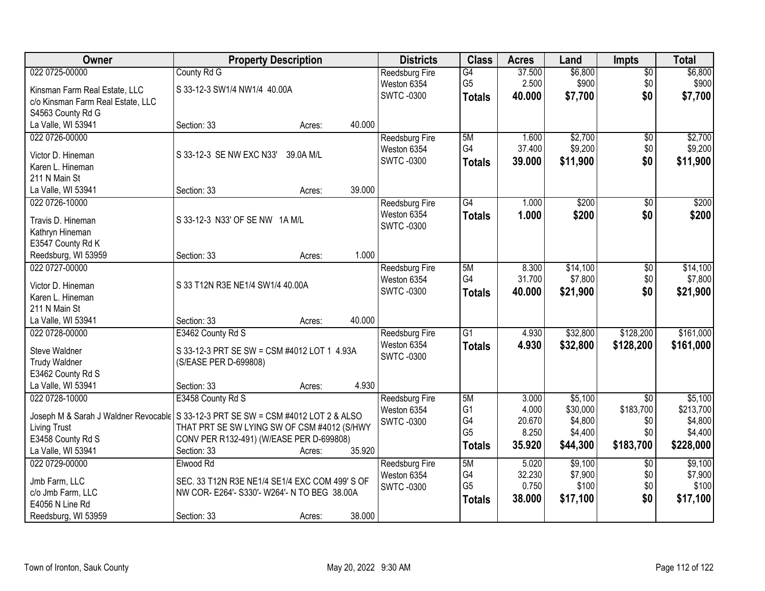| Owner | Property Description | Districts | Class | Acres | Land | Impts | Total |
|---|---|---|---|---|---|---|---|
| 022 0725-00000<br>Kinsman Farm Real Estate, LLC<br>c/o Kinsman Farm Real Estate, LLC<br>S4563 County Rd G<br>La Valle, WI 53941 | County Rd G<br>S 33-12-3 SW1/4 NW1/4 40.00A<br>Section: 33 Acres: 40.000 | Reedsburg Fire<br>Weston 6354<br>SWTC -0300 | G4<br>G5<br>**Totals** | 37.500<br>2.500<br>**40.000** | $6,800<br>$900<br>**$7,700** | $0<br>$0<br>**$0** | $6,800<br>$900<br>**$7,700** |
| 022 0726-00000<br>Victor D. Hineman<br>Karen L. Hineman<br>211 N Main St<br>La Valle, WI 53941 | S 33-12-3 SE NW EXC N33' 39.0A M/L<br>Section: 33 Acres: 39.000 | Reedsburg Fire<br>Weston 6354<br>SWTC -0300 | 5M<br>G4<br>**Totals** | 1.600<br>37.400<br>**39.000** | $2,700<br>$9,200<br>**$11,900** | $0<br>$0<br>**$0** | $2,700<br>$9,200<br>**$11,900** |
| 022 0726-10000<br>Travis D. Hineman<br>Kathryn Hineman<br>E3547 County Rd K<br>Reedsburg, WI 53959 | S 33-12-3 N33' OF SE NW 1A M/L<br>Section: 33 Acres: 1.000 | Reedsburg Fire<br>Weston 6354<br>SWTC -0300 | G4<br>**Totals** | 1.000<br>**1.000** | $200<br>**$200** | $0<br>**$0** | $200<br>**$200** |
| 022 0727-00000<br>Victor D. Hineman<br>Karen L. Hineman<br>211 N Main St<br>La Valle, WI 53941 | S 33 T12N R3E NE1/4 SW1/4 40.00A<br>Section: 33 Acres: 40.000 | Reedsburg Fire<br>Weston 6354<br>SWTC -0300 | 5M<br>G4<br>**Totals** | 8.300<br>31.700<br>**40.000** | $14,100<br>$7,800<br>**$21,900** | $0<br>$0<br>**$0** | $14,100<br>$7,800<br>**$21,900** |
| 022 0728-00000<br>Steve Waldner<br>Trudy Waldner<br>E3462 County Rd S<br>La Valle, WI 53941 | E3462 County Rd S<br>S 33-12-3 PRT SE SW = CSM #4012 LOT 1 4.93A (S/EASE PER D-699808)<br>Section: 33 Acres: 4.930 | Reedsburg Fire<br>Weston 6354<br>SWTC -0300 | G1<br>**Totals** | 4.930<br>**4.930** | $32,800<br>**$32,800** | $128,200<br>**$128,200** | $161,000<br>**$161,000** |
| 022 0728-10000<br>Joseph M & Sarah J Waldner Revocable Living Trust<br>E3458 County Rd S<br>La Valle, WI 53941 | E3458 County Rd S<br>S 33-12-3 PRT SE SW = CSM #4012 LOT 2 & ALSO THAT PRT SE SW LYING SW OF CSM #4012 (S/HWY CONV PER R132-491) (W/EASE PER D-699808)<br>Section: 33 Acres: 35.920 | Reedsburg Fire<br>Weston 6354<br>SWTC -0300 | 5M<br>G1<br>G4<br>G5<br>**Totals** | 3.000<br>4.000<br>20.670<br>8.250<br>**35.920** | $5,100<br>$30,000<br>$4,800<br>$4,400<br>**$44,300** | $0<br>$183,700<br>$0<br>$0<br>**$183,700** | $5,100<br>$213,700<br>$4,800<br>$4,400<br>**$228,000** |
| 022 0729-00000<br>Jmb Farm, LLC<br>c/o Jmb Farm, LLC<br>E4056 N Line Rd<br>Reedsburg, WI 53959 | Elwood Rd<br>SEC. 33 T12N R3E NE1/4 SE1/4 EXC COM 499' S OF NW COR- E264'- S330'- W264'- N TO BEG 38.00A<br>Section: 33 Acres: 38.000 | Reedsburg Fire<br>Weston 6354<br>SWTC -0300 | 5M<br>G4<br>G5<br>**Totals** | 5.020<br>32.230<br>0.750<br>**38.000** | $9,100<br>$7,900<br>$100<br>**$17,100** | $0<br>$0<br>$0<br>**$0** | $9,100<br>$7,900<br>$100<br>**$17,100** |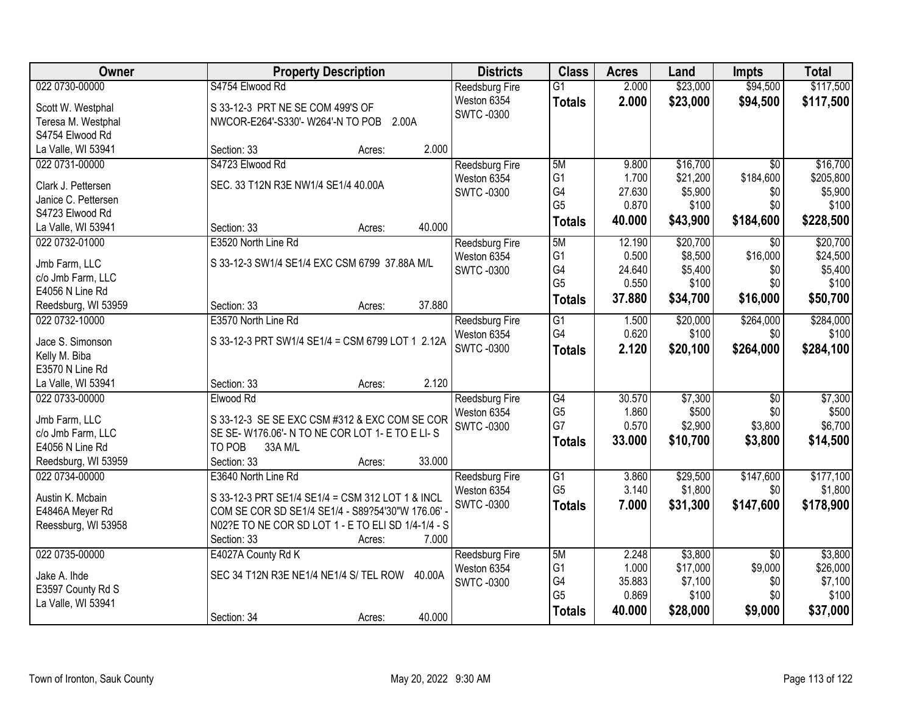| Owner | Property Description | Districts | Class | Acres | Land | Impts | Total |
|---|---|---|---|---|---|---|---|
| 022 0730-00000<br><br>Scott W. Westphal<br>Teresa M. Westphal<br>S4754 Elwood Rd<br>La Valle, WI 53941 | S4754 Elwood Rd<br><br>S 33-12-3 PRT NE SE COM 499'S OF NWCOR-E264'-S330'- W264'-N TO POB 2.00A<br><br>Section: 33 Acres: 2.000 | Reedsburg Fire<br>Weston 6354<br>SWTC -0300 | G1<br>**Totals** | 2.000<br>**2.000** | $23,000<br>**$23,000** | $94,500<br>**$94,500** | $117,500<br>**$117,500** |
| 022 0731-00000<br><br>Clark J. Pettersen<br>Janice C. Pettersen<br>S4723 Elwood Rd<br>La Valle, WI 53941 | S4723 Elwood Rd<br><br>SEC. 33 T12N R3E NW1/4 SE1/4 40.00A<br><br>Section: 33 Acres: 40.000 | Reedsburg Fire<br>Weston 6354<br>SWTC -0300 | 5M<br>G1<br>G4<br>G5<br>**Totals** | 9.800<br>1.700<br>27.630<br>0.870<br>**40.000** | $16,700<br>$21,200<br>$5,900<br>$100<br>**$43,900** | $0<br>$184,600<br>$0<br>$0<br>**$184,600** | $16,700<br>$205,800<br>$5,900<br>$100<br>**$228,500** |
| 022 0732-01000<br><br>Jmb Farm, LLC<br>c/o Jmb Farm, LLC<br>E4056 N Line Rd<br>Reedsburg, WI 53959 | E3520 North Line Rd<br><br>S 33-12-3 SW1/4 SE1/4 EXC CSM 6799 37.88A M/L<br><br>Section: 33 Acres: 37.880 | Reedsburg Fire<br>Weston 6354<br>SWTC -0300 | 5M<br>G1<br>G4<br>G5<br>**Totals** | 12.190<br>0.500<br>24.640<br>0.550<br>**37.880** | $20,700<br>$8,500<br>$5,400<br>$100<br>**$34,700** | $0<br>$16,000<br>$0<br>$0<br>**$16,000** | $20,700<br>$24,500<br>$5,400<br>$100<br>**$50,700** |
| 022 0732-10000<br><br>Jace S. Simonson<br>Kelly M. Biba<br>E3570 N Line Rd<br>La Valle, WI 53941 | E3570 North Line Rd<br><br>S 33-12-3 PRT SW1/4 SE1/4 = CSM 6799 LOT 1 2.12A<br><br>Section: 33 Acres: 2.120 | Reedsburg Fire<br>Weston 6354<br>SWTC -0300 | G1<br>G4<br>**Totals** | 1.500<br>0.620<br>**2.120** | $20,000<br>$100<br>**$20,100** | $264,000<br>$0<br>**$264,000** | $284,000<br>$100<br>**$284,100** |
| 022 0733-00000<br><br>Jmb Farm, LLC<br>c/o Jmb Farm, LLC<br>E4056 N Line Rd<br>Reedsburg, WI 53959 | Elwood Rd<br><br>S 33-12-3 SE SE EXC CSM #312 & EXC COM SE COR SE SE- W176.06'- N TO NE COR LOT 1- E TO E LI- S TO POB 33A M/L<br>Section: 33 Acres: 33.000 | Reedsburg Fire<br>Weston 6354<br>SWTC -0300 | G4<br>G5<br>G7<br>**Totals** | 30.570<br>1.860<br>0.570<br>**33.000** | $7,300<br>$500<br>$2,900<br>**$10,700** | $0<br>$0<br>$3,800<br>**$3,800** | $7,300<br>$500<br>$6,700<br>**$14,500** |
| 022 0734-00000<br><br>Austin K. Mcbain<br>E4846A Meyer Rd<br>Reessburg, WI 53958 | E3640 North Line Rd<br><br>S 33-12-3 PRT SE1/4 SE1/4 = CSM 312 LOT 1 & INCL COM SE COR SD SE1/4 SE1/4 - S89?54'30"W 176.06' - N02?E TO NE COR SD LOT 1 - E TO ELI SD 1/4-1/4 - S<br>Section: 33 Acres: 7.000 | Reedsburg Fire<br>Weston 6354<br>SWTC -0300 | G1<br>G5<br>**Totals** | 3.860<br>3.140<br>**7.000** | $29,500<br>$1,800<br>**$31,300** | $147,600<br>$0<br>**$147,600** | $177,100<br>$1,800<br>**$178,900** |
| 022 0735-00000<br><br>Jake A. Ihde<br>E3597 County Rd S<br>La Valle, WI 53941 | E4027A County Rd K<br><br>SEC 34 T12N R3E NE1/4 NE1/4 S/ TEL ROW 40.00A<br><br>Section: 34 Acres: 40.000 | Reedsburg Fire<br>Weston 6354<br>SWTC -0300 | 5M<br>G1<br>G4<br>G5<br>**Totals** | 2.248<br>1.000<br>35.883<br>0.869<br>**40.000** | $3,800<br>$17,000<br>$7,100<br>$100<br>**$28,000** | $0<br>$9,000<br>$0<br>$0<br>**$9,000** | $3,800<br>$26,000<br>$7,100<br>$100<br>**$37,000** |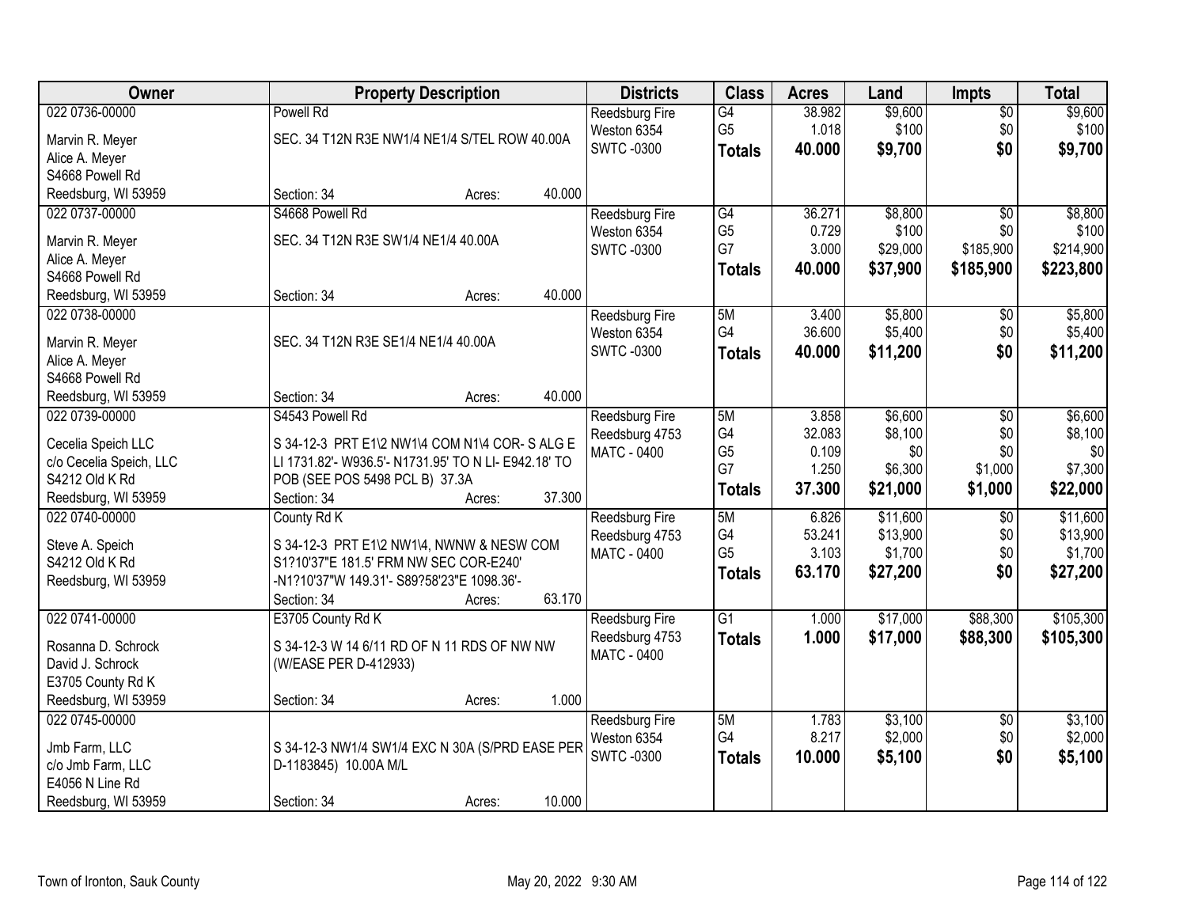| Owner | Property Description | Districts | Class | Acres | Land | Impts | Total |
|---|---|---|---|---|---|---|---|
| 022 0736-00000<br><br>Marvin R. Meyer<br>Alice A. Meyer<br>S4668 Powell Rd<br>Reedsburg, WI 53959 | Powell Rd<br><br>SEC. 34 T12N R3E NW1/4 NE1/4 S/TEL ROW 40.00A<br><br>Section: 34 Acres: 40.000 | Reedsburg Fire<br>Weston 6354<br>SWTC -0300 | G4<br>G5<br>**Totals** | 38.982<br>1.018<br>**40.000** | $9,600<br>$100<br>**$9,700** | $0<br>$0<br>**$0** | $9,600<br>$100<br>**$9,700** |
| 022 0737-00000<br><br>Marvin R. Meyer<br>Alice A. Meyer<br>S4668 Powell Rd<br>Reedsburg, WI 53959 | S4668 Powell Rd<br><br>SEC. 34 T12N R3E SW1/4 NE1/4 40.00A<br><br>Section: 34 Acres: 40.000 | Reedsburg Fire<br>Weston 6354<br>SWTC -0300 | G4<br>G5<br>G7<br>**Totals** | 36.271<br>0.729<br>3.000<br>**40.000** | $8,800<br>$100<br>$29,000<br>**$37,900** | $0<br>$0<br>$185,900<br>**$185,900** | $8,800<br>$100<br>$214,900<br>**$223,800** |
| 022 0738-00000<br><br>Marvin R. Meyer<br>Alice A. Meyer<br>S4668 Powell Rd<br>Reedsburg, WI 53959 | SEC. 34 T12N R3E SE1/4 NE1/4 40.00A<br><br>Section: 34 Acres: 40.000 | Reedsburg Fire<br>Weston 6354<br>SWTC -0300 | 5M<br>G4<br>**Totals** | 3.400<br>36.600<br>**40.000** | $5,800<br>$5,400<br>**$11,200** | $0<br>$0<br>**$0** | $5,800<br>$5,400<br>**$11,200** |
| 022 0739-00000<br><br>Cecelia Speich LLC<br>c/o Cecelia Speich, LLC<br>S4212 Old K Rd<br>Reedsburg, WI 53959 | S4543 Powell Rd<br><br>S 34-12-3 PRT E1\2 NW1\4 COM N1\4 COR- S ALG E LI 1731.82'- W936.5'- N1731.95' TO N LI- E942.18' TO POB (SEE POS 5498 PCL B) 37.3A<br>Section: 34 Acres: 37.300 | Reedsburg Fire<br>Reedsburg 4753<br>MATC - 0400 | 5M<br>G4<br>G5<br>G7<br>**Totals** | 3.858<br>32.083<br>0.109<br>1.250<br>**37.300** | $6,600<br>$8,100<br>$0<br>$6,300<br>**$21,000** | $0<br>$0<br>$0<br>$1,000<br>**$1,000** | $6,600<br>$8,100<br>$0<br>$7,300<br>**$22,000** |
| 022 0740-00000<br><br>Steve A. Speich<br>S4212 Old K Rd<br>Reedsburg, WI 53959 | County Rd K<br><br>S 34-12-3 PRT E1\2 NW1\4, NWNW & NESW COM S1?10'37"E 181.5' FRM NW SEC COR-E240' -N1?10'37"W 149.31'- S89?58'23"E 1098.36'-<br>Section: 34 Acres: 63.170 | Reedsburg Fire<br>Reedsburg 4753<br>MATC - 0400 | 5M<br>G4<br>G5<br>**Totals** | 6.826<br>53.241<br>3.103<br>**63.170** | $11,600<br>$13,900<br>$1,700<br>**$27,200** | $0<br>$0<br>$0<br>**$0** | $11,600<br>$13,900<br>$1,700<br>**$27,200** |
| 022 0741-00000<br><br>Rosanna D. Schrock<br>David J. Schrock<br>E3705 County Rd K<br>Reedsburg, WI 53959 | E3705 County Rd K<br><br>S 34-12-3 W 14 6/11 RD OF N 11 RDS OF NW NW (W/EASE PER D-412933)<br><br>Section: 34 Acres: 1.000 | Reedsburg Fire<br>Reedsburg 4753<br>MATC - 0400 | G1<br>**Totals** | 1.000<br>**1.000** | $17,000<br>**$17,000** | $88,300<br>**$88,300** | $105,300<br>**$105,300** |
| 022 0745-00000<br><br>Jmb Farm, LLC<br>c/o Jmb Farm, LLC<br>E4056 N Line Rd<br>Reedsburg, WI 53959 | S 34-12-3 NW1/4 SW1/4 EXC N 30A (S/PRD EASE PER D-1183845) 10.00A M/L<br><br>Section: 34 Acres: 10.000 | Reedsburg Fire<br>Weston 6354<br>SWTC -0300 | 5M<br>G4<br>**Totals** | 1.783<br>8.217<br>**10.000** | $3,100<br>$2,000<br>**$5,100** | $0<br>$0<br>**$0** | $3,100<br>$2,000<br>**$5,100** |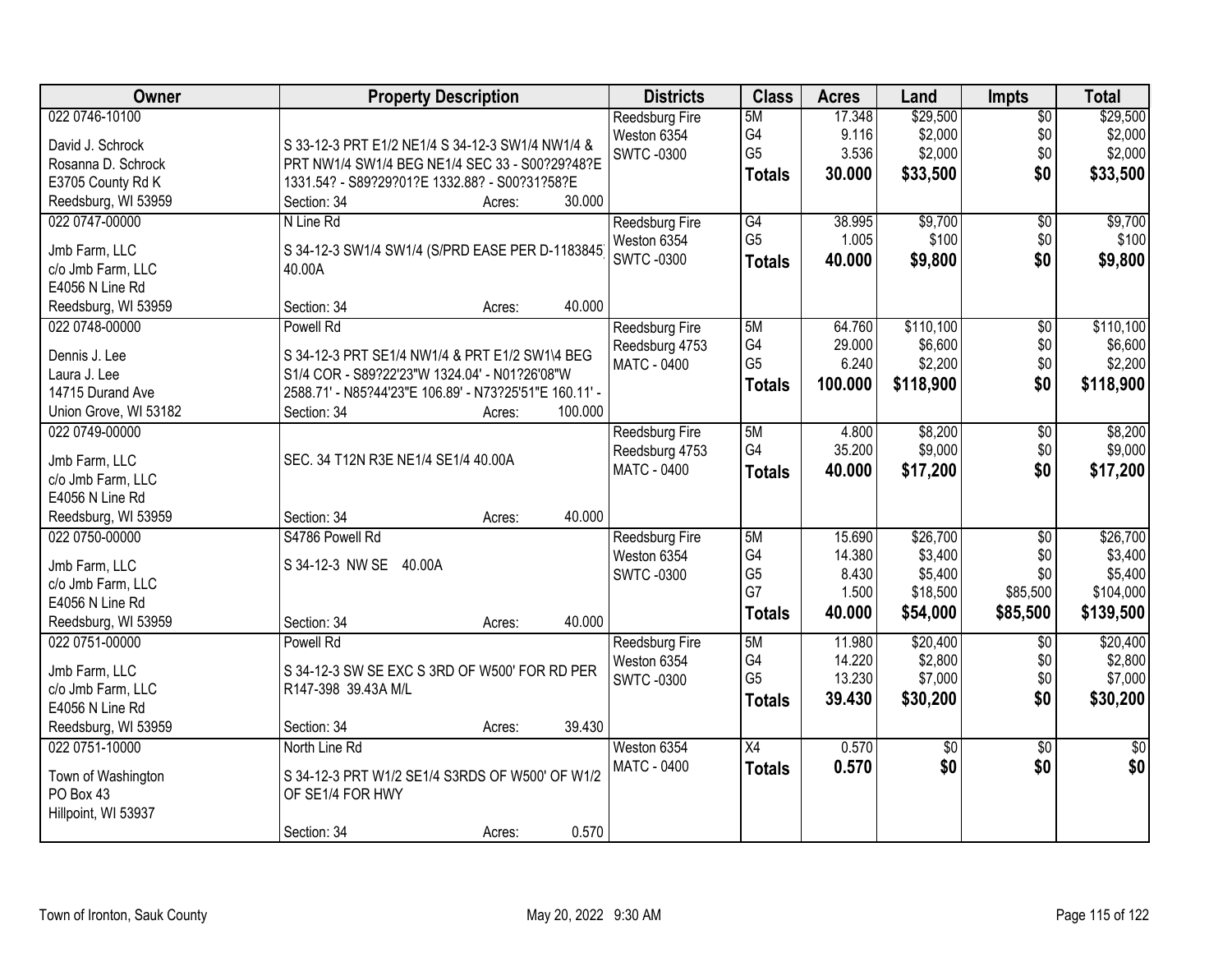| Owner | Property Description | Districts | Class | Acres | Land | Impts | Total |
|---|---|---|---|---|---|---|---|
| 022 0746-10100<br><br>David J. Schrock<br>Rosanna D. Schrock<br>E3705 County Rd K<br>Reedsburg, WI 53959 | <br><br>S 33-12-3 PRT E1/2 NE1/4 S 34-12-3 SW1/4 NW1/4 & PRT NW1/4 SW1/4 BEG NE1/4 SEC 33 - S00?29?48?E 1331.54? - S89?29?01?E 1332.88? - S00?31?58?E<br>Section: 34 Acres: 30.000 | Reedsburg Fire<br>Weston 6354<br>SWTC -0300 | 5M<br>G4<br>G5<br>**Totals** | 17.348<br>9.116<br>3.536<br>**30.000** | $29,500<br>$2,000<br>$2,000<br>**$33,500** | $0<br>$0<br>$0<br>**$0** | $29,500<br>$2,000<br>$2,000<br>**$33,500** |
| 022 0747-00000<br><br>Jmb Farm, LLC<br>c/o Jmb Farm, LLC<br>E4056 N Line Rd<br>Reedsburg, WI 53959 | N Line Rd<br><br>S 34-12-3 SW1/4 SW1/4 (S/PRD EASE PER D-1183845) 40.00A<br><br>Section: 34 Acres: 40.000 | Reedsburg Fire<br>Weston 6354<br>SWTC -0300 | G4<br>G5<br>**Totals** | 38.995<br>1.005<br>**40.000** | $9,700<br>$100<br>**$9,800** | $0<br>$0<br>**$0** | $9,700<br>$100<br>**$9,800** |
| 022 0748-00000<br><br>Dennis J. Lee<br>Laura J. Lee<br>14715 Durand Ave<br>Union Grove, WI 53182 | Powell Rd<br><br>S 34-12-3 PRT SE1/4 NW1/4 & PRT E1/2 SW1\4 BEG S1/4 COR - S89?22'23"W 1324.04' - N01?26'08"W 2588.71' - N85?44'23"E 106.89' - N73?25'51"E 160.11' -<br>Section: 34 Acres: 100.000 | Reedsburg Fire<br>Reedsburg 4753<br>MATC - 0400 | 5M<br>G4<br>G5<br>**Totals** | 64.760<br>29.000<br>6.240<br>**100.000** | $110,100<br>$6,600<br>$2,200<br>**$118,900** | $0<br>$0<br>$0<br>**$0** | $110,100<br>$6,600<br>$2,200<br>**$118,900** |
| 022 0749-00000<br><br>Jmb Farm, LLC<br>c/o Jmb Farm, LLC<br>E4056 N Line Rd<br>Reedsburg, WI 53959 | <br><br>SEC. 34 T12N R3E NE1/4 SE1/4 40.00A<br><br>Section: 34 Acres: 40.000 | Reedsburg Fire<br>Reedsburg 4753<br>MATC - 0400 | 5M<br>G4<br>**Totals** | 4.800<br>35.200<br>**40.000** | $8,200<br>$9,000<br>**$17,200** | $0<br>$0<br>**$0** | $8,200<br>$9,000<br>**$17,200** |
| 022 0750-00000<br><br>Jmb Farm, LLC<br>c/o Jmb Farm, LLC<br>E4056 N Line Rd<br>Reedsburg, WI 53959 | S4786 Powell Rd<br><br>S 34-12-3 NW SE 40.00A<br><br>Section: 34 Acres: 40.000 | Reedsburg Fire<br>Weston 6354<br>SWTC -0300 | 5M<br>G4<br>G5<br>G7<br>**Totals** | 15.690<br>14.380<br>8.430<br>1.500<br>**40.000** | $26,700<br>$3,400<br>$5,400<br>$18,500<br>**$54,000** | $0<br>$0<br>$0<br>$85,500<br>**$85,500** | $26,700<br>$3,400<br>$5,400<br>$104,000<br>**$139,500** |
| 022 0751-00000<br><br>Jmb Farm, LLC<br>c/o Jmb Farm, LLC<br>E4056 N Line Rd<br>Reedsburg, WI 53959 | Powell Rd<br><br>S 34-12-3 SW SE EXC S 3RD OF W500' FOR RD PER R147-398 39.43A M/L<br><br>Section: 34 Acres: 39.430 | Reedsburg Fire<br>Weston 6354<br>SWTC -0300 | 5M<br>G4<br>G5<br>**Totals** | 11.980<br>14.220<br>13.230<br>**39.430** | $20,400<br>$2,800<br>$7,000<br>**$30,200** | $0<br>$0<br>$0<br>**$0** | $20,400<br>$2,800<br>$7,000<br>**$30,200** |
| 022 0751-10000<br><br>Town of Washington<br>PO Box 43<br>Hillpoint, WI 53937 | North Line Rd<br><br>S 34-12-3 PRT W1/2 SE1/4 S3RDS OF W500' OF W1/2 OF SE1/4 FOR HWY<br><br>Section: 34 Acres: 0.570 | Weston 6354<br>MATC - 0400 | X4<br>**Totals** | 0.570<br>**0.570** | $0<br>**$0** | $0<br>**$0** | $0<br>**$0** |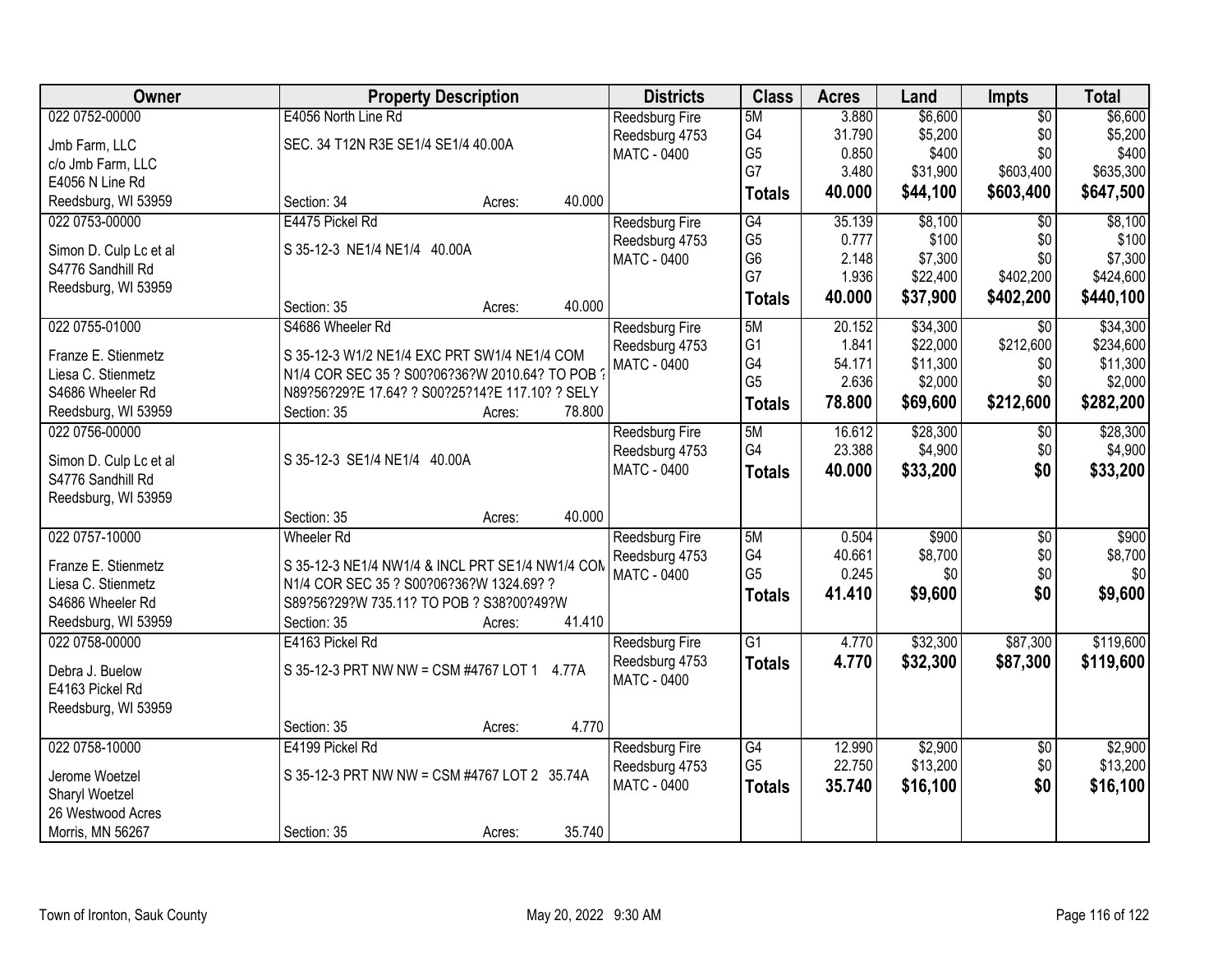| Owner | Property Description | Districts | Class | Acres | Land | Impts | Total |
|---|---|---|---|---|---|---|---|
| 022 0752-00000<br>Jmb Farm, LLC<br>c/o Jmb Farm, LLC<br>E4056 N Line Rd<br>Reedsburg, WI 53959 | E4056 North Line Rd<br>SEC. 34 T12N R3E SE1/4 SE1/4 40.00A<br>Section: 34 Acres: 40.000 | Reedsburg Fire<br>Reedsburg 4753<br>MATC - 0400 | 5M<br>G4<br>G5<br>G7<br>**Totals** | 3.880<br>31.790<br>0.850<br>3.480<br>**40.000** | $6,600<br>$5,200<br>$400<br>$31,900<br>**$44,100** | $0<br>$0<br>$0<br>$603,400<br>**$603,400** | $6,600<br>$5,200<br>$400<br>$635,300<br>**$647,500** |
| 022 0753-00000<br>Simon D. Culp Lc et al<br>S4776 Sandhill Rd<br>Reedsburg, WI 53959 | E4475 Pickel Rd<br>S 35-12-3 NE1/4 NE1/4 40.00A<br>Section: 35 Acres: 40.000 | Reedsburg Fire<br>Reedsburg 4753<br>MATC - 0400 | G4<br>G5<br>G6<br>G7<br>**Totals** | 35.139<br>0.777<br>2.148<br>1.936<br>**40.000** | $8,100<br>$100<br>$7,300<br>$22,400<br>**$37,900** | $0<br>$0<br>$0<br>$402,200<br>**$402,200** | $8,100<br>$100<br>$7,300<br>$424,600<br>**$440,100** |
| 022 0755-01000<br>Franze E. Stienmetz<br>Liesa C. Stienmetz<br>S4686 Wheeler Rd<br>Reedsburg, WI 53959 | S4686 Wheeler Rd<br>S 35-12-3 W1/2 NE1/4 EXC PRT SW1/4 NE1/4 COM N1/4 COR SEC 35 ? S00?06?36?W 2010.64? TO POB ? N89?56?29?E 17.64? ? S00?25?14?E 117.10? ? SELY<br>Section: 35 Acres: 78.800 | Reedsburg Fire<br>Reedsburg 4753<br>MATC - 0400 | 5M<br>G1<br>G4<br>G5<br>**Totals** | 20.152<br>1.841<br>54.171<br>2.636<br>**78.800** | $34,300<br>$22,000<br>$11,300<br>$2,000<br>**$69,600** | $0<br>$212,600<br>$0<br>$0<br>**$212,600** | $34,300<br>$234,600<br>$11,300<br>$2,000<br>**$282,200** |
| 022 0756-00000<br>Simon D. Culp Lc et al<br>S4776 Sandhill Rd<br>Reedsburg, WI 53959 | S 35-12-3 SE1/4 NE1/4 40.00A<br>Section: 35 Acres: 40.000 | Reedsburg Fire<br>Reedsburg 4753<br>MATC - 0400 | 5M<br>G4<br>**Totals** | 16.612<br>23.388<br>**40.000** | $28,300<br>$4,900<br>**$33,200** | $0<br>$0<br>**$0** | $28,300<br>$4,900<br>**$33,200** |
| 022 0757-10000<br>Franze E. Stienmetz<br>Liesa C. Stienmetz<br>S4686 Wheeler Rd<br>Reedsburg, WI 53959 | Wheeler Rd<br>S 35-12-3 NE1/4 NW1/4 & INCL PRT SE1/4 NW1/4 COM N1/4 COR SEC 35 ? S00?06?36?W 1324.69? ? S89?56?29?W 735.11? TO POB ? S38?00?49?W<br>Section: 35 Acres: 41.410 | Reedsburg Fire<br>Reedsburg 4753<br>MATC - 0400 | 5M<br>G4<br>G5<br>**Totals** | 0.504<br>40.661<br>0.245<br>**41.410** | $900<br>$8,700<br>$0<br>**$9,600** | $0<br>$0<br>$0<br>**$0** | $900<br>$8,700<br>$0<br>**$9,600** |
| 022 0758-00000<br>Debra J. Buelow<br>E4163 Pickel Rd<br>Reedsburg, WI 53959 | E4163 Pickel Rd<br>S 35-12-3 PRT NW NW = CSM #4767 LOT 1 4.77A<br>Section: 35 Acres: 4.770 | Reedsburg Fire<br>Reedsburg 4753<br>MATC - 0400 | G1<br>**Totals** | 4.770<br>**4.770** | $32,300<br>**$32,300** | $87,300<br>**$87,300** | $119,600<br>**$119,600** |
| 022 0758-10000<br>Jerome Woetzel<br>Sharyl Woetzel<br>26 Westwood Acres<br>Morris, MN 56267 | E4199 Pickel Rd<br>S 35-12-3 PRT NW NW = CSM #4767 LOT 2 35.74A<br>Section: 35 Acres: 35.740 | Reedsburg Fire<br>Reedsburg 4753<br>MATC - 0400 | G4<br>G5<br>**Totals** | 12.990<br>22.750<br>**35.740** | $2,900<br>$13,200<br>**$16,100** | $0<br>$0<br>**$0** | $2,900<br>$13,200<br>**$16,100** |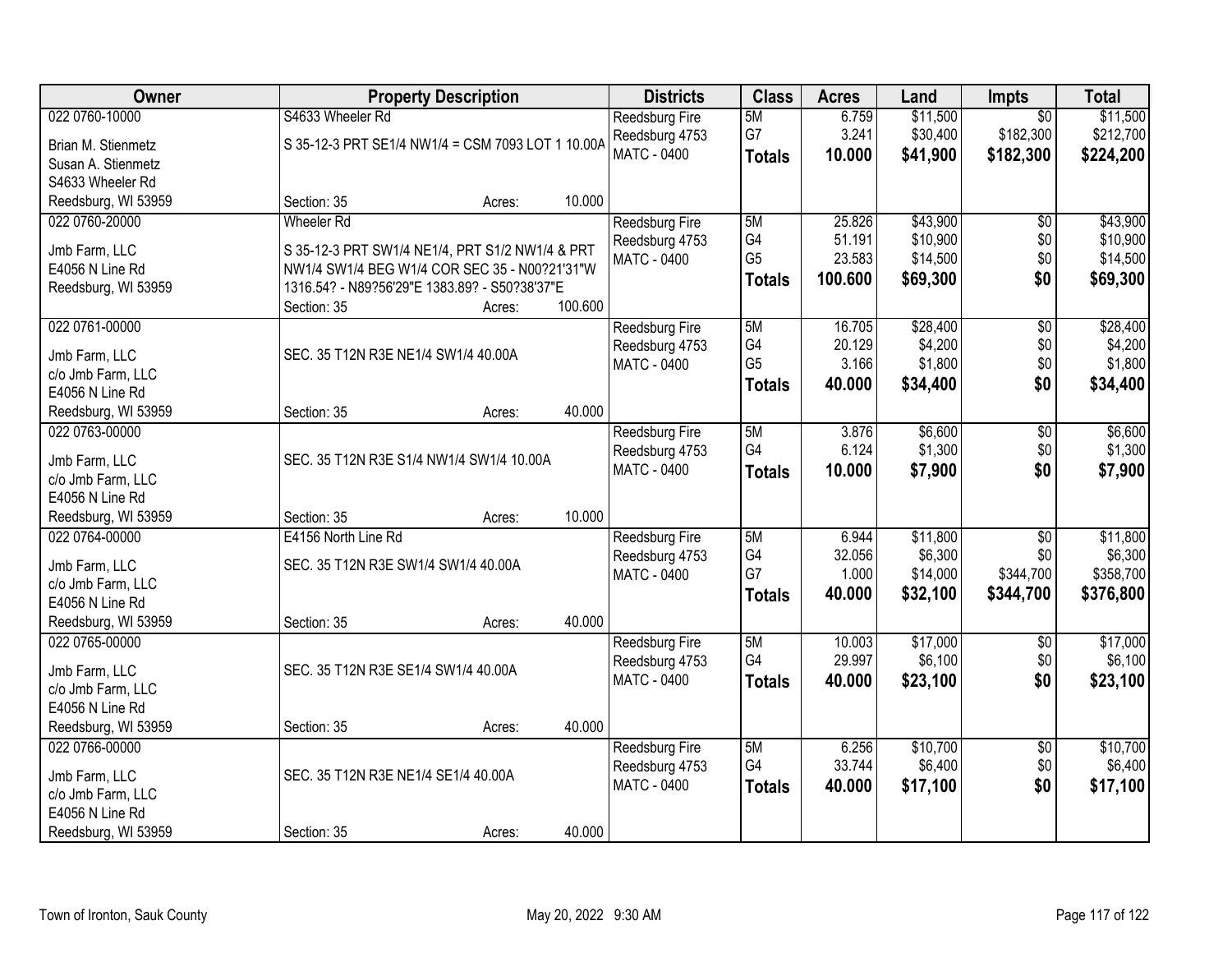| Owner | Property Description | Districts | Class | Acres | Land | Impts | Total |
|---|---|---|---|---|---|---|---|
| 022 0760-10000<br>Brian M. Stienmetz<br>Susan A. Stienmetz<br>S4633 Wheeler Rd<br>Reedsburg, WI 53959 | S4633 Wheeler Rd<br>S 35-12-3 PRT SE1/4 NW1/4 = CSM 7093 LOT 1 10.00A<br>Section: 35 Acres: 10.000 | Reedsburg Fire<br>Reedsburg 4753<br>MATC - 0400 | 5M<br>G7<br>**Totals** | 6.759<br>3.241<br>**10.000** | $11,500<br>$30,400<br>**$41,900** | $0<br>$182,300<br>**$182,300** | $11,500<br>$212,700<br>**$224,200** |
| 022 0760-20000<br>Jmb Farm, LLC<br>E4056 N Line Rd<br>Reedsburg, WI 53959 | Wheeler Rd<br>S 35-12-3 PRT SW1/4 NE1/4, PRT S1/2 NW1/4 & PRT NW1/4 SW1/4 BEG W1/4 COR SEC 35 - N00?21'31"W 1316.54? - N89?56'29"E 1383.89? - S50?38'37"E<br>Section: 35 Acres: 100.600 | Reedsburg Fire<br>Reedsburg 4753<br>MATC - 0400 | 5M<br>G4<br>G5<br>**Totals** | 25.826<br>51.191<br>23.583<br>**100.600** | $43,900<br>$10,900<br>$14,500<br>**$69,300** | $0<br>$0<br>$0<br>**$0** | $43,900<br>$10,900<br>$14,500<br>**$69,300** |
| 022 0761-00000<br>Jmb Farm, LLC<br>c/o Jmb Farm, LLC<br>E4056 N Line Rd<br>Reedsburg, WI 53959 | SEC. 35 T12N R3E NE1/4 SW1/4 40.00A<br>Section: 35 Acres: 40.000 | Reedsburg Fire<br>Reedsburg 4753<br>MATC - 0400 | 5M<br>G4<br>G5<br>**Totals** | 16.705<br>20.129<br>3.166<br>**40.000** | $28,400<br>$4,200<br>$1,800<br>**$34,400** | $0<br>$0<br>$0<br>**$0** | $28,400<br>$4,200<br>$1,800<br>**$34,400** |
| 022 0763-00000<br>Jmb Farm, LLC<br>c/o Jmb Farm, LLC<br>E4056 N Line Rd<br>Reedsburg, WI 53959 | SEC. 35 T12N R3E S1/4 NW1/4 SW1/4 10.00A<br>Section: 35 Acres: 10.000 | Reedsburg Fire<br>Reedsburg 4753<br>MATC - 0400 | 5M<br>G4<br>**Totals** | 3.876<br>6.124<br>**10.000** | $6,600<br>$1,300<br>**$7,900** | $0<br>$0<br>**$0** | $6,600<br>$1,300<br>**$7,900** |
| 022 0764-00000<br>Jmb Farm, LLC<br>c/o Jmb Farm, LLC<br>E4056 N Line Rd<br>Reedsburg, WI 53959 | E4156 North Line Rd<br>SEC. 35 T12N R3E SW1/4 SW1/4 40.00A<br>Section: 35 Acres: 40.000 | Reedsburg Fire<br>Reedsburg 4753<br>MATC - 0400 | 5M<br>G4<br>G7<br>**Totals** | 6.944<br>32.056<br>1.000<br>**40.000** | $11,800<br>$6,300<br>$14,000<br>**$32,100** | $0<br>$0<br>$344,700<br>**$344,700** | $11,800<br>$6,300<br>$358,700<br>**$376,800** |
| 022 0765-00000<br>Jmb Farm, LLC<br>c/o Jmb Farm, LLC<br>E4056 N Line Rd<br>Reedsburg, WI 53959 | SEC. 35 T12N R3E SE1/4 SW1/4 40.00A<br>Section: 35 Acres: 40.000 | Reedsburg Fire<br>Reedsburg 4753<br>MATC - 0400 | 5M<br>G4<br>**Totals** | 10.003<br>29.997<br>**40.000** | $17,000<br>$6,100<br>**$23,100** | $0<br>$0<br>**$0** | $17,000<br>$6,100<br>**$23,100** |
| 022 0766-00000<br>Jmb Farm, LLC<br>c/o Jmb Farm, LLC<br>E4056 N Line Rd<br>Reedsburg, WI 53959 | SEC. 35 T12N R3E NE1/4 SE1/4 40.00A<br>Section: 35 Acres: 40.000 | Reedsburg Fire<br>Reedsburg 4753<br>MATC - 0400 | 5M<br>G4<br>**Totals** | 6.256<br>33.744<br>**40.000** | $10,700<br>$6,400<br>**$17,100** | $0<br>$0<br>**$0** | $10,700<br>$6,400<br>**$17,100** |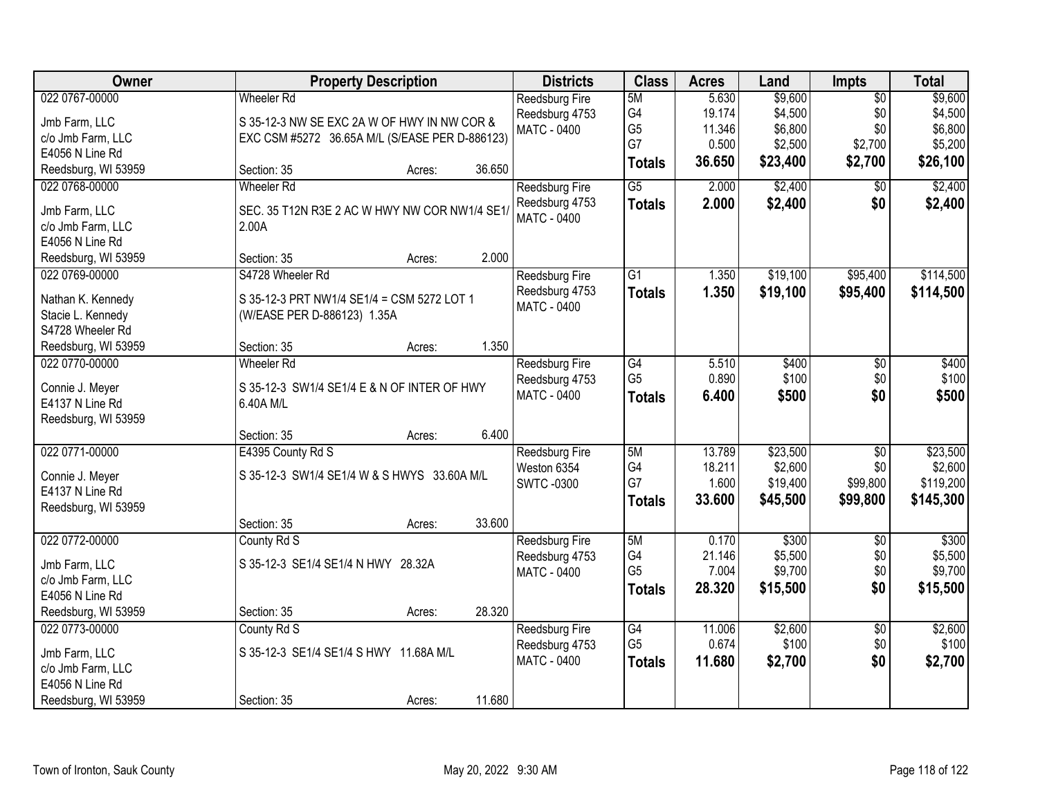| Owner | Property Description | Districts | Class | Acres | Land | Impts | Total |
|---|---|---|---|---|---|---|---|
| 022 0767-00000<br>Jmb Farm, LLC<br>c/o Jmb Farm, LLC<br>E4056 N Line Rd<br>Reedsburg, WI 53959 | Wheeler Rd<br>S 35-12-3 NW SE EXC 2A W OF HWY IN NW COR & EXC CSM #5272 36.65A M/L (S/EASE PER D-886123)<br>Section: 35 Acres: 36.650 | Reedsburg Fire<br>Reedsburg 4753<br>MATC - 0400 | 5M<br>G4<br>G5<br>G7<br>**Totals** | 5.630<br>19.174<br>11.346<br>0.500<br>**36.650** | $9,600<br>$4,500<br>$6,800<br>$2,500<br>**$23,400** | $0<br>$0<br>$0<br>$2,700<br>**$2,700** | $9,600<br>$4,500<br>$6,800<br>$5,200<br>**$26,100** |
| 022 0768-00000<br>Jmb Farm, LLC<br>c/o Jmb Farm, LLC<br>E4056 N Line Rd<br>Reedsburg, WI 53959 | Wheeler Rd<br>SEC. 35 T12N R3E 2 AC W HWY NW COR NW1/4 SE1/ 2.00A<br>Section: 35 Acres: 2.000 | Reedsburg Fire<br>Reedsburg 4753<br>MATC - 0400 | G5<br>**Totals** | 2.000<br>**2.000** | $2,400<br>**$2,400** | $0<br>**$0** | $2,400<br>**$2,400** |
| 022 0769-00000<br>Nathan K. Kennedy<br>Stacie L. Kennedy<br>S4728 Wheeler Rd<br>Reedsburg, WI 53959 | S4728 Wheeler Rd<br>S 35-12-3 PRT NW1/4 SE1/4 = CSM 5272 LOT 1 (W/EASE PER D-886123) 1.35A<br>Section: 35 Acres: 1.350 | Reedsburg Fire<br>Reedsburg 4753<br>MATC - 0400 | G1<br>**Totals** | 1.350<br>**1.350** | $19,100<br>**$19,100** | $95,400<br>**$95,400** | $114,500<br>**$114,500** |
| 022 0770-00000<br>Connie J. Meyer<br>E4137 N Line Rd<br>Reedsburg, WI 53959 | Wheeler Rd<br>S 35-12-3 SW1/4 SE1/4 E & N OF INTER OF HWY 6.40A M/L<br>Section: 35 Acres: 6.400 | Reedsburg Fire<br>Reedsburg 4753<br>MATC - 0400 | G4<br>G5<br>**Totals** | 5.510<br>0.890<br>**6.400** | $400<br>$100<br>**$500** | $0<br>$0<br>**$0** | $400<br>$100<br>**$500** |
| 022 0771-00000<br>Connie J. Meyer<br>E4137 N Line Rd<br>Reedsburg, WI 53959 | E4395 County Rd S<br>S 35-12-3 SW1/4 SE1/4 W & S HWYS 33.60A M/L<br>Section: 35 Acres: 33.600 | Reedsburg Fire<br>Weston 6354<br>SWTC -0300 | 5M<br>G4<br>G7<br>**Totals** | 13.789<br>18.211<br>1.600<br>**33.600** | $23,500<br>$2,600<br>$19,400<br>**$45,500** | $0<br>$0<br>$99,800<br>**$99,800** | $23,500<br>$2,600<br>$119,200<br>**$145,300** |
| 022 0772-00000<br>Jmb Farm, LLC<br>c/o Jmb Farm, LLC<br>E4056 N Line Rd<br>Reedsburg, WI 53959 | County Rd S<br>S 35-12-3 SE1/4 SE1/4 N HWY 28.32A<br>Section: 35 Acres: 28.320 | Reedsburg Fire<br>Reedsburg 4753<br>MATC - 0400 | 5M<br>G4<br>G5<br>**Totals** | 0.170<br>21.146<br>7.004<br>**28.320** | $300<br>$5,500<br>$9,700<br>**$15,500** | $0<br>$0<br>$0<br>**$0** | $300<br>$5,500<br>$9,700<br>**$15,500** |
| 022 0773-00000<br>Jmb Farm, LLC<br>c/o Jmb Farm, LLC<br>E4056 N Line Rd<br>Reedsburg, WI 53959 | County Rd S<br>S 35-12-3 SE1/4 SE1/4 S HWY 11.68A M/L<br>Section: 35 Acres: 11.680 | Reedsburg Fire<br>Reedsburg 4753<br>MATC - 0400 | G4<br>G5<br>**Totals** | 11.006<br>0.674<br>**11.680** | $2,600<br>$100<br>**$2,700** | $0<br>$0<br>**$0** | $2,600<br>$100<br>**$2,700** |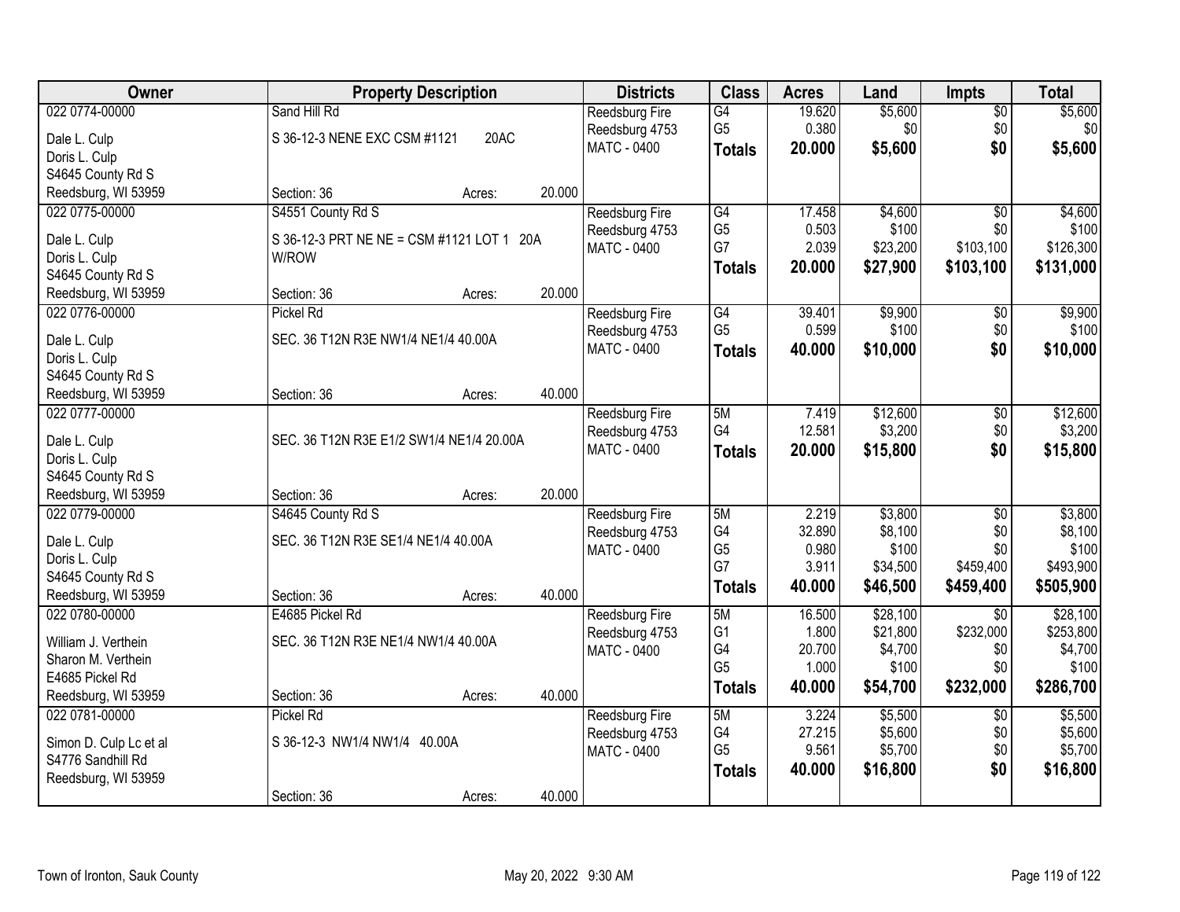| Owner | Property Description | Districts | Class | Acres | Land | Impts | Total |
|---|---|---|---|---|---|---|---|
| 022 0774-00000<br>Dale L. Culp<br>Doris L. Culp<br>S4645 County Rd S<br>Reedsburg, WI 53959 | Sand Hill Rd<br>S 36-12-3 NENE EXC CSM #1121 20AC<br>Section: 36 Acres: 20.000 | Reedsburg Fire<br>Reedsburg 4753<br>MATC - 0400 | G4<br>G5<br>**Totals** | 19.620<br>0.380<br>**20.000** | $5,600<br>$0<br>**$5,600** | $0<br>$0<br>**$0** | $5,600<br>$0<br>**$5,600** |
| 022 0775-00000<br>Dale L. Culp<br>Doris L. Culp<br>S4645 County Rd S<br>Reedsburg, WI 53959 | S4551 County Rd S<br>S 36-12-3 PRT NE NE = CSM #1121 LOT 1 20A W/ROW<br>Section: 36 Acres: 20.000 | Reedsburg Fire<br>Reedsburg 4753<br>MATC - 0400 | G4<br>G5<br>G7<br>**Totals** | 17.458<br>0.503<br>2.039<br>**20.000** | $4,600<br>$100<br>$23,200<br>**$27,900** | $0<br>$0<br>$103,100<br>**$103,100** | $4,600<br>$100<br>$126,300<br>**$131,000** |
| 022 0776-00000<br>Dale L. Culp<br>Doris L. Culp<br>S4645 County Rd S<br>Reedsburg, WI 53959 | Pickel Rd<br>SEC. 36 T12N R3E NW1/4 NE1/4 40.00A<br>Section: 36 Acres: 40.000 | Reedsburg Fire<br>Reedsburg 4753<br>MATC - 0400 | G4<br>G5<br>**Totals** | 39.401<br>0.599<br>**40.000** | $9,900<br>$100<br>**$10,000** | $0<br>$0<br>**$0** | $9,900<br>$100<br>**$10,000** |
| 022 0777-00000<br>Dale L. Culp<br>Doris L. Culp<br>S4645 County Rd S<br>Reedsburg, WI 53959 | SEC. 36 T12N R3E E1/2 SW1/4 NE1/4 20.00A<br>Section: 36 Acres: 20.000 | Reedsburg Fire<br>Reedsburg 4753<br>MATC - 0400 | 5M<br>G4<br>**Totals** | 7.419<br>12.581<br>**20.000** | $12,600<br>$3,200<br>**$15,800** | $0<br>$0<br>**$0** | $12,600<br>$3,200<br>**$15,800** |
| 022 0779-00000<br>Dale L. Culp<br>Doris L. Culp<br>S4645 County Rd S<br>Reedsburg, WI 53959 | S4645 County Rd S<br>SEC. 36 T12N R3E SE1/4 NE1/4 40.00A<br>Section: 36 Acres: 40.000 | Reedsburg Fire<br>Reedsburg 4753<br>MATC - 0400 | 5M<br>G4<br>G5<br>G7<br>**Totals** | 2.219<br>32.890<br>0.980<br>3.911<br>**40.000** | $3,800<br>$8,100<br>$100<br>$34,500<br>**$46,500** | $0<br>$0<br>$0<br>$459,400<br>**$459,400** | $3,800<br>$8,100<br>$100<br>$493,900<br>**$505,900** |
| 022 0780-00000<br>William J. Verthein<br>Sharon M. Verthein<br>E4685 Pickel Rd<br>Reedsburg, WI 53959 | E4685 Pickel Rd<br>SEC. 36 T12N R3E NE1/4 NW1/4 40.00A<br>Section: 36 Acres: 40.000 | Reedsburg Fire<br>Reedsburg 4753<br>MATC - 0400 | 5M<br>G1<br>G4<br>G5<br>**Totals** | 16.500<br>1.800<br>20.700<br>1.000<br>**40.000** | $28,100<br>$21,800<br>$4,700<br>$100<br>**$54,700** | $0<br>$232,000<br>$0<br>$0<br>**$232,000** | $28,100<br>$253,800<br>$4,700<br>$100<br>**$286,700** |
| 022 0781-00000<br>Simon D. Culp Lc et al<br>S4776 Sandhill Rd<br>Reedsburg, WI 53959 | Pickel Rd<br>S 36-12-3 NW1/4 NW1/4 40.00A<br>Section: 36 Acres: 40.000 | Reedsburg Fire<br>Reedsburg 4753<br>MATC - 0400 | 5M<br>G4<br>G5<br>**Totals** | 3.224<br>27.215<br>9.561<br>**40.000** | $5,500<br>$5,600<br>$5,700<br>**$16,800** | $0<br>$0<br>$0<br>**$0** | $5,500<br>$5,600<br>$5,700<br>**$16,800** |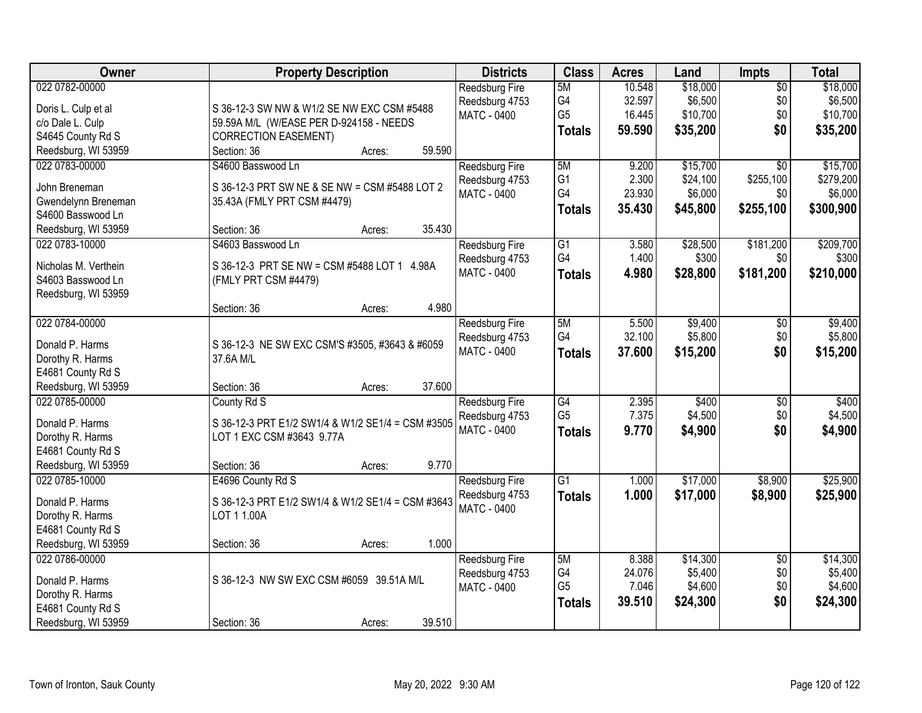| Owner | Property Description | Districts | Class | Acres | Land | Impts | Total |
|---|---|---|---|---|---|---|---|
| 022 0782-00000<br><br>Doris L. Culp et al<br>c/o Dale L. Culp<br>S4645 County Rd S<br>Reedsburg, WI 53959 | S 36-12-3 SW NW & W1/2 SE NW EXC CSM #5488 59.59A M/L (W/EASE PER D-924158 - NEEDS CORRECTION EASEMENT)<br>Section: 36 Acres: 59.590 | Reedsburg Fire<br>Reedsburg 4753<br>MATC - 0400 | 5M<br>G4<br>G5<br>**Totals** | 10.548<br>32.597<br>16.445<br>**59.590** | $18,000<br>$6,500<br>$10,700<br>**$35,200** | $0<br>$0<br>$0<br>**$0** | $18,000<br>$6,500<br>$10,700<br>**$35,200** |
| 022 0783-00000<br><br>John Breneman<br>Gwendelynn Breneman<br>S4600 Basswood Ln<br>Reedsburg, WI 53959 | S4600 Basswood Ln<br>S 36-12-3 PRT SW NE & SE NW = CSM #5488 LOT 2 35.43A (FMLY PRT CSM #4479)<br>Section: 36 Acres: 35.430 | Reedsburg Fire<br>Reedsburg 4753<br>MATC - 0400 | 5M<br>G1<br>G4<br>**Totals** | 9.200<br>2.300<br>23.930<br>**35.430** | $15,700<br>$24,100<br>$6,000<br>**$45,800** | $0<br>$255,100<br>$0<br>**$255,100** | $15,700<br>$279,200<br>$6,000<br>**$300,900** |
| 022 0783-10000<br><br>Nicholas M. Verthein<br>S4603 Basswood Ln<br>Reedsburg, WI 53959 | S4603 Basswood Ln<br>S 36-12-3 PRT SE NW = CSM #5488 LOT 1 4.98A (FMLY PRT CSM #4479)<br>Section: 36 Acres: 4.980 | Reedsburg Fire<br>Reedsburg 4753<br>MATC - 0400 | G1<br>G4<br>**Totals** | 3.580<br>1.400<br>**4.980** | $28,500<br>$300<br>**$28,800** | $181,200<br>$0<br>**$181,200** | $209,700<br>$300<br>**$210,000** |
| 022 0784-00000<br><br>Donald P. Harms<br>Dorothy R. Harms<br>E4681 County Rd S<br>Reedsburg, WI 53959 | S 36-12-3 NE SW EXC CSM'S #3505, #3643 & #6059 37.6A M/L<br>Section: 36 Acres: 37.600 | Reedsburg Fire<br>Reedsburg 4753<br>MATC - 0400 | 5M<br>G4<br>**Totals** | 5.500<br>32.100<br>**37.600** | $9,400<br>$5,800<br>**$15,200** | $0<br>$0<br>**$0** | $9,400<br>$5,800<br>**$15,200** |
| 022 0785-00000<br><br>Donald P. Harms<br>Dorothy R. Harms<br>E4681 County Rd S<br>Reedsburg, WI 53959 | County Rd S<br>S 36-12-3 PRT E1/2 SW1/4 & W1/2 SE1/4 = CSM #3505 LOT 1 EXC CSM #3643 9.77A<br>Section: 36 Acres: 9.770 | Reedsburg Fire<br>Reedsburg 4753<br>MATC - 0400 | G4<br>G5<br>**Totals** | 2.395<br>7.375<br>**9.770** | $400<br>$4,500<br>**$4,900** | $0<br>$0<br>**$0** | $400<br>$4,500<br>**$4,900** |
| 022 0785-10000<br><br>Donald P. Harms<br>Dorothy R. Harms<br>E4681 County Rd S<br>Reedsburg, WI 53959 | E4696 County Rd S<br>S 36-12-3 PRT E1/2 SW1/4 & W1/2 SE1/4 = CSM #3643 LOT 1 1.00A<br>Section: 36 Acres: 1.000 | Reedsburg Fire<br>Reedsburg 4753<br>MATC - 0400 | G1<br>**Totals** | 1.000<br>**1.000** | $17,000<br>**$17,000** | $8,900<br>**$8,900** | $25,900<br>**$25,900** |
| 022 0786-00000<br><br>Donald P. Harms<br>Dorothy R. Harms<br>E4681 County Rd S<br>Reedsburg, WI 53959 | S 36-12-3 NW SW EXC CSM #6059 39.51A M/L<br>Section: 36 Acres: 39.510 | Reedsburg Fire<br>Reedsburg 4753<br>MATC - 0400 | 5M<br>G4<br>G5<br>**Totals** | 8.388<br>24.076<br>7.046<br>**39.510** | $14,300<br>$5,400<br>$4,600<br>**$24,300** | $0<br>$0<br>$0<br>**$0** | $14,300<br>$5,400<br>$4,600<br>**$24,300** |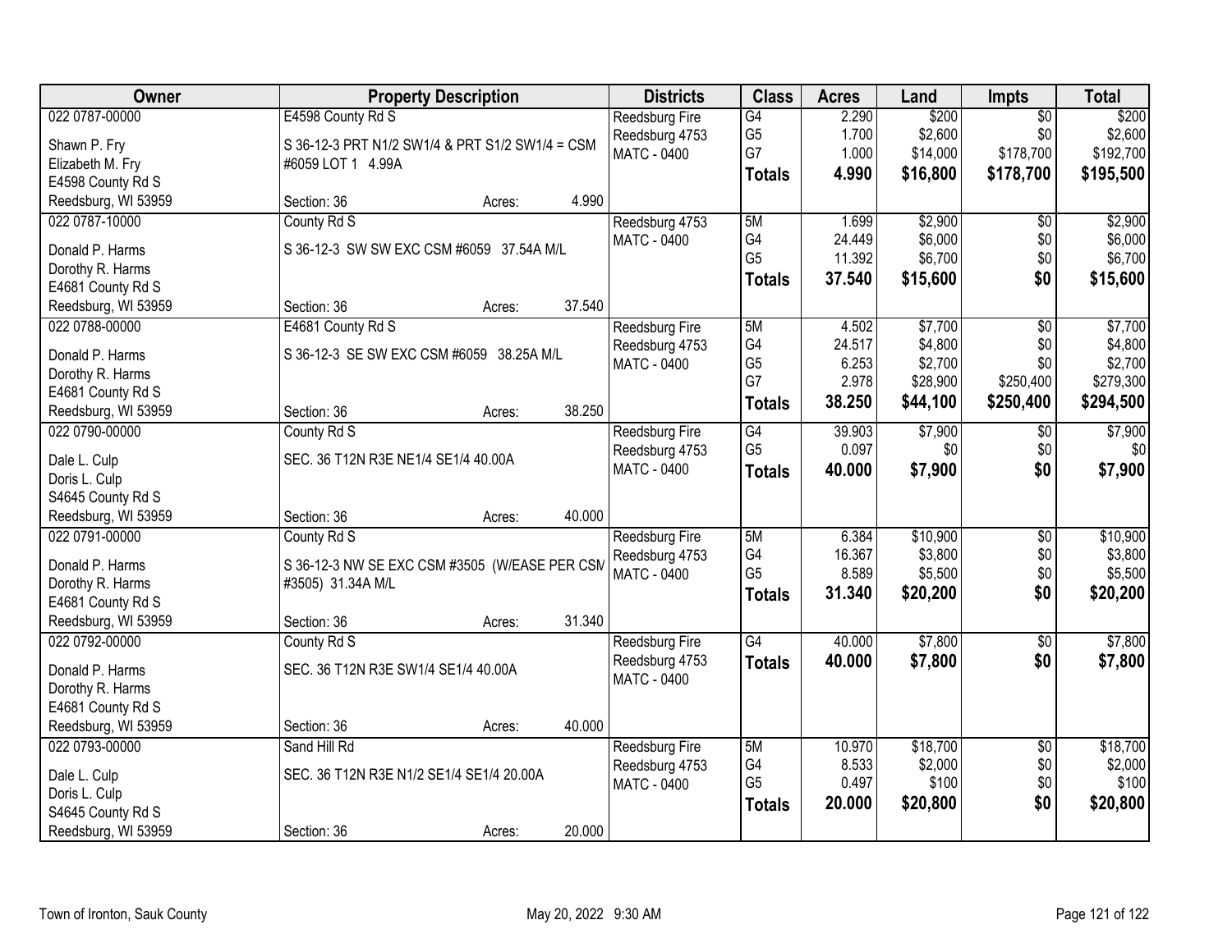| Owner | Property Description | Districts | Class | Acres | Land | Impts | Total |
|---|---|---|---|---|---|---|---|
| 022 0787-00000 | E4598 County Rd S | Reedsburg Fire | G4 | 2.290 | $200 | $0 | $200 |
| Shawn P. Fry | S 36-12-3 PRT N1/2 SW1/4 & PRT S1/2 SW1/4 = CSM | Reedsburg 4753 | G5 | 1.700 | $2,600 | $0 | $2,600 |
| Elizabeth M. Fry | #6059 LOT 1 4.99A | MATC - 0400 | G7 | 1.000 | $14,000 | $178,700 | $192,700 |
| E4598 County Rd S | | | **Totals** | **4.990** | **$16,800** | **$178,700** | **$195,500** |
| Reedsburg, WI 53959 | Section: 36 Acres: 4.990 | | | | | | |
| 022 0787-10000 | County Rd S | Reedsburg 4753 | 5M | 1.699 | $2,900 | $0 | $2,900 |
| Donald P. Harms | S 36-12-3 SW SW EXC CSM #6059 37.54A M/L | MATC - 0400 | G4 | 24.449 | $6,000 | $0 | $6,000 |
| Dorothy R. Harms | | | G5 | 11.392 | $6,700 | $0 | $6,700 |
| E4681 County Rd S | | | **Totals** | **37.540** | **$15,600** | **$0** | **$15,600** |
| Reedsburg, WI 53959 | Section: 36 Acres: 37.540 | | | | | | |
| 022 0788-00000 | E4681 County Rd S | Reedsburg Fire | 5M | 4.502 | $7,700 | $0 | $7,700 |
| Donald P. Harms | S 36-12-3 SE SW EXC CSM #6059 38.25A M/L | Reedsburg 4753 | G4 | 24.517 | $4,800 | $0 | $4,800 |
| Dorothy R. Harms | | MATC - 0400 | G5 | 6.253 | $2,700 | $0 | $2,700 |
| E4681 County Rd S | | | G7 | 2.978 | $28,900 | $250,400 | $279,300 |
| Reedsburg, WI 53959 | Section: 36 Acres: 38.250 | | **Totals** | **38.250** | **$44,100** | **$250,400** | **$294,500** |
| 022 0790-00000 | County Rd S | Reedsburg Fire | G4 | 39.903 | $7,900 | $0 | $7,900 |
| Dale L. Culp | SEC. 36 T12N R3E NE1/4 SE1/4 40.00A | Reedsburg 4753 | G5 | 0.097 | $0 | $0 | $0 |
| Doris L. Culp | | MATC - 0400 | **Totals** | **40.000** | **$7,900** | **$0** | **$7,900** |
| S4645 County Rd S | | | | | | | |
| Reedsburg, WI 53959 | Section: 36 Acres: 40.000 | | | | | | |
| 022 0791-00000 | County Rd S | Reedsburg Fire | 5M | 6.384 | $10,900 | $0 | $10,900 |
| Donald P. Harms | S 36-12-3 NW SE EXC CSM #3505 (W/EASE PER CSM | Reedsburg 4753 | G4 | 16.367 | $3,800 | $0 | $3,800 |
| Dorothy R. Harms | #3505) 31.34A M/L | MATC - 0400 | G5 | 8.589 | $5,500 | $0 | $5,500 |
| E4681 County Rd S | | | **Totals** | **31.340** | **$20,200** | **$0** | **$20,200** |
| Reedsburg, WI 53959 | Section: 36 Acres: 31.340 | | | | | | |
| 022 0792-00000 | County Rd S | Reedsburg Fire | G4 | 40.000 | $7,800 | $0 | $7,800 |
| Donald P. Harms | SEC. 36 T12N R3E SW1/4 SE1/4 40.00A | Reedsburg 4753 | **Totals** | **40.000** | **$7,800** | **$0** | **$7,800** |
| Dorothy R. Harms | | MATC - 0400 | | | | | |
| E4681 County Rd S | | | | | | | |
| Reedsburg, WI 53959 | Section: 36 Acres: 40.000 | | | | | | |
| 022 0793-00000 | Sand Hill Rd | Reedsburg Fire | 5M | 10.970 | $18,700 | $0 | $18,700 |
| Dale L. Culp | SEC. 36 T12N R3E N1/2 SE1/4 SE1/4 20.00A | Reedsburg 4753 | G4 | 8.533 | $2,000 | $0 | $2,000 |
| Doris L. Culp | | MATC - 0400 | G5 | 0.497 | $100 | $0 | $100 |
| S4645 County Rd S | | | **Totals** | **20.000** | **$20,800** | **$0** | **$20,800** |
| Reedsburg, WI 53959 | Section: 36 Acres: 20.000 | | | | | | |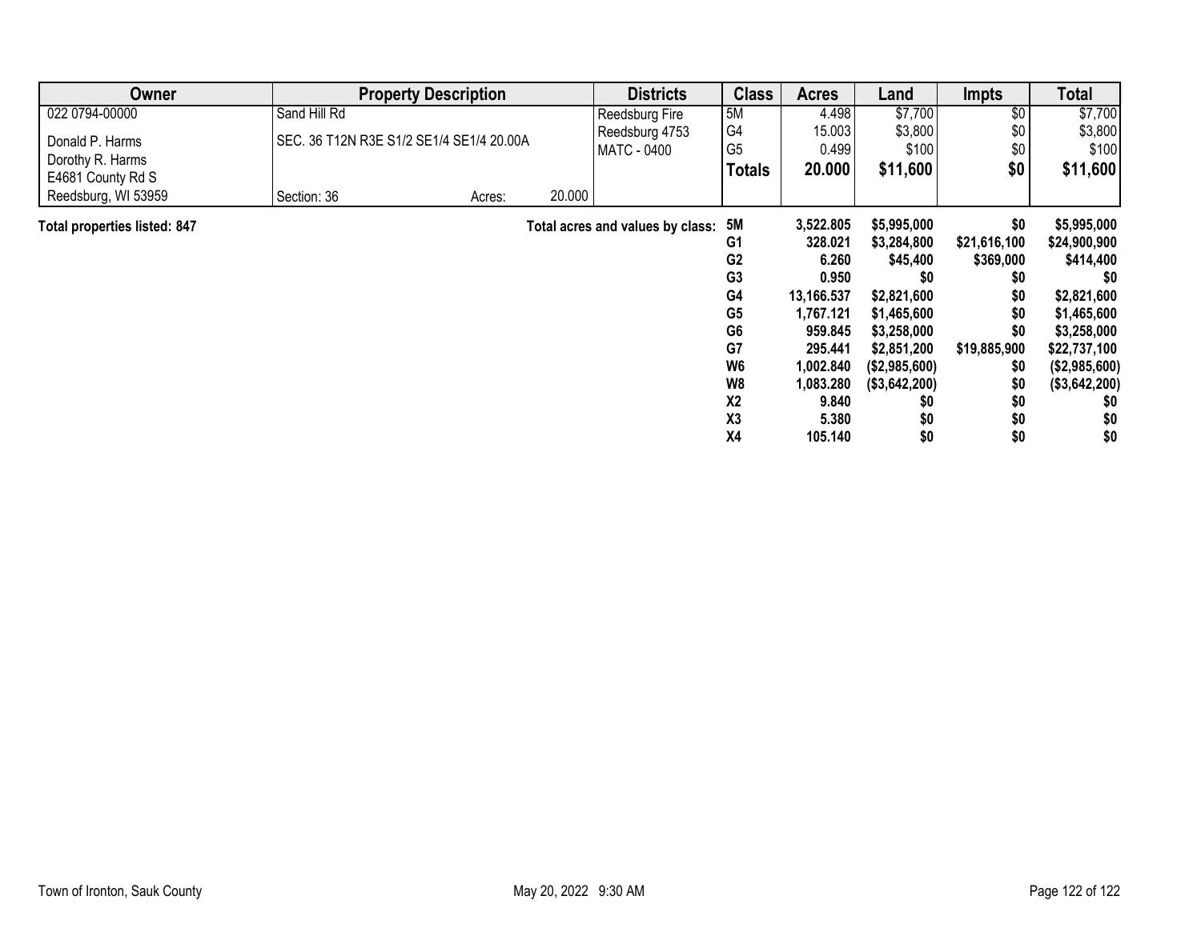| Owner | Property Description | | | Districts | Class | Acres | Land | Impts | Total |
|---|---|---|---|---|---|---|---|---|---|
| 022 0794-00000 | Sand Hill Rd | | | Reedsburg Fire | 5M | 4.498 | $7,700 | $0 | $7,700 |
| Donald P. Harms | SEC. 36 T12N R3E S1/2 SE1/4 SE1/4 20.00A | | | Reedsburg 4753 | G4 | 15.003 | $3,800 | $0 | $3,800 |
| Dorothy R. Harms | | | | MATC - 0400 | G5 | 0.499 | $100 | $0 | $100 |
| E4681 County Rd S | | | | | **Totals** | **20.000** | **$11,600** | **$0** | **$11,600** |
| Reedsburg, WI 53959 | Section: 36 | Acres: | 20.000 | | | | | | |

**Total properties listed: 847**

**Total acres and values by class:**

| Class | Acres | Land | Impts | Total |
|---|---|---|---|---|
| 5M | 3,522.805 | $5,995,000 | $0 | $5,995,000 |
| G1 | 328.021 | $3,284,800 | $21,616,100 | $24,900,900 |
| G2 | 6.260 | $45,400 | $369,000 | $414,400 |
| G3 | 0.950 | $0 | $0 | $0 |
| G4 | 13,166.537 | $2,821,600 | $0 | $2,821,600 |
| G5 | 1,767.121 | $1,465,600 | $0 | $1,465,600 |
| G6 | 959.845 | $3,258,000 | $0 | $3,258,000 |
| G7 | 295.441 | $2,851,200 | $19,885,900 | $22,737,100 |
| W6 | 1,002.840 | ($2,985,600) | $0 | ($2,985,600) |
| W8 | 1,083.280 | ($3,642,200) | $0 | ($3,642,200) |
| X2 | 9.840 | $0 | $0 | $0 |
| X3 | 5.380 | $0 | $0 | $0 |
| X4 | 105.140 | $0 | $0 | $0 |

Town of Ironton, Sauk County

May 20, 2022 9:30 AM